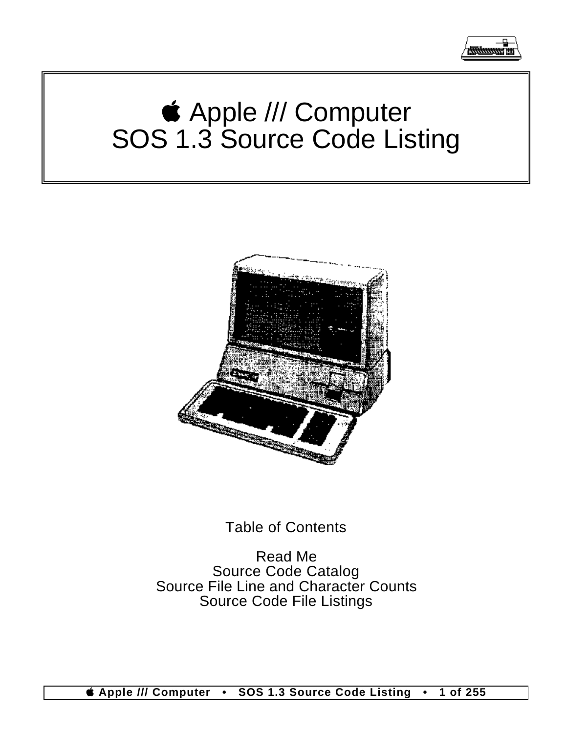#  Apple /// Computer
# SOS 1.3 Source Code Listing

Table of Contents

Read Me
Source Code Catalog
Source File Line and Character Counts
Source Code File Listings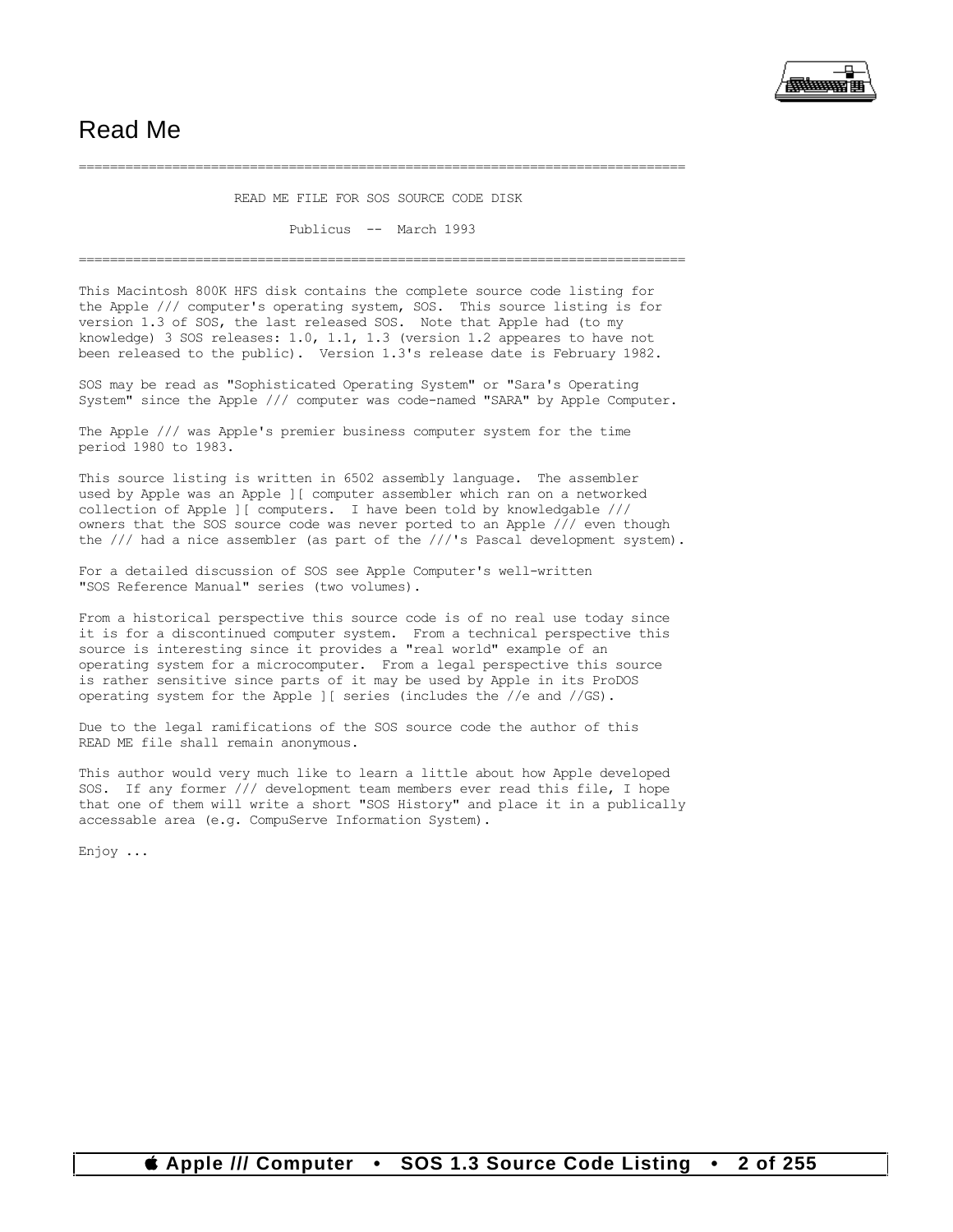# Read Me

```
===============================================================================

                    READ ME FILE FOR SOS SOURCE CODE DISK

                           Publicus  --  March 1993

===============================================================================
```

This Macintosh 800K HFS disk contains the complete source code listing for the Apple /// computer's operating system, SOS. This source listing is for version 1.3 of SOS, the last released SOS. Note that Apple had (to my knowledge) 3 SOS releases: 1.0, 1.1, 1.3 (version 1.2 appeares to have not been released to the public). Version 1.3's release date is February 1982.

SOS may be read as "Sophisticated Operating System" or "Sara's Operating System" since the Apple /// computer was code-named "SARA" by Apple Computer.

The Apple /// was Apple's premier business computer system for the time period 1980 to 1983.

This source listing is written in 6502 assembly language. The assembler used by Apple was an Apple ][ computer assembler which ran on a networked collection of Apple ][ computers. I have been told by knowledgable /// owners that the SOS source code was never ported to an Apple /// even though the /// had a nice assembler (as part of the ///'s Pascal development system).

For a detailed discussion of SOS see Apple Computer's well-written "SOS Reference Manual" series (two volumes).

From a historical perspective this source code is of no real use today since it is for a discontinued computer system. From a technical perspective this source is interesting since it provides a "real world" example of an operating system for a microcomputer. From a legal perspective this source is rather sensitive since parts of it may be used by Apple in its ProDOS operating system for the Apple ][ series (includes the //e and //GS).

Due to the legal ramifications of the SOS source code the author of this READ ME file shall remain anonymous.

This author would very much like to learn a little about how Apple developed SOS. If any former /// development team members ever read this file, I hope that one of them will write a short "SOS History" and place it in a publically accessable area (e.g. CompuServe Information System).

Enjoy ...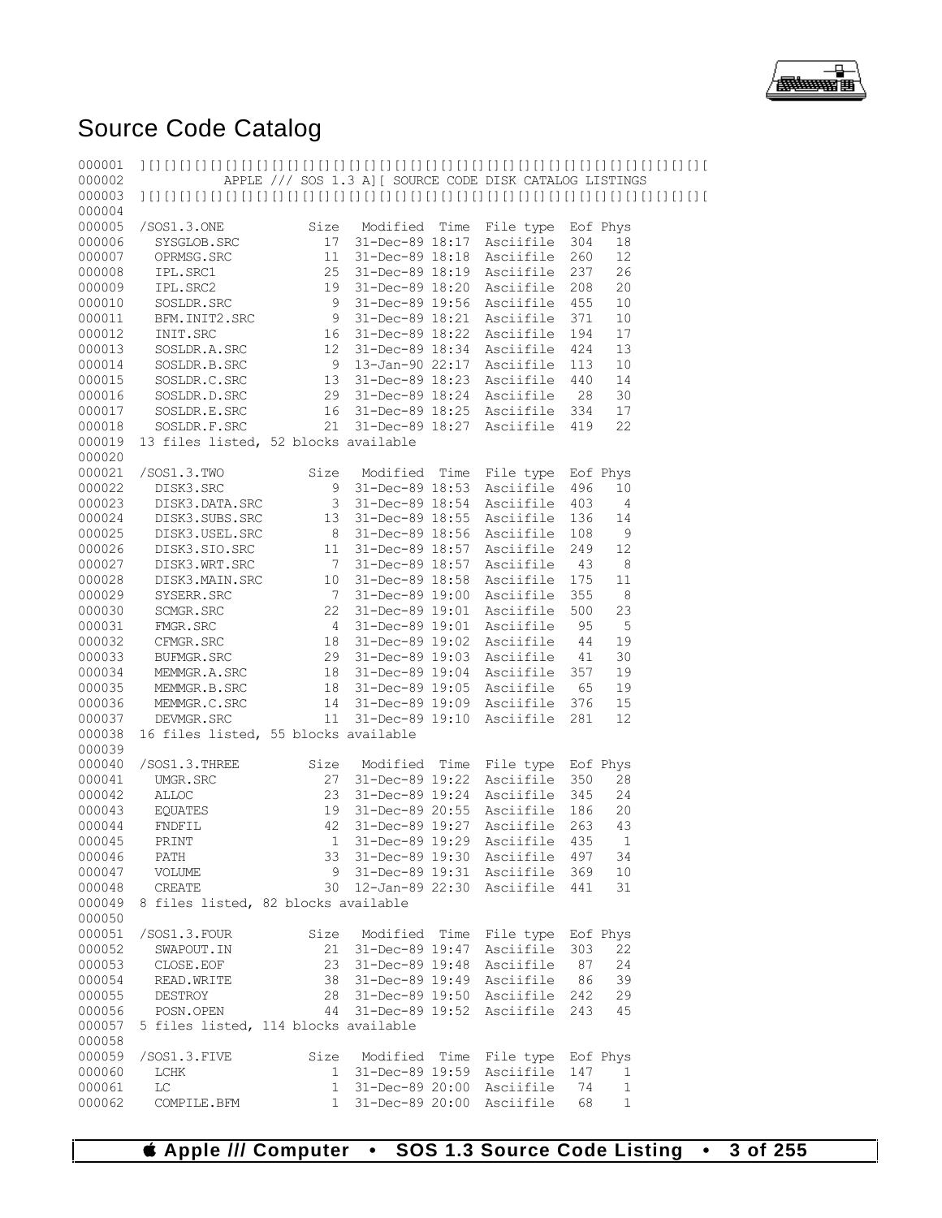# Source Code Catalog

```
000001  ][][][][][][][][][][][][][][][][][][][][][][][][][][][][][][][][][][][][][][
000002             APPLE /// SOS 1.3 A][ SOURCE CODE DISK CATALOG LISTINGS
000003  ][][][][][][][][][][][][][][][][][][][][][][][][][][][][][][][][][][][][][][
000004
000005  /SOS1.3.ONE           Size   Modified  Time  File type  Eof Phys
000006    SYSGLOB.SRC           17  31-Dec-89 18:17  Asciifile  304   18
000007    OPRMSG.SRC            11  31-Dec-89 18:18  Asciifile  260   12
000008    IPL.SRC1              25  31-Dec-89 18:19  Asciifile  237   26
000009    IPL.SRC2              19  31-Dec-89 18:20  Asciifile  208   20
000010    SOSLDR.SRC             9  31-Dec-89 19:56  Asciifile  455   10
000011    BFM.INIT2.SRC          9  31-Dec-89 18:21  Asciifile  371   10
000012    INIT.SRC              16  31-Dec-89 18:22  Asciifile  194   17
000013    SOSLDR.A.SRC          12  31-Dec-89 18:34  Asciifile  424   13
000014    SOSLDR.B.SRC           9  13-Jan-90 22:17  Asciifile  113   10
000015    SOSLDR.C.SRC          13  31-Dec-89 18:23  Asciifile  440   14
000016    SOSLDR.D.SRC          29  31-Dec-89 18:24  Asciifile   28   30
000017    SOSLDR.E.SRC          16  31-Dec-89 18:25  Asciifile  334   17
000018    SOSLDR.F.SRC          21  31-Dec-89 18:27  Asciifile  419   22
000019  13 files listed, 52 blocks available
000020
000021  /SOS1.3.TWO           Size   Modified  Time  File type  Eof Phys
000022    DISK3.SRC              9  31-Dec-89 18:53  Asciifile  496   10
000023    DISK3.DATA.SRC         3  31-Dec-89 18:54  Asciifile  403    4
000024    DISK3.SUBS.SRC        13  31-Dec-89 18:55  Asciifile  136   14
000025    DISK3.USEL.SRC         8  31-Dec-89 18:56  Asciifile  108    9
000026    DISK3.SIO.SRC         11  31-Dec-89 18:57  Asciifile  249   12
000027    DISK3.WRT.SRC          7  31-Dec-89 18:57  Asciifile   43    8
000028    DISK3.MAIN.SRC        10  31-Dec-89 18:58  Asciifile  175   11
000029    SYSERR.SRC             7  31-Dec-89 19:00  Asciifile  355    8
000030    SCMGR.SRC             22  31-Dec-89 19:01  Asciifile  500   23
000031    FMGR.SRC               4  31-Dec-89 19:01  Asciifile   95    5
000032    CFMGR.SRC             18  31-Dec-89 19:02  Asciifile   44   19
000033    BUFMGR.SRC            29  31-Dec-89 19:03  Asciifile   41   30
000034    MEMMGR.A.SRC          18  31-Dec-89 19:04  Asciifile  357   19
000035    MEMMGR.B.SRC          18  31-Dec-89 19:05  Asciifile   65   19
000036    MEMMGR.C.SRC          14  31-Dec-89 19:09  Asciifile  376   15
000037    DEVMGR.SRC            11  31-Dec-89 19:10  Asciifile  281   12
000038  16 files listed, 55 blocks available
000039
000040  /SOS1.3.THREE         Size   Modified  Time  File type  Eof Phys
000041    UMGR.SRC              27  31-Dec-89 19:22  Asciifile  350   28
000042    ALLOC                 23  31-Dec-89 19:24  Asciifile  345   24
000043    EQUATES               19  31-Dec-89 20:55  Asciifile  186   20
000044    FNDFIL                42  31-Dec-89 19:27  Asciifile  263   43
000045    PRINT                  1  31-Dec-89 19:29  Asciifile  435    1
000046    PATH                  33  31-Dec-89 19:30  Asciifile  497   34
000047    VOLUME                 9  31-Dec-89 19:31  Asciifile  369   10
000048    CREATE                30  12-Jan-89 22:30  Asciifile  441   31
000049  8 files listed, 82 blocks available
000050
000051  /SOS1.3.FOUR          Size   Modified  Time  File type  Eof Phys
000052    SWAPOUT.IN            21  31-Dec-89 19:47  Asciifile  303   22
000053    CLOSE.EOF             23  31-Dec-89 19:48  Asciifile   87   24
000054    READ.WRITE            38  31-Dec-89 19:49  Asciifile   86   39
000055    DESTROY               28  31-Dec-89 19:50  Asciifile  242   29
000056    POSN.OPEN             44  31-Dec-89 19:52  Asciifile  243   45
000057  5 files listed, 114 blocks available
000058
000059  /SOS1.3.FIVE          Size   Modified  Time  File type  Eof Phys
000060    LCHK                   1  31-Dec-89 19:59  Asciifile  147    1
000061    LC                     1  31-Dec-89 20:00  Asciifile   74    1
000062    COMPILE.BFM            1  31-Dec-89 20:00  Asciifile   68    1
```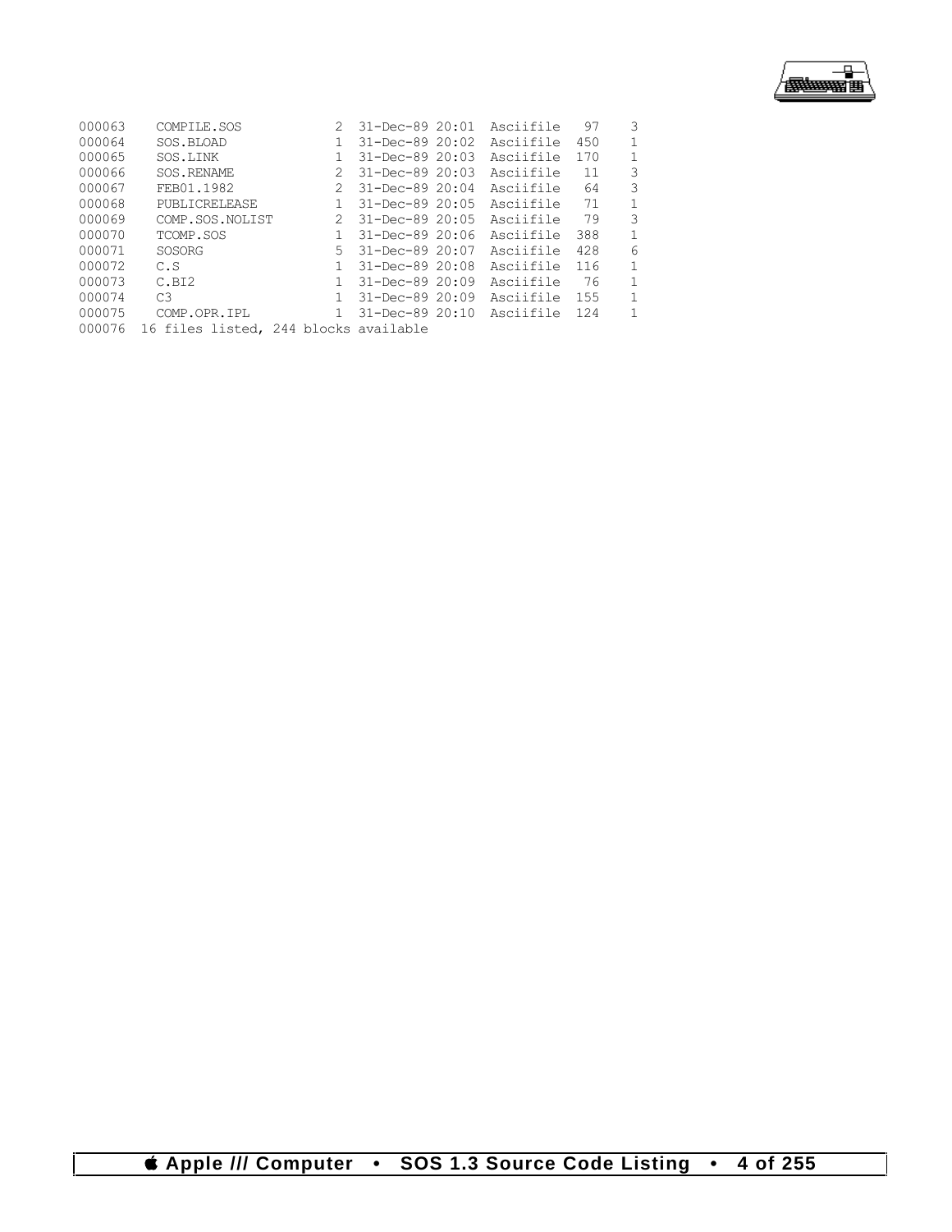```
000063    COMPILE.SOS          2  31-Dec-89 20:01  Asciifile   97    3
000064    SOS.BLOAD            1  31-Dec-89 20:02  Asciifile  450    1
000065    SOS.LINK             1  31-Dec-89 20:03  Asciifile  170    1
000066    SOS.RENAME           2  31-Dec-89 20:03  Asciifile   11    3
000067    FEB01.1982           2  31-Dec-89 20:04  Asciifile   64    3
000068    PUBLICRELEASE        1  31-Dec-89 20:05  Asciifile   71    1
000069    COMP.SOS.NOLIST      2  31-Dec-89 20:05  Asciifile   79    3
000070    TCOMP.SOS            1  31-Dec-89 20:06  Asciifile  388    1
000071    SOSORG               5  31-Dec-89 20:07  Asciifile  428    6
000072    C.S                  1  31-Dec-89 20:08  Asciifile  116    1
000073    C.BI2                1  31-Dec-89 20:09  Asciifile   76    1
000074    C3                   1  31-Dec-89 20:09  Asciifile  155    1
000075    COMP.OPR.IPL         1  31-Dec-89 20:10  Asciifile  124    1
000076  16 files listed, 244 blocks available
```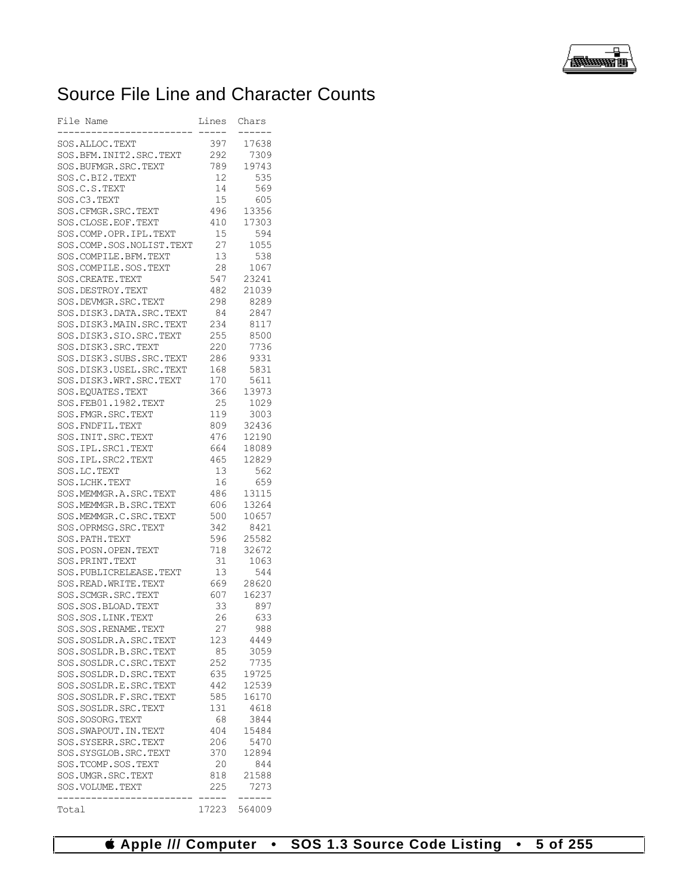# Source File Line and Character Counts

| File Name | Lines | Chars |
|---|---|---|
| SOS.ALLOC.TEXT | 397 | 17638 |
| SOS.BFM.INIT2.SRC.TEXT | 292 | 7309 |
| SOS.BUFMGR.SRC.TEXT | 789 | 19743 |
| SOS.C.BI2.TEXT | 12 | 535 |
| SOS.C.S.TEXT | 14 | 569 |
| SOS.C3.TEXT | 15 | 605 |
| SOS.CFMGR.SRC.TEXT | 496 | 13356 |
| SOS.CLOSE.EOF.TEXT | 410 | 17303 |
| SOS.COMP.OPR.IPL.TEXT | 15 | 594 |
| SOS.COMP.SOS.NOLIST.TEXT | 27 | 1055 |
| SOS.COMPILE.BFM.TEXT | 13 | 538 |
| SOS.COMPILE.SOS.TEXT | 28 | 1067 |
| SOS.CREATE.TEXT | 547 | 23241 |
| SOS.DESTROY.TEXT | 482 | 21039 |
| SOS.DEVMGR.SRC.TEXT | 298 | 8289 |
| SOS.DISK3.DATA.SRC.TEXT | 84 | 2847 |
| SOS.DISK3.MAIN.SRC.TEXT | 234 | 8117 |
| SOS.DISK3.SIO.SRC.TEXT | 255 | 8500 |
| SOS.DISK3.SRC.TEXT | 220 | 7736 |
| SOS.DISK3.SUBS.SRC.TEXT | 286 | 9331 |
| SOS.DISK3.USEL.SRC.TEXT | 168 | 5831 |
| SOS.DISK3.WRT.SRC.TEXT | 170 | 5611 |
| SOS.EQUATES.TEXT | 366 | 13973 |
| SOS.FEB01.1982.TEXT | 25 | 1029 |
| SOS.FMGR.SRC.TEXT | 119 | 3003 |
| SOS.FNDFIL.TEXT | 809 | 32436 |
| SOS.INIT.SRC.TEXT | 476 | 12190 |
| SOS.IPL.SRC1.TEXT | 664 | 18089 |
| SOS.IPL.SRC2.TEXT | 465 | 12829 |
| SOS.LC.TEXT | 13 | 562 |
| SOS.LCHK.TEXT | 16 | 659 |
| SOS.MEMMGR.A.SRC.TEXT | 486 | 13115 |
| SOS.MEMMGR.B.SRC.TEXT | 606 | 13264 |
| SOS.MEMMGR.C.SRC.TEXT | 500 | 10657 |
| SOS.OPRMSG.SRC.TEXT | 342 | 8421 |
| SOS.PATH.TEXT | 596 | 25582 |
| SOS.POSN.OPEN.TEXT | 718 | 32672 |
| SOS.PRINT.TEXT | 31 | 1063 |
| SOS.PUBLICRELEASE.TEXT | 13 | 544 |
| SOS.READ.WRITE.TEXT | 669 | 28620 |
| SOS.SCMGR.SRC.TEXT | 607 | 16237 |
| SOS.SOS.BLOAD.TEXT | 33 | 897 |
| SOS.SOS.LINK.TEXT | 26 | 633 |
| SOS.SOS.RENAME.TEXT | 27 | 988 |
| SOS.SOSLDR.A.SRC.TEXT | 123 | 4449 |
| SOS.SOSLDR.B.SRC.TEXT | 85 | 3059 |
| SOS.SOSLDR.C.SRC.TEXT | 252 | 7735 |
| SOS.SOSLDR.D.SRC.TEXT | 635 | 19725 |
| SOS.SOSLDR.E.SRC.TEXT | 442 | 12539 |
| SOS.SOSLDR.F.SRC.TEXT | 585 | 16170 |
| SOS.SOSLDR.SRC.TEXT | 131 | 4618 |
| SOS.SOSORG.TEXT | 68 | 3844 |
| SOS.SWAPOUT.IN.TEXT | 404 | 15484 |
| SOS.SYSERR.SRC.TEXT | 206 | 5470 |
| SOS.SYSGLOB.SRC.TEXT | 370 | 12894 |
| SOS.TCOMP.SOS.TEXT | 20 | 844 |
| SOS.UMGR.SRC.TEXT | 818 | 21588 |
| SOS.VOLUME.TEXT | 225 | 7273 |
| Total | 17223 | 564009 |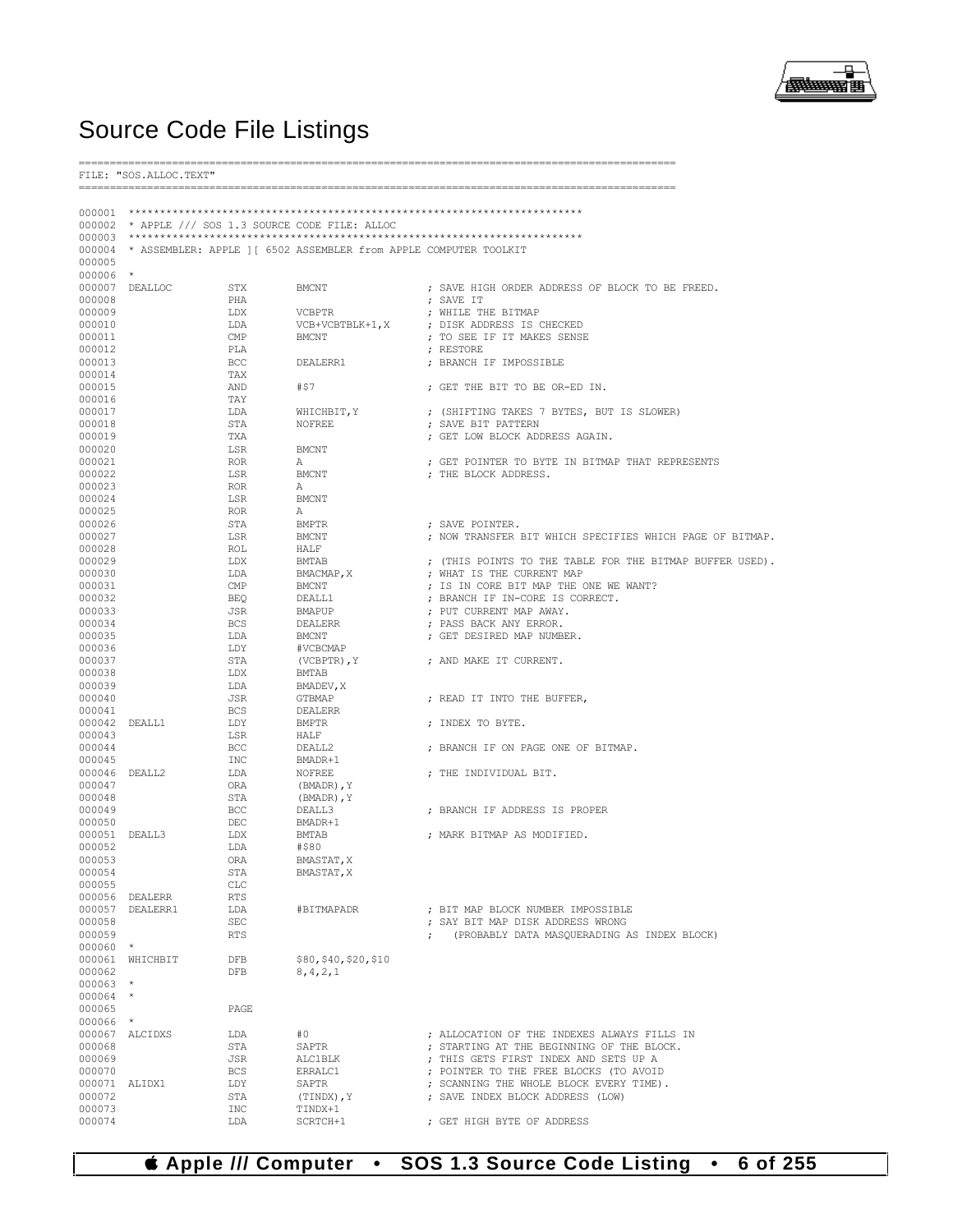# Source Code File Listings

```
==============================================================================================
FILE: "SOS.ALLOC.TEXT"
==============================================================================================

000001  ************************************************************************
000002  * APPLE /// SOS 1.3 SOURCE CODE FILE: ALLOC
000003  ************************************************************************
000004  * ASSEMBLER: APPLE ][ 6502 ASSEMBLER from APPLE COMPUTER TOOLKIT
000005
000006  *
000007  DEALLOC         STX       BMCNT                  ; SAVE HIGH ORDER ADDRESS OF BLOCK TO BE FREED.
000008                  PHA                              ; SAVE IT
000009                  LDX       VCBPTR                 ; WHILE THE BITMAP
000010                  LDA       VCB+VCBTBLK+1,X        ; DISK ADDRESS IS CHECKED
000011                  CMP       BMCNT                  ; TO SEE IF IT MAKES SENSE
000012                  PLA                              ; RESTORE
000013                  BCC       DEALERR1               ; BRANCH IF IMPOSSIBLE
000014                  TAX
000015                  AND       #$7                    ; GET THE BIT TO BE OR-ED IN.
000016                  TAY
000017                  LDA       WHICHBIT,Y             ; (SHIFTING TAKES 7 BYTES, BUT IS SLOWER)
000018                  STA       NOFREE                 ; SAVE BIT PATTERN
000019                  TXA                              ; GET LOW BLOCK ADDRESS AGAIN.
000020                  LSR       BMCNT
000021                  ROR       A                      ; GET POINTER TO BYTE IN BITMAP THAT REPRESENTS
000022                  LSR       BMCNT                  ; THE BLOCK ADDRESS.
000023                  ROR       A
000024                  LSR       BMCNT
000025                  ROR       A
000026                  STA       BMPTR                  ; SAVE POINTER.
000027                  LSR       BMCNT                  ; NOW TRANSFER BIT WHICH SPECIFIES WHICH PAGE OF BITMAP.
000028                  ROL       HALF
000029                  LDX       BMTAB                  ; (THIS POINTS TO THE TABLE FOR THE BITMAP BUFFER USED).
000030                  LDA       BMACMAP,X              ; WHAT IS THE CURRENT MAP
000031                  CMP       BMCNT                  ; IS IN CORE BIT MAP THE ONE WE WANT?
000032                  BEQ       DEALL1                 ; BRANCH IF IN-CORE IS CORRECT.
000033                  JSR       BMAPUP                 ; PUT CURRENT MAP AWAY.
000034                  BCS       DEALERR                ; PASS BACK ANY ERROR.
000035                  LDA       BMCNT                  ; GET DESIRED MAP NUMBER.
000036                  LDY       #VCBCMAP
000037                  STA       (VCBPTR),Y             ; AND MAKE IT CURRENT.
000038                  LDX       BMTAB
000039                  LDA       BMADEV,X
000040                  JSR       GTBMAP                 ; READ IT INTO THE BUFFER,
000041                  BCS       DEALERR
000042  DEALL1          LDY       BMPTR                  ; INDEX TO BYTE.
000043                  LSR       HALF
000044                  BCC       DEALL2                 ; BRANCH IF ON PAGE ONE OF BITMAP.
000045                  INC       BMADR+1
000046  DEALL2          LDA       NOFREE                 ; THE INDIVIDUAL BIT.
000047                  ORA       (BMADR),Y
000048                  STA       (BMADR),Y
000049                  BCC       DEALL3                 ; BRANCH IF ADDRESS IS PROPER
000050                  DEC       BMADR+1
000051  DEALL3          LDX       BMTAB                  ; MARK BITMAP AS MODIFIED.
000052                  LDA       #$80
000053                  ORA       BMASTAT,X
000054                  STA       BMASTAT,X
000055                  CLC
000056  DEALERR         RTS
000057  DEALERR1        LDA       #BITMAPADR             ; BIT MAP BLOCK NUMBER IMPOSSIBLE
000058                  SEC                              ; SAY BIT MAP DISK ADDRESS WRONG
000059                  RTS                              ;   (PROBABLY DATA MASQUERADING AS INDEX BLOCK)
000060  *
000061  WHICHBIT        DFB       $80,$40,$20,$10
000062                  DFB       8,4,2,1
000063  *
000064  *
000065                  PAGE
000066  *
000067  ALCIDXS         LDA       #0                     ; ALLOCATION OF THE INDEXES ALWAYS FILLS IN
000068                  STA       SAPTR                  ; STARTING AT THE BEGINNING OF THE BLOCK.
000069                  JSR       ALC1BLK                ; THIS GETS FIRST INDEX AND SETS UP A
000070                  BCS       ERRALC1                ; POINTER TO THE FREE BLOCKS (TO AVOID
000071  ALIDX1          LDY       SAPTR                  ; SCANNING THE WHOLE BLOCK EVERY TIME).
000072                  STA       (TINDX),Y              ; SAVE INDEX BLOCK ADDRESS (LOW)
000073                  INC       TINDX+1
000074                  LDA       SCRTCH+1               ; GET HIGH BYTE OF ADDRESS
```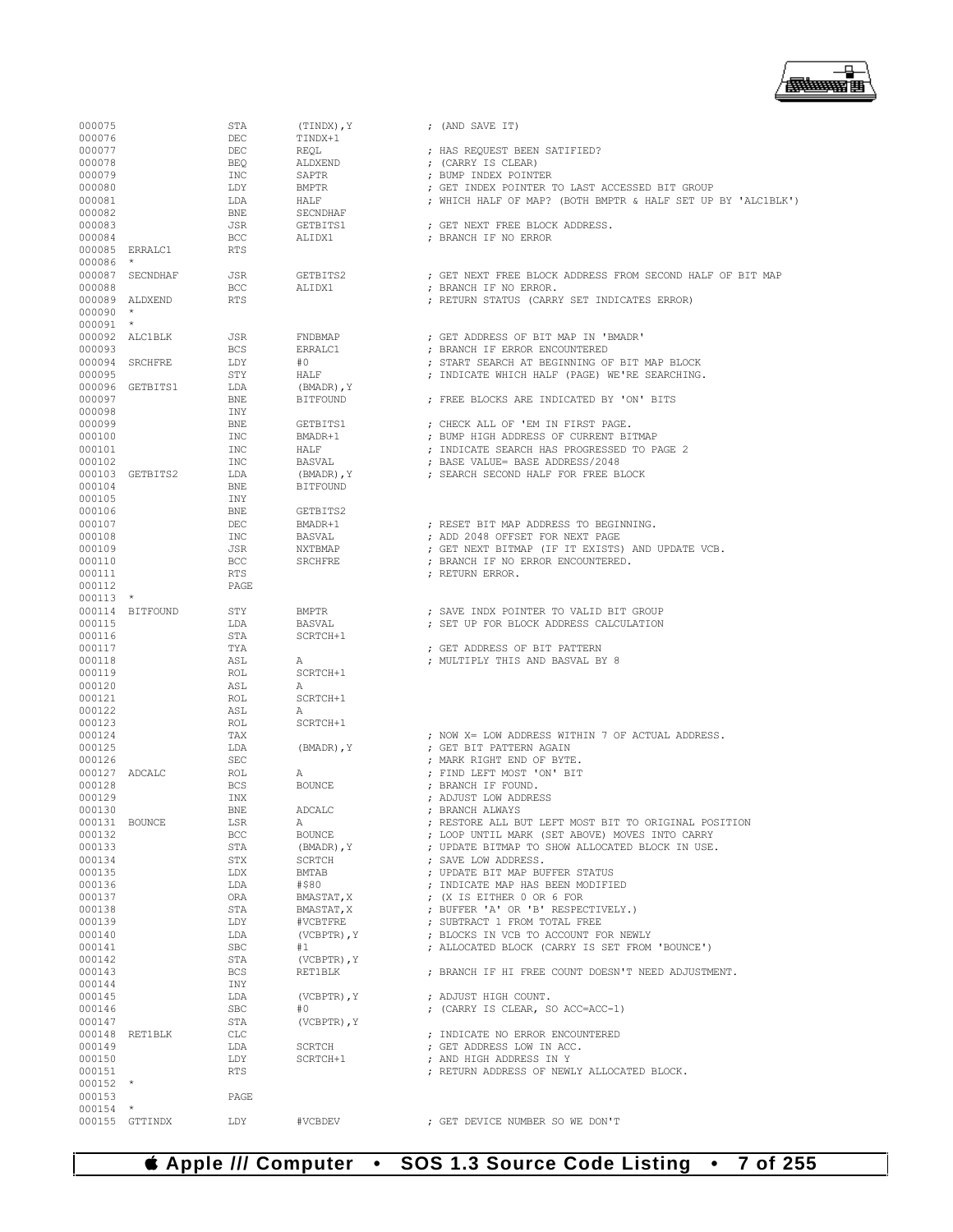```
000075                STA       (TINDX),Y         ; (AND SAVE IT)
000076                DEC       TINDX+1
000077                DEC       REQL              ; HAS REQUEST BEEN SATIFIED?
000078                BEQ       ALDXEND           ; (CARRY IS CLEAR)
000079                INC       SAPTR             ; BUMP INDEX POINTER
000080                LDY       BMPTR             ; GET INDEX POINTER TO LAST ACCESSED BIT GROUP
000081                LDA       HALF              ; WHICH HALF OF MAP? (BOTH BMPTR & HALF SET UP BY 'ALC1BLK')
000082                BNE       SECNDHAF
000083                JSR       GETBITS1          ; GET NEXT FREE BLOCK ADDRESS.
000084                BCC       ALIDX1            ; BRANCH IF NO ERROR
000085  ERRALC1       RTS
000086  *
000087  SECNDHAF      JSR       GETBITS2          ; GET NEXT FREE BLOCK ADDRESS FROM SECOND HALF OF BIT MAP
000088                BCC       ALIDX1            ; BRANCH IF NO ERROR.
000089  ALDXEND       RTS                         ; RETURN STATUS (CARRY SET INDICATES ERROR)
000090  *
000091  *
000092  ALC1BLK       JSR       FNDBMAP           ; GET ADDRESS OF BIT MAP IN 'BMADR'
000093                BCS       ERRALC1           ; BRANCH IF ERROR ENCOUNTERED
000094  SRCHFRE       LDY       #0                ; START SEARCH AT BEGINNING OF BIT MAP BLOCK
000095                STY       HALF              ; INDICATE WHICH HALF (PAGE) WE'RE SEARCHING.
000096  GETBITS1      LDA       (BMADR),Y
000097                BNE       BITFOUND          ; FREE BLOCKS ARE INDICATED BY 'ON' BITS
000098                INY
000099                BNE       GETBITS1          ; CHECK ALL OF 'EM IN FIRST PAGE.
000100                INC       BMADR+1           ; BUMP HIGH ADDRESS OF CURRENT BITMAP
000101                INC       HALF              ; INDICATE SEARCH HAS PROGRESSED TO PAGE 2
000102                INC       BASVAL            ; BASE VALUE= BASE ADDRESS/2048
000103  GETBITS2      LDA       (BMADR),Y         ; SEARCH SECOND HALF FOR FREE BLOCK
000104                BNE       BITFOUND
000105                INY
000106                BNE       GETBITS2
000107                DEC       BMADR+1           ; RESET BIT MAP ADDRESS TO BEGINNING.
000108                INC       BASVAL            ; ADD 2048 OFFSET FOR NEXT PAGE
000109                JSR       NXTBMAP           ; GET NEXT BITMAP (IF IT EXISTS) AND UPDATE VCB.
000110                BCC       SRCHFRE           ; BRANCH IF NO ERROR ENCOUNTERED.
000111                RTS                         ; RETURN ERROR.
000112                PAGE
000113  *
000114  BITFOUND      STY       BMPTR             ; SAVE INDX POINTER TO VALID BIT GROUP
000115                LDA       BASVAL            ; SET UP FOR BLOCK ADDRESS CALCULATION
000116                STA       SCRTCH+1
000117                TYA                         ; GET ADDRESS OF BIT PATTERN
000118                ASL       A                 ; MULTIPLY THIS AND BASVAL BY 8
000119                ROL       SCRTCH+1
000120                ASL       A
000121                ROL       SCRTCH+1
000122                ASL       A
000123                ROL       SCRTCH+1
000124                TAX                         ; NOW X= LOW ADDRESS WITHIN 7 OF ACTUAL ADDRESS.
000125                LDA       (BMADR),Y         ; GET BIT PATTERN AGAIN
000126                SEC                         ; MARK RIGHT END OF BYTE.
000127  ADCALC        ROL       A                 ; FIND LEFT MOST 'ON' BIT
000128                BCS       BOUNCE            ; BRANCH IF FOUND.
000129                INX                         ; ADJUST LOW ADDRESS
000130                BNE       ADCALC            ; BRANCH ALWAYS
000131  BOUNCE        LSR       A                 ; RESTORE ALL BUT LEFT MOST BIT TO ORIGINAL POSITION
000132                BCC       BOUNCE            ; LOOP UNTIL MARK (SET ABOVE) MOVES INTO CARRY
000133                STA       (BMADR),Y         ; UPDATE BITMAP TO SHOW ALLOCATED BLOCK IN USE.
000134                STX       SCRTCH            ; SAVE LOW ADDRESS.
000135                LDX       BMTAB             ; UPDATE BIT MAP BUFFER STATUS
000136                LDA       #$80              ; INDICATE MAP HAS BEEN MODIFIED
000137                ORA       BMASTAT,X         ; (X IS EITHER 0 OR 6 FOR
000138                STA       BMASTAT,X         ; BUFFER 'A' OR 'B' RESPECTIVELY.)
000139                LDY       #VCBTFRE          ; SUBTRACT 1 FROM TOTAL FREE
000140                LDA       (VCBPTR),Y        ; BLOCKS IN VCB TO ACCOUNT FOR NEWLY
000141                SBC       #1                ; ALLOCATED BLOCK (CARRY IS SET FROM 'BOUNCE')
000142                STA       (VCBPTR),Y
000143                BCS       RET1BLK           ; BRANCH IF HI FREE COUNT DOESN'T NEED ADJUSTMENT.
000144                INY
000145                LDA       (VCBPTR),Y        ; ADJUST HIGH COUNT.
000146                SBC       #0                ; (CARRY IS CLEAR, SO ACC=ACC-1)
000147                STA       (VCBPTR),Y
000148  RET1BLK       CLC                         ; INDICATE NO ERROR ENCOUNTERED
000149                LDA       SCRTCH            ; GET ADDRESS LOW IN ACC.
000150                LDY       SCRTCH+1          ; AND HIGH ADDRESS IN Y
000151                RTS                         ; RETURN ADDRESS OF NEWLY ALLOCATED BLOCK.
000152  *
000153                PAGE
000154  *
000155  GTTINDX       LDY       #VCBDEV           ; GET DEVICE NUMBER SO WE DON'T
```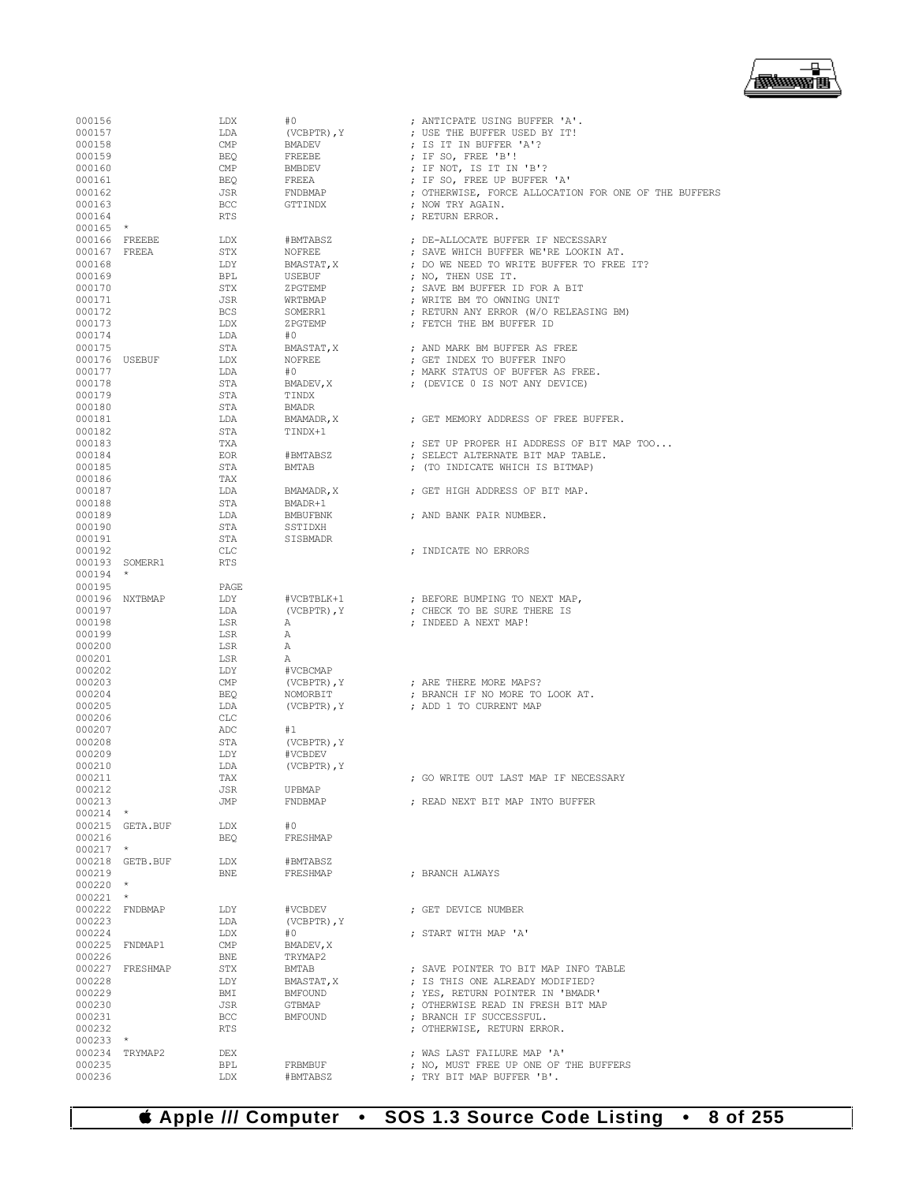```
000156                LDX       #0                   ; ANTICPATE USING BUFFER 'A'.
000157                LDA       (VCBPTR),Y           ; USE THE BUFFER USED BY IT!
000158                CMP       BMADEV               ; IS IT IN BUFFER 'A'?
000159                BEQ       FREEBE               ; IF SO, FREE 'B'!
000160                CMP       BMBDEV               ; IF NOT, IS IT IN 'B'?
000161                BEQ       FREEA                ; IF SO, FREE UP BUFFER 'A'
000162                JSR       FNDBMAP              ; OTHERWISE, FORCE ALLOCATION FOR ONE OF THE BUFFERS
000163                BCC       GTTINDX              ; NOW TRY AGAIN.
000164                RTS                            ; RETURN ERROR.
000165  *
000166  FREEBE        LDX       #BMTABSZ             ; DE-ALLOCATE BUFFER IF NECESSARY
000167  FREEA         STX       NOFREE               ; SAVE WHICH BUFFER WE'RE LOOKIN AT.
000168                LDY       BMASTAT,X            ; DO WE NEED TO WRITE BUFFER TO FREE IT?
000169                BPL       USEBUF               ; NO, THEN USE IT.
000170                STX       ZPGTEMP              ; SAVE BM BUFFER ID FOR A BIT
000171                JSR       WRTBMAP              ; WRITE BM TO OWNING UNIT
000172                BCS       SOMERR1              ; RETURN ANY ERROR (W/O RELEASING BM)
000173                LDX       ZPGTEMP              ; FETCH THE BM BUFFER ID
000174                LDA       #0
000175                STA       BMASTAT,X            ; AND MARK BM BUFFER AS FREE
000176  USEBUF        LDX       NOFREE               ; GET INDEX TO BUFFER INFO
000177                LDA       #0                   ; MARK STATUS OF BUFFER AS FREE.
000178                STA       BMADEV,X             ; (DEVICE 0 IS NOT ANY DEVICE)
000179                STA       TINDX
000180                STA       BMADR
000181                LDA       BMAMADR,X            ; GET MEMORY ADDRESS OF FREE BUFFER.
000182                STA       TINDX+1
000183                TXA                            ; SET UP PROPER HI ADDRESS OF BIT MAP TOO...
000184                EOR       #BMTABSZ             ; SELECT ALTERNATE BIT MAP TABLE.
000185                STA       BMTAB                ; (TO INDICATE WHICH IS BITMAP)
000186                TAX
000187                LDA       BMAMADR,X            ; GET HIGH ADDRESS OF BIT MAP.
000188                STA       BMADR+1
000189                LDA       BMBUFBNK             ; AND BANK PAIR NUMBER.
000190                STA       SSTIDXH
000191                STA       SISBMADR
000192                CLC                            ; INDICATE NO ERRORS
000193  SOMERR1       RTS
000194  *
000195                PAGE
000196  NXTBMAP       LDY       #VCBTBLK+1           ; BEFORE BUMPING TO NEXT MAP,
000197                LDA       (VCBPTR),Y           ; CHECK TO BE SURE THERE IS
000198                LSR       A                    ; INDEED A NEXT MAP!
000199                LSR       A
000200                LSR       A
000201                LSR       A
000202                LDY       #VCBCMAP
000203                CMP       (VCBPTR),Y           ; ARE THERE MORE MAPS?
000204                BEQ       NOMORBIT             ; BRANCH IF NO MORE TO LOOK AT.
000205                LDA       (VCBPTR),Y           ; ADD 1 TO CURRENT MAP
000206                CLC
000207                ADC       #1
000208                STA       (VCBPTR),Y
000209                LDY       #VCBDEV
000210                LDA       (VCBPTR),Y
000211                TAX                            ; GO WRITE OUT LAST MAP IF NECESSARY
000212                JSR       UPBMAP
000213                JMP       FNDBMAP              ; READ NEXT BIT MAP INTO BUFFER
000214  *
000215  GETA.BUF      LDX       #0
000216                BEQ       FRESHMAP
000217  *
000218  GETB.BUF      LDX       #BMTABSZ
000219                BNE       FRESHMAP             ; BRANCH ALWAYS
000220  *
000221  *
000222  FNDBMAP       LDY       #VCBDEV              ; GET DEVICE NUMBER
000223                LDA       (VCBPTR),Y
000224                LDX       #0                   ; START WITH MAP 'A'
000225  FNDMAP1       CMP       BMADEV,X
000226                BNE       TRYMAP2
000227  FRESHMAP      STX       BMTAB                ; SAVE POINTER TO BIT MAP INFO TABLE
000228                LDY       BMASTAT,X            ; IS THIS ONE ALREADY MODIFIED?
000229                BMI       BMFOUND              ; YES, RETURN POINTER IN 'BMADR'
000230                JSR       GTBMAP               ; OTHERWISE READ IN FRESH BIT MAP
000231                BCC       BMFOUND              ; BRANCH IF SUCCESSFUL.
000232                RTS                            ; OTHERWISE, RETURN ERROR.
000233  *
000234  TRYMAP2       DEX                            ; WAS LAST FAILURE MAP 'A'
000235                BPL       FRBMBUF              ; NO, MUST FREE UP ONE OF THE BUFFERS
000236                LDX       #BMTABSZ             ; TRY BIT MAP BUFFER 'B'.
```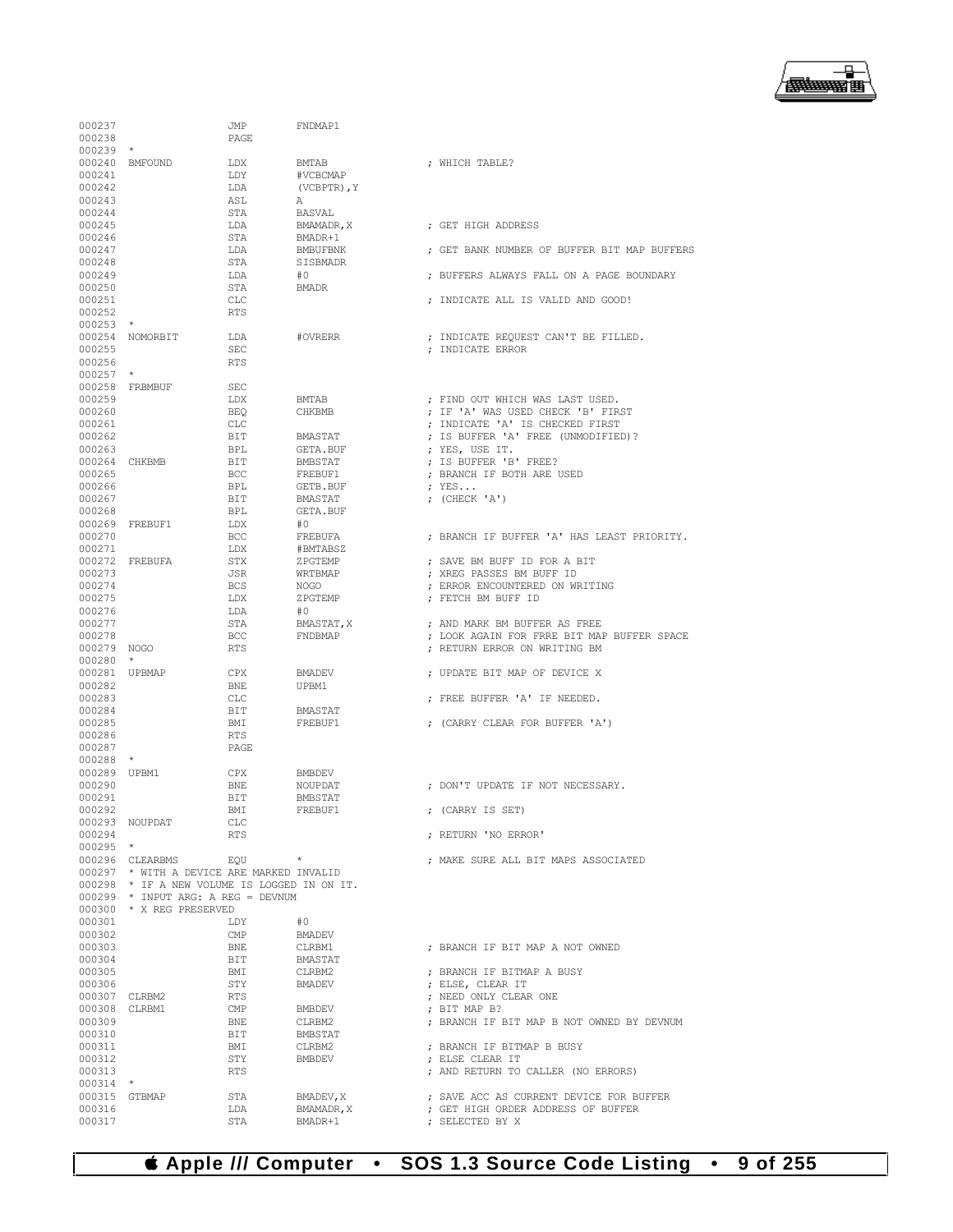```
000237                 JMP        FNDMAP1
000238                 PAGE
000239  *
000240  BMFOUND        LDX        BMTAB              ; WHICH TABLE?
000241                 LDY        #VCBCMAP
000242                 LDA        (VCBPTR),Y
000243                 ASL        A
000244                 STA        BASVAL
000245                 LDA        BMAMADR,X          ; GET HIGH ADDRESS
000246                 STA        BMADR+1
000247                 LDA        BMBUFBNK           ; GET BANK NUMBER OF BUFFER BIT MAP BUFFERS
000248                 STA        SISBMADR
000249                 LDA        #0                 ; BUFFERS ALWAYS FALL ON A PAGE BOUNDARY
000250                 STA        BMADR
000251                 CLC                           ; INDICATE ALL IS VALID AND GOOD!
000252                 RTS
000253  *
000254  NOMORBIT       LDA        #OVRERR            ; INDICATE REQUEST CAN'T BE FILLED.
000255                 SEC                           ; INDICATE ERROR
000256                 RTS
000257  *
000258  FRBMBUF        SEC
000259                 LDX        BMTAB              ; FIND OUT WHICH WAS LAST USED.
000260                 BEQ        CHKBMB             ; IF 'A' WAS USED CHECK 'B' FIRST
000261                 CLC                           ; INDICATE 'A' IS CHECKED FIRST
000262                 BIT        BMASTAT            ; IS BUFFER 'A' FREE (UNMODIFIED)?
000263                 BPL        GETA.BUF           ; YES, USE IT.
000264  CHKBMB         BIT        BMBSTAT            ; IS BUFFER 'B' FREE?
000265                 BCC        FREBUF1            ; BRANCH IF BOTH ARE USED
000266                 BPL        GETB.BUF           ; YES...
000267                 BIT        BMASTAT            ; (CHECK 'A')
000268                 BPL        GETA.BUF
000269  FREBUF1        LDX        #0
000270                 BCC        FREBUFA            ; BRANCH IF BUFFER 'A' HAS LEAST PRIORITY.
000271                 LDX        #BMTABSZ
000272  FREBUFA        STX        ZPGTEMP            ; SAVE BM BUFF ID FOR A BIT
000273                 JSR        WRTBMAP            ; XREG PASSES BM BUFF ID
000274                 BCS        NOGO               ; ERROR ENCOUNTERED ON WRITING
000275                 LDX        ZPGTEMP            ; FETCH BM BUFF ID
000276                 LDA        #0
000277                 STA        BMASTAT,X          ; AND MARK BM BUFFER AS FREE
000278                 BCC        FNDBMAP            ; LOOK AGAIN FOR FRRE BIT MAP BUFFER SPACE
000279  NOGO           RTS                           ; RETURN ERROR ON WRITING BM
000280  *
000281  UPBMAP         CPX        BMADEV             ; UPDATE BIT MAP OF DEVICE X
000282                 BNE        UPBM1
000283                 CLC                           ; FREE BUFFER 'A' IF NEEDED.
000284                 BIT        BMASTAT
000285                 BMI        FREBUF1            ; (CARRY CLEAR FOR BUFFER 'A')
000286                 RTS
000287                 PAGE
000288  *
000289  UPBM1          CPX        BMBDEV
000290                 BNE        NOUPDAT            ; DON'T UPDATE IF NOT NECESSARY.
000291                 BIT        BMBSTAT
000292                 BMI        FREBUF1            ; (CARRY IS SET)
000293  NOUPDAT        CLC
000294                 RTS                           ; RETURN 'NO ERROR'
000295  *
000296  CLEARBMS       EQU        *                  ; MAKE SURE ALL BIT MAPS ASSOCIATED
000297  * WITH A DEVICE ARE MARKED INVALID
000298  * IF A NEW VOLUME IS LOGGED IN ON IT.
000299  * INPUT ARG: A REG = DEVNUM
000300  * X REG PRESERVED
000301                 LDY        #0
000302                 CMP        BMADEV
000303                 BNE        CLRBM1             ; BRANCH IF BIT MAP A NOT OWNED
000304                 BIT        BMASTAT
000305                 BMI        CLRBM2             ; BRANCH IF BITMAP A BUSY
000306                 STY        BMADEV             ; ELSE, CLEAR IT
000307  CLRBM2         RTS                           ; NEED ONLY CLEAR ONE
000308  CLRBM1         CMP        BMBDEV             ; BIT MAP B?
000309                 BNE        CLRBM2             ; BRANCH IF BIT MAP B NOT OWNED BY DEVNUM
000310                 BIT        BMBSTAT
000311                 BMI        CLRBM2             ; BRANCH IF BITMAP B BUSY
000312                 STY        BMBDEV             ; ELSE CLEAR IT
000313                 RTS                           ; AND RETURN TO CALLER (NO ERRORS)
000314  *
000315  GTBMAP         STA        BMADEV,X           ; SAVE ACC AS CURRENT DEVICE FOR BUFFER
000316                 LDA        BMAMADR,X          ; GET HIGH ORDER ADDRESS OF BUFFER
000317                 STA        BMADR+1            ; SELECTED BY X
```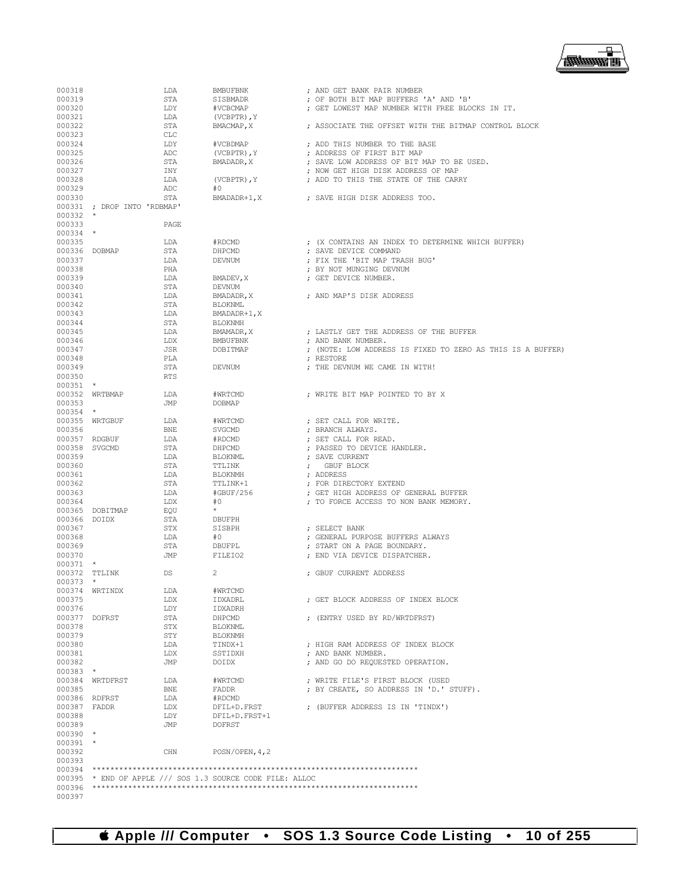```
000318               LDA        BMBUFBNK              ; AND GET BANK PAIR NUMBER
000319               STA        SISBMADR              ; OF BOTH BIT MAP BUFFERS 'A' AND 'B'
000320               LDY        #VCBCMAP              ; GET LOWEST MAP NUMBER WITH FREE BLOCKS IN IT.
000321               LDA        (VCBPTR),Y
000322               STA        BMACMAP,X             ; ASSOCIATE THE OFFSET WITH THE BITMAP CONTROL BLOCK
000323               CLC
000324               LDY        #VCBDMAP              ; ADD THIS NUMBER TO THE BASE
000325               ADC        (VCBPTR),Y            ; ADDRESS OF FIRST BIT MAP
000326               STA        BMADADR,X             ; SAVE LOW ADDRESS OF BIT MAP TO BE USED.
000327               INY                              ; NOW GET HIGH DISK ADDRESS OF MAP
000328               LDA        (VCBPTR),Y            ; ADD TO THIS THE STATE OF THE CARRY
000329               ADC        #0
000330               STA        BMADADR+1,X           ; SAVE HIGH DISK ADDRESS TOO.
000331 ; DROP INTO 'RDBMAP'
000332 *
000333               PAGE
000334 *
000335               LDA        #RDCMD                ; (X CONTAINS AN INDEX TO DETERMINE WHICH BUFFER)
000336 DOBMAP        STA        DHPCMD                ; SAVE DEVICE COMMAND
000337               LDA        DEVNUM                ; FIX THE 'BIT MAP TRASH BUG'
000338               PHA                              ; BY NOT MUNGING DEVNUM
000339               LDA        BMADEV,X              ; GET DEVICE NUMBER.
000340               STA        DEVNUM
000341               LDA        BMADADR,X             ; AND MAP'S DISK ADDRESS
000342               STA        BLOKNML
000343               LDA        BMADADR+1,X
000344               STA        BLOKNMH
000345               LDA        BMAMADR,X             ; LASTLY GET THE ADDRESS OF THE BUFFER
000346               LDX        BMBUFBNK              ; AND BANK NUMBER.
000347               JSR        DOBITMAP              ; (NOTE: LOW ADDRESS IS FIXED TO ZERO AS THIS IS A BUFFER)
000348               PLA                              ; RESTORE
000349               STA        DEVNUM                ; THE DEVNUM WE CAME IN WITH!
000350               RTS
000351 *
000352 WRTBMAP       LDA        #WRTCMD               ; WRITE BIT MAP POINTED TO BY X
000353               JMP        DOBMAP
000354 *
000355 WRTGBUF       LDA        #WRTCMD               ; SET CALL FOR WRITE.
000356               BNE        SVGCMD                ; BRANCH ALWAYS.
000357 RDGBUF        LDA        #RDCMD                ; SET CALL FOR READ.
000358 SVGCMD        STA        DHPCMD                ; PASSED TO DEVICE HANDLER.
000359               LDA        BLOKNML               ; SAVE CURRENT
000360               STA        TTLINK                ;   GBUF BLOCK
000361               LDA        BLOKNMH               ; ADDRESS
000362               STA        TTLINK+1              ; FOR DIRECTORY EXTEND
000363               LDA        #GBUF/256             ; GET HIGH ADDRESS OF GENERAL BUFFER
000364               LDX        #0                    ; TO FORCE ACCESS TO NON BANK MEMORY.
000365 DOBITMAP      EQU        *
000366 DOIDX         STA        DBUFPH
000367               STX        SISBPH                ; SELECT BANK
000368               LDA        #0                    ; GENERAL PURPOSE BUFFERS ALWAYS
000369               STA        DBUFPL                ; START ON A PAGE BOUNDARY.
000370               JMP        FILEIO2               ; END VIA DEVICE DISPATCHER.
000371 *
000372 TTLINK        DS         2                     ; GBUF CURRENT ADDRESS
000373 *
000374 WRTINDX       LDA        #WRTCMD
000375               LDX        IDXADRL               ; GET BLOCK ADDRESS OF INDEX BLOCK
000376               LDY        IDXADRH
000377 DOFRST        STA        DHPCMD                ; (ENTRY USED BY RD/WRTDFRST)
000378               STX        BLOKNML
000379               STY        BLOKNMH
000380               LDA        TINDX+1               ; HIGH RAM ADDRESS OF INDEX BLOCK
000381               LDX        SSTIDXH               ; AND BANK NUMBER.
000382               JMP        DOIDX                 ; AND GO DO REQUESTED OPERATION.
000383 *
000384 WRTDFRST      LDA        #WRTCMD               ; WRITE FILE'S FIRST BLOCK (USED
000385               BNE        FADDR                 ; BY CREATE, SO ADDRESS IN 'D.' STUFF).
000386 RDFRST        LDA        #RDCMD
000387 FADDR         LDX        DFIL+D.FRST           ; (BUFFER ADDRESS IS IN 'TINDX')
000388               LDY        DFIL+D.FRST+1
000389               JMP        DOFRST
000390 *
000391 *
000392               CHN        POSN/OPEN,4,2
000393
000394 ************************************************************************
000395 * END OF APPLE /// SOS 1.3 SOURCE CODE FILE: ALLOC
000396 ************************************************************************
000397
```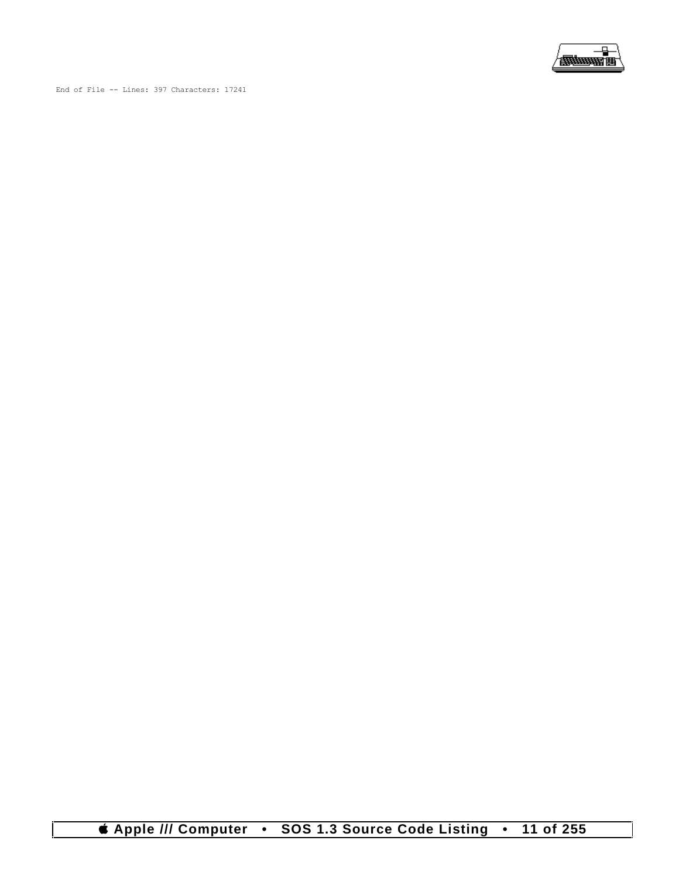```
End of File -- Lines: 397 Characters: 17241
```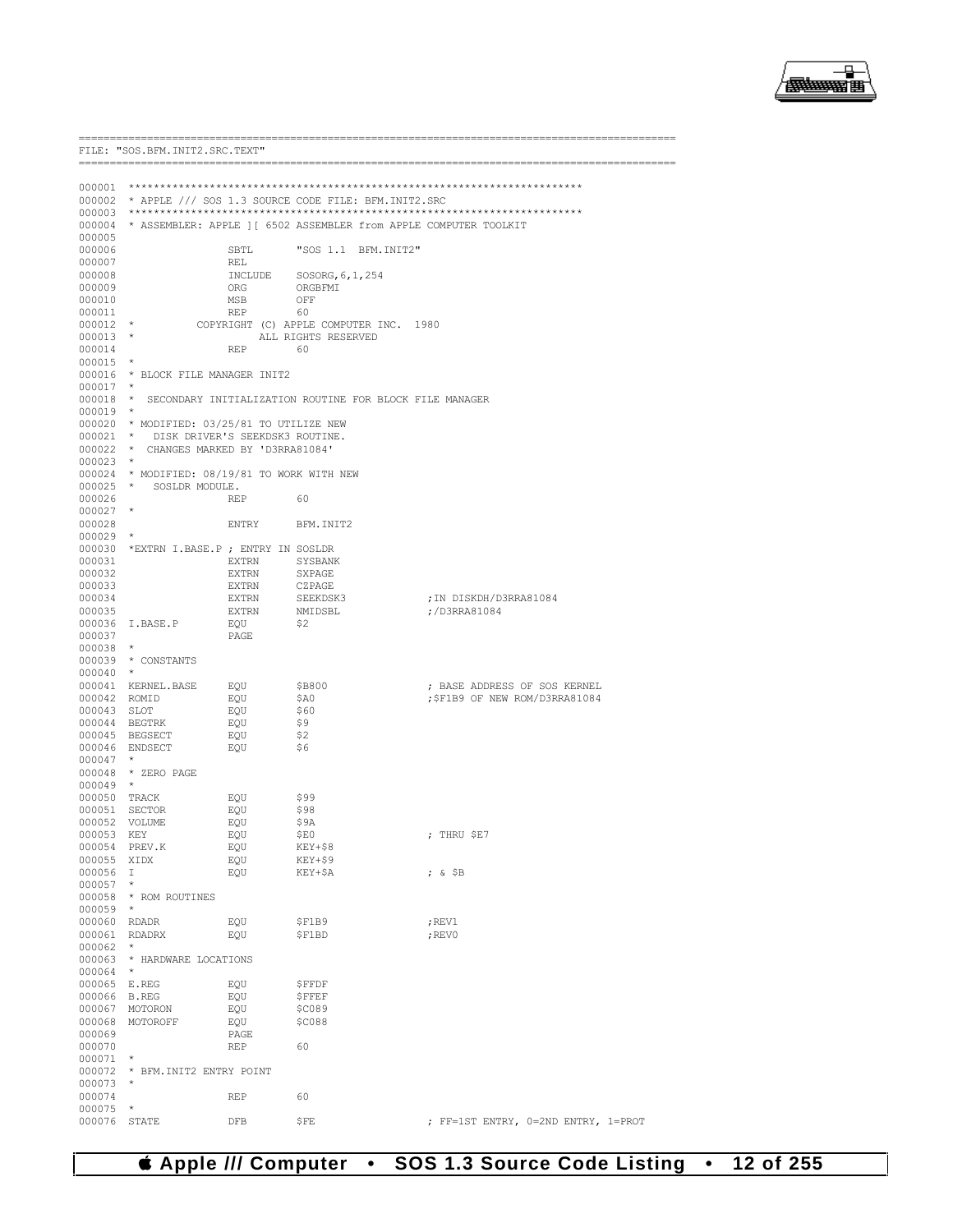FILE: "SOS.BFM.INIT2.SRC.TEXT"

```
000001 ************************************************************************
000002 * APPLE /// SOS 1.3 SOURCE CODE FILE: BFM.INIT2.SRC
000003 ************************************************************************
000004 * ASSEMBLER: APPLE ][ 6502 ASSEMBLER from APPLE COMPUTER TOOLKIT
000005
000006                 SBTL       "SOS 1.1  BFM.INIT2"
000007                 REL
000008                 INCLUDE    SOSORG,6,1,254
000009                 ORG        ORGBFMI
000010                 MSB        OFF
000011                 REP        60
000012 *         COPYRIGHT (C) APPLE COMPUTER INC.  1980
000013 *                   ALL RIGHTS RESERVED
000014                 REP        60
000015 *
000016 * BLOCK FILE MANAGER INIT2
000017 *
000018 *  SECONDARY INITIALIZATION ROUTINE FOR BLOCK FILE MANAGER
000019 *
000020 * MODIFIED: 03/25/81 TO UTILIZE NEW
000021 *   DISK DRIVER'S SEEKDSK3 ROUTINE.
000022 *  CHANGES MARKED BY 'D3RRA81084'
000023 *
000024 * MODIFIED: 08/19/81 TO WORK WITH NEW
000025 *   SOSLDR MODULE.
000026                 REP        60
000027 *
000028                 ENTRY      BFM.INIT2
000029 *
000030 *EXTRN I.BASE.P ; ENTRY IN SOSLDR
000031                 EXTRN      SYSBANK
000032                 EXTRN      SXPAGE
000033                 EXTRN      CZPAGE
000034                 EXTRN      SEEKDSK3             ;IN DISKDH/D3RRA81084
000035                 EXTRN      NMIDSBL              ;/D3RRA81084
000036 I.BASE.P        EQU        $2
000037                 PAGE
000038 *
000039 * CONSTANTS
000040 *
000041 KERNEL.BASE     EQU        $B800                ; BASE ADDRESS OF SOS KERNEL
000042 ROMID           EQU        $A0                  ;$F1B9 OF NEW ROM/D3RRA81084
000043 SLOT            EQU        $60
000044 BEGTRK          EQU        $9
000045 BEGSECT         EQU        $2
000046 ENDSECT         EQU        $6
000047 *
000048 * ZERO PAGE
000049 *
000050 TRACK           EQU        $99
000051 SECTOR          EQU        $98
000052 VOLUME          EQU        $9A
000053 KEY             EQU        $E0                  ; THRU $E7
000054 PREV.K          EQU        KEY+$8
000055 XIDX            EQU        KEY+$9
000056 I               EQU        KEY+$A               ; & $B
000057 *
000058 * ROM ROUTINES
000059 *
000060 RDADR           EQU        $F1B9                ;REV1
000061 RDADRX          EQU        $F1BD                ;REV0
000062 *
000063 * HARDWARE LOCATIONS
000064 *
000065 E.REG           EQU        $FFDF
000066 B.REG           EQU        $FFEF
000067 MOTORON         EQU        $C089
000068 MOTOROFF        EQU        $C088
000069                 PAGE
000070                 REP        60
000071 *
000072 * BFM.INIT2 ENTRY POINT
000073 *
000074                 REP        60
000075 *
000076 STATE           DFB        $FE                  ; FF=1ST ENTRY, 0=2ND ENTRY, 1=PROT
```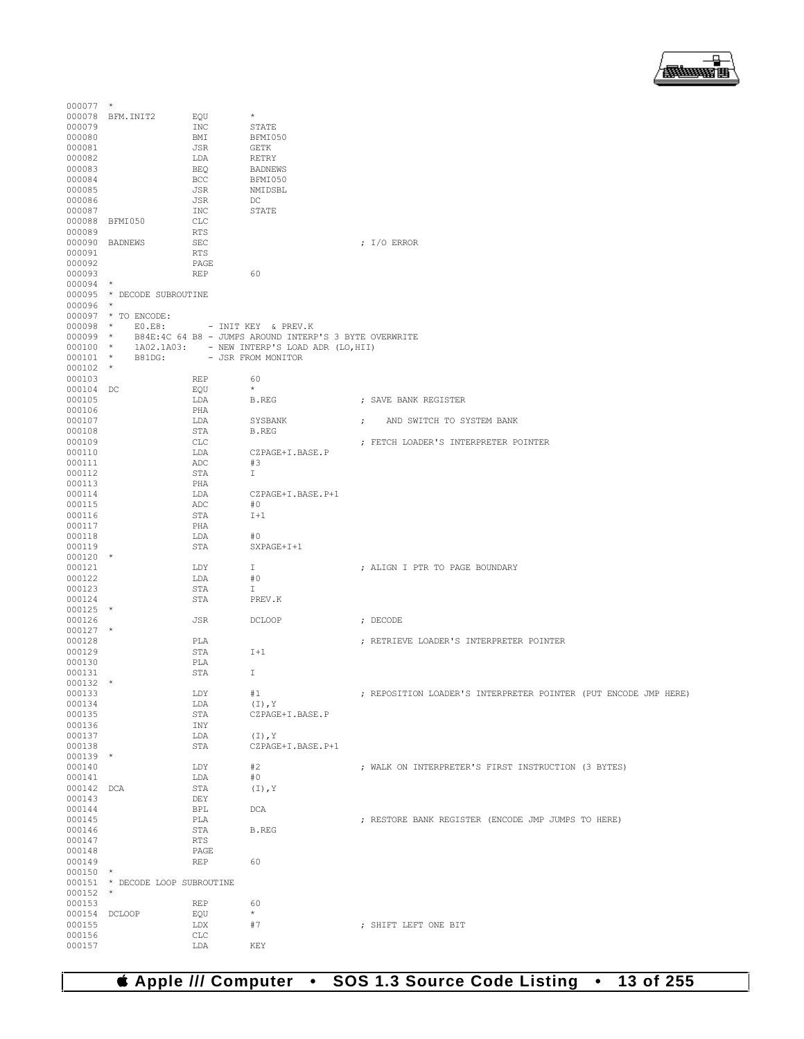```
000077  *
000078  BFM.INIT2       EQU     *
000079                  INC     STATE
000080                  BMI     BFMI050
000081                  JSR     GETK
000082                  LDA     RETRY
000083                  BEQ     BADNEWS
000084                  BCC     BFMI050
000085                  JSR     NMIDSBL
000086                  JSR     DC
000087                  INC     STATE
000088  BFMI050         CLC
000089                  RTS
000090  BADNEWS         SEC                             ; I/O ERROR
000091                  RTS
000092                  PAGE
000093                  REP     60
000094  *
000095  * DECODE SUBROUTINE
000096  *
000097  * TO ENCODE:
000098  *     E0.E8:        - INIT KEY  & PREV.K
000099  *     B84E:4C 64 B8 - JUMPS AROUND INTERP'S 3 BYTE OVERWRITE
000100  *     1A02.1A03:    - NEW INTERP'S LOAD ADR (LO,HII)
000101  *     B81DG:        - JSR FROM MONITOR
000102  *
000103                  REP     60
000104  DC              EQU     *
000105                  LDA     B.REG                   ; SAVE BANK REGISTER
000106                  PHA
000107                  LDA     SYSBANK                 ;    AND SWITCH TO SYSTEM BANK
000108                  STA     B.REG
000109                  CLC                             ; FETCH LOADER'S INTERPRETER POINTER
000110                  LDA     CZPAGE+I.BASE.P
000111                  ADC     #3
000112                  STA     I
000113                  PHA
000114                  LDA     CZPAGE+I.BASE.P+1
000115                  ADC     #0
000116                  STA     I+1
000117                  PHA
000118                  LDA     #0
000119                  STA     SXPAGE+I+1
000120  *
000121                  LDY     I                       ; ALIGN I PTR TO PAGE BOUNDARY
000122                  LDA     #0
000123                  STA     I
000124                  STA     PREV.K
000125  *
000126                  JSR     DCLOOP                  ; DECODE
000127  *
000128                  PLA                             ; RETRIEVE LOADER'S INTERPRETER POINTER
000129                  STA     I+1
000130                  PLA
000131                  STA     I
000132  *
000133                  LDY     #1                      ; REPOSITION LOADER'S INTERPRETER POINTER (PUT ENCODE JMP HERE)
000134                  LDA     (I),Y
000135                  STA     CZPAGE+I.BASE.P
000136                  INY
000137                  LDA     (I),Y
000138                  STA     CZPAGE+I.BASE.P+1
000139  *
000140                  LDY     #2                      ; WALK ON INTERPRETER'S FIRST INSTRUCTION (3 BYTES)
000141                  LDA     #0
000142  DCA             STA     (I),Y
000143                  DEY
000144                  BPL     DCA
000145                  PLA                             ; RESTORE BANK REGISTER (ENCODE JMP JUMPS TO HERE)
000146                  STA     B.REG
000147                  RTS
000148                  PAGE
000149                  REP     60
000150  *
000151  * DECODE LOOP SUBROUTINE
000152  *
000153                  REP     60
000154  DCLOOP          EQU     *
000155                  LDX     #7                      ; SHIFT LEFT ONE BIT
000156                  CLC
000157                  LDA     KEY
```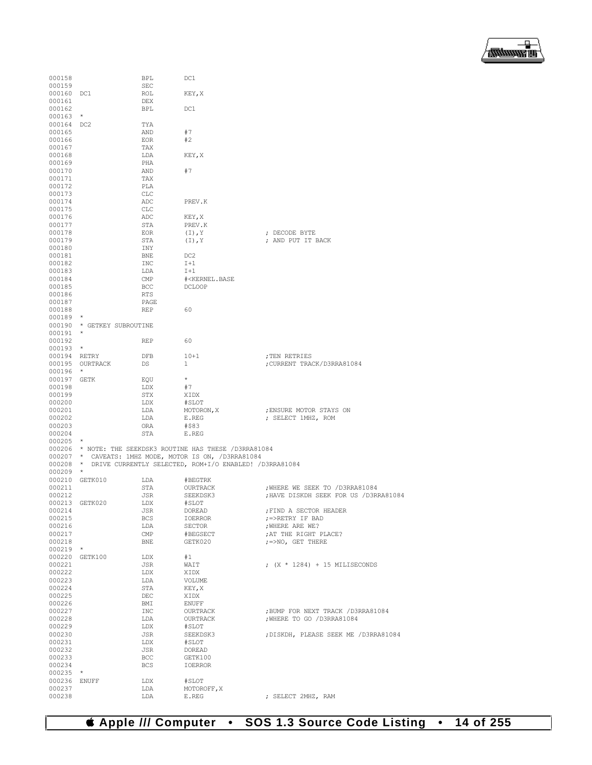```
000158                BPL       DC1
000159                SEC
000160 DC1            ROL       KEY,X
000161                DEX
000162                BPL       DC1
000163 *
000164 DC2            TYA
000165                AND       #7
000166                EOR       #2
000167                TAX
000168                LDA       KEY,X
000169                PHA
000170                AND       #7
000171                TAX
000172                PLA
000173                CLC
000174                ADC       PREV.K
000175                CLC
000176                ADC       KEY,X
000177                STA       PREV.K
000178                EOR       (I),Y              ; DECODE BYTE
000179                STA       (I),Y              ; AND PUT IT BACK
000180                INY
000181                BNE       DC2
000182                INC       I+1
000183                LDA       I+1
000184                CMP       #<KERNEL.BASE
000185                BCC       DCLOOP
000186                RTS
000187                PAGE
000188                REP       60
000189 *
000190 * GETKEY SUBROUTINE
000191 *
000192                REP       60
000193 *
000194 RETRY          DFB       10+1               ;TEN RETRIES
000195 OURTRACK       DS        1                  ;CURRENT TRACK/D3RRA81084
000196 *
000197 GETK           EQU       *
000198                LDX       #7
000199                STX       XIDX
000200                LDX       #SLOT
000201                LDA       MOTORON,X          ;ENSURE MOTOR STAYS ON
000202                LDA       E.REG              ; SELECT 1MHZ, ROM
000203                ORA       #$83
000204                STA       E.REG
000205 *
000206 * NOTE: THE SEEKDSK3 ROUTINE HAS THESE /D3RRA81084
000207 *  CAVEATS: 1MHZ MODE, MOTOR IS ON, /D3RRA81084
000208 *  DRIVE CURRENTLY SELECTED, ROM+I/O ENABLED! /D3RRA81084
000209 *
000210 GETK010        LDA       #BEGTRK
000211                STA       OURTRACK           ;WHERE WE SEEK TO /D3RRA81084
000212                JSR       SEEKDSK3           ;HAVE DISKDH SEEK FOR US /D3RRA81084
000213 GETK020        LDX       #SLOT
000214                JSR       DOREAD             ;FIND A SECTOR HEADER
000215                BCS       IOERROR            ;=>RETRY IF BAD
000216                LDA       SECTOR             ;WHERE ARE WE?
000217                CMP       #BEGSECT           ;AT THE RIGHT PLACE?
000218                BNE       GETK020            ;=>NO, GET THERE
000219 *
000220 GETK100        LDX       #1
000221                JSR       WAIT               ; (X * 1284) + 15 MILISECONDS
000222                LDX       XIDX
000223                LDA       VOLUME
000224                STA       KEY,X
000225                DEC       XIDX
000226                BMI       ENUFF
000227                INC       OURTRACK           ;BUMP FOR NEXT TRACK /D3RRA81084
000228                LDA       OURTRACK           ;WHERE TO GO /D3RRA81084
000229                LDX       #SLOT
000230                JSR       SEEKDSK3           ;DISKDH, PLEASE SEEK ME /D3RRA81084
000231                LDX       #SLOT
000232                JSR       DOREAD
000233                BCC       GETK100
000234                BCS       IOERROR
000235 *
000236 ENUFF          LDX       #SLOT
000237                LDA       MOTOROFF,X
000238                LDA       E.REG              ; SELECT 2MHZ, RAM
```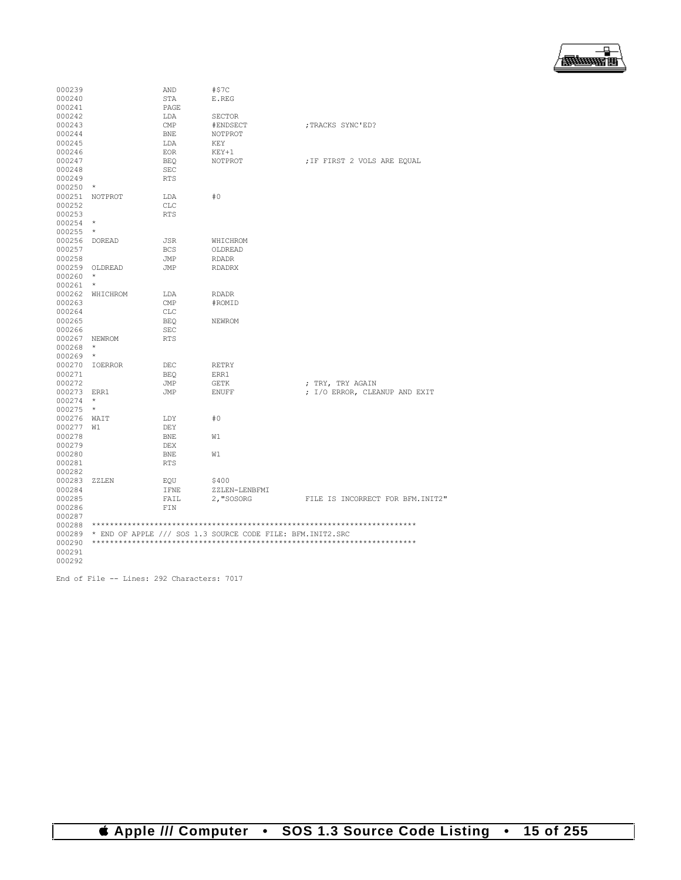```
000239                  AND       #$7C
000240                  STA       E.REG
000241                  PAGE
000242                  LDA       SECTOR
000243                  CMP       #ENDSECT            ;TRACKS SYNC'ED?
000244                  BNE       NOTPROT
000245                  LDA       KEY
000246                  EOR       KEY+1
000247                  BEQ       NOTPROT             ;IF FIRST 2 VOLS ARE EQUAL
000248                  SEC
000249                  RTS
000250  *
000251  NOTPROT         LDA       #0
000252                  CLC
000253                  RTS
000254  *
000255  *
000256  DOREAD          JSR       WHICHROM
000257                  BCS       OLDREAD
000258                  JMP       RDADR
000259  OLDREAD         JMP       RDADRX
000260  *
000261  *
000262  WHICHROM        LDA       RDADR
000263                  CMP       #ROMID
000264                  CLC
000265                  BEQ       NEWROM
000266                  SEC
000267  NEWROM          RTS
000268  *
000269  *
000270  IOERROR         DEC       RETRY
000271                  BEQ       ERR1
000272                  JMP       GETK                ; TRY, TRY AGAIN
000273  ERR1            JMP       ENUFF               ; I/O ERROR, CLEANUP AND EXIT
000274  *
000275  *
000276  WAIT            LDY       #0
000277  W1              DEY
000278                  BNE       W1
000279                  DEX
000280                  BNE       W1
000281                  RTS
000282
000283  ZZLEN           EQU       $400
000284                  IFNE      ZZLEN-LENBFMI
000285                  FAIL      2,"SOSORG           FILE IS INCORRECT FOR BFM.INIT2"
000286                  FIN
000287
000288  ************************************************************************
000289  * END OF APPLE /// SOS 1.3 SOURCE CODE FILE: BFM.INIT2.SRC
000290  ************************************************************************
000291
000292

End of File -- Lines: 292 Characters: 7017
```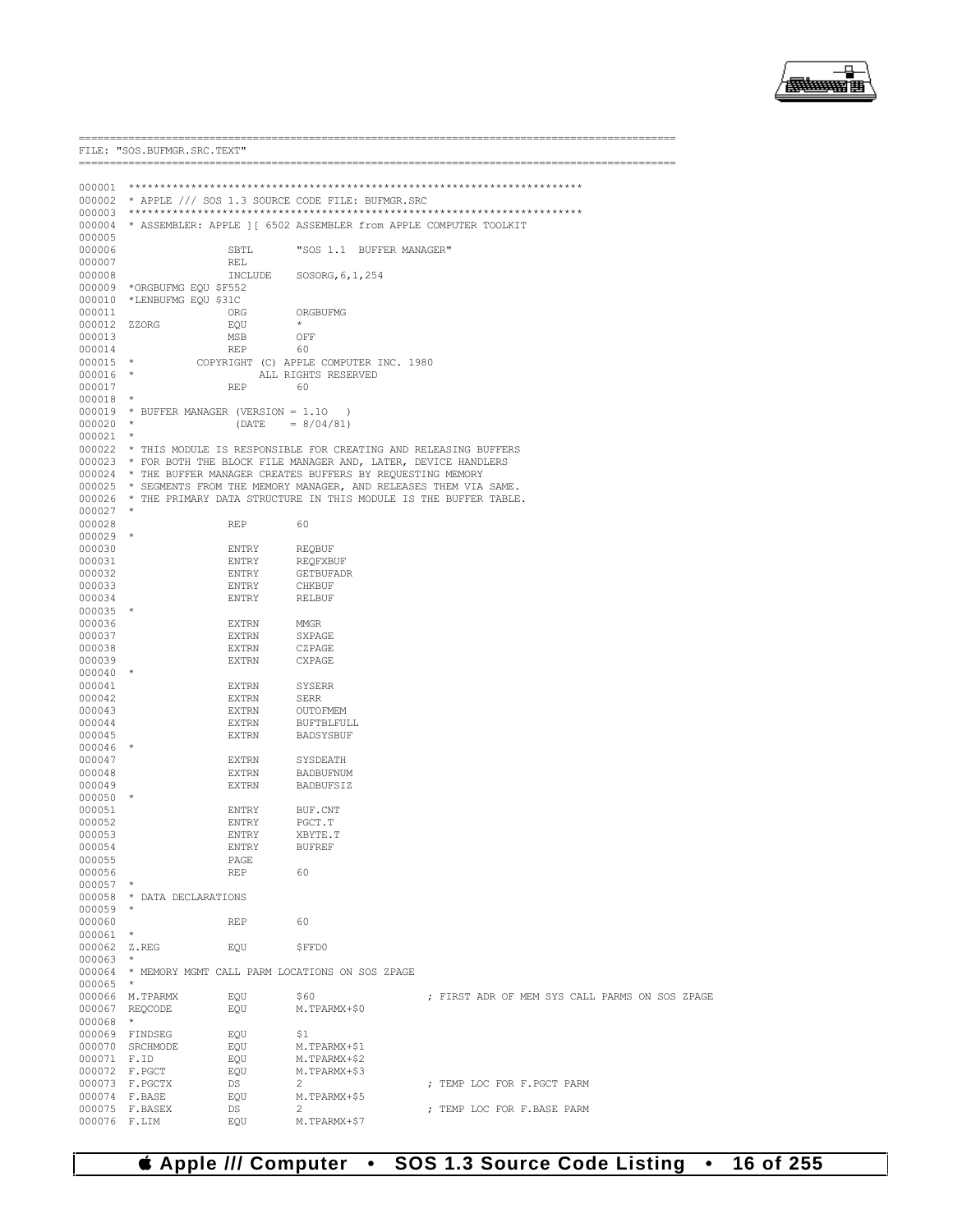```
==========================================================================================
FILE: "SOS.BUFMGR.SRC.TEXT"
==========================================================================================

000001 ************************************************************************
000002 * APPLE /// SOS 1.3 SOURCE CODE FILE: BUFMGR.SRC
000003 ************************************************************************
000004 * ASSEMBLER: APPLE ][ 6502 ASSEMBLER from APPLE COMPUTER TOOLKIT
000005
000006                  SBTL       "SOS 1.1  BUFFER MANAGER"
000007                  REL
000008                  INCLUDE    SOSORG,6,1,254
000009 *ORGBUFMG EQU $F552
000010 *LENBUFMG EQU $31C
000011                  ORG        ORGBUFMG
000012 ZZORG            EQU        *
000013                  MSB        OFF
000014                  REP        60
000015 *          COPYRIGHT (C) APPLE COMPUTER INC. 1980
000016 *                    ALL RIGHTS RESERVED
000017                  REP        60
000018 *
000019 * BUFFER MANAGER (VERSION = 1.10   )
000020 *                (DATE    = 8/04/81)
000021 *
000022 * THIS MODULE IS RESPONSIBLE FOR CREATING AND RELEASING BUFFERS
000023 * FOR BOTH THE BLOCK FILE MANAGER AND, LATER, DEVICE HANDLERS
000024 * THE BUFFER MANAGER CREATES BUFFERS BY REQUESTING MEMORY
000025 * SEGMENTS FROM THE MEMORY MANAGER, AND RELEASES THEM VIA SAME.
000026 * THE PRIMARY DATA STRUCTURE IN THIS MODULE IS THE BUFFER TABLE.
000027 *
000028                  REP        60
000029 *
000030                  ENTRY      REQBUF
000031                  ENTRY      REQFXBUF
000032                  ENTRY      GETBUFADR
000033                  ENTRY      CHKBUF
000034                  ENTRY      RELBUF
000035 *
000036                  EXTRN      MMGR
000037                  EXTRN      SXPAGE
000038                  EXTRN      CZPAGE
000039                  EXTRN      CXPAGE
000040 *
000041                  EXTRN      SYSERR
000042                  EXTRN      SERR
000043                  EXTRN      OUTOFMEM
000044                  EXTRN      BUFTBLFULL
000045                  EXTRN      BADSYSBUF
000046 *
000047                  EXTRN      SYSDEATH
000048                  EXTRN      BADBUFNUM
000049                  EXTRN      BADBUFSIZ
000050 *
000051                  ENTRY      BUF.CNT
000052                  ENTRY      PGCT.T
000053                  ENTRY      XBYTE.T
000054                  ENTRY      BUFREF
000055                  PAGE
000056                  REP        60
000057 *
000058 * DATA DECLARATIONS
000059 *
000060                  REP        60
000061 *
000062 Z.REG            EQU        $FFD0
000063 *
000064 * MEMORY MGMT CALL PARM LOCATIONS ON SOS ZPAGE
000065 *
000066 M.TPARMX         EQU        $60                   ; FIRST ADR OF MEM SYS CALL PARMS ON SOS ZPAGE
000067 REQCODE          EQU        M.TPARMX+$0
000068 *
000069 FINDSEG          EQU        $1
000070 SRCHMODE         EQU        M.TPARMX+$1
000071 F.ID             EQU        M.TPARMX+$2
000072 F.PGCT           EQU        M.TPARMX+$3
000073 F.PGCTX          DS         2                     ; TEMP LOC FOR F.PGCT PARM
000074 F.BASE           EQU        M.TPARMX+$5
000075 F.BASEX          DS         2                     ; TEMP LOC FOR F.BASE PARM
000076 F.LIM            EQU        M.TPARMX+$7
```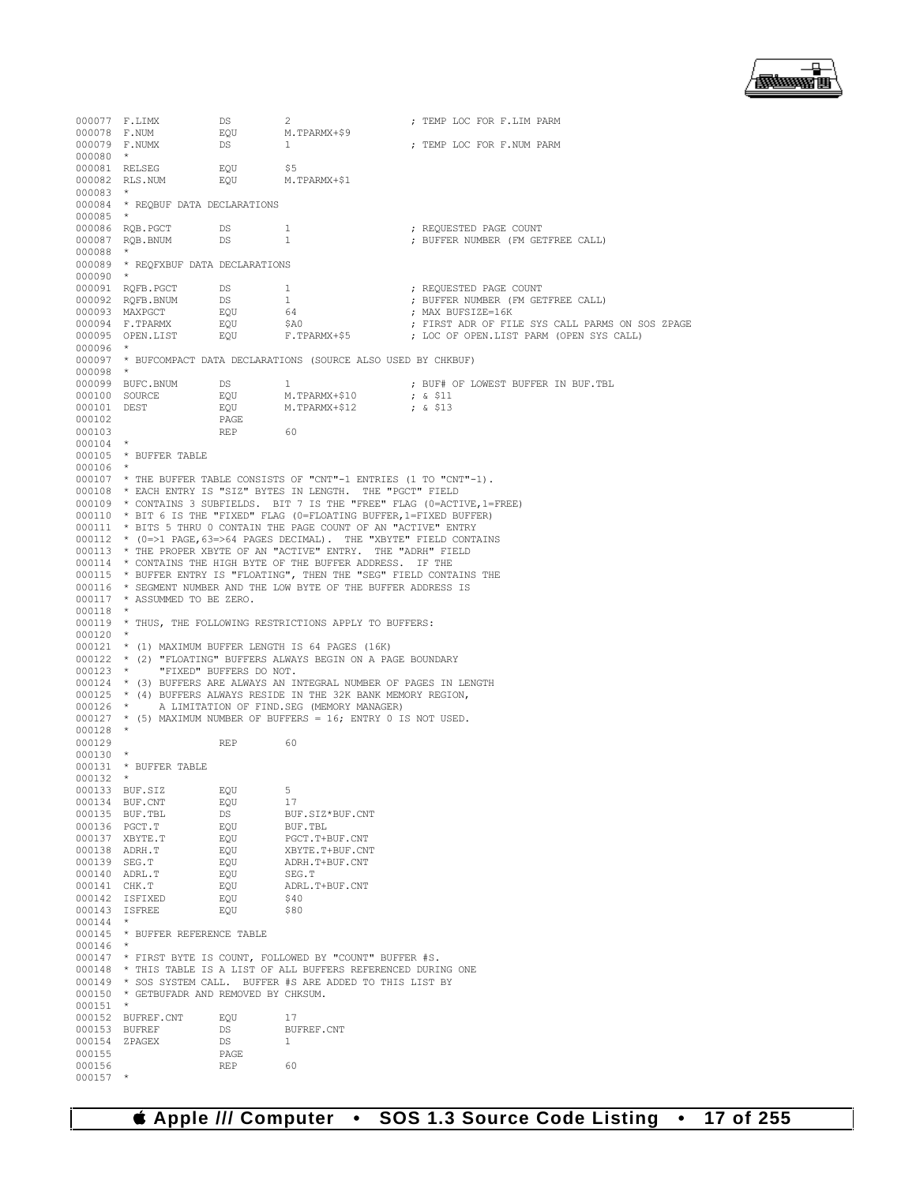```
000077 F.LIMX          DS          2                      ; TEMP LOC FOR F.LIM PARM
000078 F.NUM           EQU         M.TPARMX+$9
000079 F.NUMX          DS          1                      ; TEMP LOC FOR F.NUM PARM
000080 *
000081 RELSEG          EQU         $5
000082 RLS.NUM         EQU         M.TPARMX+$1
000083 *
000084 * REQBUF DATA DECLARATIONS
000085 *
000086 RQB.PGCT        DS          1                      ; REQUESTED PAGE COUNT
000087 RQB.BNUM        DS          1                      ; BUFFER NUMBER (FM GETFREE CALL)
000088 *
000089 * REQFXBUF DATA DECLARATIONS
000090 *
000091 RQFB.PGCT       DS          1                      ; REQUESTED PAGE COUNT
000092 RQFB.BNUM       DS          1                      ; BUFFER NUMBER (FM GETFREE CALL)
000093 MAXPGCT         EQU         64                     ; MAX BUFSIZE=16K
000094 F.TPARMX        EQU         $A0                    ; FIRST ADR OF FILE SYS CALL PARMS ON SOS ZPAGE
000095 OPEN.LIST       EQU         F.TPARMX+$5            ; LOC OF OPEN.LIST PARM (OPEN SYS CALL)
000096 *
000097 * BUFCOMPACT DATA DECLARATIONS (SOURCE ALSO USED BY CHKBUF)
000098 *
000099 BUFC.BNUM       DS          1                      ; BUF# OF LOWEST BUFFER IN BUF.TBL
000100 SOURCE          EQU         M.TPARMX+$10           ; & $11
000101 DEST            EQU         M.TPARMX+$12           ; & $13
000102                 PAGE
000103                 REP         60
000104 *
000105 * BUFFER TABLE
000106 *
000107 * THE BUFFER TABLE CONSISTS OF "CNT"-1 ENTRIES (1 TO "CNT"-1).
000108 * EACH ENTRY IS "SIZ" BYTES IN LENGTH.  THE "PGCT" FIELD
000109 * CONTAINS 3 SUBFIELDS.  BIT 7 IS THE "FREE" FLAG (0=ACTIVE,1=FREE)
000110 * BIT 6 IS THE "FIXED" FLAG (0=FLOATING BUFFER,1=FIXED BUFFER)
000111 * BITS 5 THRU 0 CONTAIN THE PAGE COUNT OF AN "ACTIVE" ENTRY
000112 * (0=>1 PAGE,63=>64 PAGES DECIMAL).  THE "XBYTE" FIELD CONTAINS
000113 * THE PROPER XBYTE OF AN "ACTIVE" ENTRY.  THE "ADRH" FIELD
000114 * CONTAINS THE HIGH BYTE OF THE BUFFER ADDRESS.  IF THE
000115 * BUFFER ENTRY IS "FLOATING", THEN THE "SEG" FIELD CONTAINS THE
000116 * SEGMENT NUMBER AND THE LOW BYTE OF THE BUFFER ADDRESS IS
000117 * ASSUMMED TO BE ZERO.
000118 *
000119 * THUS, THE FOLLOWING RESTRICTIONS APPLY TO BUFFERS:
000120 *
000121 * (1) MAXIMUM BUFFER LENGTH IS 64 PAGES (16K)
000122 * (2) "FLOATING" BUFFERS ALWAYS BEGIN ON A PAGE BOUNDARY
000123 *     "FIXED" BUFFERS DO NOT.
000124 * (3) BUFFERS ARE ALWAYS AN INTEGRAL NUMBER OF PAGES IN LENGTH
000125 * (4) BUFFERS ALWAYS RESIDE IN THE 32K BANK MEMORY REGION,
000126 *     A LIMITATION OF FIND.SEG (MEMORY MANAGER)
000127 * (5) MAXIMUM NUMBER OF BUFFERS = 16; ENTRY 0 IS NOT USED.
000128 *
000129                 REP         60
000130 *
000131 * BUFFER TABLE
000132 *
000133 BUF.SIZ         EQU         5
000134 BUF.CNT         EQU         17
000135 BUF.TBL         DS          BUF.SIZ*BUF.CNT
000136 PGCT.T          EQU         BUF.TBL
000137 XBYTE.T         EQU         PGCT.T+BUF.CNT
000138 ADRH.T          EQU         XBYTE.T+BUF.CNT
000139 SEG.T           EQU         ADRH.T+BUF.CNT
000140 ADRL.T          EQU         SEG.T
000141 CHK.T           EQU         ADRL.T+BUF.CNT
000142 ISFIXED         EQU         $40
000143 ISFREE          EQU         $80
000144 *
000145 * BUFFER REFERENCE TABLE
000146 *
000147 * FIRST BYTE IS COUNT, FOLLOWED BY "COUNT" BUFFER #S.
000148 * THIS TABLE IS A LIST OF ALL BUFFERS REFERENCED DURING ONE
000149 * SOS SYSTEM CALL.  BUFFER #S ARE ADDED TO THIS LIST BY
000150 * GETBUFADR AND REMOVED BY CHKSUM.
000151 *
000152 BUFREF.CNT      EQU         17
000153 BUFREF          DS          BUFREF.CNT
000154 ZPAGEX          DS          1
000155                 PAGE
000156                 REP         60
000157 *
```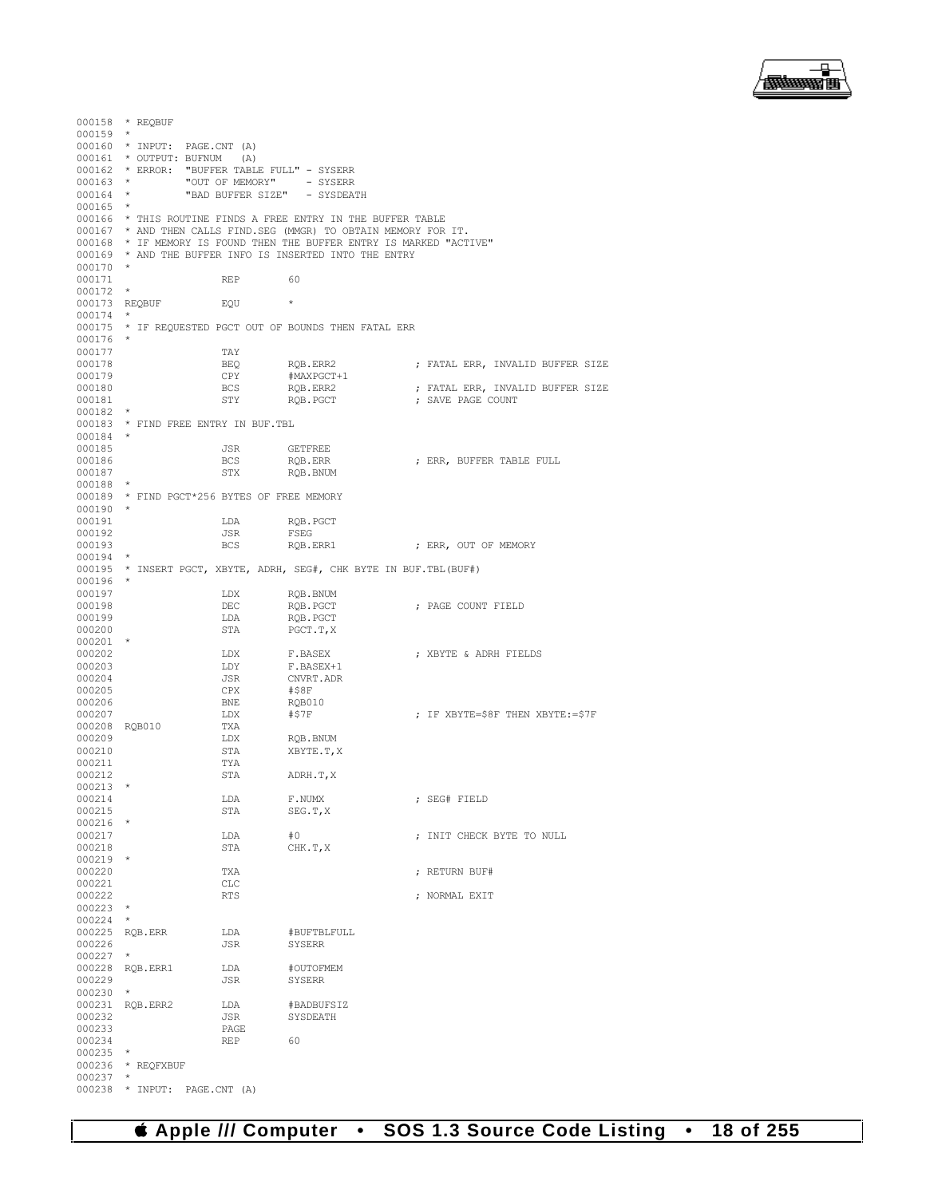```
000158  * REQBUF
000159  *
000160  * INPUT:  PAGE.CNT (A)
000161  * OUTPUT: BUFNUM   (A)
000162  * ERROR:  "BUFFER TABLE FULL" - SYSERR
000163  *         "OUT OF MEMORY"     - SYSERR
000164  *         "BAD BUFFER SIZE"   - SYSDEATH
000165  *
000166  * THIS ROUTINE FINDS A FREE ENTRY IN THE BUFFER TABLE
000167  * AND THEN CALLS FIND.SEG (MMGR) TO OBTAIN MEMORY FOR IT.
000168  * IF MEMORY IS FOUND THEN THE BUFFER ENTRY IS MARKED "ACTIVE"
000169  * AND THE BUFFER INFO IS INSERTED INTO THE ENTRY
000170  *
000171                  REP        60
000172  *
000173  REQBUF          EQU        *
000174  *
000175  * IF REQUESTED PGCT OUT OF BOUNDS THEN FATAL ERR
000176  *
000177                  TAY
000178                  BEQ        RQB.ERR2             ; FATAL ERR, INVALID BUFFER SIZE
000179                  CPY        #MAXPGCT+1
000180                  BCS        RQB.ERR2             ; FATAL ERR, INVALID BUFFER SIZE
000181                  STY        RQB.PGCT             ; SAVE PAGE COUNT
000182  *
000183  * FIND FREE ENTRY IN BUF.TBL
000184  *
000185                  JSR        GETFREE
000186                  BCS        RQB.ERR              ; ERR, BUFFER TABLE FULL
000187                  STX        RQB.BNUM
000188  *
000189  * FIND PGCT*256 BYTES OF FREE MEMORY
000190  *
000191                  LDA        RQB.PGCT
000192                  JSR        FSEG
000193                  BCS        RQB.ERR1             ; ERR, OUT OF MEMORY
000194  *
000195  * INSERT PGCT, XBYTE, ADRH, SEG#, CHK BYTE IN BUF.TBL(BUF#)
000196  *
000197                  LDX        RQB.BNUM
000198                  DEC        RQB.PGCT             ; PAGE COUNT FIELD
000199                  LDA        RQB.PGCT
000200                  STA        PGCT.T,X
000201  *
000202                  LDX        F.BASEX              ; XBYTE & ADRH FIELDS
000203                  LDY        F.BASEX+1
000204                  JSR        CNVRT.ADR
000205                  CPX        #$8F
000206                  BNE        RQB010
000207                  LDX        #$7F                 ; IF XBYTE=$8F THEN XBYTE:=$7F
000208  RQB010          TXA
000209                  LDX        RQB.BNUM
000210                  STA        XBYTE.T,X
000211                  TYA
000212                  STA        ADRH.T,X
000213  *
000214                  LDA        F.NUMX               ; SEG# FIELD
000215                  STA        SEG.T,X
000216  *
000217                  LDA        #0                   ; INIT CHECK BYTE TO NULL
000218                  STA        CHK.T,X
000219  *
000220                  TXA                             ; RETURN BUF#
000221                  CLC
000222                  RTS                             ; NORMAL EXIT
000223  *
000224  *
000225  RQB.ERR         LDA        #BUFTBLFULL
000226                  JSR        SYSERR
000227  *
000228  RQB.ERR1        LDA        #OUTOFMEM
000229                  JSR        SYSERR
000230  *
000231  RQB.ERR2        LDA        #BADBUFSIZ
000232                  JSR        SYSDEATH
000233                  PAGE
000234                  REP        60
000235  *
000236  * REQFXBUF
000237  *
000238  * INPUT:  PAGE.CNT (A)
```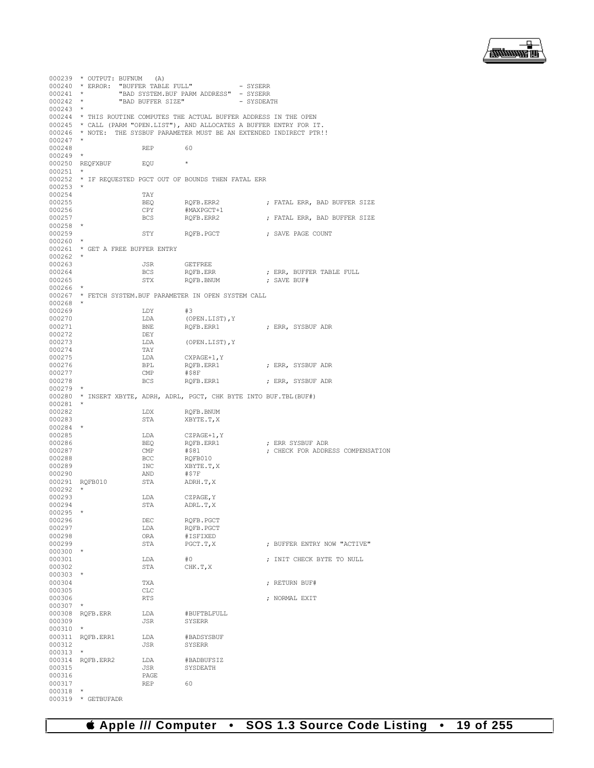```
000239  * OUTPUT: BUFNUM   (A)
000240  * ERROR:  "BUFFER TABLE FULL"           - SYSERR
000241  *         "BAD SYSTEM.BUF PARM ADDRESS"  - SYSERR
000242  *         "BAD BUFFER SIZE"              - SYSDEATH
000243  *
000244  * THIS ROUTINE COMPUTES THE ACTUAL BUFFER ADDRESS IN THE OPEN
000245  * CALL (PARM "OPEN.LIST"), AND ALLOCATES A BUFFER ENTRY FOR IT.
000246  * NOTE:  THE SYSBUF PARAMETER MUST BE AN EXTENDED INDIRECT PTR!!
000247  *
000248                  REP       60
000249  *
000250  REQFXBUF        EQU       *
000251  *
000252  * IF REQUESTED PGCT OUT OF BOUNDS THEN FATAL ERR
000253  *
000254                  TAY
000255                  BEQ       RQFB.ERR2            ; FATAL ERR, BAD BUFFER SIZE
000256                  CPY       #MAXPGCT+1
000257                  BCS       RQFB.ERR2            ; FATAL ERR, BAD BUFFER SIZE
000258  *
000259                  STY       RQFB.PGCT            ; SAVE PAGE COUNT
000260  *
000261  * GET A FREE BUFFER ENTRY
000262  *
000263                  JSR       GETFREE
000264                  BCS       RQFB.ERR             ; ERR, BUFFER TABLE FULL
000265                  STX       RQFB.BNUM            ; SAVE BUF#
000266  *
000267  * FETCH SYSTEM.BUF PARAMETER IN OPEN SYSTEM CALL
000268  *
000269                  LDY       #3
000270                  LDA       (OPEN.LIST),Y
000271                  BNE       RQFB.ERR1            ; ERR, SYSBUF ADR
000272                  DEY
000273                  LDA       (OPEN.LIST),Y
000274                  TAY
000275                  LDA       CXPAGE+1,Y
000276                  BPL       RQFB.ERR1            ; ERR, SYSBUF ADR
000277                  CMP       #$8F
000278                  BCS       RQFB.ERR1            ; ERR, SYSBUF ADR
000279  *
000280  * INSERT XBYTE, ADRH, ADRL, PGCT, CHK BYTE INTO BUF.TBL(BUF#)
000281  *
000282                  LDX       RQFB.BNUM
000283                  STA       XBYTE.T,X
000284  *
000285                  LDA       CZPAGE+1,Y
000286                  BEQ       RQFB.ERR1            ; ERR SYSBUF ADR
000287                  CMP       #$81                 ; CHECK FOR ADDRESS COMPENSATION
000288                  BCC       RQFB010
000289                  INC       XBYTE.T,X
000290                  AND       #$7F
000291  RQFB010         STA       ADRH.T,X
000292  *
000293                  LDA       CZPAGE,Y
000294                  STA       ADRL.T,X
000295  *
000296                  DEC       RQFB.PGCT
000297                  LDA       RQFB.PGCT
000298                  ORA       #ISFIXED
000299                  STA       PGCT.T,X             ; BUFFER ENTRY NOW "ACTIVE"
000300  *
000301                  LDA       #0                   ; INIT CHECK BYTE TO NULL
000302                  STA       CHK.T,X
000303  *
000304                  TXA                            ; RETURN BUF#
000305                  CLC
000306                  RTS                            ; NORMAL EXIT
000307  *
000308  RQFB.ERR        LDA       #BUFTBLFULL
000309                  JSR       SYSERR
000310  *
000311  RQFB.ERR1       LDA       #BADSYSBUF
000312                  JSR       SYSERR
000313  *
000314  RQFB.ERR2       LDA       #BADBUFSIZ
000315                  JSR       SYSDEATH
000316                  PAGE
000317                  REP       60
000318  *
000319  * GETBUFADR
```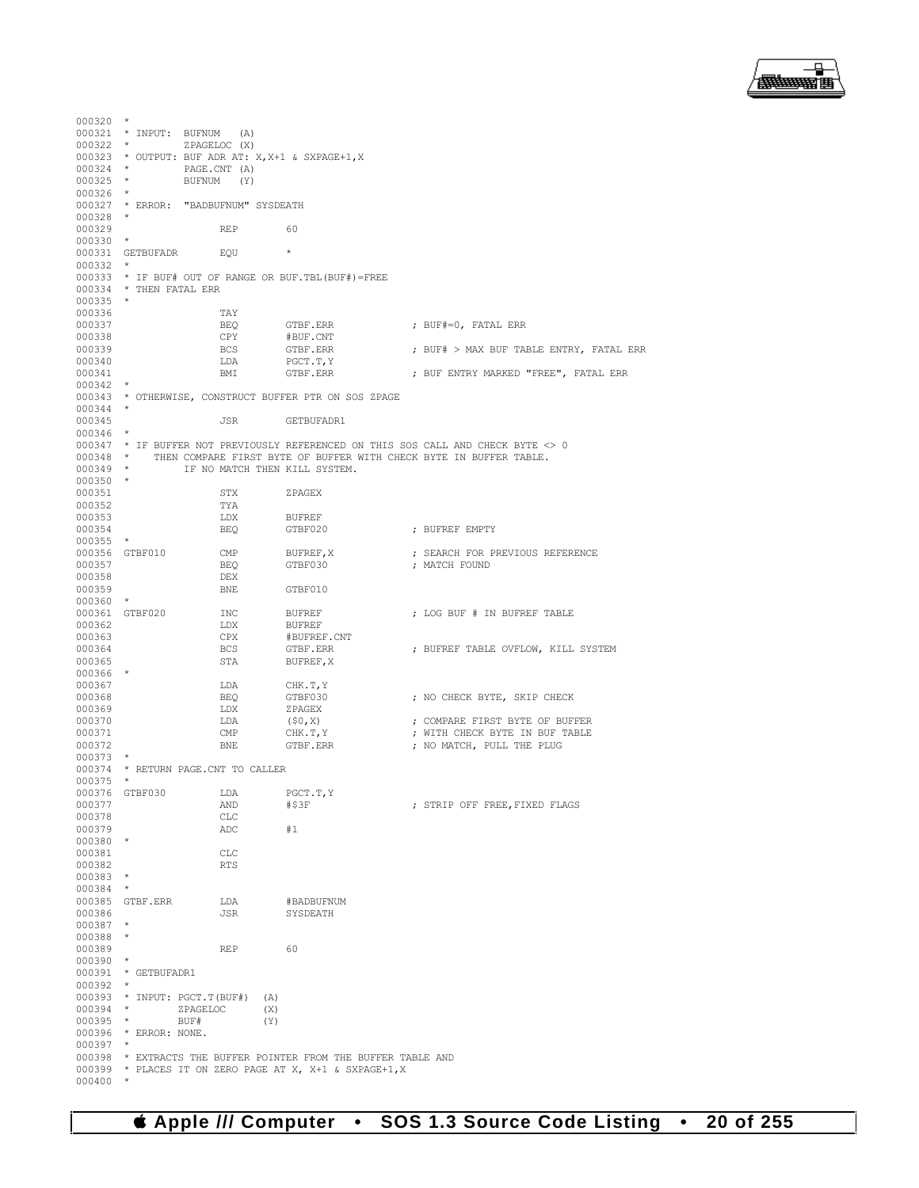```
000320  *
000321  * INPUT:  BUFNUM   (A)
000322  *         ZPAGELOC (X)
000323  * OUTPUT: BUF ADR AT: X,X+1 & SXPAGE+1,X
000324  *         PAGE.CNT (A)
000325  *         BUFNUM   (Y)
000326  *
000327  * ERROR:  "BADBUFNUM" SYSDEATH
000328  *
000329                  REP        60
000330  *
000331  GETBUFADR       EQU        *
000332  *
000333  * IF BUF# OUT OF RANGE OR BUF.TBL(BUF#)=FREE
000334  * THEN FATAL ERR
000335  *
000336                  TAY
000337                  BEQ        GTBF.ERR             ; BUF#=0, FATAL ERR
000338                  CPY        #BUF.CNT
000339                  BCS        GTBF.ERR             ; BUF# > MAX BUF TABLE ENTRY, FATAL ERR
000340                  LDA        PGCT.T,Y
000341                  BMI        GTBF.ERR             ; BUF ENTRY MARKED "FREE", FATAL ERR
000342  *
000343  * OTHERWISE, CONSTRUCT BUFFER PTR ON SOS ZPAGE
000344  *
000345                  JSR        GETBUFADR1
000346  *
000347  * IF BUFFER NOT PREVIOUSLY REFERENCED ON THIS SOS CALL AND CHECK BYTE <> 0
000348  *    THEN COMPARE FIRST BYTE OF BUFFER WITH CHECK BYTE IN BUFFER TABLE.
000349  *         IF NO MATCH THEN KILL SYSTEM.
000350  *
000351                  STX        ZPAGEX
000352                  TYA
000353                  LDX        BUFREF
000354                  BEQ        GTBF020              ; BUFREF EMPTY
000355  *
000356  GTBF010         CMP        BUFREF,X             ; SEARCH FOR PREVIOUS REFERENCE
000357                  BEQ        GTBF030              ; MATCH FOUND
000358                  DEX
000359                  BNE        GTBF010
000360  *
000361  GTBF020         INC        BUFREF               ; LOG BUF # IN BUFREF TABLE
000362                  LDX        BUFREF
000363                  CPX        #BUFREF.CNT
000364                  BCS        GTBF.ERR             ; BUFREF TABLE OVFLOW, KILL SYSTEM
000365                  STA        BUFREF,X
000366  *
000367                  LDA        CHK.T,Y
000368                  BEQ        GTBF030              ; NO CHECK BYTE, SKIP CHECK
000369                  LDX        ZPAGEX
000370                  LDA        ($0,X)               ; COMPARE FIRST BYTE OF BUFFER
000371                  CMP        CHK.T,Y              ; WITH CHECK BYTE IN BUF TABLE
000372                  BNE        GTBF.ERR             ; NO MATCH, PULL THE PLUG
000373  *
000374  * RETURN PAGE.CNT TO CALLER
000375  *
000376  GTBF030         LDA        PGCT.T,Y
000377                  AND        #$3F                 ; STRIP OFF FREE,FIXED FLAGS
000378                  CLC
000379                  ADC        #1
000380  *
000381                  CLC
000382                  RTS
000383  *
000384  *
000385  GTBF.ERR        LDA        #BADBUFNUM
000386                  JSR        SYSDEATH
000387  *
000388  *
000389                  REP        60
000390  *
000391  * GETBUFADR1
000392  *
000393  * INPUT: PGCT.T(BUF#)  (A)
000394  *        ZPAGELOC      (X)
000395  *        BUF#          (Y)
000396  * ERROR: NONE.
000397  *
000398  * EXTRACTS THE BUFFER POINTER FROM THE BUFFER TABLE AND
000399  * PLACES IT ON ZERO PAGE AT X, X+1 & SXPAGE+1,X
000400  *
```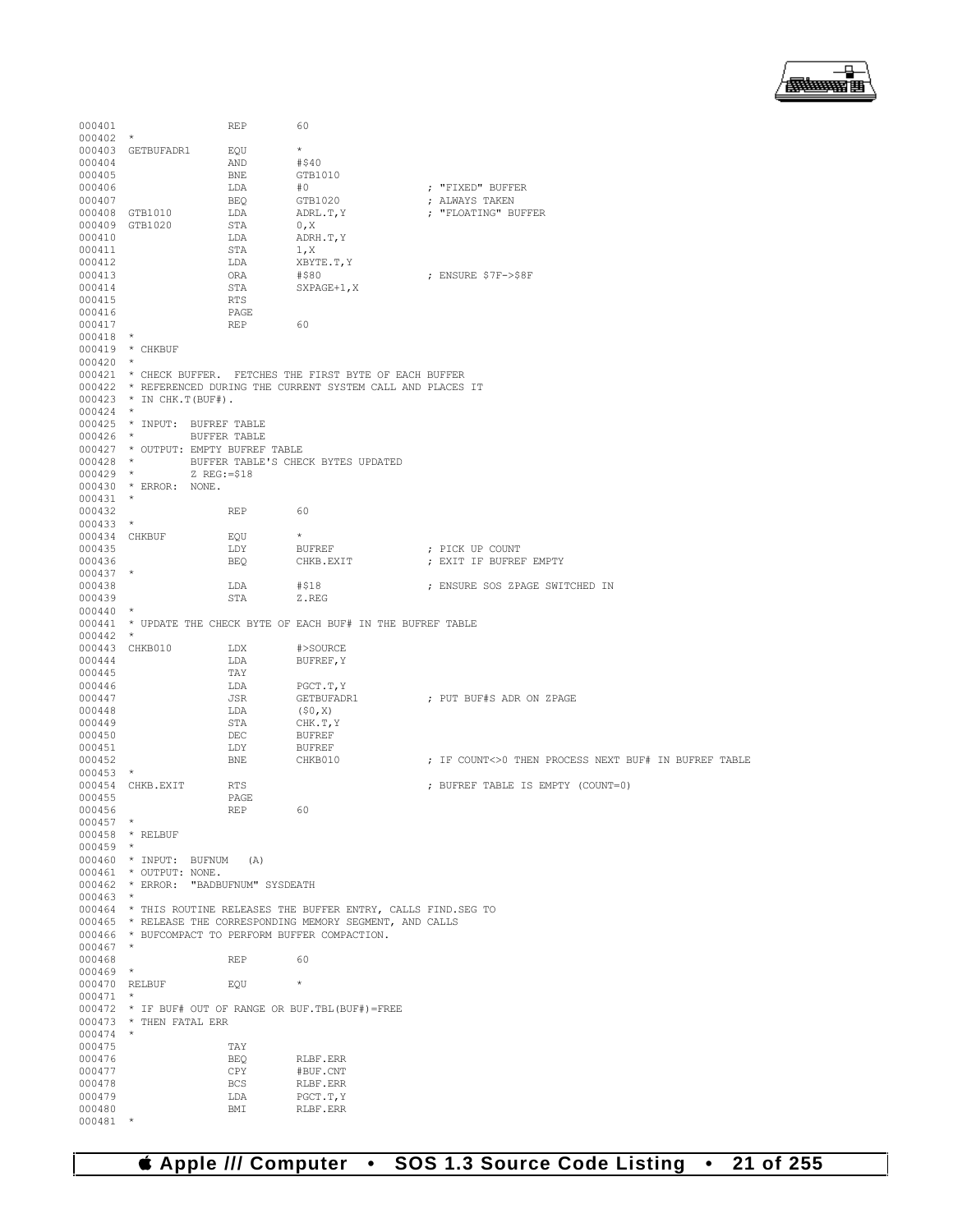```
000401                REP       60
000402  *
000403  GETBUFADR1    EQU       *
000404                AND       #$40
000405                BNE       GTB1010
000406                LDA       #0                 ; "FIXED" BUFFER
000407                BEQ       GTB1020            ; ALWAYS TAKEN
000408  GTB1010       LDA       ADRL.T,Y           ; "FLOATING" BUFFER
000409  GTB1020       STA       0,X
000410                LDA       ADRH.T,Y
000411                STA       1,X
000412                LDA       XBYTE.T,Y
000413                ORA       #$80               ; ENSURE $7F->$8F
000414                STA       SXPAGE+1,X
000415                RTS
000416                PAGE
000417                REP       60
000418  *
000419  * CHKBUF
000420  *
000421  * CHECK BUFFER.  FETCHES THE FIRST BYTE OF EACH BUFFER
000422  * REFERENCED DURING THE CURRENT SYSTEM CALL AND PLACES IT
000423  * IN CHK.T(BUF#).
000424  *
000425  * INPUT:  BUFREF TABLE
000426  *         BUFFER TABLE
000427  * OUTPUT: EMPTY BUFREF TABLE
000428  *         BUFFER TABLE'S CHECK BYTES UPDATED
000429  *         Z REG:=$18
000430  * ERROR:  NONE.
000431  *
000432                REP       60
000433  *
000434  CHKBUF        EQU       *
000435                LDY       BUFREF             ; PICK UP COUNT
000436                BEQ       CHKB.EXIT          ; EXIT IF BUFREF EMPTY
000437  *
000438                LDA       #$18               ; ENSURE SOS ZPAGE SWITCHED IN
000439                STA       Z.REG
000440  *
000441  * UPDATE THE CHECK BYTE OF EACH BUF# IN THE BUFREF TABLE
000442  *
000443  CHKB010       LDX       #>SOURCE
000444                LDA       BUFREF,Y
000445                TAY
000446                LDA       PGCT.T,Y
000447                JSR       GETBUFADR1         ; PUT BUF#S ADR ON ZPAGE
000448                LDA       ($0,X)
000449                STA       CHK.T,Y
000450                DEC       BUFREF
000451                LDY       BUFREF
000452                BNE       CHKB010            ; IF COUNT<>0 THEN PROCESS NEXT BUF# IN BUFREF TABLE
000453  *
000454  CHKB.EXIT     RTS                          ; BUFREF TABLE IS EMPTY (COUNT=0)
000455                PAGE
000456                REP       60
000457  *
000458  * RELBUF
000459  *
000460  * INPUT:  BUFNUM   (A)
000461  * OUTPUT: NONE.
000462  * ERROR:  "BADBUFNUM" SYSDEATH
000463  *
000464  * THIS ROUTINE RELEASES THE BUFFER ENTRY, CALLS FIND.SEG TO
000465  * RELEASE THE CORRESPONDING MEMORY SEGMENT, AND CALLS
000466  * BUFCOMPACT TO PERFORM BUFFER COMPACTION.
000467  *
000468                REP       60
000469  *
000470  RELBUF        EQU       *
000471  *
000472  * IF BUF# OUT OF RANGE OR BUF.TBL(BUF#)=FREE
000473  * THEN FATAL ERR
000474  *
000475                TAY
000476                BEQ       RLBF.ERR
000477                CPY       #BUF.CNT
000478                BCS       RLBF.ERR
000479                LDA       PGCT.T,Y
000480                BMI       RLBF.ERR
000481  *
```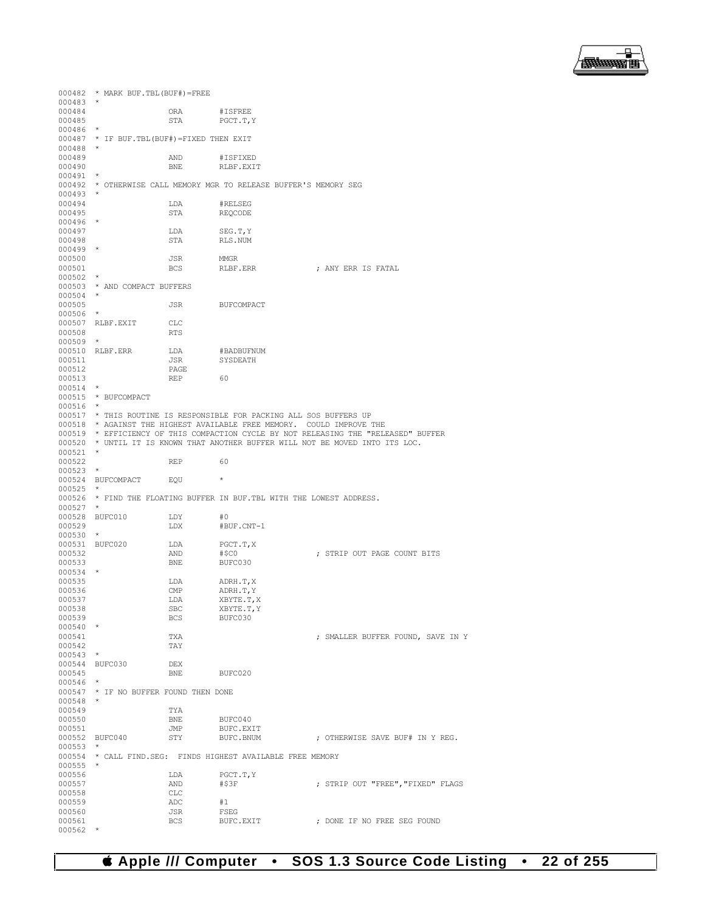```
000482  * MARK BUF.TBL(BUF#)=FREE
000483  *
000484                 ORA       #ISFREE
000485                 STA       PGCT.T,Y
000486  *
000487  * IF BUF.TBL(BUF#)=FIXED THEN EXIT
000488  *
000489                 AND       #ISFIXED
000490                 BNE       RLBF.EXIT
000491  *
000492  * OTHERWISE CALL MEMORY MGR TO RELEASE BUFFER'S MEMORY SEG
000493  *
000494                 LDA       #RELSEG
000495                 STA       REQCODE
000496  *
000497                 LDA       SEG.T,Y
000498                 STA       RLS.NUM
000499  *
000500                 JSR       MMGR
000501                 BCS       RLBF.ERR              ; ANY ERR IS FATAL
000502  *
000503  * AND COMPACT BUFFERS
000504  *
000505                 JSR       BUFCOMPACT
000506  *
000507  RLBF.EXIT      CLC
000508                 RTS
000509  *
000510  RLBF.ERR       LDA       #BADBUFNUM
000511                 JSR       SYSDEATH
000512                 PAGE
000513                 REP       60
000514  *
000515  * BUFCOMPACT
000516  *
000517  * THIS ROUTINE IS RESPONSIBLE FOR PACKING ALL SOS BUFFERS UP
000518  * AGAINST THE HIGHEST AVAILABLE FREE MEMORY.  COULD IMPROVE THE
000519  * EFFICIENCY OF THIS COMPACTION CYCLE BY NOT RELEASING THE "RELEASED" BUFFER
000520  * UNTIL IT IS KNOWN THAT ANOTHER BUFFER WILL NOT BE MOVED INTO ITS LOC.
000521  *
000522                 REP       60
000523  *
000524  BUFCOMPACT     EQU       *
000525  *
000526  * FIND THE FLOATING BUFFER IN BUF.TBL WITH THE LOWEST ADDRESS.
000527  *
000528  BUFC010        LDY       #0
000529                 LDX       #BUF.CNT-1
000530  *
000531  BUFC020        LDA       PGCT.T,X
000532                 AND       #$C0                  ; STRIP OUT PAGE COUNT BITS
000533                 BNE       BUFC030
000534  *
000535                 LDA       ADRH.T,X
000536                 CMP       ADRH.T,Y
000537                 LDA       XBYTE.T,X
000538                 SBC       XBYTE.T,Y
000539                 BCS       BUFC030
000540  *
000541                 TXA                             ; SMALLER BUFFER FOUND, SAVE IN Y
000542                 TAY
000543  *
000544  BUFC030        DEX
000545                 BNE       BUFC020
000546  *
000547  * IF NO BUFFER FOUND THEN DONE
000548  *
000549                 TYA
000550                 BNE       BUFC040
000551                 JMP       BUFC.EXIT
000552  BUFC040        STY       BUFC.BNUM             ; OTHERWISE SAVE BUF# IN Y REG.
000553  *
000554  * CALL FIND.SEG:  FINDS HIGHEST AVAILABLE FREE MEMORY
000555  *
000556                 LDA       PGCT.T,Y
000557                 AND       #$3F                  ; STRIP OUT "FREE","FIXED" FLAGS
000558                 CLC
000559                 ADC       #1
000560                 JSR       FSEG
000561                 BCS       BUFC.EXIT             ; DONE IF NO FREE SEG FOUND
000562  *
```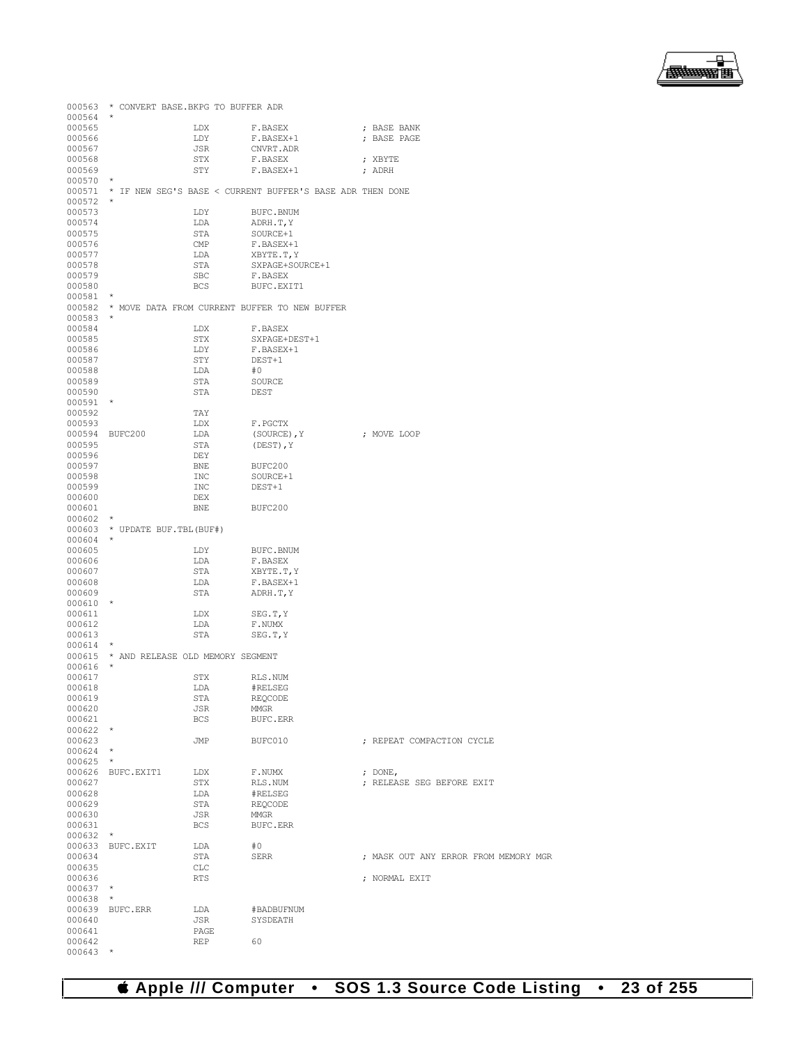```
000563  * CONVERT BASE.BKPG TO BUFFER ADR
000564  *
000565                LDX       F.BASEX             ; BASE BANK
000566                LDY       F.BASEX+1           ; BASE PAGE
000567                JSR       CNVRT.ADR
000568                STX       F.BASEX             ; XBYTE
000569                STY       F.BASEX+1           ; ADRH
000570  *
000571  * IF NEW SEG'S BASE < CURRENT BUFFER'S BASE ADR THEN DONE
000572  *
000573                LDY       BUFC.BNUM
000574                LDA       ADRH.T,Y
000575                STA       SOURCE+1
000576                CMP       F.BASEX+1
000577                LDA       XBYTE.T,Y
000578                STA       SXPAGE+SOURCE+1
000579                SBC       F.BASEX
000580                BCS       BUFC.EXIT1
000581  *
000582  * MOVE DATA FROM CURRENT BUFFER TO NEW BUFFER
000583  *
000584                LDX       F.BASEX
000585                STX       SXPAGE+DEST+1
000586                LDY       F.BASEX+1
000587                STY       DEST+1
000588                LDA       #0
000589                STA       SOURCE
000590                STA       DEST
000591  *
000592                TAY
000593                LDX       F.PGCTX
000594  BUFC200       LDA       (SOURCE),Y          ; MOVE LOOP
000595                STA       (DEST),Y
000596                DEY
000597                BNE       BUFC200
000598                INC       SOURCE+1
000599                INC       DEST+1
000600                DEX
000601                BNE       BUFC200
000602  *
000603  * UPDATE BUF.TBL(BUF#)
000604  *
000605                LDY       BUFC.BNUM
000606                LDA       F.BASEX
000607                STA       XBYTE.T,Y
000608                LDA       F.BASEX+1
000609                STA       ADRH.T,Y
000610  *
000611                LDX       SEG.T,Y
000612                LDA       F.NUMX
000613                STA       SEG.T,Y
000614  *
000615  * AND RELEASE OLD MEMORY SEGMENT
000616  *
000617                STX       RLS.NUM
000618                LDA       #RELSEG
000619                STA       REQCODE
000620                JSR       MMGR
000621                BCS       BUFC.ERR
000622  *
000623                JMP       BUFC010             ; REPEAT COMPACTION CYCLE
000624  *
000625  *
000626  BUFC.EXIT1    LDX       F.NUMX              ; DONE,
000627                STX       RLS.NUM             ; RELEASE SEG BEFORE EXIT
000628                LDA       #RELSEG
000629                STA       REQCODE
000630                JSR       MMGR
000631                BCS       BUFC.ERR
000632  *
000633  BUFC.EXIT     LDA       #0
000634                STA       SERR                ; MASK OUT ANY ERROR FROM MEMORY MGR
000635                CLC
000636                RTS                           ; NORMAL EXIT
000637  *
000638  *
000639  BUFC.ERR      LDA       #BADBUFNUM
000640                JSR       SYSDEATH
000641                PAGE
000642                REP       60
000643  *
```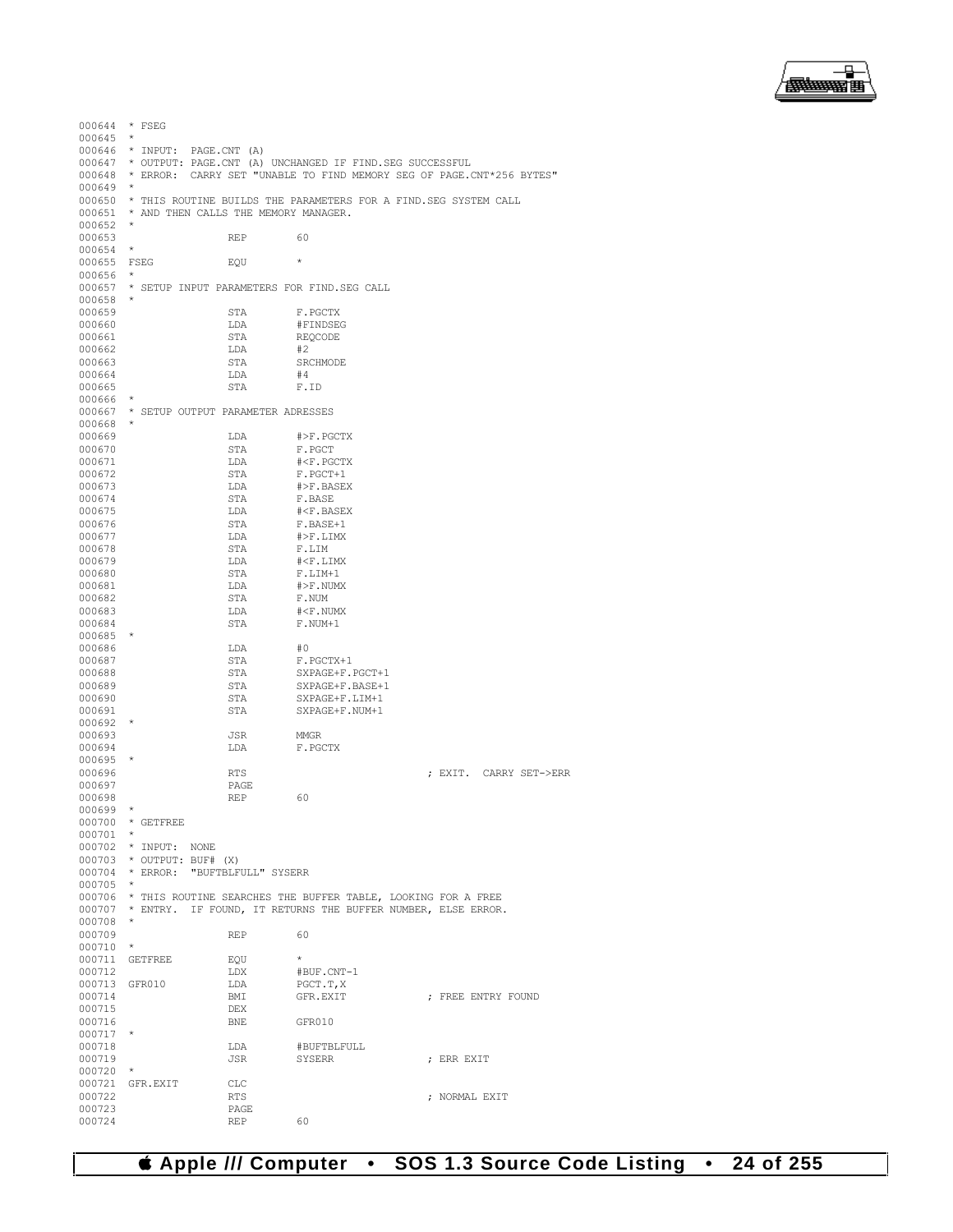```
000644  * FSEG
000645  *
000646  * INPUT:  PAGE.CNT (A)
000647  * OUTPUT: PAGE.CNT (A) UNCHANGED IF FIND.SEG SUCCESSFUL
000648  * ERROR:  CARRY SET "UNABLE TO FIND MEMORY SEG OF PAGE.CNT*256 BYTES"
000649  *
000650  * THIS ROUTINE BUILDS THE PARAMETERS FOR A FIND.SEG SYSTEM CALL
000651  * AND THEN CALLS THE MEMORY MANAGER.
000652  *
000653                  REP        60
000654  *
000655  FSEG            EQU        *
000656  *
000657  * SETUP INPUT PARAMETERS FOR FIND.SEG CALL
000658  *
000659                  STA        F.PGCTX
000660                  LDA        #FINDSEG
000661                  STA        REQCODE
000662                  LDA        #2
000663                  STA        SRCHMODE
000664                  LDA        #4
000665                  STA        F.ID
000666  *
000667  * SETUP OUTPUT PARAMETER ADRESSES
000668  *
000669                  LDA        #>F.PGCTX
000670                  STA        F.PGCT
000671                  LDA        #<F.PGCTX
000672                  STA        F.PGCT+1
000673                  LDA        #>F.BASEX
000674                  STA        F.BASE
000675                  LDA        #<F.BASEX
000676                  STA        F.BASE+1
000677                  LDA        #>F.LIMX
000678                  STA        F.LIM
000679                  LDA        #<F.LIMX
000680                  STA        F.LIM+1
000681                  LDA        #>F.NUMX
000682                  STA        F.NUM
000683                  LDA        #<F.NUMX
000684                  STA        F.NUM+1
000685  *
000686                  LDA        #0
000687                  STA        F.PGCTX+1
000688                  STA        SXPAGE+F.PGCT+1
000689                  STA        SXPAGE+F.BASE+1
000690                  STA        SXPAGE+F.LIM+1
000691                  STA        SXPAGE+F.NUM+1
000692  *
000693                  JSR        MMGR
000694                  LDA        F.PGCTX
000695  *
000696                  RTS                             ; EXIT.  CARRY SET->ERR
000697                  PAGE
000698                  REP        60
000699  *
000700  * GETFREE
000701  *
000702  * INPUT:  NONE
000703  * OUTPUT: BUF# (X)
000704  * ERROR:  "BUFTBLFULL" SYSERR
000705  *
000706  * THIS ROUTINE SEARCHES THE BUFFER TABLE, LOOKING FOR A FREE
000707  * ENTRY.  IF FOUND, IT RETURNS THE BUFFER NUMBER, ELSE ERROR.
000708  *
000709                  REP        60
000710  *
000711  GETFREE         EQU        *
000712                  LDX        #BUF.CNT-1
000713  GFR010          LDA        PGCT.T,X
000714                  BMI        GFR.EXIT             ; FREE ENTRY FOUND
000715                  DEX
000716                  BNE        GFR010
000717  *
000718                  LDA        #BUFTBLFULL
000719                  JSR        SYSERR               ; ERR EXIT
000720  *
000721  GFR.EXIT        CLC
000722                  RTS                             ; NORMAL EXIT
000723                  PAGE
000724                  REP        60
```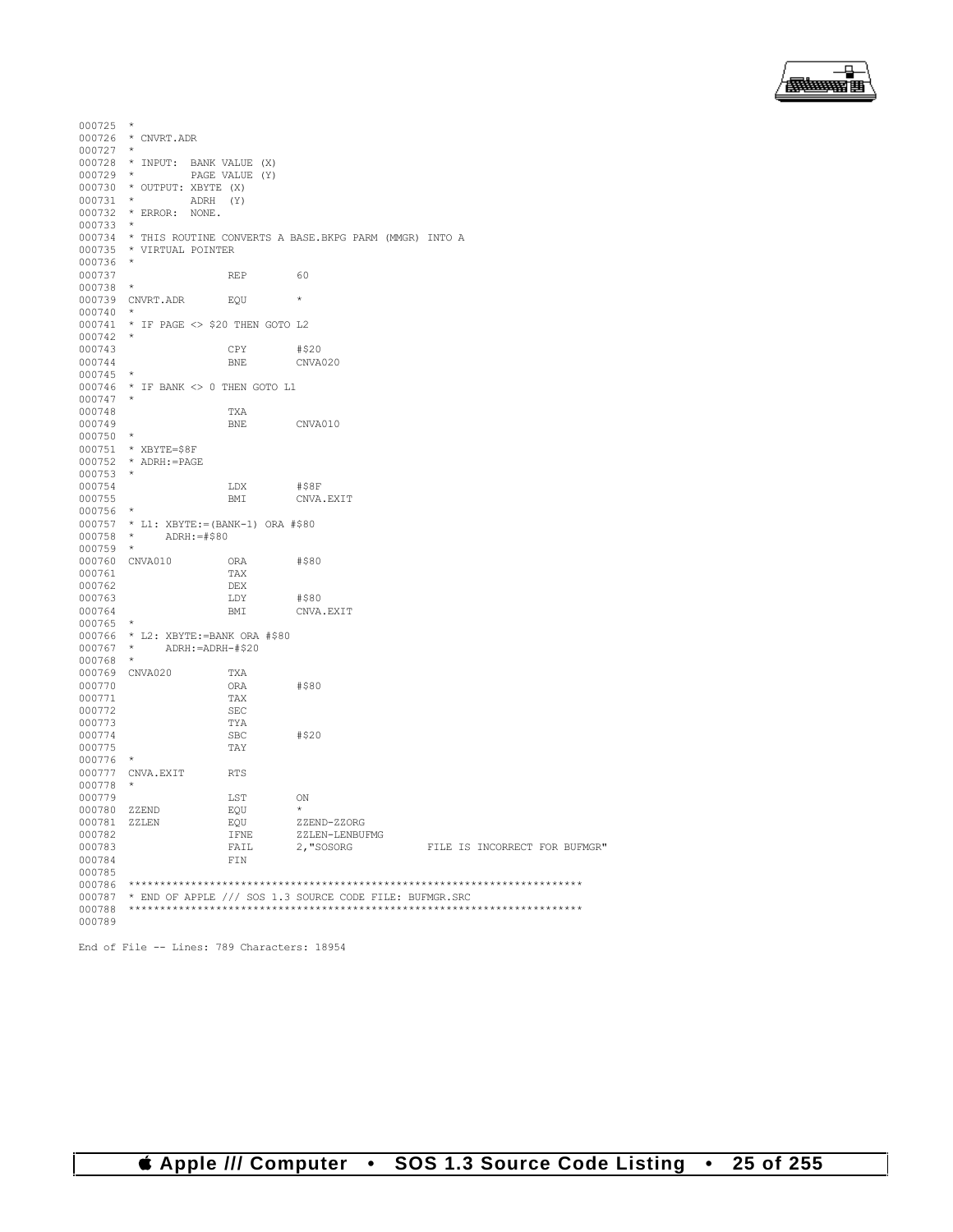```
000725  *
000726  * CNVRT.ADR
000727  *
000728  * INPUT:  BANK VALUE (X)
000729  *         PAGE VALUE (Y)
000730  * OUTPUT: XBYTE (X)
000731  *         ADRH  (Y)
000732  * ERROR:  NONE.
000733  *
000734  * THIS ROUTINE CONVERTS A BASE.BKPG PARM (MMGR) INTO A
000735  * VIRTUAL POINTER
000736  *
000737                  REP        60
000738  *
000739  CNVRT.ADR       EQU        *
000740  *
000741  * IF PAGE <> $20 THEN GOTO L2
000742  *
000743                  CPY        #$20
000744                  BNE        CNVA020
000745  *
000746  * IF BANK <> 0 THEN GOTO L1
000747  *
000748                  TXA
000749                  BNE        CNVA010
000750  *
000751  * XBYTE=$8F
000752  * ADRH:=PAGE
000753  *
000754                  LDX        #$8F
000755                  BMI        CNVA.EXIT
000756  *
000757  * L1: XBYTE:=(BANK-1) ORA #$80
000758  *     ADRH:=#$80
000759  *
000760  CNVA010         ORA        #$80
000761                  TAX
000762                  DEX
000763                  LDY        #$80
000764                  BMI        CNVA.EXIT
000765  *
000766  * L2: XBYTE:=BANK ORA #$80
000767  *     ADRH:=ADRH-#$20
000768  *
000769  CNVA020         TXA
000770                  ORA        #$80
000771                  TAX
000772                  SEC
000773                  TYA
000774                  SBC        #$20
000775                  TAY
000776  *
000777  CNVA.EXIT       RTS
000778  *
000779                  LST        ON
000780  ZZEND           EQU        *
000781  ZZLEN           EQU        ZZEND-ZZORG
000782                  IFNE       ZZLEN-LENBUFMG
000783                  FAIL       2,"SOSORG           FILE IS INCORRECT FOR BUFMGR"
000784                  FIN
000785
000786  ************************************************************************
000787  * END OF APPLE /// SOS 1.3 SOURCE CODE FILE: BUFMGR.SRC
000788  ************************************************************************
000789
```

End of File -- Lines: 789 Characters: 18954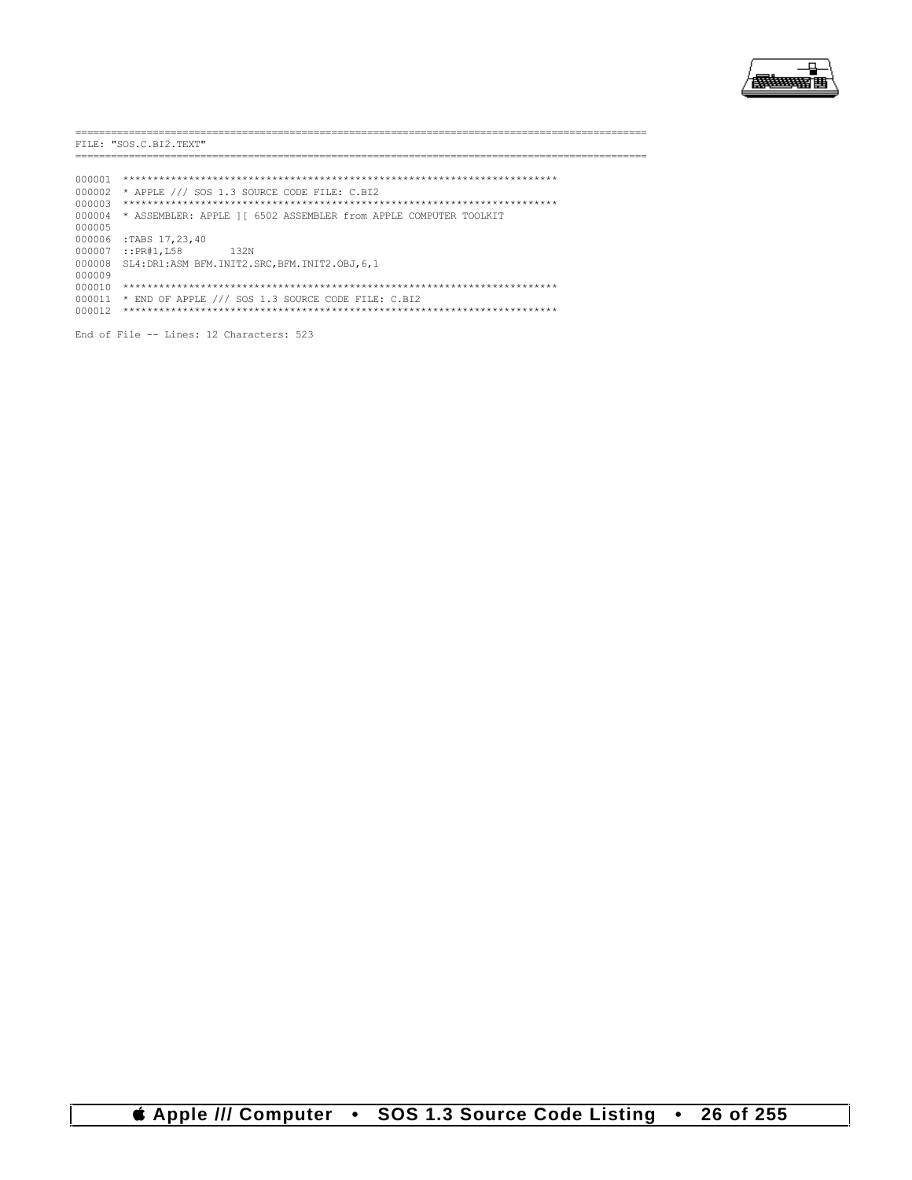```
==========================================================================================
FILE: "SOS.C.BI2.TEXT"
==========================================================================================

000001  ************************************************************************
000002  * APPLE /// SOS 1.3 SOURCE CODE FILE: C.BI2
000003  ************************************************************************
000004  * ASSEMBLER: APPLE ][ 6502 ASSEMBLER from APPLE COMPUTER TOOLKIT
000005
000006  :TABS 17,23,40
000007  ::PR#1,L58        132N
000008  SL4:DR1:ASM BFM.INIT2.SRC,BFM.INIT2.OBJ,6,1
000009
000010  ************************************************************************
000011  * END OF APPLE /// SOS 1.3 SOURCE CODE FILE: C.BI2
000012  ************************************************************************

End of File -- Lines: 12 Characters: 523
```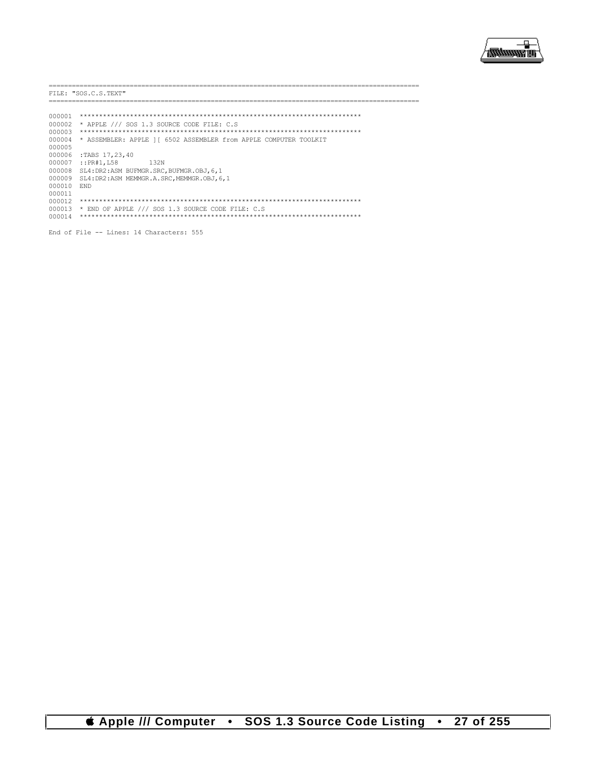```
==========================================================================================
FILE: "SOS.C.S.TEXT"
==========================================================================================

000001  ************************************************************************
000002  * APPLE /// SOS 1.3 SOURCE CODE FILE: C.S
000003  ************************************************************************
000004  * ASSEMBLER: APPLE ][ 6502 ASSEMBLER from APPLE COMPUTER TOOLKIT
000005
000006  :TABS 17,23,40
000007  ::PR#1,L58       132N
000008  SL4:DR2:ASM BUFMGR.SRC,BUFMGR.OBJ,6,1
000009  SL4:DR2:ASM MEMMGR.A.SRC,MEMMGR.OBJ,6,1
000010  END
000011
000012  ************************************************************************
000013  * END OF APPLE /// SOS 1.3 SOURCE CODE FILE: C.S
000014  ************************************************************************

End of File -- Lines: 14 Characters: 555
```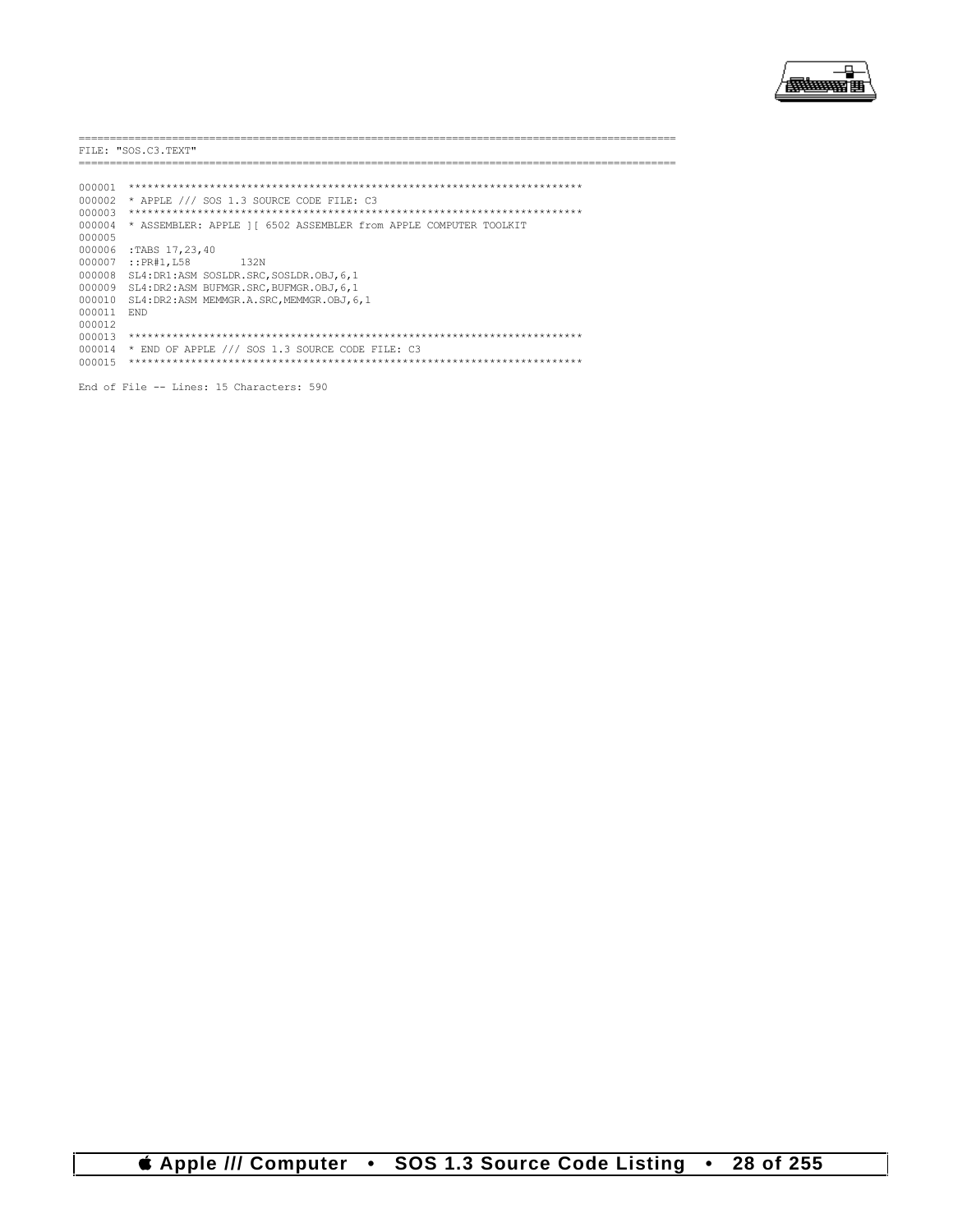```
==========================================================================================
FILE: "SOS.C3.TEXT"
==========================================================================================

000001  ************************************************************************
000002  * APPLE /// SOS 1.3 SOURCE CODE FILE: C3
000003  ************************************************************************
000004  * ASSEMBLER: APPLE ][ 6502 ASSEMBLER from APPLE COMPUTER TOOLKIT
000005
000006  :TABS 17,23,40
000007  ::PR#1,L58        132N
000008  SL4:DR1:ASM SOSLDR.SRC,SOSLDR.OBJ,6,1
000009  SL4:DR2:ASM BUFMGR.SRC,BUFMGR.OBJ,6,1
000010  SL4:DR2:ASM MEMMGR.A.SRC,MEMMGR.OBJ,6,1
000011  END
000012
000013  ************************************************************************
000014  * END OF APPLE /// SOS 1.3 SOURCE CODE FILE: C3
000015  ************************************************************************

End of File -- Lines: 15 Characters: 590
```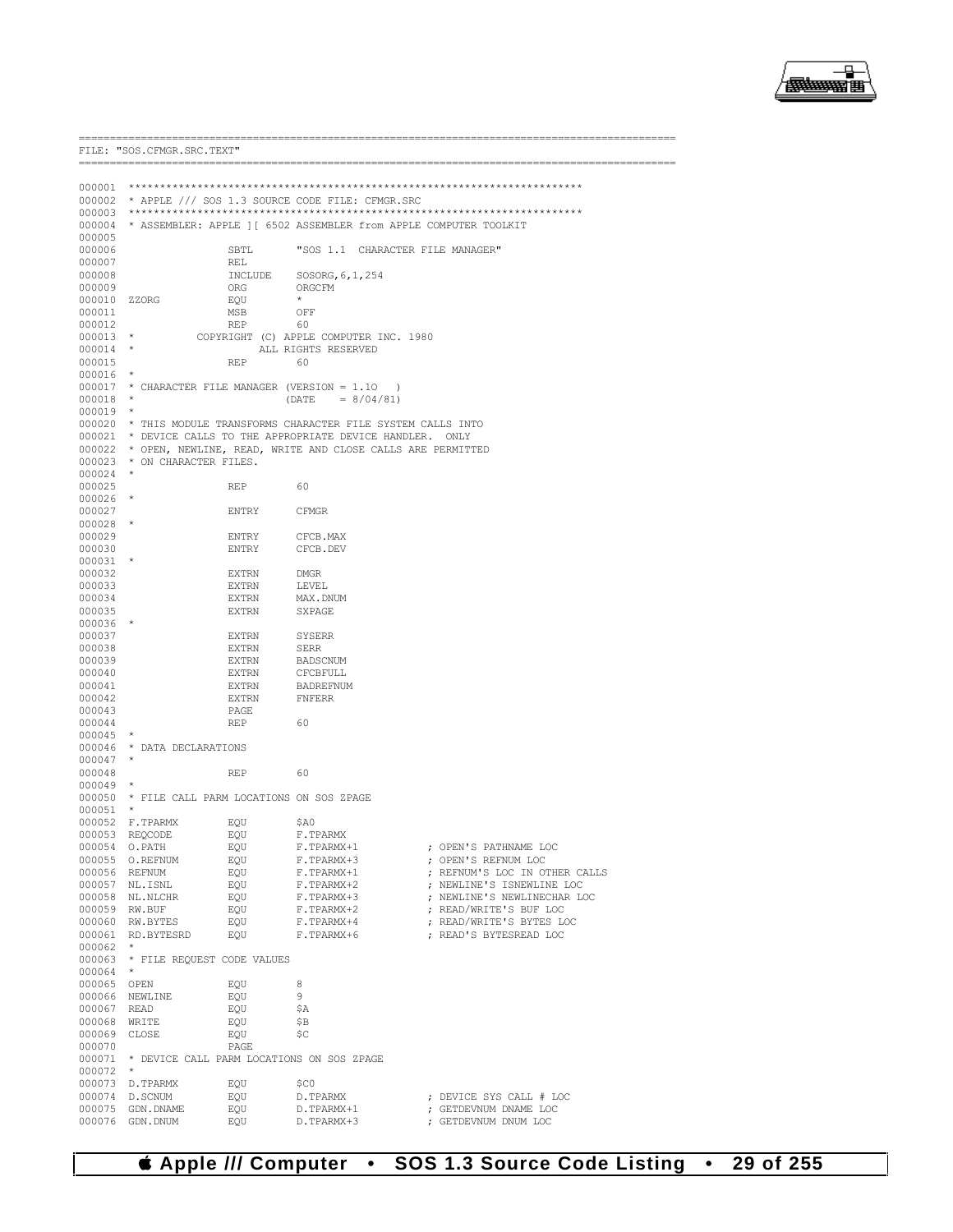```
==============================================================================================
FILE: "SOS.CFMGR.SRC.TEXT"
==============================================================================================

000001 ***********************************************************************
000002 * APPLE /// SOS 1.3 SOURCE CODE FILE: CFMGR.SRC
000003 ***********************************************************************
000004 * ASSEMBLER: APPLE ][ 6502 ASSEMBLER from APPLE COMPUTER TOOLKIT
000005
000006                 SBTL       "SOS 1.1  CHARACTER FILE MANAGER"
000007                 REL
000008                 INCLUDE    SOSORG,6,1,254
000009                 ORG        ORGCFM
000010 ZZORG           EQU        *
000011                 MSB        OFF
000012                 REP        60
000013 *          COPYRIGHT (C) APPLE COMPUTER INC. 1980
000014 *                   ALL RIGHTS RESERVED
000015                 REP        60
000016 *
000017 * CHARACTER FILE MANAGER (VERSION = 1.10   )
000018 *                        (DATE    = 8/04/81)
000019 *
000020 * THIS MODULE TRANSFORMS CHARACTER FILE SYSTEM CALLS INTO
000021 * DEVICE CALLS TO THE APPROPRIATE DEVICE HANDLER.  ONLY
000022 * OPEN, NEWLINE, READ, WRITE AND CLOSE CALLS ARE PERMITTED
000023 * ON CHARACTER FILES.
000024 *
000025                 REP        60
000026 *
000027                 ENTRY      CFMGR
000028 *
000029                 ENTRY      CFCB.MAX
000030                 ENTRY      CFCB.DEV
000031 *
000032                 EXTRN      DMGR
000033                 EXTRN      LEVEL
000034                 EXTRN      MAX.DNUM
000035                 EXTRN      SXPAGE
000036 *
000037                 EXTRN      SYSERR
000038                 EXTRN      SERR
000039                 EXTRN      BADSCNUM
000040                 EXTRN      CFCBFULL
000041                 EXTRN      BADREFNUM
000042                 EXTRN      FNFERR
000043                 PAGE
000044                 REP        60
000045 *
000046 * DATA DECLARATIONS
000047 *
000048                 REP        60
000049 *
000050 * FILE CALL PARM LOCATIONS ON SOS ZPAGE
000051 *
000052 F.TPARMX        EQU        $A0
000053 REQCODE         EQU        F.TPARMX
000054 O.PATH          EQU        F.TPARMX+1          ; OPEN'S PATHNAME LOC
000055 O.REFNUM        EQU        F.TPARMX+3          ; OPEN'S REFNUM LOC
000056 REFNUM          EQU        F.TPARMX+1          ; REFNUM'S LOC IN OTHER CALLS
000057 NL.ISNL         EQU        F.TPARMX+2          ; NEWLINE'S ISNEWLINE LOC
000058 NL.NLCHR        EQU        F.TPARMX+3          ; NEWLINE'S NEWLINECHAR LOC
000059 RW.BUF          EQU        F.TPARMX+2          ; READ/WRITE'S BUF LOC
000060 RW.BYTES        EQU        F.TPARMX+4          ; READ/WRITE'S BYTES LOC
000061 RD.BYTESRD      EQU        F.TPARMX+6          ; READ'S BYTESREAD LOC
000062 *
000063 * FILE REQUEST CODE VALUES
000064 *
000065 OPEN            EQU        8
000066 NEWLINE         EQU        9
000067 READ            EQU        $A
000068 WRITE           EQU        $B
000069 CLOSE           EQU        $C
000070                 PAGE
000071 * DEVICE CALL PARM LOCATIONS ON SOS ZPAGE
000072 *
000073 D.TPARMX        EQU        $C0
000074 D.SCNUM         EQU        D.TPARMX            ; DEVICE SYS CALL # LOC
000075 GDN.DNAME       EQU        D.TPARMX+1          ; GETDEVNUM DNAME LOC
000076 GDN.DNUM        EQU        D.TPARMX+3          ; GETDEVNUM DNUM LOC
```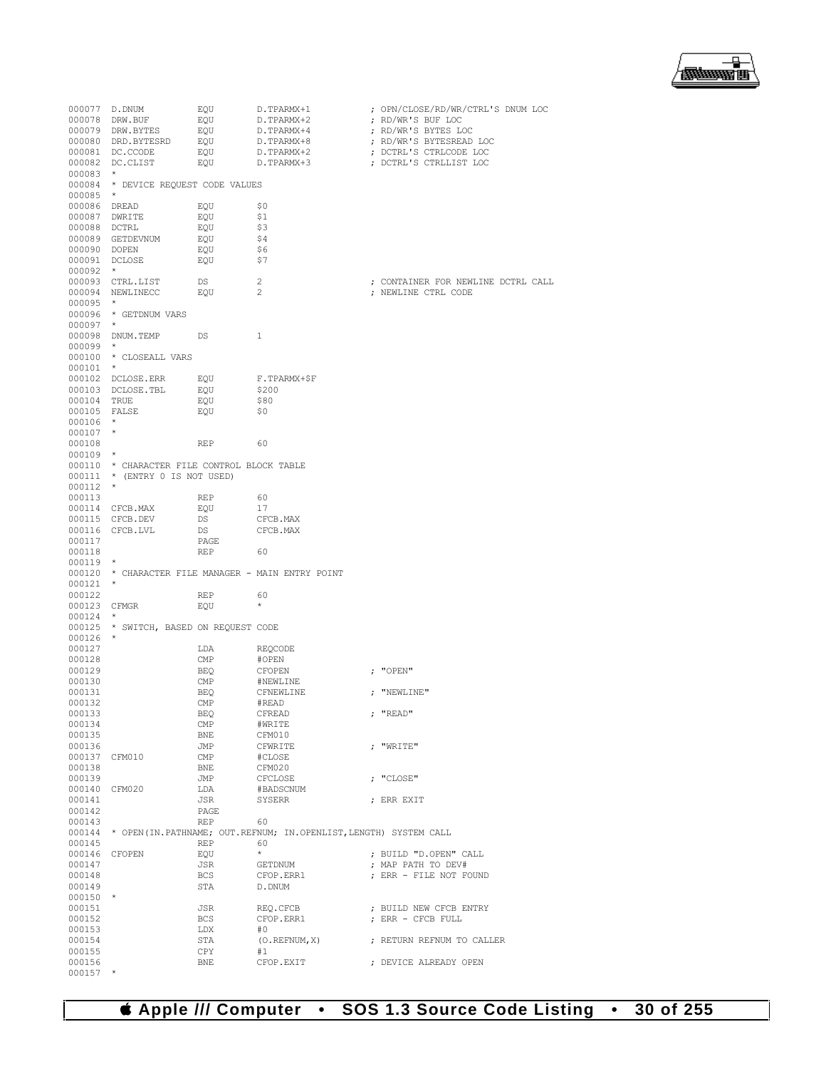```
000077 D.DNUM          EQU        D.TPARMX+1          ; OPN/CLOSE/RD/WR/CTRL'S DNUM LOC
000078 DRW.BUF         EQU        D.TPARMX+2          ; RD/WR'S BUF LOC
000079 DRW.BYTES       EQU        D.TPARMX+4          ; RD/WR'S BYTES LOC
000080 DRD.BYTESRD     EQU        D.TPARMX+8          ; RD/WR'S BYTESREAD LOC
000081 DC.CCODE        EQU        D.TPARMX+2          ; DCTRL'S CTRLCODE LOC
000082 DC.CLIST        EQU        D.TPARMX+3          ; DCTRL'S CTRLLIST LOC
000083 *
000084 * DEVICE REQUEST CODE VALUES
000085 *
000086 DREAD           EQU        $0
000087 DWRITE          EQU        $1
000088 DCTRL           EQU        $3
000089 GETDEVNUM       EQU        $4
000090 DOPEN           EQU        $6
000091 DCLOSE          EQU        $7
000092 *
000093 CTRL.LIST       DS         2                   ; CONTAINER FOR NEWLINE DCTRL CALL
000094 NEWLINECC       EQU        2                   ; NEWLINE CTRL CODE
000095 *
000096 * GETDNUM VARS
000097 *
000098 DNUM.TEMP       DS         1
000099 *
000100 * CLOSEALL VARS
000101 *
000102 DCLOSE.ERR      EQU        F.TPARMX+$F
000103 DCLOSE.TBL      EQU        $200
000104 TRUE            EQU        $80
000105 FALSE           EQU        $0
000106 *
000107 *
000108                 REP        60
000109 *
000110 * CHARACTER FILE CONTROL BLOCK TABLE
000111 * (ENTRY 0 IS NOT USED)
000112 *
000113                 REP        60
000114 CFCB.MAX        EQU        17
000115 CFCB.DEV        DS         CFCB.MAX
000116 CFCB.LVL        DS         CFCB.MAX
000117                 PAGE
000118                 REP        60
000119 *
000120 * CHARACTER FILE MANAGER - MAIN ENTRY POINT
000121 *
000122                 REP        60
000123 CFMGR           EQU        *
000124 *
000125 * SWITCH, BASED ON REQUEST CODE
000126 *
000127                 LDA        REQCODE
000128                 CMP        #OPEN
000129                 BEQ        CFOPEN              ; "OPEN"
000130                 CMP        #NEWLINE
000131                 BEQ        CFNEWLINE           ; "NEWLINE"
000132                 CMP        #READ
000133                 BEQ        CFREAD              ; "READ"
000134                 CMP        #WRITE
000135                 BNE        CFM010
000136                 JMP        CFWRITE             ; "WRITE"
000137 CFM010          CMP        #CLOSE
000138                 BNE        CFM020
000139                 JMP        CFCLOSE             ; "CLOSE"
000140 CFM020          LDA        #BADSCNUM
000141                 JSR        SYSERR              ; ERR EXIT
000142                 PAGE
000143                 REP        60
000144 * OPEN(IN.PATHNAME; OUT.REFNUM; IN.OPENLIST,LENGTH) SYSTEM CALL
000145                 REP        60
000146 CFOPEN          EQU        *                   ; BUILD "D.OPEN" CALL
000147                 JSR        GETDNUM             ; MAP PATH TO DEV#
000148                 BCS        CFOP.ERR1           ; ERR - FILE NOT FOUND
000149                 STA        D.DNUM
000150 *
000151                 JSR        REQ.CFCB            ; BUILD NEW CFCB ENTRY
000152                 BCS        CFOP.ERR1           ; ERR - CFCB FULL
000153                 LDX        #0
000154                 STA        (O.REFNUM,X)        ; RETURN REFNUM TO CALLER
000155                 CPY        #1
000156                 BNE        CFOP.EXIT           ; DEVICE ALREADY OPEN
000157 *
```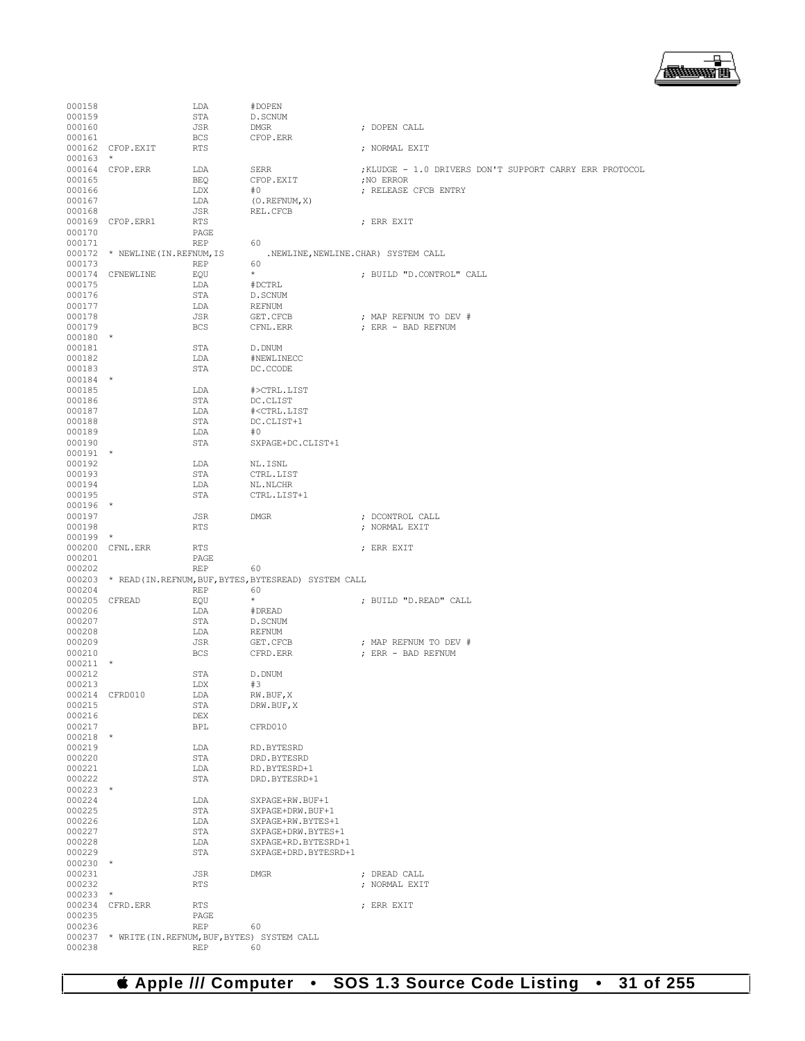```
000158                  LDA         #DOPEN
000159                  STA         D.SCNUM
000160                  JSR         DMGR                ; DOPEN CALL
000161                  BCS         CFOP.ERR
000162  CFOP.EXIT       RTS                             ; NORMAL EXIT
000163  *
000164  CFOP.ERR        LDA         SERR                ;KLUDGE - 1.0 DRIVERS DON'T SUPPORT CARRY ERR PROTOCOL
000165                  BEQ         CFOP.EXIT           ;NO ERROR
000166                  LDX         #0                  ; RELEASE CFCB ENTRY
000167                  LDA         (O.REFNUM,X)
000168                  JSR         REL.CFCB
000169  CFOP.ERR1       RTS                             ; ERR EXIT
000170                  PAGE
000171                  REP         60
000172  * NEWLINE(IN.REFNUM,IS      .NEWLINE,NEWLINE.CHAR) SYSTEM CALL
000173                  REP         60
000174  CFNEWLINE       EQU         *                   ; BUILD "D.CONTROL" CALL
000175                  LDA         #DCTRL
000176                  STA         D.SCNUM
000177                  LDA         REFNUM
000178                  JSR         GET.CFCB            ; MAP REFNUM TO DEV #
000179                  BCS         CFNL.ERR            ; ERR - BAD REFNUM
000180  *
000181                  STA         D.DNUM
000182                  LDA         #NEWLINECC
000183                  STA         DC.CCODE
000184  *
000185                  LDA         #>CTRL.LIST
000186                  STA         DC.CLIST
000187                  LDA         #<CTRL.LIST
000188                  STA         DC.CLIST+1
000189                  LDA         #0
000190                  STA         SXPAGE+DC.CLIST+1
000191  *
000192                  LDA         NL.ISNL
000193                  STA         CTRL.LIST
000194                  LDA         NL.NLCHR
000195                  STA         CTRL.LIST+1
000196  *
000197                  JSR         DMGR                ; DCONTROL CALL
000198                  RTS                             ; NORMAL EXIT
000199  *
000200  CFNL.ERR        RTS                             ; ERR EXIT
000201                  PAGE
000202                  REP         60
000203  * READ(IN.REFNUM,BUF,BYTES,BYTESREAD) SYSTEM CALL
000204                  REP         60
000205  CFREAD          EQU         *                   ; BUILD "D.READ" CALL
000206                  LDA         #DREAD
000207                  STA         D.SCNUM
000208                  LDA         REFNUM
000209                  JSR         GET.CFCB            ; MAP REFNUM TO DEV #
000210                  BCS         CFRD.ERR            ; ERR - BAD REFNUM
000211  *
000212                  STA         D.DNUM
000213                  LDX         #3
000214  CFRD010         LDA         RW.BUF,X
000215                  STA         DRW.BUF,X
000216                  DEX
000217                  BPL         CFRD010
000218  *
000219                  LDA         RD.BYTESRD
000220                  STA         DRD.BYTESRD
000221                  LDA         RD.BYTESRD+1
000222                  STA         DRD.BYTESRD+1
000223  *
000224                  LDA         SXPAGE+RW.BUF+1
000225                  STA         SXPAGE+DRW.BUF+1
000226                  LDA         SXPAGE+RW.BYTES+1
000227                  STA         SXPAGE+DRW.BYTES+1
000228                  LDA         SXPAGE+RD.BYTESRD+1
000229                  STA         SXPAGE+DRD.BYTESRD+1
000230  *
000231                  JSR         DMGR                ; DREAD CALL
000232                  RTS                             ; NORMAL EXIT
000233  *
000234  CFRD.ERR        RTS                             ; ERR EXIT
000235                  PAGE
000236                  REP         60
000237  * WRITE(IN.REFNUM,BUF,BYTES) SYSTEM CALL
000238                  REP         60
```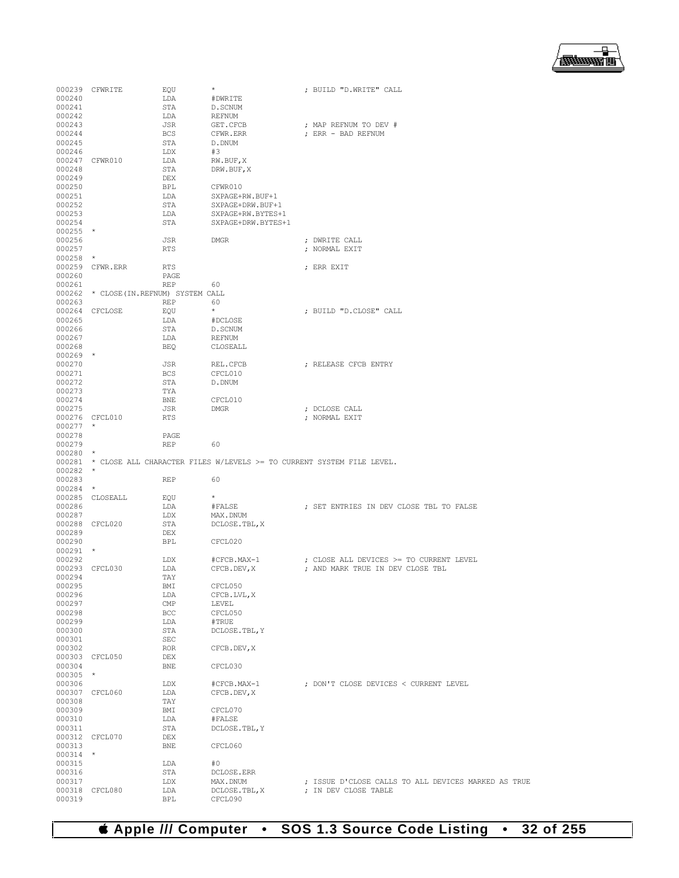```
000239 CFWRITE         EQU     *                      ; BUILD "D.WRITE" CALL
000240                 LDA     #DWRITE
000241                 STA     D.SCNUM
000242                 LDA     REFNUM
000243                 JSR     GET.CFCB               ; MAP REFNUM TO DEV #
000244                 BCS     CFWR.ERR               ; ERR - BAD REFNUM
000245                 STA     D.DNUM
000246                 LDX     #3
000247 CFWR010         LDA     RW.BUF,X
000248                 STA     DRW.BUF,X
000249                 DEX
000250                 BPL     CFWR010
000251                 LDA     SXPAGE+RW.BUF+1
000252                 STA     SXPAGE+DRW.BUF+1
000253                 LDA     SXPAGE+RW.BYTES+1
000254                 STA     SXPAGE+DRW.BYTES+1
000255 *
000256                 JSR     DMGR                   ; DWRITE CALL
000257                 RTS                            ; NORMAL EXIT
000258 *
000259 CFWR.ERR        RTS                            ; ERR EXIT
000260                 PAGE
000261                 REP     60
000262 * CLOSE(IN.REFNUM) SYSTEM CALL
000263                 REP     60
000264 CFCLOSE         EQU     *                      ; BUILD "D.CLOSE" CALL
000265                 LDA     #DCLOSE
000266                 STA     D.SCNUM
000267                 LDA     REFNUM
000268                 BEQ     CLOSEALL
000269 *
000270                 JSR     REL.CFCB               ; RELEASE CFCB ENTRY
000271                 BCS     CFCL010
000272                 STA     D.DNUM
000273                 TYA
000274                 BNE     CFCL010
000275                 JSR     DMGR                   ; DCLOSE CALL
000276 CFCL010         RTS                            ; NORMAL EXIT
000277 *
000278                 PAGE
000279                 REP     60
000280 *
000281 * CLOSE ALL CHARACTER FILES W/LEVELS >= TO CURRENT SYSTEM FILE LEVEL.
000282 *
000283                 REP     60
000284 *
000285 CLOSEALL        EQU     *
000286                 LDA     #FALSE                 ; SET ENTRIES IN DEV CLOSE TBL TO FALSE
000287                 LDX     MAX.DNUM
000288 CFCL020         STA     DCLOSE.TBL,X
000289                 DEX
000290                 BPL     CFCL020
000291 *
000292                 LDX     #CFCB.MAX-1            ; CLOSE ALL DEVICES >= TO CURRENT LEVEL
000293 CFCL030         LDA     CFCB.DEV,X             ; AND MARK TRUE IN DEV CLOSE TBL
000294                 TAY
000295                 BMI     CFCL050
000296                 LDA     CFCB.LVL,X
000297                 CMP     LEVEL
000298                 BCC     CFCL050
000299                 LDA     #TRUE
000300                 STA     DCLOSE.TBL,Y
000301                 SEC
000302                 ROR     CFCB.DEV,X
000303 CFCL050         DEX
000304                 BNE     CFCL030
000305 *
000306                 LDX     #CFCB.MAX-1            ; DON'T CLOSE DEVICES < CURRENT LEVEL
000307 CFCL060         LDA     CFCB.DEV,X
000308                 TAY
000309                 BMI     CFCL070
000310                 LDA     #FALSE
000311                 STA     DCLOSE.TBL,Y
000312 CFCL070         DEX
000313                 BNE     CFCL060
000314 *
000315                 LDA     #0
000316                 STA     DCLOSE.ERR
000317                 LDX     MAX.DNUM               ; ISSUE D'CLOSE CALLS TO ALL DEVICES MARKED AS TRUE
000318 CFCL080         LDA     DCLOSE.TBL,X           ; IN DEV CLOSE TABLE
000319                 BPL     CFCL090
```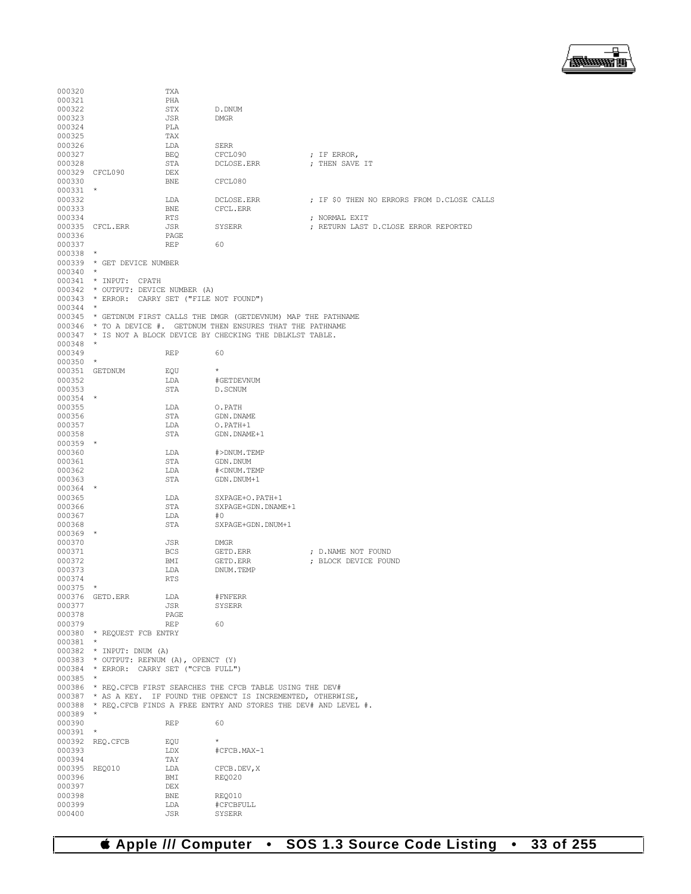```
000320                  TXA
000321                  PHA
000322                  STX        D.DNUM
000323                  JSR        DMGR
000324                  PLA
000325                  TAX
000326                  LDA        SERR
000327                  BEQ        CFCL090             ; IF ERROR,
000328                  STA        DCLOSE.ERR          ; THEN SAVE IT
000329  CFCL090         DEX
000330                  BNE        CFCL080
000331  *
000332                  LDA        DCLOSE.ERR          ; IF $0 THEN NO ERRORS FROM D.CLOSE CALLS
000333                  BNE        CFCL.ERR
000334                  RTS                            ; NORMAL EXIT
000335  CFCL.ERR        JSR        SYSERR              ; RETURN LAST D.CLOSE ERROR REPORTED
000336                  PAGE
000337                  REP        60
000338  *
000339  * GET DEVICE NUMBER
000340  *
000341  * INPUT:  CPATH
000342  * OUTPUT: DEVICE NUMBER (A)
000343  * ERROR:  CARRY SET ("FILE NOT FOUND")
000344  *
000345  * GETDNUM FIRST CALLS THE DMGR (GETDEVNUM) MAP THE PATHNAME
000346  * TO A DEVICE #.  GETDNUM THEN ENSURES THAT THE PATHNAME
000347  * IS NOT A BLOCK DEVICE BY CHECKING THE DBLKLST TABLE.
000348  *
000349                  REP        60
000350  *
000351  GETDNUM         EQU        *
000352                  LDA        #GETDEVNUM
000353                  STA        D.SCNUM
000354  *
000355                  LDA        O.PATH
000356                  STA        GDN.DNAME
000357                  LDA        O.PATH+1
000358                  STA        GDN.DNAME+1
000359  *
000360                  LDA        #>DNUM.TEMP
000361                  STA        GDN.DNUM
000362                  LDA        #<DNUM.TEMP
000363                  STA        GDN.DNUM+1
000364  *
000365                  LDA        SXPAGE+O.PATH+1
000366                  STA        SXPAGE+GDN.DNAME+1
000367                  LDA        #0
000368                  STA        SXPAGE+GDN.DNUM+1
000369  *
000370                  JSR        DMGR
000371                  BCS        GETD.ERR            ; D.NAME NOT FOUND
000372                  BMI        GETD.ERR            ; BLOCK DEVICE FOUND
000373                  LDA        DNUM.TEMP
000374                  RTS
000375  *
000376  GETD.ERR        LDA        #FNFERR
000377                  JSR        SYSERR
000378                  PAGE
000379                  REP        60
000380  * REQUEST FCB ENTRY
000381  *
000382  * INPUT: DNUM (A)
000383  * OUTPUT: REFNUM (A), OPENCT (Y)
000384  * ERROR:  CARRY SET ("CFCB FULL")
000385  *
000386  * REQ.CFCB FIRST SEARCHES THE CFCB TABLE USING THE DEV#
000387  * AS A KEY.  IF FOUND THE OPENCT IS INCREMENTED, OTHERWISE,
000388  * REQ.CFCB FINDS A FREE ENTRY AND STORES THE DEV# AND LEVEL #.
000389  *
000390                  REP        60
000391  *
000392  REQ.CFCB        EQU        *
000393                  LDX        #CFCB.MAX-1
000394                  TAY
000395  REQ010          LDA        CFCB.DEV,X
000396                  BMI        REQ020
000397                  DEX
000398                  BNE        REQ010
000399                  LDA        #CFCBFULL
000400                  JSR        SYSERR
```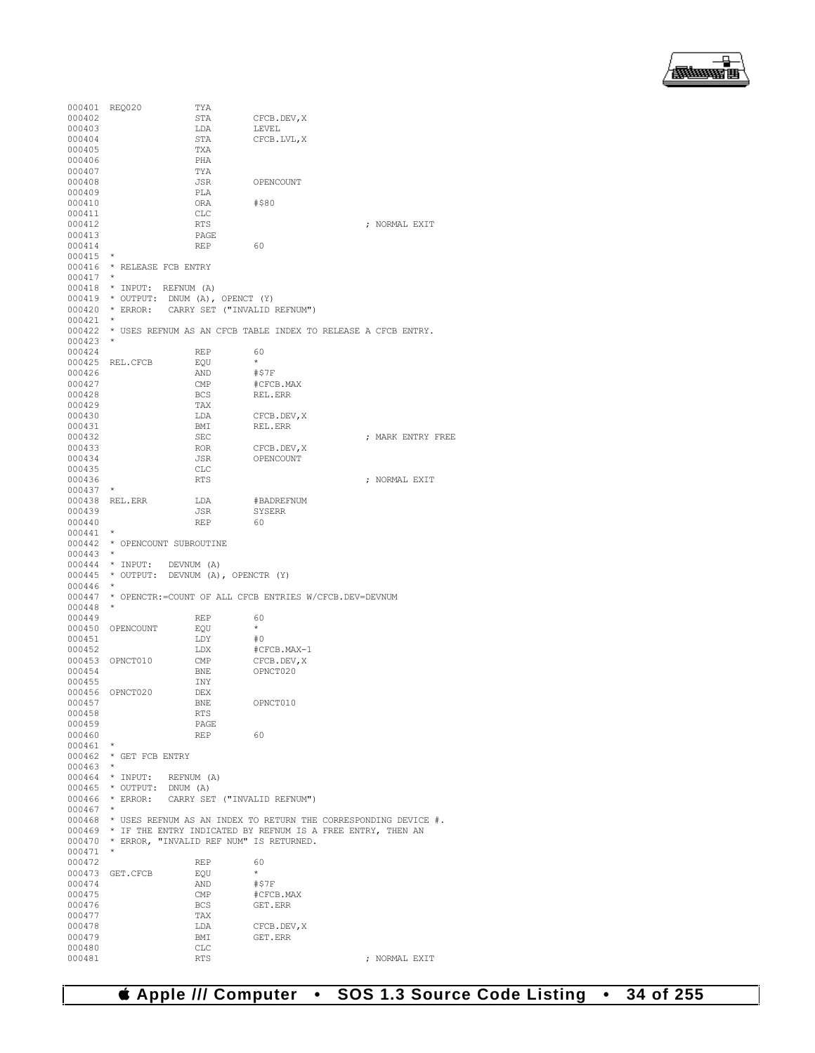```
000401 REQ020          TYA
000402                 STA        CFCB.DEV,X
000403                 LDA        LEVEL
000404                 STA        CFCB.LVL,X
000405                 TXA
000406                 PHA
000407                 TYA
000408                 JSR        OPENCOUNT
000409                 PLA
000410                 ORA        #$80
000411                 CLC
000412                 RTS                              ; NORMAL EXIT
000413                 PAGE
000414                 REP        60
000415 *
000416 * RELEASE FCB ENTRY
000417 *
000418 * INPUT:  REFNUM (A)
000419 * OUTPUT:  DNUM (A), OPENCT (Y)
000420 * ERROR:   CARRY SET ("INVALID REFNUM")
000421 *
000422 * USES REFNUM AS AN CFCB TABLE INDEX TO RELEASE A CFCB ENTRY.
000423 *
000424                 REP        60
000425 REL.CFCB        EQU        *
000426                 AND        #$7F
000427                 CMP        #CFCB.MAX
000428                 BCS        REL.ERR
000429                 TAX
000430                 LDA        CFCB.DEV,X
000431                 BMI        REL.ERR
000432                 SEC                              ; MARK ENTRY FREE
000433                 ROR        CFCB.DEV,X
000434                 JSR        OPENCOUNT
000435                 CLC
000436                 RTS                              ; NORMAL EXIT
000437 *
000438 REL.ERR         LDA        #BADREFNUM
000439                 JSR        SYSERR
000440                 REP        60
000441 *
000442 * OPENCOUNT SUBROUTINE
000443 *
000444 * INPUT:   DEVNUM (A)
000445 * OUTPUT:  DEVNUM (A), OPENCTR (Y)
000446 *
000447 * OPENCTR:=COUNT OF ALL CFCB ENTRIES W/CFCB.DEV=DEVNUM
000448 *
000449                 REP        60
000450 OPENCOUNT       EQU        *
000451                 LDY        #0
000452                 LDX        #CFCB.MAX-1
000453 OPNCT010        CMP        CFCB.DEV,X
000454                 BNE        OPNCT020
000455                 INY
000456 OPNCT020        DEX
000457                 BNE        OPNCT010
000458                 RTS
000459                 PAGE
000460                 REP        60
000461 *
000462 * GET FCB ENTRY
000463 *
000464 * INPUT:   REFNUM (A)
000465 * OUTPUT:  DNUM (A)
000466 * ERROR:   CARRY SET ("INVALID REFNUM")
000467 *
000468 * USES REFNUM AS AN INDEX TO RETURN THE CORRESPONDING DEVICE #.
000469 * IF THE ENTRY INDICATED BY REFNUM IS A FREE ENTRY, THEN AN
000470 * ERROR, "INVALID REF NUM" IS RETURNED.
000471 *
000472                 REP        60
000473 GET.CFCB        EQU        *
000474                 AND        #$7F
000475                 CMP        #CFCB.MAX
000476                 BCS        GET.ERR
000477                 TAX
000478                 LDA        CFCB.DEV,X
000479                 BMI        GET.ERR
000480                 CLC
000481                 RTS                              ; NORMAL EXIT
```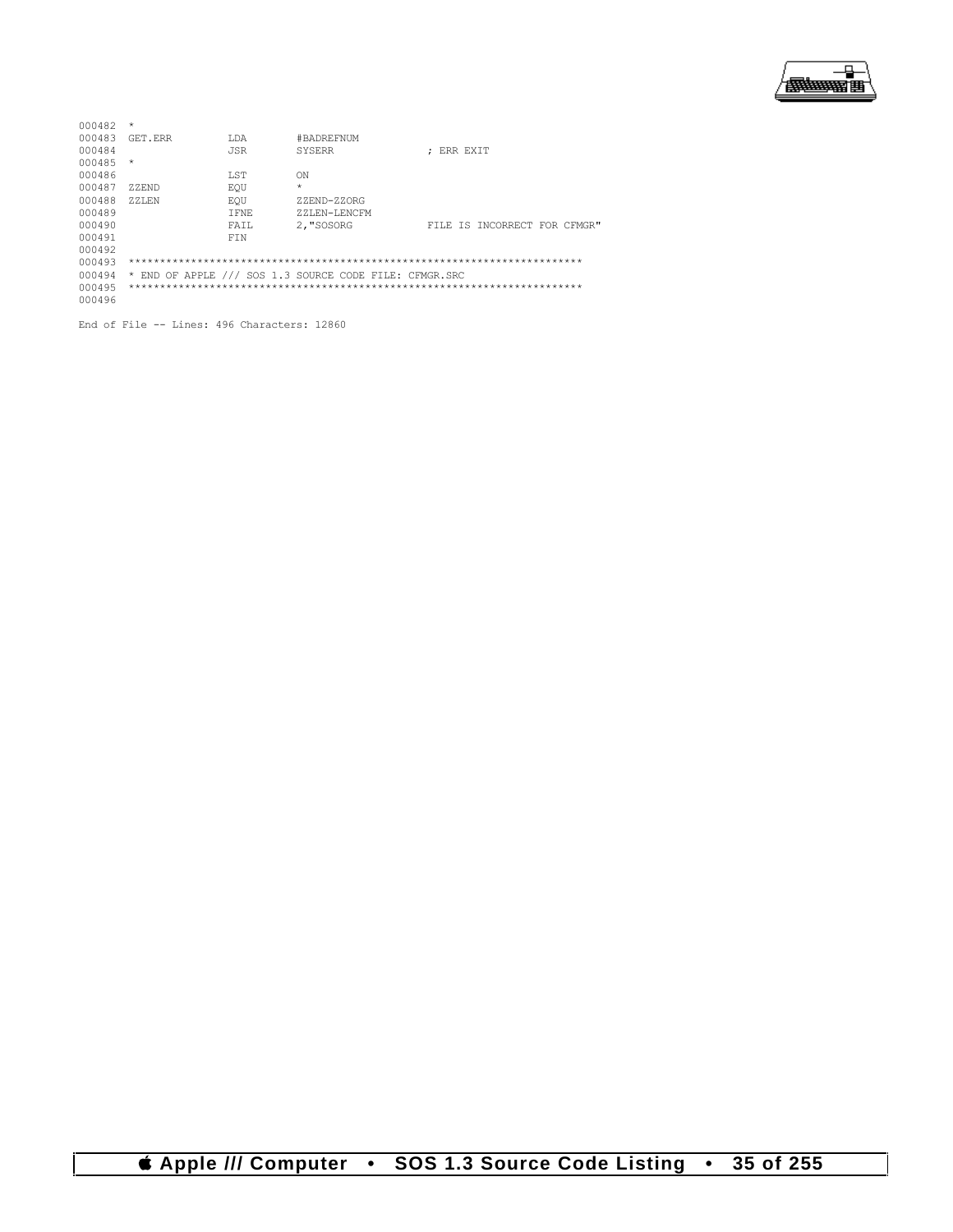```
000482  *
000483  GET.ERR         LDA       #BADREFNUM
000484                  JSR       SYSERR            ; ERR EXIT
000485  *
000486                  LST       ON
000487  ZZEND           EQU       *
000488  ZZLEN           EQU       ZZEND-ZZORG
000489                  IFNE      ZZLEN-LENCFM
000490                  FAIL      2,"SOSORG         FILE IS INCORRECT FOR CFMGR"
000491                  FIN
000492
000493  ************************************************************************
000494  * END OF APPLE /// SOS 1.3 SOURCE CODE FILE: CFMGR.SRC
000495  ************************************************************************
000496
```

End of File -- Lines: 496 Characters: 12860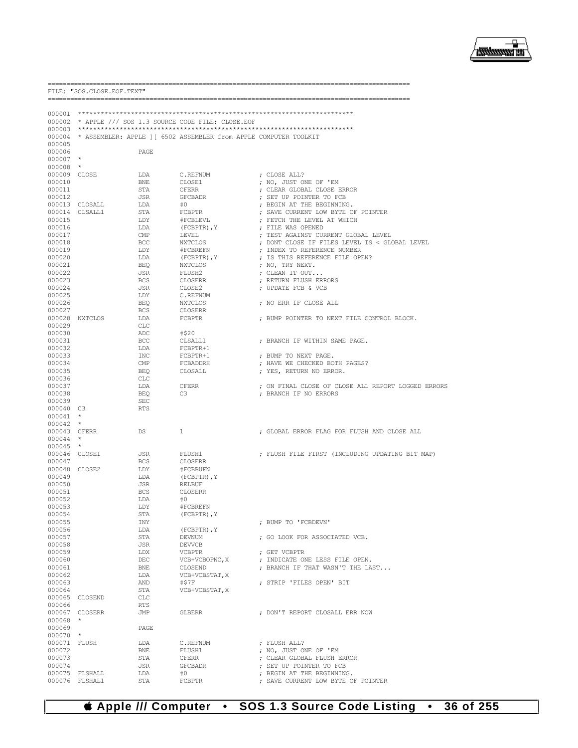```
==========================================================================================
FILE: "SOS.CLOSE.EOF.TEXT"
==========================================================================================

000001  ***********************************************************************
000002  * APPLE /// SOS 1.3 SOURCE CODE FILE: CLOSE.EOF
000003  ***********************************************************************
000004  * ASSEMBLER: APPLE ][ 6502 ASSEMBLER from APPLE COMPUTER TOOLKIT
000005
000006                  PAGE
000007  *
000008  *
000009  CLOSE           LDA       C.REFNUM              ; CLOSE ALL?
000010                  BNE       CLOSE1                ; NO, JUST ONE OF 'EM
000011                  STA       CFERR                 ; CLEAR GLOBAL CLOSE ERROR
000012                  JSR       GFCBADR               ; SET UP POINTER TO FCB
000013  CLOSALL         LDA       #0                    ; BEGIN AT THE BEGINNING.
000014  CLSALL1         STA       FCBPTR                ; SAVE CURRENT LOW BYTE OF POINTER
000015                  LDY       #FCBLEVL              ; FETCH THE LEVEL AT WHICH
000016                  LDA       (FCBPTR),Y            ; FILE WAS OPENED
000017                  CMP       LEVEL                 ; TEST AGAINST CURRENT GLOBAL LEVEL
000018                  BCC       NXTCLOS               ; DONT CLOSE IF FILES LEVEL IS < GLOBAL LEVEL
000019                  LDY       #FCBREFN              ; INDEX TO REFERENCE NUMBER
000020                  LDA       (FCBPTR),Y            ; IS THIS REFERENCE FILE OPEN?
000021                  BEQ       NXTCLOS               ; NO, TRY NEXT.
000022                  JSR       FLUSH2                ; CLEAN IT OUT...
000023                  BCS       CLOSERR               ; RETURN FLUSH ERRORS
000024                  JSR       CLOSE2                ; UPDATE FCB & VCB
000025                  LDY       C.REFNUM
000026                  BEQ       NXTCLOS               ; NO ERR IF CLOSE ALL
000027                  BCS       CLOSERR
000028  NXTCLOS         LDA       FCBPTR                ; BUMP POINTER TO NEXT FILE CONTROL BLOCK.
000029                  CLC
000030                  ADC       #$20
000031                  BCC       CLSALL1               ; BRANCH IF WITHIN SAME PAGE.
000032                  LDA       FCBPTR+1
000033                  INC       FCBPTR+1              ; BUMP TO NEXT PAGE.
000034                  CMP       FCBADDRH              ; HAVE WE CHECKED BOTH PAGES?
000035                  BEQ       CLOSALL               ; YES, RETURN NO ERROR.
000036                  CLC
000037                  LDA       CFERR                 ; ON FINAL CLOSE OF CLOSE ALL REPORT LOGGED ERRORS
000038                  BEQ       C3                    ; BRANCH IF NO ERRORS
000039                  SEC
000040  C3              RTS
000041  *
000042  *
000043  CFERR           DS        1                     ; GLOBAL ERROR FLAG FOR FLUSH AND CLOSE ALL
000044  *
000045  *
000046  CLOSE1          JSR       FLUSH1                ; FLUSH FILE FIRST (INCLUDING UPDATING BIT MAP)
000047                  BCS       CLOSERR
000048  CLOSE2          LDY       #FCBBUFN
000049                  LDA       (FCBPTR),Y
000050                  JSR       RELBUF
000051                  BCS       CLOSERR
000052                  LDA       #0
000053                  LDY       #FCBREFN
000054                  STA       (FCBPTR),Y
000055                  INY                             ; BUMP TO 'FCBDEVN'
000056                  LDA       (FCBPTR),Y
000057                  STA       DEVNUM                ; GO LOOK FOR ASSOCIATED VCB.
000058                  JSR       DEVVCB
000059                  LDX       VCBPTR                ; GET VCBPTR
000060                  DEC       VCB+VCBOPNC,X         ; INDICATE ONE LESS FILE OPEN.
000061                  BNE       CLOSEND               ; BRANCH IF THAT WASN'T THE LAST...
000062                  LDA       VCB+VCBSTAT,X
000063                  AND       #$7F                  ; STRIP 'FILES OPEN' BIT
000064                  STA       VCB+VCBSTAT,X
000065  CLOSEND         CLC
000066                  RTS
000067  CLOSERR         JMP       GLBERR                ; DON'T REPORT CLOSALL ERR NOW
000068  *
000069                  PAGE
000070  *
000071  FLUSH           LDA       C.REFNUM              ; FLUSH ALL?
000072                  BNE       FLUSH1                ; NO, JUST ONE OF 'EM
000073                  STA       CFERR                 ; CLEAR GLOBAL FLUSH ERROR
000074                  JSR       GFCBADR               ; SET UP POINTER TO FCB
000075  FLSHALL         LDA       #0                    ; BEGIN AT THE BEGINNING.
000076  FLSHAL1         STA       FCBPTR                ; SAVE CURRENT LOW BYTE OF POINTER
```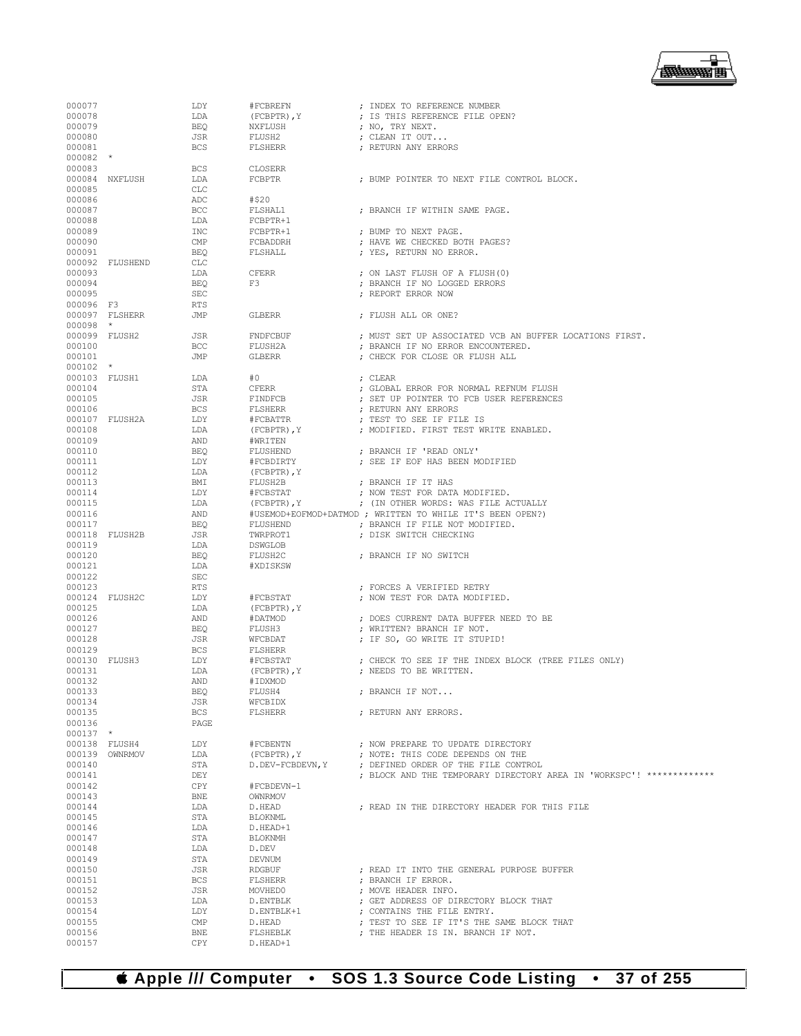```
000077                LDY       #FCBREFN             ; INDEX TO REFERENCE NUMBER
000078                LDA       (FCBPTR),Y           ; IS THIS REFERENCE FILE OPEN?
000079                BEQ       NXFLUSH              ; NO, TRY NEXT.
000080                JSR       FLUSH2               ; CLEAN IT OUT...
000081                BCS       FLSHERR              ; RETURN ANY ERRORS
000082 *
000083                BCS       CLOSERR
000084 NXFLUSH        LDA       FCBPTR               ; BUMP POINTER TO NEXT FILE CONTROL BLOCK.
000085                CLC
000086                ADC       #$20
000087                BCC       FLSHAL1              ; BRANCH IF WITHIN SAME PAGE.
000088                LDA       FCBPTR+1
000089                INC       FCBPTR+1             ; BUMP TO NEXT PAGE.
000090                CMP       FCBADDRH             ; HAVE WE CHECKED BOTH PAGES?
000091                BEQ       FLSHALL              ; YES, RETURN NO ERROR.
000092 FLUSHEND       CLC
000093                LDA       CFERR                ; ON LAST FLUSH OF A FLUSH(0)
000094                BEQ       F3                   ; BRANCH IF NO LOGGED ERRORS
000095                SEC                            ; REPORT ERROR NOW
000096 F3             RTS
000097 FLSHERR        JMP       GLBERR               ; FLUSH ALL OR ONE?
000098 *
000099 FLUSH2         JSR       FNDFCBUF             ; MUST SET UP ASSOCIATED VCB AN BUFFER LOCATIONS FIRST.
000100                BCC       FLUSH2A              ; BRANCH IF NO ERROR ENCOUNTERED.
000101                JMP       GLBERR               ; CHECK FOR CLOSE OR FLUSH ALL
000102 *
000103 FLUSH1         LDA       #0                   ; CLEAR
000104                STA       CFERR                ; GLOBAL ERROR FOR NORMAL REFNUM FLUSH
000105                JSR       FINDFCB              ; SET UP POINTER TO FCB USER REFERENCES
000106                BCS       FLSHERR              ; RETURN ANY ERRORS
000107 FLUSH2A        LDY       #FCBATTR             ; TEST TO SEE IF FILE IS
000108                LDA       (FCBPTR),Y           ; MODIFIED. FIRST TEST WRITE ENABLED.
000109                AND       #WRITEN
000110                BEQ       FLUSHEND             ; BRANCH IF 'READ ONLY'
000111                LDY       #FCBDIRTY            ; SEE IF EOF HAS BEEN MODIFIED
000112                LDA       (FCBPTR),Y
000113                BMI       FLUSH2B              ; BRANCH IF IT HAS
000114                LDY       #FCBSTAT             ; NOW TEST FOR DATA MODIFIED.
000115                LDA       (FCBPTR),Y           ; (IN OTHER WORDS: WAS FILE ACTUALLY
000116                AND       #USEMOD+EOFMOD+DATMOD ; WRITTEN TO WHILE IT'S BEEN OPEN?)
000117                BEQ       FLUSHEND             ; BRANCH IF FILE NOT MODIFIED.
000118 FLUSH2B        JSR       TWRPROT1             ; DISK SWITCH CHECKING
000119                LDA       DSWGLOB
000120                BEQ       FLUSH2C              ; BRANCH IF NO SWITCH
000121                LDA       #XDISKSW
000122                SEC
000123                RTS                            ; FORCES A VERIFIED RETRY
000124 FLUSH2C        LDY       #FCBSTAT             ; NOW TEST FOR DATA MODIFIED.
000125                LDA       (FCBPTR),Y
000126                AND       #DATMOD              ; DOES CURRENT DATA BUFFER NEED TO BE
000127                BEQ       FLUSH3               ; WRITTEN? BRANCH IF NOT.
000128                JSR       WFCBDAT              ; IF SO, GO WRITE IT STUPID!
000129                BCS       FLSHERR
000130 FLUSH3         LDY       #FCBSTAT             ; CHECK TO SEE IF THE INDEX BLOCK (TREE FILES ONLY)
000131                LDA       (FCBPTR),Y           ; NEEDS TO BE WRITTEN.
000132                AND       #IDXMOD
000133                BEQ       FLUSH4               ; BRANCH IF NOT...
000134                JSR       WFCBIDX
000135                BCS       FLSHERR              ; RETURN ANY ERRORS.
000136                PAGE
000137 *
000138 FLUSH4         LDY       #FCBENTN             ; NOW PREPARE TO UPDATE DIRECTORY
000139 OWNRMOV        LDA       (FCBPTR),Y           ; NOTE: THIS CODE DEPENDS ON THE
000140                STA       D.DEV-FCBDEVN,Y      ; DEFINED ORDER OF THE FILE CONTROL
000141                DEY                            ; BLOCK AND THE TEMPORARY DIRECTORY AREA IN 'WORKSPC'! *************
000142                CPY       #FCBDEVN-1
000143                BNE       OWNRMOV
000144                LDA       D.HEAD               ; READ IN THE DIRECTORY HEADER FOR THIS FILE
000145                STA       BLOKNML
000146                LDA       D.HEAD+1
000147                STA       BLOKNMH
000148                LDA       D.DEV
000149                STA       DEVNUM
000150                JSR       RDGBUF               ; READ IT INTO THE GENERAL PURPOSE BUFFER
000151                BCS       FLSHERR              ; BRANCH IF ERROR.
000152                JSR       MOVHED0              ; MOVE HEADER INFO.
000153                LDA       D.ENTBLK             ; GET ADDRESS OF DIRECTORY BLOCK THAT
000154                LDY       D.ENTBLK+1           ; CONTAINS THE FILE ENTRY.
000155                CMP       D.HEAD               ; TEST TO SEE IF IT'S THE SAME BLOCK THAT
000156                BNE       FLSHEBLK             ; THE HEADER IS IN. BRANCH IF NOT.
000157                CPY       D.HEAD+1
```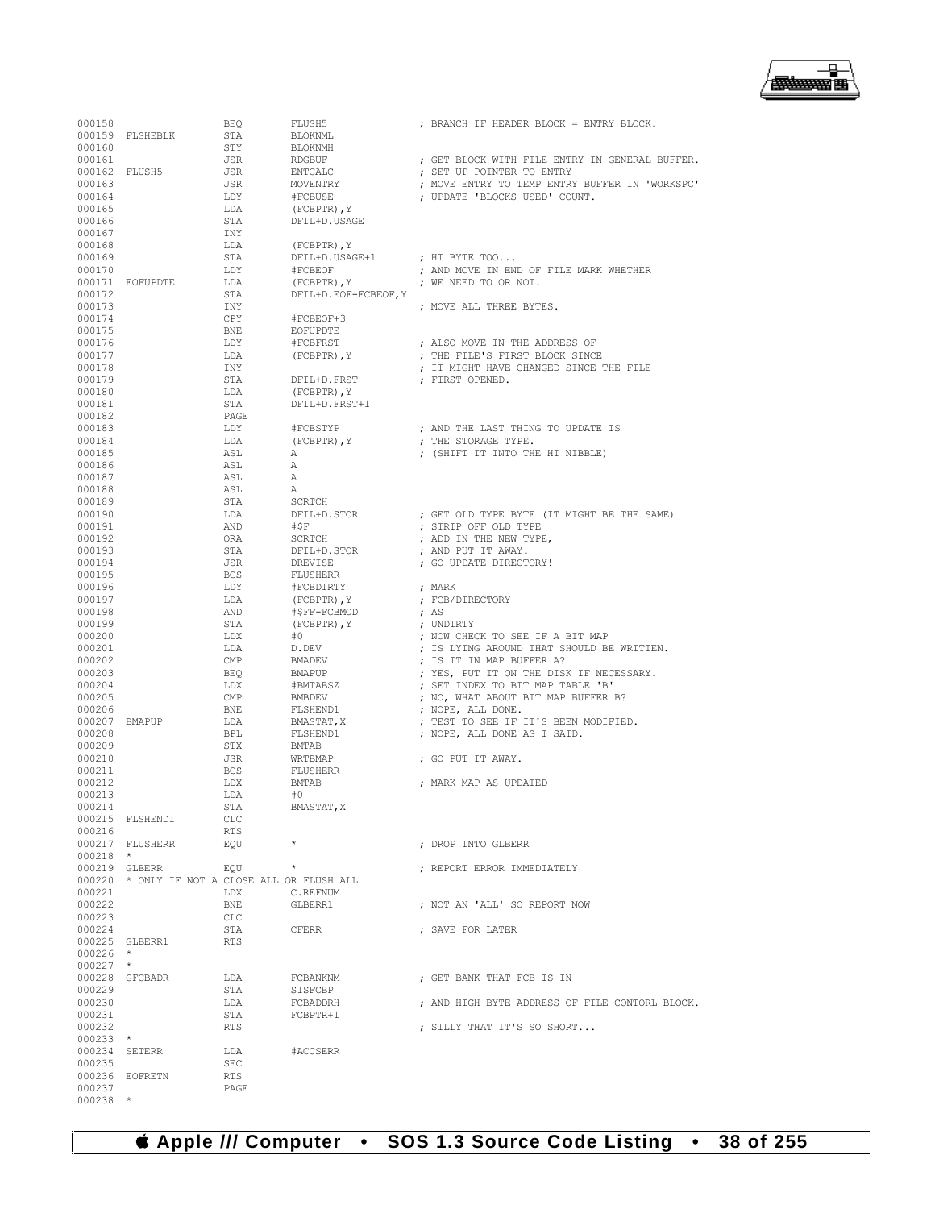```
000158                  BEQ      FLUSH5               ; BRANCH IF HEADER BLOCK = ENTRY BLOCK.
000159  FLSHEBLK        STA      BLOKNML
000160                  STY      BLOKNMH
000161                  JSR      RDGBUF               ; GET BLOCK WITH FILE ENTRY IN GENERAL BUFFER.
000162  FLUSH5          JSR      ENTCALC              ; SET UP POINTER TO ENTRY
000163                  JSR      MOVENTRY             ; MOVE ENTRY TO TEMP ENTRY BUFFER IN 'WORKSPC'
000164                  LDY      #FCBUSE              ; UPDATE 'BLOCKS USED' COUNT.
000165                  LDA      (FCBPTR),Y
000166                  STA      DFIL+D.USAGE
000167                  INY
000168                  LDA      (FCBPTR),Y
000169                  STA      DFIL+D.USAGE+1       ; HI BYTE TOO...
000170                  LDY      #FCBEOF              ; AND MOVE IN END OF FILE MARK WHETHER
000171  EOFUPDTE        LDA      (FCBPTR),Y           ; WE NEED TO OR NOT.
000172                  STA      DFIL+D.EOF-FCBEOF,Y
000173                  INY                           ; MOVE ALL THREE BYTES.
000174                  CPY      #FCBEOF+3
000175                  BNE      EOFUPDTE
000176                  LDY      #FCBFRST             ; ALSO MOVE IN THE ADDRESS OF
000177                  LDA      (FCBPTR),Y           ; THE FILE'S FIRST BLOCK SINCE
000178                  INY                           ; IT MIGHT HAVE CHANGED SINCE THE FILE
000179                  STA      DFIL+D.FRST          ; FIRST OPENED.
000180                  LDA      (FCBPTR),Y
000181                  STA      DFIL+D.FRST+1
000182                  PAGE
000183                  LDY      #FCBSTYP             ; AND THE LAST THING TO UPDATE IS
000184                  LDA      (FCBPTR),Y           ; THE STORAGE TYPE.
000185                  ASL      A                    ; (SHIFT IT INTO THE HI NIBBLE)
000186                  ASL      A
000187                  ASL      A
000188                  ASL      A
000189                  STA      SCRTCH
000190                  LDA      DFIL+D.STOR          ; GET OLD TYPE BYTE (IT MIGHT BE THE SAME)
000191                  AND      #$F                  ; STRIP OFF OLD TYPE
000192                  ORA      SCRTCH               ; ADD IN THE NEW TYPE,
000193                  STA      DFIL+D.STOR          ; AND PUT IT AWAY.
000194                  JSR      DREVISE              ; GO UPDATE DIRECTORY!
000195                  BCS      FLUSHERR
000196                  LDY      #FCBDIRTY            ; MARK
000197                  LDA      (FCBPTR),Y           ; FCB/DIRECTORY
000198                  AND      #$FF-FCBMOD          ; AS
000199                  STA      (FCBPTR),Y           ; UNDIRTY
000200                  LDX      #0                   ; NOW CHECK TO SEE IF A BIT MAP
000201                  LDA      D.DEV                ; IS LYING AROUND THAT SHOULD BE WRITTEN.
000202                  CMP      BMADEV               ; IS IT IN MAP BUFFER A?
000203                  BEQ      BMAPUP               ; YES, PUT IT ON THE DISK IF NECESSARY.
000204                  LDX      #BMTABSZ             ; SET INDEX TO BIT MAP TABLE 'B'
000205                  CMP      BMBDEV               ; NO, WHAT ABOUT BIT MAP BUFFER B?
000206                  BNE      FLSHEND1             ; NOPE, ALL DONE.
000207  BMAPUP          LDA      BMASTAT,X            ; TEST TO SEE IF IT'S BEEN MODIFIED.
000208                  BPL      FLSHEND1             ; NOPE, ALL DONE AS I SAID.
000209                  STX      BMTAB
000210                  JSR      WRTBMAP              ; GO PUT IT AWAY.
000211                  BCS      FLUSHERR
000212                  LDX      BMTAB                ; MARK MAP AS UPDATED
000213                  LDA      #0
000214                  STA      BMASTAT,X
000215  FLSHEND1        CLC
000216                  RTS
000217  FLUSHERR        EQU      *                    ; DROP INTO GLBERR
000218  *
000219  GLBERR          EQU      *                    ; REPORT ERROR IMMEDIATELY
000220  * ONLY IF NOT A CLOSE ALL OR FLUSH ALL
000221                  LDX      C.REFNUM
000222                  BNE      GLBERR1              ; NOT AN 'ALL' SO REPORT NOW
000223                  CLC
000224                  STA      CFERR                ; SAVE FOR LATER
000225  GLBERR1         RTS
000226  *
000227  *
000228  GFCBADR         LDA      FCBANKNM             ; GET BANK THAT FCB IS IN
000229                  STA      SISFCBP
000230                  LDA      FCBADDRH             ; AND HIGH BYTE ADDRESS OF FILE CONTORL BLOCK.
000231                  STA      FCBPTR+1
000232                  RTS                           ; SILLY THAT IT'S SO SHORT...
000233  *
000234  SETERR          LDA      #ACCSERR
000235                  SEC
000236  EOFRETN         RTS
000237                  PAGE
000238  *
```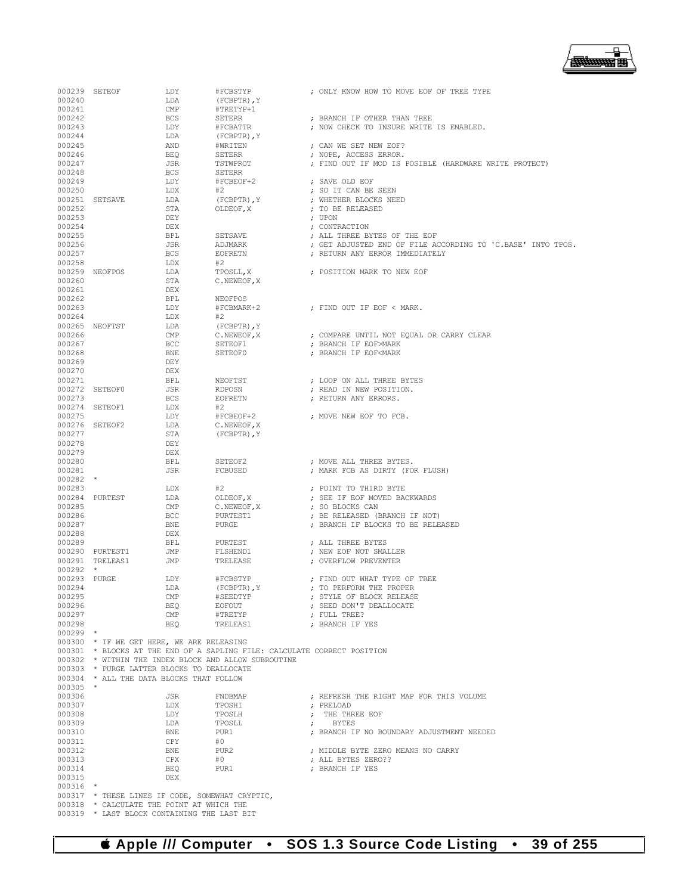```
000239 SETEOF          LDY       #FCBSTYP            ; ONLY KNOW HOW TO MOVE EOF OF TREE TYPE
000240                 LDA       (FCBPTR),Y
000241                 CMP       #TRETYP+1
000242                 BCS       SETERR              ; BRANCH IF OTHER THAN TREE
000243                 LDY       #FCBATTR            ; NOW CHECK TO INSURE WRITE IS ENABLED.
000244                 LDA       (FCBPTR),Y
000245                 AND       #WRITEN             ; CAN WE SET NEW EOF?
000246                 BEQ       SETERR              ; NOPE, ACCESS ERROR.
000247                 JSR       TSTWPROT            ; FIND OUT IF MOD IS POSIBLE (HARDWARE WRITE PROTECT)
000248                 BCS       SETERR
000249                 LDY       #FCBEOF+2           ; SAVE OLD EOF
000250                 LDX       #2                  ; SO IT CAN BE SEEN
000251 SETSAVE         LDA       (FCBPTR),Y          ; WHETHER BLOCKS NEED
000252                 STA       OLDEOF,X            ; TO BE RELEASED
000253                 DEY                           ; UPON
000254                 DEX                           ; CONTRACTION
000255                 BPL       SETSAVE             ; ALL THREE BYTES OF THE EOF
000256                 JSR       ADJMARK             ; GET ADJUSTED END OF FILE ACCORDING TO 'C.BASE' INTO TPOS.
000257                 BCS       EOFRETN             ; RETURN ANY ERROR IMMEDIATELY
000258                 LDX       #2
000259 NEOFPOS         LDA       TPOSLL,X            ; POSITION MARK TO NEW EOF
000260                 STA       C.NEWEOF,X
000261                 DEX
000262                 BPL       NEOFPOS
000263                 LDY       #FCBMARK+2          ; FIND OUT IF EOF < MARK.
000264                 LDX       #2
000265 NEOFTST         LDA       (FCBPTR),Y
000266                 CMP       C.NEWEOF,X          ; COMPARE UNTIL NOT EQUAL OR CARRY CLEAR
000267                 BCC       SETEOF1             ; BRANCH IF EOF>MARK
000268                 BNE       SETEOF0             ; BRANCH IF EOF<MARK
000269                 DEY
000270                 DEX
000271                 BPL       NEOFTST             ; LOOP ON ALL THREE BYTES
000272 SETEOF0         JSR       RDPOSN              ; READ IN NEW POSITION.
000273                 BCS       EOFRETN             ; RETURN ANY ERRORS.
000274 SETEOF1         LDX       #2
000275                 LDY       #FCBEOF+2           ; MOVE NEW EOF TO FCB.
000276 SETEOF2         LDA       C.NEWEOF,X
000277                 STA       (FCBPTR),Y
000278                 DEY
000279                 DEX
000280                 BPL       SETEOF2             ; MOVE ALL THREE BYTES.
000281                 JSR       FCBUSED             ; MARK FCB AS DIRTY (FOR FLUSH)
000282 *
000283                 LDX       #2                  ; POINT TO THIRD BYTE
000284 PURTEST         LDA       OLDEOF,X            ; SEE IF EOF MOVED BACKWARDS
000285                 CMP       C.NEWEOF,X          ; SO BLOCKS CAN
000286                 BCC       PURTEST1            ; BE RELEASED (BRANCH IF NOT)
000287                 BNE       PURGE               ; BRANCH IF BLOCKS TO BE RELEASED
000288                 DEX
000289                 BPL       PURTEST             ; ALL THREE BYTES
000290 PURTEST1        JMP       FLSHEND1            ; NEW EOF NOT SMALLER
000291 TRELEAS1        JMP       TRELEASE            ; OVERFLOW PREVENTER
000292 *
000293 PURGE           LDY       #FCBSTYP            ; FIND OUT WHAT TYPE OF TREE
000294                 LDA       (FCBPTR),Y          ; TO PERFORM THE PROPER
000295                 CMP       #SEEDTYP            ; STYLE OF BLOCK RELEASE
000296                 BEQ       EOFOUT              ; SEED DON'T DEALLOCATE
000297                 CMP       #TRETYP             ; FULL TREE?
000298                 BEQ       TRELEAS1            ; BRANCH IF YES
000299 *
000300 * IF WE GET HERE, WE ARE RELEASING
000301 * BLOCKS AT THE END OF A SAPLING FILE: CALCULATE CORRECT POSITION
000302 * WITHIN THE INDEX BLOCK AND ALLOW SUBROUTINE
000303 * PURGE LATTER BLOCKS TO DEALLOCATE
000304 * ALL THE DATA BLOCKS THAT FOLLOW
000305 *
000306                 JSR       FNDBMAP             ; REFRESH THE RIGHT MAP FOR THIS VOLUME
000307                 LDX       TPOSHI              ; PRELOAD
000308                 LDY       TPOSLH              ;  THE THREE EOF
000309                 LDA       TPOSLL              ;     BYTES
000310                 BNE       PUR1                ; BRANCH IF NO BOUNDARY ADJUSTMENT NEEDED
000311                 CPY       #0
000312                 BNE       PUR2                ; MIDDLE BYTE ZERO MEANS NO CARRY
000313                 CPX       #0                  ; ALL BYTES ZERO??
000314                 BEQ       PUR1                ; BRANCH IF YES
000315                 DEX
000316 *
000317 * THESE LINES IF CODE, SOMEWHAT CRYPTIC,
000318 * CALCULATE THE POINT AT WHICH THE
000319 * LAST BLOCK CONTAINING THE LAST BIT
```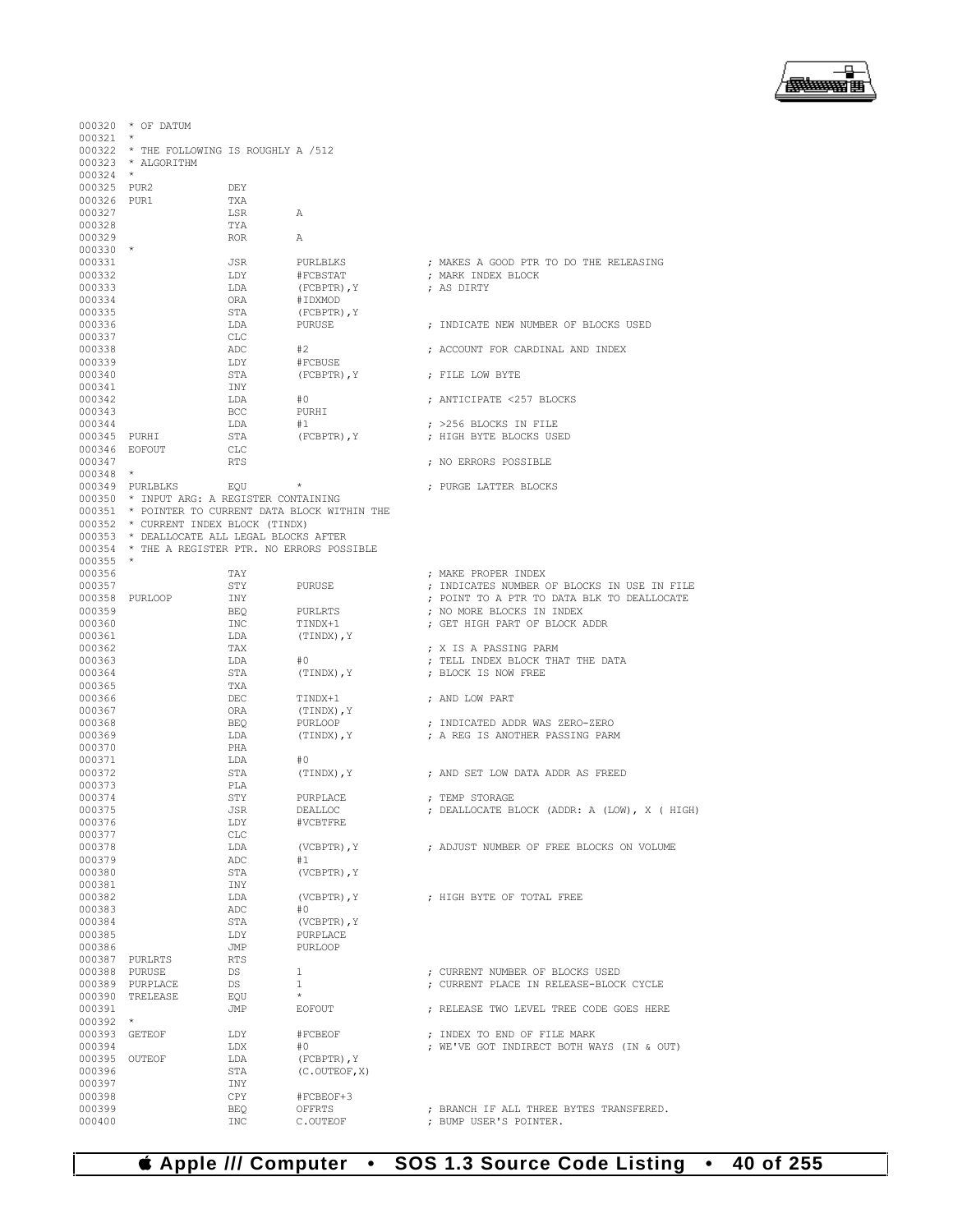```
000320  * OF DATUM
000321  *
000322  * THE FOLLOWING IS ROUGHLY A /512
000323  * ALGORITHM
000324  *
000325  PUR2            DEY
000326  PUR1            TXA
000327                  LSR       A
000328                  TYA
000329                  ROR       A
000330  *
000331                  JSR       PURLBLKS            ; MAKES A GOOD PTR TO DO THE RELEASING
000332                  LDY       #FCBSTAT            ; MARK INDEX BLOCK
000333                  LDA       (FCBPTR),Y          ; AS DIRTY
000334                  ORA       #IDXMOD
000335                  STA       (FCBPTR),Y
000336                  LDA       PURUSE              ; INDICATE NEW NUMBER OF BLOCKS USED
000337                  CLC
000338                  ADC       #2                  ; ACCOUNT FOR CARDINAL AND INDEX
000339                  LDY       #FCBUSE
000340                  STA       (FCBPTR),Y          ; FILE LOW BYTE
000341                  INY
000342                  LDA       #0                  ; ANTICIPATE <257 BLOCKS
000343                  BCC       PURHI
000344                  LDA       #1                  ; >256 BLOCKS IN FILE
000345  PURHI           STA       (FCBPTR),Y          ; HIGH BYTE BLOCKS USED
000346  EOFOUT          CLC
000347                  RTS                           ; NO ERRORS POSSIBLE
000348  *
000349  PURLBLKS        EQU       *                   ; PURGE LATTER BLOCKS
000350  * INPUT ARG: A REGISTER CONTAINING
000351  * POINTER TO CURRENT DATA BLOCK WITHIN THE
000352  * CURRENT INDEX BLOCK (TINDX)
000353  * DEALLOCATE ALL LEGAL BLOCKS AFTER
000354  * THE A REGISTER PTR. NO ERRORS POSSIBLE
000355  *
000356                  TAY                           ; MAKE PROPER INDEX
000357                  STY       PURUSE              ; INDICATES NUMBER OF BLOCKS IN USE IN FILE
000358  PURLOOP         INY                           ; POINT TO A PTR TO DATA BLK TO DEALLOCATE
000359                  BEQ       PURLRTS             ; NO MORE BLOCKS IN INDEX
000360                  INC       TINDX+1             ; GET HIGH PART OF BLOCK ADDR
000361                  LDA       (TINDX),Y
000362                  TAX                           ; X IS A PASSING PARM
000363                  LDA       #0                  ; TELL INDEX BLOCK THAT THE DATA
000364                  STA       (TINDX),Y           ; BLOCK IS NOW FREE
000365                  TXA
000366                  DEC       TINDX+1             ; AND LOW PART
000367                  ORA       (TINDX),Y
000368                  BEQ       PURLOOP             ; INDICATED ADDR WAS ZERO-ZERO
000369                  LDA       (TINDX),Y           ; A REG IS ANOTHER PASSING PARM
000370                  PHA
000371                  LDA       #0
000372                  STA       (TINDX),Y           ; AND SET LOW DATA ADDR AS FREED
000373                  PLA
000374                  STY       PURPLACE            ; TEMP STORAGE
000375                  JSR       DEALLOC             ; DEALLOCATE BLOCK (ADDR: A (LOW), X ( HIGH)
000376                  LDY       #VCBTFRE
000377                  CLC
000378                  LDA       (VCBPTR),Y          ; ADJUST NUMBER OF FREE BLOCKS ON VOLUME
000379                  ADC       #1
000380                  STA       (VCBPTR),Y
000381                  INY
000382                  LDA       (VCBPTR),Y          ; HIGH BYTE OF TOTAL FREE
000383                  ADC       #0
000384                  STA       (VCBPTR),Y
000385                  LDY       PURPLACE
000386                  JMP       PURLOOP
000387  PURLRTS         RTS
000388  PURUSE          DS        1                   ; CURRENT NUMBER OF BLOCKS USED
000389  PURPLACE        DS        1                   ; CURRENT PLACE IN RELEASE-BLOCK CYCLE
000390  TRELEASE        EQU       *
000391                  JMP       EOFOUT              ; RELEASE TWO LEVEL TREE CODE GOES HERE
000392  *
000393  GETEOF          LDY       #FCBEOF             ; INDEX TO END OF FILE MARK
000394                  LDX       #0                  ; WE'VE GOT INDIRECT BOTH WAYS (IN & OUT)
000395  OUTEOF          LDA       (FCBPTR),Y
000396                  STA       (C.OUTEOF,X)
000397                  INY
000398                  CPY       #FCBEOF+3
000399                  BEQ       OFFRTS              ; BRANCH IF ALL THREE BYTES TRANSFERED.
000400                  INC       C.OUTEOF            ; BUMP USER'S POINTER.
```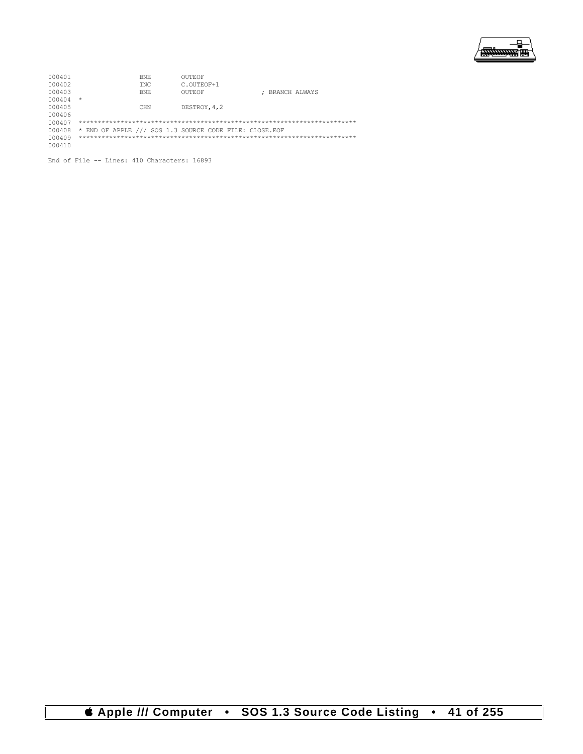```
000401                  BNE        OUTEOF
000402                  INC        C.OUTEOF+1
000403                  BNE        OUTEOF              ; BRANCH ALWAYS
000404  *
000405                  CHN        DESTROY,4,2
000406
000407  ************************************************************************
000408  * END OF APPLE /// SOS 1.3 SOURCE CODE FILE: CLOSE.EOF
000409  ************************************************************************
000410
```

End of File -- Lines: 410 Characters: 16893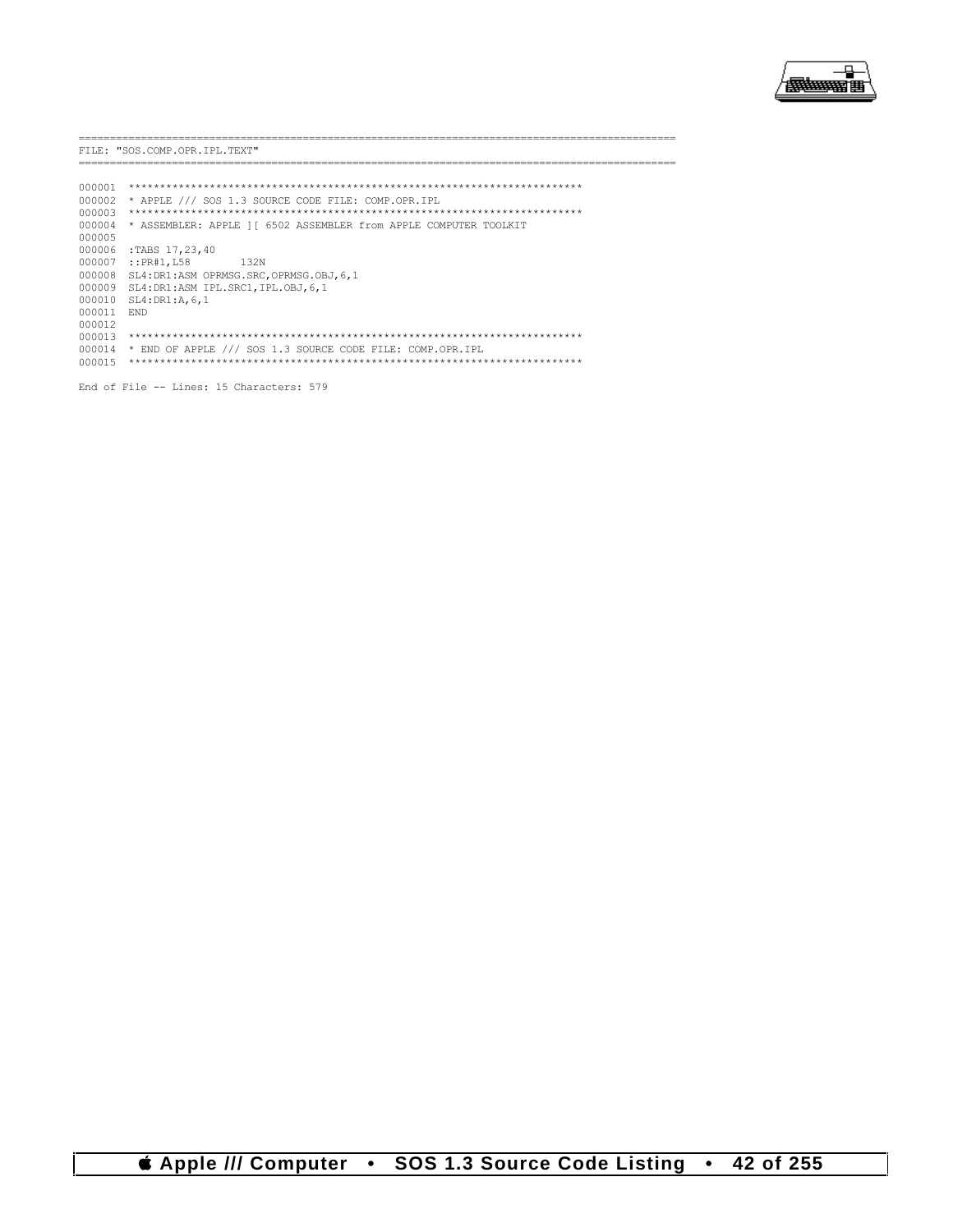```
==========================================================================================
FILE: "SOS.COMP.OPR.IPL.TEXT"
==========================================================================================

000001  ************************************************************************
000002  * APPLE /// SOS 1.3 SOURCE CODE FILE: COMP.OPR.IPL
000003  ************************************************************************
000004  * ASSEMBLER: APPLE ][ 6502 ASSEMBLER from APPLE COMPUTER TOOLKIT
000005
000006  :TABS 17,23,40
000007  ::PR#1,L58        132N
000008  SL4:DR1:ASM OPRMSG.SRC,OPRMSG.OBJ,6,1
000009  SL4:DR1:ASM IPL.SRC1,IPL.OBJ,6,1
000010  SL4:DR1:A,6,1
000011  END
000012
000013  ************************************************************************
000014  * END OF APPLE /// SOS 1.3 SOURCE CODE FILE: COMP.OPR.IPL
000015  ************************************************************************

End of File -- Lines: 15 Characters: 579
```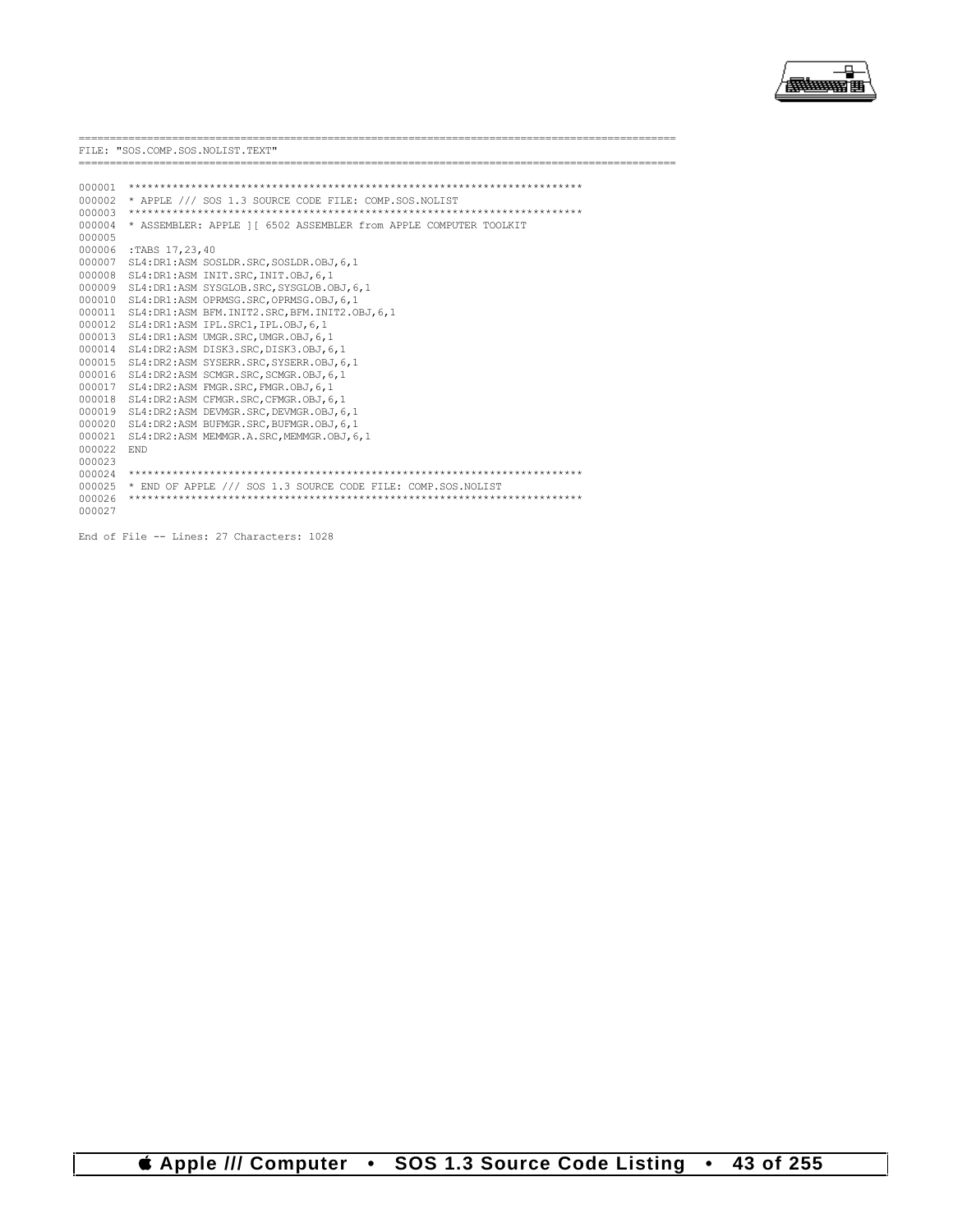```
==========================================================================================
FILE: "SOS.COMP.SOS.NOLIST.TEXT"
==========================================================================================

000001  ************************************************************************
000002  * APPLE /// SOS 1.3 SOURCE CODE FILE: COMP.SOS.NOLIST
000003  ************************************************************************
000004  * ASSEMBLER: APPLE ][ 6502 ASSEMBLER from APPLE COMPUTER TOOLKIT
000005
000006  :TABS 17,23,40
000007  SL4:DR1:ASM SOSLDR.SRC,SOSLDR.OBJ,6,1
000008  SL4:DR1:ASM INIT.SRC,INIT.OBJ,6,1
000009  SL4:DR1:ASM SYSGLOB.SRC,SYSGLOB.OBJ,6,1
000010  SL4:DR1:ASM OPRMSG.SRC,OPRMSG.OBJ,6,1
000011  SL4:DR1:ASM BFM.INIT2.SRC,BFM.INIT2.OBJ,6,1
000012  SL4:DR1:ASM IPL.SRC1,IPL.OBJ,6,1
000013  SL4:DR1:ASM UMGR.SRC,UMGR.OBJ,6,1
000014  SL4:DR2:ASM DISK3.SRC,DISK3.OBJ,6,1
000015  SL4:DR2:ASM SYSERR.SRC,SYSERR.OBJ,6,1
000016  SL4:DR2:ASM SCMGR.SRC,SCMGR.OBJ,6,1
000017  SL4:DR2:ASM FMGR.SRC,FMGR.OBJ,6,1
000018  SL4:DR2:ASM CFMGR.SRC,CFMGR.OBJ,6,1
000019  SL4:DR2:ASM DEVMGR.SRC,DEVMGR.OBJ,6,1
000020  SL4:DR2:ASM BUFMGR.SRC,BUFMGR.OBJ,6,1
000021  SL4:DR2:ASM MEMMGR.A.SRC,MEMMGR.OBJ,6,1
000022  END
000023
000024  ************************************************************************
000025  * END OF APPLE /// SOS 1.3 SOURCE CODE FILE: COMP.SOS.NOLIST
000026  ************************************************************************
000027

End of File -- Lines: 27 Characters: 1028
```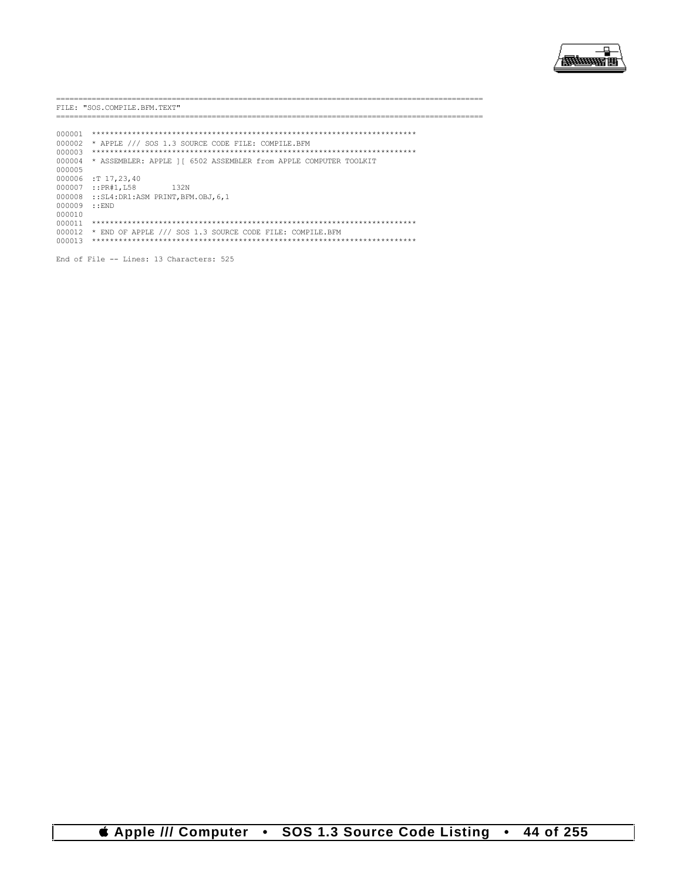```
==========================================================================================
FILE: "SOS.COMPILE.BFM.TEXT"
==========================================================================================

000001  ************************************************************************
000002  * APPLE /// SOS 1.3 SOURCE CODE FILE: COMPILE.BFM
000003  ************************************************************************
000004  * ASSEMBLER: APPLE ][ 6502 ASSEMBLER from APPLE COMPUTER TOOLKIT
000005
000006  :T 17,23,40
000007  ::PR#1,L58        132N
000008  ::SL4:DR1:ASM PRINT,BFM.OBJ,6,1
000009  ::END
000010
000011  ************************************************************************
000012  * END OF APPLE /// SOS 1.3 SOURCE CODE FILE: COMPILE.BFM
000013  ************************************************************************

End of File -- Lines: 13 Characters: 525
```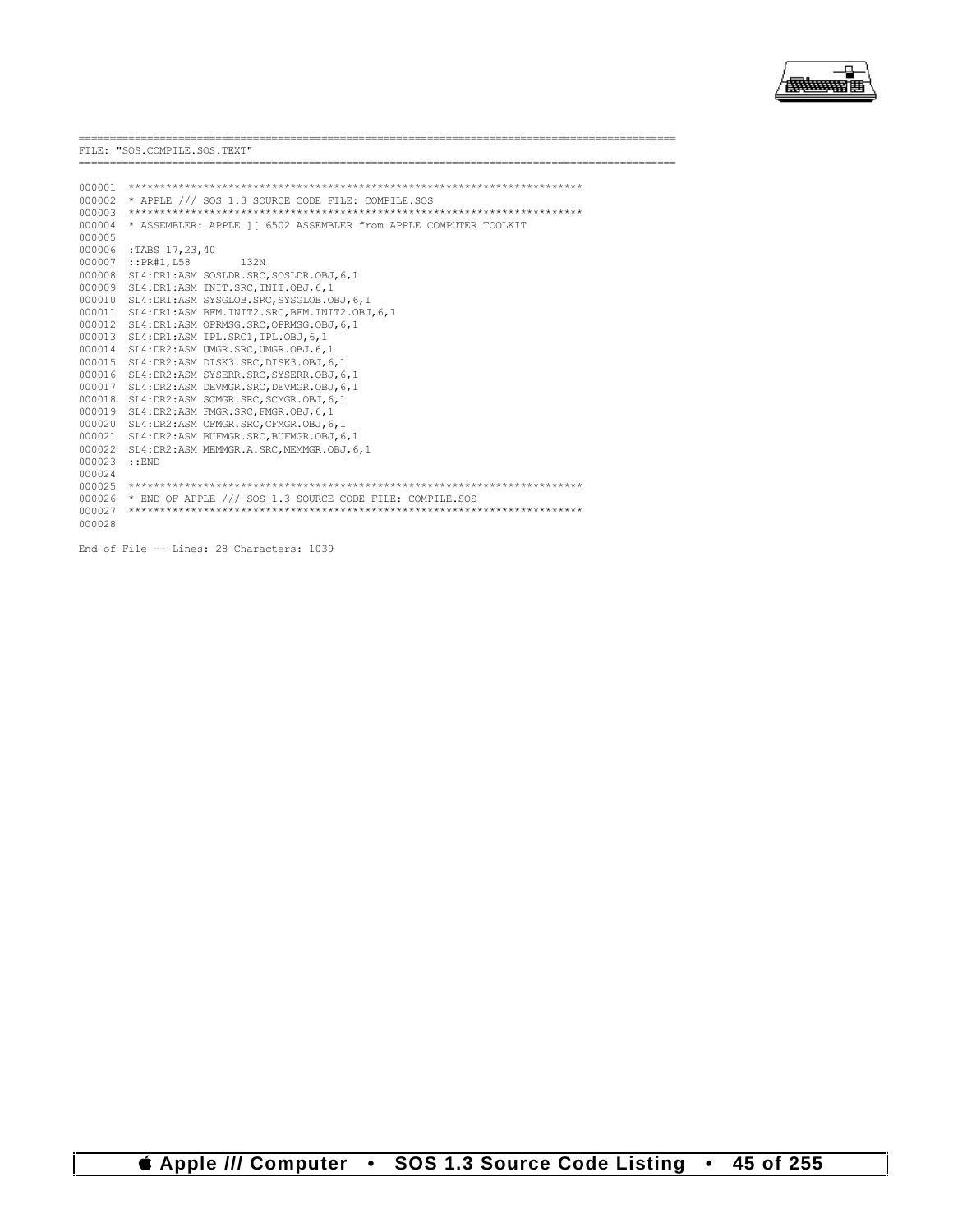```
==========================================================================================
FILE: "SOS.COMPILE.SOS.TEXT"
==========================================================================================

000001  ************************************************************************
000002  * APPLE /// SOS 1.3 SOURCE CODE FILE: COMPILE.SOS
000003  ************************************************************************
000004  * ASSEMBLER: APPLE ][ 6502 ASSEMBLER from APPLE COMPUTER TOOLKIT
000005
000006  :TABS 17,23,40
000007  ::PR#1,L58        132N
000008  SL4:DR1:ASM SOSLDR.SRC,SOSLDR.OBJ,6,1
000009  SL4:DR1:ASM INIT.SRC,INIT.OBJ,6,1
000010  SL4:DR1:ASM SYSGLOB.SRC,SYSGLOB.OBJ,6,1
000011  SL4:DR1:ASM BFM.INIT2.SRC,BFM.INIT2.OBJ,6,1
000012  SL4:DR1:ASM OPRMSG.SRC,OPRMSG.OBJ,6,1
000013  SL4:DR1:ASM IPL.SRC1,IPL.OBJ,6,1
000014  SL4:DR2:ASM UMGR.SRC,UMGR.OBJ,6,1
000015  SL4:DR2:ASM DISK3.SRC,DISK3.OBJ,6,1
000016  SL4:DR2:ASM SYSERR.SRC,SYSERR.OBJ,6,1
000017  SL4:DR2:ASM DEVMGR.SRC,DEVMGR.OBJ,6,1
000018  SL4:DR2:ASM SCMGR.SRC,SCMGR.OBJ,6,1
000019  SL4:DR2:ASM FMGR.SRC,FMGR.OBJ,6,1
000020  SL4:DR2:ASM CFMGR.SRC,CFMGR.OBJ,6,1
000021  SL4:DR2:ASM BUFMGR.SRC,BUFMGR.OBJ,6,1
000022  SL4:DR2:ASM MEMMGR.A.SRC,MEMMGR.OBJ,6,1
000023  ::END
000024
000025  ************************************************************************
000026  * END OF APPLE /// SOS 1.3 SOURCE CODE FILE: COMPILE.SOS
000027  ************************************************************************
000028

End of File -- Lines: 28 Characters: 1039
```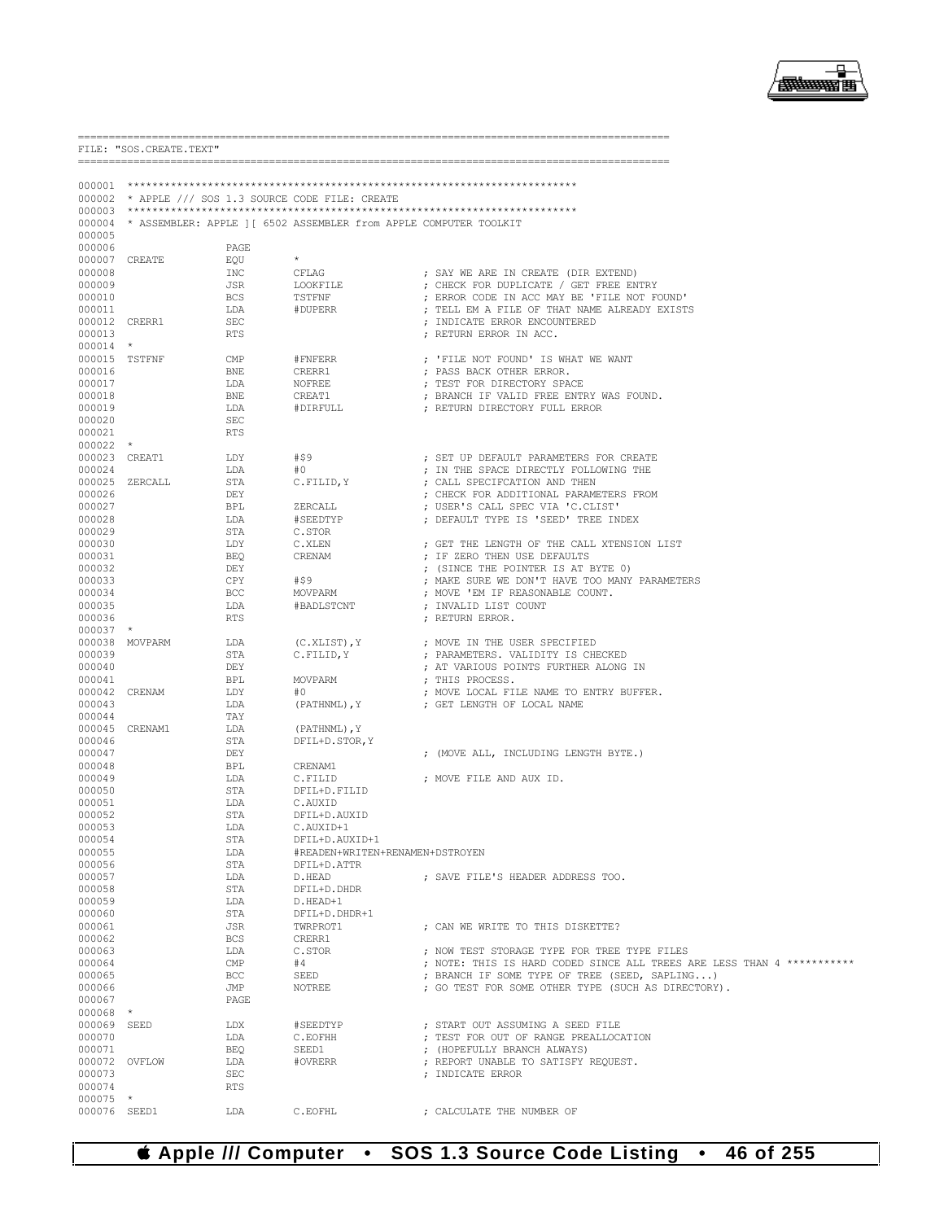```
==========================================================================================
FILE: "SOS.CREATE.TEXT"
==========================================================================================

000001 ************************************************************************
000002 * APPLE /// SOS 1.3 SOURCE CODE FILE: CREATE
000003 ************************************************************************
000004 * ASSEMBLER: APPLE ][ 6502 ASSEMBLER from APPLE COMPUTER TOOLKIT
000005
000006                 PAGE
000007 CREATE          EQU     *
000008                 INC     CFLAG                   ; SAY WE ARE IN CREATE (DIR EXTEND)
000009                 JSR     LOOKFILE                ; CHECK FOR DUPLICATE / GET FREE ENTRY
000010                 BCS     TSTFNF                  ; ERROR CODE IN ACC MAY BE 'FILE NOT FOUND'
000011                 LDA     #DUPERR                 ; TELL EM A FILE OF THAT NAME ALREADY EXISTS
000012 CRERR1          SEC                             ; INDICATE ERROR ENCOUNTERED
000013                 RTS                             ; RETURN ERROR IN ACC.
000014 *
000015 TSTFNF          CMP     #FNFERR                 ; 'FILE NOT FOUND' IS WHAT WE WANT
000016                 BNE     CRERR1                  ; PASS BACK OTHER ERROR.
000017                 LDA     NOFREE                  ; TEST FOR DIRECTORY SPACE
000018                 BNE     CREAT1                  ; BRANCH IF VALID FREE ENTRY WAS FOUND.
000019                 LDA     #DIRFULL                ; RETURN DIRECTORY FULL ERROR
000020                 SEC
000021                 RTS
000022 *
000023 CREAT1          LDY     #$9                     ; SET UP DEFAULT PARAMETERS FOR CREATE
000024                 LDA     #0                      ; IN THE SPACE DIRECTLY FOLLOWING THE
000025 ZERCALL         STA     C.FILID,Y               ; CALL SPECIFCATION AND THEN
000026                 DEY                             ; CHECK FOR ADDITIONAL PARAMETERS FROM
000027                 BPL     ZERCALL                 ; USER'S CALL SPEC VIA 'C.CLIST'
000028                 LDA     #SEEDTYP                ; DEFAULT TYPE IS 'SEED' TREE INDEX
000029                 STA     C.STOR
000030                 LDY     C.XLEN                  ; GET THE LENGTH OF THE CALL XTENSION LIST
000031                 BEQ     CRENAM                  ; IF ZERO THEN USE DEFAULTS
000032                 DEY                             ; (SINCE THE POINTER IS AT BYTE 0)
000033                 CPY     #$9                     ; MAKE SURE WE DON'T HAVE TOO MANY PARAMETERS
000034                 BCC     MOVPARM                 ; MOVE 'EM IF REASONABLE COUNT.
000035                 LDA     #BADLSTCNT              ; INVALID LIST COUNT
000036                 RTS                             ; RETURN ERROR.
000037 *
000038 MOVPARM         LDA     (C.XLIST),Y             ; MOVE IN THE USER SPECIFIED
000039                 STA     C.FILID,Y               ; PARAMETERS. VALIDITY IS CHECKED
000040                 DEY                             ; AT VARIOUS POINTS FURTHER ALONG IN
000041                 BPL     MOVPARM                 ; THIS PROCESS.
000042 CRENAM          LDY     #0                      ; MOVE LOCAL FILE NAME TO ENTRY BUFFER.
000043                 LDA     (PATHNML),Y             ; GET LENGTH OF LOCAL NAME
000044                 TAY
000045 CRENAM1         LDA     (PATHNML),Y
000046                 STA     DFIL+D.STOR,Y
000047                 DEY                             ; (MOVE ALL, INCLUDING LENGTH BYTE.)
000048                 BPL     CRENAM1
000049                 LDA     C.FILID                 ; MOVE FILE AND AUX ID.
000050                 STA     DFIL+D.FILID
000051                 LDA     C.AUXID
000052                 STA     DFIL+D.AUXID
000053                 LDA     C.AUXID+1
000054                 STA     DFIL+D.AUXID+1
000055                 LDA     #READEN+WRITEN+RENAMEN+DSTROYEN
000056                 STA     DFIL+D.ATTR
000057                 LDA     D.HEAD                  ; SAVE FILE'S HEADER ADDRESS TOO.
000058                 STA     DFIL+D.DHDR
000059                 LDA     D.HEAD+1
000060                 STA     DFIL+D.DHDR+1
000061                 JSR     TWRPROT1                ; CAN WE WRITE TO THIS DISKETTE?
000062                 BCS     CRERR1
000063                 LDA     C.STOR                  ; NOW TEST STORAGE TYPE FOR TREE TYPE FILES
000064                 CMP     #4                      ; NOTE: THIS IS HARD CODED SINCE ALL TREES ARE LESS THAN 4 ***********
000065                 BCC     SEED                    ; BRANCH IF SOME TYPE OF TREE (SEED, SAPLING...)
000066                 JMP     NOTREE                  ; GO TEST FOR SOME OTHER TYPE (SUCH AS DIRECTORY).
000067                 PAGE
000068 *
000069 SEED            LDX     #SEEDTYP                ; START OUT ASSUMING A SEED FILE
000070                 LDA     C.EOFHH                 ; TEST FOR OUT OF RANGE PREALLOCATION
000071                 BEQ     SEED1                   ; (HOPEFULLY BRANCH ALWAYS)
000072 OVFLOW          LDA     #OVRERR                 ; REPORT UNABLE TO SATISFY REQUEST.
000073                 SEC                             ; INDICATE ERROR
000074                 RTS
000075 *
000076 SEED1           LDA     C.EOFHL                 ; CALCULATE THE NUMBER OF
```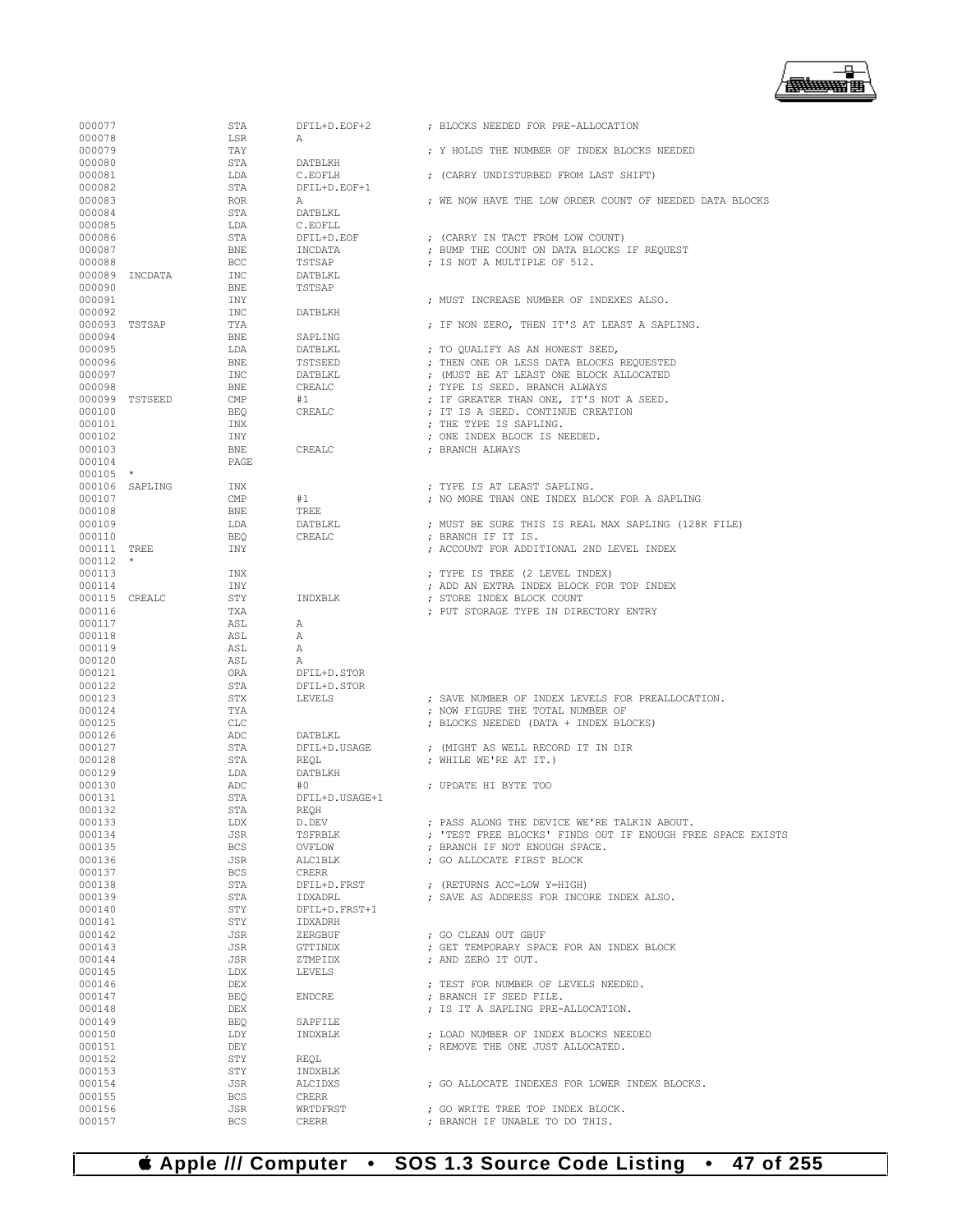```
000077                STA      DFIL+D.EOF+2        ; BLOCKS NEEDED FOR PRE-ALLOCATION
000078                LSR      A
000079                TAY                          ; Y HOLDS THE NUMBER OF INDEX BLOCKS NEEDED
000080                STA      DATBLKH
000081                LDA      C.EOFLH             ; (CARRY UNDISTURBED FROM LAST SHIFT)
000082                STA      DFIL+D.EOF+1
000083                ROR      A                   ; WE NOW HAVE THE LOW ORDER COUNT OF NEEDED DATA BLOCKS
000084                STA      DATBLKL
000085                LDA      C.EOFLL
000086                STA      DFIL+D.EOF          ; (CARRY IN TACT FROM LOW COUNT)
000087                BNE      INCDATA             ; BUMP THE COUNT ON DATA BLOCKS IF REQUEST
000088                BCC      TSTSAP              ; IS NOT A MULTIPLE OF 512.
000089  INCDATA       INC      DATBLKL
000090                BNE      TSTSAP
000091                INY                          ; MUST INCREASE NUMBER OF INDEXES ALSO.
000092                INC      DATBLKH
000093  TSTSAP        TYA                          ; IF NON ZERO, THEN IT'S AT LEAST A SAPLING.
000094                BNE      SAPLING
000095                LDA      DATBLKL             ; TO QUALIFY AS AN HONEST SEED,
000096                BNE      TSTSEED             ; THEN ONE OR LESS DATA BLOCKS REQUESTED
000097                INC      DATBLKL             ; (MUST BE AT LEAST ONE BLOCK ALLOCATED
000098                BNE      CREALC              ; TYPE IS SEED. BRANCH ALWAYS
000099  TSTSEED       CMP      #1                  ; IF GREATER THAN ONE, IT'S NOT A SEED.
000100                BEQ      CREALC              ; IT IS A SEED. CONTINUE CREATION
000101                INX                          ; THE TYPE IS SAPLING.
000102                INY                          ; ONE INDEX BLOCK IS NEEDED.
000103                BNE      CREALC              ; BRANCH ALWAYS
000104                PAGE
000105  *
000106  SAPLING       INX                          ; TYPE IS AT LEAST SAPLING.
000107                CMP      #1                  ; NO MORE THAN ONE INDEX BLOCK FOR A SAPLING
000108                BNE      TREE
000109                LDA      DATBLKL             ; MUST BE SURE THIS IS REAL MAX SAPLING (128K FILE)
000110                BEQ      CREALC              ; BRANCH IF IT IS.
000111  TREE          INY                          ; ACCOUNT FOR ADDITIONAL 2ND LEVEL INDEX
000112  *
000113                INX                          ; TYPE IS TREE (2 LEVEL INDEX)
000114                INY                          ; ADD AN EXTRA INDEX BLOCK FOR TOP INDEX
000115  CREALC        STY      INDXBLK             ; STORE INDEX BLOCK COUNT
000116                TXA                          ; PUT STORAGE TYPE IN DIRECTORY ENTRY
000117                ASL      A
000118                ASL      A
000119                ASL      A
000120                ASL      A
000121                ORA      DFIL+D.STOR
000122                STA      DFIL+D.STOR
000123                STX      LEVELS              ; SAVE NUMBER OF INDEX LEVELS FOR PREALLOCATION.
000124                TYA                          ; NOW FIGURE THE TOTAL NUMBER OF
000125                CLC                          ; BLOCKS NEEDED (DATA + INDEX BLOCKS)
000126                ADC      DATBLKL
000127                STA      DFIL+D.USAGE        ; (MIGHT AS WELL RECORD IT IN DIR
000128                STA      REQL                ; WHILE WE'RE AT IT.)
000129                LDA      DATBLKH
000130                ADC      #0                  ; UPDATE HI BYTE TOO
000131                STA      DFIL+D.USAGE+1
000132                STA      REQH
000133                LDX      D.DEV               ; PASS ALONG THE DEVICE WE'RE TALKIN ABOUT.
000134                JSR      TSFRBLK             ; 'TEST FREE BLOCKS' FINDS OUT IF ENOUGH FREE SPACE EXISTS
000135                BCS      OVFLOW              ; BRANCH IF NOT ENOUGH SPACE.
000136                JSR      ALC1BLK             ; GO ALLOCATE FIRST BLOCK
000137                BCS      CRERR
000138                STA      DFIL+D.FRST         ; (RETURNS ACC=LOW Y=HIGH)
000139                STA      IDXADRL             ; SAVE AS ADDRESS FOR INCORE INDEX ALSO.
000140                STY      DFIL+D.FRST+1
000141                STY      IDXADRH
000142                JSR      ZERGBUF             ; GO CLEAN OUT GBUF
000143                JSR      GTTINDX             ; GET TEMPORARY SPACE FOR AN INDEX BLOCK
000144                JSR      ZTMPIDX             ; AND ZERO IT OUT.
000145                LDX      LEVELS
000146                DEX                          ; TEST FOR NUMBER OF LEVELS NEEDED.
000147                BEQ      ENDCRE              ; BRANCH IF SEED FILE.
000148                DEX                          ; IS IT A SAPLING PRE-ALLOCATION.
000149                BEQ      SAPFILE
000150                LDY      INDXBLK             ; LOAD NUMBER OF INDEX BLOCKS NEEDED
000151                DEY                          ; REMOVE THE ONE JUST ALLOCATED.
000152                STY      REQL
000153                STY      INDXBLK
000154                JSR      ALCIDXS             ; GO ALLOCATE INDEXES FOR LOWER INDEX BLOCKS.
000155                BCS      CRERR
000156                JSR      WRTDFRST            ; GO WRITE TREE TOP INDEX BLOCK.
000157                BCS      CRERR               ; BRANCH IF UNABLE TO DO THIS.
```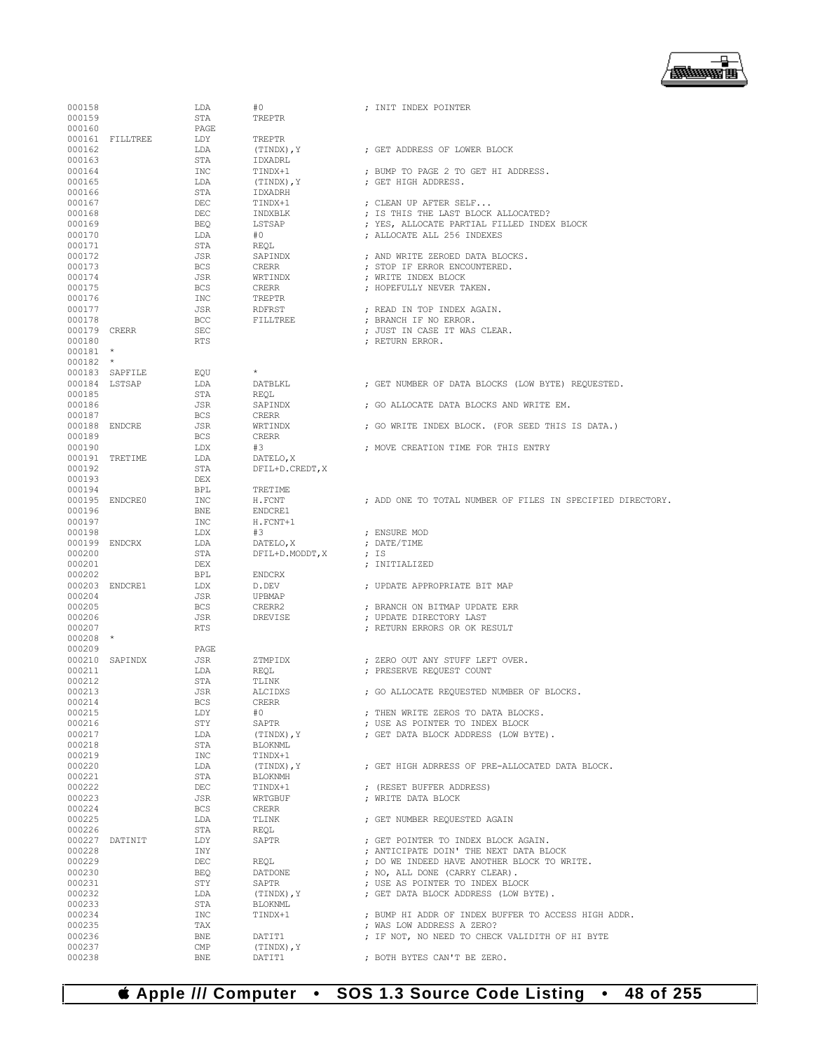```
000158                  LDA     #0                  ; INIT INDEX POINTER
000159                  STA     TREPTR
000160                  PAGE
000161  FILLTREE        LDY     TREPTR
000162                  LDA     (TINDX),Y           ; GET ADDRESS OF LOWER BLOCK
000163                  STA     IDXADRL
000164                  INC     TINDX+1             ; BUMP TO PAGE 2 TO GET HI ADDRESS.
000165                  LDA     (TINDX),Y           ; GET HIGH ADDRESS.
000166                  STA     IDXADRH
000167                  DEC     TINDX+1             ; CLEAN UP AFTER SELF...
000168                  DEC     INDXBLK             ; IS THIS THE LAST BLOCK ALLOCATED?
000169                  BEQ     LSTSAP              ; YES, ALLOCATE PARTIAL FILLED INDEX BLOCK
000170                  LDA     #0                  ; ALLOCATE ALL 256 INDEXES
000171                  STA     REQL
000172                  JSR     SAPINDX             ; AND WRITE ZEROED DATA BLOCKS.
000173                  BCS     CRERR               ; STOP IF ERROR ENCOUNTERED.
000174                  JSR     WRTINDX             ; WRITE INDEX BLOCK
000175                  BCS     CRERR               ; HOPEFULLY NEVER TAKEN.
000176                  INC     TREPTR
000177                  JSR     RDFRST              ; READ IN TOP INDEX AGAIN.
000178                  BCC     FILLTREE            ; BRANCH IF NO ERROR.
000179  CRERR           SEC                         ; JUST IN CASE IT WAS CLEAR.
000180                  RTS                         ; RETURN ERROR.
000181  *
000182  *
000183  SAPFILE         EQU     *
000184  LSTSAP          LDA     DATBLKL             ; GET NUMBER OF DATA BLOCKS (LOW BYTE) REQUESTED.
000185                  STA     REQL
000186                  JSR     SAPINDX             ; GO ALLOCATE DATA BLOCKS AND WRITE EM.
000187                  BCS     CRERR
000188  ENDCRE          JSR     WRTINDX             ; GO WRITE INDEX BLOCK. (FOR SEED THIS IS DATA.)
000189                  BCS     CRERR
000190                  LDX     #3                  ; MOVE CREATION TIME FOR THIS ENTRY
000191  TRETIME         LDA     DATELO,X
000192                  STA     DFIL+D.CREDT,X
000193                  DEX
000194                  BPL     TRETIME
000195  ENDCRE0         INC     H.FCNT              ; ADD ONE TO TOTAL NUMBER OF FILES IN SPECIFIED DIRECTORY.
000196                  BNE     ENDCRE1
000197                  INC     H.FCNT+1
000198                  LDX     #3                  ; ENSURE MOD
000199  ENDCRX          LDA     DATELO,X            ; DATE/TIME
000200                  STA     DFIL+D.MODDT,X      ; IS
000201                  DEX                         ; INITIALIZED
000202                  BPL     ENDCRX
000203  ENDCRE1         LDX     D.DEV               ; UPDATE APPROPRIATE BIT MAP
000204                  JSR     UPBMAP
000205                  BCS     CRERR2              ; BRANCH ON BITMAP UPDATE ERR
000206                  JSR     DREVISE             ; UPDATE DIRECTORY LAST
000207                  RTS                         ; RETURN ERRORS OR OK RESULT
000208  *
000209                  PAGE
000210  SAPINDX         JSR     ZTMPIDX             ; ZERO OUT ANY STUFF LEFT OVER.
000211                  LDA     REQL                ; PRESERVE REQUEST COUNT
000212                  STA     TLINK
000213                  JSR     ALCIDXS             ; GO ALLOCATE REQUESTED NUMBER OF BLOCKS.
000214                  BCS     CRERR
000215                  LDY     #0                  ; THEN WRITE ZEROS TO DATA BLOCKS.
000216                  STY     SAPTR               ; USE AS POINTER TO INDEX BLOCK
000217                  LDA     (TINDX),Y           ; GET DATA BLOCK ADDRESS (LOW BYTE).
000218                  STA     BLOKNML
000219                  INC     TINDX+1
000220                  LDA     (TINDX),Y           ; GET HIGH ADRRESS OF PRE-ALLOCATED DATA BLOCK.
000221                  STA     BLOKNMH
000222                  DEC     TINDX+1             ; (RESET BUFFER ADDRESS)
000223                  JSR     WRTGBUF             ; WRITE DATA BLOCK
000224                  BCS     CRERR
000225                  LDA     TLINK               ; GET NUMBER REQUESTED AGAIN
000226                  STA     REQL
000227  DATINIT         LDY     SAPTR               ; GET POINTER TO INDEX BLOCK AGAIN.
000228                  INY                         ; ANTICIPATE DOIN' THE NEXT DATA BLOCK
000229                  DEC     REQL                ; DO WE INDEED HAVE ANOTHER BLOCK TO WRITE.
000230                  BEQ     DATDONE             ; NO, ALL DONE (CARRY CLEAR).
000231                  STY     SAPTR               ; USE AS POINTER TO INDEX BLOCK
000232                  LDA     (TINDX),Y           ; GET DATA BLOCK ADDRESS (LOW BYTE).
000233                  STA     BLOKNML
000234                  INC     TINDX+1             ; BUMP HI ADDR OF INDEX BUFFER TO ACCESS HIGH ADDR.
000235                  TAX                         ; WAS LOW ADDRESS A ZERO?
000236                  BNE     DATIT1              ; IF NOT, NO NEED TO CHECK VALIDITH OF HI BYTE
000237                  CMP     (TINDX),Y
000238                  BNE     DATIT1              ; BOTH BYTES CAN'T BE ZERO.
```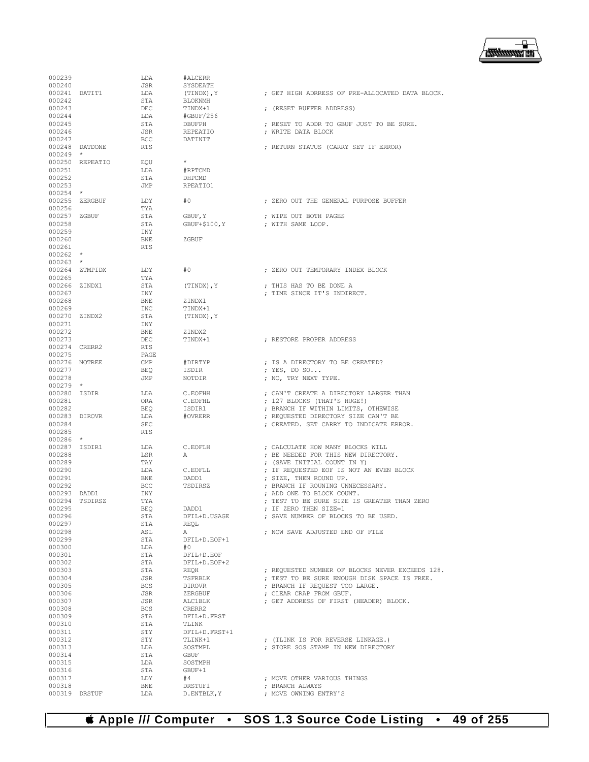```
000239                LDA       #ALCERR
000240                JSR       SYSDEATH
000241  DATIT1        LDA       (TINDX),Y          ; GET HIGH ADRRESS OF PRE-ALLOCATED DATA BLOCK.
000242                STA       BLOKNMH
000243                DEC       TINDX+1            ; (RESET BUFFER ADDRESS)
000244                LDA       #GBUF/256
000245                STA       DBUFPH             ; RESET TO ADDR TO GBUF JUST TO BE SURE.
000246                JSR       REPEATIO           ; WRITE DATA BLOCK
000247                BCC       DATINIT
000248  DATDONE       RTS                          ; RETURN STATUS (CARRY SET IF ERROR)
000249  *
000250  REPEATIO      EQU       *
000251                LDA       #RPTCMD
000252                STA       DHPCMD
000253                JMP       RPEATIO1
000254  *
000255  ZERGBUF       LDY       #0                 ; ZERO OUT THE GENERAL PURPOSE BUFFER
000256                TYA
000257  ZGBUF         STA       GBUF,Y             ; WIPE OUT BOTH PAGES
000258                STA       GBUF+$100,Y        ; WITH SAME LOOP.
000259                INY
000260                BNE       ZGBUF
000261                RTS
000262  *
000263  *
000264  ZTMPIDX       LDY       #0                 ; ZERO OUT TEMPORARY INDEX BLOCK
000265                TYA
000266  ZINDX1        STA       (TINDX),Y          ; THIS HAS TO BE DONE A
000267                INY                          ; TIME SINCE IT'S INDIRECT.
000268                BNE       ZINDX1
000269                INC       TINDX+1
000270  ZINDX2        STA       (TINDX),Y
000271                INY
000272                BNE       ZINDX2
000273                DEC       TINDX+1            ; RESTORE PROPER ADDRESS
000274  CRERR2        RTS
000275                PAGE
000276  NOTREE        CMP       #DIRTYP            ; IS A DIRECTORY TO BE CREATED?
000277                BEQ       ISDIR              ; YES, DO SO...
000278                JMP       NOTDIR             ; NO, TRY NEXT TYPE.
000279  *
000280  ISDIR         LDA       C.EOFHH            ; CAN'T CREATE A DIRECTORY LARGER THAN
000281                ORA       C.EOFHL            ; 127 BLOCKS (THAT'S HUGE!)
000282                BEQ       ISDIR1             ; BRANCH IF WITHIN LIMITS, OTHEWISE
000283  DIROVR        LDA       #OVRERR            ; REQUESTED DIRECTORY SIZE CAN'T BE
000284                SEC                          ; CREATED. SET CARRY TO INDICATE ERROR.
000285                RTS
000286  *
000287  ISDIR1        LDA       C.EOFLH            ; CALCULATE HOW MANY BLOCKS WILL
000288                LSR       A                  ; BE NEEDED FOR THIS NEW DIRECTORY.
000289                TAY                          ; (SAVE INITIAL COUNT IN Y)
000290                LDA       C.EOFLL            ; IF REQUESTED EOF IS NOT AN EVEN BLOCK
000291                BNE       DADD1              ; SIZE, THEN ROUND UP.
000292                BCC       TSDIRSZ            ; BRANCH IF ROUNING UNNECESSARY.
000293  DADD1         INY                          ; ADD ONE TO BLOCK COUNT.
000294  TSDIRSZ       TYA                          ; TEST TO BE SURE SIZE IS GREATER THAN ZERO
000295                BEQ       DADD1              ; IF ZERO THEN SIZE=1
000296                STA       DFIL+D.USAGE       ; SAVE NUMBER OF BLOCKS TO BE USED.
000297                STA       REQL
000298                ASL       A                  ; NOW SAVE ADJUSTED END OF FILE
000299                STA       DFIL+D.EOF+1
000300                LDA       #0
000301                STA       DFIL+D.EOF
000302                STA       DFIL+D.EOF+2
000303                STA       REQH               ; REQUESTED NUMBER OF BLOCKS NEVER EXCEEDS 128.
000304                JSR       TSFRBLK            ; TEST TO BE SURE ENOUGH DISK SPACE IS FREE.
000305                BCS       DIROVR             ; BRANCH IF REQUEST TOO LARGE.
000306                JSR       ZERGBUF            ; CLEAR CRAP FROM GBUF.
000307                JSR       ALC1BLK            ; GET ADDRESS OF FIRST (HEADER) BLOCK.
000308                BCS       CRERR2
000309                STA       DFIL+D.FRST
000310                STA       TLINK
000311                STY       DFIL+D.FRST+1
000312                STY       TLINK+1            ; (TLINK IS FOR REVERSE LINKAGE.)
000313                LDA       SOSTMPL            ; STORE SOS STAMP IN NEW DIRECTORY
000314                STA       GBUF
000315                LDA       SOSTMPH
000316                STA       GBUF+1
000317                LDY       #4                 ; MOVE OTHER VARIOUS THINGS
000318                BNE       DRSTUF1            ; BRANCH ALWAYS
000319  DRSTUF        LDA       D.ENTBLK,Y         ; MOVE OWNING ENTRY'S
```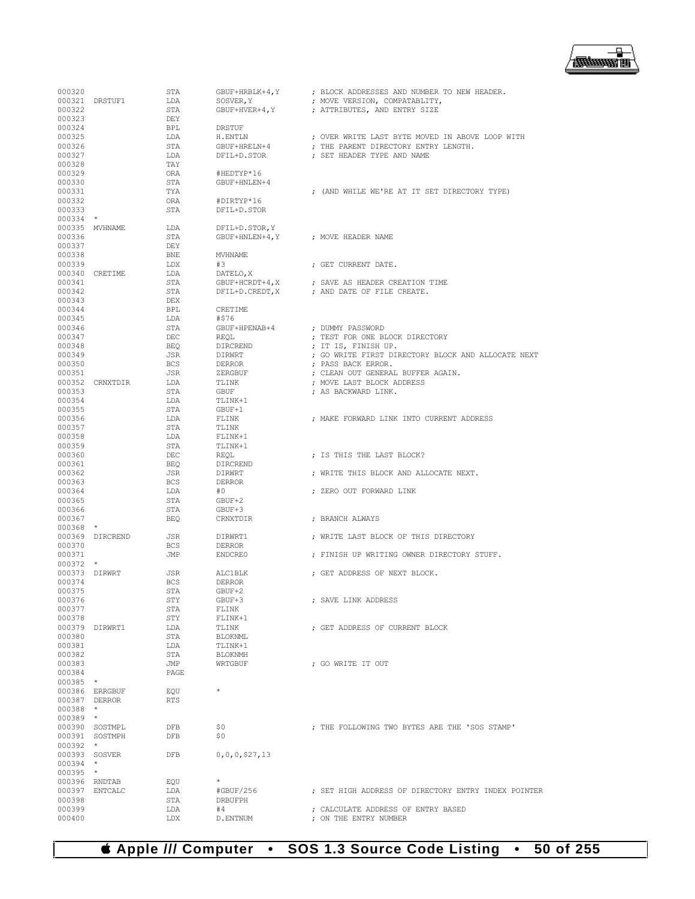```
000320                  STA       GBUF+HRBLK+4,Y       ; BLOCK ADDRESSES AND NUMBER TO NEW HEADER.
000321  DRSTUF1         LDA       SOSVER,Y             ; MOVE VERSION, COMPATABLITY,
000322                  STA       GBUF+HVER+4,Y        ; ATTRIBUTES, AND ENTRY SIZE
000323                  DEY
000324                  BPL       DRSTUF
000325                  LDA       H.ENTLN              ; OVER WRITE LAST BYTE MOVED IN ABOVE LOOP WITH
000326                  STA       GBUF+HRELN+4         ; THE PARENT DIRECTORY ENTRY LENGTH.
000327                  LDA       DFIL+D.STOR          ; SET HEADER TYPE AND NAME
000328                  TAY
000329                  ORA       #HEDTYP*16
000330                  STA       GBUF+HNLEN+4
000331                  TYA                            ; (AND WHILE WE'RE AT IT SET DIRECTORY TYPE)
000332                  ORA       #DIRTYP*16
000333                  STA       DFIL+D.STOR
000334  *
000335  MVHNAME         LDA       DFIL+D.STOR,Y
000336                  STA       GBUF+HNLEN+4,Y       ; MOVE HEADER NAME
000337                  DEY
000338                  BNE       MVHNAME
000339                  LDX       #3                   ; GET CURRENT DATE.
000340  CRETIME         LDA       DATELO,X
000341                  STA       GBUF+HCRDT+4,X       ; SAVE AS HEADER CREATION TIME
000342                  STA       DFIL+D.CREDT,X       ; AND DATE OF FILE CREATE.
000343                  DEX
000344                  BPL       CRETIME
000345                  LDA       #$76
000346                  STA       GBUF+HPENAB+4        ; DUMMY PASSWORD
000347                  DEC       REQL                 ; TEST FOR ONE BLOCK DIRECTORY
000348                  BEQ       DIRCREND             ; IT IS, FINISH UP.
000349                  JSR       DIRWRT               ; GO WRITE FIRST DIRECTORY BLOCK AND ALLOCATE NEXT
000350                  BCS       DERROR               ; PASS BACK ERROR.
000351                  JSR       ZERGBUF              ; CLEAN OUT GENERAL BUFFER AGAIN.
000352  CRNXTDIR        LDA       TLINK                ; MOVE LAST BLOCK ADDRESS
000353                  STA       GBUF                 ; AS BACKWARD LINK.
000354                  LDA       TLINK+1
000355                  STA       GBUF+1
000356                  LDA       FLINK                ; MAKE FORWARD LINK INTO CURRENT ADDRESS
000357                  STA       TLINK
000358                  LDA       FLINK+1
000359                  STA       TLINK+1
000360                  DEC       REQL                 ; IS THIS THE LAST BLOCK?
000361                  BEQ       DIRCREND
000362                  JSR       DIRWRT               ; WRITE THIS BLOCK AND ALLOCATE NEXT.
000363                  BCS       DERROR
000364                  LDA       #0                   ; ZERO OUT FORWARD LINK
000365                  STA       GBUF+2
000366                  STA       GBUF+3
000367                  BEQ       CRNXTDIR             ; BRANCH ALWAYS
000368  *
000369  DIRCREND        JSR       DIRWRT1              ; WRITE LAST BLOCK OF THIS DIRECTORY
000370                  BCS       DERROR
000371                  JMP       ENDCRE0              ; FINISH UP WRITING OWNER DIRECTORY STUFF.
000372  *
000373  DIRWRT          JSR       ALC1BLK              ; GET ADDRESS OF NEXT BLOCK.
000374                  BCS       DERROR
000375                  STA       GBUF+2
000376                  STY       GBUF+3               ; SAVE LINK ADDRESS
000377                  STA       FLINK
000378                  STY       FLINK+1
000379  DIRWRT1         LDA       TLINK                ; GET ADDRESS OF CURRENT BLOCK
000380                  STA       BLOKNML
000381                  LDA       TLINK+1
000382                  STA       BLOKNMH
000383                  JMP       WRTGBUF              ; GO WRITE IT OUT
000384                  PAGE
000385  *
000386  ERRGBUF         EQU       *
000387  DERROR          RTS
000388  *
000389  *
000390  SOSTMPL         DFB       $0                   ; THE FOLLOWING TWO BYTES ARE THE 'SOS STAMP'
000391  SOSTMPH         DFB       $0
000392  *
000393  SOSVER          DFB       0,0,0,$27,13
000394  *
000395  *
000396  RNDTAB          EQU       *
000397  ENTCALC         LDA       #GBUF/256            ; SET HIGH ADDRESS OF DIRECTORY ENTRY INDEX POINTER
000398                  STA       DRBUFPH
000399                  LDA       #4                   ; CALCULATE ADDRESS OF ENTRY BASED
000400                  LDX       D.ENTNUM             ; ON THE ENTRY NUMBER
```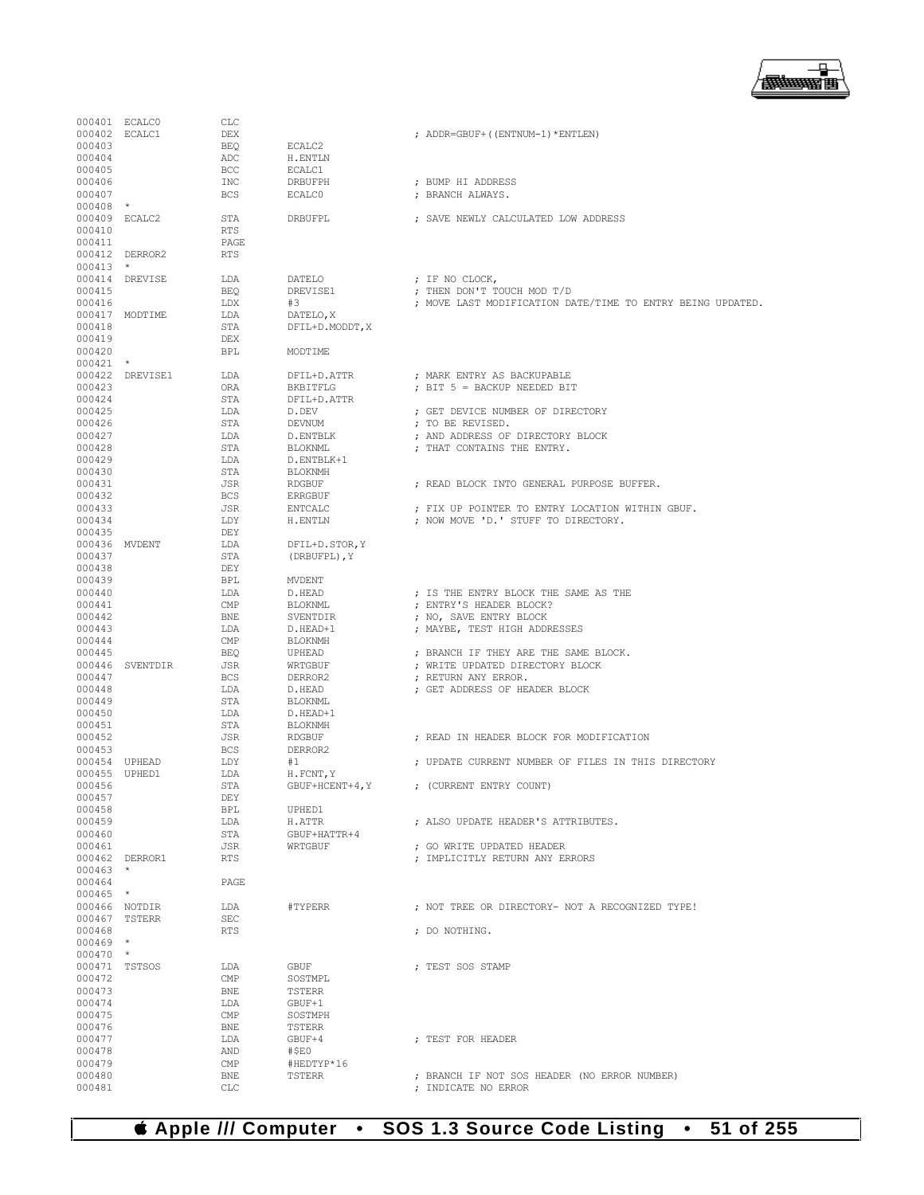```
000401  ECALC0          CLC
000402  ECALC1          DEX                             ; ADDR=GBUF+((ENTNUM-1)*ENTLEN)
000403                  BEQ     ECALC2
000404                  ADC     H.ENTLN
000405                  BCC     ECALC1
000406                  INC     DRBUFPH                 ; BUMP HI ADDRESS
000407                  BCS     ECALC0                  ; BRANCH ALWAYS.
000408  *
000409  ECALC2          STA     DRBUFPL                 ; SAVE NEWLY CALCULATED LOW ADDRESS
000410                  RTS
000411                  PAGE
000412  DERROR2         RTS
000413  *
000414  DREVISE         LDA     DATELO                  ; IF NO CLOCK,
000415                  BEQ     DREVISE1                ; THEN DON'T TOUCH MOD T/D
000416                  LDX     #3                      ; MOVE LAST MODIFICATION DATE/TIME TO ENTRY BEING UPDATED.
000417  MODTIME         LDA     DATELO,X
000418                  STA     DFIL+D.MODDT,X
000419                  DEX
000420                  BPL     MODTIME
000421  *
000422  DREVISE1        LDA     DFIL+D.ATTR             ; MARK ENTRY AS BACKUPABLE
000423                  ORA     BKBITFLG                ; BIT 5 = BACKUP NEEDED BIT
000424                  STA     DFIL+D.ATTR
000425                  LDA     D.DEV                   ; GET DEVICE NUMBER OF DIRECTORY
000426                  STA     DEVNUM                  ; TO BE REVISED.
000427                  LDA     D.ENTBLK                ; AND ADDRESS OF DIRECTORY BLOCK
000428                  STA     BLOKNML                 ; THAT CONTAINS THE ENTRY.
000429                  LDA     D.ENTBLK+1
000430                  STA     BLOKNMH
000431                  JSR     RDGBUF                  ; READ BLOCK INTO GENERAL PURPOSE BUFFER.
000432                  BCS     ERRGBUF
000433                  JSR     ENTCALC                 ; FIX UP POINTER TO ENTRY LOCATION WITHIN GBUF.
000434                  LDY     H.ENTLN                 ; NOW MOVE 'D.' STUFF TO DIRECTORY.
000435                  DEY
000436  MVDENT          LDA     DFIL+D.STOR,Y
000437                  STA     (DRBUFPL),Y
000438                  DEY
000439                  BPL     MVDENT
000440                  LDA     D.HEAD                  ; IS THE ENTRY BLOCK THE SAME AS THE
000441                  CMP     BLOKNML                 ; ENTRY'S HEADER BLOCK?
000442                  BNE     SVENTDIR                ; NO, SAVE ENTRY BLOCK
000443                  LDA     D.HEAD+1                ; MAYBE, TEST HIGH ADDRESSES
000444                  CMP     BLOKNMH
000445                  BEQ     UPHEAD                  ; BRANCH IF THEY ARE THE SAME BLOCK.
000446  SVENTDIR        JSR     WRTGBUF                 ; WRITE UPDATED DIRECTORY BLOCK
000447                  BCS     DERROR2                 ; RETURN ANY ERROR.
000448                  LDA     D.HEAD                  ; GET ADDRESS OF HEADER BLOCK
000449                  STA     BLOKNML
000450                  LDA     D.HEAD+1
000451                  STA     BLOKNMH
000452                  JSR     RDGBUF                  ; READ IN HEADER BLOCK FOR MODIFICATION
000453                  BCS     DERROR2
000454  UPHEAD          LDY     #1                      ; UPDATE CURRENT NUMBER OF FILES IN THIS DIRECTORY
000455  UPHED1          LDA     H.FCNT,Y
000456                  STA     GBUF+HCENT+4,Y          ; (CURRENT ENTRY COUNT)
000457                  DEY
000458                  BPL     UPHED1
000459                  LDA     H.ATTR                  ; ALSO UPDATE HEADER'S ATTRIBUTES.
000460                  STA     GBUF+HATTR+4
000461                  JSR     WRTGBUF                 ; GO WRITE UPDATED HEADER
000462  DERROR1         RTS                             ; IMPLICITLY RETURN ANY ERRORS
000463  *
000464                  PAGE
000465  *
000466  NOTDIR          LDA     #TYPERR                 ; NOT TREE OR DIRECTORY- NOT A RECOGNIZED TYPE!
000467  TSTERR          SEC
000468                  RTS                             ; DO NOTHING.
000469  *
000470  *
000471  TSTSOS          LDA     GBUF                    ; TEST SOS STAMP
000472                  CMP     SOSTMPL
000473                  BNE     TSTERR
000474                  LDA     GBUF+1
000475                  CMP     SOSTMPH
000476                  BNE     TSTERR
000477                  LDA     GBUF+4                  ; TEST FOR HEADER
000478                  AND     #$E0
000479                  CMP     #HEDTYP*16
000480                  BNE     TSTERR                  ; BRANCH IF NOT SOS HEADER (NO ERROR NUMBER)
000481                  CLC                             ; INDICATE NO ERROR
```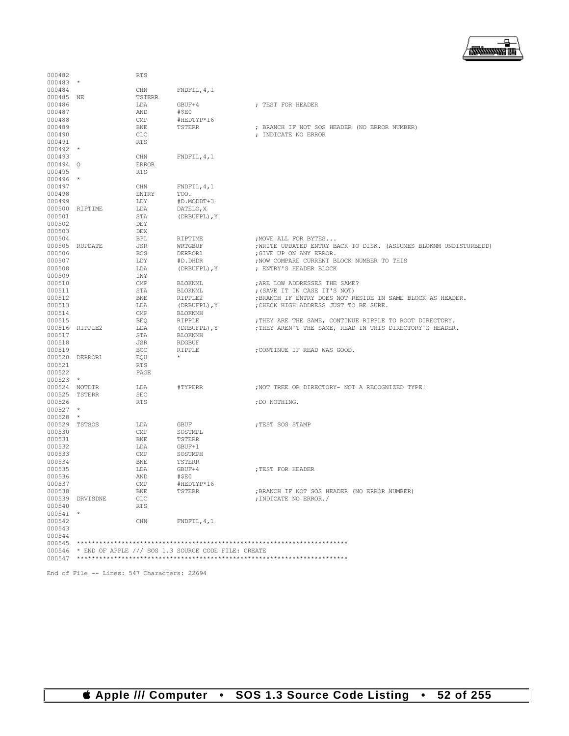```
000482                RTS
000483  *
000484                CHN        FNDFIL,4,1
000485 NE             TSTERR
000486                LDA        GBUF+4              ; TEST FOR HEADER
000487                AND        #$E0
000488                CMP        #HEDTYP*16
000489                BNE        TSTERR              ; BRANCH IF NOT SOS HEADER (NO ERROR NUMBER)
000490                CLC                            ; INDICATE NO ERROR
000491                RTS
000492  *
000493                CHN        FNDFIL,4,1
000494 O              ERROR
000495                RTS
000496  *
000497                CHN        FNDFIL,4,1
000498                ENTRY      TOO.
000499                LDY        #D.MODDT+3
000500 RIPTIME        LDA        DATELO,X
000501                STA        (DRBUFPL),Y
000502                DEY
000503                DEX
000504                BPL        RIPTIME             ;MOVE ALL FOR BYTES...
000505 RUPDATE        JSR        WRTGBUF             ;WRITE UPDATED ENTRY BACK TO DISK. (ASSUMES BLOKNM UNDISTURBEDD)
000506                BCS        DERROR1             ;GIVE UP ON ANY ERROR.
000507                LDY        #D.DHDR             ;NOW COMPARE CURRENT BLOCK NUMBER TO THIS
000508                LDA        (DRBUFPL),Y         ; ENTRY'S HEADER BLOCK
000509                INY
000510                CMP        BLOKNML             ;ARE LOW ADDRESSES THE SAME?
000511                STA        BLOKNML             ;(SAVE IT IN CASE IT'S NOT)
000512                BNE        RIPPLE2             ;BRANCH IF ENTRY DOES NOT RESIDE IN SAME BLOCK AS HEADER.
000513                LDA        (DRBUFPL),Y         ;CHECK HIGH ADDRESS JUST TO BE SURE.
000514                CMP        BLOKNMH
000515                BEQ        RIPPLE              ;THEY ARE THE SAME, CONTINUE RIPPLE TO ROOT DIRECTORY.
000516 RIPPLE2        LDA        (DRBUFPL),Y         ;THEY AREN'T THE SAME, READ IN THIS DIRECTORY'S HEADER.
000517                STA        BLOKNMH
000518                JSR        RDGBUF
000519                BCC        RIPPLE              ;CONTINUE IF READ WAS GOOD.
000520 DERROR1        EQU        *
000521                RTS
000522                PAGE
000523  *
000524 NOTDIR         LDA        #TYPERR             ;NOT TREE OR DIRECTORY- NOT A RECOGNIZED TYPE!
000525 TSTERR         SEC
000526                RTS                            ;DO NOTHING.
000527  *
000528  *
000529 TSTSOS         LDA        GBUF                ;TEST SOS STAMP
000530                CMP        SOSTMPL
000531                BNE        TSTERR
000532                LDA        GBUF+1
000533                CMP        SOSTMPH
000534                BNE        TSTERR
000535                LDA        GBUF+4              ;TEST FOR HEADER
000536                AND        #$E0
000537                CMP        #HEDTYP*16
000538                BNE        TSTERR              ;BRANCH IF NOT SOS HEADER (NO ERROR NUMBER)
000539 DRVISDNE       CLC                            ;INDICATE NO ERROR./
000540                RTS
000541  *
000542                CHN        FNDFIL,4,1
000543
000544
000545  ************************************************************************
000546  * END OF APPLE /// SOS 1.3 SOURCE CODE FILE: CREATE
000547  ************************************************************************
```

End of File -- Lines: 547 Characters: 22694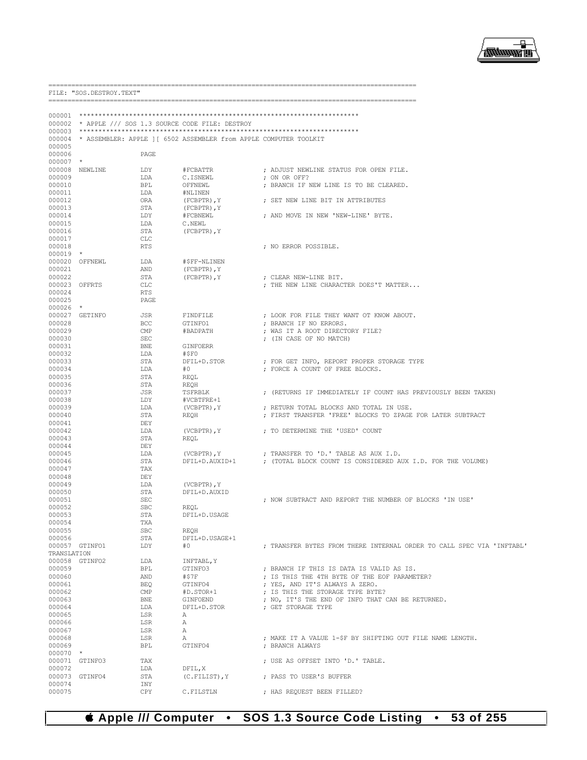```
==========================================================================================
FILE: "SOS.DESTROY.TEXT"
==========================================================================================

000001 ************************************************************************
000002 * APPLE /// SOS 1.3 SOURCE CODE FILE: DESTROY
000003 ************************************************************************
000004 * ASSEMBLER: APPLE ][ 6502 ASSEMBLER from APPLE COMPUTER TOOLKIT
000005
000006                  PAGE
000007 *
000008 NEWLINE          LDY       #FCBATTR            ; ADJUST NEWLINE STATUS FOR OPEN FILE.
000009                  LDA       C.ISNEWL            ; ON OR OFF?
000010                  BPL       OFFNEWL             ; BRANCH IF NEW LINE IS TO BE CLEARED.
000011                  LDA       #NLINEN
000012                  ORA       (FCBPTR),Y          ; SET NEW LINE BIT IN ATTRIBUTES
000013                  STA       (FCBPTR),Y
000014                  LDY       #FCBNEWL            ; AND MOVE IN NEW 'NEW-LINE' BYTE.
000015                  LDA       C.NEWL
000016                  STA       (FCBPTR),Y
000017                  CLC
000018                  RTS                           ; NO ERROR POSSIBLE.
000019 *
000020 OFFNEWL          LDA       #$FF-NLINEN
000021                  AND       (FCBPTR),Y
000022                  STA       (FCBPTR),Y          ; CLEAR NEW-LINE BIT.
000023 OFFRTS           CLC                           ; THE NEW LINE CHARACTER DOES'T MATTER...
000024                  RTS
000025                  PAGE
000026 *
000027 GETINFO          JSR       FINDFILE            ; LOOK FOR FILE THEY WANT OT KNOW ABOUT.
000028                  BCC       GTINFO1             ; BRANCH IF NO ERRORS.
000029                  CMP       #BADPATH            ; WAS IT A ROOT DIRECTORY FILE?
000030                  SEC                           ; (IN CASE OF NO MATCH)
000031                  BNE       GINFOERR
000032                  LDA       #$F0
000033                  STA       DFIL+D.STOR         ; FOR GET INFO, REPORT PROPER STORAGE TYPE
000034                  LDA       #0                  ; FORCE A COUNT OF FREE BLOCKS.
000035                  STA       REQL
000036                  STA       REQH
000037                  JSR       TSFRBLK             ; (RETURNS IF IMMEDIATELY IF COUNT HAS PREVIOUSLY BEEN TAKEN)
000038                  LDY       #VCBTFRE+1
000039                  LDA       (VCBPTR),Y          ; RETURN TOTAL BLOCKS AND TOTAL IN USE.
000040                  STA       REQH                ; FIRST TRANSFER 'FREE' BLOCKS TO ZPAGE FOR LATER SUBTRACT
000041                  DEY
000042                  LDA       (VCBPTR),Y          ; TO DETERMINE THE 'USED' COUNT
000043                  STA       REQL
000044                  DEY
000045                  LDA       (VCBPTR),Y          ; TRANSFER TO 'D.' TABLE AS AUX I.D.
000046                  STA       DFIL+D.AUXID+1      ; (TOTAL BLOCK COUNT IS CONSIDERED AUX I.D. FOR THE VOLUME)
000047                  TAX
000048                  DEY
000049                  LDA       (VCBPTR),Y
000050                  STA       DFIL+D.AUXID
000051                  SEC                           ; NOW SUBTRACT AND REPORT THE NUMBER OF BLOCKS 'IN USE'
000052                  SBC       REQL
000053                  STA       DFIL+D.USAGE
000054                  TXA
000055                  SBC       REQH
000056                  STA       DFIL+D.USAGE+1
000057 GTINFO1          LDY       #0                  ; TRANSFER BYTES FROM THERE INTERNAL ORDER TO CALL SPEC VIA 'INFTABL'
TRANSLATION
000058 GTINFO2          LDA       INFTABL,Y
000059                  BPL       GTINFO3             ; BRANCH IF THIS IS DATA IS VALID AS IS.
000060                  AND       #$7F                ; IS THIS THE 4TH BYTE OF THE EOF PARAMETER?
000061                  BEQ       GTINFO4             ; YES, AND IT'S ALWAYS A ZERO.
000062                  CMP       #D.STOR+1           ; IS THIS THE STORAGE TYPE BYTE?
000063                  BNE       GINFOEND            ; NO, IT'S THE END OF INFO THAT CAN BE RETURNED.
000064                  LDA       DFIL+D.STOR         ; GET STORAGE TYPE
000065                  LSR       A
000066                  LSR       A
000067                  LSR       A
000068                  LSR       A                   ; MAKE IT A VALUE 1-$F BY SHIFTING OUT FILE NAME LENGTH.
000069                  BPL       GTINFO4             ; BRANCH ALWAYS
000070 *
000071 GTINFO3          TAX                           ; USE AS OFFSET INTO 'D.' TABLE.
000072                  LDA       DFIL,X
000073 GTINFO4          STA       (C.FILIST),Y        ; PASS TO USER'S BUFFER
000074                  INY
000075                  CPY       C.FILSTLN           ; HAS REQUEST BEEN FILLED?
```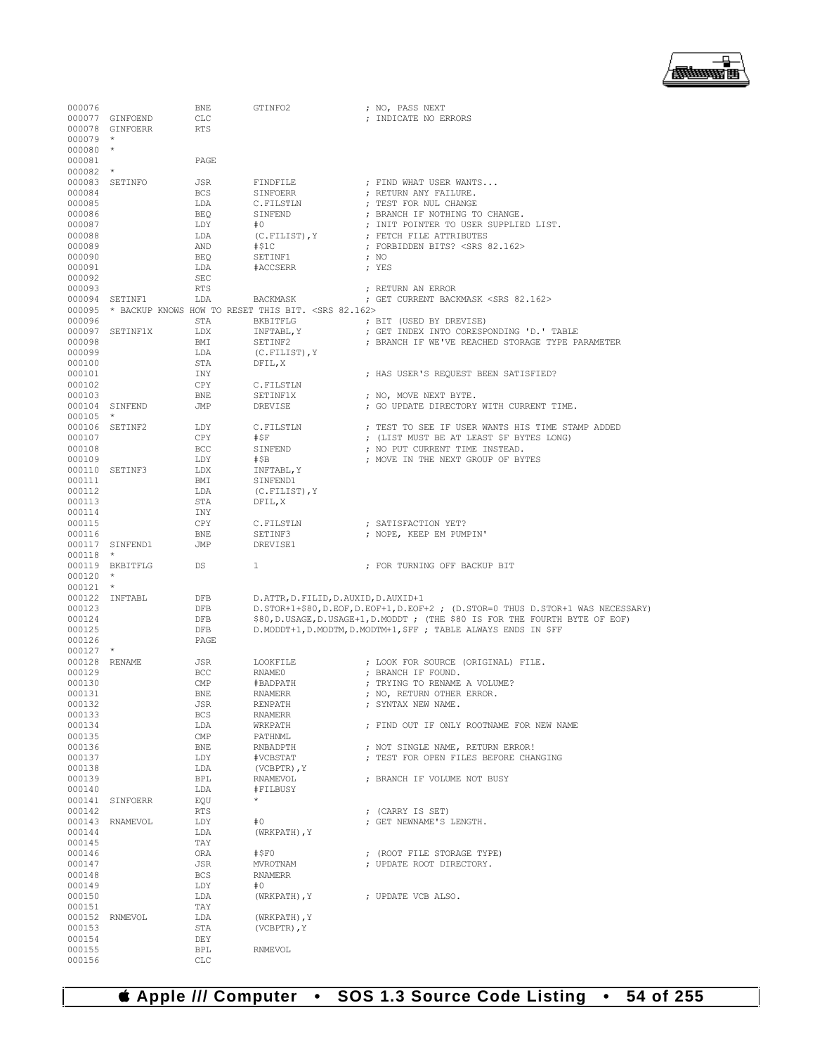```
000076                 BNE       GTINFO2              ; NO, PASS NEXT
000077  GINFOEND       CLC                            ; INDICATE NO ERRORS
000078  GINFOERR       RTS
000079  *
000080  *
000081                 PAGE
000082  *
000083  SETINFO        JSR       FINDFILE             ; FIND WHAT USER WANTS...
000084                 BCS       SINFOERR             ; RETURN ANY FAILURE.
000085                 LDA       C.FILSTLN            ; TEST FOR NUL CHANGE
000086                 BEQ       SINFEND              ; BRANCH IF NOTHING TO CHANGE.
000087                 LDY       #0                   ; INIT POINTER TO USER SUPPLIED LIST.
000088                 LDA       (C.FILIST),Y         ; FETCH FILE ATTRIBUTES
000089                 AND       #$1C                 ; FORBIDDEN BITS? <SRS 82.162>
000090                 BEQ       SETINF1              ; NO
000091                 LDA       #ACCSERR             ; YES
000092                 SEC
000093                 RTS                            ; RETURN AN ERROR
000094  SETINF1        LDA       BACKMASK             ; GET CURRENT BACKMASK <SRS 82.162>
000095  * BACKUP KNOWS HOW TO RESET THIS BIT. <SRS 82.162>
000096                 STA       BKBITFLG             ; BIT (USED BY DREVISE)
000097  SETINF1X       LDX       INFTABL,Y            ; GET INDEX INTO CORESPONDING 'D.' TABLE
000098                 BMI       SETINF2              ; BRANCH IF WE'VE REACHED STORAGE TYPE PARAMETER
000099                 LDA       (C.FILIST),Y
000100                 STA       DFIL,X
000101                 INY                            ; HAS USER'S REQUEST BEEN SATISFIED?
000102                 CPY       C.FILSTLN
000103                 BNE       SETINF1X             ; NO, MOVE NEXT BYTE.
000104  SINFEND        JMP       DREVISE              ; GO UPDATE DIRECTORY WITH CURRENT TIME.
000105  *
000106  SETINF2        LDY       C.FILSTLN            ; TEST TO SEE IF USER WANTS HIS TIME STAMP ADDED
000107                 CPY       #$F                  ; (LIST MUST BE AT LEAST $F BYTES LONG)
000108                 BCC       SINFEND              ; NO PUT CURRENT TIME INSTEAD.
000109                 LDY       #$B                  ; MOVE IN THE NEXT GROUP OF BYTES
000110  SETINF3        LDX       INFTABL,Y
000111                 BMI       SINFEND1
000112                 LDA       (C.FILIST),Y
000113                 STA       DFIL,X
000114                 INY
000115                 CPY       C.FILSTLN            ; SATISFACTION YET?
000116                 BNE       SETINF3              ; NOPE, KEEP EM PUMPIN'
000117  SINFEND1       JMP       DREVISE1
000118  *
000119  BKBITFLG       DS        1                    ; FOR TURNING OFF BACKUP BIT
000120  *
000121  *
000122  INFTABL        DFB       D.ATTR,D.FILID,D.AUXID,D.AUXID+1
000123                 DFB       D.STOR+1+$80,D.EOF,D.EOF+1,D.EOF+2 ; (D.STOR=0 THUS D.STOR+1 WAS NECESSARY)
000124                 DFB       $80,D.USAGE,D.USAGE+1,D.MODDT ; (THE $80 IS FOR THE FOURTH BYTE OF EOF)
000125                 DFB       D.MODDT+1,D.MODTM,D.MODTM+1,$FF ; TABLE ALWAYS ENDS IN $FF
000126                 PAGE
000127  *
000128  RENAME         JSR       LOOKFILE             ; LOOK FOR SOURCE (ORIGINAL) FILE.
000129                 BCC       RNAME0               ; BRANCH IF FOUND.
000130                 CMP       #BADPATH             ; TRYING TO RENAME A VOLUME?
000131                 BNE       RNAMERR              ; NO, RETURN OTHER ERROR.
000132                 JSR       RENPATH              ; SYNTAX NEW NAME.
000133                 BCS       RNAMERR
000134                 LDA       WRKPATH              ; FIND OUT IF ONLY ROOTNAME FOR NEW NAME
000135                 CMP       PATHNML
000136                 BNE       RNBADPTH             ; NOT SINGLE NAME, RETURN ERROR!
000137                 LDY       #VCBSTAT             ; TEST FOR OPEN FILES BEFORE CHANGING
000138                 LDA       (VCBPTR),Y
000139                 BPL       RNAMEVOL             ; BRANCH IF VOLUME NOT BUSY
000140                 LDA       #FILBUSY
000141  SINFOERR       EQU       *
000142                 RTS                            ; (CARRY IS SET)
000143  RNAMEVOL       LDY       #0                   ; GET NEWNAME'S LENGTH.
000144                 LDA       (WRKPATH),Y
000145                 TAY
000146                 ORA       #$F0                 ; (ROOT FILE STORAGE TYPE)
000147                 JSR       MVROTNAM             ; UPDATE ROOT DIRECTORY.
000148                 BCS       RNAMERR
000149                 LDY       #0
000150                 LDA       (WRKPATH),Y          ; UPDATE VCB ALSO.
000151                 TAY
000152  RNMEVOL        LDA       (WRKPATH),Y
000153                 STA       (VCBPTR),Y
000154                 DEY
000155                 BPL       RNMEVOL
000156                 CLC
```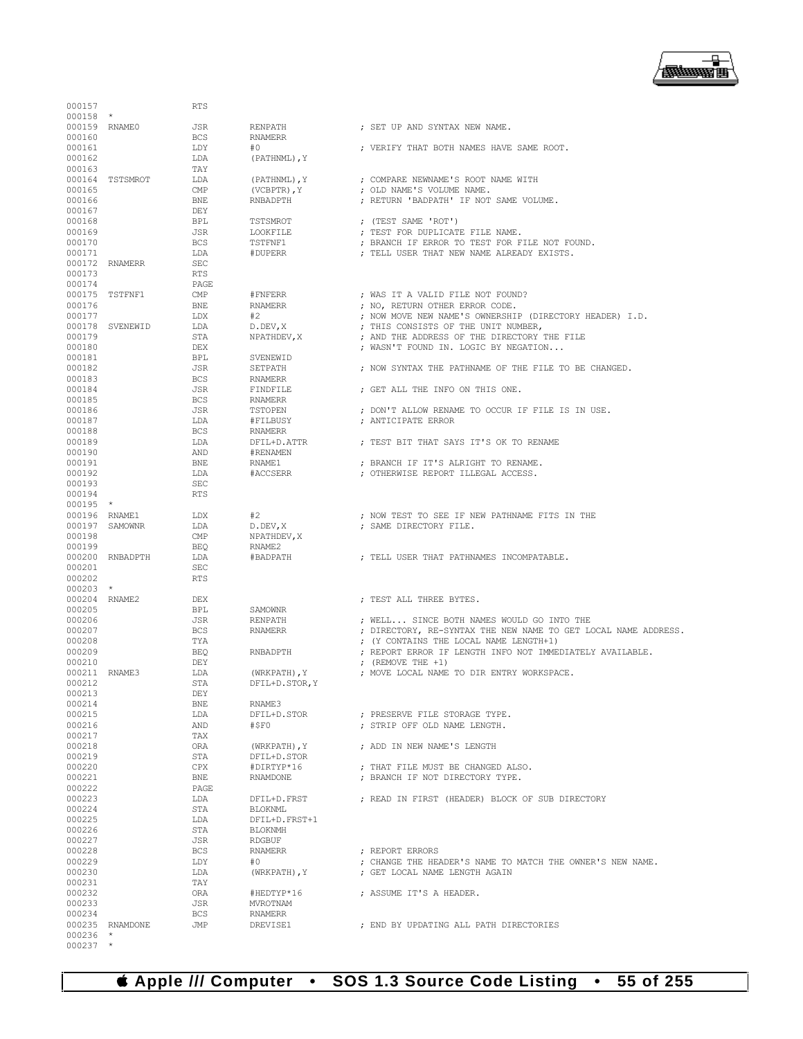```
000157                RTS
000158  *
000159  RNAME0        JSR     RENPATH            ; SET UP AND SYNTAX NEW NAME.
000160                BCS     RNAMERR
000161                LDY     #0                 ; VERIFY THAT BOTH NAMES HAVE SAME ROOT.
000162                LDA     (PATHNML),Y
000163                TAY
000164  TSTSMROT      LDA     (PATHNML),Y        ; COMPARE NEWNAME'S ROOT NAME WITH
000165                CMP     (VCBPTR),Y         ; OLD NAME'S VOLUME NAME.
000166                BNE     RNBADPTH           ; RETURN 'BADPATH' IF NOT SAME VOLUME.
000167                DEY
000168                BPL     TSTSMROT           ; (TEST SAME 'ROT')
000169                JSR     LOOKFILE           ; TEST FOR DUPLICATE FILE NAME.
000170                BCS     TSTFNF1            ; BRANCH IF ERROR TO TEST FOR FILE NOT FOUND.
000171                LDA     #DUPERR            ; TELL USER THAT NEW NAME ALREADY EXISTS.
000172  RNAMERR       SEC
000173                RTS
000174                PAGE
000175  TSTFNF1       CMP     #FNFERR            ; WAS IT A VALID FILE NOT FOUND?
000176                BNE     RNAMERR            ; NO, RETURN OTHER ERROR CODE.
000177                LDX     #2                 ; NOW MOVE NEW NAME'S OWNERSHIP (DIRECTORY HEADER) I.D.
000178  SVENEWID      LDA     D.DEV,X            ; THIS CONSISTS OF THE UNIT NUMBER,
000179                STA     NPATHDEV,X         ; AND THE ADDRESS OF THE DIRECTORY THE FILE
000180                DEX                        ; WASN'T FOUND IN. LOGIC BY NEGATION...
000181                BPL     SVENEWID
000182                JSR     SETPATH            ; NOW SYNTAX THE PATHNAME OF THE FILE TO BE CHANGED.
000183                BCS     RNAMERR
000184                JSR     FINDFILE           ; GET ALL THE INFO ON THIS ONE.
000185                BCS     RNAMERR
000186                JSR     TSTOPEN            ; DON'T ALLOW RENAME TO OCCUR IF FILE IS IN USE.
000187                LDA     #FILBUSY           ; ANTICIPATE ERROR
000188                BCS     RNAMERR
000189                LDA     DFIL+D.ATTR        ; TEST BIT THAT SAYS IT'S OK TO RENAME
000190                AND     #RENAMEN
000191                BNE     RNAME1             ; BRANCH IF IT'S ALRIGHT TO RENAME.
000192                LDA     #ACCSERR           ; OTHERWISE REPORT ILLEGAL ACCESS.
000193                SEC
000194                RTS
000195  *
000196  RNAME1        LDX     #2                 ; NOW TEST TO SEE IF NEW PATHNAME FITS IN THE
000197  SAMOWNR       LDA     D.DEV,X            ; SAME DIRECTORY FILE.
000198                CMP     NPATHDEV,X
000199                BEQ     RNAME2
000200  RNBADPTH      LDA     #BADPATH           ; TELL USER THAT PATHNAMES INCOMPATABLE.
000201                SEC
000202                RTS
000203  *
000204  RNAME2        DEX                        ; TEST ALL THREE BYTES.
000205                BPL     SAMOWNR
000206                JSR     RENPATH            ; WELL... SINCE BOTH NAMES WOULD GO INTO THE
000207                BCS     RNAMERR            ; DIRECTORY, RE-SYNTAX THE NEW NAME TO GET LOCAL NAME ADDRESS.
000208                TYA                        ; (Y CONTAINS THE LOCAL NAME LENGTH+1)
000209                BEQ     RNBADPTH           ; REPORT ERROR IF LENGTH INFO NOT IMMEDIATELY AVAILABLE.
000210                DEY                        ; (REMOVE THE +1)
000211  RNAME3        LDA     (WRKPATH),Y        ; MOVE LOCAL NAME TO DIR ENTRY WORKSPACE.
000212                STA     DFIL+D.STOR,Y
000213                DEY
000214                BNE     RNAME3
000215                LDA     DFIL+D.STOR        ; PRESERVE FILE STORAGE TYPE.
000216                AND     #$F0               ; STRIP OFF OLD NAME LENGTH.
000217                TAX
000218                ORA     (WRKPATH),Y        ; ADD IN NEW NAME'S LENGTH
000219                STA     DFIL+D.STOR
000220                CPX     #DIRTYP*16         ; THAT FILE MUST BE CHANGED ALSO.
000221                BNE     RNAMDONE           ; BRANCH IF NOT DIRECTORY TYPE.
000222                PAGE
000223                LDA     DFIL+D.FRST        ; READ IN FIRST (HEADER) BLOCK OF SUB DIRECTORY
000224                STA     BLOKNML
000225                LDA     DFIL+D.FRST+1
000226                STA     BLOKNMH
000227                JSR     RDGBUF
000228                BCS     RNAMERR            ; REPORT ERRORS
000229                LDY     #0                 ; CHANGE THE HEADER'S NAME TO MATCH THE OWNER'S NEW NAME.
000230                LDA     (WRKPATH),Y        ; GET LOCAL NAME LENGTH AGAIN
000231                TAY
000232                ORA     #HEDTYP*16         ; ASSUME IT'S A HEADER.
000233                JSR     MVROTNAM
000234                BCS     RNAMERR
000235  RNAMDONE      JMP     DREVISE1           ; END BY UPDATING ALL PATH DIRECTORIES
000236  *
000237  *
```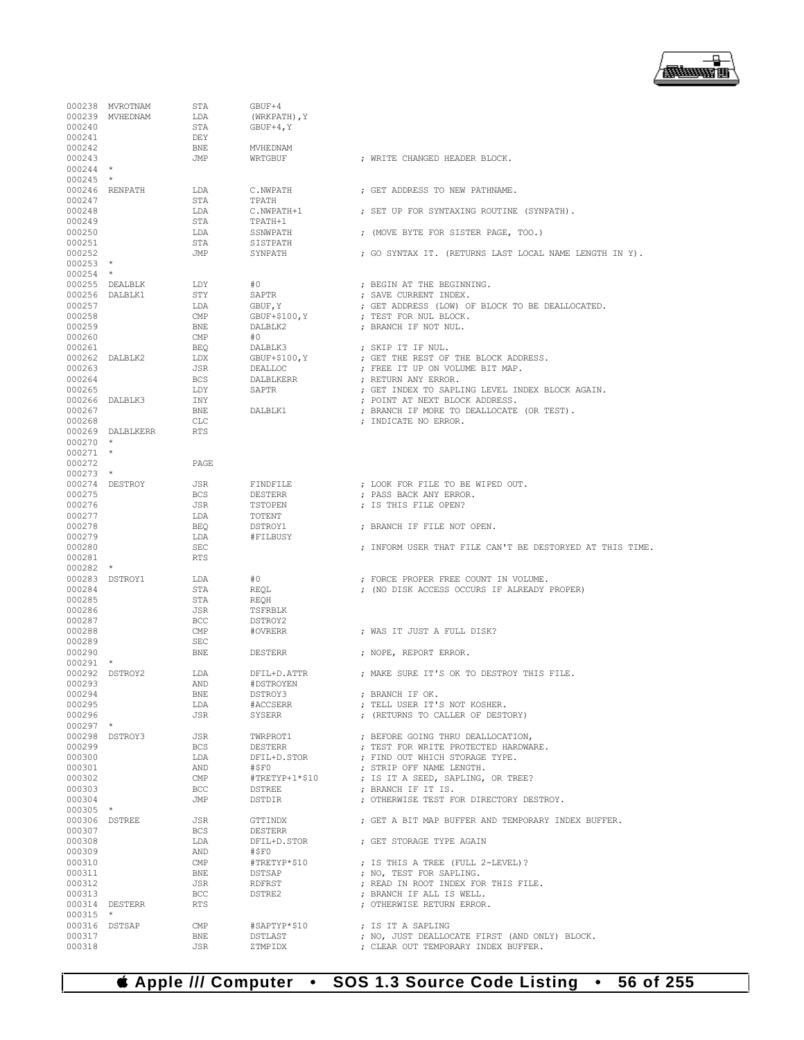```
000238 MVROTNAM       STA         GBUF+4
000239 MVHEDNAM       LDA         (WRKPATH),Y
000240                STA         GBUF+4,Y
000241                DEY
000242                BNE         MVHEDNAM
000243                JMP         WRTGBUF              ; WRITE CHANGED HEADER BLOCK.
000244 *
000245 *
000246 RENPATH        LDA         C.NWPATH             ; GET ADDRESS TO NEW PATHNAME.
000247                STA         TPATH
000248                LDA         C.NWPATH+1           ; SET UP FOR SYNTAXING ROUTINE (SYNPATH).
000249                STA         TPATH+1
000250                LDA         SSNWPATH             ; (MOVE BYTE FOR SISTER PAGE, TOO.)
000251                STA         SISTPATH
000252                JMP         SYNPATH              ; GO SYNTAX IT. (RETURNS LAST LOCAL NAME LENGTH IN Y).
000253 *
000254 *
000255 DEALBLK        LDY         #0                   ; BEGIN AT THE BEGINNING.
000256 DALBLK1        STY         SAPTR                ; SAVE CURRENT INDEX.
000257                LDA         GBUF,Y               ; GET ADDRESS (LOW) OF BLOCK TO BE DEALLOCATED.
000258                CMP         GBUF+$100,Y          ; TEST FOR NUL BLOCK.
000259                BNE         DALBLK2              ; BRANCH IF NOT NUL.
000260                CMP         #0
000261                BEQ         DALBLK3              ; SKIP IT IF NUL.
000262 DALBLK2        LDX         GBUF+$100,Y          ; GET THE REST OF THE BLOCK ADDRESS.
000263                JSR         DEALLOC              ; FREE IT UP ON VOLUME BIT MAP.
000264                BCS         DALBLKERR            ; RETURN ANY ERROR.
000265                LDY         SAPTR                ; GET INDEX TO SAPLING LEVEL INDEX BLOCK AGAIN.
000266 DALBLK3        INY                              ; POINT AT NEXT BLOCK ADDRESS.
000267                BNE         DALBLK1              ; BRANCH IF MORE TO DEALLOCATE (OR TEST).
000268                CLC                              ; INDICATE NO ERROR.
000269 DALBLKERR      RTS
000270 *
000271 *
000272                PAGE
000273 *
000274 DESTROY        JSR         FINDFILE             ; LOOK FOR FILE TO BE WIPED OUT.
000275                BCS         DESTERR              ; PASS BACK ANY ERROR.
000276                JSR         TSTOPEN              ; IS THIS FILE OPEN?
000277                LDA         TOTENT
000278                BEQ         DSTROY1              ; BRANCH IF FILE NOT OPEN.
000279                LDA         #FILBUSY
000280                SEC                              ; INFORM USER THAT FILE CAN'T BE DESTORYED AT THIS TIME.
000281                RTS
000282 *
000283 DSTROY1        LDA         #0                   ; FORCE PROPER FREE COUNT IN VOLUME.
000284                STA         REQL                 ; (NO DISK ACCESS OCCURS IF ALREADY PROPER)
000285                STA         REQH
000286                JSR         TSFRBLK
000287                BCC         DSTROY2
000288                CMP         #OVRERR              ; WAS IT JUST A FULL DISK?
000289                SEC
000290                BNE         DESTERR              ; NOPE, REPORT ERROR.
000291 *
000292 DSTROY2        LDA         DFIL+D.ATTR          ; MAKE SURE IT'S OK TO DESTROY THIS FILE.
000293                AND         #DSTROYEN
000294                BNE         DSTROY3              ; BRANCH IF OK.
000295                LDA         #ACCSERR             ; TELL USER IT'S NOT KOSHER.
000296                JSR         SYSERR               ; (RETURNS TO CALLER OF DESTORY)
000297 *
000298 DSTROY3        JSR         TWRPROT1             ; BEFORE GOING THRU DEALLOCATION,
000299                BCS         DESTERR              ; TEST FOR WRITE PROTECTED HARDWARE.
000300                LDA         DFIL+D.STOR          ; FIND OUT WHICH STORAGE TYPE.
000301                AND         #$F0                 ; STRIP OFF NAME LENGTH.
000302                CMP         #TRETYP+1*$10        ; IS IT A SEED, SAPLING, OR TREE?
000303                BCC         DSTREE               ; BRANCH IF IT IS.
000304                JMP         DSTDIR               ; OTHERWISE TEST FOR DIRECTORY DESTROY.
000305 *
000306 DSTREE         JSR         GTTINDX              ; GET A BIT MAP BUFFER AND TEMPORARY INDEX BUFFER.
000307                BCS         DESTERR
000308                LDA         DFIL+D.STOR          ; GET STORAGE TYPE AGAIN
000309                AND         #$F0
000310                CMP         #TRETYP*$10          ; IS THIS A TREE (FULL 2-LEVEL)?
000311                BNE         DSTSAP               ; NO, TEST FOR SAPLING.
000312                JSR         RDFRST               ; READ IN ROOT INDEX FOR THIS FILE.
000313                BCC         DSTRE2               ; BRANCH IF ALL IS WELL.
000314 DESTERR        RTS                              ; OTHERWISE RETURN ERROR.
000315 *
000316 DSTSAP         CMP         #SAPTYP*$10          ; IS IT A SAPLING
000317                BNE         DSTLAST              ; NO, JUST DEALLOCATE FIRST (AND ONLY) BLOCK.
000318                JSR         ZTMPIDX              ; CLEAR OUT TEMPORARY INDEX BUFFER.
```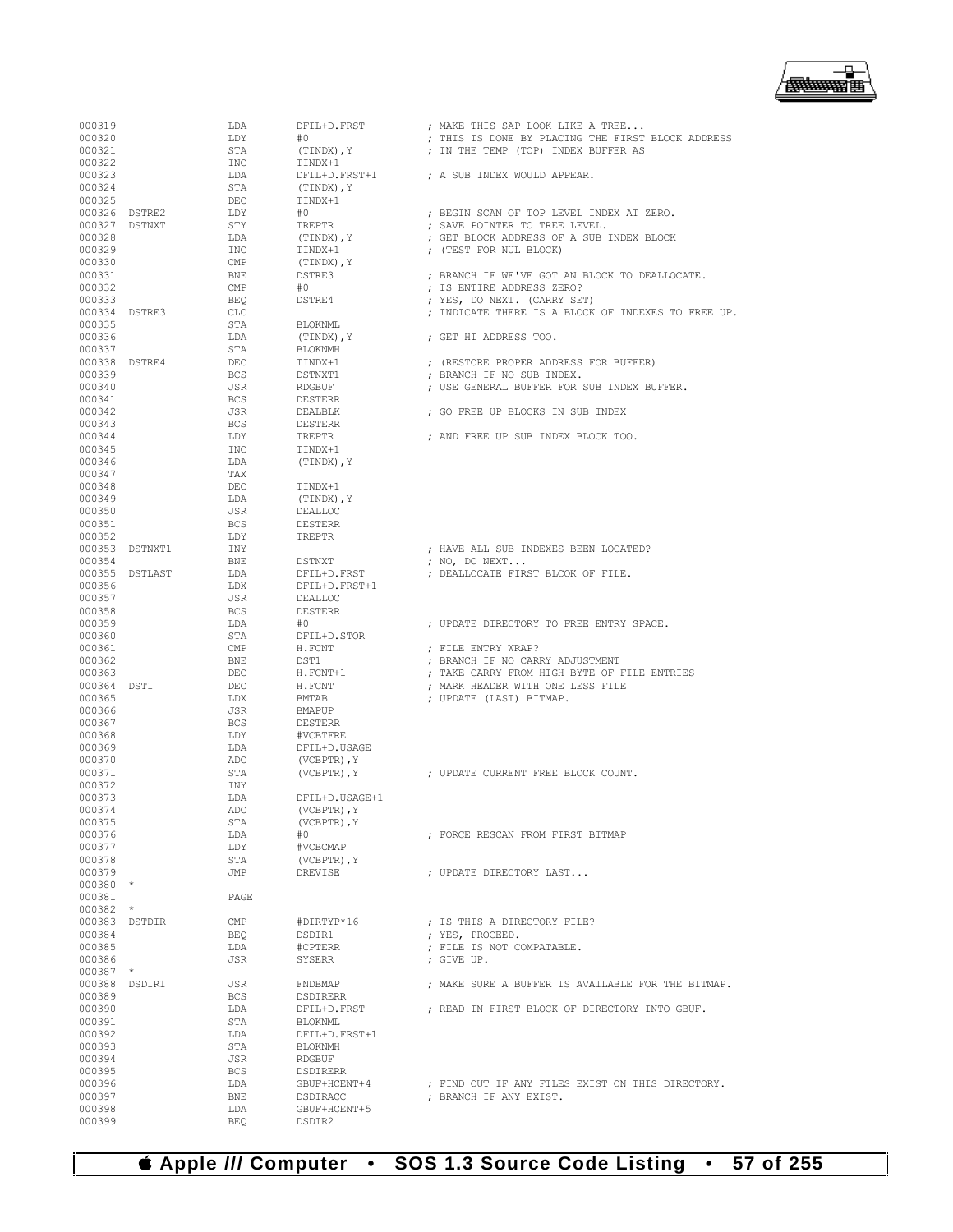```
000319                LDA     DFIL+D.FRST        ; MAKE THIS SAP LOOK LIKE A TREE...
000320                LDY     #0                 ; THIS IS DONE BY PLACING THE FIRST BLOCK ADDRESS
000321                STA     (TINDX),Y          ; IN THE TEMP (TOP) INDEX BUFFER AS
000322                INC     TINDX+1
000323                LDA     DFIL+D.FRST+1      ; A SUB INDEX WOULD APPEAR.
000324                STA     (TINDX),Y
000325                DEC     TINDX+1
000326 DSTRE2         LDY     #0                 ; BEGIN SCAN OF TOP LEVEL INDEX AT ZERO.
000327 DSTNXT         STY     TREPTR             ; SAVE POINTER TO TREE LEVEL.
000328                LDA     (TINDX),Y          ; GET BLOCK ADDRESS OF A SUB INDEX BLOCK
000329                INC     TINDX+1            ; (TEST FOR NUL BLOCK)
000330                CMP     (TINDX),Y
000331                BNE     DSTRE3             ; BRANCH IF WE'VE GOT AN BLOCK TO DEALLOCATE.
000332                CMP     #0                 ; IS ENTIRE ADDRESS ZERO?
000333                BEQ     DSTRE4             ; YES, DO NEXT. (CARRY SET)
000334 DSTRE3         CLC                        ; INDICATE THERE IS A BLOCK OF INDEXES TO FREE UP.
000335                STA     BLOKNML
000336                LDA     (TINDX),Y          ; GET HI ADDRESS TOO.
000337                STA     BLOKNMH
000338 DSTRE4         DEC     TINDX+1            ; (RESTORE PROPER ADDRESS FOR BUFFER)
000339                BCS     DSTNXT1            ; BRANCH IF NO SUB INDEX.
000340                JSR     RDGBUF             ; USE GENERAL BUFFER FOR SUB INDEX BUFFER.
000341                BCS     DESTERR
000342                JSR     DEALBLK            ; GO FREE UP BLOCKS IN SUB INDEX
000343                BCS     DESTERR
000344                LDY     TREPTR             ; AND FREE UP SUB INDEX BLOCK TOO.
000345                INC     TINDX+1
000346                LDA     (TINDX),Y
000347                TAX
000348                DEC     TINDX+1
000349                LDA     (TINDX),Y
000350                JSR     DEALLOC
000351                BCS     DESTERR
000352                LDY     TREPTR
000353 DSTNXT1        INY                        ; HAVE ALL SUB INDEXES BEEN LOCATED?
000354                BNE     DSTNXT             ; NO, DO NEXT...
000355 DSTLAST        LDA     DFIL+D.FRST        ; DEALLOCATE FIRST BLCOK OF FILE.
000356                LDX     DFIL+D.FRST+1
000357                JSR     DEALLOC
000358                BCS     DESTERR
000359                LDA     #0                 ; UPDATE DIRECTORY TO FREE ENTRY SPACE.
000360                STA     DFIL+D.STOR
000361                CMP     H.FCNT             ; FILE ENTRY WRAP?
000362                BNE     DST1               ; BRANCH IF NO CARRY ADJUSTMENT
000363                DEC     H.FCNT+1           ; TAKE CARRY FROM HIGH BYTE OF FILE ENTRIES
000364 DST1           DEC     H.FCNT             ; MARK HEADER WITH ONE LESS FILE
000365                LDX     BMTAB              ; UPDATE (LAST) BITMAP.
000366                JSR     BMAPUP
000367                BCS     DESTERR
000368                LDY     #VCBTFRE
000369                LDA     DFIL+D.USAGE
000370                ADC     (VCBPTR),Y
000371                STA     (VCBPTR),Y         ; UPDATE CURRENT FREE BLOCK COUNT.
000372                INY
000373                LDA     DFIL+D.USAGE+1
000374                ADC     (VCBPTR),Y
000375                STA     (VCBPTR),Y
000376                LDA     #0                 ; FORCE RESCAN FROM FIRST BITMAP
000377                LDY     #VCBCMAP
000378                STA     (VCBPTR),Y
000379                JMP     DREVISE            ; UPDATE DIRECTORY LAST...
000380 *
000381                PAGE
000382 *
000383 DSTDIR         CMP     #DIRTYP*16         ; IS THIS A DIRECTORY FILE?
000384                BEQ     DSDIR1             ; YES, PROCEED.
000385                LDA     #CPTERR            ; FILE IS NOT COMPATABLE.
000386                JSR     SYSERR             ; GIVE UP.
000387 *
000388 DSDIR1         JSR     FNDBMAP            ; MAKE SURE A BUFFER IS AVAILABLE FOR THE BITMAP.
000389                BCS     DSDIRERR
000390                LDA     DFIL+D.FRST        ; READ IN FIRST BLOCK OF DIRECTORY INTO GBUF.
000391                STA     BLOKNML
000392                LDA     DFIL+D.FRST+1
000393                STA     BLOKNMH
000394                JSR     RDGBUF
000395                BCS     DSDIRERR
000396                LDA     GBUF+HCENT+4       ; FIND OUT IF ANY FILES EXIST ON THIS DIRECTORY.
000397                BNE     DSDIRACC           ; BRANCH IF ANY EXIST.
000398                LDA     GBUF+HCENT+5
000399                BEQ     DSDIR2
```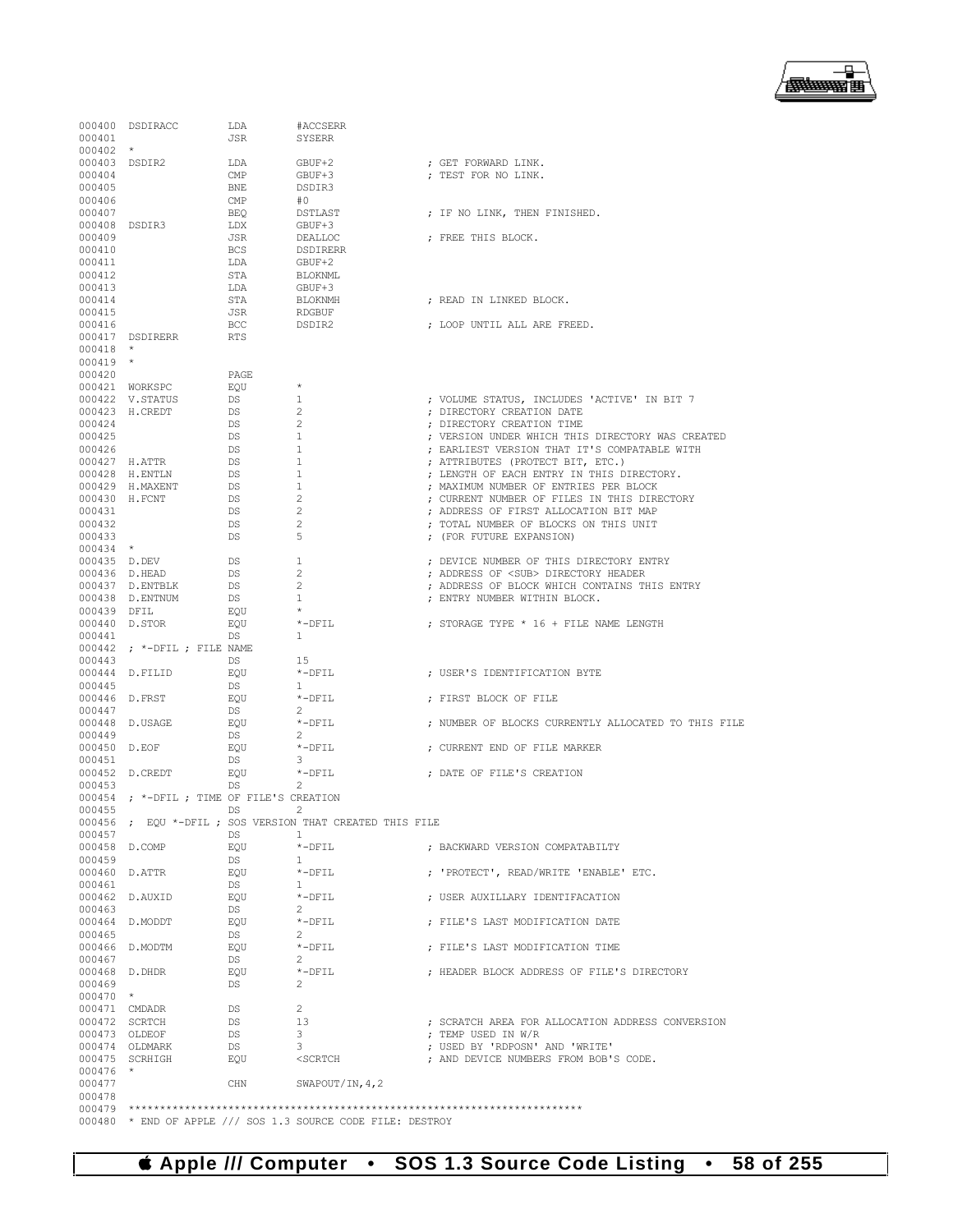```
000400 DSDIRACC        LDA         #ACCSERR
000401                 JSR         SYSERR
000402 *
000403 DSDIR2          LDA         GBUF+2                  ; GET FORWARD LINK.
000404                 CMP         GBUF+3                  ; TEST FOR NO LINK.
000405                 BNE         DSDIR3
000406                 CMP         #0
000407                 BEQ         DSTLAST                 ; IF NO LINK, THEN FINISHED.
000408 DSDIR3          LDX         GBUF+3
000409                 JSR         DEALLOC                 ; FREE THIS BLOCK.
000410                 BCS         DSDIRERR
000411                 LDA         GBUF+2
000412                 STA         BLOKNML
000413                 LDA         GBUF+3
000414                 STA         BLOKNMH                 ; READ IN LINKED BLOCK.
000415                 JSR         RDGBUF
000416                 BCC         DSDIR2                  ; LOOP UNTIL ALL ARE FREED.
000417 DSDIRERR        RTS
000418 *
000419 *
000420                 PAGE
000421 WORKSPC         EQU         *
000422 V.STATUS        DS          1                       ; VOLUME STATUS, INCLUDES 'ACTIVE' IN BIT 7
000423 H.CREDT         DS          2                       ; DIRECTORY CREATION DATE
000424                 DS          2                       ; DIRECTORY CREATION TIME
000425                 DS          1                       ; VERSION UNDER WHICH THIS DIRECTORY WAS CREATED
000426                 DS          1                       ; EARLIEST VERSION THAT IT'S COMPATABLE WITH
000427 H.ATTR          DS          1                       ; ATTRIBUTES (PROTECT BIT, ETC.)
000428 H.ENTLN         DS          1                       ; LENGTH OF EACH ENTRY IN THIS DIRECTORY.
000429 H.MAXENT        DS          1                       ; MAXIMUM NUMBER OF ENTRIES PER BLOCK
000430 H.FCNT          DS          2                       ; CURRENT NUMBER OF FILES IN THIS DIRECTORY
000431                 DS          2                       ; ADDRESS OF FIRST ALLOCATION BIT MAP
000432                 DS          2                       ; TOTAL NUMBER OF BLOCKS ON THIS UNIT
000433                 DS          5                       ; (FOR FUTURE EXPANSION)
000434 *
000435 D.DEV           DS          1                       ; DEVICE NUMBER OF THIS DIRECTORY ENTRY
000436 D.HEAD          DS          2                       ; ADDRESS OF <SUB> DIRECTORY HEADER
000437 D.ENTBLK        DS          2                       ; ADDRESS OF BLOCK WHICH CONTAINS THIS ENTRY
000438 D.ENTNUM        DS          1                       ; ENTRY NUMBER WITHIN BLOCK.
000439 DFIL            EQU         *
000440 D.STOR          EQU         *-DFIL                  ; STORAGE TYPE * 16 + FILE NAME LENGTH
000441                 DS          1
000442 ; *-DFIL ; FILE NAME
000443                 DS          15
000444 D.FILID         EQU         *-DFIL                  ; USER'S IDENTIFICATION BYTE
000445                 DS          1
000446 D.FRST          EQU         *-DFIL                  ; FIRST BLOCK OF FILE
000447                 DS          2
000448 D.USAGE         EQU         *-DFIL                  ; NUMBER OF BLOCKS CURRENTLY ALLOCATED TO THIS FILE
000449                 DS          2
000450 D.EOF           EQU         *-DFIL                  ; CURRENT END OF FILE MARKER
000451                 DS          3
000452 D.CREDT         EQU         *-DFIL                  ; DATE OF FILE'S CREATION
000453                 DS          2
000454 ; *-DFIL ; TIME OF FILE'S CREATION
000455                 DS          2
000456 ;  EQU *-DFIL ; SOS VERSION THAT CREATED THIS FILE
000457                 DS          1
000458 D.COMP          EQU         *-DFIL                  ; BACKWARD VERSION COMPATABILTY
000459                 DS          1
000460 D.ATTR          EQU         *-DFIL                  ; 'PROTECT', READ/WRITE 'ENABLE' ETC.
000461                 DS          1
000462 D.AUXID         EQU         *-DFIL                  ; USER AUXILLARY IDENTIFACATION
000463                 DS          2
000464 D.MODDT         EQU         *-DFIL                  ; FILE'S LAST MODIFICATION DATE
000465                 DS          2
000466 D.MODTM         EQU         *-DFIL                  ; FILE'S LAST MODIFICATION TIME
000467                 DS          2
000468 D.DHDR          EQU         *-DFIL                  ; HEADER BLOCK ADDRESS OF FILE'S DIRECTORY
000469                 DS          2
000470 *
000471 CMDADR          DS          2
000472 SCRTCH          DS          13                      ; SCRATCH AREA FOR ALLOCATION ADDRESS CONVERSION
000473 OLDEOF          DS          3                       ; TEMP USED IN W/R
000474 OLDMARK         DS          3                       ; USED BY 'RDPOSN' AND 'WRITE'
000475 SCRHIGH         EQU         <SCRTCH                 ; AND DEVICE NUMBERS FROM BOB'S CODE.
000476 *
000477                 CHN         SWAPOUT/IN,4,2
000478
000479 ************************************************************************
000480 * END OF APPLE /// SOS 1.3 SOURCE CODE FILE: DESTROY
```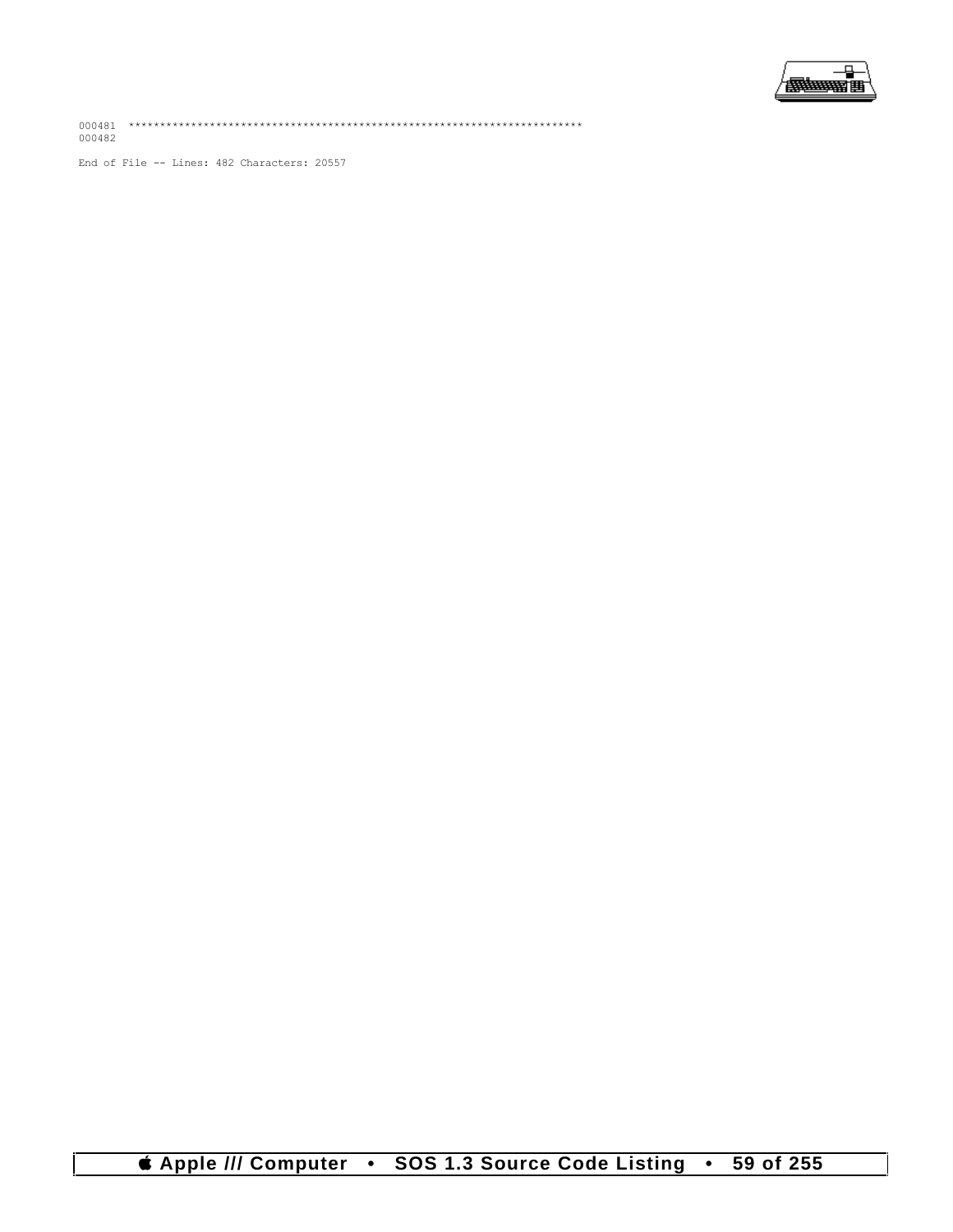```
000481  ***********************************************************************
000482
```

End of File -- Lines: 482 Characters: 20557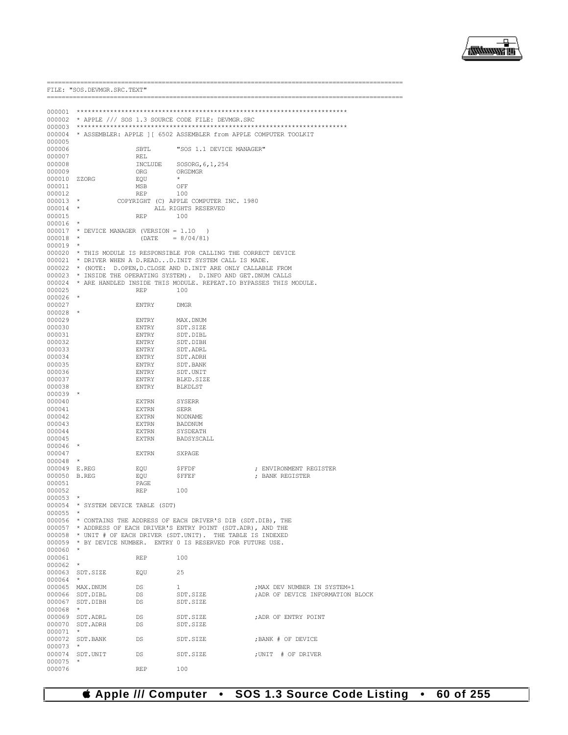```
==========================================================================================
FILE: "SOS.DEVMGR.SRC.TEXT"
==========================================================================================

000001 ************************************************************************
000002 * APPLE /// SOS 1.3 SOURCE CODE FILE: DEVMGR.SRC
000003 ************************************************************************
000004 * ASSEMBLER: APPLE ][ 6502 ASSEMBLER from APPLE COMPUTER TOOLKIT
000005
000006                 SBTL       "SOS 1.1 DEVICE MANAGER"
000007                 REL
000008                 INCLUDE    SOSORG,6,1,254
000009                 ORG        ORGDMGR
000010 ZZORG           EQU        *
000011                 MSB        OFF
000012                 REP        100
000013 *          COPYRIGHT (C) APPLE COMPUTER INC. 1980
000014 *                    ALL RIGHTS RESERVED
000015                 REP        100
000016 *
000017 * DEVICE MANAGER (VERSION = 1.1O   )
000018 *                (DATE    = 8/04/81)
000019 *
000020 * THIS MODULE IS RESPONSIBLE FOR CALLING THE CORRECT DEVICE
000021 * DRIVER WHEN A D.READ...D.INIT SYSTEM CALL IS MADE.
000022 * (NOTE:  D.OPEN,D.CLOSE AND D.INIT ARE ONLY CALLABLE FROM
000023 * INSIDE THE OPERATING SYSTEM).  D.INFO AND GET.DNUM CALLS
000024 * ARE HANDLED INSIDE THIS MODULE. REPEAT.IO BYPASSES THIS MODULE.
000025                 REP        100
000026 *
000027                 ENTRY      DMGR
000028 *
000029                 ENTRY      MAX.DNUM
000030                 ENTRY      SDT.SIZE
000031                 ENTRY      SDT.DIBL
000032                 ENTRY      SDT.DIBH
000033                 ENTRY      SDT.ADRL
000034                 ENTRY      SDT.ADRH
000035                 ENTRY      SDT.BANK
000036                 ENTRY      SDT.UNIT
000037                 ENTRY      BLKD.SIZE
000038                 ENTRY      BLKDLST
000039 *
000040                 EXTRN      SYSERR
000041                 EXTRN      SERR
000042                 EXTRN      NODNAME
000043                 EXTRN      BADDNUM
000044                 EXTRN      SYSDEATH
000045                 EXTRN      BADSYSCALL
000046 *
000047                 EXTRN      SXPAGE
000048 *
000049 E.REG           EQU        $FFDF                ; ENVIRONMENT REGISTER
000050 B.REG           EQU        $FFEF                ; BANK REGISTER
000051                 PAGE
000052                 REP        100
000053 *
000054 * SYSTEM DEVICE TABLE (SDT)
000055 *
000056 * CONTAINS THE ADDRESS OF EACH DRIVER'S DIB (SDT.DIB), THE
000057 * ADDRESS OF EACH DRIVER'S ENTRY POINT (SDT.ADR), AND THE
000058 * UNIT # OF EACH DRIVER (SDT.UNIT).  THE TABLE IS INDEXED
000059 * BY DEVICE NUMBER.  ENTRY 0 IS RESERVED FOR FUTURE USE.
000060 *
000061                 REP        100
000062 *
000063 SDT.SIZE        EQU        25
000064 *
000065 MAX.DNUM        DS         1                    ;MAX DEV NUMBER IN SYSTEM+1
000066 SDT.DIBL        DS         SDT.SIZE             ;ADR OF DEVICE INFORMATION BLOCK
000067 SDT.DIBH        DS         SDT.SIZE
000068 *
000069 SDT.ADRL        DS         SDT.SIZE             ;ADR OF ENTRY POINT
000070 SDT.ADRH        DS         SDT.SIZE
000071 *
000072 SDT.BANK        DS         SDT.SIZE             ;BANK # OF DEVICE
000073 *
000074 SDT.UNIT        DS         SDT.SIZE             ;UNIT  # OF DRIVER
000075 *
000076                 REP        100
```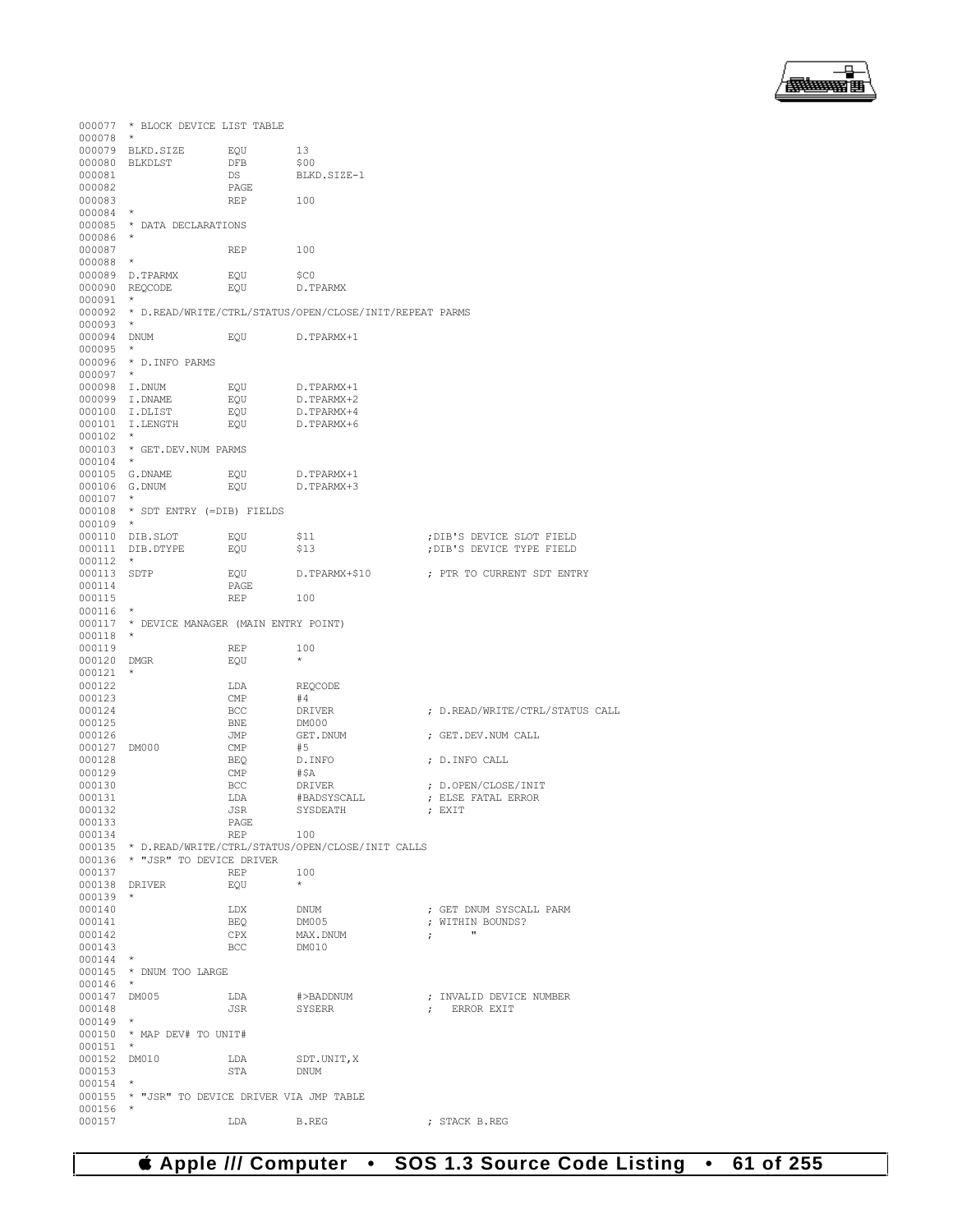```
000077  * BLOCK DEVICE LIST TABLE
000078  *
000079  BLKD.SIZE       EQU       13
000080  BLKDLST         DFB       $00
000081                  DS        BLKD.SIZE-1
000082                  PAGE
000083                  REP       100
000084  *
000085  * DATA DECLARATIONS
000086  *
000087                  REP       100
000088  *
000089  D.TPARMX        EQU       $C0
000090  REQCODE         EQU       D.TPARMX
000091  *
000092  * D.READ/WRITE/CTRL/STATUS/OPEN/CLOSE/INIT/REPEAT PARMS
000093  *
000094  DNUM            EQU       D.TPARMX+1
000095  *
000096  * D.INFO PARMS
000097  *
000098  I.DNUM          EQU       D.TPARMX+1
000099  I.DNAME         EQU       D.TPARMX+2
000100  I.DLIST         EQU       D.TPARMX+4
000101  I.LENGTH        EQU       D.TPARMX+6
000102  *
000103  * GET.DEV.NUM PARMS
000104  *
000105  G.DNAME         EQU       D.TPARMX+1
000106  G.DNUM          EQU       D.TPARMX+3
000107  *
000108  * SDT ENTRY (=DIB) FIELDS
000109  *
000110  DIB.SLOT        EQU       $11                 ;DIB'S DEVICE SLOT FIELD
000111  DIB.DTYPE       EQU       $13                 ;DIB'S DEVICE TYPE FIELD
000112  *
000113  SDTP            EQU       D.TPARMX+$10        ; PTR TO CURRENT SDT ENTRY
000114                  PAGE
000115                  REP       100
000116  *
000117  * DEVICE MANAGER (MAIN ENTRY POINT)
000118  *
000119                  REP       100
000120  DMGR            EQU       *
000121  *
000122                  LDA       REQCODE
000123                  CMP       #4
000124                  BCC       DRIVER              ; D.READ/WRITE/CTRL/STATUS CALL
000125                  BNE       DM000
000126                  JMP       GET.DNUM            ; GET.DEV.NUM CALL
000127  DM000           CMP       #5
000128                  BEQ       D.INFO              ; D.INFO CALL
000129                  CMP       #$A
000130                  BCC       DRIVER              ; D.OPEN/CLOSE/INIT
000131                  LDA       #BADSYSCALL         ; ELSE FATAL ERROR
000132                  JSR       SYSDEATH            ; EXIT
000133                  PAGE
000134                  REP       100
000135  * D.READ/WRITE/CTRL/STATUS/OPEN/CLOSE/INIT CALLS
000136  * "JSR" TO DEVICE DRIVER
000137                  REP       100
000138  DRIVER          EQU       *
000139  *
000140                  LDX       DNUM                ; GET DNUM SYSCALL PARM
000141                  BEQ       DM005               ; WITHIN BOUNDS?
000142                  CPX       MAX.DNUM            ;      "
000143                  BCC       DM010
000144  *
000145  * DNUM TOO LARGE
000146  *
000147  DM005           LDA       #>BADDNUM           ; INVALID DEVICE NUMBER
000148                  JSR       SYSERR              ;   ERROR EXIT
000149  *
000150  * MAP DEV# TO UNIT#
000151  *
000152  DM010           LDA       SDT.UNIT,X
000153                  STA       DNUM
000154  *
000155  * "JSR" TO DEVICE DRIVER VIA JMP TABLE
000156  *
000157                  LDA       B.REG               ; STACK B.REG
```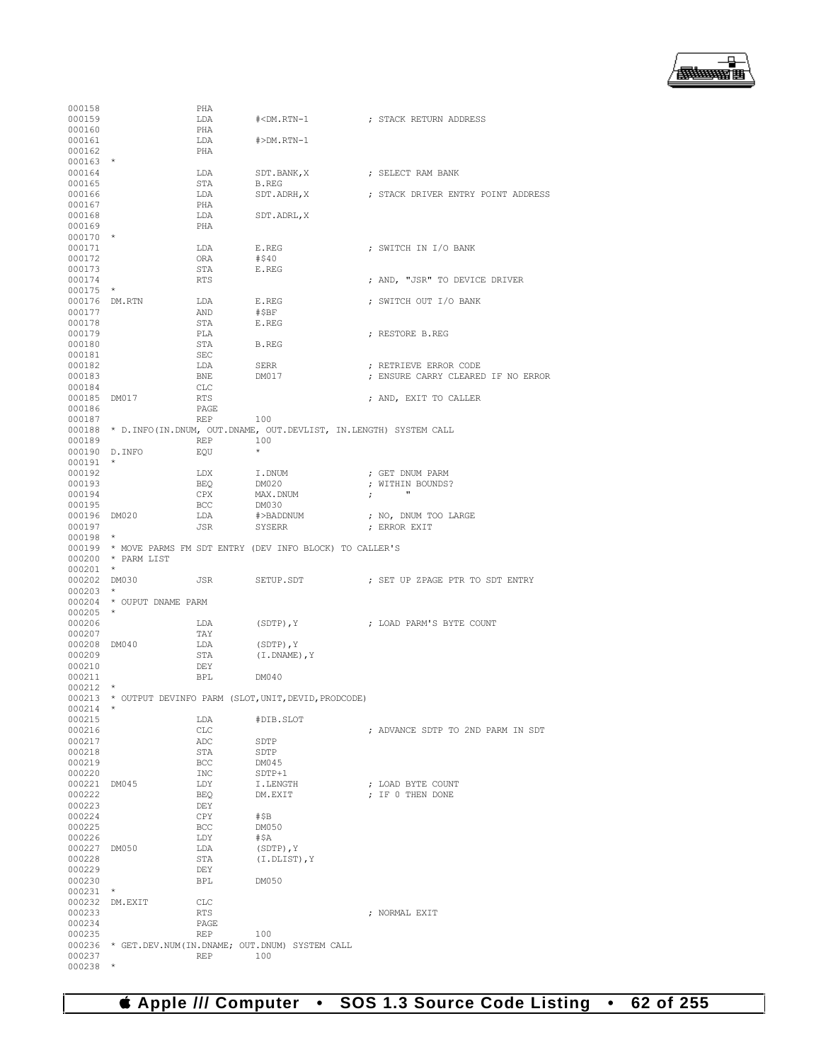```
000158                  PHA
000159                  LDA       #<DM.RTN-1          ; STACK RETURN ADDRESS
000160                  PHA
000161                  LDA       #>DM.RTN-1
000162                  PHA
000163  *
000164                  LDA       SDT.BANK,X          ; SELECT RAM BANK
000165                  STA       B.REG
000166                  LDA       SDT.ADRH,X          ; STACK DRIVER ENTRY POINT ADDRESS
000167                  PHA
000168                  LDA       SDT.ADRL,X
000169                  PHA
000170  *
000171                  LDA       E.REG               ; SWITCH IN I/O BANK
000172                  ORA       #$40
000173                  STA       E.REG
000174                  RTS                           ; AND, "JSR" TO DEVICE DRIVER
000175  *
000176  DM.RTN          LDA       E.REG               ; SWITCH OUT I/O BANK
000177                  AND       #$BF
000178                  STA       E.REG
000179                  PLA                           ; RESTORE B.REG
000180                  STA       B.REG
000181                  SEC
000182                  LDA       SERR                ; RETRIEVE ERROR CODE
000183                  BNE       DM017               ; ENSURE CARRY CLEARED IF NO ERROR
000184                  CLC
000185  DM017           RTS                           ; AND, EXIT TO CALLER
000186                  PAGE
000187                  REP       100
000188  * D.INFO(IN.DNUM, OUT.DNAME, OUT.DEVLIST, IN.LENGTH) SYSTEM CALL
000189                  REP       100
000190  D.INFO          EQU       *
000191  *
000192                  LDX       I.DNUM              ; GET DNUM PARM
000193                  BEQ       DM020               ; WITHIN BOUNDS?
000194                  CPX       MAX.DNUM            ;       "
000195                  BCC       DM030
000196  DM020           LDA       #>BADDNUM           ; NO, DNUM TOO LARGE
000197                  JSR       SYSERR              ; ERROR EXIT
000198  *
000199  * MOVE PARMS FM SDT ENTRY (DEV INFO BLOCK) TO CALLER'S
000200  * PARM LIST
000201  *
000202  DM030           JSR       SETUP.SDT           ; SET UP ZPAGE PTR TO SDT ENTRY
000203  *
000204  * OUPUT DNAME PARM
000205  *
000206                  LDA       (SDTP),Y            ; LOAD PARM'S BYTE COUNT
000207                  TAY
000208  DM040           LDA       (SDTP),Y
000209                  STA       (I.DNAME),Y
000210                  DEY
000211                  BPL       DM040
000212  *
000213  * OUTPUT DEVINFO PARM (SLOT,UNIT,DEVID,PRODCODE)
000214  *
000215                  LDA       #DIB.SLOT
000216                  CLC                           ; ADVANCE SDTP TO 2ND PARM IN SDT
000217                  ADC       SDTP
000218                  STA       SDTP
000219                  BCC       DM045
000220                  INC       SDTP+1
000221  DM045           LDY       I.LENGTH            ; LOAD BYTE COUNT
000222                  BEQ       DM.EXIT             ; IF 0 THEN DONE
000223                  DEY
000224                  CPY       #$B
000225                  BCC       DM050
000226                  LDY       #$A
000227  DM050           LDA       (SDTP),Y
000228                  STA       (I.DLIST),Y
000229                  DEY
000230                  BPL       DM050
000231  *
000232  DM.EXIT         CLC
000233                  RTS                           ; NORMAL EXIT
000234                  PAGE
000235                  REP       100
000236  * GET.DEV.NUM(IN.DNAME; OUT.DNUM) SYSTEM CALL
000237                  REP       100
000238  *
```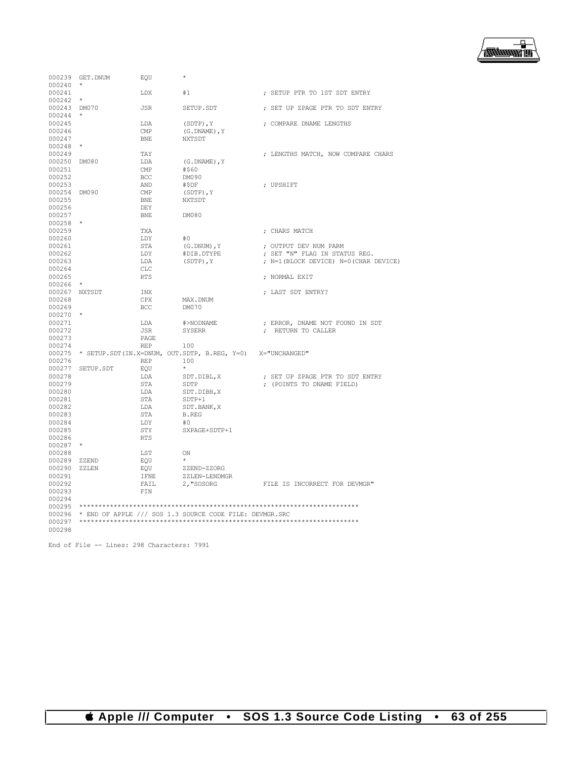```
000239 GET.DNUM        EQU      *
000240 *
000241                 LDX      #1                  ; SETUP PTR TO 1ST SDT ENTRY
000242 *
000243 DM070           JSR      SETUP.SDT           ; SET UP ZPAGE PTR TO SDT ENTRY
000244 *
000245                 LDA      (SDTP),Y            ; COMPARE DNAME LENGTHS
000246                 CMP      (G.DNAME),Y
000247                 BNE      NXTSDT
000248 *
000249                 TAY                          ; LENGTHS MATCH, NOW COMPARE CHARS
000250 DM080           LDA      (G.DNAME),Y
000251                 CMP      #$60
000252                 BCC      DM090
000253                 AND      #$DF                ; UPSHIFT
000254 DM090           CMP      (SDTP),Y
000255                 BNE      NXTSDT
000256                 DEY
000257                 BNE      DM080
000258 *
000259                 TXA                          ; CHARS MATCH
000260                 LDY      #0
000261                 STA      (G.DNUM),Y          ; OUTPUT DEV NUM PARM
000262                 LDY      #DIB.DTYPE          ; SET "N" FLAG IN STATUS REG.
000263                 LDA      (SDTP),Y            ; N=1(BLOCK DEVICE) N=0(CHAR DEVICE)
000264                 CLC
000265                 RTS                          ; NORMAL EXIT
000266 *
000267 NXTSDT          INX                          ; LAST SDT ENTRY?
000268                 CPX      MAX.DNUM
000269                 BCC      DM070
000270 *
000271                 LDA      #>NODNAME           ; ERROR, DNAME NOT FOUND IN SDT
000272                 JSR      SYSERR              ;  RETURN TO CALLER
000273                 PAGE
000274                 REP      100
000275 * SETUP.SDT(IN.X=DNUM, OUT.SDTP, B.REG, Y=0)   X="UNCHANGED"
000276                 REP      100
000277 SETUP.SDT       EQU      *
000278                 LDA      SDT.DIBL,X          ; SET UP ZPAGE PTR TO SDT ENTRY
000279                 STA      SDTP                ; (POINTS TO DNAME FIELD)
000280                 LDA      SDT.DIBH,X
000281                 STA      SDTP+1
000282                 LDA      SDT.BANK,X
000283                 STA      B.REG
000284                 LDY      #0
000285                 STY      SXPAGE+SDTP+1
000286                 RTS
000287 *
000288                 LST      ON
000289 ZZEND           EQU      *
000290 ZZLEN           EQU      ZZEND-ZZORG
000291                 IFNE     ZZLEN-LENDMGR
000292                 FAIL     2,"SOSORG           FILE IS INCORRECT FOR DEVMGR"
000293                 FIN
000294
000295 ************************************************************************
000296 * END OF APPLE /// SOS 1.3 SOURCE CODE FILE: DEVMGR.SRC
000297 ************************************************************************
000298

End of File -- Lines: 298 Characters: 7991
```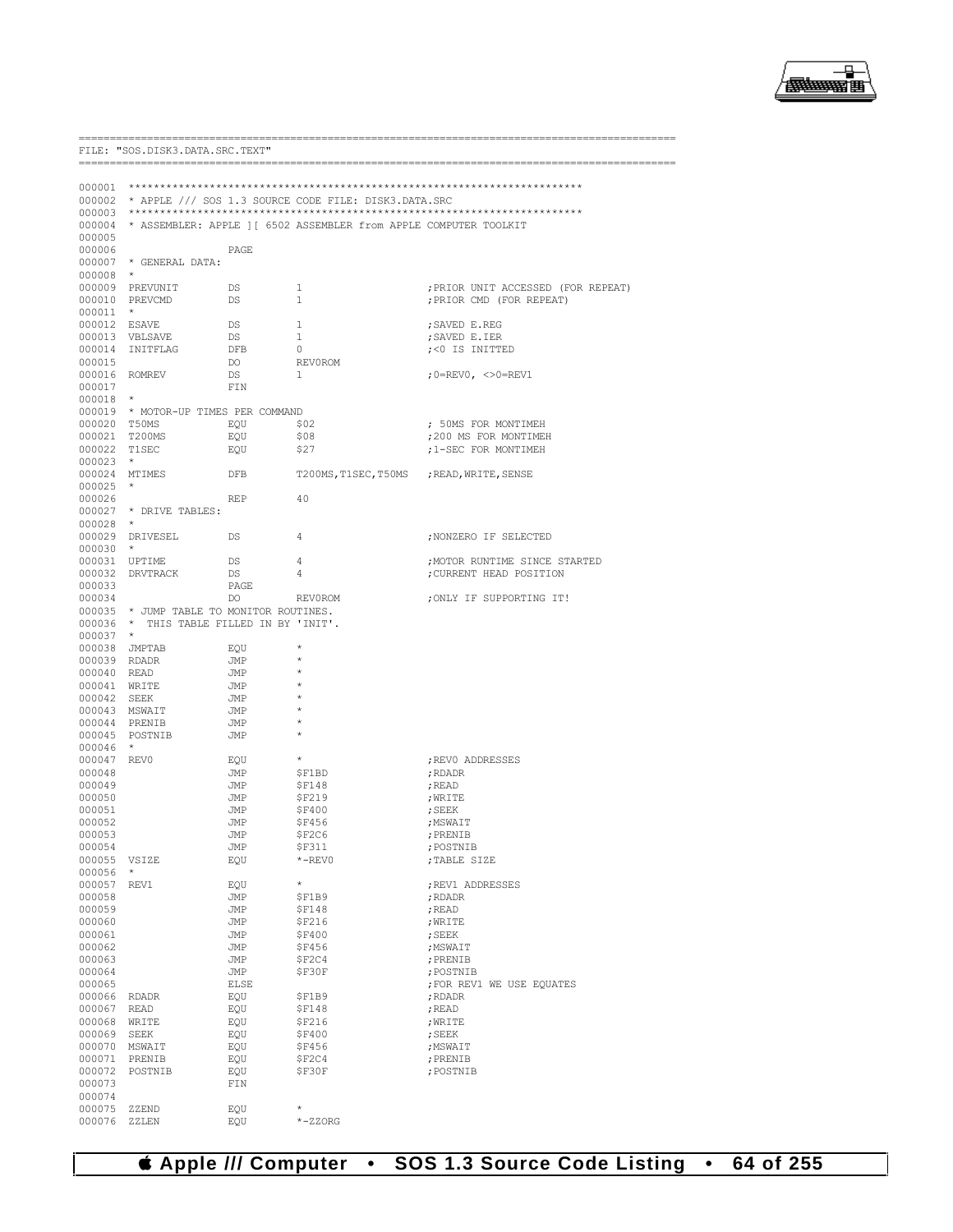```
================================================================================================
FILE: "SOS.DISK3.DATA.SRC.TEXT"
================================================================================================

000001 ************************************************************************
000002 * APPLE /// SOS 1.3 SOURCE CODE FILE: DISK3.DATA.SRC
000003 ************************************************************************
000004 * ASSEMBLER: APPLE ][ 6502 ASSEMBLER from APPLE COMPUTER TOOLKIT
000005
000006                 PAGE
000007 * GENERAL DATA:
000008 *
000009 PREVUNIT        DS         1                      ;PRIOR UNIT ACCESSED (FOR REPEAT)
000010 PREVCMD         DS         1                      ;PRIOR CMD (FOR REPEAT)
000011 *
000012 ESAVE           DS         1                      ;SAVED E.REG
000013 VBLSAVE         DS         1                      ;SAVED E.IER
000014 INITFLAG        DFB        0                      ;<0 IS INITTED
000015                 DO         REV0ROM
000016 ROMREV          DS         1                      ;0=REV0, <>0=REV1
000017                 FIN
000018 *
000019 * MOTOR-UP TIMES PER COMMAND
000020 T50MS           EQU        $02                    ; 50MS FOR MONTIMEH
000021 T200MS          EQU        $08                    ;200 MS FOR MONTIMEH
000022 T1SEC           EQU        $27                    ;1-SEC FOR MONTIMEH
000023 *
000024 MTIMES          DFB        T200MS,T1SEC,T50MS     ;READ,WRITE,SENSE
000025 *
000026                 REP        40
000027 * DRIVE TABLES:
000028 *
000029 DRIVESEL        DS         4                      ;NONZERO IF SELECTED
000030 *
000031 UPTIME          DS         4                      ;MOTOR RUNTIME SINCE STARTED
000032 DRVTRACK        DS         4                      ;CURRENT HEAD POSITION
000033                 PAGE
000034                 DO         REV0ROM                ;ONLY IF SUPPORTING IT!
000035 * JUMP TABLE TO MONITOR ROUTINES.
000036 *  THIS TABLE FILLED IN BY 'INIT'.
000037 *
000038 JMPTAB          EQU        *
000039 RDADR           JMP        *
000040 READ            JMP        *
000041 WRITE           JMP        *
000042 SEEK            JMP        *
000043 MSWAIT          JMP        *
000044 PRENIB          JMP        *
000045 POSTNIB         JMP        *
000046 *
000047 REV0            EQU        *                      ;REV0 ADDRESSES
000048                 JMP        $F1BD                  ;RDADR
000049                 JMP        $F148                  ;READ
000050                 JMP        $F219                  ;WRITE
000051                 JMP        $F400                  ;SEEK
000052                 JMP        $F456                  ;MSWAIT
000053                 JMP        $F2C6                  ;PRENIB
000054                 JMP        $F311                  ;POSTNIB
000055 VSIZE           EQU        *-REV0                 ;TABLE SIZE
000056 *
000057 REV1            EQU        *                      ;REV1 ADDRESSES
000058                 JMP        $F1B9                  ;RDADR
000059                 JMP        $F148                  ;READ
000060                 JMP        $F216                  ;WRITE
000061                 JMP        $F400                  ;SEEK
000062                 JMP        $F456                  ;MSWAIT
000063                 JMP        $F2C4                  ;PRENIB
000064                 JMP        $F30F                  ;POSTNIB
000065                 ELSE                              ;FOR REV1 WE USE EQUATES
000066 RDADR           EQU        $F1B9                  ;RDADR
000067 READ            EQU        $F148                  ;READ
000068 WRITE           EQU        $F216                  ;WRITE
000069 SEEK            EQU        $F400                  ;SEEK
000070 MSWAIT          EQU        $F456                  ;MSWAIT
000071 PRENIB          EQU        $F2C4                  ;PRENIB
000072 POSTNIB         EQU        $F30F                  ;POSTNIB
000073                 FIN
000074
000075 ZZEND           EQU        *
000076 ZZLEN           EQU        *-ZZORG
```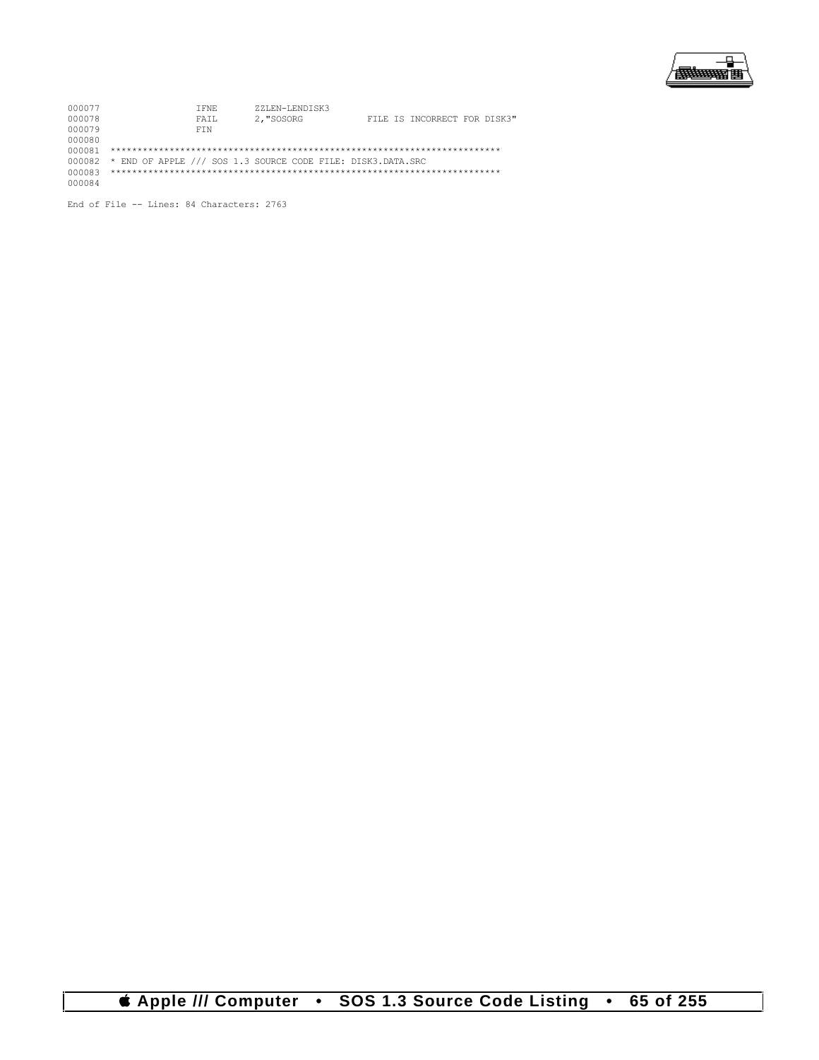```
000077                IFNE      ZZLEN-LENDISK3
000078                FAIL      2,"SOSORG           FILE IS INCORRECT FOR DISK3"
000079                FIN
000080
000081  ************************************************************************
000082  * END OF APPLE /// SOS 1.3 SOURCE CODE FILE: DISK3.DATA.SRC
000083  ************************************************************************
000084
```

End of File -- Lines: 84 Characters: 2763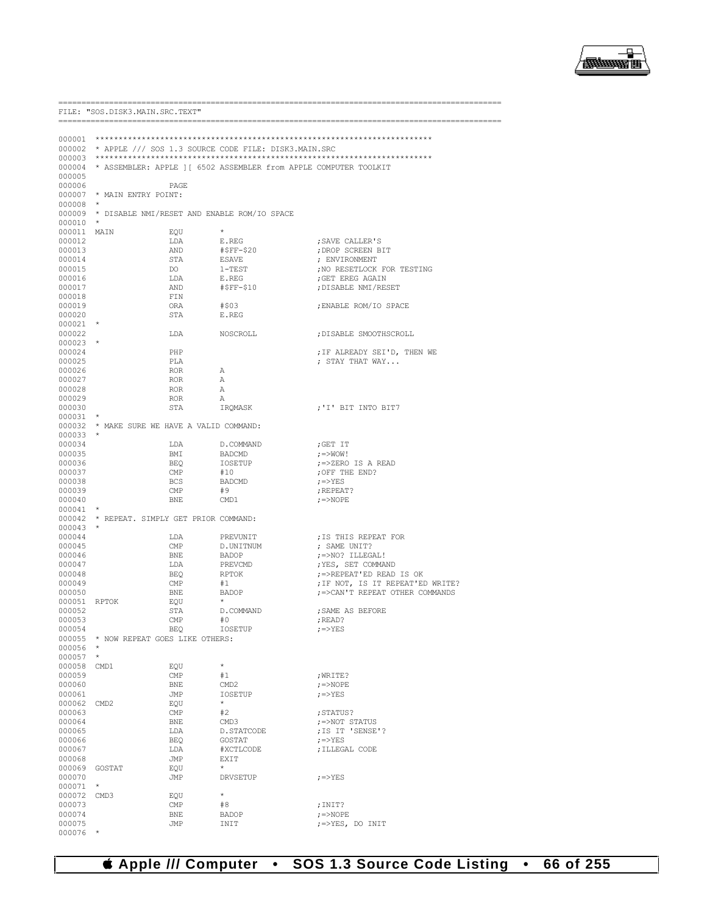```
=============================================================================================
FILE: "SOS.DISK3.MAIN.SRC.TEXT"
=============================================================================================

000001  ************************************************************************
000002  * APPLE /// SOS 1.3 SOURCE CODE FILE: DISK3.MAIN.SRC
000003  ************************************************************************
000004  * ASSEMBLER: APPLE ][ 6502 ASSEMBLER from APPLE COMPUTER TOOLKIT
000005
000006                  PAGE
000007  * MAIN ENTRY POINT:
000008  *
000009  * DISABLE NMI/RESET AND ENABLE ROM/IO SPACE
000010  *
000011  MAIN            EQU       *
000012                  LDA       E.REG                ;SAVE CALLER'S
000013                  AND       #$FF-$20             ;DROP SCREEN BIT
000014                  STA       ESAVE                ; ENVIRONMENT
000015                  DO        1-TEST               ;NO RESETLOCK FOR TESTING
000016                  LDA       E.REG                ;GET EREG AGAIN
000017                  AND       #$FF-$10             ;DISABLE NMI/RESET
000018                  FIN
000019                  ORA       #$03                 ;ENABLE ROM/IO SPACE
000020                  STA       E.REG
000021  *
000022                  LDA       NOSCROLL             ;DISABLE SMOOTHSCROLL
000023  *
000024                  PHP                            ;IF ALREADY SEI'D, THEN WE
000025                  PLA                            ; STAY THAT WAY...
000026                  ROR       A
000027                  ROR       A
000028                  ROR       A
000029                  ROR       A
000030                  STA       IRQMASK              ;'I' BIT INTO BIT7
000031  *
000032  * MAKE SURE WE HAVE A VALID COMMAND:
000033  *
000034                  LDA       D.COMMAND            ;GET IT
000035                  BMI       BADCMD               ;=>WOW!
000036                  BEQ       IOSETUP              ;=>ZERO IS A READ
000037                  CMP       #10                  ;OFF THE END?
000038                  BCS       BADCMD               ;=>YES
000039                  CMP       #9                   ;REPEAT?
000040                  BNE       CMD1                 ;=>NOPE
000041  *
000042  * REPEAT. SIMPLY GET PRIOR COMMAND:
000043  *
000044                  LDA       PREVUNIT             ;IS THIS REPEAT FOR
000045                  CMP       D.UNITNUM            ; SAME UNIT?
000046                  BNE       BADOP                ;=>NO? ILLEGAL!
000047                  LDA       PREVCMD              ;YES, SET COMMAND
000048                  BEQ       RPTOK                ;=>REPEAT'ED READ IS OK
000049                  CMP       #1                   ;IF NOT, IS IT REPEAT'ED WRITE?
000050                  BNE       BADOP                ;=>CAN'T REPEAT OTHER COMMANDS
000051  RPTOK           EQU       *
000052                  STA       D.COMMAND            ;SAME AS BEFORE
000053                  CMP       #0                   ;READ?
000054                  BEQ       IOSETUP              ;=>YES
000055  * NOW REPEAT GOES LIKE OTHERS:
000056  *
000057  *
000058  CMD1            EQU       *
000059                  CMP       #1                   ;WRITE?
000060                  BNE       CMD2                 ;=>NOPE
000061                  JMP       IOSETUP              ;=>YES
000062  CMD2            EQU       *
000063                  CMP       #2                   ;STATUS?
000064                  BNE       CMD3                 ;=>NOT STATUS
000065                  LDA       D.STATCODE           ;IS IT 'SENSE'?
000066                  BEQ       GOSTAT               ;=>YES
000067                  LDA       #XCTLCODE            ;ILLEGAL CODE
000068                  JMP       EXIT
000069  GOSTAT          EQU       *
000070                  JMP       DRVSETUP             ;=>YES
000071  *
000072  CMD3            EQU       *
000073                  CMP       #8                   ;INIT?
000074                  BNE       BADOP                ;=>NOPE
000075                  JMP       INIT                 ;=>YES, DO INIT
000076  *
```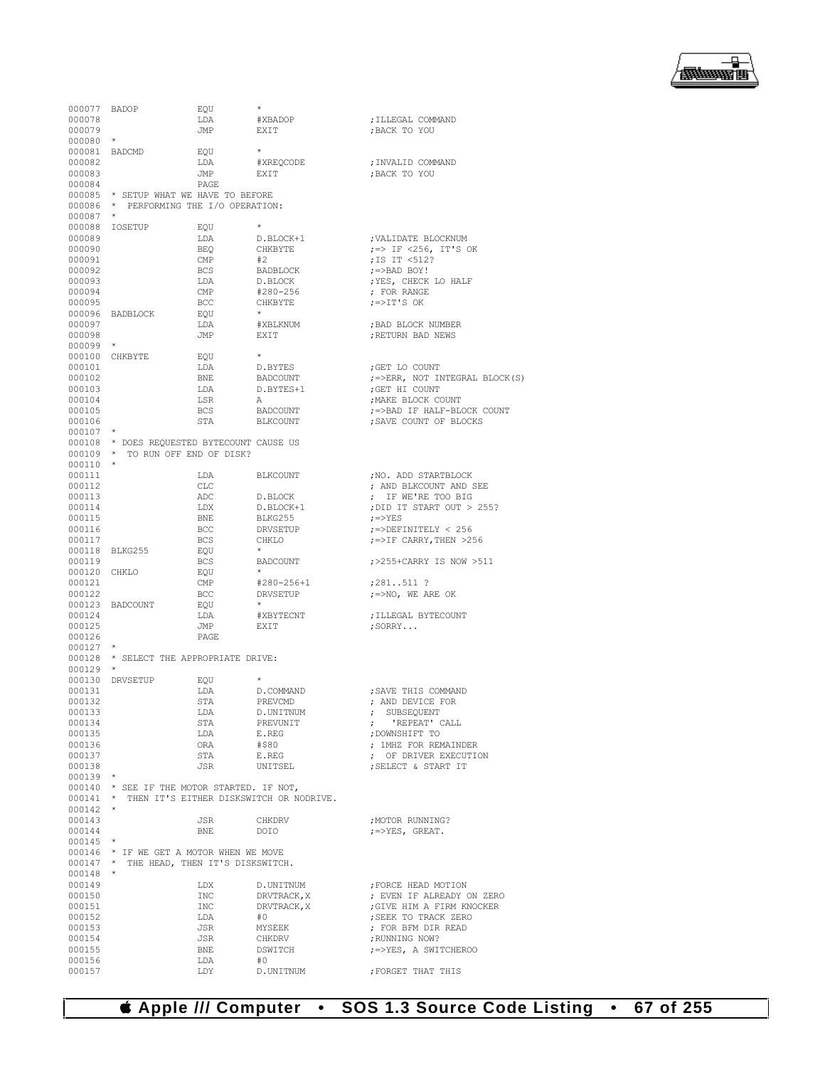```
000077 BADOP           EQU         *
000078                 LDA         #XBADOP                 ;ILLEGAL COMMAND
000079                 JMP         EXIT                    ;BACK TO YOU
000080  *
000081 BADCMD          EQU         *
000082                 LDA         #XREQCODE               ;INVALID COMMAND
000083                 JMP         EXIT                    ;BACK TO YOU
000084                 PAGE
000085  * SETUP WHAT WE HAVE TO BEFORE
000086  *  PERFORMING THE I/O OPERATION:
000087  *
000088 IOSETUP         EQU         *
000089                 LDA         D.BLOCK+1               ;VALIDATE BLOCKNUM
000090                 BEQ         CHKBYTE                 ;=> IF <256, IT'S OK
000091                 CMP         #2                      ;IS IT <512?
000092                 BCS         BADBLOCK                ;=>BAD BOY!
000093                 LDA         D.BLOCK                 ;YES, CHECK LO HALF
000094                 CMP         #280-256                ; FOR RANGE
000095                 BCC         CHKBYTE                 ;=>IT'S OK
000096 BADBLOCK        EQU         *
000097                 LDA         #XBLKNUM                ;BAD BLOCK NUMBER
000098                 JMP         EXIT                    ;RETURN BAD NEWS
000099  *
000100 CHKBYTE         EQU         *
000101                 LDA         D.BYTES                 ;GET LO COUNT
000102                 BNE         BADCOUNT                ;=>ERR, NOT INTEGRAL BLOCK(S)
000103                 LDA         D.BYTES+1               ;GET HI COUNT
000104                 LSR         A                       ;MAKE BLOCK COUNT
000105                 BCS         BADCOUNT                ;=>BAD IF HALF-BLOCK COUNT
000106                 STA         BLKCOUNT                ;SAVE COUNT OF BLOCKS
000107  *
000108  * DOES REQUESTED BYTECOUNT CAUSE US
000109  *  TO RUN OFF END OF DISK?
000110  *
000111                 LDA         BLKCOUNT                ;NO. ADD STARTBLOCK
000112                 CLC                                 ; AND BLKCOUNT AND SEE
000113                 ADC         D.BLOCK                 ;  IF WE'RE TOO BIG
000114                 LDX         D.BLOCK+1               ;DID IT START OUT > 255?
000115                 BNE         BLKG255                 ;=>YES
000116                 BCC         DRVSETUP                ;=>DEFINITELY < 256
000117                 BCS         CHKLO                   ;=>IF CARRY,THEN >256
000118 BLKG255         EQU         *
000119                 BCS         BADCOUNT                ;>255+CARRY IS NOW >511
000120 CHKLO           EQU         *
000121                 CMP         #280-256+1              ;281..511 ?
000122                 BCC         DRVSETUP                ;=>NO, WE ARE OK
000123 BADCOUNT        EQU         *
000124                 LDA         #XBYTECNT               ;ILLEGAL BYTECOUNT
000125                 JMP         EXIT                    ;SORRY...
000126                 PAGE
000127  *
000128  * SELECT THE APPROPRIATE DRIVE:
000129  *
000130 DRVSETUP        EQU         *
000131                 LDA         D.COMMAND               ;SAVE THIS COMMAND
000132                 STA         PREVCMD                 ; AND DEVICE FOR
000133                 LDA         D.UNITNUM               ;  SUBSEQUENT
000134                 STA         PREVUNIT                ;   'REPEAT' CALL
000135                 LDA         E.REG                   ;DOWNSHIFT TO
000136                 ORA         #$80                    ; 1MHZ FOR REMAINDER
000137                 STA         E.REG                   ;  OF DRIVER EXECUTION
000138                 JSR         UNITSEL                 ;SELECT & START IT
000139  *
000140  * SEE IF THE MOTOR STARTED. IF NOT,
000141  *  THEN IT'S EITHER DISKSWITCH OR NODRIVE.
000142  *
000143                 JSR         CHKDRV                  ;MOTOR RUNNING?
000144                 BNE         DOIO                    ;=>YES, GREAT.
000145  *
000146  * IF WE GET A MOTOR WHEN WE MOVE
000147  *  THE HEAD, THEN IT'S DISKSWITCH.
000148  *
000149                 LDX         D.UNITNUM               ;FORCE HEAD MOTION
000150                 INC         DRVTRACK,X              ; EVEN IF ALREADY ON ZERO
000151                 INC         DRVTRACK,X              ;GIVE HIM A FIRM KNOCKER
000152                 LDA         #0                      ;SEEK TO TRACK ZERO
000153                 JSR         MYSEEK                  ; FOR BFM DIR READ
000154                 JSR         CHKDRV                  ;RUNNING NOW?
000155                 BNE         DSWITCH                 ;=>YES, A SWITCHEROO
000156                 LDA         #0
000157                 LDY         D.UNITNUM               ;FORGET THAT THIS
```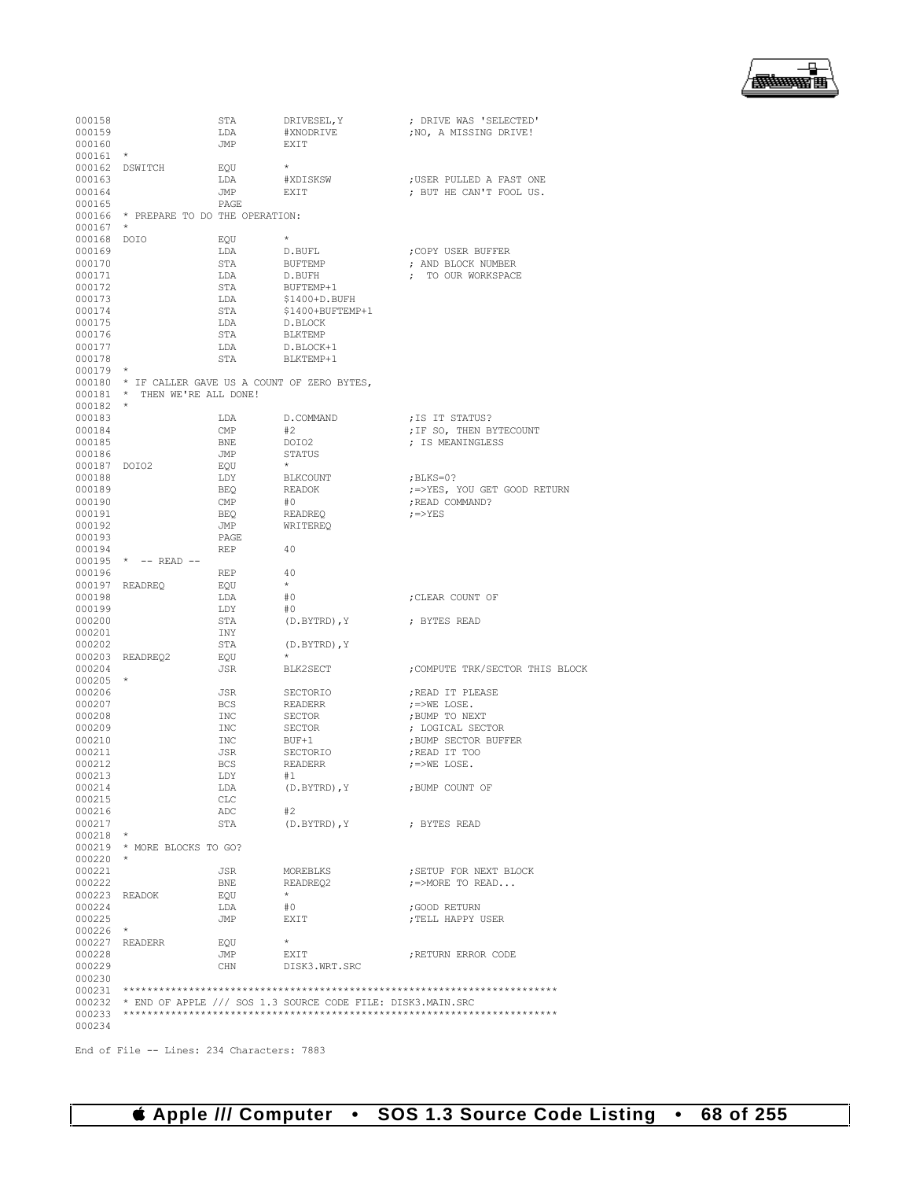```
000158                  STA       DRIVESEL,Y           ; DRIVE WAS 'SELECTED'
000159                  LDA       #XNODRIVE            ;NO, A MISSING DRIVE!
000160                  JMP       EXIT
000161  *
000162  DSWITCH         EQU       *
000163                  LDA       #XDISKSW             ;USER PULLED A FAST ONE
000164                  JMP       EXIT                 ; BUT HE CAN'T FOOL US.
000165                  PAGE
000166  * PREPARE TO DO THE OPERATION:
000167  *
000168  DOIO            EQU       *
000169                  LDA       D.BUFL               ;COPY USER BUFFER
000170                  STA       BUFTEMP              ; AND BLOCK NUMBER
000171                  LDA       D.BUFH               ;  TO OUR WORKSPACE
000172                  STA       BUFTEMP+1
000173                  LDA       $1400+D.BUFH
000174                  STA       $1400+BUFTEMP+1
000175                  LDA       D.BLOCK
000176                  STA       BLKTEMP
000177                  LDA       D.BLOCK+1
000178                  STA       BLKTEMP+1
000179  *
000180  * IF CALLER GAVE US A COUNT OF ZERO BYTES,
000181  *  THEN WE'RE ALL DONE!
000182  *
000183                  LDA       D.COMMAND            ;IS IT STATUS?
000184                  CMP       #2                   ;IF SO, THEN BYTECOUNT
000185                  BNE       DOIO2                ; IS MEANINGLESS
000186                  JMP       STATUS
000187  DOIO2           EQU       *
000188                  LDY       BLKCOUNT             ;BLKS=0?
000189                  BEQ       READOK               ;=>YES, YOU GET GOOD RETURN
000190                  CMP       #0                   ;READ COMMAND?
000191                  BEQ       READREQ              ;=>YES
000192                  JMP       WRITEREQ
000193                  PAGE
000194                  REP       40
000195  * -- READ --
000196                  REP       40
000197  READREQ         EQU       *
000198                  LDA       #0                   ;CLEAR COUNT OF
000199                  LDY       #0
000200                  STA       (D.BYTRD),Y          ; BYTES READ
000201                  INY
000202                  STA       (D.BYTRD),Y
000203  READREQ2        EQU       *
000204                  JSR       BLK2SECT             ;COMPUTE TRK/SECTOR THIS BLOCK
000205  *
000206                  JSR       SECTORIO             ;READ IT PLEASE
000207                  BCS       READERR              ;=>WE LOSE.
000208                  INC       SECTOR               ;BUMP TO NEXT
000209                  INC       SECTOR               ; LOGICAL SECTOR
000210                  INC       BUF+1                ;BUMP SECTOR BUFFER
000211                  JSR       SECTORIO             ;READ IT TOO
000212                  BCS       READERR              ;=>WE LOSE.
000213                  LDY       #1
000214                  LDA       (D.BYTRD),Y          ;BUMP COUNT OF
000215                  CLC
000216                  ADC       #2
000217                  STA       (D.BYTRD),Y          ; BYTES READ
000218  *
000219  * MORE BLOCKS TO GO?
000220  *
000221                  JSR       MOREBLKS             ;SETUP FOR NEXT BLOCK
000222                  BNE       READREQ2             ;=>MORE TO READ...
000223  READOK          EQU       *
000224                  LDA       #0                   ;GOOD RETURN
000225                  JMP       EXIT                 ;TELL HAPPY USER
000226  *
000227  READERR         EQU       *
000228                  JMP       EXIT                 ;RETURN ERROR CODE
000229                  CHN       DISK3.WRT.SRC
000230
000231  ************************************************************************
000232  * END OF APPLE /// SOS 1.3 SOURCE CODE FILE: DISK3.MAIN.SRC
000233  ************************************************************************
000234
```

End of File -- Lines: 234 Characters: 7883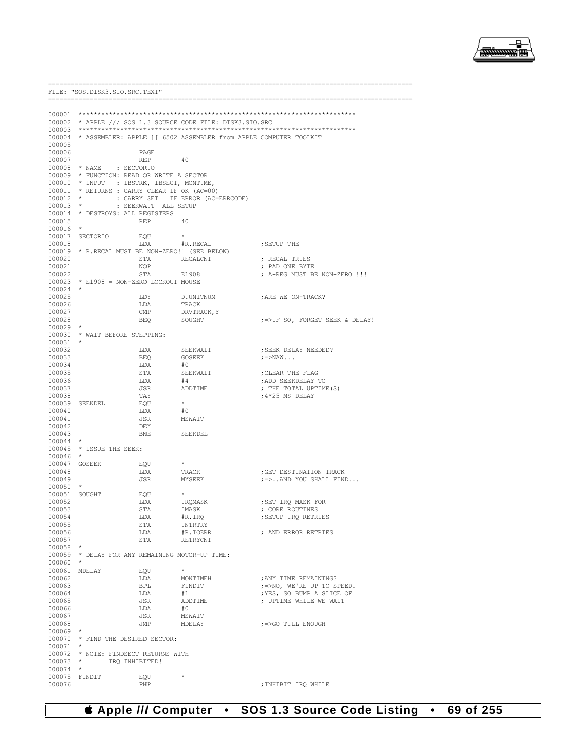```
==========================================================================================
FILE: "SOS.DISK3.SIO.SRC.TEXT"
==========================================================================================

000001 ************************************************************************
000002 * APPLE /// SOS 1.3 SOURCE CODE FILE: DISK3.SIO.SRC
000003 ************************************************************************
000004 * ASSEMBLER: APPLE ][ 6502 ASSEMBLER from APPLE COMPUTER TOOLKIT
000005
000006                 PAGE
000007                 REP        40
000008 * NAME    : SECTORIO
000009 * FUNCTION: READ OR WRITE A SECTOR
000010 * INPUT   : IBSTRK, IBSECT, MONTIME,
000011 * RETURNS : CARRY CLEAR IF OK (AC=00)
000012 *         : CARRY SET   IF ERROR (AC=ERRCODE)
000013 *         : SEEKWAIT  ALL SETUP
000014 * DESTROYS: ALL REGISTERS
000015                 REP        40
000016 *
000017 SECTORIO        EQU        *
000018                 LDA        #R.RECAL             ;SETUP THE
000019 * R.RECAL MUST BE NON-ZERO!! (SEE BELOW)
000020                 STA        RECALCNT             ; RECAL TRIES
000021                 NOP                             ; PAD ONE BYTE
000022                 STA        E1908                ; A-REG MUST BE NON-ZERO !!!
000023 * E1908 = NON-ZERO LOCKOUT MOUSE
000024 *
000025                 LDY        D.UNITNUM            ;ARE WE ON-TRACK?
000026                 LDA        TRACK
000027                 CMP        DRVTRACK,Y
000028                 BEQ        SOUGHT               ;=>IF SO, FORGET SEEK & DELAY!
000029 *
000030 * WAIT BEFORE STEPPING:
000031 *
000032                 LDA        SEEKWAIT             ;SEEK DELAY NEEDED?
000033                 BEQ        GOSEEK               ;=>NAW...
000034                 LDA        #0
000035                 STA        SEEKWAIT             ;CLEAR THE FLAG
000036                 LDA        #4                   ;ADD SEEKDELAY TO
000037                 JSR        ADDTIME              ; THE TOTAL UPTIME(S)
000038                 TAY                             ;4*25 MS DELAY
000039 SEEKDEL         EQU        *
000040                 LDA        #0
000041                 JSR        MSWAIT
000042                 DEY
000043                 BNE        SEEKDEL
000044 *
000045 * ISSUE THE SEEK:
000046 *
000047 GOSEEK          EQU        *
000048                 LDA        TRACK                ;GET DESTINATION TRACK
000049                 JSR        MYSEEK               ;=>..AND YOU SHALL FIND...
000050 *
000051 SOUGHT          EQU        *
000052                 LDA        IRQMASK              ;SET IRQ MASK FOR
000053                 STA        IMASK                ; CORE ROUTINES
000054                 LDA        #R.IRQ               ;SETUP IRQ RETRIES
000055                 STA        INTRTRY
000056                 LDA        #R.IOERR             ; AND ERROR RETRIES
000057                 STA        RETRYCNT
000058 *
000059 * DELAY FOR ANY REMAINING MOTOR-UP TIME:
000060 *
000061 MDELAY          EQU        *
000062                 LDA        MONTIMEH             ;ANY TIME REMAINING?
000063                 BPL        FINDIT               ;=>NO, WE'RE UP TO SPEED.
000064                 LDA        #1                   ;YES, SO BUMP A SLICE OF
000065                 JSR        ADDTIME              ; UPTIME WHILE WE WAIT
000066                 LDA        #0
000067                 JSR        MSWAIT
000068                 JMP        MDELAY               ;=>GO TILL ENOUGH
000069 *
000070 * FIND THE DESIRED SECTOR:
000071 *
000072 * NOTE: FINDSECT RETURNS WITH
000073 *       IRQ INHIBITED!
000074 *
000075 FINDIT          EQU        *
000076                 PHP                             ;INHIBIT IRQ WHILE
```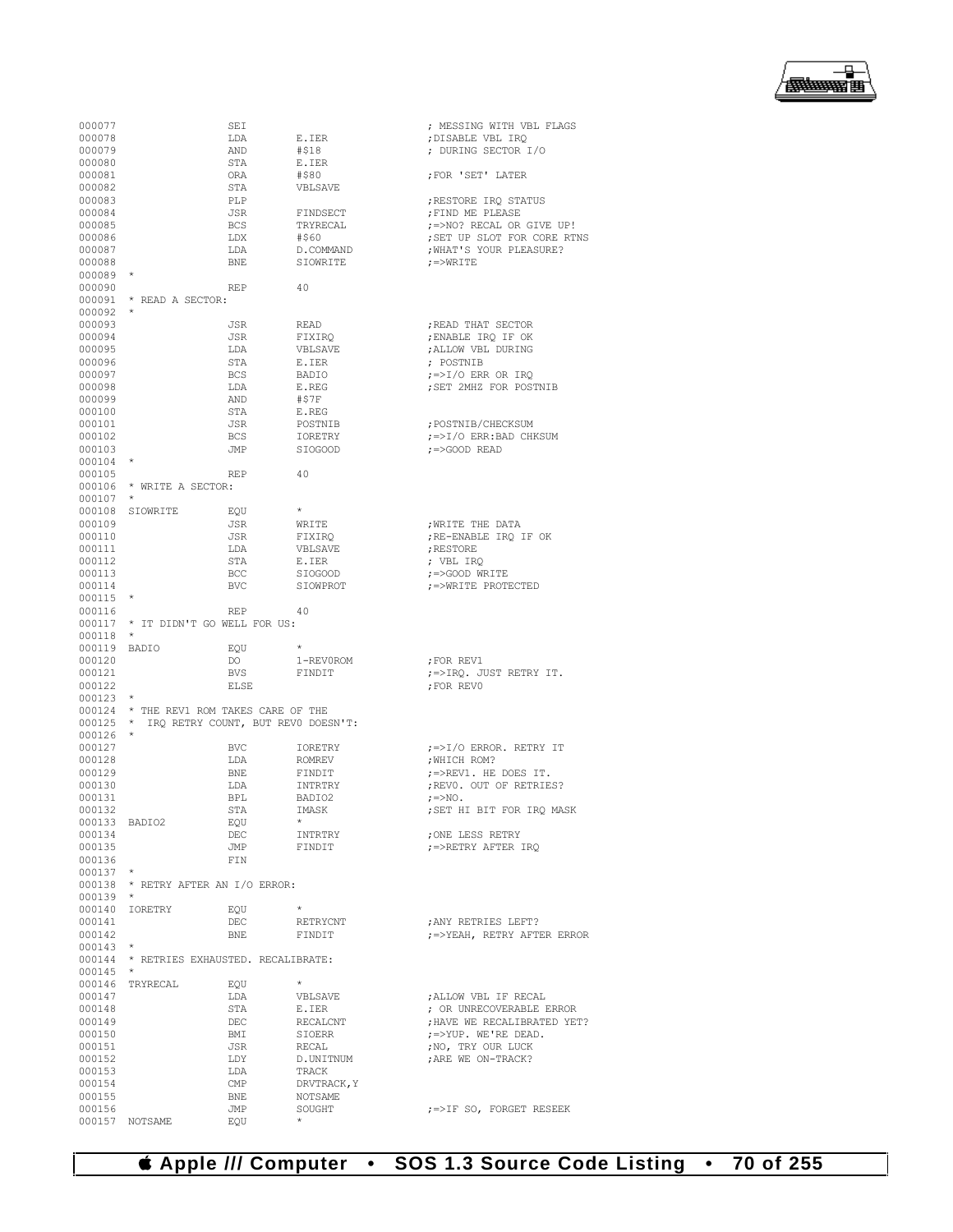```
000077                SEI                                ; MESSING WITH VBL FLAGS
000078                LDA        E.IER                   ;DISABLE VBL IRQ
000079                AND        #$18                    ; DURING SECTOR I/O
000080                STA        E.IER
000081                ORA        #$80                    ;FOR 'SET' LATER
000082                STA        VBLSAVE
000083                PLP                                ;RESTORE IRQ STATUS
000084                JSR        FINDSECT                ;FIND ME PLEASE
000085                BCS        TRYRECAL                ;=>NO? RECAL OR GIVE UP!
000086                LDX        #$60                    ;SET UP SLOT FOR CORE RTNS
000087                LDA        D.COMMAND               ;WHAT'S YOUR PLEASURE?
000088                BNE        SIOWRITE                ;=>WRITE
000089  *
000090                REP        40
000091  * READ A SECTOR:
000092  *
000093                JSR        READ                    ;READ THAT SECTOR
000094                JSR        FIXIRQ                  ;ENABLE IRQ IF OK
000095                LDA        VBLSAVE                 ;ALLOW VBL DURING
000096                STA        E.IER                   ; POSTNIB
000097                BCS        BADIO                   ;=>I/O ERR OR IRQ
000098                LDA        E.REG                   ;SET 2MHZ FOR POSTNIB
000099                AND        #$7F
000100                STA        E.REG
000101                JSR        POSTNIB                 ;POSTNIB/CHECKSUM
000102                BCS        IORETRY                 ;=>I/O ERR:BAD CHKSUM
000103                JMP        SIOGOOD                 ;=>GOOD READ
000104  *
000105                REP        40
000106  * WRITE A SECTOR:
000107  *
000108  SIOWRITE      EQU        *
000109                JSR        WRITE                   ;WRITE THE DATA
000110                JSR        FIXIRQ                  ;RE-ENABLE IRQ IF OK
000111                LDA        VBLSAVE                 ;RESTORE
000112                STA        E.IER                   ; VBL IRQ
000113                BCC        SIOGOOD                 ;=>GOOD WRITE
000114                BVC        SIOWPROT                ;=>WRITE PROTECTED
000115  *
000116                REP        40
000117  * IT DIDN'T GO WELL FOR US:
000118  *
000119  BADIO         EQU        *
000120                DO         1-REV0ROM               ;FOR REV1
000121                BVS        FINDIT                  ;=>IRQ. JUST RETRY IT.
000122                ELSE                               ;FOR REV0
000123  *
000124  * THE REV1 ROM TAKES CARE OF THE
000125  *  IRQ RETRY COUNT, BUT REV0 DOESN'T:
000126  *
000127                BVC        IORETRY                 ;=>I/O ERROR. RETRY IT
000128                LDA        ROMREV                  ;WHICH ROM?
000129                BNE        FINDIT                  ;=>REV1. HE DOES IT.
000130                LDA        INTRTRY                 ;REV0. OUT OF RETRIES?
000131                BPL        BADIO2                  ;=>NO.
000132                STA        IMASK                   ;SET HI BIT FOR IRQ MASK
000133  BADIO2        EQU        *
000134                DEC        INTRTRY                 ;ONE LESS RETRY
000135                JMP        FINDIT                  ;=>RETRY AFTER IRQ
000136                FIN
000137  *
000138  * RETRY AFTER AN I/O ERROR:
000139  *
000140  IORETRY       EQU        *
000141                DEC        RETRYCNT                ;ANY RETRIES LEFT?
000142                BNE        FINDIT                  ;=>YEAH, RETRY AFTER ERROR
000143  *
000144  * RETRIES EXHAUSTED. RECALIBRATE:
000145  *
000146  TRYRECAL      EQU        *
000147                LDA        VBLSAVE                 ;ALLOW VBL IF RECAL
000148                STA        E.IER                   ; OR UNRECOVERABLE ERROR
000149                DEC        RECALCNT                ;HAVE WE RECALIBRATED YET?
000150                BMI        SIOERR                  ;=>YUP. WE'RE DEAD.
000151                JSR        RECAL                   ;NO, TRY OUR LUCK
000152                LDY        D.UNITNUM               ;ARE WE ON-TRACK?
000153                LDA        TRACK
000154                CMP        DRVTRACK,Y
000155                BNE        NOTSAME
000156                JMP        SOUGHT                  ;=>IF SO, FORGET RESEEK
000157  NOTSAME       EQU        *
```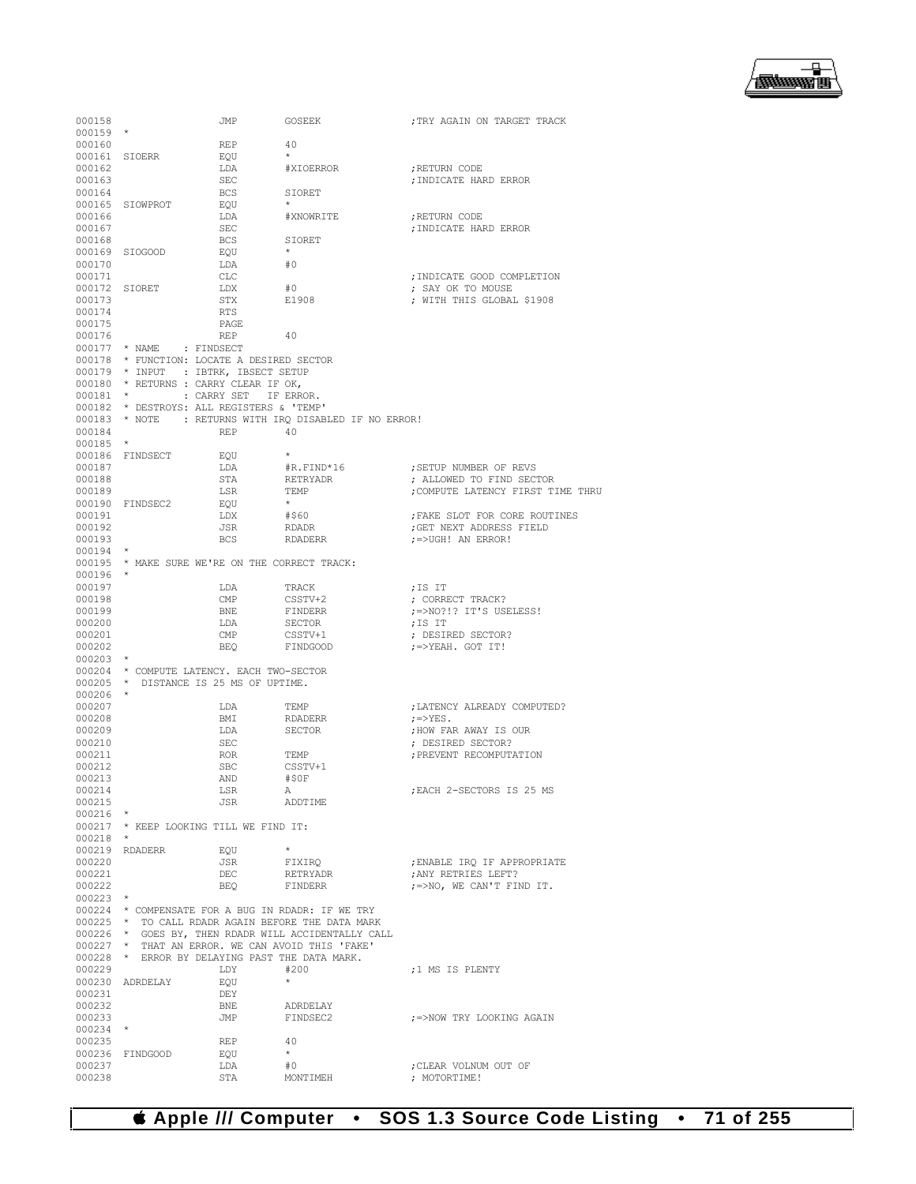```
000158                JMP        GOSEEK               ;TRY AGAIN ON TARGET TRACK
000159  *
000160                REP        40
000161  SIOERR        EQU        *
000162                LDA        #XIOERROR            ;RETURN CODE
000163                SEC                             ;INDICATE HARD ERROR
000164                BCS        SIORET
000165  SIOWPROT      EQU        *
000166                LDA        #XNOWRITE            ;RETURN CODE
000167                SEC                             ;INDICATE HARD ERROR
000168                BCS        SIORET
000169  SIOGOOD       EQU        *
000170                LDA        #0
000171                CLC                             ;INDICATE GOOD COMPLETION
000172  SIORET        LDX        #0                   ; SAY OK TO MOUSE
000173                STX        E1908                ; WITH THIS GLOBAL $1908
000174                RTS
000175                PAGE
000176                REP        40
000177  * NAME    : FINDSECT
000178  * FUNCTION: LOCATE A DESIRED SECTOR
000179  * INPUT   : IBTRK, IBSECT SETUP
000180  * RETURNS : CARRY CLEAR IF OK,
000181  *         : CARRY SET  IF ERROR.
000182  * DESTROYS: ALL REGISTERS & 'TEMP'
000183  * NOTE    : RETURNS WITH IRQ DISABLED IF NO ERROR!
000184                REP        40
000185  *
000186  FINDSECT      EQU        *
000187                LDA        #R.FIND*16           ;SETUP NUMBER OF REVS
000188                STA        RETRYADR             ; ALLOWED TO FIND SECTOR
000189                LSR        TEMP                 ;COMPUTE LATENCY FIRST TIME THRU
000190  FINDSEC2      EQU        *
000191                LDX        #$60                 ;FAKE SLOT FOR CORE ROUTINES
000192                JSR        RDADR                ;GET NEXT ADDRESS FIELD
000193                BCS        RDADERR              ;=>UGH! AN ERROR!
000194  *
000195  * MAKE SURE WE'RE ON THE CORRECT TRACK:
000196  *
000197                LDA        TRACK                ;IS IT
000198                CMP        CSSTV+2              ; CORRECT TRACK?
000199                BNE        FINDERR              ;=>NO?!? IT'S USELESS!
000200                LDA        SECTOR               ;IS IT
000201                CMP        CSSTV+1              ; DESIRED SECTOR?
000202                BEQ        FINDGOOD             ;=>YEAH. GOT IT!
000203  *
000204  * COMPUTE LATENCY. EACH TWO-SECTOR
000205  *  DISTANCE IS 25 MS OF UPTIME.
000206  *
000207                LDA        TEMP                 ;LATENCY ALREADY COMPUTED?
000208                BMI        RDADERR              ;=>YES.
000209                LDA        SECTOR               ;HOW FAR AWAY IS OUR
000210                SEC                             ; DESIRED SECTOR?
000211                ROR        TEMP                 ;PREVENT RECOMPUTATION
000212                SBC        CSSTV+1
000213                AND        #$0F
000214                LSR        A                    ;EACH 2-SECTORS IS 25 MS
000215                JSR        ADDTIME
000216  *
000217  * KEEP LOOKING TILL WE FIND IT:
000218  *
000219  RDADERR       EQU        *
000220                JSR        FIXIRQ               ;ENABLE IRQ IF APPROPRIATE
000221                DEC        RETRYADR             ;ANY RETRIES LEFT?
000222                BEQ        FINDERR              ;=>NO, WE CAN'T FIND IT.
000223  *
000224  * COMPENSATE FOR A BUG IN RDADR: IF WE TRY
000225  *  TO CALL RDADR AGAIN BEFORE THE DATA MARK
000226  *  GOES BY, THEN RDADR WILL ACCIDENTALLY CALL
000227  *  THAT AN ERROR. WE CAN AVOID THIS 'FAKE'
000228  *  ERROR BY DELAYING PAST THE DATA MARK.
000229                LDY        #200                 ;1 MS IS PLENTY
000230  ADRDELAY      EQU        *
000231                DEY
000232                BNE        ADRDELAY
000233                JMP        FINDSEC2             ;=>NOW TRY LOOKING AGAIN
000234  *
000235                REP        40
000236  FINDGOOD      EQU        *
000237                LDA        #0                   ;CLEAR VOLNUM OUT OF
000238                STA        MONTIMEH             ; MOTORTIME!
```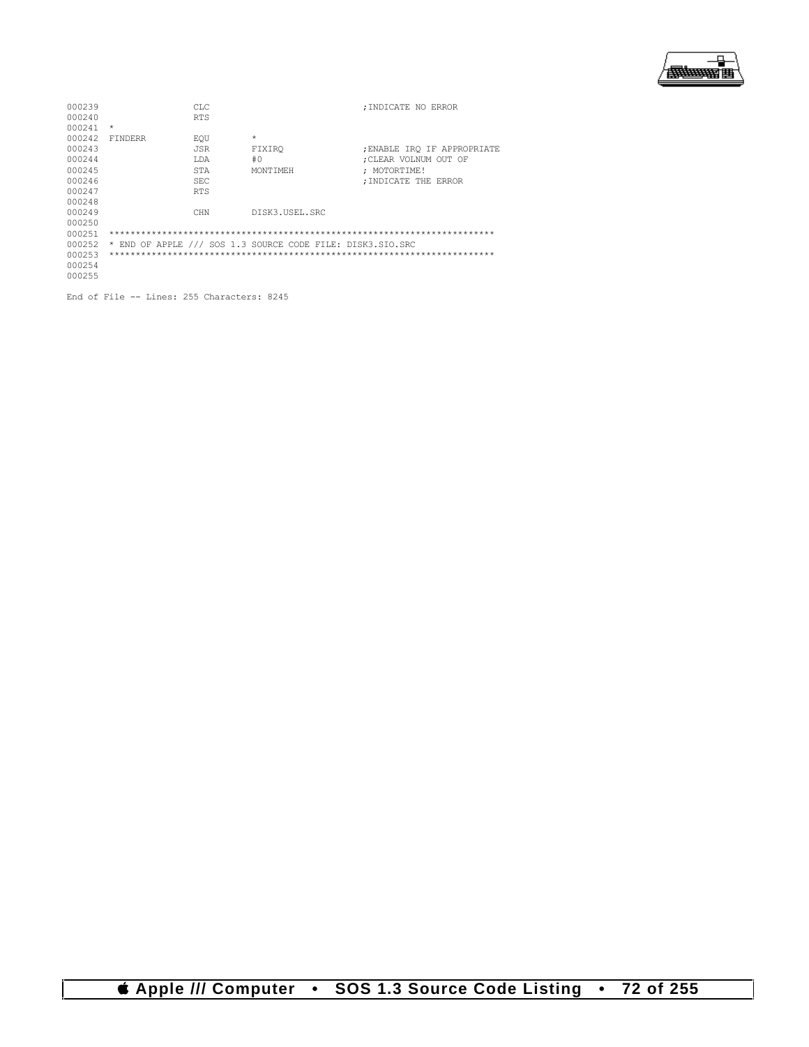```
000239                  CLC                             ;INDICATE NO ERROR
000240                  RTS
000241  *
000242  FINDERR         EQU         *
000243                  JSR         FIXIRQ              ;ENABLE IRQ IF APPROPRIATE
000244                  LDA         #0                  ;CLEAR VOLNUM OUT OF
000245                  STA         MONTIMEH            ; MOTORTIME!
000246                  SEC                             ;INDICATE THE ERROR
000247                  RTS
000248
000249                  CHN         DISK3.USEL.SRC
000250
000251  ************************************************************************
000252  * END OF APPLE /// SOS 1.3 SOURCE CODE FILE: DISK3.SIO.SRC
000253  ************************************************************************
000254
000255

End of File -- Lines: 255 Characters: 8245
```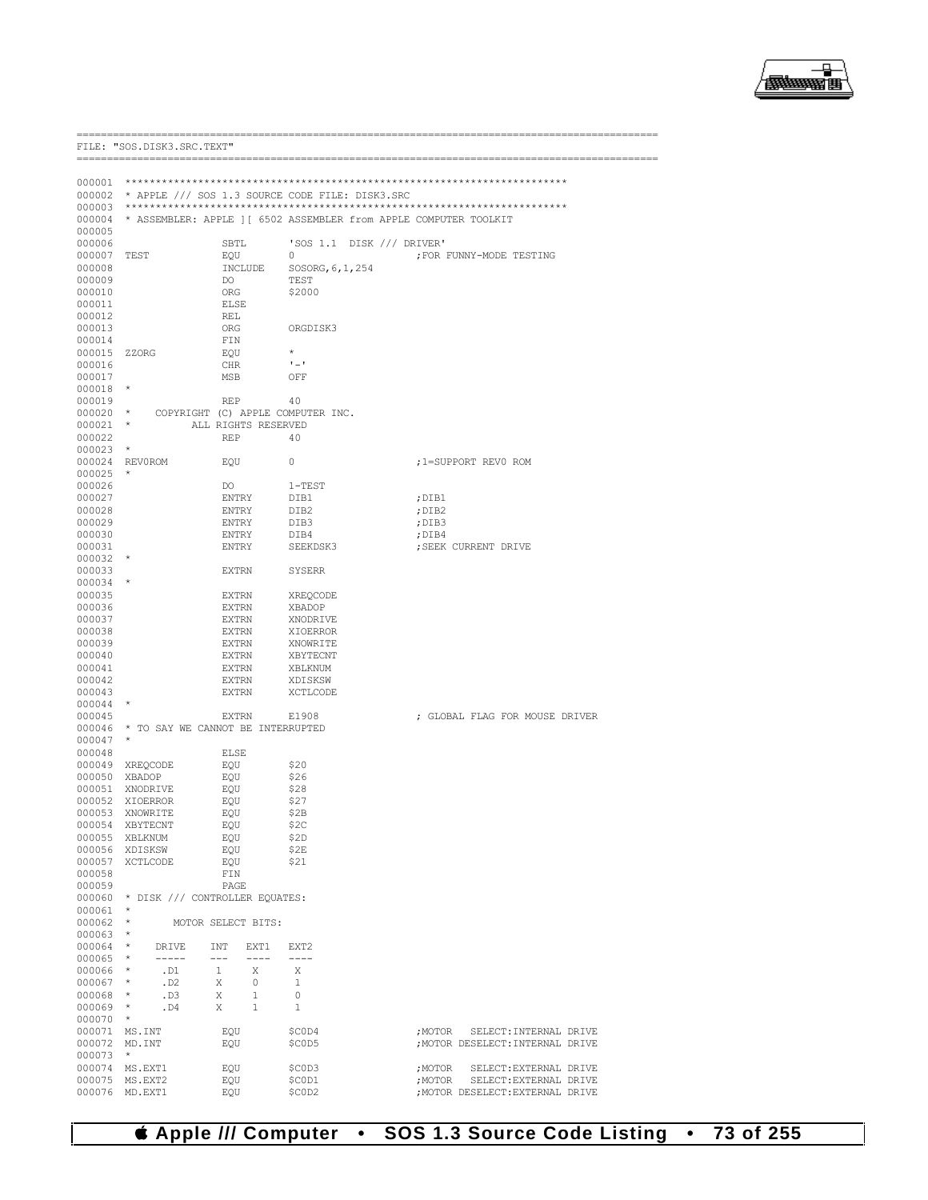```
==============================================================================================
FILE: "SOS.DISK3.SRC.TEXT"
==============================================================================================

000001  ************************************************************************
000002  * APPLE /// SOS 1.3 SOURCE CODE FILE: DISK3.SRC
000003  ************************************************************************
000004  * ASSEMBLER: APPLE ][ 6502 ASSEMBLER from APPLE COMPUTER TOOLKIT
000005
000006                  SBTL      'SOS 1.1  DISK /// DRIVER'
000007  TEST            EQU       0                   ;FOR FUNNY-MODE TESTING
000008                  INCLUDE   SOSORG,6,1,254
000009                  DO        TEST
000010                  ORG       $2000
000011                  ELSE
000012                  REL
000013                  ORG       ORGDISK3
000014                  FIN
000015  ZZORG           EQU       *
000016                  CHR       '-'
000017                  MSB       OFF
000018  *
000019                  REP       40
000020  *    COPYRIGHT (C) APPLE COMPUTER INC.
000021  *          ALL RIGHTS RESERVED
000022                  REP       40
000023  *
000024  REV0ROM         EQU       0                   ;1=SUPPORT REV0 ROM
000025  *
000026                  DO        1-TEST
000027                  ENTRY     DIB1                ;DIB1
000028                  ENTRY     DIB2                ;DIB2
000029                  ENTRY     DIB3                ;DIB3
000030                  ENTRY     DIB4                ;DIB4
000031                  ENTRY     SEEKDSK3            ;SEEK CURRENT DRIVE
000032  *
000033                  EXTRN     SYSERR
000034  *
000035                  EXTRN     XREQCODE
000036                  EXTRN     XBADOP
000037                  EXTRN     XNODRIVE
000038                  EXTRN     XIOERROR
000039                  EXTRN     XNOWRITE
000040                  EXTRN     XBYTECNT
000041                  EXTRN     XBLKNUM
000042                  EXTRN     XDISKSW
000043                  EXTRN     XCTLCODE
000044  *
000045                  EXTRN     E1908               ; GLOBAL FLAG FOR MOUSE DRIVER
000046  * TO SAY WE CANNOT BE INTERRUPTED
000047  *
000048                  ELSE
000049  XREQCODE        EQU       $20
000050  XBADOP          EQU       $26
000051  XNODRIVE        EQU       $28
000052  XIOERROR        EQU       $27
000053  XNOWRITE        EQU       $2B
000054  XBYTECNT        EQU       $2C
000055  XBLKNUM         EQU       $2D
000056  XDISKSW         EQU       $2E
000057  XCTLCODE        EQU       $21
000058                  FIN
000059                  PAGE
000060  * DISK /// CONTROLLER EQUATES:
000061  *
000062  *       MOTOR SELECT BITS:
000063  *
000064  *     DRIVE    INT   EXT1   EXT2
000065  *     -----    ---   ----   ----
000066  *      .D1      1     X      X
000067  *      .D2      X     0      1
000068  *      .D3      X     1      0
000069  *      .D4      X     1      1
000070  *
000071  MS.INT          EQU       $C0D4               ;MOTOR   SELECT:INTERNAL DRIVE
000072  MD.INT          EQU       $C0D5               ;MOTOR DESELECT:INTERNAL DRIVE
000073  *
000074  MS.EXT1         EQU       $C0D3               ;MOTOR   SELECT:EXTERNAL DRIVE
000075  MS.EXT2         EQU       $C0D1               ;MOTOR   SELECT:EXTERNAL DRIVE
000076  MD.EXT1         EQU       $C0D2               ;MOTOR DESELECT:EXTERNAL DRIVE
```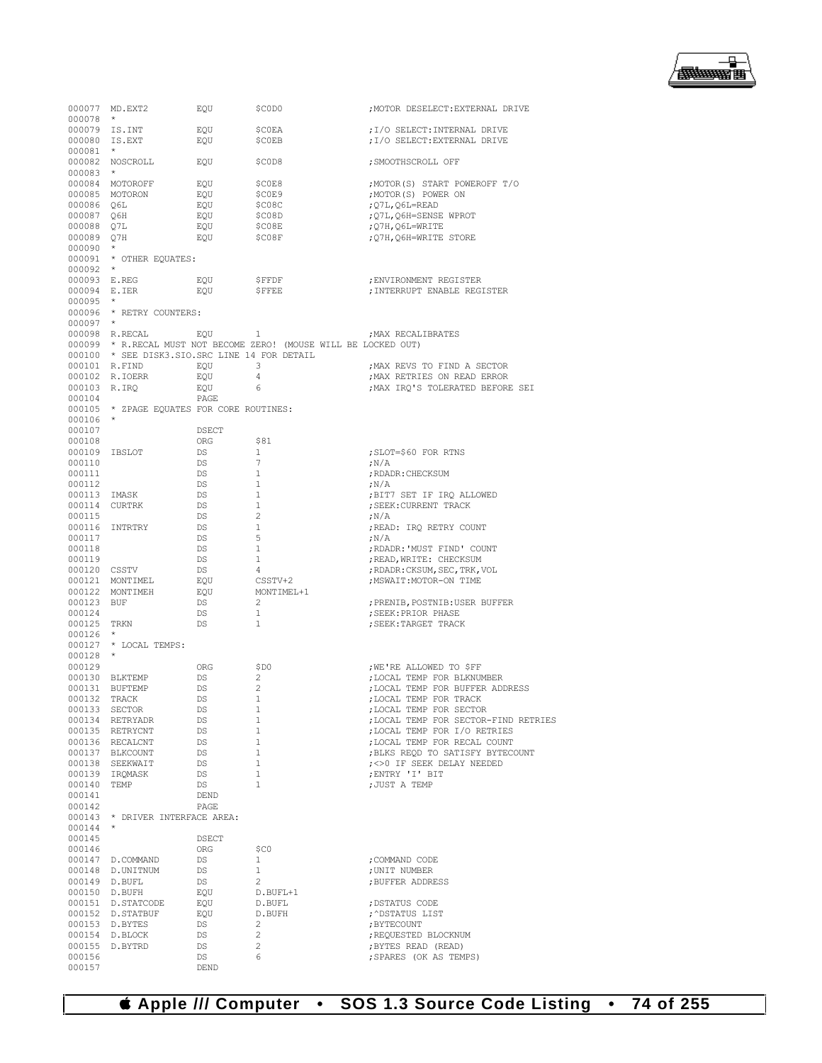```
000077 MD.EXT2         EQU       $C0D0              ;MOTOR DESELECT:EXTERNAL DRIVE
000078 *
000079 IS.INT          EQU       $C0EA              ;I/O SELECT:INTERNAL DRIVE
000080 IS.EXT          EQU       $C0EB              ;I/O SELECT:EXTERNAL DRIVE
000081 *
000082 NOSCROLL        EQU       $C0D8              ;SMOOTHSCROLL OFF
000083 *
000084 MOTOROFF        EQU       $C0E8              ;MOTOR(S) START POWEROFF T/O
000085 MOTORON         EQU       $C0E9              ;MOTOR(S) POWER ON
000086 Q6L             EQU       $C08C              ;Q7L,Q6L=READ
000087 Q6H             EQU       $C08D              ;Q7L,Q6H=SENSE WPROT
000088 Q7L             EQU       $C08E              ;Q7H,Q6L=WRITE
000089 Q7H             EQU       $C08F              ;Q7H,Q6H=WRITE STORE
000090 *
000091 * OTHER EQUATES:
000092 *
000093 E.REG           EQU       $FFDF              ;ENVIRONMENT REGISTER
000094 E.IER           EQU       $FFEE              ;INTERRUPT ENABLE REGISTER
000095 *
000096 * RETRY COUNTERS:
000097 *
000098 R.RECAL         EQU       1                  ;MAX RECALIBRATES
000099 * R.RECAL MUST NOT BECOME ZERO! (MOUSE WILL BE LOCKED OUT)
000100 * SEE DISK3.SIO.SRC LINE 14 FOR DETAIL
000101 R.FIND          EQU       3                  ;MAX REVS TO FIND A SECTOR
000102 R.IOERR         EQU       4                  ;MAX RETRIES ON READ ERROR
000103 R.IRQ           EQU       6                  ;MAX IRQ'S TOLERATED BEFORE SEI
000104                 PAGE
000105 * ZPAGE EQUATES FOR CORE ROUTINES:
000106 *
000107                 DSECT
000108                 ORG       $81
000109 IBSLOT          DS        1                  ;SLOT=$60 FOR RTNS
000110                 DS        7                  ;N/A
000111                 DS        1                  ;RDADR:CHECKSUM
000112                 DS        1                  ;N/A
000113 IMASK           DS        1                  ;BIT7 SET IF IRQ ALLOWED
000114 CURTRK          DS        1                  ;SEEK:CURRENT TRACK
000115                 DS        2                  ;N/A
000116 INTRTRY         DS        1                  ;READ: IRQ RETRY COUNT
000117                 DS        5                  ;N/A
000118                 DS        1                  ;RDADR:'MUST FIND' COUNT
000119                 DS        1                  ;READ,WRITE: CHECKSUM
000120 CSSTV           DS        4                  ;RDADR:CKSUM,SEC,TRK,VOL
000121 MONTIMEL        EQU       CSSTV+2            ;MSWAIT:MOTOR-ON TIME
000122 MONTIMEH        EQU       MONTIMEL+1
000123 BUF             DS        2                  ;PRENIB,POSTNIB:USER BUFFER
000124                 DS        1                  ;SEEK:PRIOR PHASE
000125 TRKN            DS        1                  ;SEEK:TARGET TRACK
000126 *
000127 * LOCAL TEMPS:
000128 *
000129                 ORG       $D0                ;WE'RE ALLOWED TO $FF
000130 BLKTEMP         DS        2                  ;LOCAL TEMP FOR BLKNUMBER
000131 BUFTEMP         DS        2                  ;LOCAL TEMP FOR BUFFER ADDRESS
000132 TRACK           DS        1                  ;LOCAL TEMP FOR TRACK
000133 SECTOR          DS        1                  ;LOCAL TEMP FOR SECTOR
000134 RETRYADR        DS        1                  ;LOCAL TEMP FOR SECTOR-FIND RETRIES
000135 RETRYCNT        DS        1                  ;LOCAL TEMP FOR I/O RETRIES
000136 RECALCNT        DS        1                  ;LOCAL TEMP FOR RECAL COUNT
000137 BLKCOUNT        DS        1                  ;BLKS REQD TO SATISFY BYTECOUNT
000138 SEEKWAIT        DS        1                  ;<>0 IF SEEK DELAY NEEDED
000139 IRQMASK         DS        1                  ;ENTRY 'I' BIT
000140 TEMP            DS        1                  ;JUST A TEMP
000141                 DEND
000142                 PAGE
000143 * DRIVER INTERFACE AREA:
000144 *
000145                 DSECT
000146                 ORG       $C0
000147 D.COMMAND       DS        1                  ;COMMAND CODE
000148 D.UNITNUM       DS        1                  ;UNIT NUMBER
000149 D.BUFL          DS        2                  ;BUFFER ADDRESS
000150 D.BUFH          EQU       D.BUFL+1
000151 D.STATCODE      EQU       D.BUFL             ;DSTATUS CODE
000152 D.STATBUF       EQU       D.BUFH             ;^DSTATUS LIST
000153 D.BYTES         DS        2                  ;BYTECOUNT
000154 D.BLOCK         DS        2                  ;REQUESTED BLOCKNUM
000155 D.BYTRD         DS        2                  ;BYTES READ (READ)
000156                 DS        6                  ;SPARES (OK AS TEMPS)
000157                 DEND
```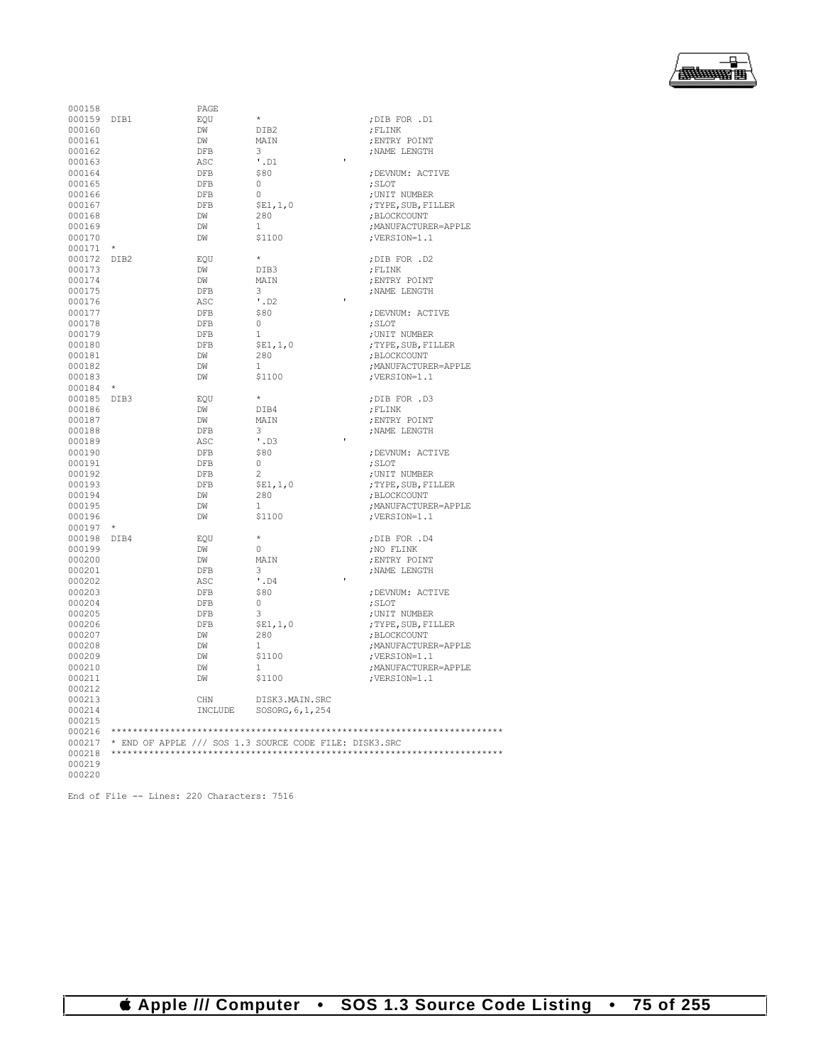```
000158                  PAGE
000159  DIB1            EQU     *                       ;DIB FOR .D1
000160                  DW      DIB2                    ;FLINK
000161                  DW      MAIN                    ;ENTRY POINT
000162                  DFB     3                       ;NAME LENGTH
000163                  ASC     '.D1            '
000164                  DFB     $80                     ;DEVNUM: ACTIVE
000165                  DFB     0                       ;SLOT
000166                  DFB     0                       ;UNIT NUMBER
000167                  DFB     $E1,1,0                 ;TYPE,SUB,FILLER
000168                  DW      280                     ;BLOCKCOUNT
000169                  DW      1                       ;MANUFACTURER=APPLE
000170                  DW      $1100                   ;VERSION=1.1
000171  *
000172  DIB2            EQU     *                       ;DIB FOR .D2
000173                  DW      DIB3                    ;FLINK
000174                  DW      MAIN                    ;ENTRY POINT
000175                  DFB     3                       ;NAME LENGTH
000176                  ASC     '.D2            '
000177                  DFB     $80                     ;DEVNUM: ACTIVE
000178                  DFB     0                       ;SLOT
000179                  DFB     1                       ;UNIT NUMBER
000180                  DFB     $E1,1,0                 ;TYPE,SUB,FILLER
000181                  DW      280                     ;BLOCKCOUNT
000182                  DW      1                       ;MANUFACTURER=APPLE
000183                  DW      $1100                   ;VERSION=1.1
000184  *
000185  DIB3            EQU     *                       ;DIB FOR .D3
000186                  DW      DIB4                    ;FLINK
000187                  DW      MAIN                    ;ENTRY POINT
000188                  DFB     3                       ;NAME LENGTH
000189                  ASC     '.D3            '
000190                  DFB     $80                     ;DEVNUM: ACTIVE
000191                  DFB     0                       ;SLOT
000192                  DFB     2                       ;UNIT NUMBER
000193                  DFB     $E1,1,0                 ;TYPE,SUB,FILLER
000194                  DW      280                     ;BLOCKCOUNT
000195                  DW      1                       ;MANUFACTURER=APPLE
000196                  DW      $1100                   ;VERSION=1.1
000197  *
000198  DIB4            EQU     *                       ;DIB FOR .D4
000199                  DW      0                       ;NO FLINK
000200                  DW      MAIN                    ;ENTRY POINT
000201                  DFB     3                       ;NAME LENGTH
000202                  ASC     '.D4            '
000203                  DFB     $80                     ;DEVNUM: ACTIVE
000204                  DFB     0                       ;SLOT
000205                  DFB     3                       ;UNIT NUMBER
000206                  DFB     $E1,1,0                 ;TYPE,SUB,FILLER
000207                  DW      280                     ;BLOCKCOUNT
000208                  DW      1                       ;MANUFACTURER=APPLE
000209                  DW      $1100                   ;VERSION=1.1
000210                  DW      1                       ;MANUFACTURER=APPLE
000211                  DW      $1100                   ;VERSION=1.1
000212
000213                  CHN     DISK3.MAIN.SRC
000214                  INCLUDE SOSORG,6,1,254
000215
000216  ***********************************************************************
000217  * END OF APPLE /// SOS 1.3 SOURCE CODE FILE: DISK3.SRC
000218  ***********************************************************************
000219
000220

End of File -- Lines: 220 Characters: 7516
```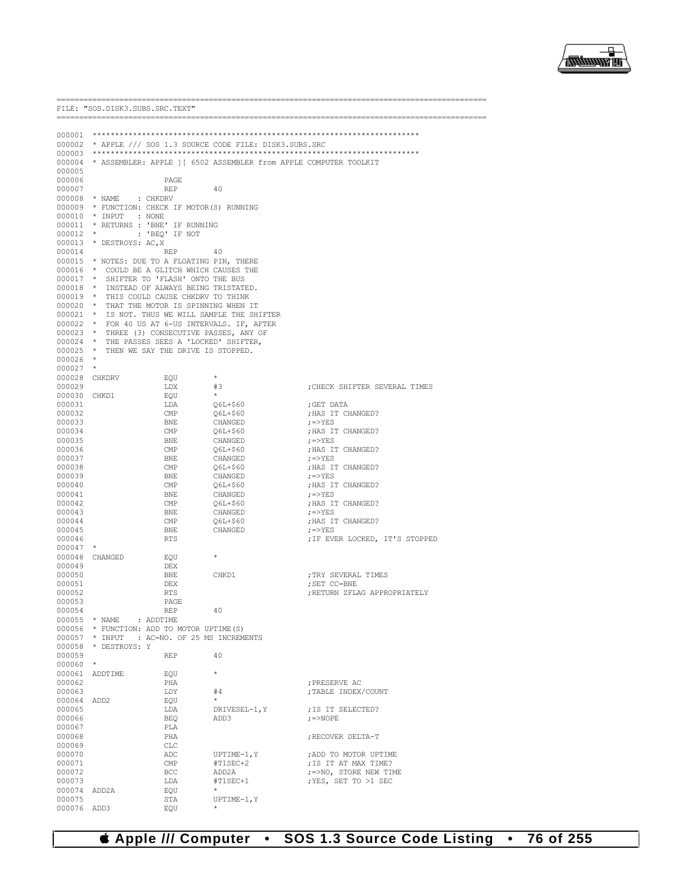```
==========================================================================================
FILE: "SOS.DISK3.SUBS.SRC.TEXT"
==========================================================================================

000001 ************************************************************************
000002 * APPLE /// SOS 1.3 SOURCE CODE FILE: DISK3.SUBS.SRC
000003 ************************************************************************
000004 * ASSEMBLER: APPLE ][ 6502 ASSEMBLER from APPLE COMPUTER TOOLKIT
000005
000006                 PAGE
000007                 REP       40
000008 * NAME    : CHKDRV
000009 * FUNCTION: CHECK IF MOTOR(S) RUNNING
000010 * INPUT   : NONE
000011 * RETURNS : 'BNE' IF RUNNING
000012 *         : 'BEQ' IF NOT
000013 * DESTROYS: AC,X
000014                 REP       40
000015 * NOTES: DUE TO A FLOATING PIN, THERE
000016 *  COULD BE A GLITCH WHICH CAUSES THE
000017 *  SHIFTER TO 'FLASH' ONTO THE BUS
000018 *  INSTEAD OF ALWAYS BEING TRISTATED.
000019 *  THIS COULD CAUSE CHKDRV TO THINK
000020 *  THAT THE MOTOR IS SPINNING WHEN IT
000021 *  IS NOT. THUS WE WILL SAMPLE THE SHIFTER
000022 *  FOR 40 US AT 6-US INTERVALS. IF, AFTER
000023 *  THREE (3) CONSECUTIVE PASSES, ANY OF
000024 *  THE PASSES SEES A 'LOCKED' SHIFTER,
000025 *  THEN WE SAY THE DRIVE IS STOPPED.
000026 *
000027 *
000028 CHKDRV          EQU       *
000029                 LDX       #3                 ;CHECK SHIFTER SEVERAL TIMES
000030 CHKD1           EQU       *
000031                 LDA       Q6L+$60            ;GET DATA
000032                 CMP       Q6L+$60            ;HAS IT CHANGED?
000033                 BNE       CHANGED            ;=>YES
000034                 CMP       Q6L+$60            ;HAS IT CHANGED?
000035                 BNE       CHANGED            ;=>YES
000036                 CMP       Q6L+$60            ;HAS IT CHANGED?
000037                 BNE       CHANGED            ;=>YES
000038                 CMP       Q6L+$60            ;HAS IT CHANGED?
000039                 BNE       CHANGED            ;=>YES
000040                 CMP       Q6L+$60            ;HAS IT CHANGED?
000041                 BNE       CHANGED            ;=>YES
000042                 CMP       Q6L+$60            ;HAS IT CHANGED?
000043                 BNE       CHANGED            ;=>YES
000044                 CMP       Q6L+$60            ;HAS IT CHANGED?
000045                 BNE       CHANGED            ;=>YES
000046                 RTS                          ;IF EVER LOCKED, IT'S STOPPED
000047 *
000048 CHANGED         EQU       *
000049                 DEX
000050                 BNE       CHKD1              ;TRY SEVERAL TIMES
000051                 DEX                          ;SET CC=BNE
000052                 RTS                          ;RETURN ZFLAG APPROPRIATELY
000053                 PAGE
000054                 REP       40
000055 * NAME    : ADDTIME
000056 * FUNCTION: ADD TO MOTOR UPTIME(S)
000057 * INPUT   : AC=NO. OF 25 MS INCREMENTS
000058 * DESTROYS: Y
000059                 REP       40
000060 *
000061 ADDTIME         EQU       *
000062                 PHA                          ;PRESERVE AC
000063                 LDY       #4                 ;TABLE INDEX/COUNT
000064 ADD2            EQU       *
000065                 LDA       DRIVESEL-1,Y       ;IS IT SELECTED?
000066                 BEQ       ADD3               ;=>NOPE
000067                 PLA
000068                 PHA                          ;RECOVER DELTA-T
000069                 CLC
000070                 ADC       UPTIME-1,Y         ;ADD TO MOTOR UPTIME
000071                 CMP       #T1SEC+2           ;IS IT AT MAX TIME?
000072                 BCC       ADD2A              ;=>NO, STORE NEW TIME
000073                 LDA       #T1SEC+1           ;YES, SET TO >1 SEC
000074 ADD2A           EQU       *
000075                 STA       UPTIME-1,Y
000076 ADD3            EQU       *
```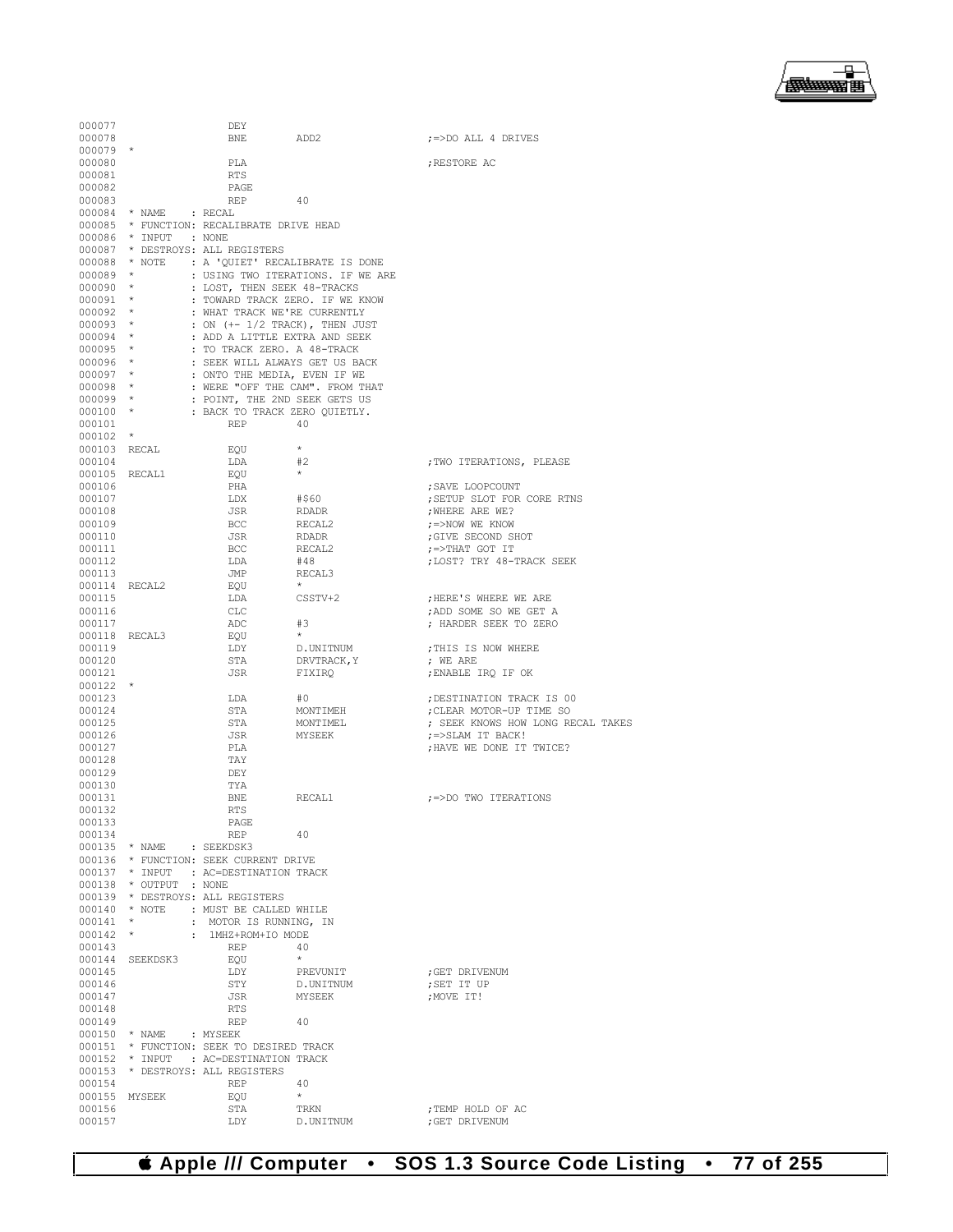```
000077                  DEY
000078                  BNE       ADD2                    ;=>DO ALL 4 DRIVES
000079  *
000080                  PLA                               ;RESTORE AC
000081                  RTS
000082                  PAGE
000083                  REP       40
000084  * NAME    : RECAL
000085  * FUNCTION: RECALIBRATE DRIVE HEAD
000086  * INPUT   : NONE
000087  * DESTROYS: ALL REGISTERS
000088  * NOTE    : A 'QUIET' RECALIBRATE IS DONE
000089  *         : USING TWO ITERATIONS. IF WE ARE
000090  *         : LOST, THEN SEEK 48-TRACKS
000091  *         : TOWARD TRACK ZERO. IF WE KNOW
000092  *         : WHAT TRACK WE'RE CURRENTLY
000093  *         : ON (+- 1/2 TRACK), THEN JUST
000094  *         : ADD A LITTLE EXTRA AND SEEK
000095  *         : TO TRACK ZERO. A 48-TRACK
000096  *         : SEEK WILL ALWAYS GET US BACK
000097  *         : ONTO THE MEDIA, EVEN IF WE
000098  *         : WERE "OFF THE CAM". FROM THAT
000099  *         : POINT, THE 2ND SEEK GETS US
000100  *         : BACK TO TRACK ZERO QUIETLY.
000101                  REP       40
000102  *
000103  RECAL           EQU       *
000104                  LDA       #2                      ;TWO ITERATIONS, PLEASE
000105  RECAL1          EQU       *
000106                  PHA                               ;SAVE LOOPCOUNT
000107                  LDX       #$60                    ;SETUP SLOT FOR CORE RTNS
000108                  JSR       RDADR                   ;WHERE ARE WE?
000109                  BCC       RECAL2                  ;=>NOW WE KNOW
000110                  JSR       RDADR                   ;GIVE SECOND SHOT
000111                  BCC       RECAL2                  ;=>THAT GOT IT
000112                  LDA       #48                     ;LOST? TRY 48-TRACK SEEK
000113                  JMP       RECAL3
000114  RECAL2          EQU       *
000115                  LDA       CSSTV+2                 ;HERE'S WHERE WE ARE
000116                  CLC                               ;ADD SOME SO WE GET A
000117                  ADC       #3                      ; HARDER SEEK TO ZERO
000118  RECAL3          EQU       *
000119                  LDY       D.UNITNUM               ;THIS IS NOW WHERE
000120                  STA       DRVTRACK,Y              ; WE ARE
000121                  JSR       FIXIRQ                  ;ENABLE IRQ IF OK
000122  *
000123                  LDA       #0                      ;DESTINATION TRACK IS 00
000124                  STA       MONTIMEH                ;CLEAR MOTOR-UP TIME SO
000125                  STA       MONTIMEL                ; SEEK KNOWS HOW LONG RECAL TAKES
000126                  JSR       MYSEEK                  ;=>SLAM IT BACK!
000127                  PLA                               ;HAVE WE DONE IT TWICE?
000128                  TAY
000129                  DEY
000130                  TYA
000131                  BNE       RECAL1                  ;=>DO TWO ITERATIONS
000132                  RTS
000133                  PAGE
000134                  REP       40
000135  * NAME    : SEEKDSK3
000136  * FUNCTION: SEEK CURRENT DRIVE
000137  * INPUT   : AC=DESTINATION TRACK
000138  * OUTPUT  : NONE
000139  * DESTROYS: ALL REGISTERS
000140  * NOTE    : MUST BE CALLED WHILE
000141  *         :  MOTOR IS RUNNING, IN
000142  *         :  1MHZ+ROM+IO MODE
000143                  REP       40
000144  SEEKDSK3        EQU       *
000145                  LDY       PREVUNIT                ;GET DRIVENUM
000146                  STY       D.UNITNUM               ;SET IT UP
000147                  JSR       MYSEEK                  ;MOVE IT!
000148                  RTS
000149                  REP       40
000150  * NAME    : MYSEEK
000151  * FUNCTION: SEEK TO DESIRED TRACK
000152  * INPUT   : AC=DESTINATION TRACK
000153  * DESTROYS: ALL REGISTERS
000154                  REP       40
000155  MYSEEK          EQU       *
000156                  STA       TRKN                    ;TEMP HOLD OF AC
000157                  LDY       D.UNITNUM               ;GET DRIVENUM
```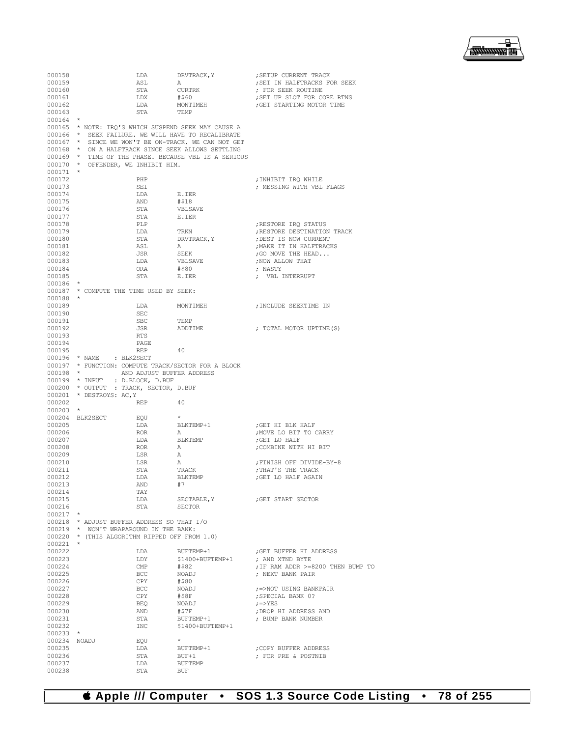```
000158                LDA       DRVTRACK,Y           ;SETUP CURRENT TRACK
000159                ASL       A                    ;SET IN HALFTRACKS FOR SEEK
000160                STA       CURTRK               ; FOR SEEK ROUTINE
000161                LDX       #$60                 ;SET UP SLOT FOR CORE RTNS
000162                LDA       MONTIMEH             ;GET STARTING MOTOR TIME
000163                STA       TEMP
000164  *
000165  * NOTE: IRQ'S WHICH SUSPEND SEEK MAY CAUSE A
000166  *  SEEK FAILURE. WE WILL HAVE TO RECALIBRATE
000167  *  SINCE WE WON'T BE ON-TRACK. WE CAN NOT GET
000168  *  ON A HALFTRACK SINCE SEEK ALLOWS SETTLING
000169  *  TIME OF THE PHASE. BECAUSE VBL IS A SERIOUS
000170  *  OFFENDER, WE INHIBIT HIM.
000171  *
000172                PHP                            ;INHIBIT IRQ WHILE
000173                SEI                            ; MESSING WITH VBL FLAGS
000174                LDA       E.IER
000175                AND       #$18
000176                STA       VBLSAVE
000177                STA       E.IER
000178                PLP                            ;RESTORE IRQ STATUS
000179                LDA       TRKN                 ;RESTORE DESTINATION TRACK
000180                STA       DRVTRACK,Y           ;DEST IS NOW CURRENT
000181                ASL       A                    ;MAKE IT IN HALFTRACKS
000182                JSR       SEEK                 ;GO MOVE THE HEAD...
000183                LDA       VBLSAVE              ;NOW ALLOW THAT
000184                ORA       #$80                 ; NASTY
000185                STA       E.IER                ;  VBL INTERRUPT
000186  *
000187  * COMPUTE THE TIME USED BY SEEK:
000188  *
000189                LDA       MONTIMEH             ;INCLUDE SEEKTIME IN
000190                SEC
000191                SBC       TEMP
000192                JSR       ADDTIME              ; TOTAL MOTOR UPTIME(S)
000193                RTS
000194                PAGE
000195                REP       40
000196  * NAME    : BLK2SECT
000197  * FUNCTION: COMPUTE TRACK/SECTOR FOR A BLOCK
000198  *           AND ADJUST BUFFER ADDRESS
000199  * INPUT   : D.BLOCK, D.BUF
000200  * OUTPUT  : TRACK, SECTOR, D.BUF
000201  * DESTROYS: AC,Y
000202                REP       40
000203  *
000204  BLK2SECT      EQU       *
000205                LDA       BLKTEMP+1            ;GET HI BLK HALF
000206                ROR       A                    ;MOVE LO BIT TO CARRY
000207                LDA       BLKTEMP              ;GET LO HALF
000208                ROR       A                    ;COMBINE WITH HI BIT
000209                LSR       A
000210                LSR       A                    ;FINISH OFF DIVIDE-BY-8
000211                STA       TRACK                ;THAT'S THE TRACK
000212                LDA       BLKTEMP              ;GET LO HALF AGAIN
000213                AND       #7
000214                TAY
000215                LDA       SECTABLE,Y           ;GET START SECTOR
000216                STA       SECTOR
000217  *
000218  * ADJUST BUFFER ADDRESS SO THAT I/O
000219  *  WON'T WRAPAROUND IN THE BANK:
000220  * (THIS ALGORITHM RIPPED OFF FROM 1.0)
000221  *
000222                LDA       BUFTEMP+1            ;GET BUFFER HI ADDRESS
000223                LDY       $1400+BUFTEMP+1      ; AND XTND BYTE
000224                CMP       #$82                 ;IF RAM ADDR >=8200 THEN BUMP TO
000225                BCC       NOADJ                ; NEXT BANK PAIR
000226                CPY       #$80
000227                BCC       NOADJ                ;=>NOT USING BANKPAIR
000228                CPY       #$8F                 ;SPECIAL BANK 0?
000229                BEQ       NOADJ                ;=>YES
000230                AND       #$7F                 ;DROP HI ADDRESS AND
000231                STA       BUFTEMP+1            ; BUMP BANK NUMBER
000232                INC       $1400+BUFTEMP+1
000233  *
000234  NOADJ         EQU       *
000235                LDA       BUFTEMP+1            ;COPY BUFFER ADDRESS
000236                STA       BUF+1                ; FOR PRE & POSTNIB
000237                LDA       BUFTEMP
000238                STA       BUF
```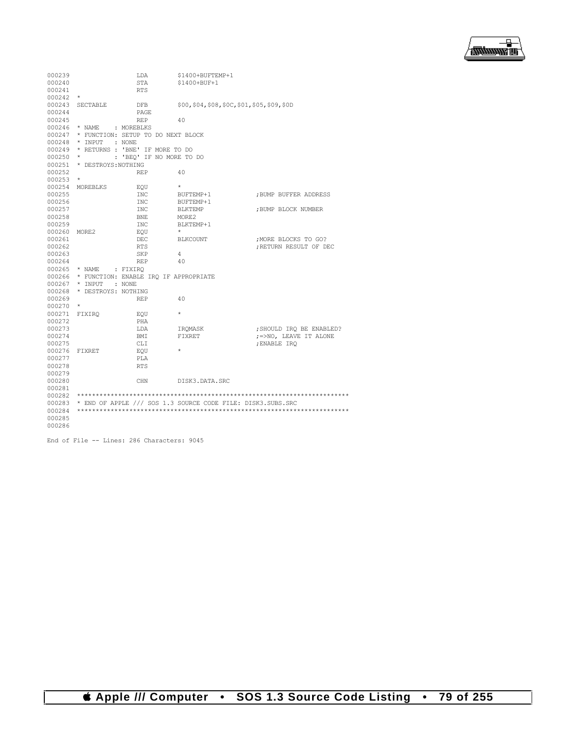```
000239                 LDA       $1400+BUFTEMP+1
000240                 STA       $1400+BUF+1
000241                 RTS
000242  *
000243  SECTABLE       DFB       $00,$04,$08,$0C,$01,$05,$09,$0D
000244                 PAGE
000245                 REP       40
000246  * NAME    : MOREBLKS
000247  * FUNCTION: SETUP TO DO NEXT BLOCK
000248  * INPUT   : NONE
000249  * RETURNS : 'BNE' IF MORE TO DO
000250  *         : 'BEQ' IF NO MORE TO DO
000251  * DESTROYS:NOTHING
000252                 REP       40
000253  *
000254  MOREBLKS       EQU       *
000255                 INC       BUFTEMP+1             ;BUMP BUFFER ADDRESS
000256                 INC       BUFTEMP+1
000257                 INC       BLKTEMP               ;BUMP BLOCK NUMBER
000258                 BNE       MORE2
000259                 INC       BLKTEMP+1
000260  MORE2          EQU       *
000261                 DEC       BLKCOUNT              ;MORE BLOCKS TO GO?
000262                 RTS                             ;RETURN RESULT OF DEC
000263                 SKP       4
000264                 REP       40
000265  * NAME    : FIXIRQ
000266  * FUNCTION: ENABLE IRQ IF APPROPRIATE
000267  * INPUT   : NONE
000268  * DESTROYS: NOTHING
000269                 REP       40
000270  *
000271  FIXIRQ         EQU       *
000272                 PHA
000273                 LDA       IRQMASK               ;SHOULD IRQ BE ENABLED?
000274                 BMI       FIXRET                ;=>NO, LEAVE IT ALONE
000275                 CLI                             ;ENABLE IRQ
000276  FIXRET         EQU       *
000277                 PLA
000278                 RTS
000279
000280                 CHN       DISK3.DATA.SRC
000281
000282  ************************************************************************
000283  * END OF APPLE /// SOS 1.3 SOURCE CODE FILE: DISK3.SUBS.SRC
000284  ************************************************************************
000285
000286

End of File -- Lines: 286 Characters: 9045
```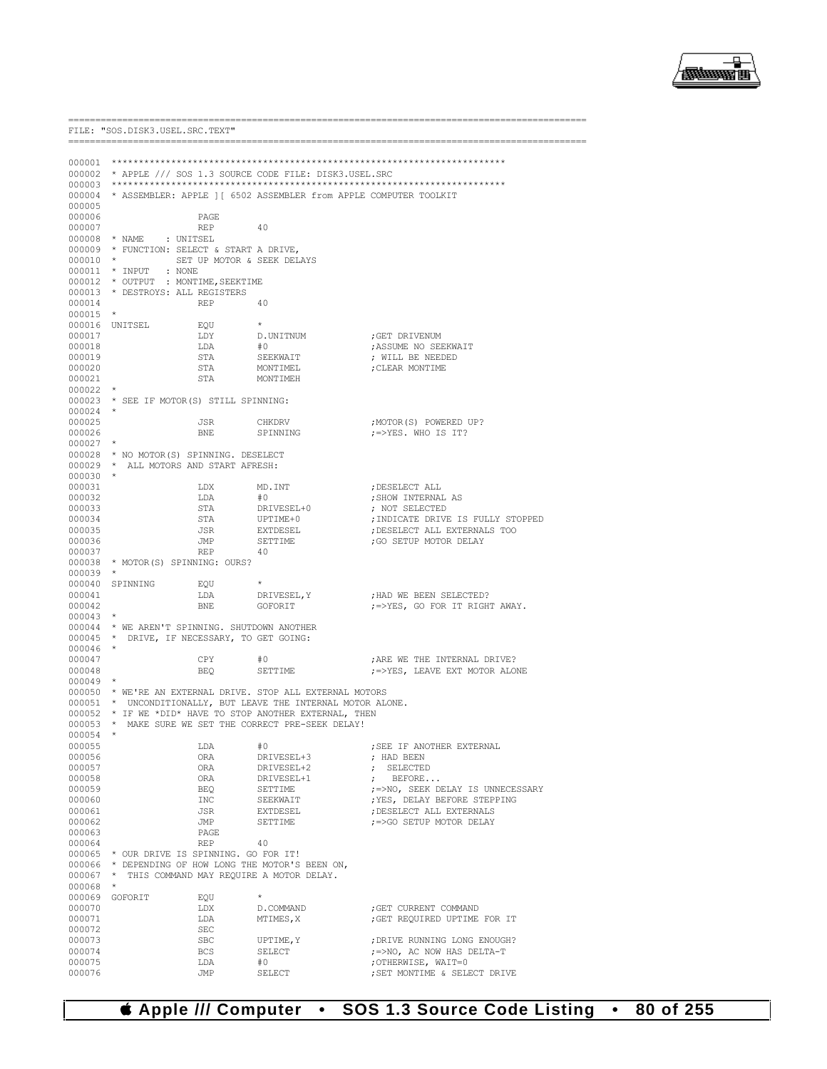```
==========================================================================================
FILE: "SOS.DISK3.USEL.SRC.TEXT"
==========================================================================================

000001 ************************************************************************
000002 * APPLE /// SOS 1.3 SOURCE CODE FILE: DISK3.USEL.SRC
000003 ************************************************************************
000004 * ASSEMBLER: APPLE ][ 6502 ASSEMBLER from APPLE COMPUTER TOOLKIT
000005
000006                 PAGE
000007                 REP        40
000008 * NAME    : UNITSEL
000009 * FUNCTION: SELECT & START A DRIVE,
000010 *           SET UP MOTOR & SEEK DELAYS
000011 * INPUT   : NONE
000012 * OUTPUT  : MONTIME,SEEKTIME
000013 * DESTROYS: ALL REGISTERS
000014                 REP        40
000015 *
000016 UNITSEL         EQU        *
000017                 LDY        D.UNITNUM            ;GET DRIVENUM
000018                 LDA        #0                   ;ASSUME NO SEEKWAIT
000019                 STA        SEEKWAIT             ; WILL BE NEEDED
000020                 STA        MONTIMEL             ;CLEAR MONTIME
000021                 STA        MONTIMEH
000022 *
000023 * SEE IF MOTOR(S) STILL SPINNING:
000024 *
000025                 JSR        CHKDRV               ;MOTOR(S) POWERED UP?
000026                 BNE        SPINNING             ;=>YES. WHO IS IT?
000027 *
000028 * NO MOTOR(S) SPINNING. DESELECT
000029 *  ALL MOTORS AND START AFRESH:
000030 *
000031                 LDX        MD.INT               ;DESELECT ALL
000032                 LDA        #0                   ;SHOW INTERNAL AS
000033                 STA        DRIVESEL+0           ; NOT SELECTED
000034                 STA        UPTIME+0             ;INDICATE DRIVE IS FULLY STOPPED
000035                 JSR        EXTDESEL             ;DESELECT ALL EXTERNALS TOO
000036                 JMP        SETTIME              ;GO SETUP MOTOR DELAY
000037                 REP        40
000038 * MOTOR(S) SPINNING: OURS?
000039 *
000040 SPINNING        EQU        *
000041                 LDA        DRIVESEL,Y           ;HAD WE BEEN SELECTED?
000042                 BNE        GOFORIT              ;=>YES, GO FOR IT RIGHT AWAY.
000043 *
000044 * WE AREN'T SPINNING. SHUTDOWN ANOTHER
000045 *  DRIVE, IF NECESSARY, TO GET GOING:
000046 *
000047                 CPY        #0                   ;ARE WE THE INTERNAL DRIVE?
000048                 BEQ        SETTIME              ;=>YES, LEAVE EXT MOTOR ALONE
000049 *
000050 * WE'RE AN EXTERNAL DRIVE. STOP ALL EXTERNAL MOTORS
000051 *  UNCONDITIONALLY, BUT LEAVE THE INTERNAL MOTOR ALONE.
000052 * IF WE *DID* HAVE TO STOP ANOTHER EXTERNAL, THEN
000053 *  MAKE SURE WE SET THE CORRECT PRE-SEEK DELAY!
000054 *
000055                 LDA        #0                   ;SEE IF ANOTHER EXTERNAL
000056                 ORA        DRIVESEL+3           ; HAD BEEN
000057                 ORA        DRIVESEL+2           ;  SELECTED
000058                 ORA        DRIVESEL+1           ;   BEFORE...
000059                 BEQ        SETTIME              ;=>NO, SEEK DELAY IS UNNECESSARY
000060                 INC        SEEKWAIT             ;YES, DELAY BEFORE STEPPING
000061                 JSR        EXTDESEL             ;DESELECT ALL EXTERNALS
000062                 JMP        SETTIME              ;=>GO SETUP MOTOR DELAY
000063                 PAGE
000064                 REP        40
000065 * OUR DRIVE IS SPINNING. GO FOR IT!
000066 * DEPENDING OF HOW LONG THE MOTOR'S BEEN ON,
000067 *  THIS COMMAND MAY REQUIRE A MOTOR DELAY.
000068 *
000069 GOFORIT         EQU        *
000070                 LDX        D.COMMAND            ;GET CURRENT COMMAND
000071                 LDA        MTIMES,X             ;GET REQUIRED UPTIME FOR IT
000072                 SEC
000073                 SBC        UPTIME,Y             ;DRIVE RUNNING LONG ENOUGH?
000074                 BCS        SELECT               ;=>NO, AC NOW HAS DELTA-T
000075                 LDA        #0                   ;OTHERWISE, WAIT=0
000076                 JMP        SELECT               ;SET MONTIME & SELECT DRIVE
```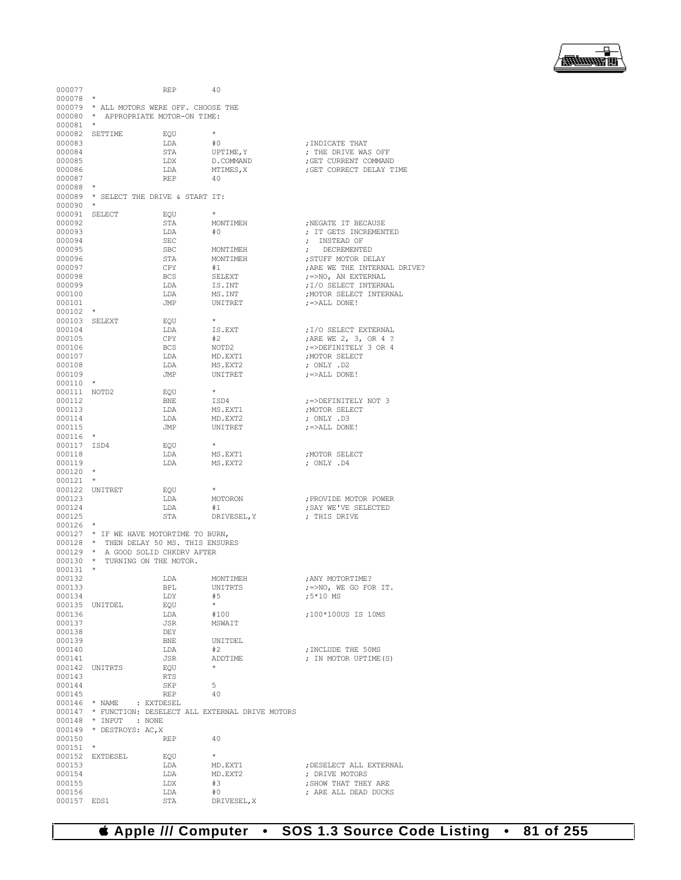```
000077                REP       40
000078  *
000079  * ALL MOTORS WERE OFF. CHOOSE THE
000080  *  APPROPRIATE MOTOR-ON TIME:
000081  *
000082  SETTIME         EQU       *
000083                  LDA       #0                  ;INDICATE THAT
000084                  STA       UPTIME,Y            ; THE DRIVE WAS OFF
000085                  LDX       D.COMMAND           ;GET CURRENT COMMAND
000086                  LDA       MTIMES,X            ;GET CORRECT DELAY TIME
000087                  REP       40
000088  *
000089  * SELECT THE DRIVE & START IT:
000090  *
000091  SELECT          EQU       *
000092                  STA       MONTIMEH            ;NEGATE IT BECAUSE
000093                  LDA       #0                  ; IT GETS INCREMENTED
000094                  SEC                           ;  INSTEAD OF
000095                  SBC       MONTIMEH            ;   DECREMENTED
000096                  STA       MONTIMEH            ;STUFF MOTOR DELAY
000097                  CPY       #1                  ;ARE WE THE INTERNAL DRIVE?
000098                  BCS       SELEXT              ;=>NO, AN EXTERNAL
000099                  LDA       IS.INT              ;I/O SELECT INTERNAL
000100                  LDA       MS.INT              ;MOTOR SELECT INTERNAL
000101                  JMP       UNITRET             ;=>ALL DONE!
000102  *
000103  SELEXT          EQU       *
000104                  LDA       IS.EXT              ;I/O SELECT EXTERNAL
000105                  CPY       #2                  ;ARE WE 2, 3, OR 4 ?
000106                  BCS       NOTD2               ;=>DEFINITELY 3 OR 4
000107                  LDA       MD.EXT1             ;MOTOR SELECT
000108                  LDA       MS.EXT2             ; ONLY .D2
000109                  JMP       UNITRET             ;=>ALL DONE!
000110  *
000111  NOTD2           EQU       *
000112                  BNE       ISD4                ;=>DEFINITELY NOT 3
000113                  LDA       MS.EXT1             ;MOTOR SELECT
000114                  LDA       MD.EXT2             ; ONLY .D3
000115                  JMP       UNITRET             ;=>ALL DONE!
000116  *
000117  ISD4            EQU       *
000118                  LDA       MS.EXT1             ;MOTOR SELECT
000119                  LDA       MS.EXT2             ; ONLY .D4
000120  *
000121  *
000122  UNITRET         EQU       *
000123                  LDA       MOTORON             ;PROVIDE MOTOR POWER
000124                  LDA       #1                  ;SAY WE'VE SELECTED
000125                  STA       DRIVESEL,Y          ; THIS DRIVE
000126  *
000127  * IF WE HAVE MOTORTIME TO BURN,
000128  *  THEN DELAY 50 MS. THIS ENSURES
000129  *  A GOOD SOLID CHKDRV AFTER
000130  *  TURNING ON THE MOTOR.
000131  *
000132                  LDA       MONTIMEH            ;ANY MOTORTIME?
000133                  BPL       UNITRTS             ;=>NO, WE GO FOR IT.
000134                  LDY       #5                  ;5*10 MS
000135  UNITDEL         EQU       *
000136                  LDA       #100                ;100*100US IS 10MS
000137                  JSR       MSWAIT
000138                  DEY
000139                  BNE       UNITDEL
000140                  LDA       #2                  ;INCLUDE THE 50MS
000141                  JSR       ADDTIME             ; IN MOTOR UPTIME(S)
000142  UNITRTS         EQU       *
000143                  RTS
000144                  SKP       5
000145                  REP       40
000146  * NAME    : EXTDESEL
000147  * FUNCTION: DESELECT ALL EXTERNAL DRIVE MOTORS
000148  * INPUT   : NONE
000149  * DESTROYS: AC,X
000150                  REP       40
000151  *
000152  EXTDESEL        EQU       *
000153                  LDA       MD.EXT1             ;DESELECT ALL EXTERNAL
000154                  LDA       MD.EXT2             ; DRIVE MOTORS
000155                  LDX       #3                  ;SHOW THAT THEY ARE
000156                  LDA       #0                  ; ARE ALL DEAD DUCKS
000157  EDS1            STA       DRIVESEL,X
```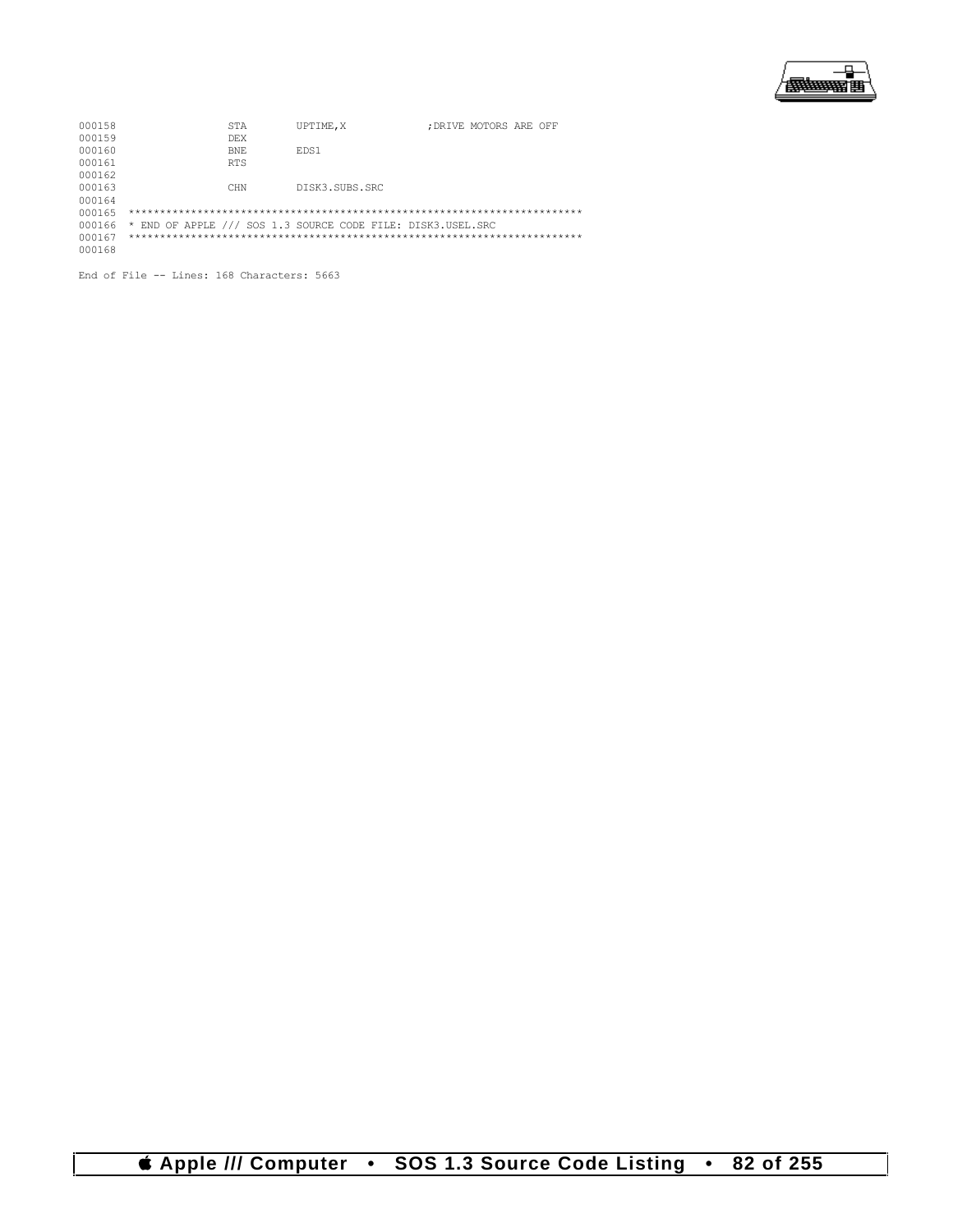```
000158                STA       UPTIME,X              ;DRIVE MOTORS ARE OFF
000159                DEX
000160                BNE       EDS1
000161                RTS
000162
000163                CHN       DISK3.SUBS.SRC
000164
000165  ************************************************************************
000166  * END OF APPLE /// SOS 1.3 SOURCE CODE FILE: DISK3.USEL.SRC
000167  ************************************************************************
000168

End of File -- Lines: 168 Characters: 5663
```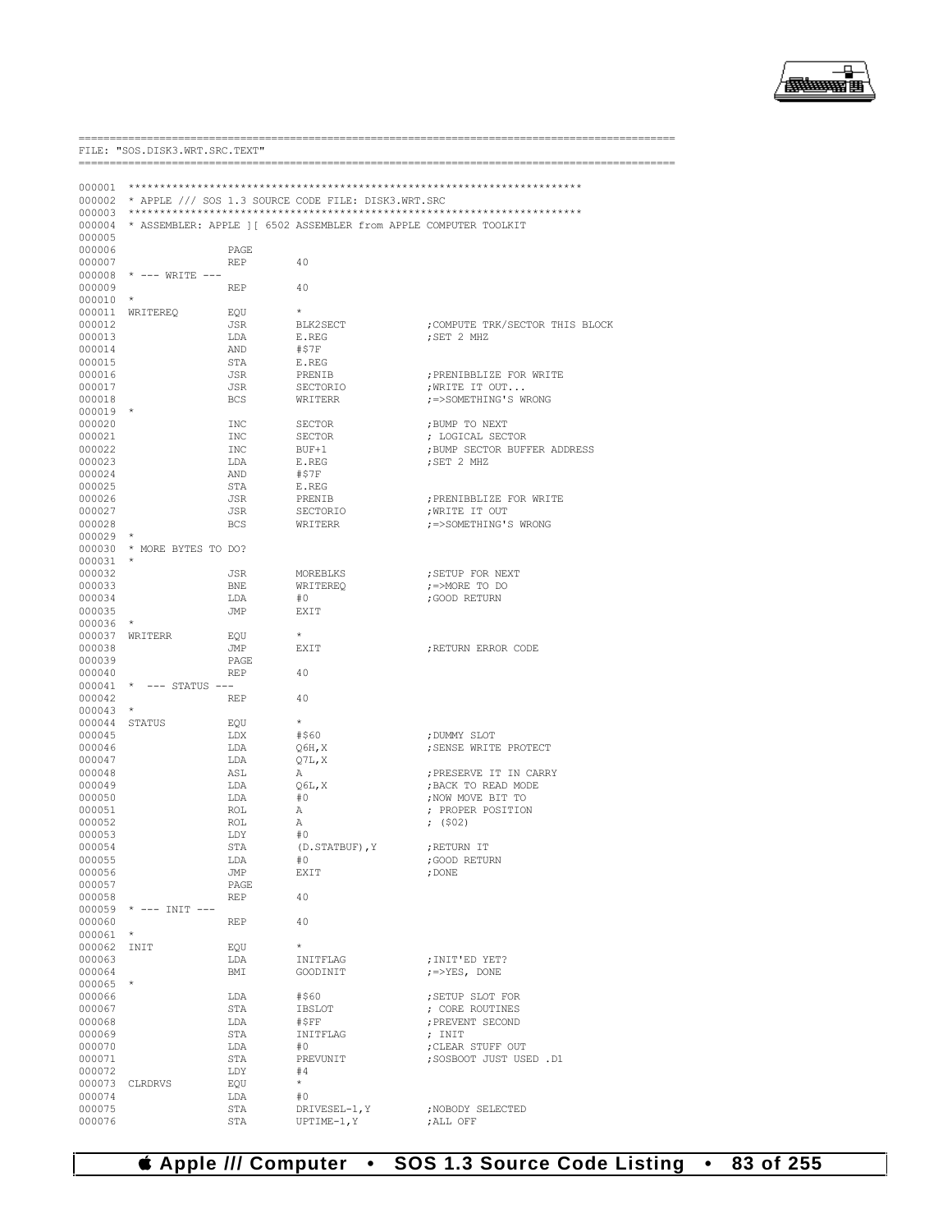```
==========================================================================================
FILE: "SOS.DISK3.WRT.SRC.TEXT"
==========================================================================================

000001  ************************************************************************
000002  * APPLE /// SOS 1.3 SOURCE CODE FILE: DISK3.WRT.SRC
000003  ************************************************************************
000004  * ASSEMBLER: APPLE ][ 6502 ASSEMBLER from APPLE COMPUTER TOOLKIT
000005
000006                  PAGE
000007                  REP         40
000008  * --- WRITE ---
000009                  REP         40
000010  *
000011  WRITEREQ        EQU         *
000012                  JSR         BLK2SECT            ;COMPUTE TRK/SECTOR THIS BLOCK
000013                  LDA         E.REG               ;SET 2 MHZ
000014                  AND         #$7F
000015                  STA         E.REG
000016                  JSR         PRENIB              ;PRENIBBLIZE FOR WRITE
000017                  JSR         SECTORIO            ;WRITE IT OUT...
000018                  BCS         WRITERR             ;=>SOMETHING'S WRONG
000019  *
000020                  INC         SECTOR              ;BUMP TO NEXT
000021                  INC         SECTOR              ; LOGICAL SECTOR
000022                  INC         BUF+1               ;BUMP SECTOR BUFFER ADDRESS
000023                  LDA         E.REG               ;SET 2 MHZ
000024                  AND         #$7F
000025                  STA         E.REG
000026                  JSR         PRENIB              ;PRENIBBLIZE FOR WRITE
000027                  JSR         SECTORIO            ;WRITE IT OUT
000028                  BCS         WRITERR             ;=>SOMETHING'S WRONG
000029  *
000030  * MORE BYTES TO DO?
000031  *
000032                  JSR         MOREBLKS            ;SETUP FOR NEXT
000033                  BNE         WRITEREQ            ;=>MORE TO DO
000034                  LDA         #0                  ;GOOD RETURN
000035                  JMP         EXIT
000036  *
000037  WRITERR         EQU         *
000038                  JMP         EXIT                ;RETURN ERROR CODE
000039                  PAGE
000040                  REP         40
000041  *  --- STATUS ---
000042                  REP         40
000043  *
000044  STATUS          EQU         *
000045                  LDX         #$60                ;DUMMY SLOT
000046                  LDA         Q6H,X               ;SENSE WRITE PROTECT
000047                  LDA         Q7L,X
000048                  ASL         A                   ;PRESERVE IT IN CARRY
000049                  LDA         Q6L,X               ;BACK TO READ MODE
000050                  LDA         #0                  ;NOW MOVE BIT TO
000051                  ROL         A                   ; PROPER POSITION
000052                  ROL         A                   ; ($02)
000053                  LDY         #0
000054                  STA         (D.STATBUF),Y       ;RETURN IT
000055                  LDA         #0                  ;GOOD RETURN
000056                  JMP         EXIT                ;DONE
000057                  PAGE
000058                  REP         40
000059  * --- INIT ---
000060                  REP         40
000061  *
000062  INIT            EQU         *
000063                  LDA         INITFLAG            ;INIT'ED YET?
000064                  BMI         GOODINIT            ;=>YES, DONE
000065  *
000066                  LDA         #$60                ;SETUP SLOT FOR
000067                  STA         IBSLOT              ; CORE ROUTINES
000068                  LDA         #$FF                ;PREVENT SECOND
000069                  STA         INITFLAG            ; INIT
000070                  LDA         #0                  ;CLEAR STUFF OUT
000071                  STA         PREVUNIT            ;SOSBOOT JUST USED .D1
000072                  LDY         #4
000073  CLRDRVS         EQU         *
000074                  LDA         #0
000075                  STA         DRIVESEL-1,Y        ;NOBODY SELECTED
000076                  STA         UPTIME-1,Y          ;ALL OFF
```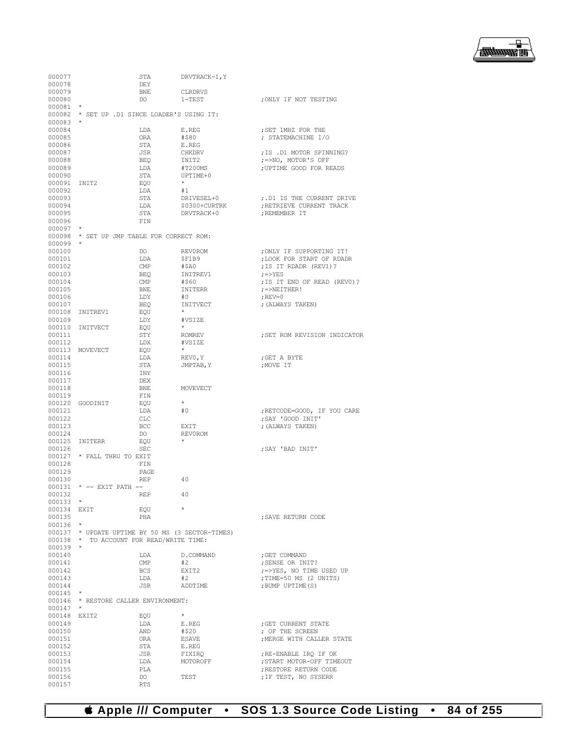```
000077                  STA        DRVTRACK-1,Y
000078                  DEY
000079                  BNE        CLRDRVS
000080                  DO         1-TEST               ;ONLY IF NOT TESTING
000081  *
000082  * SET UP .D1 SINCE LOADER'S USING IT:
000083  *
000084                  LDA        E.REG                ;SET 1MHZ FOR THE
000085                  ORA        #$80                 ; STATEMACHINE I/O
000086                  STA        E.REG
000087                  JSR        CHKDRV               ;IS .D1 MOTOR SPINNING?
000088                  BEQ        INIT2                ;=>NO, MOTOR'S OFF
000089                  LDA        #T200MS              ;UPTIME GOOD FOR READS
000090                  STA        UPTIME+0
000091  INIT2           EQU        *
000092                  LDA        #1
000093                  STA        DRIVESEL+0           ;.D1 IS THE CURRENT DRIVE
000094                  LDA        $0300+CURTRK         ;RETRIEVE CURRENT TRACK
000095                  STA        DRVTRACK+0           ;REMEMBER IT
000096                  FIN
000097  *
000098  * SET UP JMP TABLE FOR CORRECT ROM:
000099  *
000100                  DO         REV0ROM              ;ONLY IF SUPPORTING IT!
000101                  LDA        $F1B9                ;LOOK FOR START OF RDADR
000102                  CMP        #$A0                 ;IS IT RDADR (REV1)?
000103                  BEQ        INITREV1             ;=>YES
000104                  CMP        #$60                 ;IS IT END OF READ (REV0)?
000105                  BNE        INITERR              ;=>NEITHER!
000106                  LDY        #0                   ;REV=0
000107                  BEQ        INITVECT             ;(ALWAYS TAKEN)
000108  INITREV1        EQU        *
000109                  LDY        #VSIZE
000110  INITVECT        EQU        *
000111                  STY        ROMREV               ;SET ROM REVISION INDICATOR
000112                  LDX        #VSIZE
000113  MOVEVECT        EQU        *
000114                  LDA        REV0,Y               ;GET A BYTE
000115                  STA        JMPTAB,Y             ;MOVE IT
000116                  INY
000117                  DEX
000118                  BNE        MOVEVECT
000119                  FIN
000120  GOODINIT        EQU        *
000121                  LDA        #0                   ;RETCODE=GOOD, IF YOU CARE
000122                  CLC                             ;SAY 'GOOD INIT'
000123                  BCC        EXIT                 ;(ALWAYS TAKEN)
000124                  DO         REV0ROM
000125  INITERR         EQU        *
000126                  SEC                             ;SAY 'BAD INIT'
000127  * FALL THRU TO EXIT
000128                  FIN
000129                  PAGE
000130                  REP        40
000131  * -- EXIT PATH --
000132                  REP        40
000133  *
000134  EXIT            EQU        *
000135                  PHA                             ;SAVE RETURN CODE
000136  *
000137  * UPDATE UPTIME BY 50 MS (3 SECTOR-TIMES)
000138  *  TO ACCOUNT FOR READ/WRITE TIME:
000139  *
000140                  LDA        D.COMMAND            ;GET COMMAND
000141                  CMP        #2                   ;SENSE OR INIT?
000142                  BCS        EXIT2                ;=>YES, NO TIME USED UP
000143                  LDA        #2                   ;TIME=50 MS (2 UNITS)
000144                  JSR        ADDTIME              ;BUMP UPTIME(S)
000145  *
000146  * RESTORE CALLER ENVIRONMENT:
000147  *
000148  EXIT2           EQU        *
000149                  LDA        E.REG                ;GET CURRENT STATE
000150                  AND        #$20                 ; OF THE SCREEN
000151                  ORA        ESAVE                ;MERGE WITH CALLER STATE
000152                  STA        E.REG
000153                  JSR        FIXIRQ               ;RE-ENABLE IRQ IF OK
000154                  LDA        MOTOROFF             ;START MOTOR-OFF TIMEOUT
000155                  PLA                             ;RESTORE RETURN CODE
000156                  DO         TEST                 ;IF TEST, NO SYSERR
000157                  RTS
```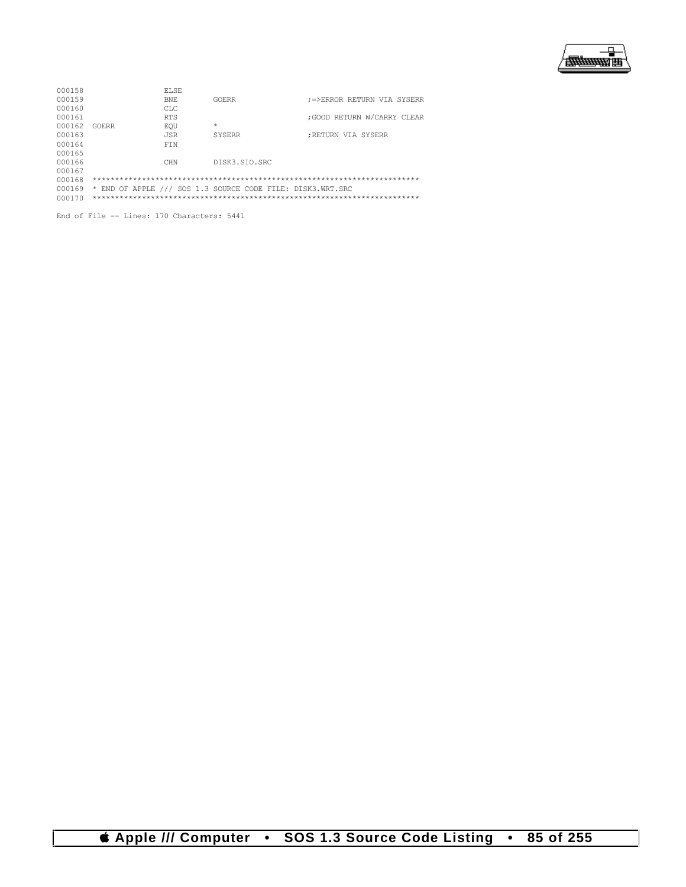```
000158                 ELSE
000159                 BNE        GOERR                  ;=>ERROR RETURN VIA SYSERR
000160                 CLC
000161                 RTS                               ;GOOD RETURN W/CARRY CLEAR
000162  GOERR          EQU        *
000163                 JSR        SYSERR                 ;RETURN VIA SYSERR
000164                 FIN
000165
000166                 CHN        DISK3.SIO.SRC
000167
000168  ************************************************************************
000169  * END OF APPLE /// SOS 1.3 SOURCE CODE FILE: DISK3.WRT.SRC
000170  ************************************************************************

End of File -- Lines: 170 Characters: 5441
```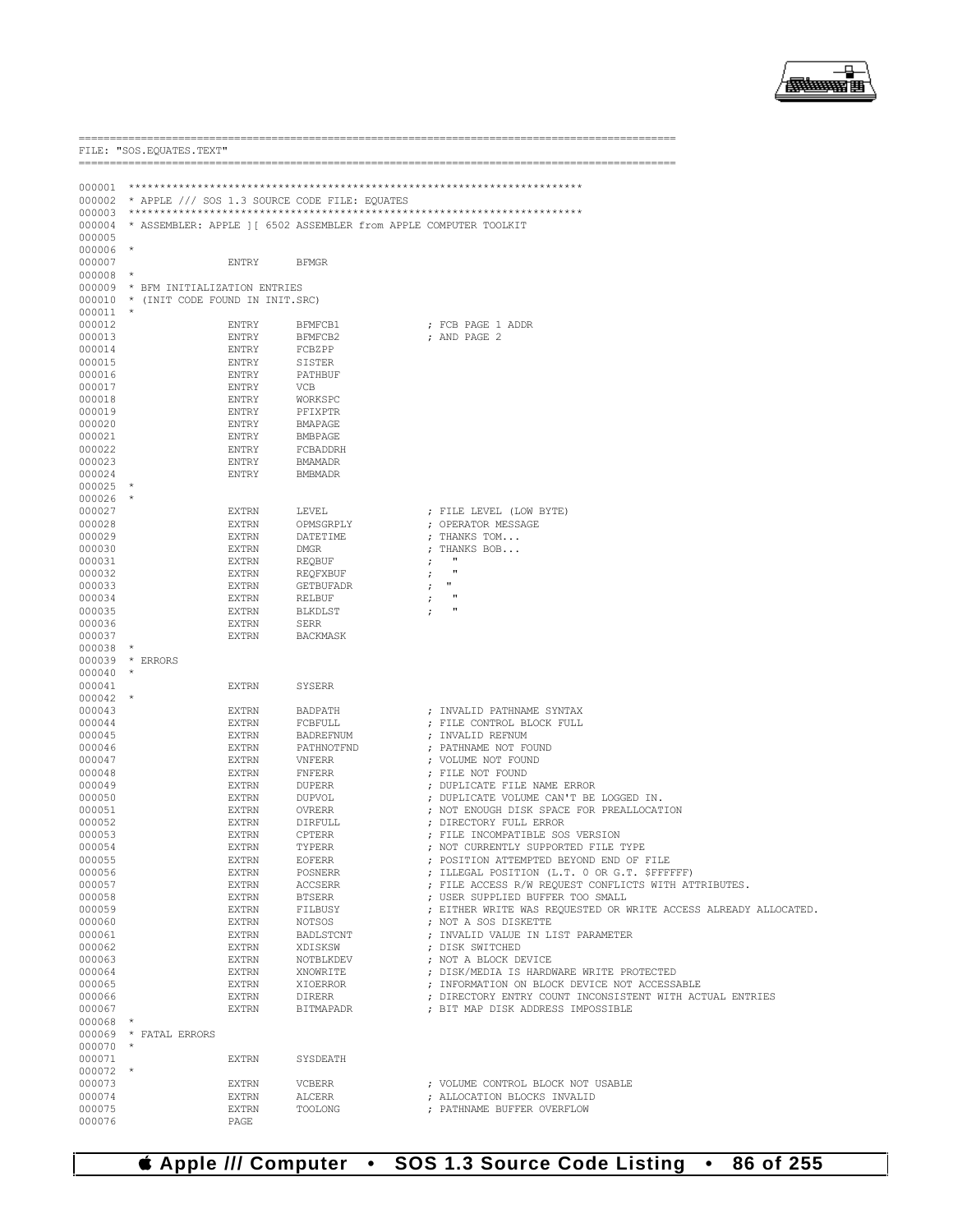```
==========================================================================================
FILE: "SOS.EQUATES.TEXT"
==========================================================================================

000001 ***********************************************************************
000002 * APPLE /// SOS 1.3 SOURCE CODE FILE: EQUATES
000003 ***********************************************************************
000004 * ASSEMBLER: APPLE ][ 6502 ASSEMBLER from APPLE COMPUTER TOOLKIT
000005
000006 *
000007                 ENTRY      BFMGR
000008 *
000009 * BFM INITIALIZATION ENTRIES
000010 * (INIT CODE FOUND IN INIT.SRC)
000011 *
000012                 ENTRY      BFMFCB1               ; FCB PAGE 1 ADDR
000013                 ENTRY      BFMFCB2               ; AND PAGE 2
000014                 ENTRY      FCBZPP
000015                 ENTRY      SISTER
000016                 ENTRY      PATHBUF
000017                 ENTRY      VCB
000018                 ENTRY      WORKSPC
000019                 ENTRY      PFIXPTR
000020                 ENTRY      BMAPAGE
000021                 ENTRY      BMBPAGE
000022                 ENTRY      FCBADDRH
000023                 ENTRY      BMAMADR
000024                 ENTRY      BMBMADR
000025 *
000026 *
000027                 EXTRN      LEVEL                 ; FILE LEVEL (LOW BYTE)
000028                 EXTRN      OPMSGRPLY             ; OPERATOR MESSAGE
000029                 EXTRN      DATETIME              ; THANKS TOM...
000030                 EXTRN      DMGR                  ; THANKS BOB...
000031                 EXTRN      REQBUF                ;   "
000032                 EXTRN      REQFXBUF              ;   "
000033                 EXTRN      GETBUFADR             ;  "
000034                 EXTRN      RELBUF                ;   "
000035                 EXTRN      BLKDLST               ;   "
000036                 EXTRN      SERR
000037                 EXTRN      BACKMASK
000038 *
000039 * ERRORS
000040 *
000041                 EXTRN      SYSERR
000042 *
000043                 EXTRN      BADPATH               ; INVALID PATHNAME SYNTAX
000044                 EXTRN      FCBFULL               ; FILE CONTROL BLOCK FULL
000045                 EXTRN      BADREFNUM             ; INVALID REFNUM
000046                 EXTRN      PATHNOTFND            ; PATHNAME NOT FOUND
000047                 EXTRN      VNFERR                ; VOLUME NOT FOUND
000048                 EXTRN      FNFERR                ; FILE NOT FOUND
000049                 EXTRN      DUPERR                ; DUPLICATE FILE NAME ERROR
000050                 EXTRN      DUPVOL                ; DUPLICATE VOLUME CAN'T BE LOGGED IN.
000051                 EXTRN      OVRERR                ; NOT ENOUGH DISK SPACE FOR PREALLOCATION
000052                 EXTRN      DIRFULL               ; DIRECTORY FULL ERROR
000053                 EXTRN      CPTERR                ; FILE INCOMPATIBLE SOS VERSION
000054                 EXTRN      TYPERR                ; NOT CURRENTLY SUPPORTED FILE TYPE
000055                 EXTRN      EOFERR                ; POSITION ATTEMPTED BEYOND END OF FILE
000056                 EXTRN      POSNERR               ; ILLEGAL POSITION (L.T. 0 OR G.T. $FFFFFF)
000057                 EXTRN      ACCSERR               ; FILE ACCESS R/W REQUEST CONFLICTS WITH ATTRIBUTES.
000058                 EXTRN      BTSERR                ; USER SUPPLIED BUFFER TOO SMALL
000059                 EXTRN      FILBUSY               ; EITHER WRITE WAS REQUESTED OR WRITE ACCESS ALREADY ALLOCATED.
000060                 EXTRN      NOTSOS                ; NOT A SOS DISKETTE
000061                 EXTRN      BADLSTCNT             ; INVALID VALUE IN LIST PARAMETER
000062                 EXTRN      XDISKSW               ; DISK SWITCHED
000063                 EXTRN      NOTBLKDEV             ; NOT A BLOCK DEVICE
000064                 EXTRN      XNOWRITE              ; DISK/MEDIA IS HARDWARE WRITE PROTECTED
000065                 EXTRN      XIOERROR              ; INFORMATION ON BLOCK DEVICE NOT ACCESSABLE
000066                 EXTRN      DIRERR                ; DIRECTORY ENTRY COUNT INCONSISTENT WITH ACTUAL ENTRIES
000067                 EXTRN      BITMAPADR             ; BIT MAP DISK ADDRESS IMPOSSIBLE
000068 *
000069 * FATAL ERRORS
000070 *
000071                 EXTRN      SYSDEATH
000072 *
000073                 EXTRN      VCBERR                ; VOLUME CONTROL BLOCK NOT USABLE
000074                 EXTRN      ALCERR                ; ALLOCATION BLOCKS INVALID
000075                 EXTRN      TOOLONG               ; PATHNAME BUFFER OVERFLOW
000076                 PAGE
```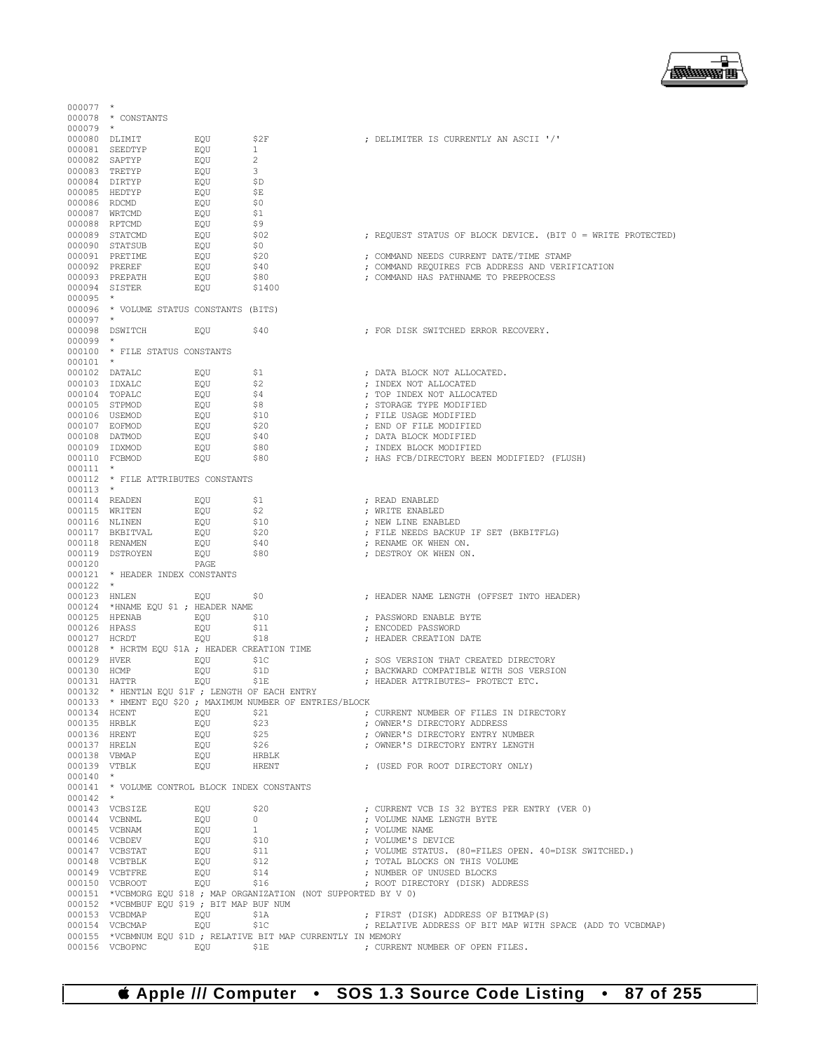```
000077 *
000078 * CONSTANTS
000079 *
000080 DLIMIT          EQU       $2F                  ; DELIMITER IS CURRENTLY AN ASCII '/'
000081 SEEDTYP         EQU       1
000082 SAPTYP          EQU       2
000083 TRETYP          EQU       3
000084 DIRTYP          EQU       $D
000085 HEDTYP          EQU       $E
000086 RDCMD           EQU       $0
000087 WRTCMD          EQU       $1
000088 RPTCMD          EQU       $9
000089 STATCMD         EQU       $02                  ; REQUEST STATUS OF BLOCK DEVICE. (BIT 0 = WRITE PROTECTED)
000090 STATSUB         EQU       $0
000091 PRETIME         EQU       $20                  ; COMMAND NEEDS CURRENT DATE/TIME STAMP
000092 PREREF          EQU       $40                  ; COMMAND REQUIRES FCB ADDRESS AND VERIFICATION
000093 PREPATH         EQU       $80                  ; COMMAND HAS PATHNAME TO PREPROCESS
000094 SISTER          EQU       $1400
000095 *
000096 * VOLUME STATUS CONSTANTS (BITS)
000097 *
000098 DSWITCH         EQU       $40                  ; FOR DISK SWITCHED ERROR RECOVERY.
000099 *
000100 * FILE STATUS CONSTANTS
000101 *
000102 DATALC          EQU       $1                   ; DATA BLOCK NOT ALLOCATED.
000103 IDXALC          EQU       $2                   ; INDEX NOT ALLOCATED
000104 TOPALC          EQU       $4                   ; TOP INDEX NOT ALLOCATED
000105 STPMOD          EQU       $8                   ; STORAGE TYPE MODIFIED
000106 USEMOD          EQU       $10                  ; FILE USAGE MODIFIED
000107 EOFMOD          EQU       $20                  ; END OF FILE MODIFIED
000108 DATMOD          EQU       $40                  ; DATA BLOCK MODIFIED
000109 IDXMOD          EQU       $80                  ; INDEX BLOCK MODIFIED
000110 FCBMOD          EQU       $80                  ; HAS FCB/DIRECTORY BEEN MODIFIED? (FLUSH)
000111 *
000112 * FILE ATTRIBUTES CONSTANTS
000113 *
000114 READEN          EQU       $1                   ; READ ENABLED
000115 WRITEN          EQU       $2                   ; WRITE ENABLED
000116 NLINEN          EQU       $10                  ; NEW LINE ENABLED
000117 BKBITVAL        EQU       $20                  ; FILE NEEDS BACKUP IF SET (BKBITFLG)
000118 RENAMEN         EQU       $40                  ; RENAME OK WHEN ON.
000119 DSTROYEN        EQU       $80                  ; DESTROY OK WHEN ON.
000120                 PAGE
000121 * HEADER INDEX CONSTANTS
000122 *
000123 HNLEN           EQU       $0                   ; HEADER NAME LENGTH (OFFSET INTO HEADER)
000124 *HNAME EQU $1 ; HEADER NAME
000125 HPENAB          EQU       $10                  ; PASSWORD ENABLE BYTE
000126 HPASS           EQU       $11                  ; ENCODED PASSWORD
000127 HCRDT           EQU       $18                  ; HEADER CREATION DATE
000128 * HCRTM EQU $1A ; HEADER CREATION TIME
000129 HVER            EQU       $1C                  ; SOS VERSION THAT CREATED DIRECTORY
000130 HCMP            EQU       $1D                  ; BACKWARD COMPATIBLE WITH SOS VERSION
000131 HATTR           EQU       $1E                  ; HEADER ATTRIBUTES- PROTECT ETC.
000132 * HENTLN EQU $1F ; LENGTH OF EACH ENTRY
000133 * HMENT EQU $20 ; MAXIMUM NUMBER OF ENTRIES/BLOCK
000134 HCENT           EQU       $21                  ; CURRENT NUMBER OF FILES IN DIRECTORY
000135 HRBLK           EQU       $23                  ; OWNER'S DIRECTORY ADDRESS
000136 HRENT           EQU       $25                  ; OWNER'S DIRECTORY ENTRY NUMBER
000137 HRELN           EQU       $26                  ; OWNER'S DIRECTORY ENTRY LENGTH
000138 VBMAP           EQU       HRBLK
000139 VTBLK           EQU       HRENT                ; (USED FOR ROOT DIRECTORY ONLY)
000140 *
000141 * VOLUME CONTROL BLOCK INDEX CONSTANTS
000142 *
000143 VCBSIZE         EQU       $20                  ; CURRENT VCB IS 32 BYTES PER ENTRY (VER 0)
000144 VCBNML          EQU       0                    ; VOLUME NAME LENGTH BYTE
000145 VCBNAM          EQU       1                    ; VOLUME NAME
000146 VCBDEV          EQU       $10                  ; VOLUME'S DEVICE
000147 VCBSTAT         EQU       $11                  ; VOLUME STATUS. (80=FILES OPEN. 40=DISK SWITCHED.)
000148 VCBTBLK         EQU       $12                  ; TOTAL BLOCKS ON THIS VOLUME
000149 VCBTFRE         EQU       $14                  ; NUMBER OF UNUSED BLOCKS
000150 VCBROOT         EQU       $16                  ; ROOT DIRECTORY (DISK) ADDRESS
000151 *VCBMORG EQU $18 ; MAP ORGANIZATION (NOT SUPPORTED BY V 0)
000152 *VCBMBUF EQU $19 ; BIT MAP BUF NUM
000153 VCBDMAP         EQU       $1A                  ; FIRST (DISK) ADDRESS OF BITMAP(S)
000154 VCBCMAP         EQU       $1C                  ; RELATIVE ADDRESS OF BIT MAP WITH SPACE (ADD TO VCBDMAP)
000155 *VCBMNUM EQU $1D ; RELATIVE BIT MAP CURRENTLY IN MEMORY
000156 VCBOPNC         EQU       $1E                  ; CURRENT NUMBER OF OPEN FILES.
```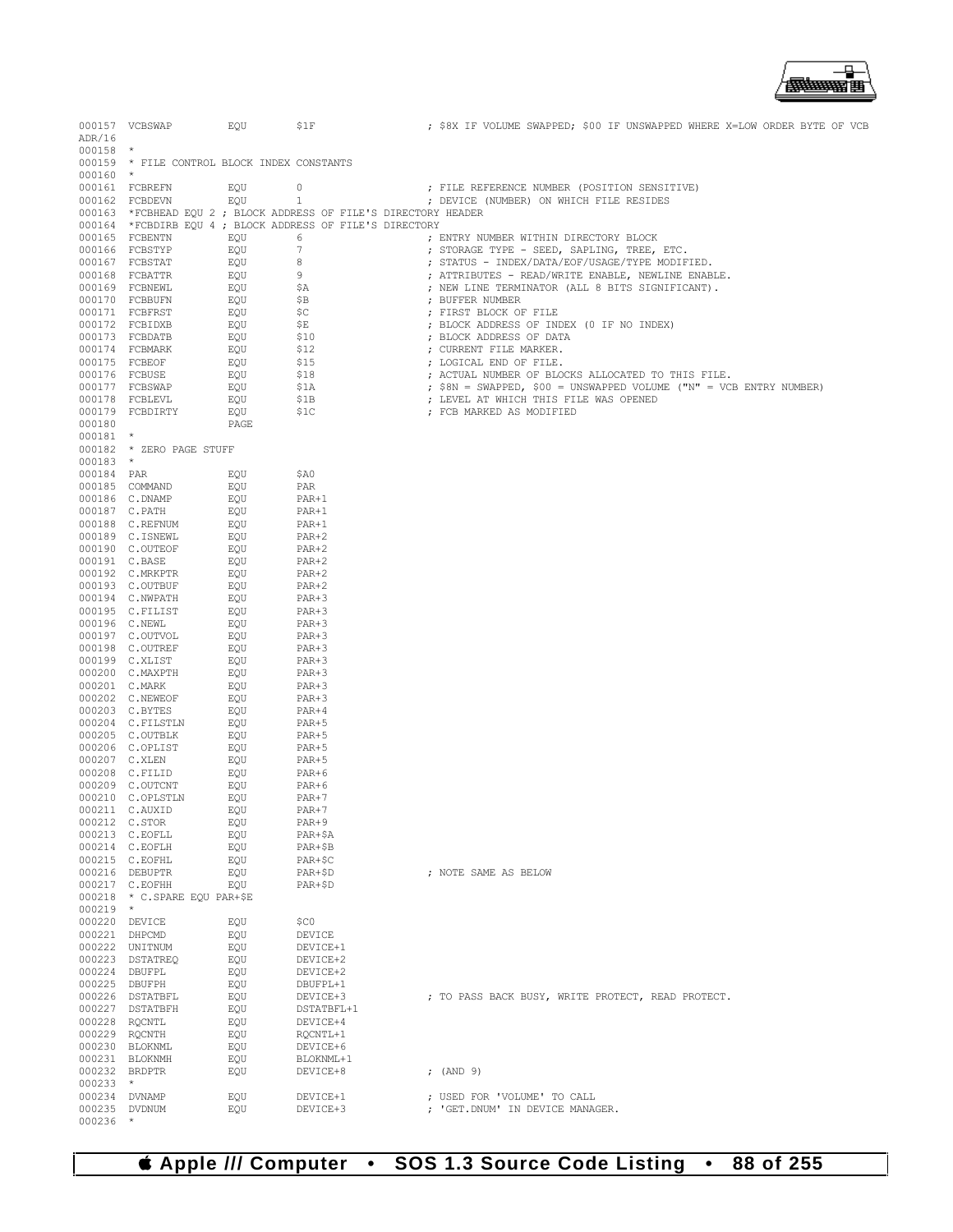```
000157 VCBSWAP         EQU       $1F                   ; $8X IF VOLUME SWAPPED; $00 IF UNSWAPPED WHERE X=LOW ORDER BYTE OF VCB
ADR/16
000158  *
000159  * FILE CONTROL BLOCK INDEX CONSTANTS
000160  *
000161 FCBREFN         EQU       0                     ; FILE REFERENCE NUMBER (POSITION SENSITIVE)
000162 FCBDEVN         EQU       1                     ; DEVICE (NUMBER) ON WHICH FILE RESIDES
000163  *FCBHEAD EQU 2 ; BLOCK ADDRESS OF FILE'S DIRECTORY HEADER
000164  *FCBDIRB EQU 4 ; BLOCK ADDRESS OF FILE'S DIRECTORY
000165 FCBENTN         EQU       6                     ; ENTRY NUMBER WITHIN DIRECTORY BLOCK
000166 FCBSTYP         EQU       7                     ; STORAGE TYPE - SEED, SAPLING, TREE, ETC.
000167 FCBSTAT         EQU       8                     ; STATUS - INDEX/DATA/EOF/USAGE/TYPE MODIFIED.
000168 FCBATTR         EQU       9                     ; ATTRIBUTES - READ/WRITE ENABLE, NEWLINE ENABLE.
000169 FCBNEWL         EQU       $A                    ; NEW LINE TERMINATOR (ALL 8 BITS SIGNIFICANT).
000170 FCBBUFN         EQU       $B                    ; BUFFER NUMBER
000171 FCBFRST         EQU       $C                    ; FIRST BLOCK OF FILE
000172 FCBIDXB         EQU       $E                    ; BLOCK ADDRESS OF INDEX (0 IF NO INDEX)
000173 FCBDATB         EQU       $10                   ; BLOCK ADDRESS OF DATA
000174 FCBMARK         EQU       $12                   ; CURRENT FILE MARKER.
000175 FCBEOF          EQU       $15                   ; LOGICAL END OF FILE.
000176 FCBUSE          EQU       $18                   ; ACTUAL NUMBER OF BLOCKS ALLOCATED TO THIS FILE.
000177 FCBSWAP         EQU       $1A                   ; $8N = SWAPPED, $00 = UNSWAPPED VOLUME ("N" = VCB ENTRY NUMBER)
000178 FCBLEVL         EQU       $1B                   ; LEVEL AT WHICH THIS FILE WAS OPENED
000179 FCBDIRTY        EQU       $1C                   ; FCB MARKED AS MODIFIED
000180                 PAGE
000181  *
000182  * ZERO PAGE STUFF
000183  *
000184 PAR             EQU       $A0
000185 COMMAND         EQU       PAR
000186 C.DNAMP         EQU       PAR+1
000187 C.PATH          EQU       PAR+1
000188 C.REFNUM        EQU       PAR+1
000189 C.ISNEWL        EQU       PAR+2
000190 C.OUTEOF        EQU       PAR+2
000191 C.BASE          EQU       PAR+2
000192 C.MRKPTR        EQU       PAR+2
000193 C.OUTBUF        EQU       PAR+2
000194 C.NWPATH        EQU       PAR+3
000195 C.FILIST        EQU       PAR+3
000196 C.NEWL          EQU       PAR+3
000197 C.OUTVOL        EQU       PAR+3
000198 C.OUTREF        EQU       PAR+3
000199 C.XLIST         EQU       PAR+3
000200 C.MAXPTH        EQU       PAR+3
000201 C.MARK          EQU       PAR+3
000202 C.NEWEOF        EQU       PAR+3
000203 C.BYTES         EQU       PAR+4
000204 C.FILSTLN       EQU       PAR+5
000205 C.OUTBLK        EQU       PAR+5
000206 C.OPLIST        EQU       PAR+5
000207 C.XLEN          EQU       PAR+5
000208 C.FILID         EQU       PAR+6
000209 C.OUTCNT        EQU       PAR+6
000210 C.OPLSTLN       EQU       PAR+7
000211 C.AUXID         EQU       PAR+7
000212 C.STOR          EQU       PAR+9
000213 C.EOFLL         EQU       PAR+$A
000214 C.EOFLH         EQU       PAR+$B
000215 C.EOFHL         EQU       PAR+$C
000216 DEBUPTR         EQU       PAR+$D                ; NOTE SAME AS BELOW
000217 C.EOFHH         EQU       PAR+$D
000218  * C.SPARE EQU PAR+$E
000219  *
000220 DEVICE          EQU       $C0
000221 DHPCMD          EQU       DEVICE
000222 UNITNUM         EQU       DEVICE+1
000223 DSTATREQ        EQU       DEVICE+2
000224 DBUFPL          EQU       DEVICE+2
000225 DBUFPH          EQU       DBUFPL+1
000226 DSTATBFL        EQU       DEVICE+3              ; TO PASS BACK BUSY, WRITE PROTECT, READ PROTECT.
000227 DSTATBFH        EQU       DSTATBFL+1
000228 RQCNTL          EQU       DEVICE+4
000229 RQCNTH          EQU       RQCNTL+1
000230 BLOKNML         EQU       DEVICE+6
000231 BLOKNMH         EQU       BLOKNML+1
000232 BRDPTR          EQU       DEVICE+8              ; (AND 9)
000233  *
000234 DVNAMP          EQU       DEVICE+1              ; USED FOR 'VOLUME' TO CALL
000235 DVDNUM          EQU       DEVICE+3              ; 'GET.DNUM' IN DEVICE MANAGER.
000236  *
```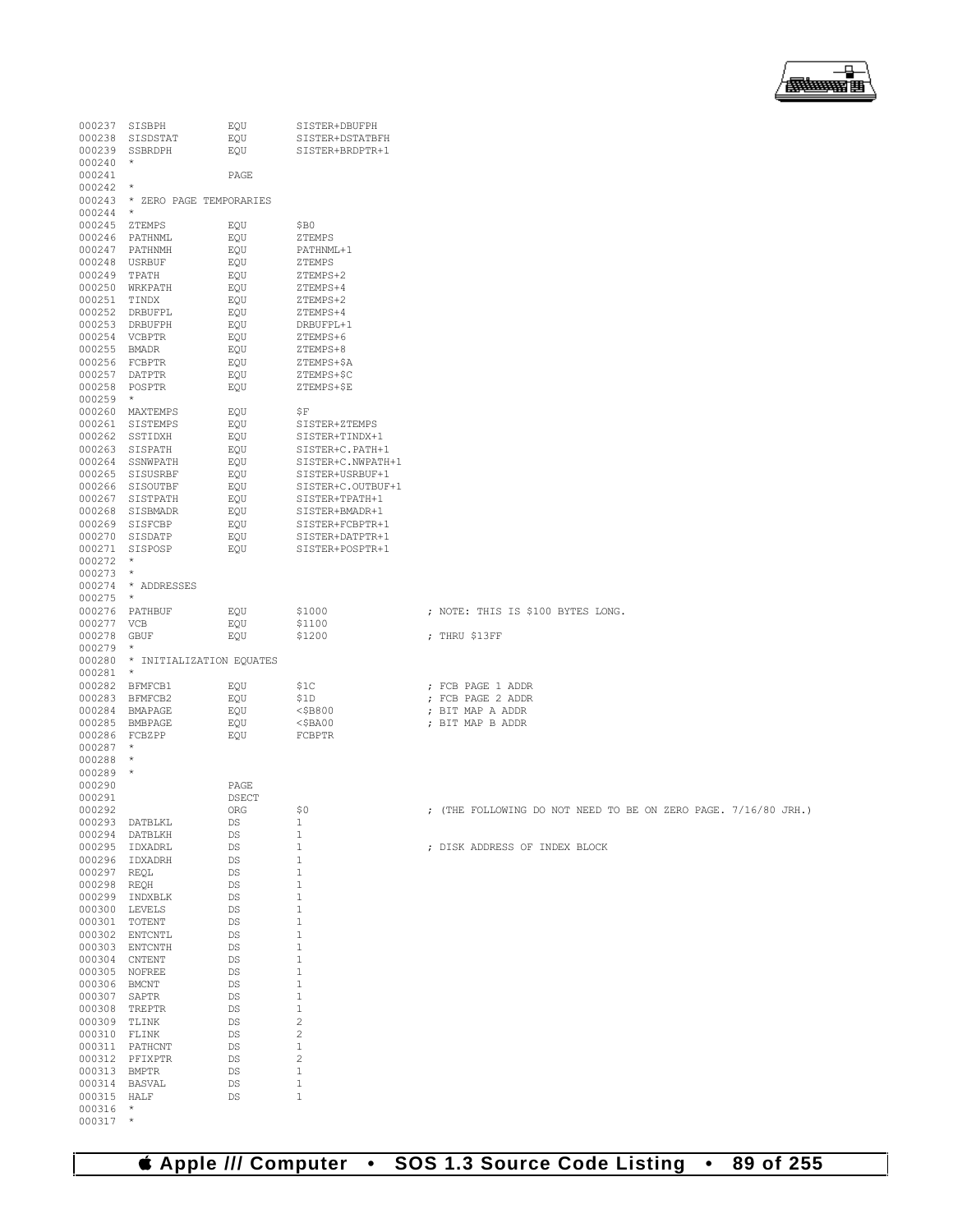```
000237 SISBPH          EQU        SISTER+DBUFPH
000238 SISDSTAT        EQU        SISTER+DSTATBFH
000239 SSBRDPH         EQU        SISTER+BRDPTR+1
000240  *
000241                 PAGE
000242  *
000243  * ZERO PAGE TEMPORARIES
000244  *
000245 ZTEMPS          EQU        $B0
000246 PATHNML         EQU        ZTEMPS
000247 PATHNMH         EQU        PATHNML+1
000248 USRBUF          EQU        ZTEMPS
000249 TPATH           EQU        ZTEMPS+2
000250 WRKPATH         EQU        ZTEMPS+4
000251 TINDX           EQU        ZTEMPS+2
000252 DRBUFPL         EQU        ZTEMPS+4
000253 DRBUFPH         EQU        DRBUFPL+1
000254 VCBPTR          EQU        ZTEMPS+6
000255 BMADR           EQU        ZTEMPS+8
000256 FCBPTR          EQU        ZTEMPS+$A
000257 DATPTR          EQU        ZTEMPS+$C
000258 POSPTR          EQU        ZTEMPS+$E
000259  *
000260 MAXTEMPS        EQU        $F
000261 SISTEMPS        EQU        SISTER+ZTEMPS
000262 SSTIDXH         EQU        SISTER+TINDX+1
000263 SISPATH         EQU        SISTER+C.PATH+1
000264 SSNWPATH        EQU        SISTER+C.NWPATH+1
000265 SISUSRBF        EQU        SISTER+USRBUF+1
000266 SISOUTBF        EQU        SISTER+C.OUTBUF+1
000267 SISTPATH        EQU        SISTER+TPATH+1
000268 SISBMADR        EQU        SISTER+BMADR+1
000269 SISFCBP         EQU        SISTER+FCBPTR+1
000270 SISDATP         EQU        SISTER+DATPTR+1
000271 SISPOSP         EQU        SISTER+POSPTR+1
000272  *
000273  *
000274  * ADDRESSES
000275  *
000276 PATHBUF         EQU        $1000              ; NOTE: THIS IS $100 BYTES LONG.
000277 VCB             EQU        $1100
000278 GBUF            EQU        $1200              ; THRU $13FF
000279  *
000280  * INITIALIZATION EQUATES
000281  *
000282 BFMFCB1         EQU        $1C                ; FCB PAGE 1 ADDR
000283 BFMFCB2         EQU        $1D                ; FCB PAGE 2 ADDR
000284 BMAPAGE         EQU        <$B800             ; BIT MAP A ADDR
000285 BMBPAGE         EQU        <$BA00             ; BIT MAP B ADDR
000286 FCBZPP          EQU        FCBPTR
000287  *
000288  *
000289  *
000290                 PAGE
000291                 DSECT
000292                 ORG        $0                 ; (THE FOLLOWING DO NOT NEED TO BE ON ZERO PAGE. 7/16/80 JRH.)
000293 DATBLKL         DS         1
000294 DATBLKH         DS         1
000295 IDXADRL         DS         1                  ; DISK ADDRESS OF INDEX BLOCK
000296 IDXADRH         DS         1
000297 REQL            DS         1
000298 REQH            DS         1
000299 INDXBLK         DS         1
000300 LEVELS          DS         1
000301 TOTENT          DS         1
000302 ENTCNTL         DS         1
000303 ENTCNTH         DS         1
000304 CNTENT          DS         1
000305 NOFREE          DS         1
000306 BMCNT           DS         1
000307 SAPTR           DS         1
000308 TREPTR          DS         1
000309 TLINK           DS         2
000310 FLINK           DS         2
000311 PATHCNT         DS         1
000312 PFIXPTR         DS         2
000313 BMPTR           DS         1
000314 BASVAL          DS         1
000315 HALF            DS         1
000316  *
000317  *
```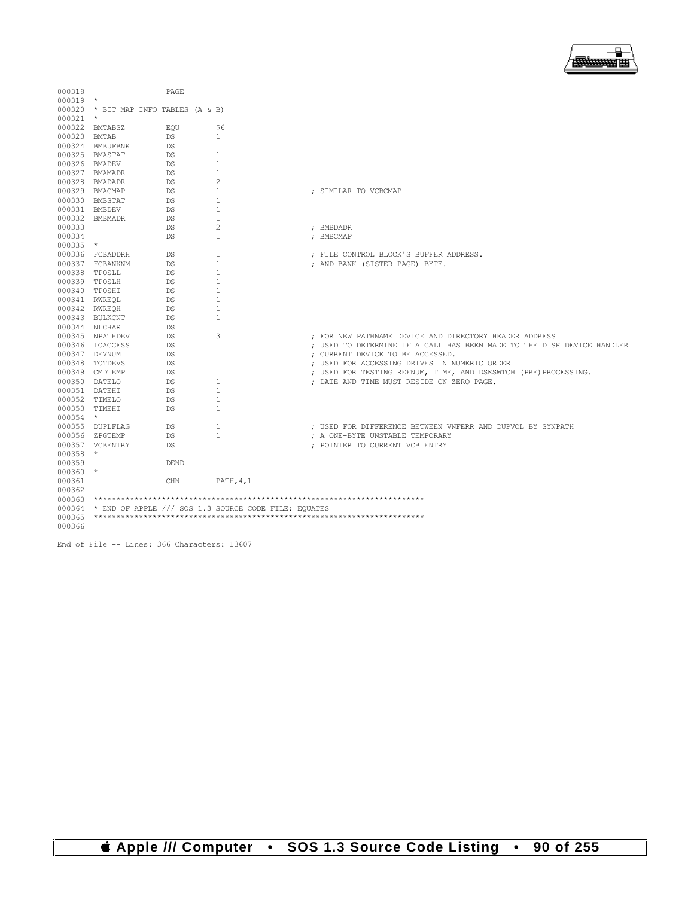```
000318                  PAGE
000319  *
000320  * BIT MAP INFO TABLES (A & B)
000321  *
000322  BMTABSZ         EQU     $6
000323  BMTAB           DS      1
000324  BMBUFBNK        DS      1
000325  BMASTAT         DS      1
000326  BMADEV          DS      1
000327  BMAMADR         DS      1
000328  BMADADR         DS      2
000329  BMACMAP         DS      1                       ; SIMILAR TO VCBCMAP
000330  BMBSTAT         DS      1
000331  BMBDEV          DS      1
000332  BMBMADR         DS      1
000333                  DS      2                       ; BMBDADR
000334                  DS      1                       ; BMBCMAP
000335  *
000336  FCBADDRH        DS      1                       ; FILE CONTROL BLOCK'S BUFFER ADDRESS.
000337  FCBANKNM        DS      1                       ; AND BANK (SISTER PAGE) BYTE.
000338  TPOSLL          DS      1
000339  TPOSLH          DS      1
000340  TPOSHI          DS      1
000341  RWREQL          DS      1
000342  RWREQH          DS      1
000343  BULKCNT         DS      1
000344  NLCHAR          DS      1
000345  NPATHDEV        DS      3                       ; FOR NEW PATHNAME DEVICE AND DIRECTORY HEADER ADDRESS
000346  IOACCESS        DS      1                       ; USED TO DETERMINE IF A CALL HAS BEEN MADE TO THE DISK DEVICE HANDLER
000347  DEVNUM          DS      1                       ; CURRENT DEVICE TO BE ACCESSED.
000348  TOTDEVS         DS      1                       ; USED FOR ACCESSING DRIVES IN NUMERIC ORDER
000349  CMDTEMP         DS      1                       ; USED FOR TESTING REFNUM, TIME, AND DSKSWTCH (PRE)PROCESSING.
000350  DATELO          DS      1                       ; DATE AND TIME MUST RESIDE ON ZERO PAGE.
000351  DATEHI          DS      1
000352  TIMELO          DS      1
000353  TIMEHI          DS      1
000354  *
000355  DUPLFLAG        DS      1                       ; USED FOR DIFFERENCE BETWEEN VNFERR AND DUPVOL BY SYNPATH
000356  ZPGTEMP         DS      1                       ; A ONE-BYTE UNSTABLE TEMPORARY
000357  VCBENTRY        DS      1                       ; POINTER TO CURRENT VCB ENTRY
000358  *
000359                  DEND
000360  *
000361                  CHN     PATH,4,1
000362
000363  ************************************************************************
000364  * END OF APPLE /// SOS 1.3 SOURCE CODE FILE: EQUATES
000365  ************************************************************************
000366

End of File -- Lines: 366 Characters: 13607
```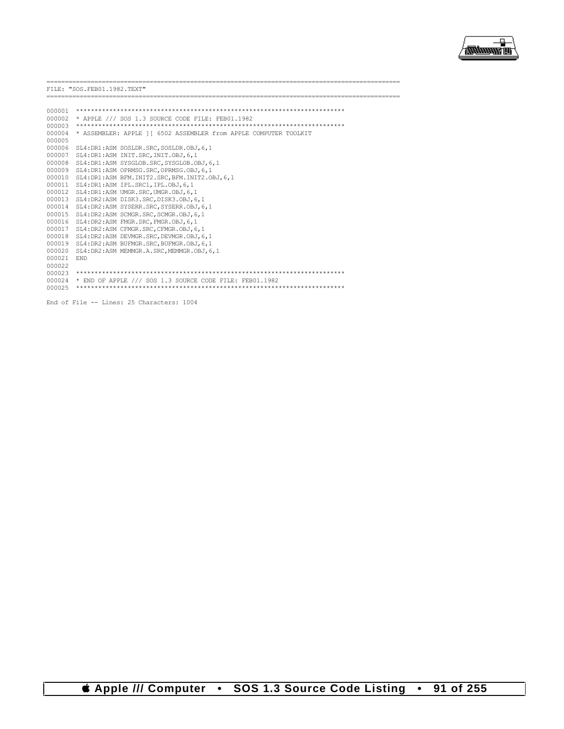```
==========================================================================================
FILE: "SOS.FEB01.1982.TEXT"
==========================================================================================

000001  ************************************************************************
000002  * APPLE /// SOS 1.3 SOURCE CODE FILE: FEB01.1982
000003  ************************************************************************
000004  * ASSEMBLER: APPLE ][ 6502 ASSEMBLER from APPLE COMPUTER TOOLKIT
000005
000006  SL4:DR1:ASM SOSLDR.SRC,SOSLDR.OBJ,6,1
000007  SL4:DR1:ASM INIT.SRC,INIT.OBJ,6,1
000008  SL4:DR1:ASM SYSGLOB.SRC,SYSGLOB.OBJ,6,1
000009  SL4:DR1:ASM OPRMSG.SRC,OPRMSG.OBJ,6,1
000010  SL4:DR1:ASM BFM.INIT2.SRC,BFM.INIT2.OBJ,6,1
000011  SL4:DR1:ASM IPL.SRC1,IPL.OBJ,6,1
000012  SL4:DR1:ASM UMGR.SRC,UMGR.OBJ,6,1
000013  SL4:DR2:ASM DISK3.SRC,DISK3.OBJ,6,1
000014  SL4:DR2:ASM SYSERR.SRC,SYSERR.OBJ,6,1
000015  SL4:DR2:ASM SCMGR.SRC,SCMGR.OBJ,6,1
000016  SL4:DR2:ASM FMGR.SRC,FMGR.OBJ,6,1
000017  SL4:DR2:ASM CFMGR.SRC,CFMGR.OBJ,6,1
000018  SL4:DR2:ASM DEVMGR.SRC,DEVMGR.OBJ,6,1
000019  SL4:DR2:ASM BUFMGR.SRC,BUFMGR.OBJ,6,1
000020  SL4:DR2:ASM MEMMGR.A.SRC,MEMMGR.OBJ,6,1
000021  END
000022
000023  ************************************************************************
000024  * END OF APPLE /// SOS 1.3 SOURCE CODE FILE: FEB01.1982
000025  ************************************************************************

End of File -- Lines: 25 Characters: 1004
```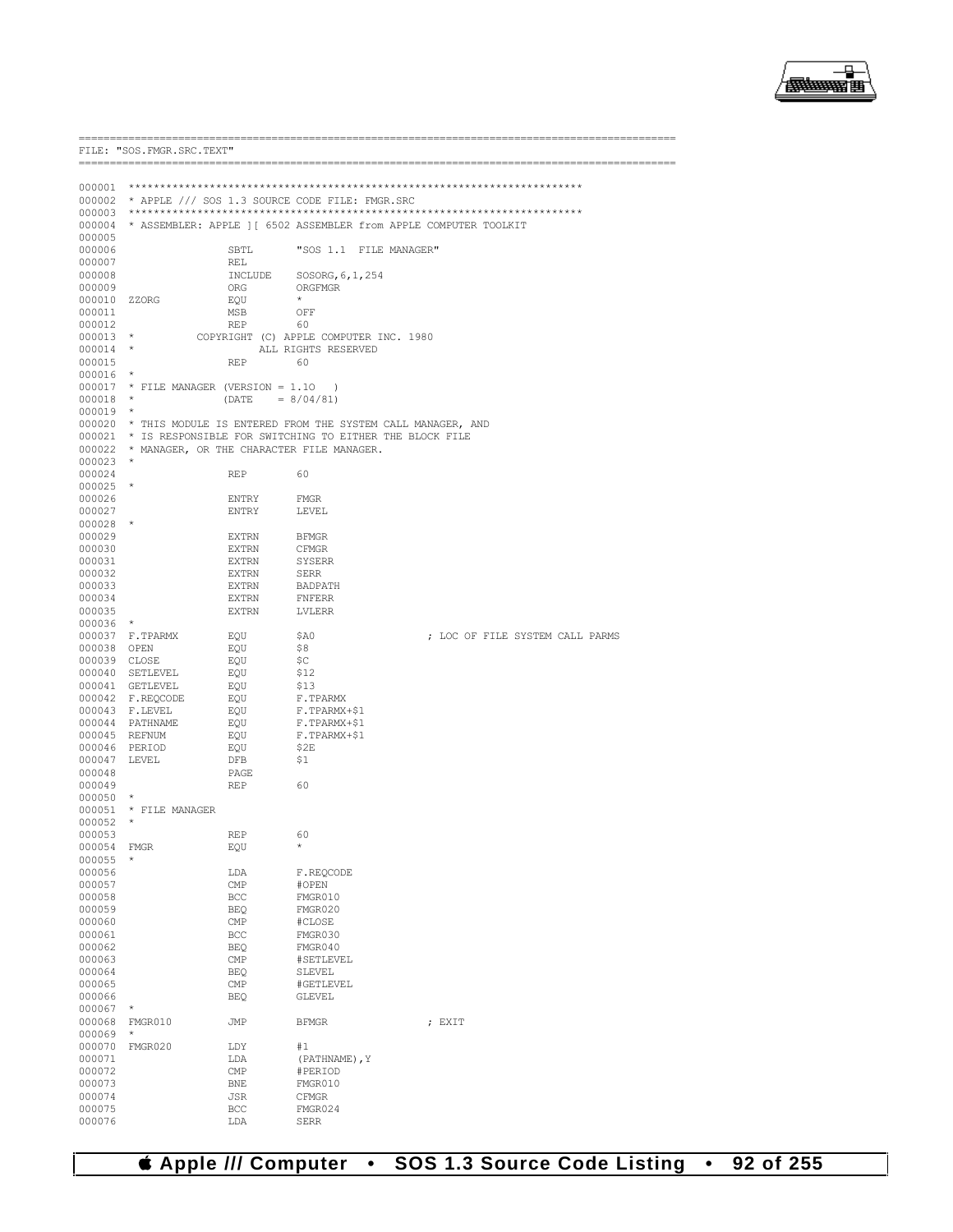```
==========================================================================================
FILE: "SOS.FMGR.SRC.TEXT"
==========================================================================================

000001  ************************************************************************
000002  * APPLE /// SOS 1.3 SOURCE CODE FILE: FMGR.SRC
000003  ************************************************************************
000004  * ASSEMBLER: APPLE ][ 6502 ASSEMBLER from APPLE COMPUTER TOOLKIT
000005
000006                  SBTL       "SOS 1.1  FILE MANAGER"
000007                  REL
000008                  INCLUDE    SOSORG,6,1,254
000009                  ORG        ORGFMGR
000010  ZZORG           EQU        *
000011                  MSB        OFF
000012                  REP        60
000013  *          COPYRIGHT (C) APPLE COMPUTER INC. 1980
000014  *                    ALL RIGHTS RESERVED
000015                  REP        60
000016  *
000017  * FILE MANAGER (VERSION = 1.10   )
000018  *              (DATE    = 8/04/81)
000019  *
000020  * THIS MODULE IS ENTERED FROM THE SYSTEM CALL MANAGER, AND
000021  * IS RESPONSIBLE FOR SWITCHING TO EITHER THE BLOCK FILE
000022  * MANAGER, OR THE CHARACTER FILE MANAGER.
000023  *
000024                  REP        60
000025  *
000026                  ENTRY      FMGR
000027                  ENTRY      LEVEL
000028  *
000029                  EXTRN      BFMGR
000030                  EXTRN      CFMGR
000031                  EXTRN      SYSERR
000032                  EXTRN      SERR
000033                  EXTRN      BADPATH
000034                  EXTRN      FNFERR
000035                  EXTRN      LVLERR
000036  *
000037  F.TPARMX        EQU        $A0                   ; LOC OF FILE SYSTEM CALL PARMS
000038  OPEN            EQU        $8
000039  CLOSE           EQU        $C
000040  SETLEVEL        EQU        $12
000041  GETLEVEL        EQU        $13
000042  F.REQCODE       EQU        F.TPARMX
000043  F.LEVEL         EQU        F.TPARMX+$1
000044  PATHNAME        EQU        F.TPARMX+$1
000045  REFNUM          EQU        F.TPARMX+$1
000046  PERIOD          EQU        $2E
000047  LEVEL           DFB        $1
000048                  PAGE
000049                  REP        60
000050  *
000051  * FILE MANAGER
000052  *
000053                  REP        60
000054  FMGR            EQU        *
000055  *
000056                  LDA        F.REQCODE
000057                  CMP        #OPEN
000058                  BCC        FMGR010
000059                  BEQ        FMGR020
000060                  CMP        #CLOSE
000061                  BCC        FMGR030
000062                  BEQ        FMGR040
000063                  CMP        #SETLEVEL
000064                  BEQ        SLEVEL
000065                  CMP        #GETLEVEL
000066                  BEQ        GLEVEL
000067  *
000068  FMGR010         JMP        BFMGR                 ; EXIT
000069  *
000070  FMGR020         LDY        #1
000071                  LDA        (PATHNAME),Y
000072                  CMP        #PERIOD
000073                  BNE        FMGR010
000074                  JSR        CFMGR
000075                  BCC        FMGR024
000076                  LDA        SERR
```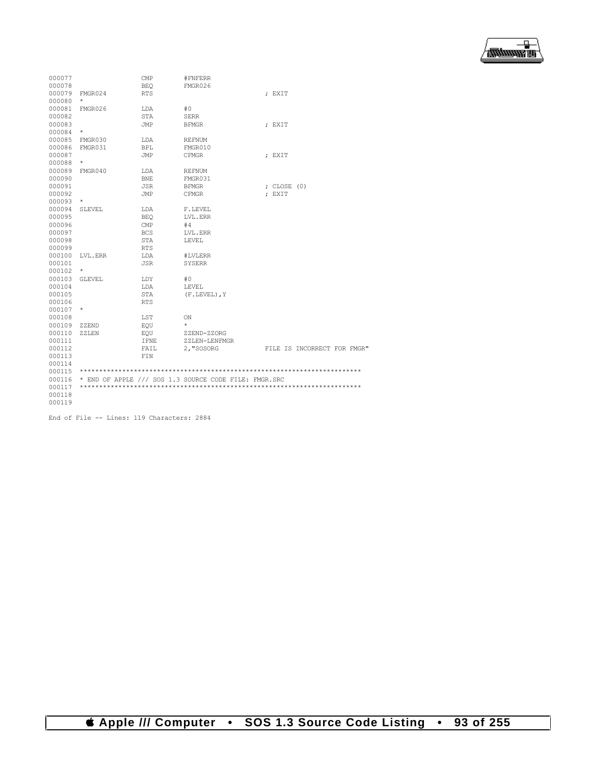```
000077                  CMP       #FNFERR
000078                  BEQ       FMGR026
000079  FMGR024         RTS                         ; EXIT
000080  *
000081  FMGR026         LDA       #0
000082                  STA       SERR
000083                  JMP       BFMGR             ; EXIT
000084  *
000085  FMGR030         LDA       REFNUM
000086  FMGR031         BPL       FMGR010
000087                  JMP       CFMGR             ; EXIT
000088  *
000089  FMGR040         LDA       REFNUM
000090                  BNE       FMGR031
000091                  JSR       BFMGR             ; CLOSE (0)
000092                  JMP       CFMGR             ; EXIT
000093  *
000094  SLEVEL          LDA       F.LEVEL
000095                  BEQ       LVL.ERR
000096                  CMP       #4
000097                  BCS       LVL.ERR
000098                  STA       LEVEL
000099                  RTS
000100  LVL.ERR         LDA       #LVLERR
000101                  JSR       SYSERR
000102  *
000103  GLEVEL          LDY       #0
000104                  LDA       LEVEL
000105                  STA       (F.LEVEL),Y
000106                  RTS
000107  *
000108                  LST       ON
000109  ZZEND           EQU       *
000110  ZZLEN           EQU       ZZEND-ZZORG
000111                  IFNE      ZZLEN-LENFMGR
000112                  FAIL      2,"SOSORG         FILE IS INCORRECT FOR FMGR"
000113                  FIN
000114
000115  ************************************************************************
000116  * END OF APPLE /// SOS 1.3 SOURCE CODE FILE: FMGR.SRC
000117  ************************************************************************
000118
000119
```

End of File -- Lines: 119 Characters: 2884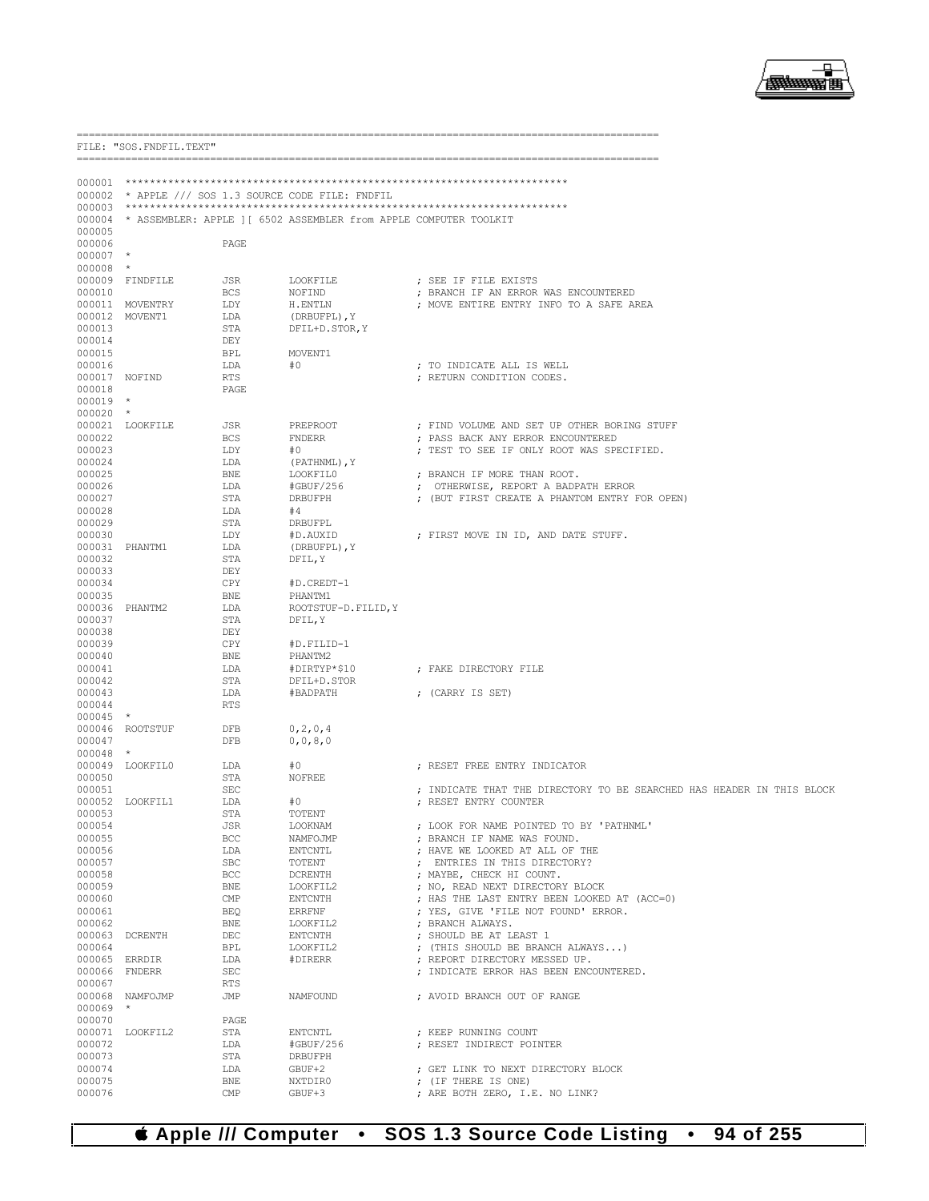```
=============================================================================================
FILE: "SOS.FNDFIL.TEXT"
=============================================================================================

000001 ************************************************************************
000002 * APPLE /// SOS 1.3 SOURCE CODE FILE: FNDFIL
000003 ************************************************************************
000004 * ASSEMBLER: APPLE ][ 6502 ASSEMBLER from APPLE COMPUTER TOOLKIT
000005
000006                 PAGE
000007 *
000008 *
000009 FINDFILE        JSR     LOOKFILE            ; SEE IF FILE EXISTS
000010                 BCS     NOFIND              ; BRANCH IF AN ERROR WAS ENCOUNTERED
000011 MOVENTRY        LDY     H.ENTLN             ; MOVE ENTIRE ENTRY INFO TO A SAFE AREA
000012 MOVENT1         LDA     (DRBUFPL),Y
000013                 STA     DFIL+D.STOR,Y
000014                 DEY
000015                 BPL     MOVENT1
000016                 LDA     #0                  ; TO INDICATE ALL IS WELL
000017 NOFIND          RTS                         ; RETURN CONDITION CODES.
000018                 PAGE
000019 *
000020 *
000021 LOOKFILE        JSR     PREPROOT            ; FIND VOLUME AND SET UP OTHER BORING STUFF
000022                 BCS     FNDERR              ; PASS BACK ANY ERROR ENCOUNTERED
000023                 LDY     #0                  ; TEST TO SEE IF ONLY ROOT WAS SPECIFIED.
000024                 LDA     (PATHNML),Y
000025                 BNE     LOOKFIL0            ; BRANCH IF MORE THAN ROOT.
000026                 LDA     #GBUF/256           ;  OTHERWISE, REPORT A BADPATH ERROR
000027                 STA     DRBUFPH             ; (BUT FIRST CREATE A PHANTOM ENTRY FOR OPEN)
000028                 LDA     #4
000029                 STA     DRBUFPL
000030                 LDY     #D.AUXID            ; FIRST MOVE IN ID, AND DATE STUFF.
000031 PHANTM1         LDA     (DRBUFPL),Y
000032                 STA     DFIL,Y
000033                 DEY
000034                 CPY     #D.CREDT-1
000035                 BNE     PHANTM1
000036 PHANTM2         LDA     ROOTSTUF-D.FILID,Y
000037                 STA     DFIL,Y
000038                 DEY
000039                 CPY     #D.FILID-1
000040                 BNE     PHANTM2
000041                 LDA     #DIRTYP*$10         ; FAKE DIRECTORY FILE
000042                 STA     DFIL+D.STOR
000043                 LDA     #BADPATH            ; (CARRY IS SET)
000044                 RTS
000045 *
000046 ROOTSTUF        DFB     0,2,0,4
000047                 DFB     0,0,8,0
000048 *
000049 LOOKFIL0        LDA     #0                  ; RESET FREE ENTRY INDICATOR
000050                 STA     NOFREE
000051                 SEC                         ; INDICATE THAT THE DIRECTORY TO BE SEARCHED HAS HEADER IN THIS BLOCK
000052 LOOKFIL1        LDA     #0                  ; RESET ENTRY COUNTER
000053                 STA     TOTENT
000054                 JSR     LOOKNAM             ; LOOK FOR NAME POINTED TO BY 'PATHNML'
000055                 BCC     NAMFOJMP            ; BRANCH IF NAME WAS FOUND.
000056                 LDA     ENTCNTL             ; HAVE WE LOOKED AT ALL OF THE
000057                 SBC     TOTENT              ;  ENTRIES IN THIS DIRECTORY?
000058                 BCC     DCRENTH             ; MAYBE, CHECK HI COUNT.
000059                 BNE     LOOKFIL2            ; NO, READ NEXT DIRECTORY BLOCK
000060                 CMP     ENTCNTH             ; HAS THE LAST ENTRY BEEN LOOKED AT (ACC=0)
000061                 BEQ     ERRFNF              ; YES, GIVE 'FILE NOT FOUND' ERROR.
000062                 BNE     LOOKFIL2            ; BRANCH ALWAYS.
000063 DCRENTH         DEC     ENTCNTH             ; SHOULD BE AT LEAST 1
000064                 BPL     LOOKFIL2            ; (THIS SHOULD BE BRANCH ALWAYS...)
000065 ERRDIR          LDA     #DIRERR             ; REPORT DIRECTORY MESSED UP.
000066 FNDERR          SEC                         ; INDICATE ERROR HAS BEEN ENCOUNTERED.
000067                 RTS
000068 NAMFOJMP        JMP     NAMFOUND            ; AVOID BRANCH OUT OF RANGE
000069 *
000070                 PAGE
000071 LOOKFIL2        STA     ENTCNTL             ; KEEP RUNNING COUNT
000072                 LDA     #GBUF/256           ; RESET INDIRECT POINTER
000073                 STA     DRBUFPH
000074                 LDA     GBUF+2              ; GET LINK TO NEXT DIRECTORY BLOCK
000075                 BNE     NXTDIR0             ; (IF THERE IS ONE)
000076                 CMP     GBUF+3              ; ARE BOTH ZERO, I.E. NO LINK?
```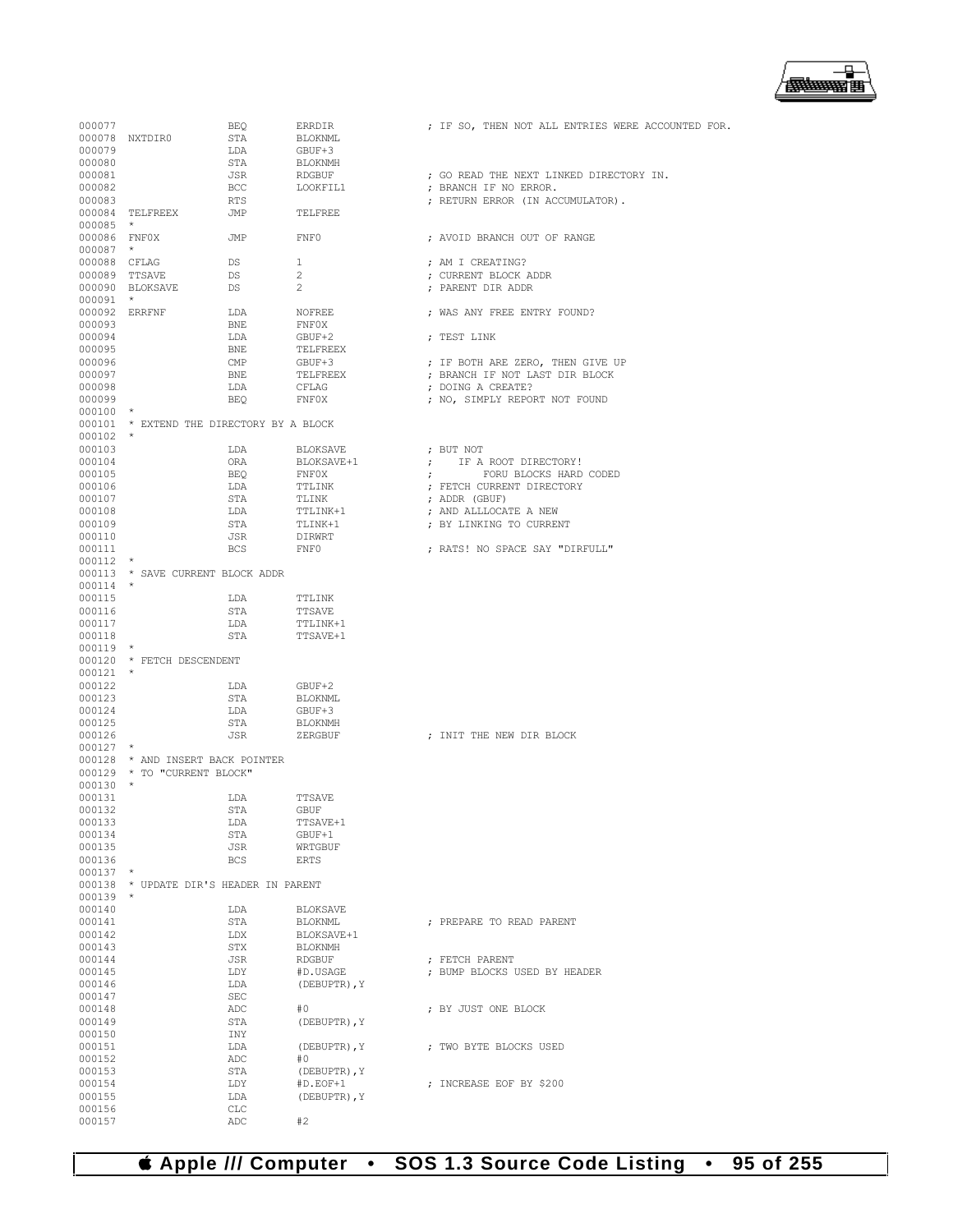```
000077                 BEQ        ERRDIR              ; IF SO, THEN NOT ALL ENTRIES WERE ACCOUNTED FOR.
000078  NXTDIR0        STA        BLOKNML
000079                 LDA        GBUF+3
000080                 STA        BLOKNMH
000081                 JSR        RDGBUF              ; GO READ THE NEXT LINKED DIRECTORY IN.
000082                 BCC        LOOKFIL1            ; BRANCH IF NO ERROR.
000083                 RTS                            ; RETURN ERROR (IN ACCUMULATOR).
000084  TELFREEX       JMP        TELFREE
000085  *
000086  FNF0X          JMP        FNF0                ; AVOID BRANCH OUT OF RANGE
000087  *
000088  CFLAG          DS         1                   ; AM I CREATING?
000089  TTSAVE         DS         2                   ; CURRENT BLOCK ADDR
000090  BLOKSAVE       DS         2                   ; PARENT DIR ADDR
000091  *
000092  ERRFNF         LDA        NOFREE              ; WAS ANY FREE ENTRY FOUND?
000093                 BNE        FNF0X
000094                 LDA        GBUF+2              ; TEST LINK
000095                 BNE        TELFREEX
000096                 CMP        GBUF+3              ; IF BOTH ARE ZERO, THEN GIVE UP
000097                 BNE        TELFREEX            ; BRANCH IF NOT LAST DIR BLOCK
000098                 LDA        CFLAG               ; DOING A CREATE?
000099                 BEQ        FNF0X               ; NO, SIMPLY REPORT NOT FOUND
000100  *
000101  * EXTEND THE DIRECTORY BY A BLOCK
000102  *
000103                 LDA        BLOKSAVE            ; BUT NOT
000104                 ORA        BLOKSAVE+1          ;    IF A ROOT DIRECTORY!
000105                 BEQ        FNF0X               ;       FORU BLOCKS HARD CODED
000106                 LDA        TTLINK              ; FETCH CURRENT DIRECTORY
000107                 STA        TLINK               ; ADDR (GBUF)
000108                 LDA        TTLINK+1            ; AND ALLLOCATE A NEW
000109                 STA        TLINK+1             ; BY LINKING TO CURRENT
000110                 JSR        DIRWRT
000111                 BCS        FNF0                ; RATS! NO SPACE SAY "DIRFULL"
000112  *
000113  * SAVE CURRENT BLOCK ADDR
000114  *
000115                 LDA        TTLINK
000116                 STA        TTSAVE
000117                 LDA        TTLINK+1
000118                 STA        TTSAVE+1
000119  *
000120  * FETCH DESCENDENT
000121  *
000122                 LDA        GBUF+2
000123                 STA        BLOKNML
000124                 LDA        GBUF+3
000125                 STA        BLOKNMH
000126                 JSR        ZERGBUF             ; INIT THE NEW DIR BLOCK
000127  *
000128  * AND INSERT BACK POINTER
000129  * TO "CURRENT BLOCK"
000130  *
000131                 LDA        TTSAVE
000132                 STA        GBUF
000133                 LDA        TTSAVE+1
000134                 STA        GBUF+1
000135                 JSR        WRTGBUF
000136                 BCS        ERTS
000137  *
000138  * UPDATE DIR'S HEADER IN PARENT
000139  *
000140                 LDA        BLOKSAVE
000141                 STA        BLOKNML             ; PREPARE TO READ PARENT
000142                 LDX        BLOKSAVE+1
000143                 STX        BLOKNMH
000144                 JSR        RDGBUF              ; FETCH PARENT
000145                 LDY        #D.USAGE            ; BUMP BLOCKS USED BY HEADER
000146                 LDA        (DEBUPTR),Y
000147                 SEC
000148                 ADC        #0                  ; BY JUST ONE BLOCK
000149                 STA        (DEBUPTR),Y
000150                 INY
000151                 LDA        (DEBUPTR),Y         ; TWO BYTE BLOCKS USED
000152                 ADC        #0
000153                 STA        (DEBUPTR),Y
000154                 LDY        #D.EOF+1            ; INCREASE EOF BY $200
000155                 LDA        (DEBUPTR),Y
000156                 CLC
000157                 ADC        #2
```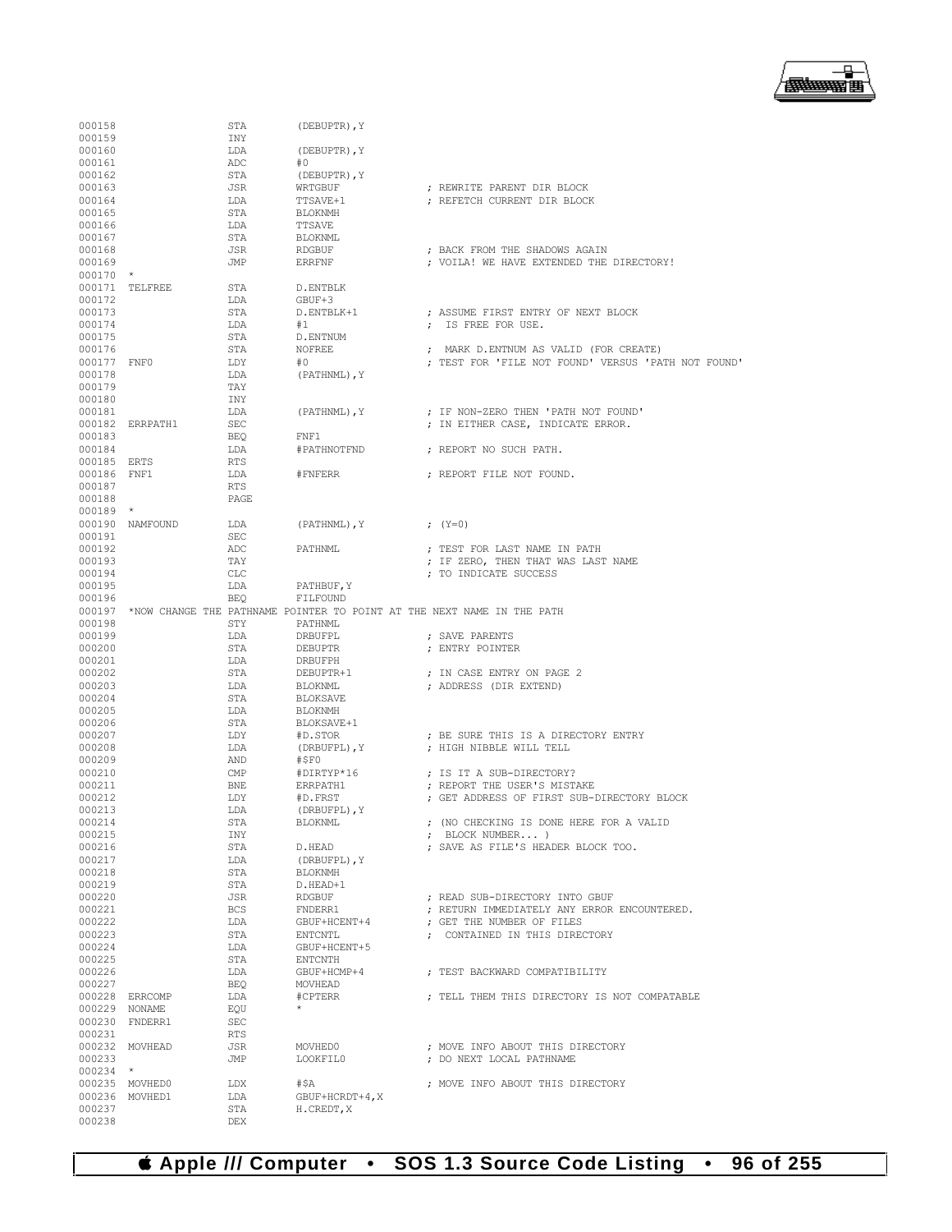```
000158                  STA     (DEBUPTR),Y
000159                  INY
000160                  LDA     (DEBUPTR),Y
000161                  ADC     #0
000162                  STA     (DEBUPTR),Y
000163                  JSR     WRTGBUF             ; REWRITE PARENT DIR BLOCK
000164                  LDA     TTSAVE+1            ; REFETCH CURRENT DIR BLOCK
000165                  STA     BLOKNMH
000166                  LDA     TTSAVE
000167                  STA     BLOKNML
000168                  JSR     RDGBUF              ; BACK FROM THE SHADOWS AGAIN
000169                  JMP     ERRFNF              ; VOILA! WE HAVE EXTENDED THE DIRECTORY!
000170  *
000171  TELFREE         STA     D.ENTBLK
000172                  LDA     GBUF+3
000173                  STA     D.ENTBLK+1          ; ASSUME FIRST ENTRY OF NEXT BLOCK
000174                  LDA     #1                  ;  IS FREE FOR USE.
000175                  STA     D.ENTNUM
000176                  STA     NOFREE              ;  MARK D.ENTNUM AS VALID (FOR CREATE)
000177  FNF0            LDY     #0                  ; TEST FOR 'FILE NOT FOUND' VERSUS 'PATH NOT FOUND'
000178                  LDA     (PATHNML),Y
000179                  TAY
000180                  INY
000181                  LDA     (PATHNML),Y         ; IF NON-ZERO THEN 'PATH NOT FOUND'
000182  ERRPATH1        SEC                         ; IN EITHER CASE, INDICATE ERROR.
000183                  BEQ     FNF1
000184                  LDA     #PATHNOTFND         ; REPORT NO SUCH PATH.
000185  ERTS            RTS
000186  FNF1            LDA     #FNFERR             ; REPORT FILE NOT FOUND.
000187                  RTS
000188                  PAGE
000189  *
000190  NAMFOUND        LDA     (PATHNML),Y         ; (Y=0)
000191                  SEC
000192                  ADC     PATHNML             ; TEST FOR LAST NAME IN PATH
000193                  TAY                         ; IF ZERO, THEN THAT WAS LAST NAME
000194                  CLC                         ; TO INDICATE SUCCESS
000195                  LDA     PATHBUF,Y
000196                  BEQ     FILFOUND
000197  *NOW CHANGE THE PATHNAME POINTER TO POINT AT THE NEXT NAME IN THE PATH
000198                  STY     PATHNML
000199                  LDA     DRBUFPL             ; SAVE PARENTS
000200                  STA     DEBUPTR             ; ENTRY POINTER
000201                  LDA     DRBUFPH
000202                  STA     DEBUPTR+1           ; IN CASE ENTRY ON PAGE 2
000203                  LDA     BLOKNML             ; ADDRESS (DIR EXTEND)
000204                  STA     BLOKSAVE
000205                  LDA     BLOKNMH
000206                  STA     BLOKSAVE+1
000207                  LDY     #D.STOR             ; BE SURE THIS IS A DIRECTORY ENTRY
000208                  LDA     (DRBUFPL),Y         ; HIGH NIBBLE WILL TELL
000209                  AND     #$F0
000210                  CMP     #DIRTYP*16          ; IS IT A SUB-DIRECTORY?
000211                  BNE     ERRPATH1            ; REPORT THE USER'S MISTAKE
000212                  LDY     #D.FRST             ; GET ADDRESS OF FIRST SUB-DIRECTORY BLOCK
000213                  LDA     (DRBUFPL),Y
000214                  STA     BLOKNML             ; (NO CHECKING IS DONE HERE FOR A VALID
000215                  INY                         ;  BLOCK NUMBER... )
000216                  STA     D.HEAD              ; SAVE AS FILE'S HEADER BLOCK TOO.
000217                  LDA     (DRBUFPL),Y
000218                  STA     BLOKNMH
000219                  STA     D.HEAD+1
000220                  JSR     RDGBUF              ; READ SUB-DIRECTORY INTO GBUF
000221                  BCS     FNDERR1             ; RETURN IMMEDIATELY ANY ERROR ENCOUNTERED.
000222                  LDA     GBUF+HCENT+4        ; GET THE NUMBER OF FILES
000223                  STA     ENTCNTL             ;  CONTAINED IN THIS DIRECTORY
000224                  LDA     GBUF+HCENT+5
000225                  STA     ENTCNTH
000226                  LDA     GBUF+HCMP+4         ; TEST BACKWARD COMPATIBILITY
000227                  BEQ     MOVHEAD
000228  ERRCOMP         LDA     #CPTERR             ; TELL THEM THIS DIRECTORY IS NOT COMPATABLE
000229  NONAME          EQU     *
000230  FNDERR1         SEC
000231                  RTS
000232  MOVHEAD         JSR     MOVHED0             ; MOVE INFO ABOUT THIS DIRECTORY
000233                  JMP     LOOKFIL0            ; DO NEXT LOCAL PATHNAME
000234  *
000235  MOVHED0         LDX     #$A                 ; MOVE INFO ABOUT THIS DIRECTORY
000236  MOVHED1         LDA     GBUF+HCRDT+4,X
000237                  STA     H.CREDT,X
000238                  DEX
```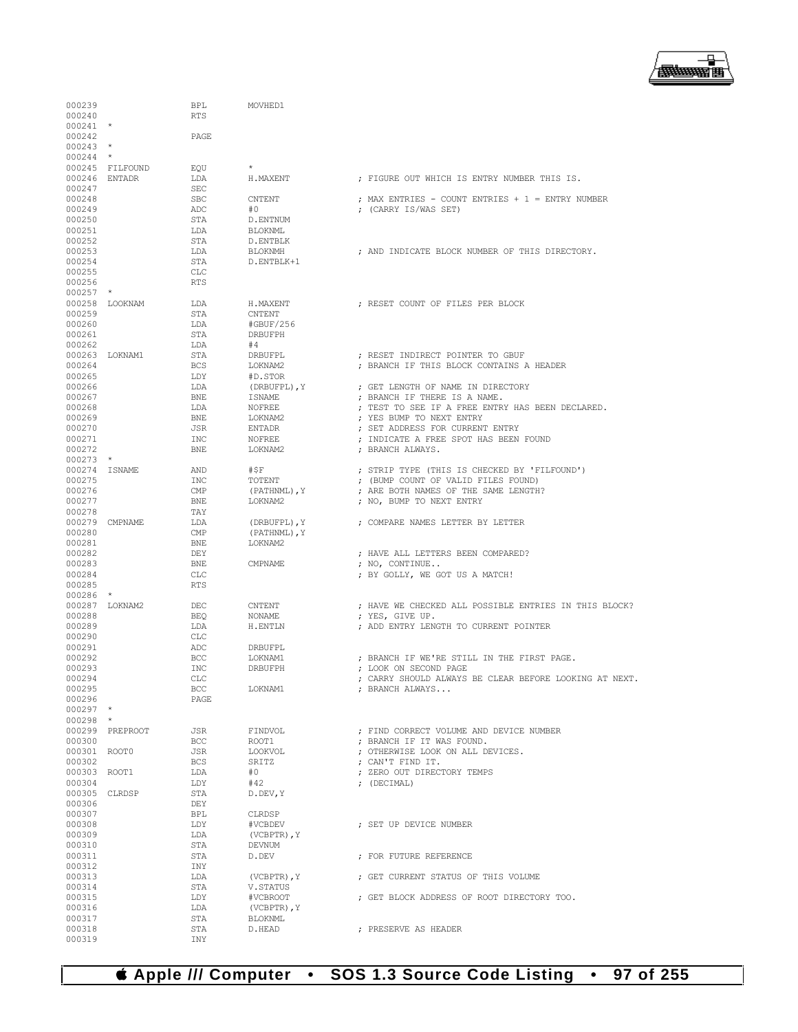```
000239                  BPL         MOVHED1
000240                  RTS
000241  *
000242                  PAGE
000243  *
000244  *
000245  FILFOUND        EQU         *
000246  ENTADR          LDA         H.MAXENT            ; FIGURE OUT WHICH IS ENTRY NUMBER THIS IS.
000247                  SEC
000248                  SBC         CNTENT              ; MAX ENTRIES - COUNT ENTRIES + 1 = ENTRY NUMBER
000249                  ADC         #0                  ; (CARRY IS/WAS SET)
000250                  STA         D.ENTNUM
000251                  LDA         BLOKNML
000252                  STA         D.ENTBLK
000253                  LDA         BLOKNMH             ; AND INDICATE BLOCK NUMBER OF THIS DIRECTORY.
000254                  STA         D.ENTBLK+1
000255                  CLC
000256                  RTS
000257  *
000258  LOOKNAM         LDA         H.MAXENT            ; RESET COUNT OF FILES PER BLOCK
000259                  STA         CNTENT
000260                  LDA         #GBUF/256
000261                  STA         DRBUFPH
000262                  LDA         #4
000263  LOKNAM1         STA         DRBUFPL             ; RESET INDIRECT POINTER TO GBUF
000264                  BCS         LOKNAM2             ; BRANCH IF THIS BLOCK CONTAINS A HEADER
000265                  LDY         #D.STOR
000266                  LDA         (DRBUFPL),Y         ; GET LENGTH OF NAME IN DIRECTORY
000267                  BNE         ISNAME              ; BRANCH IF THERE IS A NAME.
000268                  LDA         NOFREE              ; TEST TO SEE IF A FREE ENTRY HAS BEEN DECLARED.
000269                  BNE         LOKNAM2             ; YES BUMP TO NEXT ENTRY
000270                  JSR         ENTADR              ; SET ADDRESS FOR CURRENT ENTRY
000271                  INC         NOFREE              ; INDICATE A FREE SPOT HAS BEEN FOUND
000272                  BNE         LOKNAM2             ; BRANCH ALWAYS.
000273  *
000274  ISNAME          AND         #$F                 ; STRIP TYPE (THIS IS CHECKED BY 'FILFOUND')
000275                  INC         TOTENT              ; (BUMP COUNT OF VALID FILES FOUND)
000276                  CMP         (PATHNML),Y         ; ARE BOTH NAMES OF THE SAME LENGTH?
000277                  BNE         LOKNAM2             ; NO, BUMP TO NEXT ENTRY
000278                  TAY
000279  CMPNAME         LDA         (DRBUFPL),Y         ; COMPARE NAMES LETTER BY LETTER
000280                  CMP         (PATHNML),Y
000281                  BNE         LOKNAM2
000282                  DEY                             ; HAVE ALL LETTERS BEEN COMPARED?
000283                  BNE         CMPNAME             ; NO, CONTINUE..
000284                  CLC                             ; BY GOLLY, WE GOT US A MATCH!
000285                  RTS
000286  *
000287  LOKNAM2         DEC         CNTENT              ; HAVE WE CHECKED ALL POSSIBLE ENTRIES IN THIS BLOCK?
000288                  BEQ         NONAME              ; YES, GIVE UP.
000289                  LDA         H.ENTLN             ; ADD ENTRY LENGTH TO CURRENT POINTER
000290                  CLC
000291                  ADC         DRBUFPL
000292                  BCC         LOKNAM1             ; BRANCH IF WE'RE STILL IN THE FIRST PAGE.
000293                  INC         DRBUFPH             ; LOOK ON SECOND PAGE
000294                  CLC                             ; CARRY SHOULD ALWAYS BE CLEAR BEFORE LOOKING AT NEXT.
000295                  BCC         LOKNAM1             ; BRANCH ALWAYS...
000296                  PAGE
000297  *
000298  *
000299  PREPROOT        JSR         FINDVOL             ; FIND CORRECT VOLUME AND DEVICE NUMBER
000300                  BCC         ROOT1               ; BRANCH IF IT WAS FOUND.
000301  ROOT0           JSR         LOOKVOL             ; OTHERWISE LOOK ON ALL DEVICES.
000302                  BCS         SRITZ               ; CAN'T FIND IT.
000303  ROOT1           LDA         #0                  ; ZERO OUT DIRECTORY TEMPS
000304                  LDY         #42                 ; (DECIMAL)
000305  CLRDSP          STA         D.DEV,Y
000306                  DEY
000307                  BPL         CLRDSP
000308                  LDY         #VCBDEV             ; SET UP DEVICE NUMBER
000309                  LDA         (VCBPTR),Y
000310                  STA         DEVNUM
000311                  STA         D.DEV               ; FOR FUTURE REFERENCE
000312                  INY
000313                  LDA         (VCBPTR),Y          ; GET CURRENT STATUS OF THIS VOLUME
000314                  STA         V.STATUS
000315                  LDY         #VCBROOT            ; GET BLOCK ADDRESS OF ROOT DIRECTORY TOO.
000316                  LDA         (VCBPTR),Y
000317                  STA         BLOKNML
000318                  STA         D.HEAD              ; PRESERVE AS HEADER
000319                  INY
```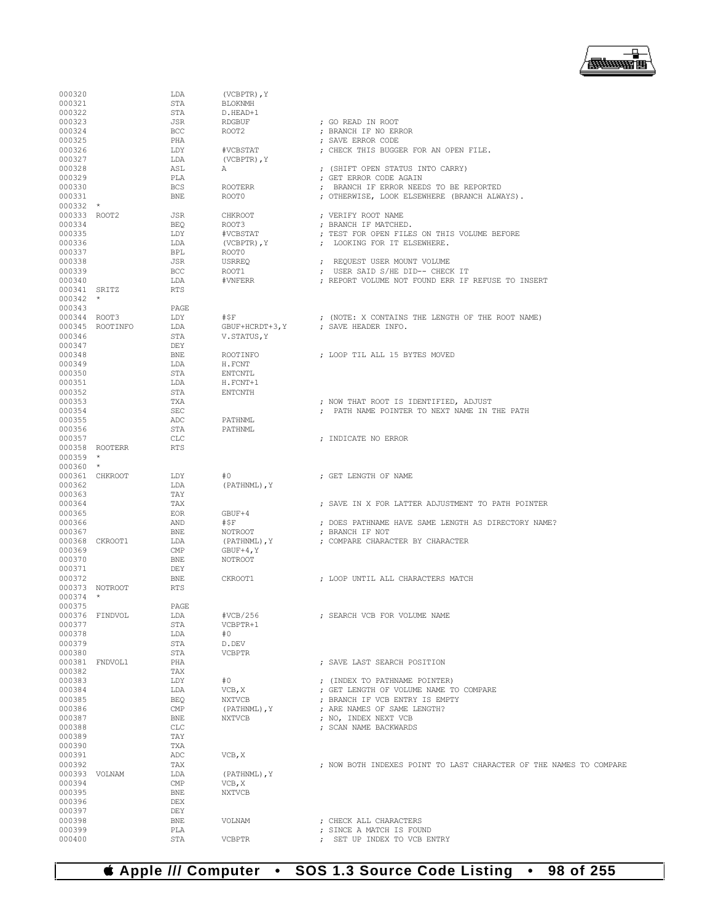```
000320                  LDA     (VCBPTR),Y
000321                  STA     BLOKNMH
000322                  STA     D.HEAD+1
000323                  JSR     RDGBUF              ; GO READ IN ROOT
000324                  BCC     ROOT2               ; BRANCH IF NO ERROR
000325                  PHA                         ; SAVE ERROR CODE
000326                  LDY     #VCBSTAT            ; CHECK THIS BUGGER FOR AN OPEN FILE.
000327                  LDA     (VCBPTR),Y
000328                  ASL     A                   ; (SHIFT OPEN STATUS INTO CARRY)
000329                  PLA                         ; GET ERROR CODE AGAIN
000330                  BCS     ROOTERR             ;  BRANCH IF ERROR NEEDS TO BE REPORTED
000331                  BNE     ROOT0               ; OTHERWISE, LOOK ELSEWHERE (BRANCH ALWAYS).
000332  *
000333  ROOT2           JSR     CHKROOT             ; VERIFY ROOT NAME
000334                  BEQ     ROOT3               ; BRANCH IF MATCHED.
000335                  LDY     #VCBSTAT            ; TEST FOR OPEN FILES ON THIS VOLUME BEFORE
000336                  LDA     (VCBPTR),Y          ;  LOOKING FOR IT ELSEWHERE.
000337                  BPL     ROOT0
000338                  JSR     USRREQ              ;  REQUEST USER MOUNT VOLUME
000339                  BCC     ROOT1               ;  USER SAID S/HE DID-- CHECK IT
000340                  LDA     #VNFERR             ; REPORT VOLUME NOT FOUND ERR IF REFUSE TO INSERT
000341  SRITZ           RTS
000342  *
000343                  PAGE
000344  ROOT3           LDY     #$F                 ; (NOTE: X CONTAINS THE LENGTH OF THE ROOT NAME)
000345  ROOTINFO        LDA     GBUF+HCRDT+3,Y      ; SAVE HEADER INFO.
000346                  STA     V.STATUS,Y
000347                  DEY
000348                  BNE     ROOTINFO            ; LOOP TIL ALL 15 BYTES MOVED
000349                  LDA     H.FCNT
000350                  STA     ENTCNTL
000351                  LDA     H.FCNT+1
000352                  STA     ENTCNTH
000353                  TXA                         ; NOW THAT ROOT IS IDENTIFIED, ADJUST
000354                  SEC                         ;  PATH NAME POINTER TO NEXT NAME IN THE PATH
000355                  ADC     PATHNML
000356                  STA     PATHNML
000357                  CLC                         ; INDICATE NO ERROR
000358  ROOTERR         RTS
000359  *
000360  *
000361  CHKROOT         LDY     #0                  ; GET LENGTH OF NAME
000362                  LDA     (PATHNML),Y
000363                  TAY
000364                  TAX                         ; SAVE IN X FOR LATTER ADJUSTMENT TO PATH POINTER
000365                  EOR     GBUF+4
000366                  AND     #$F                 ; DOES PATHNAME HAVE SAME LENGTH AS DIRECTORY NAME?
000367                  BNE     NOTROOT             ; BRANCH IF NOT
000368  CKROOT1         LDA     (PATHNML),Y         ; COMPARE CHARACTER BY CHARACTER
000369                  CMP     GBUF+4,Y
000370                  BNE     NOTROOT
000371                  DEY
000372                  BNE     CKROOT1             ; LOOP UNTIL ALL CHARACTERS MATCH
000373  NOTROOT         RTS
000374  *
000375                  PAGE
000376  FINDVOL         LDA     #VCB/256            ; SEARCH VCB FOR VOLUME NAME
000377                  STA     VCBPTR+1
000378                  LDA     #0
000379                  STA     D.DEV
000380                  STA     VCBPTR
000381  FNDVOL1         PHA                         ; SAVE LAST SEARCH POSITION
000382                  TAX
000383                  LDY     #0                  ; (INDEX TO PATHNAME POINTER)
000384                  LDA     VCB,X               ; GET LENGTH OF VOLUME NAME TO COMPARE
000385                  BEQ     NXTVCB              ; BRANCH IF VCB ENTRY IS EMPTY
000386                  CMP     (PATHNML),Y         ; ARE NAMES OF SAME LENGTH?
000387                  BNE     NXTVCB              ; NO, INDEX NEXT VCB
000388                  CLC                         ; SCAN NAME BACKWARDS
000389                  TAY
000390                  TXA
000391                  ADC     VCB,X
000392                  TAX                         ; NOW BOTH INDEXES POINT TO LAST CHARACTER OF THE NAMES TO COMPARE
000393  VOLNAM          LDA     (PATHNML),Y
000394                  CMP     VCB,X
000395                  BNE     NXTVCB
000396                  DEX
000397                  DEY
000398                  BNE     VOLNAM              ; CHECK ALL CHARACTERS
000399                  PLA                         ; SINCE A MATCH IS FOUND
000400                  STA     VCBPTR              ;  SET UP INDEX TO VCB ENTRY
```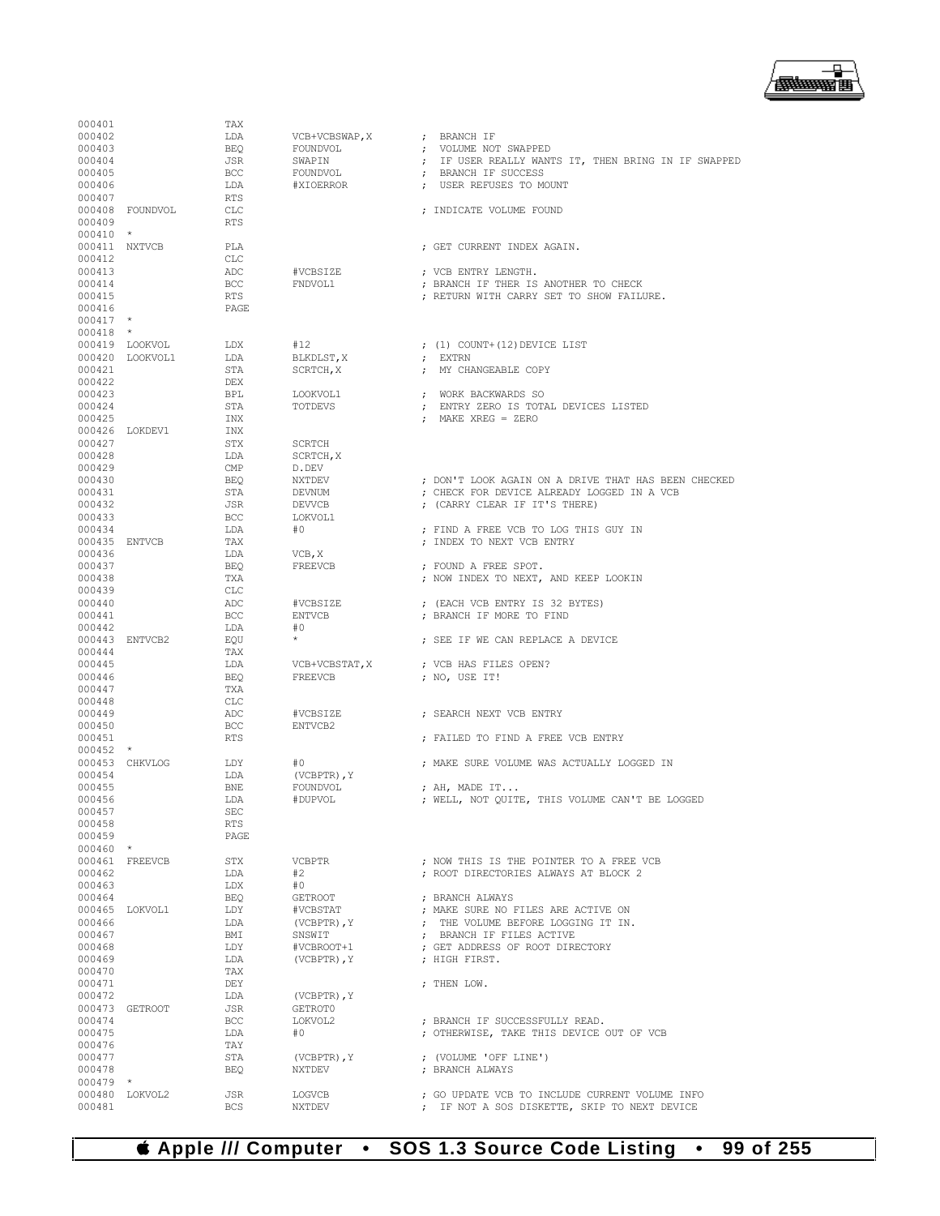```
000401                  TAX
000402                  LDA       VCB+VCBSWAP,X        ;  BRANCH IF
000403                  BEQ       FOUNDVOL             ;  VOLUME NOT SWAPPED
000404                  JSR       SWAPIN               ;  IF USER REALLY WANTS IT, THEN BRING IN IF SWAPPED
000405                  BCC       FOUNDVOL             ;  BRANCH IF SUCCESS
000406                  LDA       #XIOERROR            ;  USER REFUSES TO MOUNT
000407                  RTS
000408  FOUNDVOL        CLC                            ; INDICATE VOLUME FOUND
000409                  RTS
000410  *
000411  NXTVCB          PLA                            ; GET CURRENT INDEX AGAIN.
000412                  CLC
000413                  ADC       #VCBSIZE             ; VCB ENTRY LENGTH.
000414                  BCC       FNDVOL1              ; BRANCH IF THER IS ANOTHER TO CHECK
000415                  RTS                            ; RETURN WITH CARRY SET TO SHOW FAILURE.
000416                  PAGE
000417  *
000418  *
000419  LOOKVOL         LDX       #12                  ; (1) COUNT+(12)DEVICE LIST
000420  LOOKVOL1        LDA       BLKDLST,X            ;  EXTRN
000421                  STA       SCRTCH,X             ;  MY CHANGEABLE COPY
000422                  DEX
000423                  BPL       LOOKVOL1             ;  WORK BACKWARDS SO
000424                  STA       TOTDEVS              ;  ENTRY ZERO IS TOTAL DEVICES LISTED
000425                  INX                            ;  MAKE XREG = ZERO
000426  LOKDEV1         INX
000427                  STX       SCRTCH
000428                  LDA       SCRTCH,X
000429                  CMP       D.DEV
000430                  BEQ       NXTDEV               ; DON'T LOOK AGAIN ON A DRIVE THAT HAS BEEN CHECKED
000431                  STA       DEVNUM               ; CHECK FOR DEVICE ALREADY LOGGED IN A VCB
000432                  JSR       DEVVCB               ; (CARRY CLEAR IF IT'S THERE)
000433                  BCC       LOKVOL1
000434                  LDA       #0                   ; FIND A FREE VCB TO LOG THIS GUY IN
000435  ENTVCB          TAX                            ; INDEX TO NEXT VCB ENTRY
000436                  LDA       VCB,X
000437                  BEQ       FREEVCB              ; FOUND A FREE SPOT.
000438                  TXA                            ; NOW INDEX TO NEXT, AND KEEP LOOKIN
000439                  CLC
000440                  ADC       #VCBSIZE             ; (EACH VCB ENTRY IS 32 BYTES)
000441                  BCC       ENTVCB               ; BRANCH IF MORE TO FIND
000442                  LDA       #0
000443  ENTVCB2         EQU       *                    ; SEE IF WE CAN REPLACE A DEVICE
000444                  TAX
000445                  LDA       VCB+VCBSTAT,X        ; VCB HAS FILES OPEN?
000446                  BEQ       FREEVCB              ; NO, USE IT!
000447                  TXA
000448                  CLC
000449                  ADC       #VCBSIZE             ; SEARCH NEXT VCB ENTRY
000450                  BCC       ENTVCB2
000451                  RTS                            ; FAILED TO FIND A FREE VCB ENTRY
000452  *
000453  CHKVLOG         LDY       #0                   ; MAKE SURE VOLUME WAS ACTUALLY LOGGED IN
000454                  LDA       (VCBPTR),Y
000455                  BNE       FOUNDVOL             ; AH, MADE IT...
000456                  LDA       #DUPVOL              ; WELL, NOT QUITE, THIS VOLUME CAN'T BE LOGGED
000457                  SEC
000458                  RTS
000459                  PAGE
000460  *
000461  FREEVCB         STX       VCBPTR               ; NOW THIS IS THE POINTER TO A FREE VCB
000462                  LDA       #2                   ; ROOT DIRECTORIES ALWAYS AT BLOCK 2
000463                  LDX       #0
000464                  BEQ       GETROOT              ; BRANCH ALWAYS
000465  LOKVOL1         LDY       #VCBSTAT             ; MAKE SURE NO FILES ARE ACTIVE ON
000466                  LDA       (VCBPTR),Y           ;  THE VOLUME BEFORE LOGGING IT IN.
000467                  BMI       SNSWIT               ;  BRANCH IF FILES ACTIVE
000468                  LDY       #VCBROOT+1           ; GET ADDRESS OF ROOT DIRECTORY
000469                  LDA       (VCBPTR),Y           ; HIGH FIRST.
000470                  TAX
000471                  DEY                            ; THEN LOW.
000472                  LDA       (VCBPTR),Y
000473  GETROOT         JSR       GETROT0
000474                  BCC       LOKVOL2              ; BRANCH IF SUCCESSFULLY READ.
000475                  LDA       #0                   ; OTHERWISE, TAKE THIS DEVICE OUT OF VCB
000476                  TAY
000477                  STA       (VCBPTR),Y           ; (VOLUME 'OFF LINE')
000478                  BEQ       NXTDEV               ; BRANCH ALWAYS
000479  *
000480  LOKVOL2         JSR       LOGVCB               ; GO UPDATE VCB TO INCLUDE CURRENT VOLUME INFO
000481                  BCS       NXTDEV               ;  IF NOT A SOS DISKETTE, SKIP TO NEXT DEVICE
```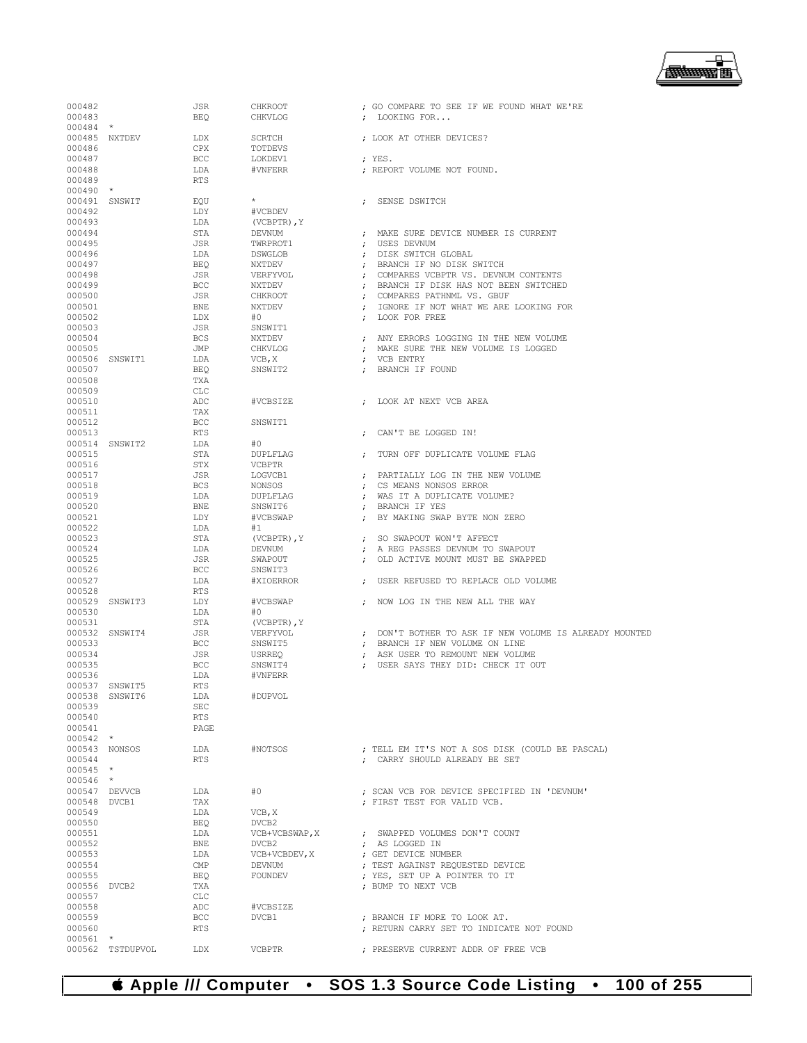```
000482                  JSR         CHKROOT             ; GO COMPARE TO SEE IF WE FOUND WHAT WE'RE
000483                  BEQ         CHKVLOG             ;  LOOKING FOR...
000484  *
000485  NXTDEV          LDX         SCRTCH              ; LOOK AT OTHER DEVICES?
000486                  CPX         TOTDEVS
000487                  BCC         LOKDEV1             ; YES.
000488                  LDA         #VNFERR             ; REPORT VOLUME NOT FOUND.
000489                  RTS
000490  *
000491  SNSWIT          EQU         *                   ;  SENSE DSWITCH
000492                  LDY         #VCBDEV
000493                  LDA         (VCBPTR),Y
000494                  STA         DEVNUM              ;  MAKE SURE DEVICE NUMBER IS CURRENT
000495                  JSR         TWRPROT1            ;  USES DEVNUM
000496                  LDA         DSWGLOB             ;  DISK SWITCH GLOBAL
000497                  BEQ         NXTDEV              ;  BRANCH IF NO DISK SWITCH
000498                  JSR         VERFYVOL            ;  COMPARES VCBPTR VS. DEVNUM CONTENTS
000499                  BCC         NXTDEV              ;  BRANCH IF DISK HAS NOT BEEN SWITCHED
000500                  JSR         CHKROOT             ;  COMPARES PATHNML VS. GBUF
000501                  BNE         NXTDEV              ;  IGNORE IF NOT WHAT WE ARE LOOKING FOR
000502                  LDX         #0                  ;  LOOK FOR FREE
000503                  JSR         SNSWIT1
000504                  BCS         NXTDEV              ;  ANY ERRORS LOGGING IN THE NEW VOLUME
000505                  JMP         CHKVLOG             ;  MAKE SURE THE NEW VOLUME IS LOGGED
000506  SNSWIT1         LDA         VCB,X               ;  VCB ENTRY
000507                  BEQ         SNSWIT2             ;  BRANCH IF FOUND
000508                  TXA
000509                  CLC
000510                  ADC         #VCBSIZE            ;  LOOK AT NEXT VCB AREA
000511                  TAX
000512                  BCC         SNSWIT1
000513                  RTS                             ;  CAN'T BE LOGGED IN!
000514  SNSWIT2         LDA         #0
000515                  STA         DUPLFLAG            ;  TURN OFF DUPLICATE VOLUME FLAG
000516                  STX         VCBPTR
000517                  JSR         LOGVCB1             ;  PARTIALLY LOG IN THE NEW VOLUME
000518                  BCS         NONSOS              ;  CS MEANS NONSOS ERROR
000519                  LDA         DUPLFLAG            ;  WAS IT A DUPLICATE VOLUME?
000520                  BNE         SNSWIT6             ;  BRANCH IF YES
000521                  LDY         #VCBSWAP            ;  BY MAKING SWAP BYTE NON ZERO
000522                  LDA         #1
000523                  STA         (VCBPTR),Y          ;  SO SWAPOUT WON'T AFFECT
000524                  LDA         DEVNUM              ;  A REG PASSES DEVNUM TO SWAPOUT
000525                  JSR         SWAPOUT             ;  OLD ACTIVE MOUNT MUST BE SWAPPED
000526                  BCC         SNSWIT3
000527                  LDA         #XIOERROR           ;  USER REFUSED TO REPLACE OLD VOLUME
000528                  RTS
000529  SNSWIT3         LDY         #VCBSWAP            ;  NOW LOG IN THE NEW ALL THE WAY
000530                  LDA         #0
000531                  STA         (VCBPTR),Y
000532  SNSWIT4         JSR         VERFYVOL            ;  DON'T BOTHER TO ASK IF NEW VOLUME IS ALREADY MOUNTED
000533                  BCC         SNSWIT5             ;  BRANCH IF NEW VOLUME ON LINE
000534                  JSR         USRREQ              ;  ASK USER TO REMOUNT NEW VOLUME
000535                  BCC         SNSWIT4             ;  USER SAYS THEY DID: CHECK IT OUT
000536                  LDA         #VNFERR
000537  SNSWIT5         RTS
000538  SNSWIT6         LDA         #DUPVOL
000539                  SEC
000540                  RTS
000541                  PAGE
000542  *
000543  NONSOS          LDA         #NOTSOS             ; TELL EM IT'S NOT A SOS DISK (COULD BE PASCAL)
000544                  RTS                             ;  CARRY SHOULD ALREADY BE SET
000545  *
000546  *
000547  DEVVCB          LDA         #0                  ; SCAN VCB FOR DEVICE SPECIFIED IN 'DEVNUM'
000548  DVCB1           TAX                             ; FIRST TEST FOR VALID VCB.
000549                  LDA         VCB,X
000550                  BEQ         DVCB2
000551                  LDA         VCB+VCBSWAP,X       ;  SWAPPED VOLUMES DON'T COUNT
000552                  BNE         DVCB2               ;  AS LOGGED IN
000553                  LDA         VCB+VCBDEV,X        ; GET DEVICE NUMBER
000554                  CMP         DEVNUM              ; TEST AGAINST REQUESTED DEVICE
000555                  BEQ         FOUNDEV             ; YES, SET UP A POINTER TO IT
000556  DVCB2           TXA                             ; BUMP TO NEXT VCB
000557                  CLC
000558                  ADC         #VCBSIZE
000559                  BCC         DVCB1               ; BRANCH IF MORE TO LOOK AT.
000560                  RTS                             ; RETURN CARRY SET TO INDICATE NOT FOUND
000561  *
000562  TSTDUPVOL       LDX         VCBPTR              ; PRESERVE CURRENT ADDR OF FREE VCB
```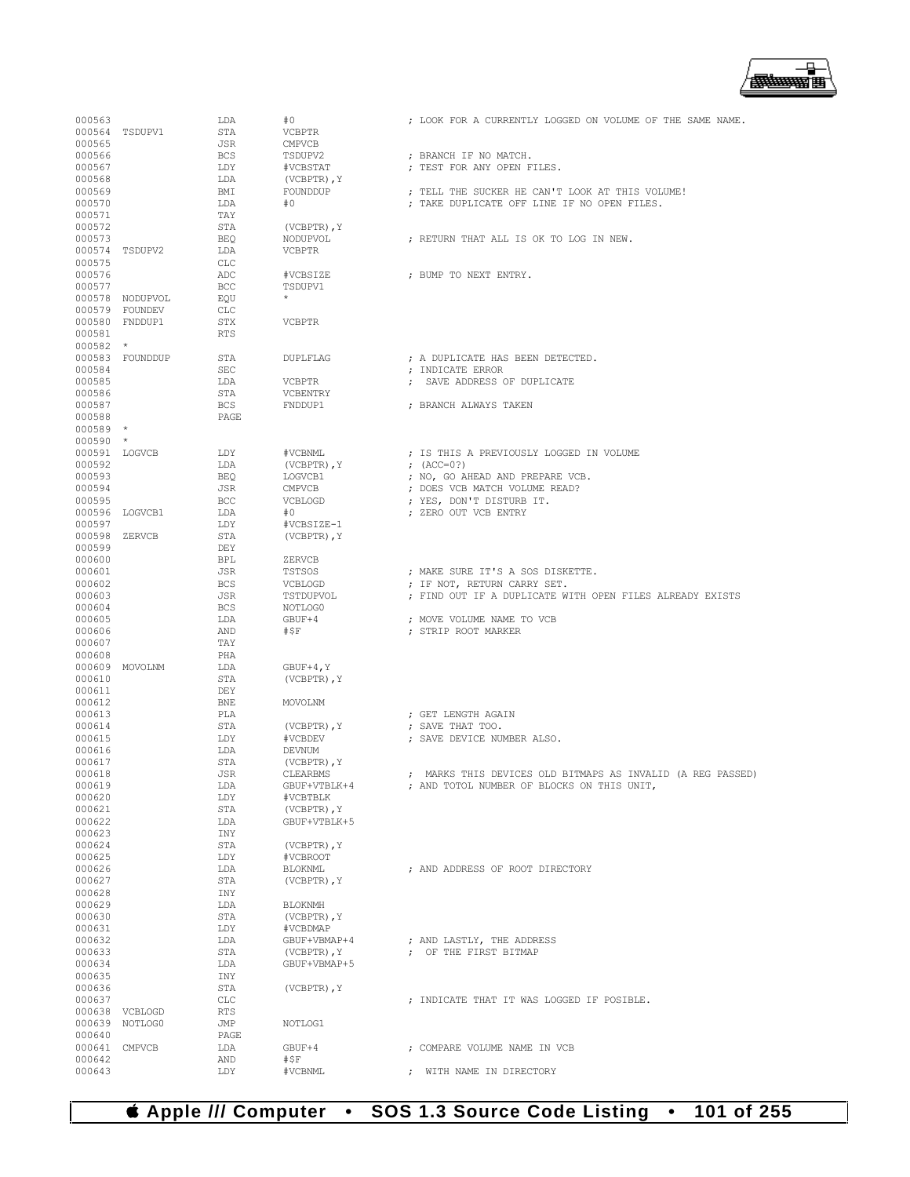```
000563                LDA        #0                  ; LOOK FOR A CURRENTLY LOGGED ON VOLUME OF THE SAME NAME.
000564  TSDUPV1       STA        VCBPTR
000565                JSR        CMPVCB
000566                BCS        TSDUPV2             ; BRANCH IF NO MATCH.
000567                LDY        #VCBSTAT            ; TEST FOR ANY OPEN FILES.
000568                LDA        (VCBPTR),Y
000569                BMI        FOUNDDUP            ; TELL THE SUCKER HE CAN'T LOOK AT THIS VOLUME!
000570                LDA        #0                  ; TAKE DUPLICATE OFF LINE IF NO OPEN FILES.
000571                TAY
000572                STA        (VCBPTR),Y
000573                BEQ        NODUPVOL            ; RETURN THAT ALL IS OK TO LOG IN NEW.
000574  TSDUPV2       LDA        VCBPTR
000575                CLC
000576                ADC        #VCBSIZE            ; BUMP TO NEXT ENTRY.
000577                BCC        TSDUPV1
000578  NODUPVOL      EQU        *
000579  FOUNDEV       CLC
000580  FNDDUP1       STX        VCBPTR
000581                RTS
000582  *
000583  FOUNDDUP      STA        DUPLFLAG            ; A DUPLICATE HAS BEEN DETECTED.
000584                SEC                            ; INDICATE ERROR
000585                LDA        VCBPTR              ;  SAVE ADDRESS OF DUPLICATE
000586                STA        VCBENTRY
000587                BCS        FNDDUP1             ; BRANCH ALWAYS TAKEN
000588                PAGE
000589  *
000590  *
000591  LOGVCB        LDY        #VCBNML             ; IS THIS A PREVIOUSLY LOGGED IN VOLUME
000592                LDA        (VCBPTR),Y          ; (ACC=0?)
000593                BEQ        LOGVCB1             ; NO, GO AHEAD AND PREPARE VCB.
000594                JSR        CMPVCB              ; DOES VCB MATCH VOLUME READ?
000595                BCC        VCBLOGD             ; YES, DON'T DISTURB IT.
000596  LOGVCB1       LDA        #0                  ; ZERO OUT VCB ENTRY
000597                LDY        #VCBSIZE-1
000598  ZERVCB        STA        (VCBPTR),Y
000599                DEY
000600                BPL        ZERVCB
000601                JSR        TSTSOS              ; MAKE SURE IT'S A SOS DISKETTE.
000602                BCS        VCBLOGD             ; IF NOT, RETURN CARRY SET.
000603                JSR        TSTDUPVOL           ; FIND OUT IF A DUPLICATE WITH OPEN FILES ALREADY EXISTS
000604                BCS        NOTLOG0
000605                LDA        GBUF+4              ; MOVE VOLUME NAME TO VCB
000606                AND        #$F                 ; STRIP ROOT MARKER
000607                TAY
000608                PHA
000609  MOVOLNM       LDA        GBUF+4,Y
000610                STA        (VCBPTR),Y
000611                DEY
000612                BNE        MOVOLNM
000613                PLA                            ; GET LENGTH AGAIN
000614                STA        (VCBPTR),Y          ; SAVE THAT TOO.
000615                LDY        #VCBDEV             ; SAVE DEVICE NUMBER ALSO.
000616                LDA        DEVNUM
000617                STA        (VCBPTR),Y
000618                JSR        CLEARBMS            ;  MARKS THIS DEVICES OLD BITMAPS AS INVALID (A REG PASSED)
000619                LDA        GBUF+VTBLK+4        ; AND TOTOL NUMBER OF BLOCKS ON THIS UNIT,
000620                LDY        #VCBTBLK
000621                STA        (VCBPTR),Y
000622                LDA        GBUF+VTBLK+5
000623                INY
000624                STA        (VCBPTR),Y
000625                LDY        #VCBROOT
000626                LDA        BLOKNML             ; AND ADDRESS OF ROOT DIRECTORY
000627                STA        (VCBPTR),Y
000628                INY
000629                LDA        BLOKNMH
000630                STA        (VCBPTR),Y
000631                LDY        #VCBDMAP
000632                LDA        GBUF+VBMAP+4        ; AND LASTLY, THE ADDRESS
000633                STA        (VCBPTR),Y          ;  OF THE FIRST BITMAP
000634                LDA        GBUF+VBMAP+5
000635                INY
000636                STA        (VCBPTR),Y
000637                CLC                            ; INDICATE THAT IT WAS LOGGED IF POSIBLE.
000638  VCBLOGD       RTS
000639  NOTLOG0       JMP        NOTLOG1
000640                PAGE
000641  CMPVCB        LDA        GBUF+4              ; COMPARE VOLUME NAME IN VCB
000642                AND        #$F
000643                LDY        #VCBNML             ;  WITH NAME IN DIRECTORY
```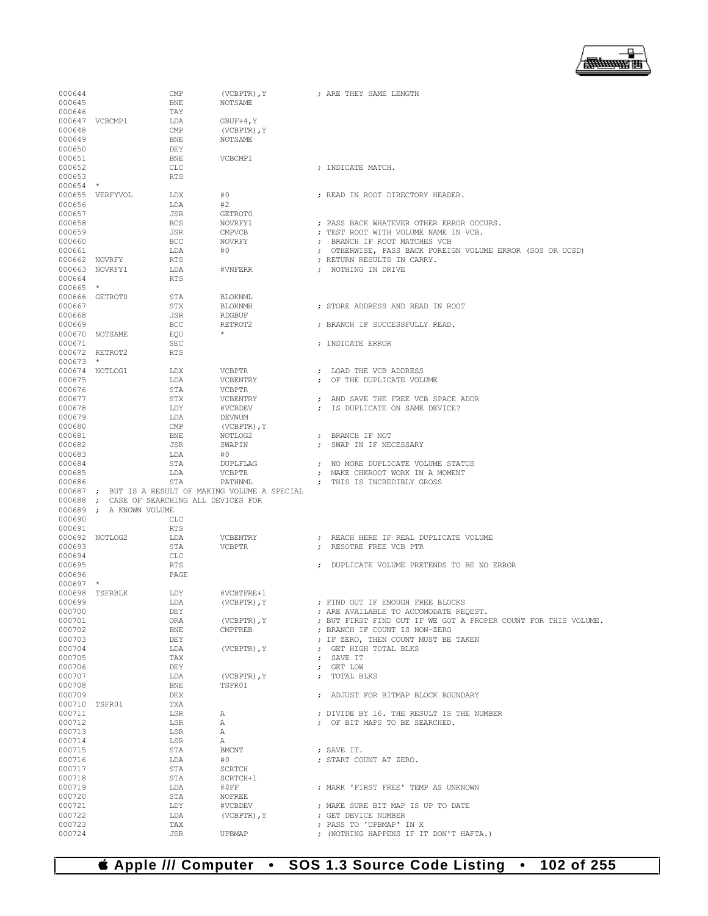```
000644                  CMP         (VCBPTR),Y           ; ARE THEY SAME LENGTH
000645                  BNE         NOTSAME
000646                  TAY
000647  VCBCMP1         LDA         GBUF+4,Y
000648                  CMP         (VCBPTR),Y
000649                  BNE         NOTSAME
000650                  DEY
000651                  BNE         VCBCMP1
000652                  CLC                              ; INDICATE MATCH.
000653                  RTS
000654  *
000655  VERFYVOL        LDX         #0                   ; READ IN ROOT DIRECTORY HEADER.
000656                  LDA         #2
000657                  JSR         GETROT0
000658                  BCS         NOVRFY1              ; PASS BACK WHATEVER OTHER ERROR OCCURS.
000659                  JSR         CMPVCB               ; TEST ROOT WITH VOLUME NAME IN VCB.
000660                  BCC         NOVRFY               ;  BRANCH IF ROOT MATCHES VCB
000661                  LDA         #0                   ;  OTHERWISE, PASS BACK FOREIGN VOLUME ERROR (SOS OR UCSD)
000662  NOVRFY          RTS                              ; RETURN RESULTS IN CARRY.
000663  NOVRFY1         LDA         #VNFERR              ;  NOTHING IN DRIVE
000664                  RTS
000665  *
000666  GETROT0         STA         BLOKNML
000667                  STX         BLOKNMH              ; STORE ADDRESS AND READ IN ROOT
000668                  JSR         RDGBUF
000669                  BCC         RETROT2              ; BRANCH IF SUCCESSFULLY READ.
000670  NOTSAME         EQU         *
000671                  SEC                              ; INDICATE ERROR
000672  RETROT2         RTS
000673  *
000674  NOTLOG1         LDX         VCBPTR               ;  LOAD THE VCB ADDRESS
000675                  LDA         VCBENTRY             ;  OF THE DUPLICATE VOLUME
000676                  STA         VCBPTR
000677                  STX         VCBENTRY             ;  AND SAVE THE FREE VCB SPACE ADDR
000678                  LDY         #VCBDEV              ;  IS DUPLICATE ON SAME DEVICE?
000679                  LDA         DEVNUM
000680                  CMP         (VCBPTR),Y
000681                  BNE         NOTLOG2              ;  BRANCH IF NOT
000682                  JSR         SWAPIN               ;  SWAP IN IF NECESSARY
000683                  LDA         #0
000684                  STA         DUPLFLAG             ;  NO MORE DUPLICATE VOLUME STATUS
000685                  LDA         VCBPTR               ;  MAKE CHKROOT WORK IN A MOMENT
000686                  STA         PATHNML              ;  THIS IS INCREDIBLY GROSS
000687  ;  BUT IS A RESULT OF MAKING VOLUME A SPECIAL
000688  ;  CASE OF SEARCHING ALL DEVICES FOR
000689  ;  A KNOWN VOLUME
000690                  CLC
000691                  RTS
000692  NOTLOG2         LDA         VCBENTRY             ;  REACH HERE IF REAL DUPLICATE VOLUME
000693                  STA         VCBPTR               ;  RESOTRE FREE VCB PTR
000694                  CLC
000695                  RTS                              ;  DUPLICATE VOLUME PRETENDS TO BE NO ERROR
000696                  PAGE
000697  *
000698  TSFRBLK         LDY         #VCBTFRE+1
000699                  LDA         (VCBPTR),Y           ; FIND OUT IF ENOUGH FREE BLOCKS
000700                  DEY                              ; ARE AVAILABLE TO ACCOMODATE REQEST.
000701                  ORA         (VCBPTR),Y           ; BUT FIRST FIND OUT IF WE GOT A PROPER COUNT FOR THIS VOLUME.
000702                  BNE         CMPFREB              ; BRANCH IF COUNT IS NON-ZERO
000703                  DEY                              ; IF ZERO, THEN COUNT MUST BE TAKEN
000704                  LDA         (VCBPTR),Y           ;  GET HIGH TOTAL BLKS
000705                  TAX                              ;  SAVE IT
000706                  DEY                              ;  GET LOW
000707                  LDA         (VCBPTR),Y           ;  TOTAL BLKS
000708                  BNE         TSFR01
000709                  DEX                              ;  ADJUST FOR BITMAP BLOCK BOUNDARY
000710  TSFR01          TXA
000711                  LSR         A                    ; DIVIDE BY 16. THE RESULT IS THE NUMBER
000712                  LSR         A                    ;  OF BIT MAPS TO BE SEARCHED.
000713                  LSR         A
000714                  LSR         A
000715                  STA         BMCNT                ; SAVE IT.
000716                  LDA         #0                   ; START COUNT AT ZERO.
000717                  STA         SCRTCH
000718                  STA         SCRTCH+1
000719                  LDA         #$FF                 ; MARK 'FIRST FREE' TEMP AS UNKNOWN
000720                  STA         NOFREE
000721                  LDY         #VCBDEV              ; MAKE SURE BIT MAP IS UP TO DATE
000722                  LDA         (VCBPTR),Y           ; GET DEVICE NUMBER
000723                  TAX                              ; PASS TO 'UPBMAP' IN X
000724                  JSR         UPBMAP               ; (NOTHING HAPPENS IF IT DON'T HAFTA.)
```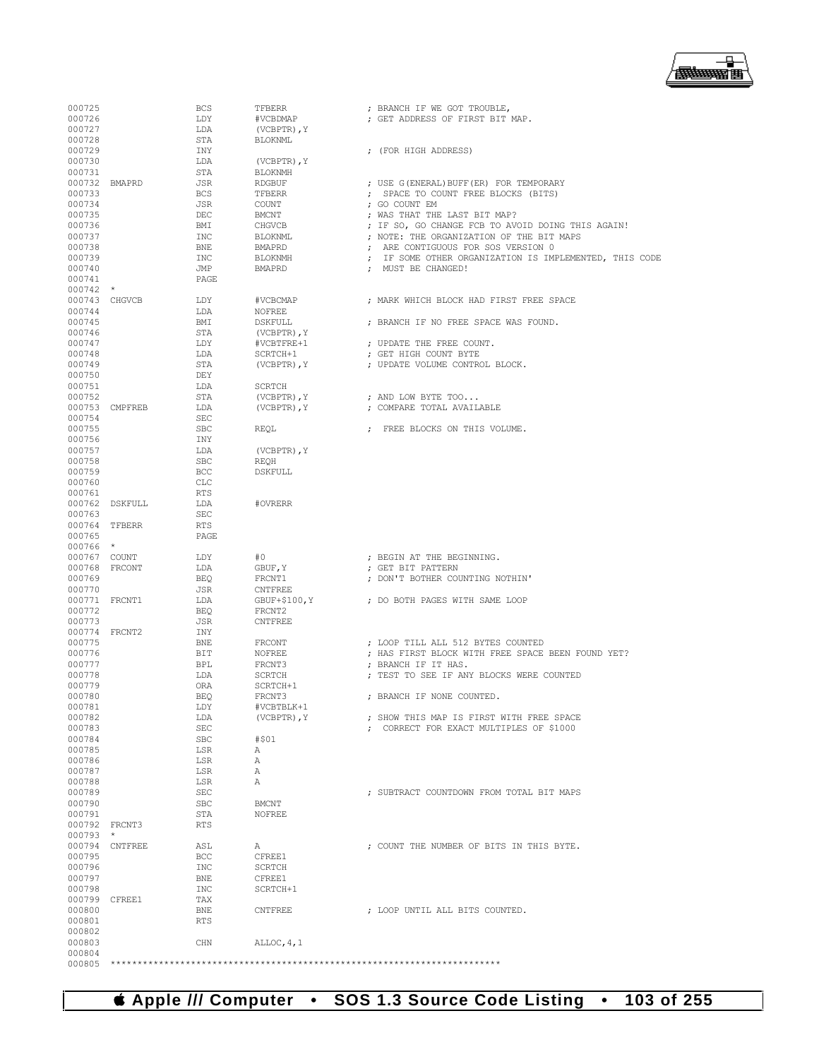```
000725                BCS       TFBERR              ; BRANCH IF WE GOT TROUBLE,
000726                LDY       #VCBDMAP            ; GET ADDRESS OF FIRST BIT MAP.
000727                LDA       (VCBPTR),Y
000728                STA       BLOKNML
000729                INY                           ; (FOR HIGH ADDRESS)
000730                LDA       (VCBPTR),Y
000731                STA       BLOKNMH
000732  BMAPRD        JSR       RDGBUF              ; USE G(ENERAL)BUFF(ER) FOR TEMPORARY
000733                BCS       TFBERR              ;  SPACE TO COUNT FREE BLOCKS (BITS)
000734                JSR       COUNT               ; GO COUNT EM
000735                DEC       BMCNT               ; WAS THAT THE LAST BIT MAP?
000736                BMI       CHGVCB              ; IF SO, GO CHANGE FCB TO AVOID DOING THIS AGAIN!
000737                INC       BLOKNML             ; NOTE: THE ORGANIZATION OF THE BIT MAPS
000738                BNE       BMAPRD              ;  ARE CONTIGUOUS FOR SOS VERSION 0
000739                INC       BLOKNMH             ;  IF SOME OTHER ORGANIZATION IS IMPLEMENTED, THIS CODE
000740                JMP       BMAPRD              ;  MUST BE CHANGED!
000741                PAGE
000742  *
000743  CHGVCB        LDY       #VCBCMAP            ; MARK WHICH BLOCK HAD FIRST FREE SPACE
000744                LDA       NOFREE
000745                BMI       DSKFULL             ; BRANCH IF NO FREE SPACE WAS FOUND.
000746                STA       (VCBPTR),Y
000747                LDY       #VCBTFRE+1          ; UPDATE THE FREE COUNT.
000748                LDA       SCRTCH+1            ; GET HIGH COUNT BYTE
000749                STA       (VCBPTR),Y          ; UPDATE VOLUME CONTROL BLOCK.
000750                DEY
000751                LDA       SCRTCH
000752                STA       (VCBPTR),Y          ; AND LOW BYTE TOO...
000753  CMPFREB       LDA       (VCBPTR),Y          ; COMPARE TOTAL AVAILABLE
000754                SEC
000755                SBC       REQL                ;  FREE BLOCKS ON THIS VOLUME.
000756                INY
000757                LDA       (VCBPTR),Y
000758                SBC       REQH
000759                BCC       DSKFULL
000760                CLC
000761                RTS
000762  DSKFULL       LDA       #OVRERR
000763                SEC
000764  TFBERR        RTS
000765                PAGE
000766  *
000767  COUNT         LDY       #0                  ; BEGIN AT THE BEGINNING.
000768  FRCONT        LDA       GBUF,Y              ; GET BIT PATTERN
000769                BEQ       FRCNT1              ; DON'T BOTHER COUNTING NOTHIN'
000770                JSR       CNTFREE
000771  FRCNT1        LDA       GBUF+$100,Y         ; DO BOTH PAGES WITH SAME LOOP
000772                BEQ       FRCNT2
000773                JSR       CNTFREE
000774  FRCNT2        INY
000775                BNE       FRCONT              ; LOOP TILL ALL 512 BYTES COUNTED
000776                BIT       NOFREE              ; HAS FIRST BLOCK WITH FREE SPACE BEEN FOUND YET?
000777                BPL       FRCNT3              ; BRANCH IF IT HAS.
000778                LDA       SCRTCH              ; TEST TO SEE IF ANY BLOCKS WERE COUNTED
000779                ORA       SCRTCH+1
000780                BEQ       FRCNT3              ; BRANCH IF NONE COUNTED.
000781                LDY       #VCBTBLK+1
000782                LDA       (VCBPTR),Y          ; SHOW THIS MAP IS FIRST WITH FREE SPACE
000783                SEC                           ;  CORRECT FOR EXACT MULTIPLES OF $1000
000784                SBC       #$01
000785                LSR       A
000786                LSR       A
000787                LSR       A
000788                LSR       A
000789                SEC                           ; SUBTRACT COUNTDOWN FROM TOTAL BIT MAPS
000790                SBC       BMCNT
000791                STA       NOFREE
000792  FRCNT3        RTS
000793  *
000794  CNTFREE       ASL       A                   ; COUNT THE NUMBER OF BITS IN THIS BYTE.
000795                BCC       CFREE1
000796                INC       SCRTCH
000797                BNE       CFREE1
000798                INC       SCRTCH+1
000799  CFREE1        TAX
000800                BNE       CNTFREE             ; LOOP UNTIL ALL BITS COUNTED.
000801                RTS
000802
000803                CHN       ALLOC,4,1
000804
000805  ************************************************************************
```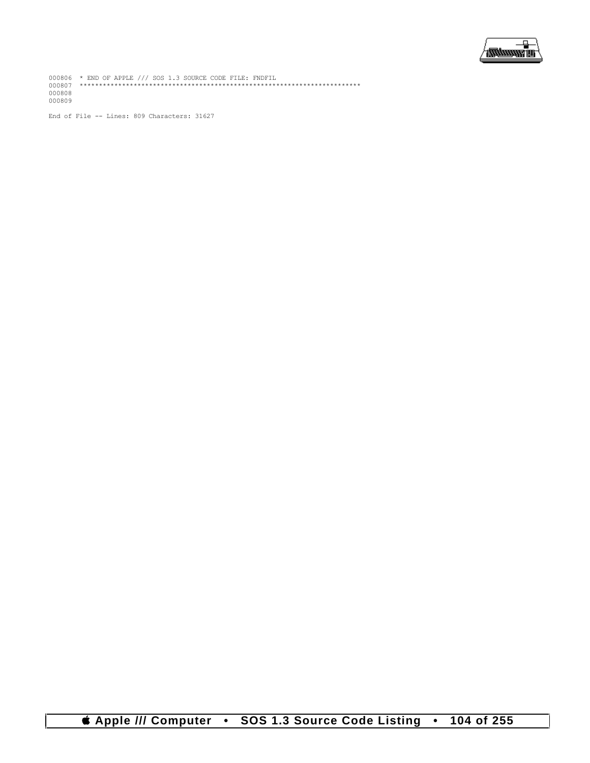```
000806  * END OF APPLE /// SOS 1.3 SOURCE CODE FILE: FNDFIL
000807  ************************************************************************
000808
000809
```

End of File -- Lines: 809 Characters: 31627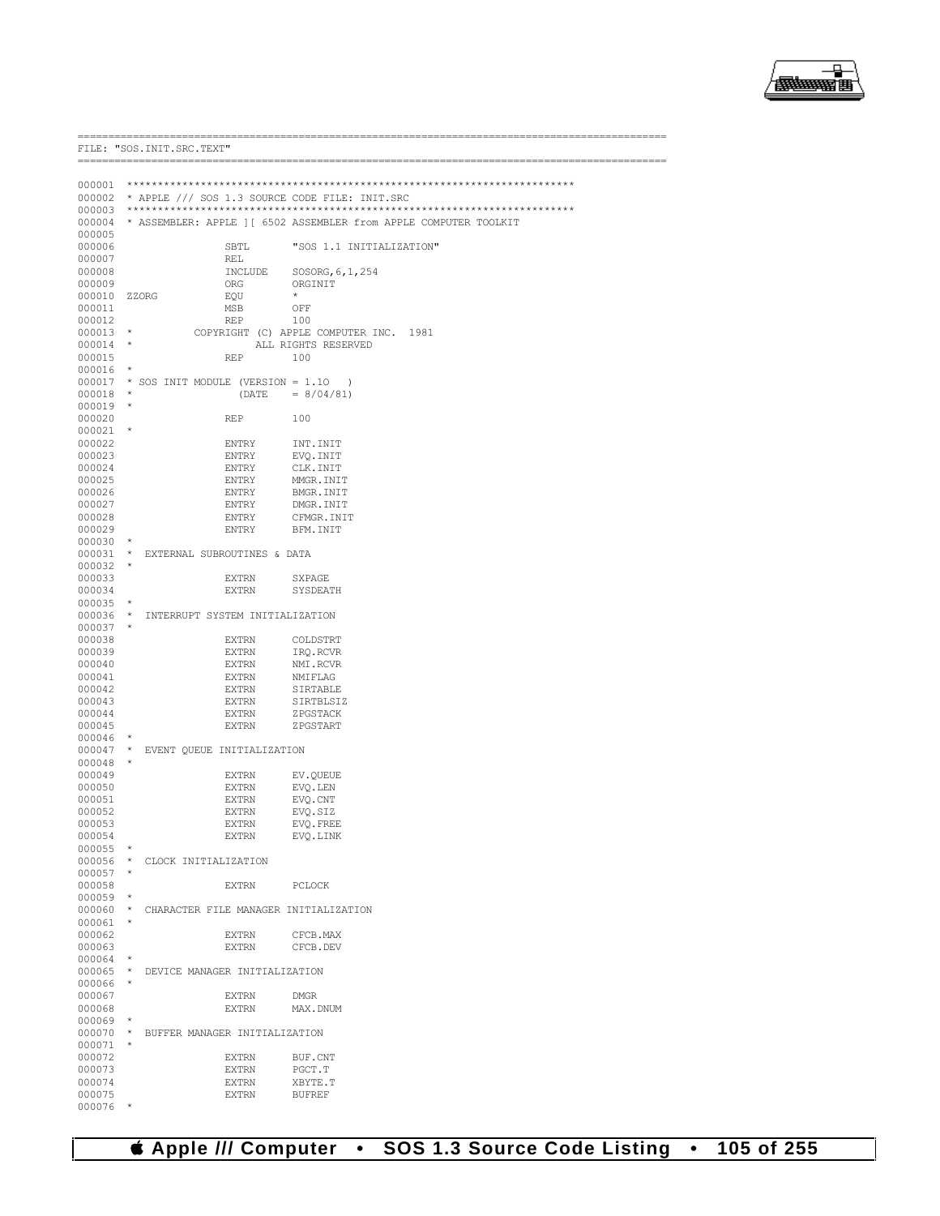```
==========================================================================================
FILE: "SOS.INIT.SRC.TEXT"
==========================================================================================

000001  ************************************************************************
000002  * APPLE /// SOS 1.3 SOURCE CODE FILE: INIT.SRC
000003  ************************************************************************
000004  * ASSEMBLER: APPLE ][ 6502 ASSEMBLER from APPLE COMPUTER TOOLKIT
000005
000006                  SBTL       "SOS 1.1 INITIALIZATION"
000007                  REL
000008                  INCLUDE    SOSORG,6,1,254
000009                  ORG        ORGINIT
000010  ZZORG           EQU        *
000011                  MSB        OFF
000012                  REP        100
000013  *          COPYRIGHT (C) APPLE COMPUTER INC.  1981
000014  *                    ALL RIGHTS RESERVED
000015                  REP        100
000016  *
000017  * SOS INIT MODULE (VERSION = 1.1O   )
000018  *                 (DATE    = 8/04/81)
000019  *
000020                  REP        100
000021  *
000022                  ENTRY      INT.INIT
000023                  ENTRY      EVQ.INIT
000024                  ENTRY      CLK.INIT
000025                  ENTRY      MMGR.INIT
000026                  ENTRY      BMGR.INIT
000027                  ENTRY      DMGR.INIT
000028                  ENTRY      CFMGR.INIT
000029                  ENTRY      BFM.INIT
000030  *
000031  *  EXTERNAL SUBROUTINES & DATA
000032  *
000033                  EXTRN      SXPAGE
000034                  EXTRN      SYSDEATH
000035  *
000036  *  INTERRUPT SYSTEM INITIALIZATION
000037  *
000038                  EXTRN      COLDSTRT
000039                  EXTRN      IRQ.RCVR
000040                  EXTRN      NMI.RCVR
000041                  EXTRN      NMIFLAG
000042                  EXTRN      SIRTABLE
000043                  EXTRN      SIRTBLSIZ
000044                  EXTRN      ZPGSTACK
000045                  EXTRN      ZPGSTART
000046  *
000047  *  EVENT QUEUE INITIALIZATION
000048  *
000049                  EXTRN      EV.QUEUE
000050                  EXTRN      EVQ.LEN
000051                  EXTRN      EVQ.CNT
000052                  EXTRN      EVQ.SIZ
000053                  EXTRN      EVQ.FREE
000054                  EXTRN      EVQ.LINK
000055  *
000056  *  CLOCK INITIALIZATION
000057  *
000058                  EXTRN      PCLOCK
000059  *
000060  *  CHARACTER FILE MANAGER INITIALIZATION
000061  *
000062                  EXTRN      CFCB.MAX
000063                  EXTRN      CFCB.DEV
000064  *
000065  *  DEVICE MANAGER INITIALIZATION
000066  *
000067                  EXTRN      DMGR
000068                  EXTRN      MAX.DNUM
000069  *
000070  *  BUFFER MANAGER INITIALIZATION
000071  *
000072                  EXTRN      BUF.CNT
000073                  EXTRN      PGCT.T
000074                  EXTRN      XBYTE.T
000075                  EXTRN      BUFREF
000076  *
```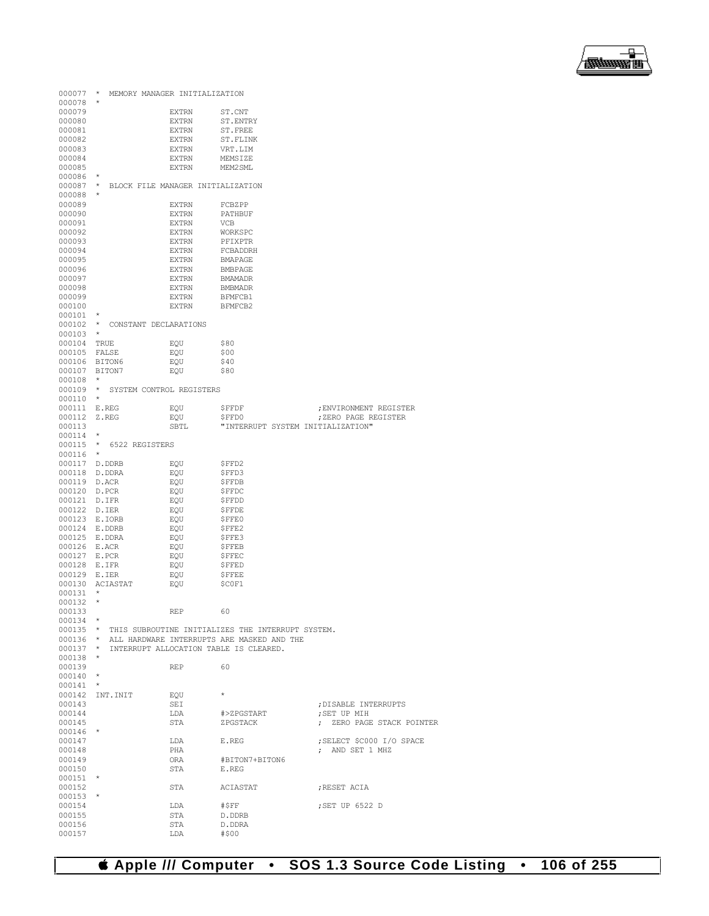```
000077  *  MEMORY MANAGER INITIALIZATION
000078  *
000079                 EXTRN      ST.CNT
000080                 EXTRN      ST.ENTRY
000081                 EXTRN      ST.FREE
000082                 EXTRN      ST.FLINK
000083                 EXTRN      VRT.LIM
000084                 EXTRN      MEMSIZE
000085                 EXTRN      MEM2SML
000086  *
000087  *  BLOCK FILE MANAGER INITIALIZATION
000088  *
000089                 EXTRN      FCBZPP
000090                 EXTRN      PATHBUF
000091                 EXTRN      VCB
000092                 EXTRN      WORKSPC
000093                 EXTRN      PFIXPTR
000094                 EXTRN      FCBADDRH
000095                 EXTRN      BMAPAGE
000096                 EXTRN      BMBPAGE
000097                 EXTRN      BMAMADR
000098                 EXTRN      BMBMADR
000099                 EXTRN      BFMFCB1
000100                 EXTRN      BFMFCB2
000101  *
000102  *  CONSTANT DECLARATIONS
000103  *
000104  TRUE           EQU        $80
000105  FALSE          EQU        $00
000106  BITON6         EQU        $40
000107  BITON7         EQU        $80
000108  *
000109  *  SYSTEM CONTROL REGISTERS
000110  *
000111  E.REG          EQU        $FFDF                 ;ENVIRONMENT REGISTER
000112  Z.REG          EQU        $FFD0                 ;ZERO PAGE REGISTER
000113                 SBTL       "INTERRUPT SYSTEM INITIALIZATION"
000114  *
000115  *  6522 REGISTERS
000116  *
000117  D.DDRB         EQU        $FFD2
000118  D.DDRA         EQU        $FFD3
000119  D.ACR          EQU        $FFDB
000120  D.PCR          EQU        $FFDC
000121  D.IFR          EQU        $FFDD
000122  D.IER          EQU        $FFDE
000123  E.IORB         EQU        $FFE0
000124  E.DDRB         EQU        $FFE2
000125  E.DDRA         EQU        $FFE3
000126  E.ACR          EQU        $FFEB
000127  E.PCR          EQU        $FFEC
000128  E.IFR          EQU        $FFED
000129  E.IER          EQU        $FFEE
000130  ACIASTAT       EQU        $C0F1
000131  *
000132  *
000133                 REP        60
000134  *
000135  *  THIS SUBROUTINE INITIALIZES THE INTERRUPT SYSTEM.
000136  *  ALL HARDWARE INTERRUPTS ARE MASKED AND THE
000137  *  INTERRUPT ALLOCATION TABLE IS CLEARED.
000138  *
000139                 REP        60
000140  *
000141  *
000142  INT.INIT       EQU        *
000143                 SEI                              ;DISABLE INTERRUPTS
000144                 LDA        #>ZPGSTART            ;SET UP MIH
000145                 STA        ZPGSTACK              ;  ZERO PAGE STACK POINTER
000146  *
000147                 LDA        E.REG                 ;SELECT $C000 I/O SPACE
000148                 PHA                              ;  AND SET 1 MHZ
000149                 ORA        #BITON7+BITON6
000150                 STA        E.REG
000151  *
000152                 STA        ACIASTAT              ;RESET ACIA
000153  *
000154                 LDA        #$FF                  ;SET UP 6522 D
000155                 STA        D.DDRB
000156                 STA        D.DDRA
000157                 LDA        #$00
```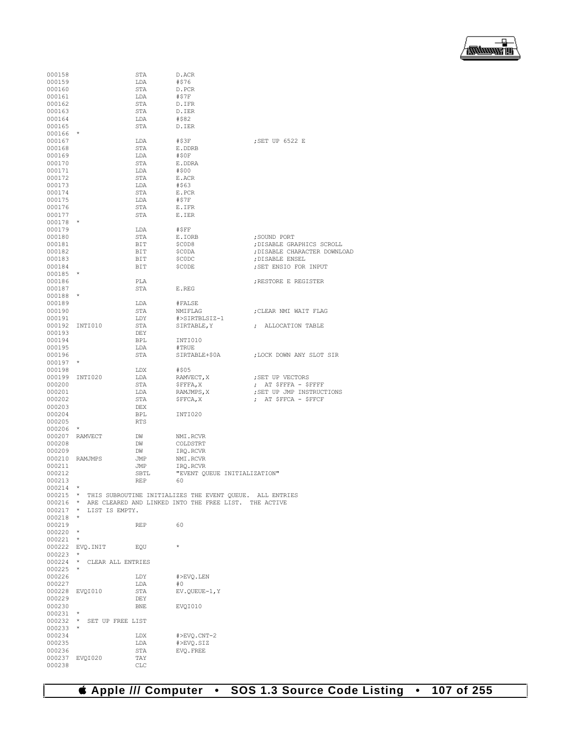```
000158                  STA       D.ACR
000159                  LDA       #$76
000160                  STA       D.PCR
000161                  LDA       #$7F
000162                  STA       D.IFR
000163                  STA       D.IER
000164                  LDA       #$82
000165                  STA       D.IER
000166  *
000167                  LDA       #$3F                ;SET UP 6522 E
000168                  STA       E.DDRB
000169                  LDA       #$0F
000170                  STA       E.DDRA
000171                  LDA       #$00
000172                  STA       E.ACR
000173                  LDA       #$63
000174                  STA       E.PCR
000175                  LDA       #$7F
000176                  STA       E.IFR
000177                  STA       E.IER
000178  *
000179                  LDA       #$FF
000180                  STA       E.IORB              ;SOUND PORT
000181                  BIT       $C0D8               ;DISABLE GRAPHICS SCROLL
000182                  BIT       $C0DA               ;DISABLE CHARACTER DOWNLOAD
000183                  BIT       $C0DC               ;DISABLE ENSEL
000184                  BIT       $C0DE               ;SET ENSIO FOR INPUT
000185  *
000186                  PLA                           ;RESTORE E REGISTER
000187                  STA       E.REG
000188  *
000189                  LDA       #FALSE
000190                  STA       NMIFLAG             ;CLEAR NMI WAIT FLAG
000191                  LDY       #>SIRTBLSIZ-1
000192  INTI010         STA       SIRTABLE,Y          ;  ALLOCATION TABLE
000193                  DEY
000194                  BPL       INTI010
000195                  LDA       #TRUE
000196                  STA       SIRTABLE+$0A        ;LOCK DOWN ANY SLOT SIR
000197  *
000198                  LDX       #$05
000199  INTI020         LDA       RAMVECT,X           ;SET UP VECTORS
000200                  STA       $FFFA,X             ;  AT $FFFA - $FFFF
000201                  LDA       RAMJMPS,X           ;SET UP JMP INSTRUCTIONS
000202                  STA       $FFCA,X             ;  AT $FFCA - $FFCF
000203                  DEX
000204                  BPL       INTI020
000205                  RTS
000206  *
000207  RAMVECT         DW        NMI.RCVR
000208                  DW        COLDSTRT
000209                  DW        IRQ.RCVR
000210  RAMJMPS         JMP       NMI.RCVR
000211                  JMP       IRQ.RCVR
000212                  SBTL      "EVENT QUEUE INITIALIZATION"
000213                  REP       60
000214  *
000215  *  THIS SUBROUTINE INITIALIZES THE EVENT QUEUE.  ALL ENTRIES
000216  *  ARE CLEARED AND LINKED INTO THE FREE LIST.  THE ACTIVE
000217  *  LIST IS EMPTY.
000218  *
000219                  REP       60
000220  *
000221  *
000222  EVQ.INIT        EQU       *
000223  *
000224  *  CLEAR ALL ENTRIES
000225  *
000226                  LDY       #>EVQ.LEN
000227                  LDA       #0
000228  EVQI010         STA       EV.QUEUE-1,Y
000229                  DEY
000230                  BNE       EVQI010
000231  *
000232  *  SET UP FREE LIST
000233  *
000234                  LDX       #>EVQ.CNT-2
000235                  LDA       #>EVQ.SIZ
000236                  STA       EVQ.FREE
000237  EVQI020         TAY
000238                  CLC
```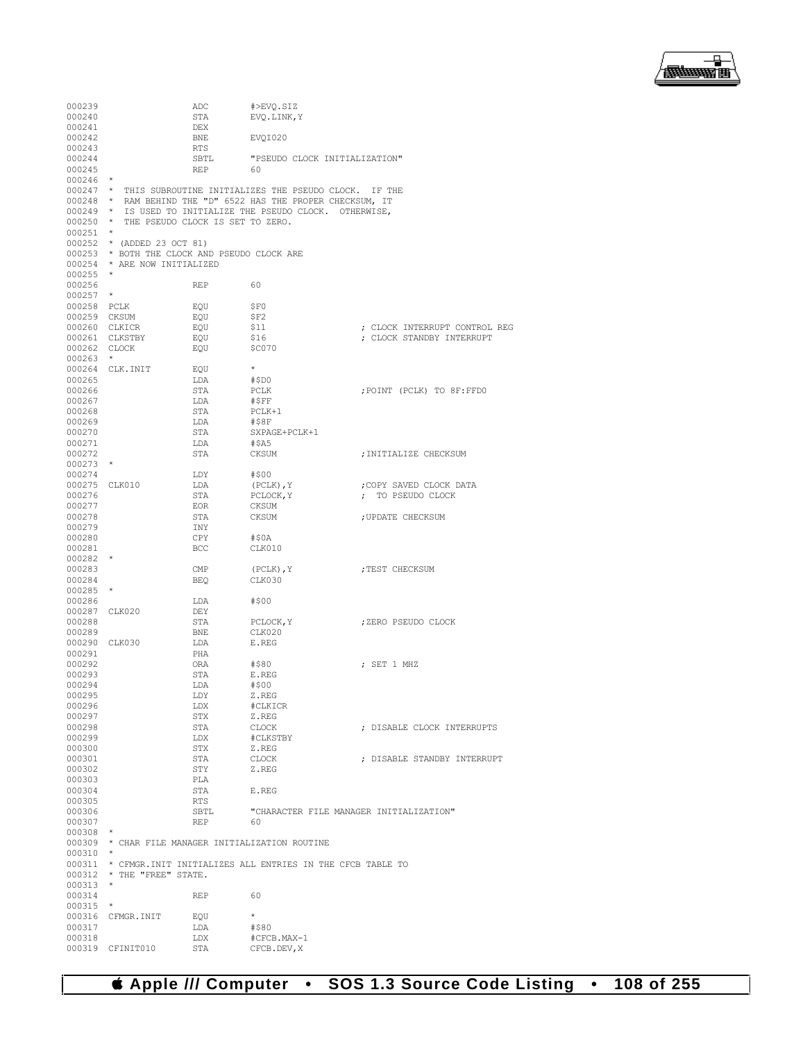```
000239                  ADC        #>EVQ.SIZ
000240                  STA        EVQ.LINK,Y
000241                  DEX
000242                  BNE        EVQI020
000243                  RTS
000244                  SBTL       "PSEUDO CLOCK INITIALIZATION"
000245                  REP        60
000246  *
000247  *  THIS SUBROUTINE INITIALIZES THE PSEUDO CLOCK.  IF THE
000248  *  RAM BEHIND THE "D" 6522 HAS THE PROPER CHECKSUM, IT
000249  *  IS USED TO INITIALIZE THE PSEUDO CLOCK.  OTHERWISE,
000250  *  THE PSEUDO CLOCK IS SET TO ZERO.
000251  *
000252  * (ADDED 23 OCT 81)
000253  * BOTH THE CLOCK AND PSEUDO CLOCK ARE
000254  * ARE NOW INITIALIZED
000255  *
000256                  REP        60
000257  *
000258  PCLK            EQU        $F0
000259  CKSUM           EQU        $F2
000260  CLKICR          EQU        $11                  ; CLOCK INTERRUPT CONTROL REG
000261  CLKSTBY         EQU        $16                  ; CLOCK STANDBY INTERRUPT
000262  CLOCK           EQU        $C070
000263  *
000264  CLK.INIT        EQU        *
000265                  LDA        #$D0
000266                  STA        PCLK                 ;POINT (PCLK) TO 8F:FFD0
000267                  LDA        #$FF
000268                  STA        PCLK+1
000269                  LDA        #$8F
000270                  STA        SXPAGE+PCLK+1
000271                  LDA        #$A5
000272                  STA        CKSUM                ;INITIALIZE CHECKSUM
000273  *
000274                  LDY        #$00
000275  CLK010          LDA        (PCLK),Y             ;COPY SAVED CLOCK DATA
000276                  STA        PCLOCK,Y             ;  TO PSEUDO CLOCK
000277                  EOR        CKSUM
000278                  STA        CKSUM                ;UPDATE CHECKSUM
000279                  INY
000280                  CPY        #$0A
000281                  BCC        CLK010
000282  *
000283                  CMP        (PCLK),Y             ;TEST CHECKSUM
000284                  BEQ        CLK030
000285  *
000286                  LDA        #$00
000287  CLK020          DEY
000288                  STA        PCLOCK,Y             ;ZERO PSEUDO CLOCK
000289                  BNE        CLK020
000290  CLK030          LDA        E.REG
000291                  PHA
000292                  ORA        #$80                 ; SET 1 MHZ
000293                  STA        E.REG
000294                  LDA        #$00
000295                  LDY        Z.REG
000296                  LDX        #CLKICR
000297                  STX        Z.REG
000298                  STA        CLOCK                ; DISABLE CLOCK INTERRUPTS
000299                  LDX        #CLKSTBY
000300                  STX        Z.REG
000301                  STA        CLOCK                ; DISABLE STANDBY INTERRUPT
000302                  STY        Z.REG
000303                  PLA
000304                  STA        E.REG
000305                  RTS
000306                  SBTL       "CHARACTER FILE MANAGER INITIALIZATION"
000307                  REP        60
000308  *
000309  * CHAR FILE MANAGER INITIALIZATION ROUTINE
000310  *
000311  * CFMGR.INIT INITIALIZES ALL ENTRIES IN THE CFCB TABLE TO
000312  * THE "FREE" STATE.
000313  *
000314                  REP        60
000315  *
000316  CFMGR.INIT      EQU        *
000317                  LDA        #$80
000318                  LDX        #CFCB.MAX-1
000319  CFINIT010       STA        CFCB.DEV,X
```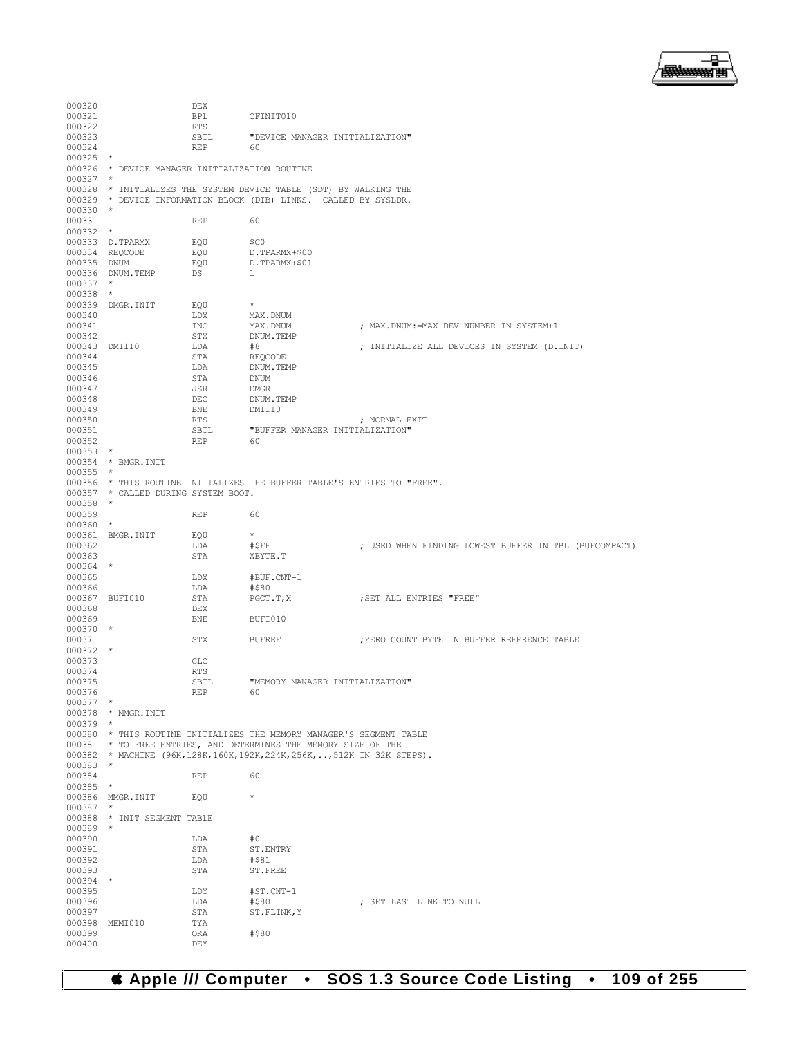```
000320                DEX
000321                BPL       CFINIT010
000322                RTS
000323                SBTL      "DEVICE MANAGER INITIALIZATION"
000324                REP       60
000325  *
000326  * DEVICE MANAGER INITIALIZATION ROUTINE
000327  *
000328  * INITIALIZES THE SYSTEM DEVICE TABLE (SDT) BY WALKING THE
000329  * DEVICE INFORMATION BLOCK (DIB) LINKS.  CALLED BY SYSLDR.
000330  *
000331                REP       60
000332  *
000333  D.TPARMX      EQU       $C0
000334  REQCODE       EQU       D.TPARMX+$00
000335  DNUM          EQU       D.TPARMX+$01
000336  DNUM.TEMP     DS        1
000337  *
000338  *
000339  DMGR.INIT     EQU       *
000340                LDX       MAX.DNUM
000341                INC       MAX.DNUM              ; MAX.DNUM:=MAX DEV NUMBER IN SYSTEM+1
000342                STX       DNUM.TEMP
000343  DMI110        LDA       #8                    ; INITIALIZE ALL DEVICES IN SYSTEM (D.INIT)
000344                STA       REQCODE
000345                LDA       DNUM.TEMP
000346                STA       DNUM
000347                JSR       DMGR
000348                DEC       DNUM.TEMP
000349                BNE       DMI110
000350                RTS                             ; NORMAL EXIT
000351                SBTL      "BUFFER MANAGER INITIALIZATION"
000352                REP       60
000353  *
000354  * BMGR.INIT
000355  *
000356  * THIS ROUTINE INITIALIZES THE BUFFER TABLE'S ENTRIES TO "FREE".
000357  * CALLED DURING SYSTEM BOOT.
000358  *
000359                REP       60
000360  *
000361  BMGR.INIT     EQU       *
000362                LDA       #$FF                  ; USED WHEN FINDING LOWEST BUFFER IN TBL (BUFCOMPACT)
000363                STA       XBYTE.T
000364  *
000365                LDX       #BUF.CNT-1
000366                LDA       #$80
000367  BUFI010       STA       PGCT.T,X              ;SET ALL ENTRIES "FREE"
000368                DEX
000369                BNE       BUFI010
000370  *
000371                STX       BUFREF                ;ZERO COUNT BYTE IN BUFFER REFERENCE TABLE
000372  *
000373                CLC
000374                RTS
000375                SBTL      "MEMORY MANAGER INITIALIZATION"
000376                REP       60
000377  *
000378  * MMGR.INIT
000379  *
000380  * THIS ROUTINE INITIALIZES THE MEMORY MANAGER'S SEGMENT TABLE
000381  * TO FREE ENTRIES, AND DETERMINES THE MEMORY SIZE OF THE
000382  * MACHINE (96K,128K,160K,192K,224K,256K,..,512K IN 32K STEPS).
000383  *
000384                REP       60
000385  *
000386  MMGR.INIT     EQU       *
000387  *
000388  * INIT SEGMENT TABLE
000389  *
000390                LDA       #0
000391                STA       ST.ENTRY
000392                LDA       #$81
000393                STA       ST.FREE
000394  *
000395                LDY       #ST.CNT-1
000396                LDA       #$80                  ; SET LAST LINK TO NULL
000397                STA       ST.FLINK,Y
000398  MEMI010       TYA
000399                ORA       #$80
000400                DEY
```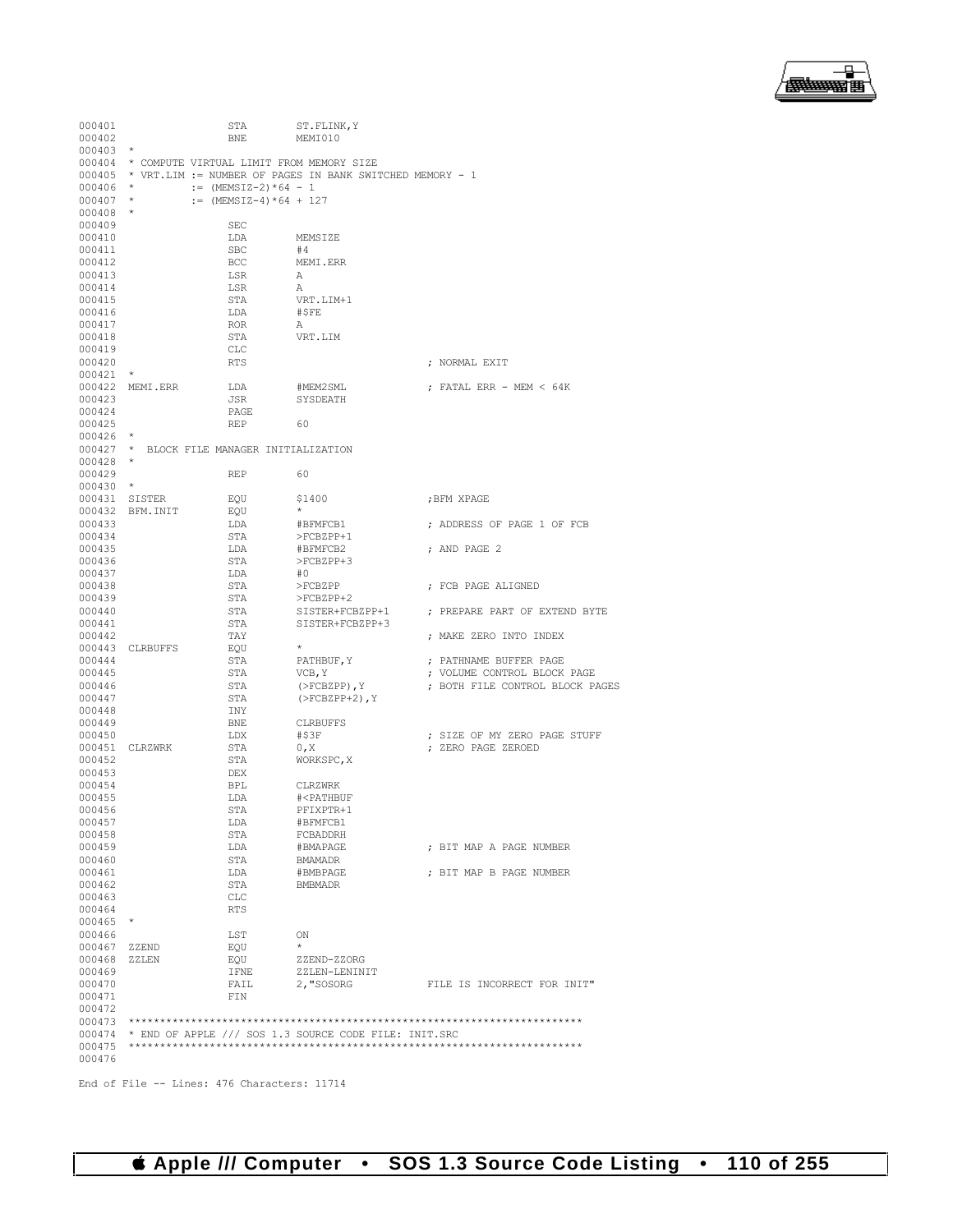```
000401                  STA        ST.FLINK,Y
000402                  BNE        MEMI010
000403  *
000404  * COMPUTE VIRTUAL LIMIT FROM MEMORY SIZE
000405  * VRT.LIM := NUMBER OF PAGES IN BANK SWITCHED MEMORY - 1
000406  *         := (MEMSIZ-2)*64 - 1
000407  *         := (MEMSIZ-4)*64 + 127
000408  *
000409                  SEC
000410                  LDA        MEMSIZE
000411                  SBC        #4
000412                  BCC        MEMI.ERR
000413                  LSR        A
000414                  LSR        A
000415                  STA        VRT.LIM+1
000416                  LDA        #$FE
000417                  ROR        A
000418                  STA        VRT.LIM
000419                  CLC
000420                  RTS                              ; NORMAL EXIT
000421  *
000422  MEMI.ERR        LDA        #MEM2SML              ; FATAL ERR - MEM < 64K
000423                  JSR        SYSDEATH
000424                  PAGE
000425                  REP        60
000426  *
000427  *  BLOCK FILE MANAGER INITIALIZATION
000428  *
000429                  REP        60
000430  *
000431  SISTER          EQU        $1400                 ;BFM XPAGE
000432  BFM.INIT        EQU        *
000433                  LDA        #BFMFCB1              ; ADDRESS OF PAGE 1 OF FCB
000434                  STA        >FCBZPP+1
000435                  LDA        #BFMFCB2              ; AND PAGE 2
000436                  STA        >FCBZPP+3
000437                  LDA        #0
000438                  STA        >FCBZPP               ; FCB PAGE ALIGNED
000439                  STA        >FCBZPP+2
000440                  STA        SISTER+FCBZPP+1       ; PREPARE PART OF EXTEND BYTE
000441                  STA        SISTER+FCBZPP+3
000442                  TAY                              ; MAKE ZERO INTO INDEX
000443  CLRBUFFS        EQU        *
000444                  STA        PATHBUF,Y             ; PATHNAME BUFFER PAGE
000445                  STA        VCB,Y                 ; VOLUME CONTROL BLOCK PAGE
000446                  STA        (>FCBZPP),Y           ; BOTH FILE CONTROL BLOCK PAGES
000447                  STA        (>FCBZPP+2),Y
000448                  INY
000449                  BNE        CLRBUFFS
000450                  LDX        #$3F                  ; SIZE OF MY ZERO PAGE STUFF
000451  CLRZWRK         STA        0,X                   ; ZERO PAGE ZEROED
000452                  STA        WORKSPC,X
000453                  DEX
000454                  BPL        CLRZWRK
000455                  LDA        #<PATHBUF
000456                  STA        PFIXPTR+1
000457                  LDA        #BFMFCB1
000458                  STA        FCBADDRH
000459                  LDA        #BMAPAGE              ; BIT MAP A PAGE NUMBER
000460                  STA        BMAMADR
000461                  LDA        #BMBPAGE              ; BIT MAP B PAGE NUMBER
000462                  STA        BMBMADR
000463                  CLC
000464                  RTS
000465  *
000466                  LST        ON
000467  ZZEND           EQU        *
000468  ZZLEN           EQU        ZZEND-ZZORG
000469                  IFNE       ZZLEN-LENINIT
000470                  FAIL       2,"SOSORG             FILE IS INCORRECT FOR INIT"
000471                  FIN
000472
000473  ************************************************************************
000474  * END OF APPLE /// SOS 1.3 SOURCE CODE FILE: INIT.SRC
000475  ************************************************************************
000476

End of File -- Lines: 476 Characters: 11714
```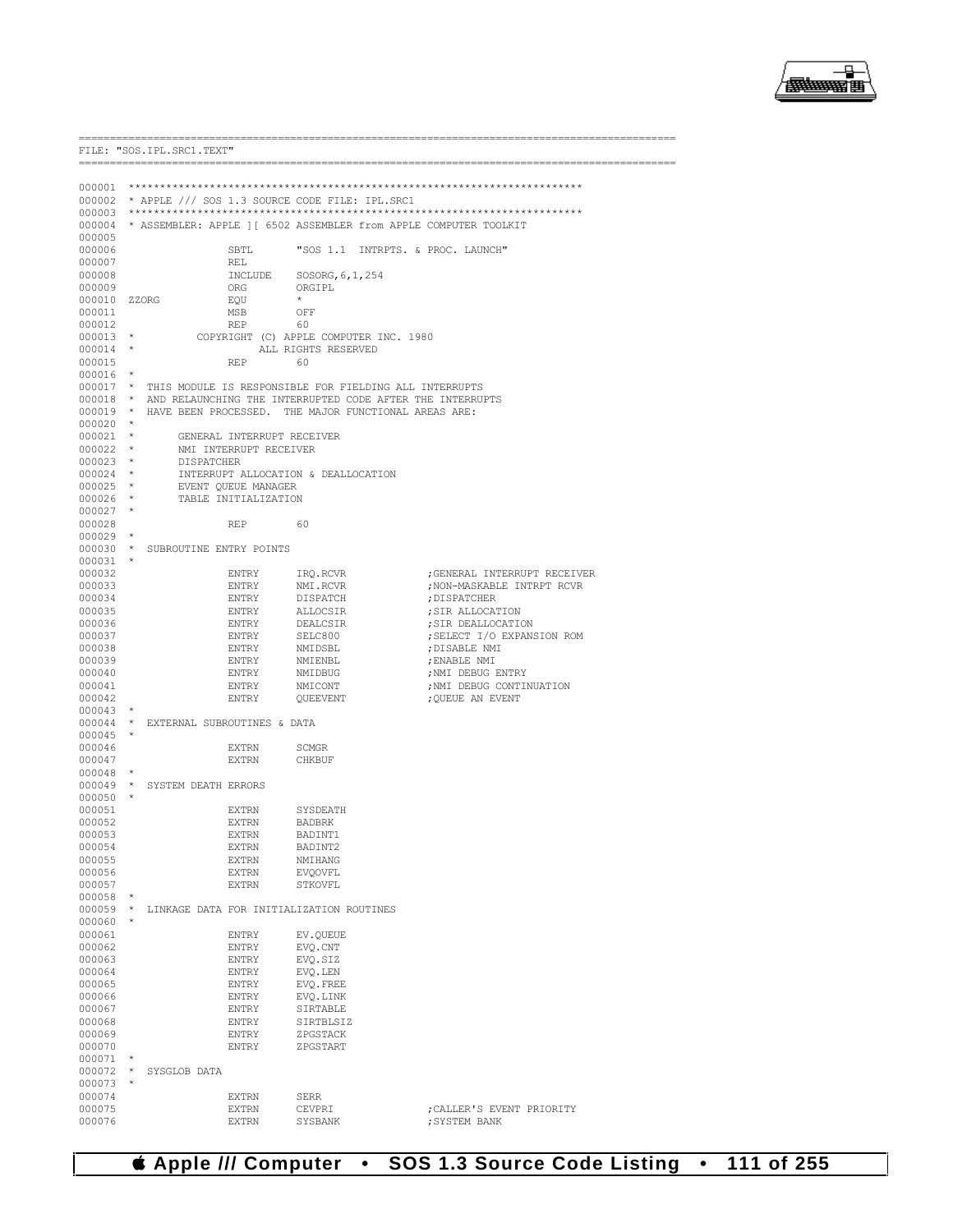```
==========================================================================================
FILE: "SOS.IPL.SRC1.TEXT"
==========================================================================================

000001 ************************************************************************
000002 * APPLE /// SOS 1.3 SOURCE CODE FILE: IPL.SRC1
000003 ************************************************************************
000004 * ASSEMBLER: APPLE ][ 6502 ASSEMBLER from APPLE COMPUTER TOOLKIT
000005
000006                 SBTL       "SOS 1.1  INTRPTS. & PROC. LAUNCH"
000007                 REL
000008                 INCLUDE    SOSORG,6,1,254
000009                 ORG        ORGIPL
000010 ZZORG           EQU        *
000011                 MSB        OFF
000012                 REP        60
000013 *          COPYRIGHT (C) APPLE COMPUTER INC. 1980
000014 *                    ALL RIGHTS RESERVED
000015                 REP        60
000016 *
000017 *  THIS MODULE IS RESPONSIBLE FOR FIELDING ALL INTERRUPTS
000018 *  AND RELAUNCHING THE INTERRUPTED CODE AFTER THE INTERRUPTS
000019 *  HAVE BEEN PROCESSED.  THE MAJOR FUNCTIONAL AREAS ARE:
000020 *
000021 *       GENERAL INTERRUPT RECEIVER
000022 *       NMI INTERRUPT RECEIVER
000023 *       DISPATCHER
000024 *       INTERRUPT ALLOCATION & DEALLOCATION
000025 *       EVENT QUEUE MANAGER
000026 *       TABLE INITIALIZATION
000027 *
000028                 REP        60
000029 *
000030 *  SUBROUTINE ENTRY POINTS
000031 *
000032                 ENTRY      IRQ.RCVR              ;GENERAL INTERRUPT RECEIVER
000033                 ENTRY      NMI.RCVR              ;NON-MASKABLE INTRPT RCVR
000034                 ENTRY      DISPATCH              ;DISPATCHER
000035                 ENTRY      ALLOCSIR              ;SIR ALLOCATION
000036                 ENTRY      DEALCSIR              ;SIR DEALLOCATION
000037                 ENTRY      SELC800               ;SELECT I/O EXPANSION ROM
000038                 ENTRY      NMIDSBL               ;DISABLE NMI
000039                 ENTRY      NMIENBL               ;ENABLE NMI
000040                 ENTRY      NMIDBUG               ;NMI DEBUG ENTRY
000041                 ENTRY      NMICONT               ;NMI DEBUG CONTINUATION
000042                 ENTRY      QUEEVENT              ;QUEUE AN EVENT
000043 *
000044 *  EXTERNAL SUBROUTINES & DATA
000045 *
000046                 EXTRN      SCMGR
000047                 EXTRN      CHKBUF
000048 *
000049 *  SYSTEM DEATH ERRORS
000050 *
000051                 EXTRN      SYSDEATH
000052                 EXTRN      BADBRK
000053                 EXTRN      BADINT1
000054                 EXTRN      BADINT2
000055                 EXTRN      NMIHANG
000056                 EXTRN      EVQOVFL
000057                 EXTRN      STKOVFL
000058 *
000059 *  LINKAGE DATA FOR INITIALIZATION ROUTINES
000060 *
000061                 ENTRY      EV.QUEUE
000062                 ENTRY      EVQ.CNT
000063                 ENTRY      EVQ.SIZ
000064                 ENTRY      EVQ.LEN
000065                 ENTRY      EVQ.FREE
000066                 ENTRY      EVQ.LINK
000067                 ENTRY      SIRTABLE
000068                 ENTRY      SIRTBLSIZ
000069                 ENTRY      ZPGSTACK
000070                 ENTRY      ZPGSTART
000071 *
000072 *  SYSGLOB DATA
000073 *
000074                 EXTRN      SERR
000075                 EXTRN      CEVPRI                ;CALLER'S EVENT PRIORITY
000076                 EXTRN      SYSBANK               ;SYSTEM BANK
```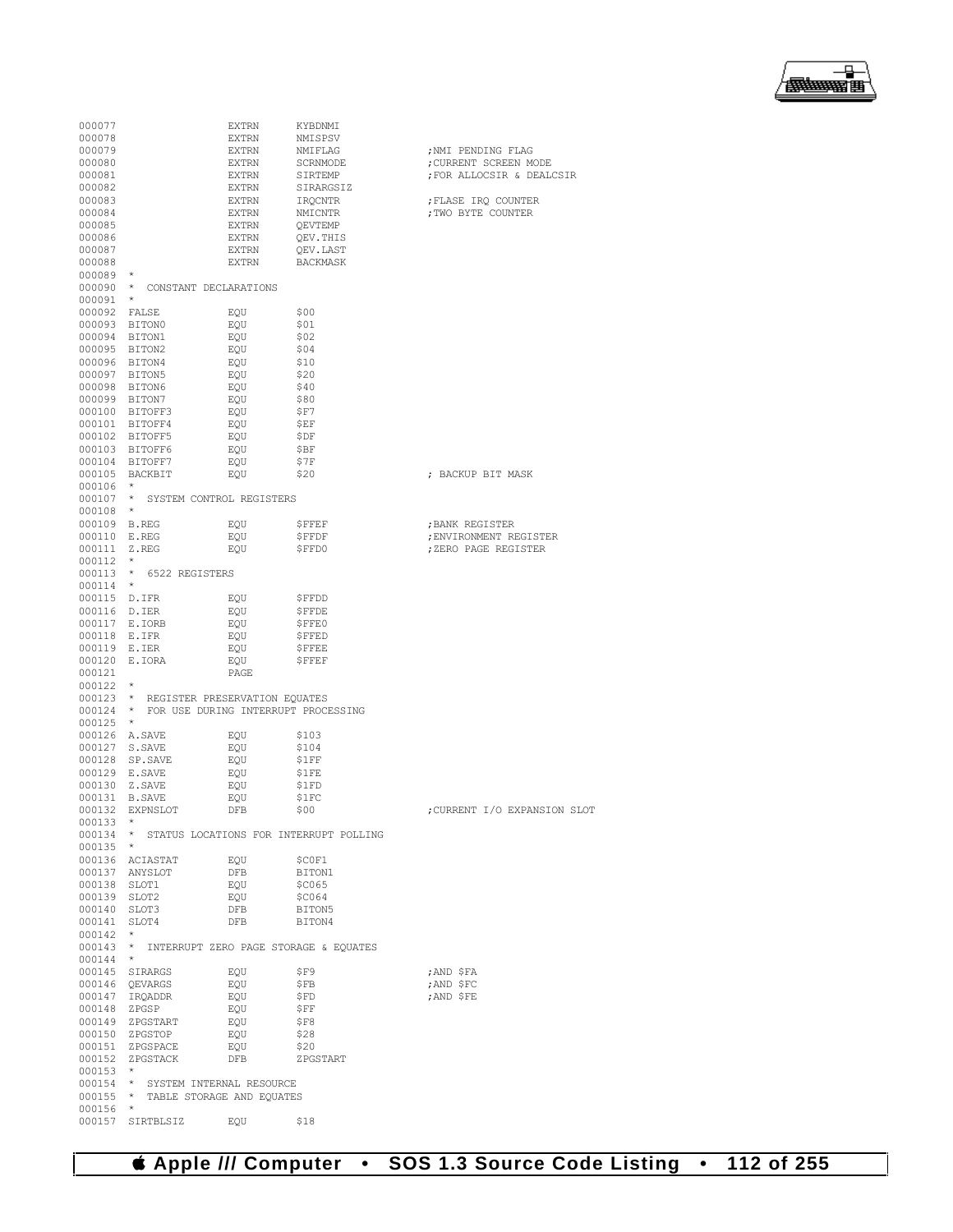```
000077                  EXTRN      KYBDNMI
000078                  EXTRN      NMISPSV
000079                  EXTRN      NMIFLAG                ;NMI PENDING FLAG
000080                  EXTRN      SCRNMODE               ;CURRENT SCREEN MODE
000081                  EXTRN      SIRTEMP                ;FOR ALLOCSIR & DEALCSIR
000082                  EXTRN      SIRARGSIZ
000083                  EXTRN      IRQCNTR                ;FLASE IRQ COUNTER
000084                  EXTRN      NMICNTR                ;TWO BYTE COUNTER
000085                  EXTRN      QEVTEMP
000086                  EXTRN      QEV.THIS
000087                  EXTRN      QEV.LAST
000088                  EXTRN      BACKMASK
000089  *
000090  *  CONSTANT DECLARATIONS
000091  *
000092  FALSE           EQU        $00
000093  BITON0          EQU        $01
000094  BITON1          EQU        $02
000095  BITON2          EQU        $04
000096  BITON4          EQU        $10
000097  BITON5          EQU        $20
000098  BITON6          EQU        $40
000099  BITON7          EQU        $80
000100  BITOFF3         EQU        $F7
000101  BITOFF4         EQU        $EF
000102  BITOFF5         EQU        $DF
000103  BITOFF6         EQU        $BF
000104  BITOFF7         EQU        $7F
000105  BACKBIT         EQU        $20                    ; BACKUP BIT MASK
000106  *
000107  *  SYSTEM CONTROL REGISTERS
000108  *
000109  B.REG           EQU        $FFEF                  ;BANK REGISTER
000110  E.REG           EQU        $FFDF                  ;ENVIRONMENT REGISTER
000111  Z.REG           EQU        $FFD0                  ;ZERO PAGE REGISTER
000112  *
000113  *  6522 REGISTERS
000114  *
000115  D.IFR           EQU        $FFDD
000116  D.IER           EQU        $FFDE
000117  E.IORB          EQU        $FFE0
000118  E.IFR           EQU        $FFED
000119  E.IER           EQU        $FFEE
000120  E.IORA          EQU        $FFEF
000121                  PAGE
000122  *
000123  *  REGISTER PRESERVATION EQUATES
000124  *  FOR USE DURING INTERRUPT PROCESSING
000125  *
000126  A.SAVE          EQU        $103
000127  S.SAVE          EQU        $104
000128  SP.SAVE         EQU        $1FF
000129  E.SAVE          EQU        $1FE
000130  Z.SAVE          EQU        $1FD
000131  B.SAVE          EQU        $1FC
000132  EXPNSLOT        DFB        $00                    ;CURRENT I/O EXPANSION SLOT
000133  *
000134  *  STATUS LOCATIONS FOR INTERRUPT POLLING
000135  *
000136  ACIASTAT        EQU        $C0F1
000137  ANYSLOT         DFB        BITON1
000138  SLOT1           EQU        $C065
000139  SLOT2           EQU        $C064
000140  SLOT3           DFB        BITON5
000141  SLOT4           DFB        BITON4
000142  *
000143  *  INTERRUPT ZERO PAGE STORAGE & EQUATES
000144  *
000145  SIRARGS         EQU        $F9                    ;AND $FA
000146  QEVARGS         EQU        $FB                    ;AND $FC
000147  IRQADDR         EQU        $FD                    ;AND $FE
000148  ZPGSP           EQU        $FF
000149  ZPGSTART        EQU        $F8
000150  ZPGSTOP         EQU        $28
000151  ZPGSPACE        EQU        $20
000152  ZPGSTACK        DFB        ZPGSTART
000153  *
000154  *  SYSTEM INTERNAL RESOURCE
000155  *  TABLE STORAGE AND EQUATES
000156  *
000157  SIRTBLSIZ       EQU        $18
```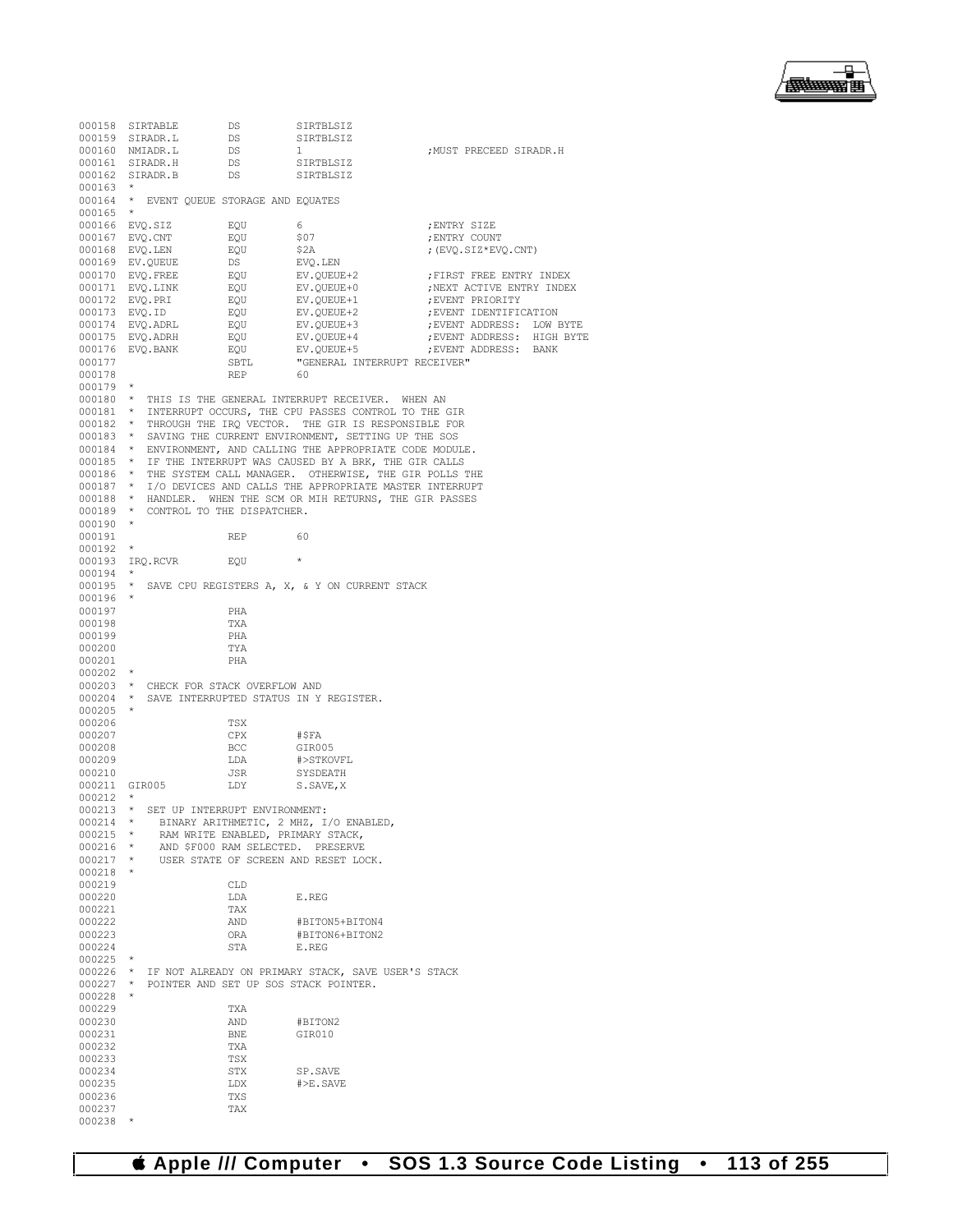```
000158 SIRTABLE        DS         SIRTBLSIZ
000159 SIRADR.L        DS         SIRTBLSIZ
000160 NMIADR.L        DS         1                    ;MUST PRECEED SIRADR.H
000161 SIRADR.H        DS         SIRTBLSIZ
000162 SIRADR.B        DS         SIRTBLSIZ
000163 *
000164 *  EVENT QUEUE STORAGE AND EQUATES
000165 *
000166 EVQ.SIZ         EQU        6                    ;ENTRY SIZE
000167 EVQ.CNT         EQU        $07                  ;ENTRY COUNT
000168 EVQ.LEN         EQU        $2A                  ;(EVQ.SIZ*EVQ.CNT)
000169 EV.QUEUE        DS         EVQ.LEN
000170 EVQ.FREE        EQU        EV.QUEUE+2           ;FIRST FREE ENTRY INDEX
000171 EVQ.LINK        EQU        EV.QUEUE+0           ;NEXT ACTIVE ENTRY INDEX
000172 EVQ.PRI         EQU        EV.QUEUE+1           ;EVENT PRIORITY
000173 EVQ.ID          EQU        EV.QUEUE+2           ;EVENT IDENTIFICATION
000174 EVQ.ADRL        EQU        EV.QUEUE+3           ;EVENT ADDRESS:  LOW BYTE
000175 EVQ.ADRH        EQU        EV.QUEUE+4           ;EVENT ADDRESS:  HIGH BYTE
000176 EVQ.BANK        EQU        EV.QUEUE+5           ;EVENT ADDRESS:  BANK
000177                 SBTL       "GENERAL INTERRUPT RECEIVER"
000178                 REP        60
000179 *
000180 *  THIS IS THE GENERAL INTERRUPT RECEIVER.  WHEN AN
000181 *  INTERRUPT OCCURS, THE CPU PASSES CONTROL TO THE GIR
000182 *  THROUGH THE IRQ VECTOR.  THE GIR IS RESPONSIBLE FOR
000183 *  SAVING THE CURRENT ENVIRONMENT, SETTING UP THE SOS
000184 *  ENVIRONMENT, AND CALLING THE APPROPRIATE CODE MODULE.
000185 *  IF THE INTERRUPT WAS CAUSED BY A BRK, THE GIR CALLS
000186 *  THE SYSTEM CALL MANAGER.  OTHERWISE, THE GIR POLLS THE
000187 *  I/O DEVICES AND CALLS THE APPROPRIATE MASTER INTERRUPT
000188 *  HANDLER.  WHEN THE SCM OR MIH RETURNS, THE GIR PASSES
000189 *  CONTROL TO THE DISPATCHER.
000190 *
000191                 REP        60
000192 *
000193 IRQ.RCVR        EQU        *
000194 *
000195 *  SAVE CPU REGISTERS A, X, & Y ON CURRENT STACK
000196 *
000197                 PHA
000198                 TXA
000199                 PHA
000200                 TYA
000201                 PHA
000202 *
000203 *  CHECK FOR STACK OVERFLOW AND
000204 *  SAVE INTERRUPTED STATUS IN Y REGISTER.
000205 *
000206                 TSX
000207                 CPX        #$FA
000208                 BCC        GIR005
000209                 LDA        #>STKOVFL
000210                 JSR        SYSDEATH
000211 GIR005          LDY        S.SAVE,X
000212 *
000213 *  SET UP INTERRUPT ENVIRONMENT:
000214 *    BINARY ARITHMETIC, 2 MHZ, I/O ENABLED,
000215 *    RAM WRITE ENABLED, PRIMARY STACK,
000216 *    AND $F000 RAM SELECTED.  PRESERVE
000217 *    USER STATE OF SCREEN AND RESET LOCK.
000218 *
000219                 CLD
000220                 LDA        E.REG
000221                 TAX
000222                 AND        #BITON5+BITON4
000223                 ORA        #BITON6+BITON2
000224                 STA        E.REG
000225 *
000226 *  IF NOT ALREADY ON PRIMARY STACK, SAVE USER'S STACK
000227 *  POINTER AND SET UP SOS STACK POINTER.
000228 *
000229                 TXA
000230                 AND        #BITON2
000231                 BNE        GIR010
000232                 TXA
000233                 TSX
000234                 STX        SP.SAVE
000235                 LDX        #>E.SAVE
000236                 TXS
000237                 TAX
000238 *
```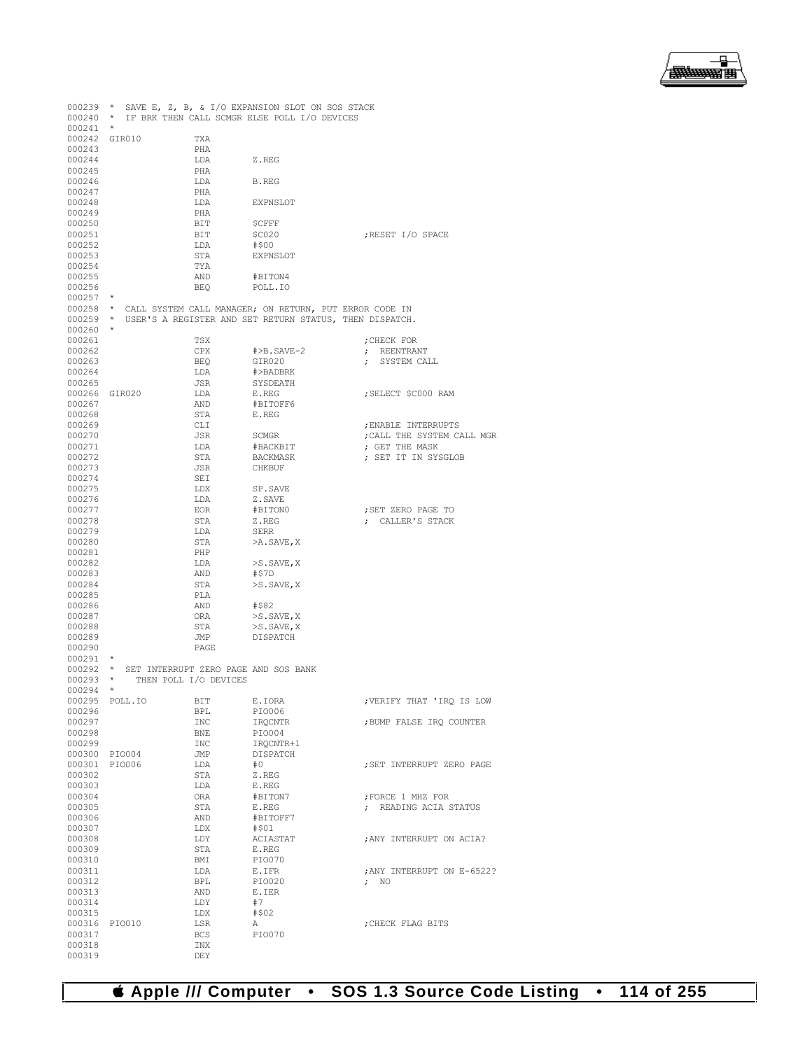```
000239  *  SAVE E, Z, B, & I/O EXPANSION SLOT ON SOS STACK
000240  *  IF BRK THEN CALL SCMGR ELSE POLL I/O DEVICES
000241  *
000242  GIR010          TXA
000243                  PHA
000244                  LDA       Z.REG
000245                  PHA
000246                  LDA       B.REG
000247                  PHA
000248                  LDA       EXPNSLOT
000249                  PHA
000250                  BIT       $CFFF
000251                  BIT       $C020                ;RESET I/O SPACE
000252                  LDA       #$00
000253                  STA       EXPNSLOT
000254                  TYA
000255                  AND       #BITON4
000256                  BEQ       POLL.IO
000257  *
000258  *  CALL SYSTEM CALL MANAGER; ON RETURN, PUT ERROR CODE IN
000259  *  USER'S A REGISTER AND SET RETURN STATUS, THEN DISPATCH.
000260  *
000261                  TSX                            ;CHECK FOR
000262                  CPX       #>B.SAVE-2           ; REENTRANT
000263                  BEQ       GIR020               ; SYSTEM CALL
000264                  LDA       #>BADBRK
000265                  JSR       SYSDEATH
000266  GIR020          LDA       E.REG                ;SELECT $C000 RAM
000267                  AND       #BITOFF6
000268                  STA       E.REG
000269                  CLI                            ;ENABLE INTERRUPTS
000270                  JSR       SCMGR                ;CALL THE SYSTEM CALL MGR
000271                  LDA       #BACKBIT             ; GET THE MASK
000272                  STA       BACKMASK             ; SET IT IN SYSGLOB
000273                  JSR       CHKBUF
000274                  SEI
000275                  LDX       SP.SAVE
000276                  LDA       Z.SAVE
000277                  EOR       #BITON0              ;SET ZERO PAGE TO
000278                  STA       Z.REG                ; CALLER'S STACK
000279                  LDA       SERR
000280                  STA       >A.SAVE,X
000281                  PHP
000282                  LDA       >S.SAVE,X
000283                  AND       #$7D
000284                  STA       >S.SAVE,X
000285                  PLA
000286                  AND       #$82
000287                  ORA       >S.SAVE,X
000288                  STA       >S.SAVE,X
000289                  JMP       DISPATCH
000290                  PAGE
000291  *
000292  *  SET INTERRUPT ZERO PAGE AND SOS BANK
000293  *     THEN POLL I/O DEVICES
000294  *
000295  POLL.IO         BIT       E.IORA               ;VERIFY THAT 'IRQ IS LOW
000296                  BPL       PIO006
000297                  INC       IRQCNTR              ;BUMP FALSE IRQ COUNTER
000298                  BNE       PIO004
000299                  INC       IRQCNTR+1
000300  PIO004          JMP       DISPATCH
000301  PIO006          LDA       #0                   ;SET INTERRUPT ZERO PAGE
000302                  STA       Z.REG
000303                  LDA       E.REG
000304                  ORA       #BITON7              ;FORCE 1 MHZ FOR
000305                  STA       E.REG                ; READING ACIA STATUS
000306                  AND       #BITOFF7
000307                  LDX       #$01
000308                  LDY       ACIASTAT             ;ANY INTERRUPT ON ACIA?
000309                  STA       E.REG
000310                  BMI       PIO070
000311                  LDA       E.IFR                ;ANY INTERRUPT ON E-6522?
000312                  BPL       PIO020               ; NO
000313                  AND       E.IER
000314                  LDY       #7
000315                  LDX       #$02
000316  PIO010          LSR       A                    ;CHECK FLAG BITS
000317                  BCS       PIO070
000318                  INX
000319                  DEY
```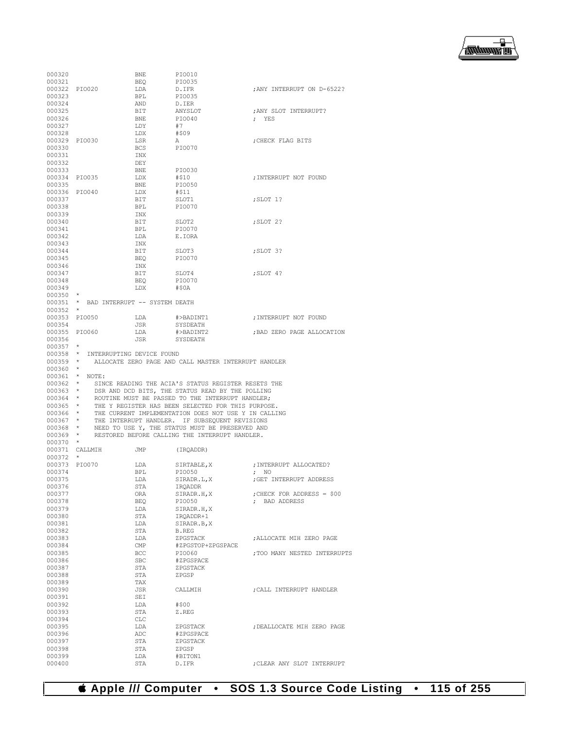```
000320                  BNE       PIO010
000321                  BEQ       PIO035
000322  PIO020          LDA       D.IFR                 ;ANY INTERRUPT ON D-6522?
000323                  BPL       PIO035
000324                  AND       D.IER
000325                  BIT       ANYSLOT               ;ANY SLOT INTERRUPT?
000326                  BNE       PIO040                ; YES
000327                  LDY       #7
000328                  LDX       #$09
000329  PIO030          LSR       A                     ;CHECK FLAG BITS
000330                  BCS       PIO070
000331                  INX
000332                  DEY
000333                  BNE       PIO030
000334  PIO035          LDX       #$10                  ;INTERRUPT NOT FOUND
000335                  BNE       PIO050
000336  PIO040          LDX       #$11
000337                  BIT       SLOT1                 ;SLOT 1?
000338                  BPL       PIO070
000339                  INX
000340                  BIT       SLOT2                 ;SLOT 2?
000341                  BPL       PIO070
000342                  LDA       E.IORA
000343                  INX
000344                  BIT       SLOT3                 ;SLOT 3?
000345                  BEQ       PIO070
000346                  INX
000347                  BIT       SLOT4                 ;SLOT 4?
000348                  BEQ       PIO070
000349                  LDX       #$0A
000350  *
000351  *  BAD INTERRUPT -- SYSTEM DEATH
000352  *
000353  PIO050          LDA       #>BADINT1             ;INTERRUPT NOT FOUND
000354                  JSR       SYSDEATH
000355  PIO060          LDA       #>BADINT2             ;BAD ZERO PAGE ALLOCATION
000356                  JSR       SYSDEATH
000357  *
000358  *  INTERRUPTING DEVICE FOUND
000359  *     ALLOCATE ZERO PAGE AND CALL MASTER INTERRUPT HANDLER
000360  *
000361  *  NOTE:
000362  *     SINCE READING THE ACIA'S STATUS REGISTER RESETS THE
000363  *     DSR AND DCD BITS, THE STATUS READ BY THE POLLING
000364  *     ROUTINE MUST BE PASSED TO THE INTERRUPT HANDLER;
000365  *     THE Y REGISTER HAS BEEN SELECTED FOR THIS PURPOSE.
000366  *     THE CURRENT IMPLEMENTATION DOES NOT USE Y IN CALLING
000367  *     THE INTERRUPT HANDLER.  IF SUBSEQUENT REVISIONS
000368  *     NEED TO USE Y, THE STATUS MUST BE PRESERVED AND
000369  *     RESTORED BEFORE CALLING THE INTERRUPT HANDLER.
000370  *
000371  CALLMIH         JMP       (IRQADDR)
000372  *
000373  PIO070          LDA       SIRTABLE,X            ;INTERRUPT ALLOCATED?
000374                  BPL       PIO050                ; NO
000375                  LDA       SIRADR.L,X            ;GET INTERRUPT ADDRESS
000376                  STA       IRQADDR
000377                  ORA       SIRADR.H,X            ;CHECK FOR ADDRESS = $00
000378                  BEQ       PIO050                ; BAD ADDRESS
000379                  LDA       SIRADR.H,X
000380                  STA       IRQADDR+1
000381                  LDA       SIRADR.B,X
000382                  STA       B.REG
000383                  LDA       ZPGSTACK              ;ALLOCATE MIH ZERO PAGE
000384                  CMP       #ZPGSTOP+ZPGSPACE
000385                  BCC       PIO060                ;TOO MANY NESTED INTERRUPTS
000386                  SBC       #ZPGSPACE
000387                  STA       ZPGSTACK
000388                  STA       ZPGSP
000389                  TAX
000390                  JSR       CALLMIH               ;CALL INTERRUPT HANDLER
000391                  SEI
000392                  LDA       #$00
000393                  STA       Z.REG
000394                  CLC
000395                  LDA       ZPGSTACK              ;DEALLOCATE MIH ZERO PAGE
000396                  ADC       #ZPGSPACE
000397                  STA       ZPGSTACK
000398                  STA       ZPGSP
000399                  LDA       #BITON1
000400                  STA       D.IFR                 ;CLEAR ANY SLOT INTERRUPT
```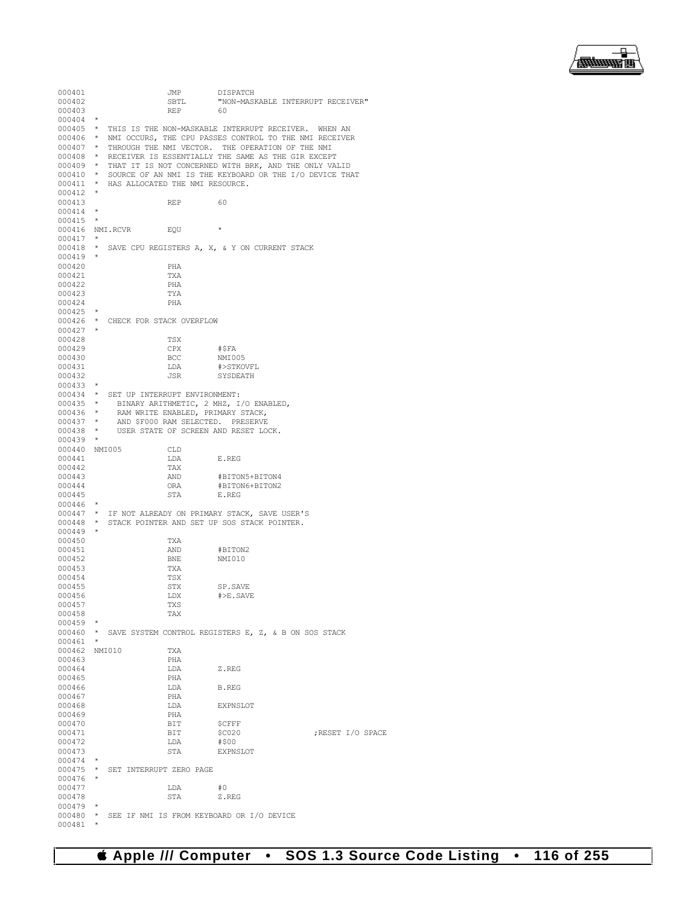```
000401                  JMP        DISPATCH
000402                  SBTL       "NON-MASKABLE INTERRUPT RECEIVER"
000403                  REP        60
000404  *
000405  *  THIS IS THE NON-MASKABLE INTERRUPT RECEIVER.  WHEN AN
000406  *  NMI OCCURS, THE CPU PASSES CONTROL TO THE NMI RECEIVER
000407  *  THROUGH THE NMI VECTOR.  THE OPERATION OF THE NMI
000408  *  RECEIVER IS ESSENTIALLY THE SAME AS THE GIR EXCEPT
000409  *  THAT IT IS NOT CONCERNED WITH BRK, AND THE ONLY VALID
000410  *  SOURCE OF AN NMI IS THE KEYBOARD OR THE I/O DEVICE THAT
000411  *  HAS ALLOCATED THE NMI RESOURCE.
000412  *
000413                  REP        60
000414  *
000415  *
000416  NMI.RCVR        EQU        *
000417  *
000418  *  SAVE CPU REGISTERS A, X, & Y ON CURRENT STACK
000419  *
000420                  PHA
000421                  TXA
000422                  PHA
000423                  TYA
000424                  PHA
000425  *
000426  *  CHECK FOR STACK OVERFLOW
000427  *
000428                  TSX
000429                  CPX        #$FA
000430                  BCC        NMI005
000431                  LDA        #>STKOVFL
000432                  JSR        SYSDEATH
000433  *
000434  *  SET UP INTERRUPT ENVIRONMENT:
000435  *    BINARY ARITHMETIC, 2 MHZ, I/O ENABLED,
000436  *    RAM WRITE ENABLED, PRIMARY STACK,
000437  *    AND $F000 RAM SELECTED.  PRESERVE
000438  *    USER STATE OF SCREEN AND RESET LOCK.
000439  *
000440  NMI005          CLD
000441                  LDA        E.REG
000442                  TAX
000443                  AND        #BITON5+BITON4
000444                  ORA        #BITON6+BITON2
000445                  STA        E.REG
000446  *
000447  *  IF NOT ALREADY ON PRIMARY STACK, SAVE USER'S
000448  *  STACK POINTER AND SET UP SOS STACK POINTER.
000449  *
000450                  TXA
000451                  AND        #BITON2
000452                  BNE        NMI010
000453                  TXA
000454                  TSX
000455                  STX        SP.SAVE
000456                  LDX        #>E.SAVE
000457                  TXS
000458                  TAX
000459  *
000460  *  SAVE SYSTEM CONTROL REGISTERS E, Z, & B ON SOS STACK
000461  *
000462  NMI010          TXA
000463                  PHA
000464                  LDA        Z.REG
000465                  PHA
000466                  LDA        B.REG
000467                  PHA
000468                  LDA        EXPNSLOT
000469                  PHA
000470                  BIT        $CFFF
000471                  BIT        $C020              ;RESET I/O SPACE
000472                  LDA        #$00
000473                  STA        EXPNSLOT
000474  *
000475  *  SET INTERRUPT ZERO PAGE
000476  *
000477                  LDA        #0
000478                  STA        Z.REG
000479  *
000480  *  SEE IF NMI IS FROM KEYBOARD OR I/O DEVICE
000481  *
```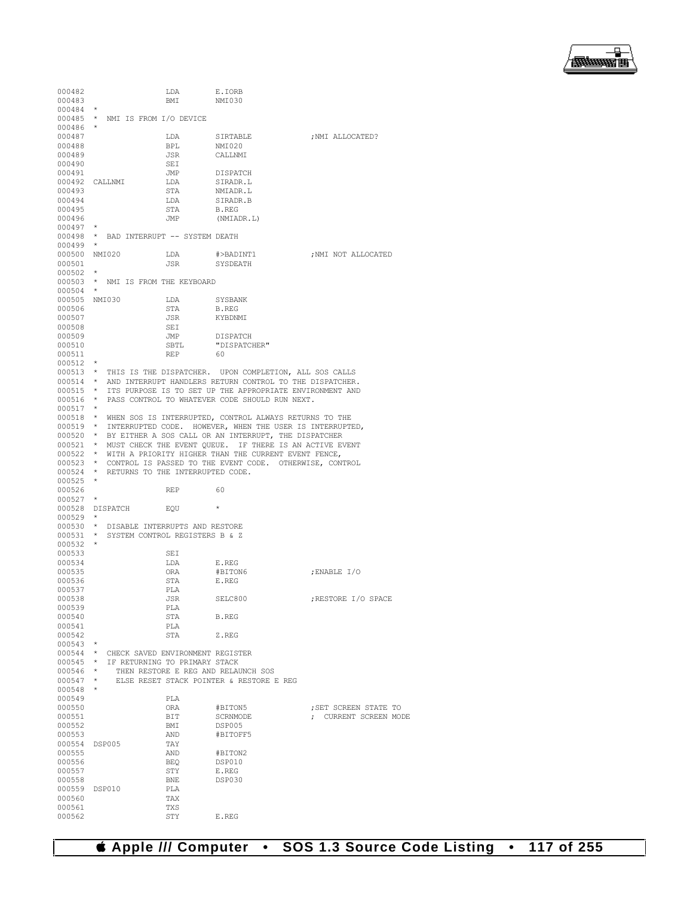```
000482                 LDA       E.IORB
000483                 BMI       NMI030
000484  *
000485  *  NMI IS FROM I/O DEVICE
000486  *
000487                 LDA       SIRTABLE              ;NMI ALLOCATED?
000488                 BPL       NMI020
000489                 JSR       CALLNMI
000490                 SEI
000491                 JMP       DISPATCH
000492  CALLNMI        LDA       SIRADR.L
000493                 STA       NMIADR.L
000494                 LDA       SIRADR.B
000495                 STA       B.REG
000496                 JMP       (NMIADR.L)
000497  *
000498  *  BAD INTERRUPT -- SYSTEM DEATH
000499  *
000500  NMI020         LDA       #>BADINT1             ;NMI NOT ALLOCATED
000501                 JSR       SYSDEATH
000502  *
000503  *  NMI IS FROM THE KEYBOARD
000504  *
000505  NMI030         LDA       SYSBANK
000506                 STA       B.REG
000507                 JSR       KYBDNMI
000508                 SEI
000509                 JMP       DISPATCH
000510                 SBTL      "DISPATCHER"
000511                 REP       60
000512  *
000513  *  THIS IS THE DISPATCHER.  UPON COMPLETION, ALL SOS CALLS
000514  *  AND INTERRUPT HANDLERS RETURN CONTROL TO THE DISPATCHER.
000515  *  ITS PURPOSE IS TO SET UP THE APPROPRIATE ENVIRONMENT AND
000516  *  PASS CONTROL TO WHATEVER CODE SHOULD RUN NEXT.
000517  *
000518  *  WHEN SOS IS INTERRUPTED, CONTROL ALWAYS RETURNS TO THE
000519  *  INTERRUPTED CODE.  HOWEVER, WHEN THE USER IS INTERRUPTED,
000520  *  BY EITHER A SOS CALL OR AN INTERRUPT, THE DISPATCHER
000521  *  MUST CHECK THE EVENT QUEUE.  IF THERE IS AN ACTIVE EVENT
000522  *  WITH A PRIORITY HIGHER THAN THE CURRENT EVENT FENCE,
000523  *  CONTROL IS PASSED TO THE EVENT CODE.  OTHERWISE, CONTROL
000524  *  RETURNS TO THE INTERRUPTED CODE.
000525  *
000526                 REP       60
000527  *
000528  DISPATCH       EQU       *
000529  *
000530  *  DISABLE INTERRUPTS AND RESTORE
000531  *  SYSTEM CONTROL REGISTERS B & Z
000532  *
000533                 SEI
000534                 LDA       E.REG
000535                 ORA       #BITON6               ;ENABLE I/O
000536                 STA       E.REG
000537                 PLA
000538                 JSR       SELC800               ;RESTORE I/O SPACE
000539                 PLA
000540                 STA       B.REG
000541                 PLA
000542                 STA       Z.REG
000543  *
000544  *  CHECK SAVED ENVIRONMENT REGISTER
000545  *  IF RETURNING TO PRIMARY STACK
000546  *     THEN RESTORE E REG AND RELAUNCH SOS
000547  *     ELSE RESET STACK POINTER & RESTORE E REG
000548  *
000549                 PLA
000550                 ORA       #BITON5               ;SET SCREEN STATE TO
000551                 BIT       SCRNMODE              ;  CURRENT SCREEN MODE
000552                 BMI       DSP005
000553                 AND       #BITOFF5
000554  DSP005         TAY
000555                 AND       #BITON2
000556                 BEQ       DSP010
000557                 STY       E.REG
000558                 BNE       DSP030
000559  DSP010         PLA
000560                 TAX
000561                 TXS
000562                 STY       E.REG
```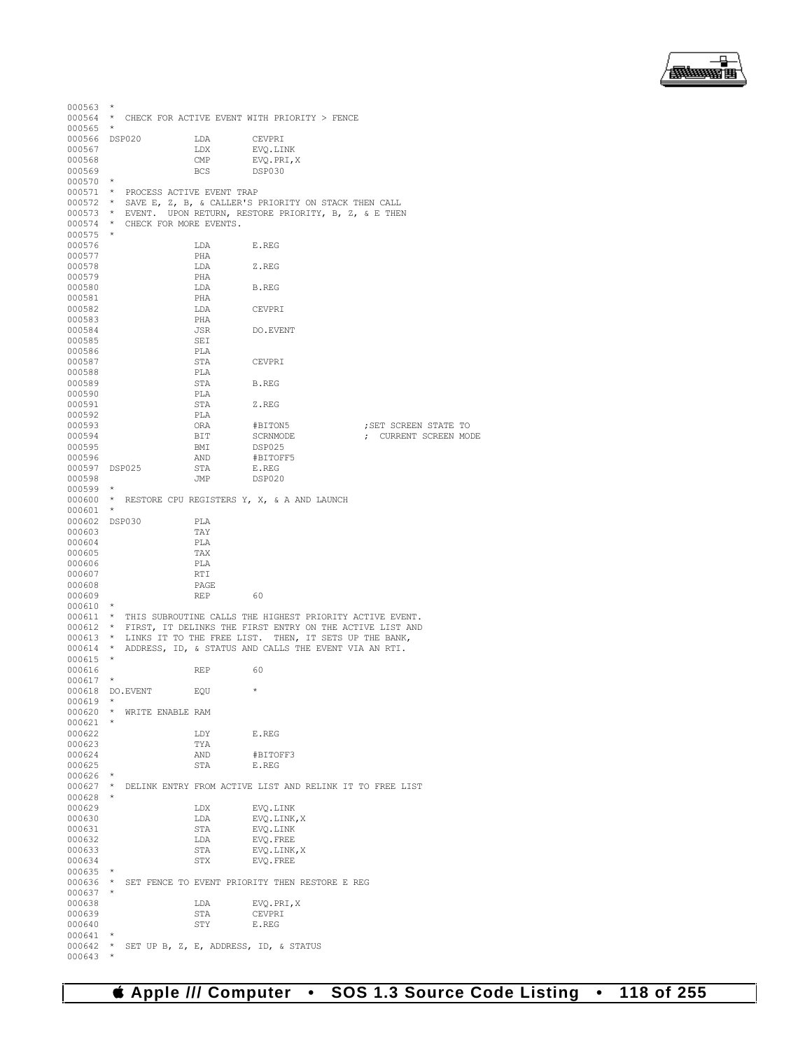```
000563  *
000564  *  CHECK FOR ACTIVE EVENT WITH PRIORITY > FENCE
000565  *
000566  DSP020          LDA       CEVPRI
000567                  LDX       EVQ.LINK
000568                  CMP       EVQ.PRI,X
000569                  BCS       DSP030
000570  *
000571  *  PROCESS ACTIVE EVENT TRAP
000572  *  SAVE E, Z, B, & CALLER'S PRIORITY ON STACK THEN CALL
000573  *  EVENT.  UPON RETURN, RESTORE PRIORITY, B, Z, & E THEN
000574  *  CHECK FOR MORE EVENTS.
000575  *
000576                  LDA       E.REG
000577                  PHA
000578                  LDA       Z.REG
000579                  PHA
000580                  LDA       B.REG
000581                  PHA
000582                  LDA       CEVPRI
000583                  PHA
000584                  JSR       DO.EVENT
000585                  SEI
000586                  PLA
000587                  STA       CEVPRI
000588                  PLA
000589                  STA       B.REG
000590                  PLA
000591                  STA       Z.REG
000592                  PLA
000593                  ORA       #BITON5              ;SET SCREEN STATE TO
000594                  BIT       SCRNMODE             ;  CURRENT SCREEN MODE
000595                  BMI       DSP025
000596                  AND       #BITOFF5
000597  DSP025          STA       E.REG
000598                  JMP       DSP020
000599  *
000600  *  RESTORE CPU REGISTERS Y, X, & A AND LAUNCH
000601  *
000602  DSP030          PLA
000603                  TAY
000604                  PLA
000605                  TAX
000606                  PLA
000607                  RTI
000608                  PAGE
000609                  REP       60
000610  *
000611  *  THIS SUBROUTINE CALLS THE HIGHEST PRIORITY ACTIVE EVENT.
000612  *  FIRST, IT DELINKS THE FIRST ENTRY ON THE ACTIVE LIST AND
000613  *  LINKS IT TO THE FREE LIST.  THEN, IT SETS UP THE BANK,
000614  *  ADDRESS, ID, & STATUS AND CALLS THE EVENT VIA AN RTI.
000615  *
000616                  REP       60
000617  *
000618  DO.EVENT        EQU       *
000619  *
000620  *  WRITE ENABLE RAM
000621  *
000622                  LDY       E.REG
000623                  TYA
000624                  AND       #BITOFF3
000625                  STA       E.REG
000626  *
000627  *  DELINK ENTRY FROM ACTIVE LIST AND RELINK IT TO FREE LIST
000628  *
000629                  LDX       EVQ.LINK
000630                  LDA       EVQ.LINK,X
000631                  STA       EVQ.LINK
000632                  LDA       EVQ.FREE
000633                  STA       EVQ.LINK,X
000634                  STX       EVQ.FREE
000635  *
000636  *  SET FENCE TO EVENT PRIORITY THEN RESTORE E REG
000637  *
000638                  LDA       EVQ.PRI,X
000639                  STA       CEVPRI
000640                  STY       E.REG
000641  *
000642  *  SET UP B, Z, E, ADDRESS, ID, & STATUS
000643  *
```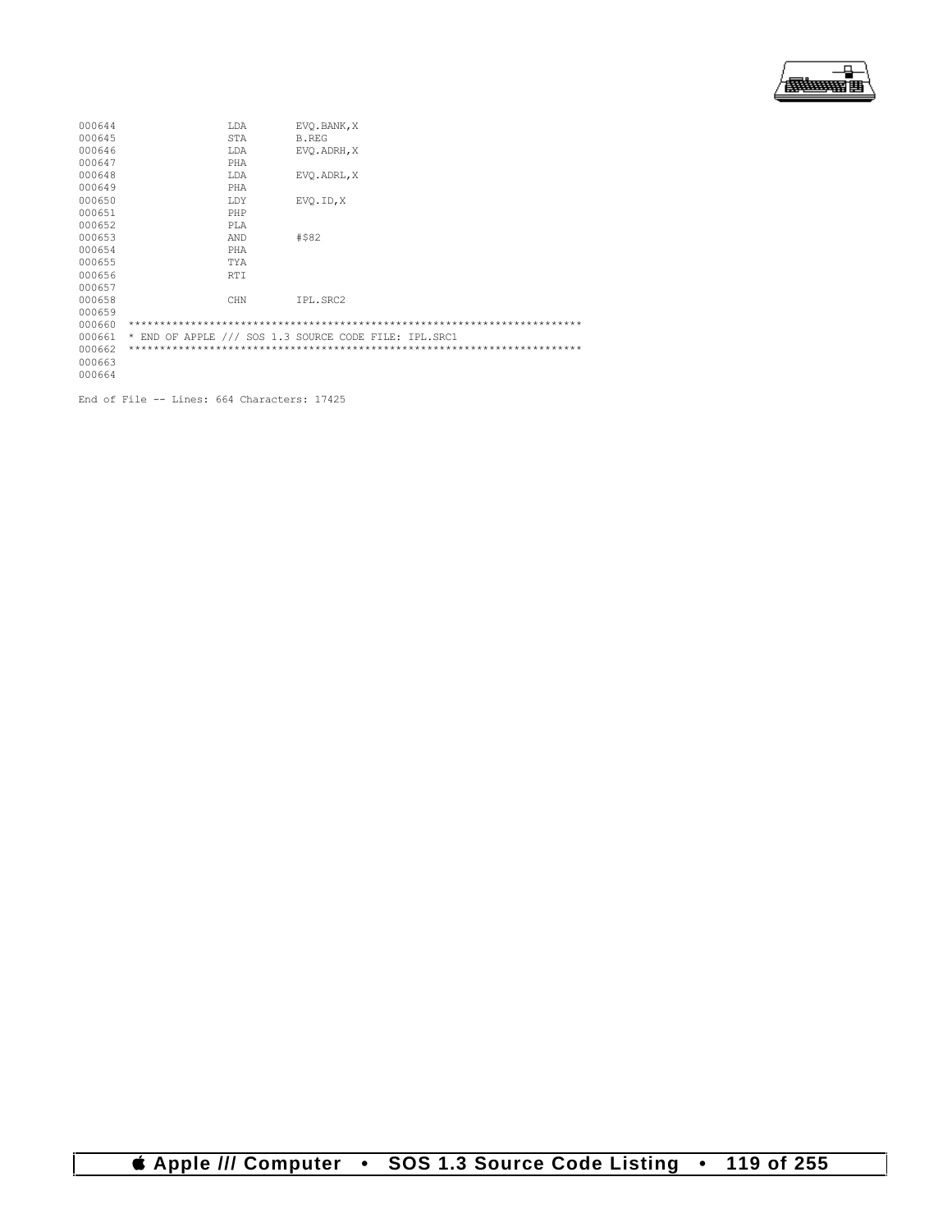```
000644                LDA       EVQ.BANK,X
000645                STA       B.REG
000646                LDA       EVQ.ADRH,X
000647                PHA
000648                LDA       EVQ.ADRL,X
000649                PHA
000650                LDY       EVQ.ID,X
000651                PHP
000652                PLA
000653                AND       #$82
000654                PHA
000655                TYA
000656                RTI
000657
000658                CHN       IPL.SRC2
000659
000660  ************************************************************************
000661  * END OF APPLE /// SOS 1.3 SOURCE CODE FILE: IPL.SRC1
000662  ************************************************************************
000663
000664

End of File -- Lines: 664 Characters: 17425
```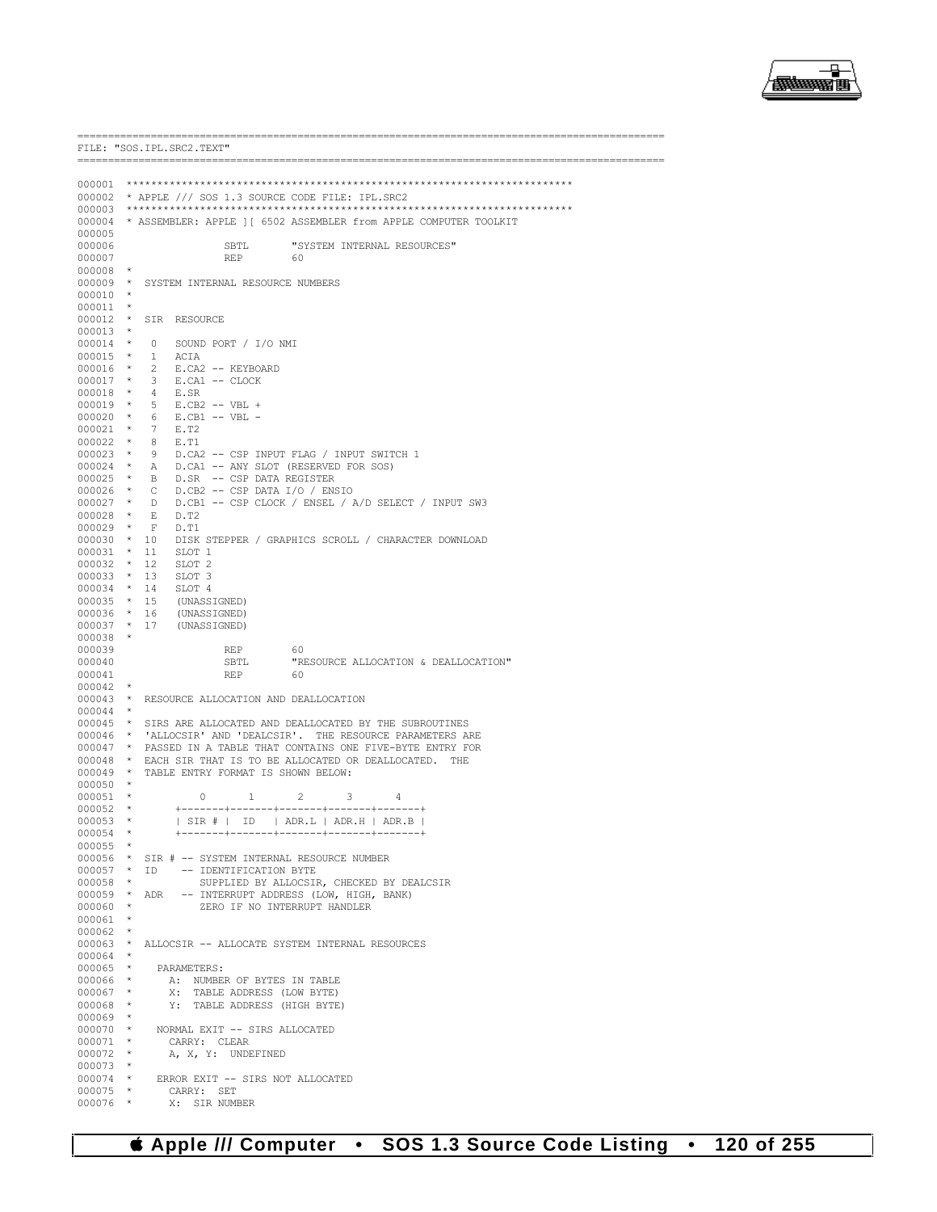```
==========================================================================================
FILE: "SOS.IPL.SRC2.TEXT"
==========================================================================================

000001  ************************************************************************
000002  * APPLE /// SOS 1.3 SOURCE CODE FILE: IPL.SRC2
000003  ************************************************************************
000004  * ASSEMBLER: APPLE ][ 6502 ASSEMBLER from APPLE COMPUTER TOOLKIT
000005
000006                 SBTL      "SYSTEM INTERNAL RESOURCES"
000007                 REP       60
000008  *
000009  *  SYSTEM INTERNAL RESOURCE NUMBERS
000010  *
000011  *
000012  *  SIR  RESOURCE
000013  *
000014  *   0   SOUND PORT / I/O NMI
000015  *   1   ACIA
000016  *   2   E.CA2 -- KEYBOARD
000017  *   3   E.CA1 -- CLOCK
000018  *   4   E.SR
000019  *   5   E.CB2 -- VBL +
000020  *   6   E.CB1 -- VBL -
000021  *   7   E.T2
000022  *   8   E.T1
000023  *   9   D.CA2 -- CSP INPUT FLAG / INPUT SWITCH 1
000024  *   A   D.CA1 -- ANY SLOT (RESERVED FOR SOS)
000025  *   B   D.SR  -- CSP DATA REGISTER
000026  *   C   D.CB2 -- CSP DATA I/O / ENSIO
000027  *   D   D.CB1 -- CSP CLOCK / ENSEL / A/D SELECT / INPUT SW3
000028  *   E   D.T2
000029  *   F   D.T1
000030  *  10   DISK STEPPER / GRAPHICS SCROLL / CHARACTER DOWNLOAD
000031  *  11   SLOT 1
000032  *  12   SLOT 2
000033  *  13   SLOT 3
000034  *  14   SLOT 4
000035  *  15   (UNASSIGNED)
000036  *  16   (UNASSIGNED)
000037  *  17   (UNASSIGNED)
000038  *
000039                 REP       60
000040                 SBTL      "RESOURCE ALLOCATION & DEALLOCATION"
000041                 REP       60
000042  *
000043  *  RESOURCE ALLOCATION AND DEALLOCATION
000044  *
000045  *  SIRS ARE ALLOCATED AND DEALLOCATED BY THE SUBROUTINES
000046  *  'ALLOCSIR' AND 'DEALCSIR'.  THE RESOURCE PARAMETERS ARE
000047  *  PASSED IN A TABLE THAT CONTAINS ONE FIVE-BYTE ENTRY FOR
000048  *  EACH SIR THAT IS TO BE ALLOCATED OR DEALLOCATED.  THE
000049  *  TABLE ENTRY FORMAT IS SHOWN BELOW:
000050  *
000051  *          0       1       2       3       4
000052  *       +-------+-------+-------+-------+-------+
000053  *       | SIR # |  ID   | ADR.L | ADR.H | ADR.B |
000054  *       +-------+-------+-------+-------+-------+
000055  *
000056  *  SIR # -- SYSTEM INTERNAL RESOURCE NUMBER
000057  *  ID    -- IDENTIFICATION BYTE
000058  *           SUPPLIED BY ALLOCSIR, CHECKED BY DEALCSIR
000059  *  ADR   -- INTERRUPT ADDRESS (LOW, HIGH, BANK)
000060  *           ZERO IF NO INTERRUPT HANDLER
000061  *
000062  *
000063  *  ALLOCSIR -- ALLOCATE SYSTEM INTERNAL RESOURCES
000064  *
000065  *    PARAMETERS:
000066  *      A:  NUMBER OF BYTES IN TABLE
000067  *      X:  TABLE ADDRESS (LOW BYTE)
000068  *      Y:  TABLE ADDRESS (HIGH BYTE)
000069  *
000070  *    NORMAL EXIT -- SIRS ALLOCATED
000071  *      CARRY:  CLEAR
000072  *      A, X, Y:  UNDEFINED
000073  *
000074  *    ERROR EXIT -- SIRS NOT ALLOCATED
000075  *      CARRY:  SET
000076  *      X:  SIR NUMBER
```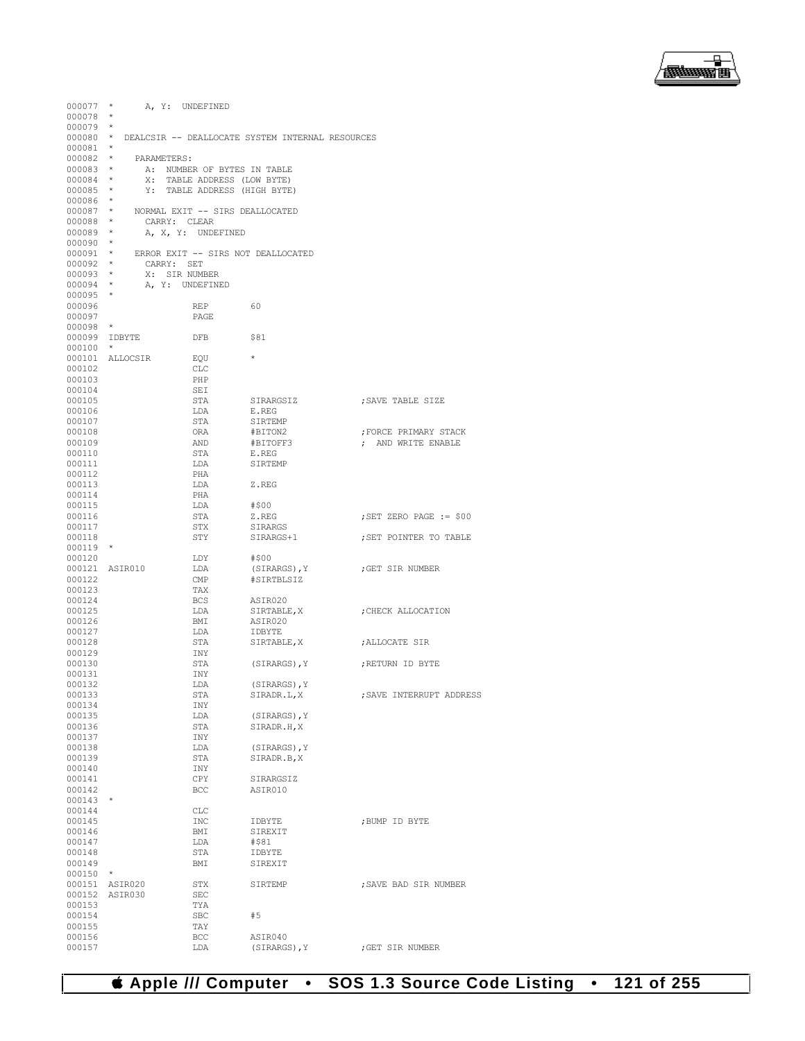```
000077  *       A, Y:  UNDEFINED
000078  *
000079  *
000080  *  DEALCSIR -- DEALLOCATE SYSTEM INTERNAL RESOURCES
000081  *
000082  *    PARAMETERS:
000083  *      A:  NUMBER OF BYTES IN TABLE
000084  *      X:  TABLE ADDRESS (LOW BYTE)
000085  *      Y:  TABLE ADDRESS (HIGH BYTE)
000086  *
000087  *    NORMAL EXIT -- SIRS DEALLOCATED
000088  *       CARRY:  CLEAR
000089  *       A, X, Y:  UNDEFINED
000090  *
000091  *    ERROR EXIT -- SIRS NOT DEALLOCATED
000092  *       CARRY:  SET
000093  *       X:  SIR NUMBER
000094  *       A, Y:  UNDEFINED
000095  *
000096                  REP       60
000097                  PAGE
000098  *
000099  IDBYTE          DFB       $81
000100  *
000101  ALLOCSIR        EQU       *
000102                  CLC
000103                  PHP
000104                  SEI
000105                  STA       SIRARGSIZ            ;SAVE TABLE SIZE
000106                  LDA       E.REG
000107                  STA       SIRTEMP
000108                  ORA       #BITON2              ;FORCE PRIMARY STACK
000109                  AND       #BITOFF3             ;  AND WRITE ENABLE
000110                  STA       E.REG
000111                  LDA       SIRTEMP
000112                  PHA
000113                  LDA       Z.REG
000114                  PHA
000115                  LDA       #$00
000116                  STA       Z.REG                ;SET ZERO PAGE := $00
000117                  STX       SIRARGS
000118                  STY       SIRARGS+1            ;SET POINTER TO TABLE
000119  *
000120                  LDY       #$00
000121  ASIR010         LDA       (SIRARGS),Y          ;GET SIR NUMBER
000122                  CMP       #SIRTBLSIZ
000123                  TAX
000124                  BCS       ASIR020
000125                  LDA       SIRTABLE,X           ;CHECK ALLOCATION
000126                  BMI       ASIR020
000127                  LDA       IDBYTE
000128                  STA       SIRTABLE,X           ;ALLOCATE SIR
000129                  INY
000130                  STA       (SIRARGS),Y          ;RETURN ID BYTE
000131                  INY
000132                  LDA       (SIRARGS),Y
000133                  STA       SIRADR.L,X           ;SAVE INTERRUPT ADDRESS
000134                  INY
000135                  LDA       (SIRARGS),Y
000136                  STA       SIRADR.H,X
000137                  INY
000138                  LDA       (SIRARGS),Y
000139                  STA       SIRADR.B,X
000140                  INY
000141                  CPY       SIRARGSIZ
000142                  BCC       ASIR010
000143  *
000144                  CLC
000145                  INC       IDBYTE               ;BUMP ID BYTE
000146                  BMI       SIREXIT
000147                  LDA       #$81
000148                  STA       IDBYTE
000149                  BMI       SIREXIT
000150  *
000151  ASIR020         STX       SIRTEMP              ;SAVE BAD SIR NUMBER
000152  ASIR030         SEC
000153                  TYA
000154                  SBC       #5
000155                  TAY
000156                  BCC       ASIR040
000157                  LDA       (SIRARGS),Y          ;GET SIR NUMBER
```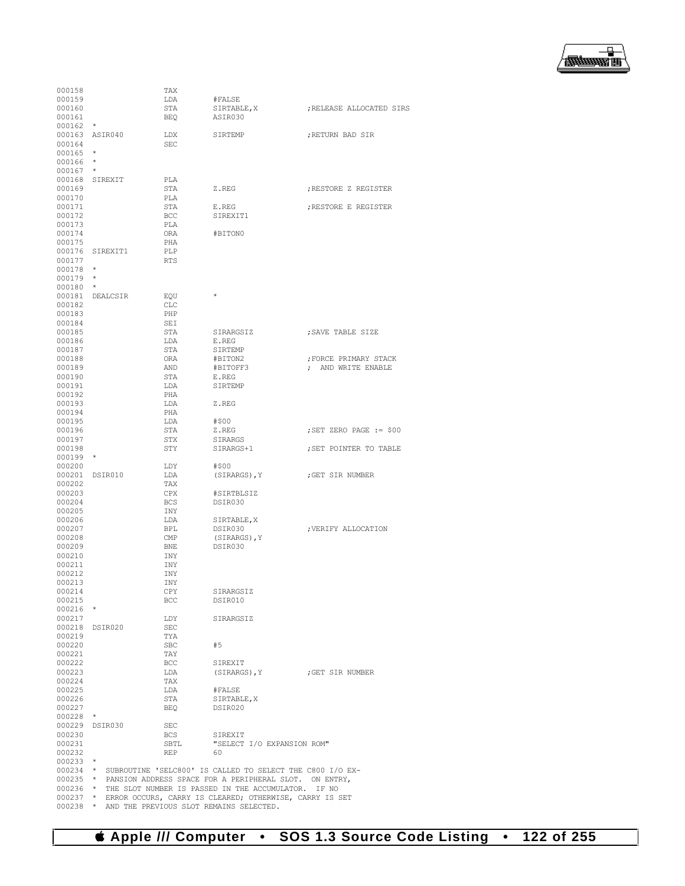```
000158                  TAX
000159                  LDA       #FALSE
000160                  STA       SIRTABLE,X          ;RELEASE ALLOCATED SIRS
000161                  BEQ       ASIR030
000162  *
000163  ASIR040         LDX       SIRTEMP             ;RETURN BAD SIR
000164                  SEC
000165  *
000166  *
000167  *
000168  SIREXIT         PLA
000169                  STA       Z.REG               ;RESTORE Z REGISTER
000170                  PLA
000171                  STA       E.REG               ;RESTORE E REGISTER
000172                  BCC       SIREXIT1
000173                  PLA
000174                  ORA       #BITON0
000175                  PHA
000176  SIREXIT1        PLP
000177                  RTS
000178  *
000179  *
000180  *
000181  DEALCSIR        EQU       *
000182                  CLC
000183                  PHP
000184                  SEI
000185                  STA       SIRARGSIZ           ;SAVE TABLE SIZE
000186                  LDA       E.REG
000187                  STA       SIRTEMP
000188                  ORA       #BITON2             ;FORCE PRIMARY STACK
000189                  AND       #BITOFF3            ;  AND WRITE ENABLE
000190                  STA       E.REG
000191                  LDA       SIRTEMP
000192                  PHA
000193                  LDA       Z.REG
000194                  PHA
000195                  LDA       #$00
000196                  STA       Z.REG               ;SET ZERO PAGE := $00
000197                  STX       SIRARGS
000198                  STY       SIRARGS+1           ;SET POINTER TO TABLE
000199  *
000200                  LDY       #$00
000201  DSIR010         LDA       (SIRARGS),Y         ;GET SIR NUMBER
000202                  TAX
000203                  CPX       #SIRTBLSIZ
000204                  BCS       DSIR030
000205                  INY
000206                  LDA       SIRTABLE,X
000207                  BPL       DSIR030             ;VERIFY ALLOCATION
000208                  CMP       (SIRARGS),Y
000209                  BNE       DSIR030
000210                  INY
000211                  INY
000212                  INY
000213                  INY
000214                  CPY       SIRARGSIZ
000215                  BCC       DSIR010
000216  *
000217                  LDY       SIRARGSIZ
000218  DSIR020         SEC
000219                  TYA
000220                  SBC       #5
000221                  TAY
000222                  BCC       SIREXIT
000223                  LDA       (SIRARGS),Y         ;GET SIR NUMBER
000224                  TAX
000225                  LDA       #FALSE
000226                  STA       SIRTABLE,X
000227                  BEQ       DSIR020
000228  *
000229  DSIR030         SEC
000230                  BCS       SIREXIT
000231                  SBTL      "SELECT I/O EXPANSION ROM"
000232                  REP       60
000233  *
000234  *  SUBROUTINE 'SELC800' IS CALLED TO SELECT THE C800 I/O EX-
000235  *  PANSION ADDRESS SPACE FOR A PERIPHERAL SLOT.  ON ENTRY,
000236  *  THE SLOT NUMBER IS PASSED IN THE ACCUMULATOR.  IF NO
000237  *  ERROR OCCURS, CARRY IS CLEARED; OTHERWISE, CARRY IS SET
000238  *  AND THE PREVIOUS SLOT REMAINS SELECTED.
```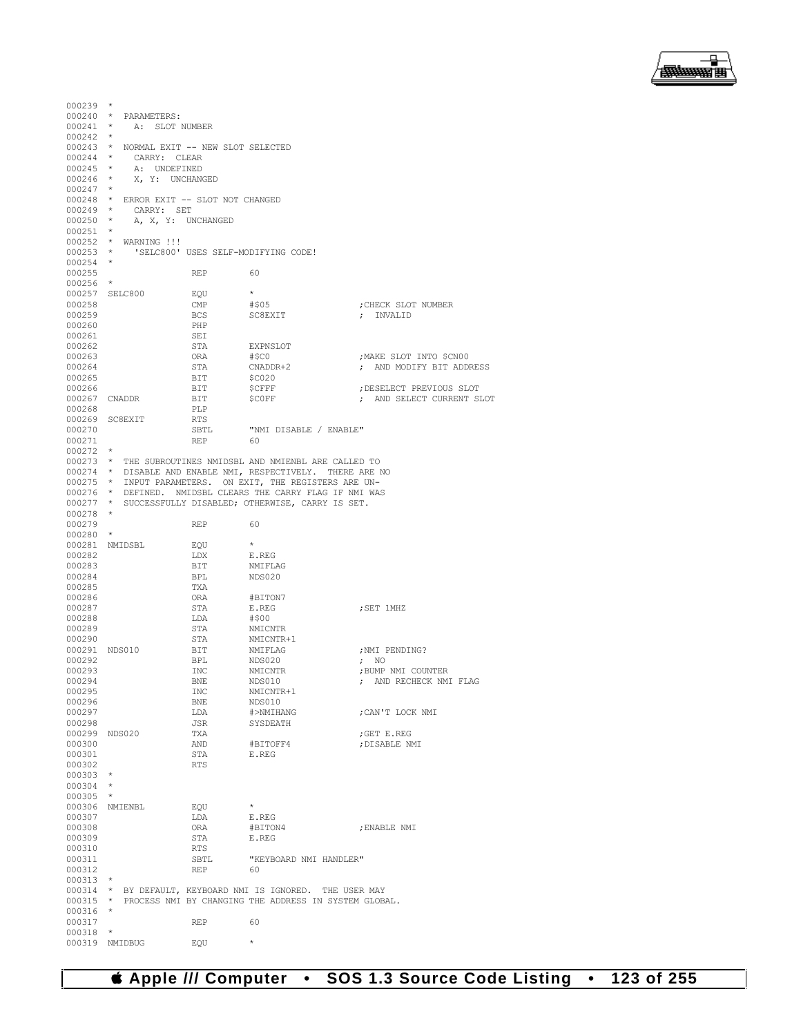```
000239  *
000240  * PARAMETERS:
000241  *    A: SLOT NUMBER
000242  *
000243  * NORMAL EXIT -- NEW SLOT SELECTED
000244  *    CARRY: CLEAR
000245  *    A: UNDEFINED
000246  *    X, Y: UNCHANGED
000247  *
000248  * ERROR EXIT -- SLOT NOT CHANGED
000249  *    CARRY: SET
000250  *    A, X, Y: UNCHANGED
000251  *
000252  * WARNING !!!
000253  *    'SELC800' USES SELF-MODIFYING CODE!
000254  *
000255                  REP         60
000256  *
000257  SELC800         EQU         *
000258                  CMP         #$05                ;CHECK SLOT NUMBER
000259                  BCS         SC8EXIT             ; INVALID
000260                  PHP
000261                  SEI
000262                  STA         EXPNSLOT
000263                  ORA         #$C0                ;MAKE SLOT INTO $CN00
000264                  STA         CNADDR+2            ; AND MODIFY BIT ADDRESS
000265                  BIT         $C020
000266                  BIT         $CFFF               ;DESELECT PREVIOUS SLOT
000267  CNADDR          BIT         $C0FF               ; AND SELECT CURRENT SLOT
000268                  PLP
000269  SC8EXIT         RTS
000270                  SBTL        "NMI DISABLE / ENABLE"
000271                  REP         60
000272  *
000273  * THE SUBROUTINES NMIDSBL AND NMIENBL ARE CALLED TO
000274  * DISABLE AND ENABLE NMI, RESPECTIVELY.  THERE ARE NO
000275  * INPUT PARAMETERS.  ON EXIT, THE REGISTERS ARE UN-
000276  * DEFINED.  NMIDSBL CLEARS THE CARRY FLAG IF NMI WAS
000277  * SUCCESSFULLY DISABLED; OTHERWISE, CARRY IS SET.
000278  *
000279                  REP         60
000280  *
000281  NMIDSBL         EQU         *
000282                  LDX         E.REG
000283                  BIT         NMIFLAG
000284                  BPL         NDS020
000285                  TXA
000286                  ORA         #BITON7
000287                  STA         E.REG               ;SET 1MHZ
000288                  LDA         #$00
000289                  STA         NMICNTR
000290                  STA         NMICNTR+1
000291  NDS010          BIT         NMIFLAG             ;NMI PENDING?
000292                  BPL         NDS020              ; NO
000293                  INC         NMICNTR             ;BUMP NMI COUNTER
000294                  BNE         NDS010              ; AND RECHECK NMI FLAG
000295                  INC         NMICNTR+1
000296                  BNE         NDS010
000297                  LDA         #>NMIHANG           ;CAN'T LOCK NMI
000298                  JSR         SYSDEATH
000299  NDS020          TXA                             ;GET E.REG
000300                  AND         #BITOFF4            ;DISABLE NMI
000301                  STA         E.REG
000302                  RTS
000303  *
000304  *
000305  *
000306  NMIENBL         EQU         *
000307                  LDA         E.REG
000308                  ORA         #BITON4             ;ENABLE NMI
000309                  STA         E.REG
000310                  RTS
000311                  SBTL        "KEYBOARD NMI HANDLER"
000312                  REP         60
000313  *
000314  * BY DEFAULT, KEYBOARD NMI IS IGNORED.  THE USER MAY
000315  * PROCESS NMI BY CHANGING THE ADDRESS IN SYSTEM GLOBAL.
000316  *
000317                  REP         60
000318  *
000319  NMIDBUG         EQU         *
```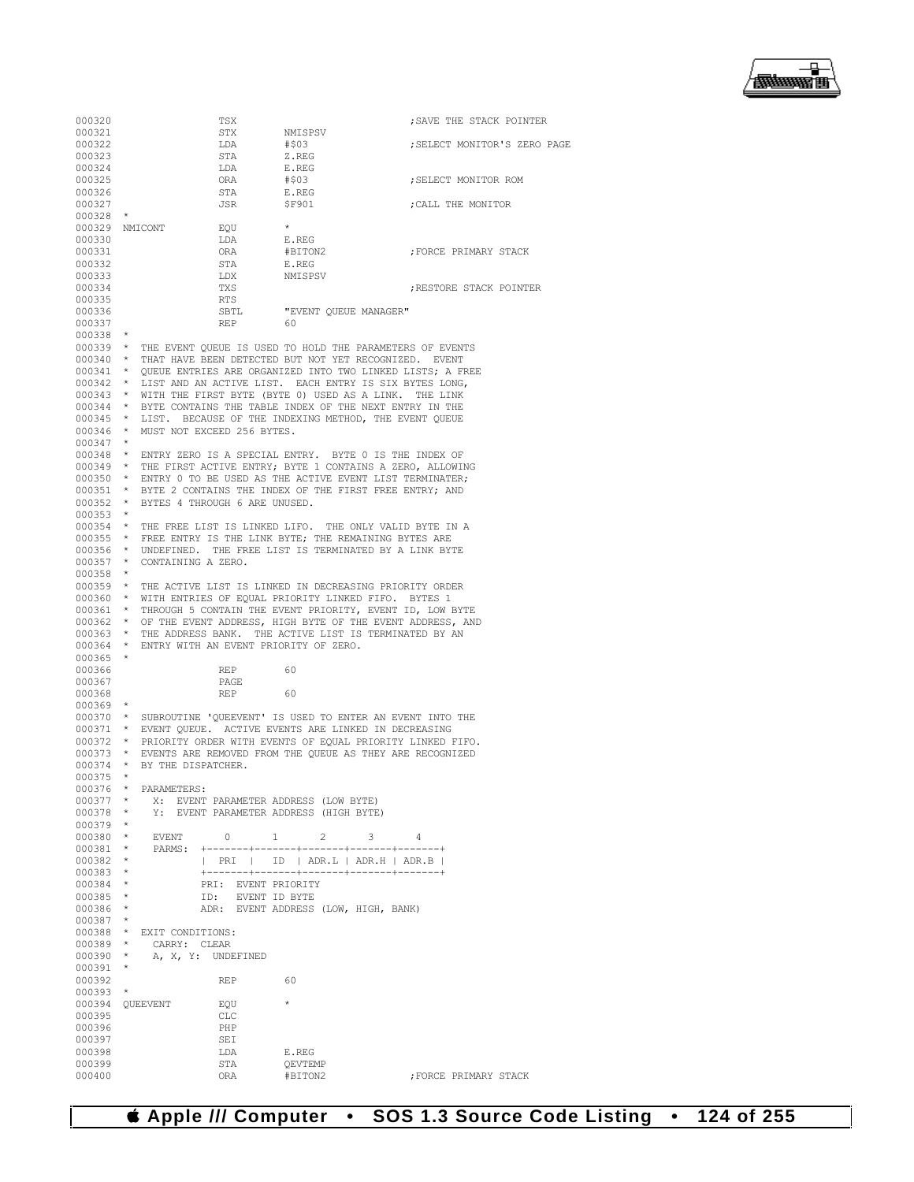```
000320                TSX                               ;SAVE THE STACK POINTER
000321                STX       NMISPSV
000322                LDA       #$03                    ;SELECT MONITOR'S ZERO PAGE
000323                STA       Z.REG
000324                LDA       E.REG
000325                ORA       #$03                    ;SELECT MONITOR ROM
000326                STA       E.REG
000327                JSR       $F901                   ;CALL THE MONITOR
000328  *
000329  NMICONT       EQU       *
000330                LDA       E.REG
000331                ORA       #BITON2                 ;FORCE PRIMARY STACK
000332                STA       E.REG
000333                LDX       NMISPSV
000334                TXS                               ;RESTORE STACK POINTER
000335                RTS
000336                SBTL      "EVENT QUEUE MANAGER"
000337                REP       60
000338  *
000339  *  THE EVENT QUEUE IS USED TO HOLD THE PARAMETERS OF EVENTS
000340  *  THAT HAVE BEEN DETECTED BUT NOT YET RECOGNIZED.  EVENT
000341  *  QUEUE ENTRIES ARE ORGANIZED INTO TWO LINKED LISTS; A FREE
000342  *  LIST AND AN ACTIVE LIST.  EACH ENTRY IS SIX BYTES LONG,
000343  *  WITH THE FIRST BYTE (BYTE 0) USED AS A LINK.  THE LINK
000344  *  BYTE CONTAINS THE TABLE INDEX OF THE NEXT ENTRY IN THE
000345  *  LIST.  BECAUSE OF THE INDEXING METHOD, THE EVENT QUEUE
000346  *  MUST NOT EXCEED 256 BYTES.
000347  *
000348  *  ENTRY ZERO IS A SPECIAL ENTRY.  BYTE 0 IS THE INDEX OF
000349  *  THE FIRST ACTIVE ENTRY; BYTE 1 CONTAINS A ZERO, ALLOWING
000350  *  ENTRY 0 TO BE USED AS THE ACTIVE EVENT LIST TERMINATER;
000351  *  BYTE 2 CONTAINS THE INDEX OF THE FIRST FREE ENTRY; AND
000352  *  BYTES 4 THROUGH 6 ARE UNUSED.
000353  *
000354  *  THE FREE LIST IS LINKED LIFO.  THE ONLY VALID BYTE IN A
000355  *  FREE ENTRY IS THE LINK BYTE; THE REMAINING BYTES ARE
000356  *  UNDEFINED.  THE FREE LIST IS TERMINATED BY A LINK BYTE
000357  *  CONTAINING A ZERO.
000358  *
000359  *  THE ACTIVE LIST IS LINKED IN DECREASING PRIORITY ORDER
000360  *  WITH ENTRIES OF EQUAL PRIORITY LINKED FIFO.  BYTES 1
000361  *  THROUGH 5 CONTAIN THE EVENT PRIORITY, EVENT ID, LOW BYTE
000362  *  OF THE EVENT ADDRESS, HIGH BYTE OF THE EVENT ADDRESS, AND
000363  *  THE ADDRESS BANK.  THE ACTIVE LIST IS TERMINATED BY AN
000364  *  ENTRY WITH AN EVENT PRIORITY OF ZERO.
000365  *
000366                REP       60
000367                PAGE
000368                REP       60
000369  *
000370  *  SUBROUTINE 'QUEEVENT' IS USED TO ENTER AN EVENT INTO THE
000371  *  EVENT QUEUE.  ACTIVE EVENTS ARE LINKED IN DECREASING
000372  *  PRIORITY ORDER WITH EVENTS OF EQUAL PRIORITY LINKED FIFO.
000373  *  EVENTS ARE REMOVED FROM THE QUEUE AS THEY ARE RECOGNIZED
000374  *  BY THE DISPATCHER.
000375  *
000376  *  PARAMETERS:
000377  *     X:  EVENT PARAMETER ADDRESS (LOW BYTE)
000378  *     Y:  EVENT PARAMETER ADDRESS (HIGH BYTE)
000379  *
000380  *     EVENT       0       1       2       3       4
000381  *     PARMS:  +-------+-------+-------+-------+-------+
000382  *             |  PRI  |  ID   | ADR.L | ADR.H | ADR.B |
000383  *             +-------+-------+-------+-------+-------+
000384  *             PRI:  EVENT PRIORITY
000385  *             ID:   EVENT ID BYTE
000386  *             ADR:  EVENT ADDRESS (LOW, HIGH, BANK)
000387  *
000388  *  EXIT CONDITIONS:
000389  *     CARRY:  CLEAR
000390  *     A, X, Y:  UNDEFINED
000391  *
000392                REP       60
000393  *
000394  QUEEVENT      EQU       *
000395                CLC
000396                PHP
000397                SEI
000398                LDA       E.REG
000399                STA       QEVTEMP
000400                ORA       #BITON2                 ;FORCE PRIMARY STACK
```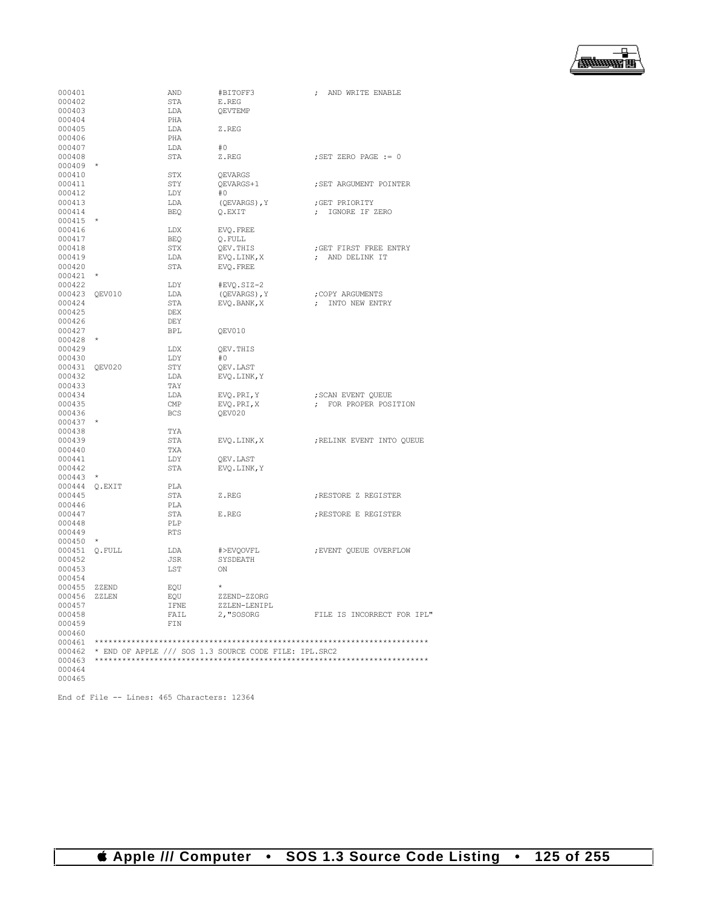```
000401                  AND        #BITOFF3              ; AND WRITE ENABLE
000402                  STA        E.REG
000403                  LDA        QEVTEMP
000404                  PHA
000405                  LDA        Z.REG
000406                  PHA
000407                  LDA        #0
000408                  STA        Z.REG                 ;SET ZERO PAGE := 0
000409  *
000410                  STX        QEVARGS
000411                  STY        QEVARGS+1             ;SET ARGUMENT POINTER
000412                  LDY        #0
000413                  LDA        (QEVARGS),Y           ;GET PRIORITY
000414                  BEQ        Q.EXIT                ; IGNORE IF ZERO
000415  *
000416                  LDX        EVQ.FREE
000417                  BEQ        Q.FULL
000418                  STX        QEV.THIS              ;GET FIRST FREE ENTRY
000419                  LDA        EVQ.LINK,X            ; AND DELINK IT
000420                  STA        EVQ.FREE
000421  *
000422                  LDY        #EVQ.SIZ-2
000423  QEV010          LDA        (QEVARGS),Y           ;COPY ARGUMENTS
000424                  STA        EVQ.BANK,X            ; INTO NEW ENTRY
000425                  DEX
000426                  DEY
000427                  BPL        QEV010
000428  *
000429                  LDX        QEV.THIS
000430                  LDY        #0
000431  QEV020          STY        QEV.LAST
000432                  LDA        EVQ.LINK,Y
000433                  TAY
000434                  LDA        EVQ.PRI,Y             ;SCAN EVENT QUEUE
000435                  CMP        EVQ.PRI,X             ; FOR PROPER POSITION
000436                  BCS        QEV020
000437  *
000438                  TYA
000439                  STA        EVQ.LINK,X            ;RELINK EVENT INTO QUEUE
000440                  TXA
000441                  LDY        QEV.LAST
000442                  STA        EVQ.LINK,Y
000443  *
000444  Q.EXIT          PLA
000445                  STA        Z.REG                 ;RESTORE Z REGISTER
000446                  PLA
000447                  STA        E.REG                 ;RESTORE E REGISTER
000448                  PLP
000449                  RTS
000450  *
000451  Q.FULL          LDA        #>EVQOVFL             ;EVENT QUEUE OVERFLOW
000452                  JSR        SYSDEATH
000453                  LST        ON
000454
000455  ZZEND           EQU        *
000456  ZZLEN           EQU        ZZEND-ZZORG
000457                  IFNE       ZZLEN-LENIPL
000458                  FAIL       2,"SOSORG             FILE IS INCORRECT FOR IPL"
000459                  FIN
000460
000461  ***********************************************************************
000462  * END OF APPLE /// SOS 1.3 SOURCE CODE FILE: IPL.SRC2
000463  ***********************************************************************
000464
000465

End of File -- Lines: 465 Characters: 12364
```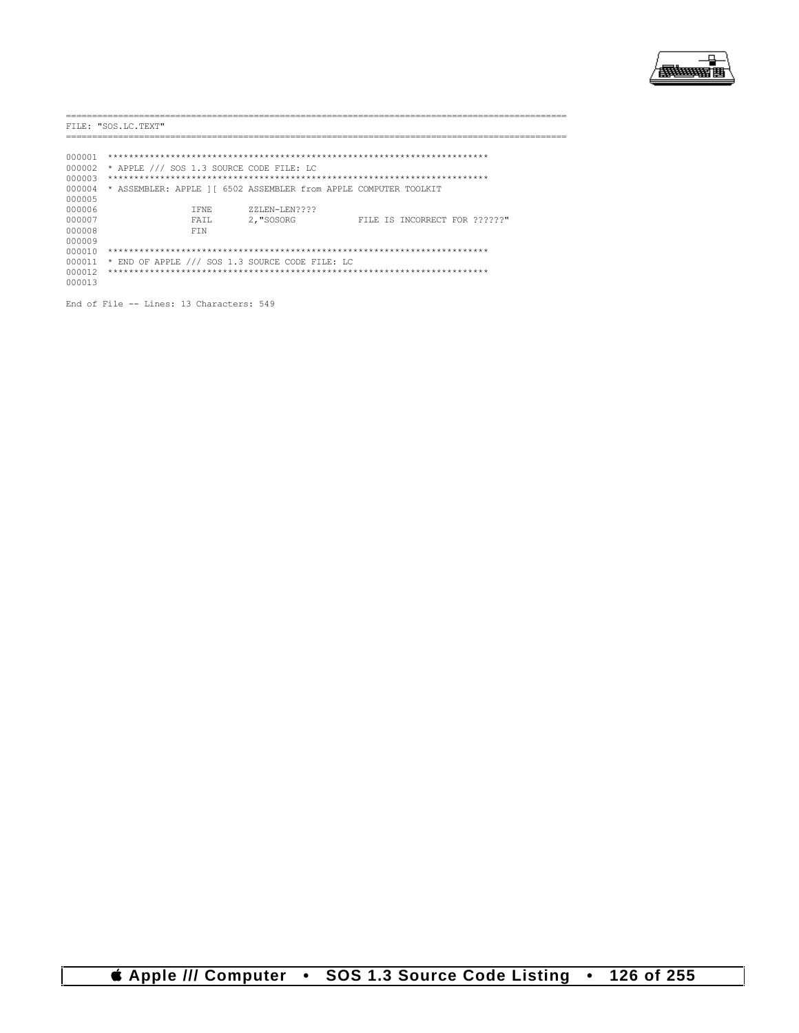```
==========================================================================================
FILE: "SOS.LC.TEXT"
==========================================================================================

000001  ************************************************************************
000002  * APPLE /// SOS 1.3 SOURCE CODE FILE: LC
000003  ************************************************************************
000004  * ASSEMBLER: APPLE ][ 6502 ASSEMBLER from APPLE COMPUTER TOOLKIT
000005
000006                  IFNE      ZZLEN-LEN????
000007                  FAIL      2,"SOSORG            FILE IS INCORRECT FOR ??????"
000008                  FIN
000009
000010  ************************************************************************
000011  * END OF APPLE /// SOS 1.3 SOURCE CODE FILE: LC
000012  ************************************************************************
000013

End of File -- Lines: 13 Characters: 549
```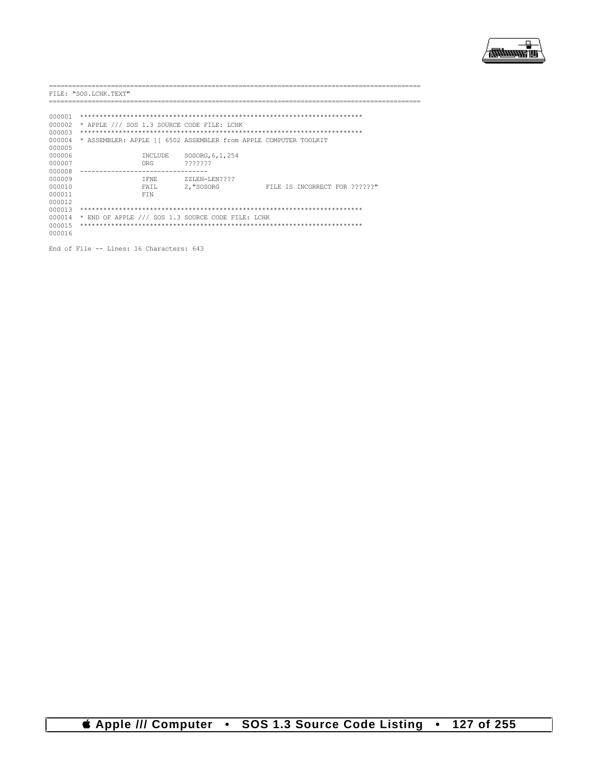```
==========================================================================================
FILE: "SOS.LCHK.TEXT"
==========================================================================================

000001  ************************************************************************
000002  * APPLE /// SOS 1.3 SOURCE CODE FILE: LCHK
000003  ************************************************************************
000004  * ASSEMBLER: APPLE ][ 6502 ASSEMBLER from APPLE COMPUTER TOOLKIT
000005
000006                  INCLUDE    SOSORG,6,1,254
000007                  ORG        ???????
000008  --------------------------------
000009                  IFNE       ZZLEN-LEN????
000010                  FAIL       2,"SOSORG            FILE IS INCORRECT FOR ??????"
000011                  FIN
000012
000013  ************************************************************************
000014  * END OF APPLE /// SOS 1.3 SOURCE CODE FILE: LCHK
000015  ************************************************************************
000016

End of File -- Lines: 16 Characters: 643
```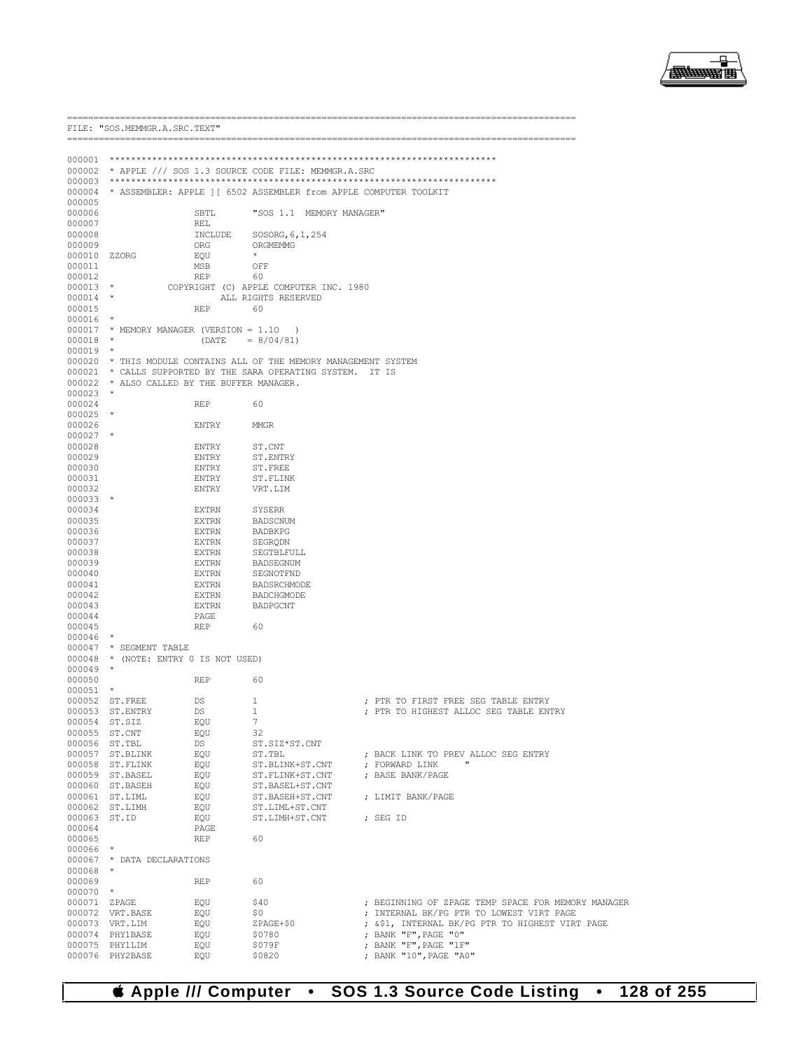```
==========================================================================================
FILE: "SOS.MEMMGR.A.SRC.TEXT"
==========================================================================================

000001 ************************************************************************
000002 * APPLE /// SOS 1.3 SOURCE CODE FILE: MEMMGR.A.SRC
000003 ************************************************************************
000004 * ASSEMBLER: APPLE ][ 6502 ASSEMBLER from APPLE COMPUTER TOOLKIT
000005
000006                SBTL       "SOS 1.1  MEMORY MANAGER"
000007                REL
000008                INCLUDE    SOSORG,6,1,254
000009                ORG        ORGMEMMG
000010 ZZORG          EQU        *
000011                MSB        OFF
000012                REP        60
000013 *          COPYRIGHT (C) APPLE COMPUTER INC. 1980
000014 *                   ALL RIGHTS RESERVED
000015                REP        60
000016 *
000017 * MEMORY MANAGER (VERSION = 1.10   )
000018 *                (DATE    = 8/04/81)
000019 *
000020 * THIS MODULE CONTAINS ALL OF THE MEMORY MANAGEMENT SYSTEM
000021 * CALLS SUPPORTED BY THE SARA OPERATING SYSTEM.  IT IS
000022 * ALSO CALLED BY THE BUFFER MANAGER.
000023 *
000024                REP        60
000025 *
000026                ENTRY      MMGR
000027 *
000028                ENTRY      ST.CNT
000029                ENTRY      ST.ENTRY
000030                ENTRY      ST.FREE
000031                ENTRY      ST.FLINK
000032                ENTRY      VRT.LIM
000033 *
000034                EXTRN      SYSERR
000035                EXTRN      BADSCNUM
000036                EXTRN      BADBKPG
000037                EXTRN      SEGRQDN
000038                EXTRN      SEGTBLFULL
000039                EXTRN      BADSEGNUM
000040                EXTRN      SEGNOTFND
000041                EXTRN      BADSRCHMODE
000042                EXTRN      BADCHGMODE
000043                EXTRN      BADPGCNT
000044                PAGE
000045                REP        60
000046 *
000047 * SEGMENT TABLE
000048 * (NOTE: ENTRY 0 IS NOT USED)
000049 *
000050                REP        60
000051 *
000052 ST.FREE        DS         1                    ; PTR TO FIRST FREE SEG TABLE ENTRY
000053 ST.ENTRY       DS         1                    ; PTR TO HIGHEST ALLOC SEG TABLE ENTRY
000054 ST.SIZ         EQU        7
000055 ST.CNT         EQU        32
000056 ST.TBL         DS         ST.SIZ*ST.CNT
000057 ST.BLINK       EQU        ST.TBL               ; BACK LINK TO PREV ALLOC SEG ENTRY
000058 ST.FLINK       EQU        ST.BLINK+ST.CNT      ; FORWARD LINK     "
000059 ST.BASEL       EQU        ST.FLINK+ST.CNT      ; BASE BANK/PAGE
000060 ST.BASEH       EQU        ST.BASEL+ST.CNT
000061 ST.LIML        EQU        ST.BASEH+ST.CNT      ; LIMIT BANK/PAGE
000062 ST.LIMH        EQU        ST.LIML+ST.CNT
000063 ST.ID          EQU        ST.LIMH+ST.CNT       ; SEG ID
000064                PAGE
000065                REP        60
000066 *
000067 * DATA DECLARATIONS
000068 *
000069                REP        60
000070 *
000071 ZPAGE          EQU        $40                  ; BEGINNING OF ZPAGE TEMP SPACE FOR MEMORY MANAGER
000072 VRT.BASE       EQU        $0                   ; INTERNAL BK/PG PTR TO LOWEST VIRT PAGE
000073 VRT.LIM        EQU        ZPAGE+$0             ; &$1, INTERNAL BK/PG PTR TO HIGHEST VIRT PAGE
000074 PHY1BASE       EQU        $0780                ; BANK "F",PAGE "0"
000075 PHY1LIM        EQU        $079F                ; BANK "F",PAGE "1F"
000076 PHY2BASE       EQU        $0820                ; BANK "10",PAGE "A0"
```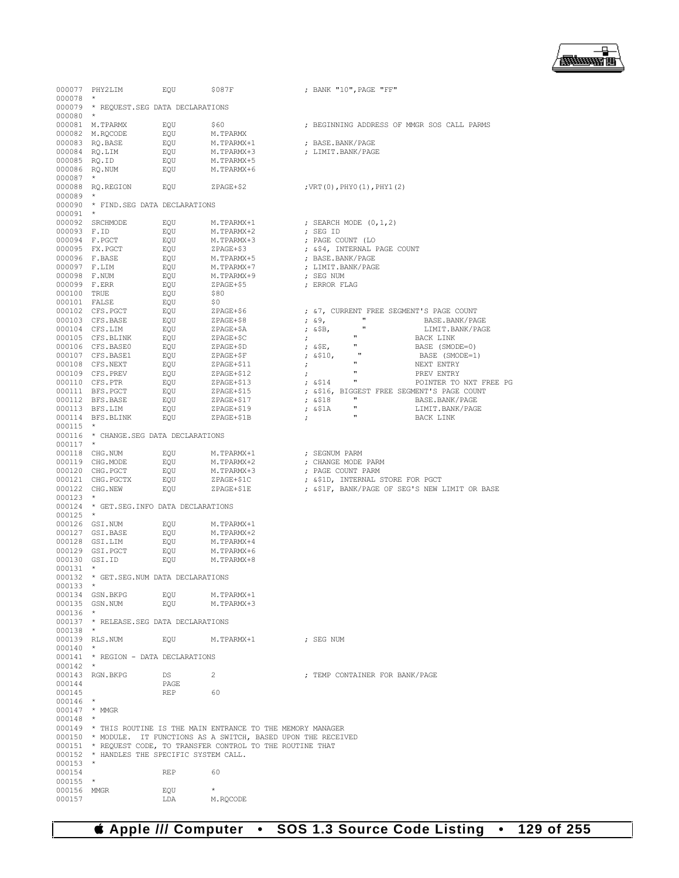```
000077 PHY2LIM         EQU     $087F               ; BANK "10",PAGE "FF"
000078  *
000079  * REQUEST.SEG DATA DECLARATIONS
000080  *
000081 M.TPARMX        EQU     $60                 ; BEGINNING ADDRESS OF MMGR SOS CALL PARMS
000082 M.RQCODE        EQU     M.TPARMX
000083 RQ.BASE         EQU     M.TPARMX+1          ; BASE.BANK/PAGE
000084 RQ.LIM          EQU     M.TPARMX+3          ; LIMIT.BANK/PAGE
000085 RQ.ID           EQU     M.TPARMX+5
000086 RQ.NUM          EQU     M.TPARMX+6
000087  *
000088 RQ.REGION       EQU     ZPAGE+$2            ;VRT(0),PHY0(1),PHY1(2)
000089  *
000090  * FIND.SEG DATA DECLARATIONS
000091  *
000092 SRCHMODE        EQU     M.TPARMX+1          ; SEARCH MODE (0,1,2)
000093 F.ID            EQU     M.TPARMX+2          ; SEG ID
000094 F.PGCT          EQU     M.TPARMX+3          ; PAGE COUNT (LO
000095 FX.PGCT         EQU     ZPAGE+$3            ; &$4, INTERNAL PAGE COUNT
000096 F.BASE          EQU     M.TPARMX+5          ; BASE.BANK/PAGE
000097 F.LIM           EQU     M.TPARMX+7          ; LIMIT.BANK/PAGE
000098 F.NUM           EQU     M.TPARMX+9          ; SEG NUM
000099 F.ERR           EQU     ZPAGE+$5            ; ERROR FLAG
000100 TRUE            EQU     $80
000101 FALSE           EQU     $0
000102 CFS.PGCT        EQU     ZPAGE+$6            ; &7, CURRENT FREE SEGMENT'S PAGE COUNT
000103 CFS.BASE        EQU     ZPAGE+$8            ; &9,        "            BASE.BANK/PAGE
000104 CFS.LIM         EQU     ZPAGE+$A            ; &$B,       "            LIMIT.BANK/PAGE
000105 CFS.BLINK       EQU     ZPAGE+$C            ;            "            BACK LINK
000106 CFS.BASE0       EQU     ZPAGE+$D            ; &$E,       "            BASE (SMODE=0)
000107 CFS.BASE1       EQU     ZPAGE+$F            ; &$10,      "            BASE (SMODE=1)
000108 CFS.NEXT        EQU     ZPAGE+$11           ;            "            NEXT ENTRY
000109 CFS.PREV        EQU     ZPAGE+$12           ;            "            PREV ENTRY
000110 CFS.PTR         EQU     ZPAGE+$13           ; &$14       "            POINTER TO NXT FREE PG
000111 BFS.PGCT        EQU     ZPAGE+$15           ; &$16, BIGGEST FREE SEGMENT'S PAGE COUNT
000112 BFS.BASE        EQU     ZPAGE+$17           ; &$18       "            BASE.BANK/PAGE
000113 BFS.LIM         EQU     ZPAGE+$19           ; &$1A       "            LIMIT.BANK/PAGE
000114 BFS.BLINK       EQU     ZPAGE+$1B           ;            "            BACK LINK
000115  *
000116  * CHANGE.SEG DATA DECLARATIONS
000117  *
000118 CHG.NUM         EQU     M.TPARMX+1          ; SEGNUM PARM
000119 CHG.MODE        EQU     M.TPARMX+2          ; CHANGE MODE PARM
000120 CHG.PGCT        EQU     M.TPARMX+3          ; PAGE COUNT PARM
000121 CHG.PGCTX       EQU     ZPAGE+$1C           ; &$1D, INTERNAL STORE FOR PGCT
000122 CHG.NEW         EQU     ZPAGE+$1E           ; &$1F, BANK/PAGE OF SEG'S NEW LIMIT OR BASE
000123  *
000124  * GET.SEG.INFO DATA DECLARATIONS
000125  *
000126 GSI.NUM         EQU     M.TPARMX+1
000127 GSI.BASE        EQU     M.TPARMX+2
000128 GSI.LIM         EQU     M.TPARMX+4
000129 GSI.PGCT        EQU     M.TPARMX+6
000130 GSI.ID          EQU     M.TPARMX+8
000131  *
000132  * GET.SEG.NUM DATA DECLARATIONS
000133  *
000134 GSN.BKPG        EQU     M.TPARMX+1
000135 GSN.NUM         EQU     M.TPARMX+3
000136  *
000137  * RELEASE.SEG DATA DECLARATIONS
000138  *
000139 RLS.NUM         EQU     M.TPARMX+1          ; SEG NUM
000140  *
000141  * REGION - DATA DECLARATIONS
000142  *
000143 RGN.BKPG        DS      2                   ; TEMP CONTAINER FOR BANK/PAGE
000144                 PAGE
000145                 REP     60
000146  *
000147  * MMGR
000148  *
000149  * THIS ROUTINE IS THE MAIN ENTRANCE TO THE MEMORY MANAGER
000150  * MODULE.  IT FUNCTIONS AS A SWITCH, BASED UPON THE RECEIVED
000151  * REQUEST CODE, TO TRANSFER CONTROL TO THE ROUTINE THAT
000152  * HANDLES THE SPECIFIC SYSTEM CALL.
000153  *
000154                 REP     60
000155  *
000156 MMGR            EQU     *
000157                 LDA     M.RQCODE
```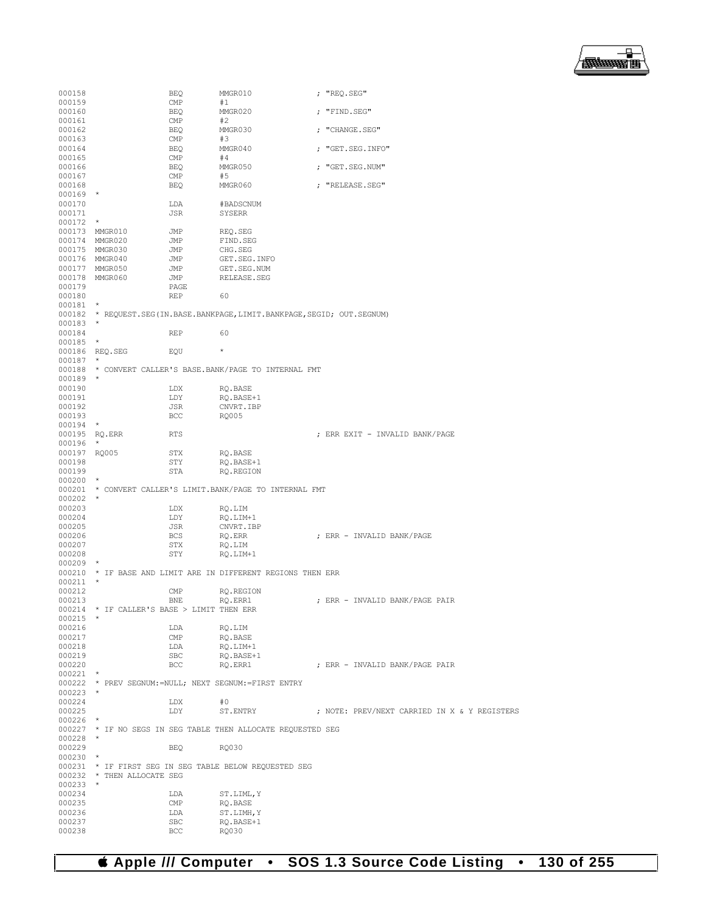```
000158                BEQ       MMGR010                ; "REQ.SEG"
000159                CMP       #1
000160                BEQ       MMGR020                ; "FIND.SEG"
000161                CMP       #2
000162                BEQ       MMGR030                ; "CHANGE.SEG"
000163                CMP       #3
000164                BEQ       MMGR040                ; "GET.SEG.INFO"
000165                CMP       #4
000166                BEQ       MMGR050                ; "GET.SEG.NUM"
000167                CMP       #5
000168                BEQ       MMGR060                ; "RELEASE.SEG"
000169  *
000170                LDA       #BADSCNUM
000171                JSR       SYSERR
000172  *
000173  MMGR010       JMP       REQ.SEG
000174  MMGR020       JMP       FIND.SEG
000175  MMGR030       JMP       CHG.SEG
000176  MMGR040       JMP       GET.SEG.INFO
000177  MMGR050       JMP       GET.SEG.NUM
000178  MMGR060       JMP       RELEASE.SEG
000179                PAGE
000180                REP       60
000181  *
000182  * REQUEST.SEG(IN.BASE.BANKPAGE,LIMIT.BANKPAGE,SEGID; OUT.SEGNUM)
000183  *
000184                REP       60
000185  *
000186  REQ.SEG       EQU       *
000187  *
000188  * CONVERT CALLER'S BASE.BANK/PAGE TO INTERNAL FMT
000189  *
000190                LDX       RQ.BASE
000191                LDY       RQ.BASE+1
000192                JSR       CNVRT.IBP
000193                BCC       RQ005
000194  *
000195  RQ.ERR        RTS                              ; ERR EXIT - INVALID BANK/PAGE
000196  *
000197  RQ005         STX       RQ.BASE
000198                STY       RQ.BASE+1
000199                STA       RQ.REGION
000200  *
000201  * CONVERT CALLER'S LIMIT.BANK/PAGE TO INTERNAL FMT
000202  *
000203                LDX       RQ.LIM
000204                LDY       RQ.LIM+1
000205                JSR       CNVRT.IBP
000206                BCS       RQ.ERR                 ; ERR - INVALID BANK/PAGE
000207                STX       RQ.LIM
000208                STY       RQ.LIM+1
000209  *
000210  * IF BASE AND LIMIT ARE IN DIFFERENT REGIONS THEN ERR
000211  *
000212                CMP       RQ.REGION
000213                BNE       RQ.ERR1                ; ERR - INVALID BANK/PAGE PAIR
000214  * IF CALLER'S BASE > LIMIT THEN ERR
000215  *
000216                LDA       RQ.LIM
000217                CMP       RQ.BASE
000218                LDA       RQ.LIM+1
000219                SBC       RQ.BASE+1
000220                BCC       RQ.ERR1                ; ERR - INVALID BANK/PAGE PAIR
000221  *
000222  * PREV SEGNUM:=NULL; NEXT SEGNUM:=FIRST ENTRY
000223  *
000224                LDX       #0
000225                LDY       ST.ENTRY               ; NOTE: PREV/NEXT CARRIED IN X & Y REGISTERS
000226  *
000227  * IF NO SEGS IN SEG TABLE THEN ALLOCATE REQUESTED SEG
000228  *
000229                BEQ       RQ030
000230  *
000231  * IF FIRST SEG IN SEG TABLE BELOW REQUESTED SEG
000232  * THEN ALLOCATE SEG
000233  *
000234                LDA       ST.LIML,Y
000235                CMP       RQ.BASE
000236                LDA       ST.LIMH,Y
000237                SBC       RQ.BASE+1
000238                BCC       RQ030
```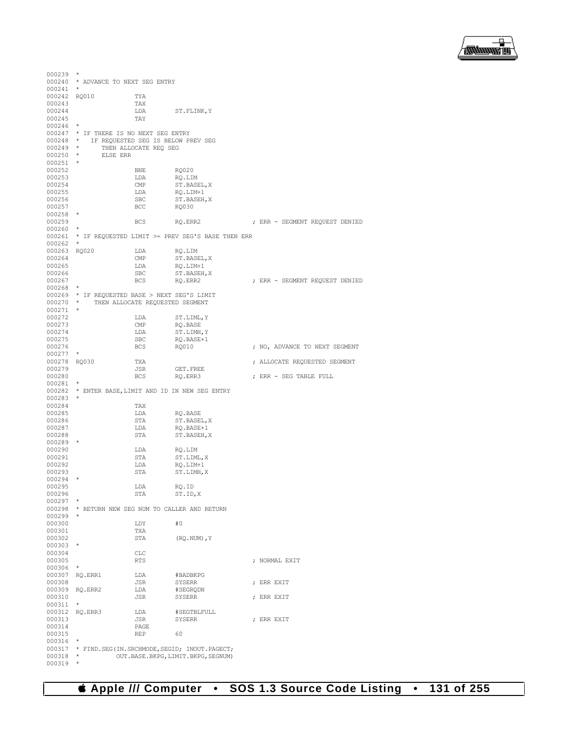```
000239  *
000240  * ADVANCE TO NEXT SEG ENTRY
000241  *
000242  RQ010           TYA
000243                  TAX
000244                  LDA       ST.FLINK,Y
000245                  TAY
000246  *
000247  * IF THERE IS NO NEXT SEG ENTRY
000248  *   IF REQUESTED SEG IS BELOW PREV SEG
000249  *      THEN ALLOCATE REQ SEG
000250  *      ELSE ERR
000251  *
000252                  BNE       RQ020
000253                  LDA       RQ.LIM
000254                  CMP       ST.BASEL,X
000255                  LDA       RQ.LIM+1
000256                  SBC       ST.BASEH,X
000257                  BCC       RQ030
000258  *
000259                  BCS       RQ.ERR2             ; ERR - SEGMENT REQUEST DENIED
000260  *
000261  * IF REQUESTED LIMIT >= PREV SEG'S BASE THEN ERR
000262  *
000263  RQ020           LDA       RQ.LIM
000264                  CMP       ST.BASEL,X
000265                  LDA       RQ.LIM+1
000266                  SBC       ST.BASEH,X
000267                  BCS       RQ.ERR2             ; ERR - SEGMENT REQUEST DENIED
000268  *
000269  * IF REQUESTED BASE > NEXT SEG'S LIMIT
000270  *   THEN ALLOCATE REQUESTED SEGMENT
000271  *
000272                  LDA       ST.LIML,Y
000273                  CMP       RQ.BASE
000274                  LDA       ST.LIMH,Y
000275                  SBC       RQ.BASE+1
000276                  BCS       RQ010               ; NO, ADVANCE TO NEXT SEGMENT
000277  *
000278  RQ030           TXA                           ; ALLOCATE REQUESTED SEGMENT
000279                  JSR       GET.FREE
000280                  BCS       RQ.ERR3             ; ERR - SEG TABLE FULL
000281  *
000282  * ENTER BASE,LIMIT AND ID IN NEW SEG ENTRY
000283  *
000284                  TAX
000285                  LDA       RQ.BASE
000286                  STA       ST.BASEL,X
000287                  LDA       RQ.BASE+1
000288                  STA       ST.BASEH,X
000289  *
000290                  LDA       RQ.LIM
000291                  STA       ST.LIML,X
000292                  LDA       RQ.LIM+1
000293                  STA       ST.LIMH,X
000294  *
000295                  LDA       RQ.ID
000296                  STA       ST.ID,X
000297  *
000298  * RETURN NEW SEG NUM TO CALLER AND RETURN
000299  *
000300                  LDY       #0
000301                  TXA
000302                  STA       (RQ.NUM),Y
000303  *
000304                  CLC
000305                  RTS                           ; NORMAL EXIT
000306  *
000307  RQ.ERR1         LDA       #BADBKPG
000308                  JSR       SYSERR              ; ERR EXIT
000309  RQ.ERR2         LDA       #SEGRQDN
000310                  JSR       SYSERR              ; ERR EXIT
000311  *
000312  RQ.ERR3         LDA       #SEGTBLFULL
000313                  JSR       SYSERR              ; ERR EXIT
000314                  PAGE
000315                  REP       60
000316  *
000317  * FIND.SEG(IN.SRCHMODE,SEGID; INOUT.PAGECT;
000318  *         OUT.BASE.BKPG,LIMIT.BKPG,SEGNUM)
000319  *
```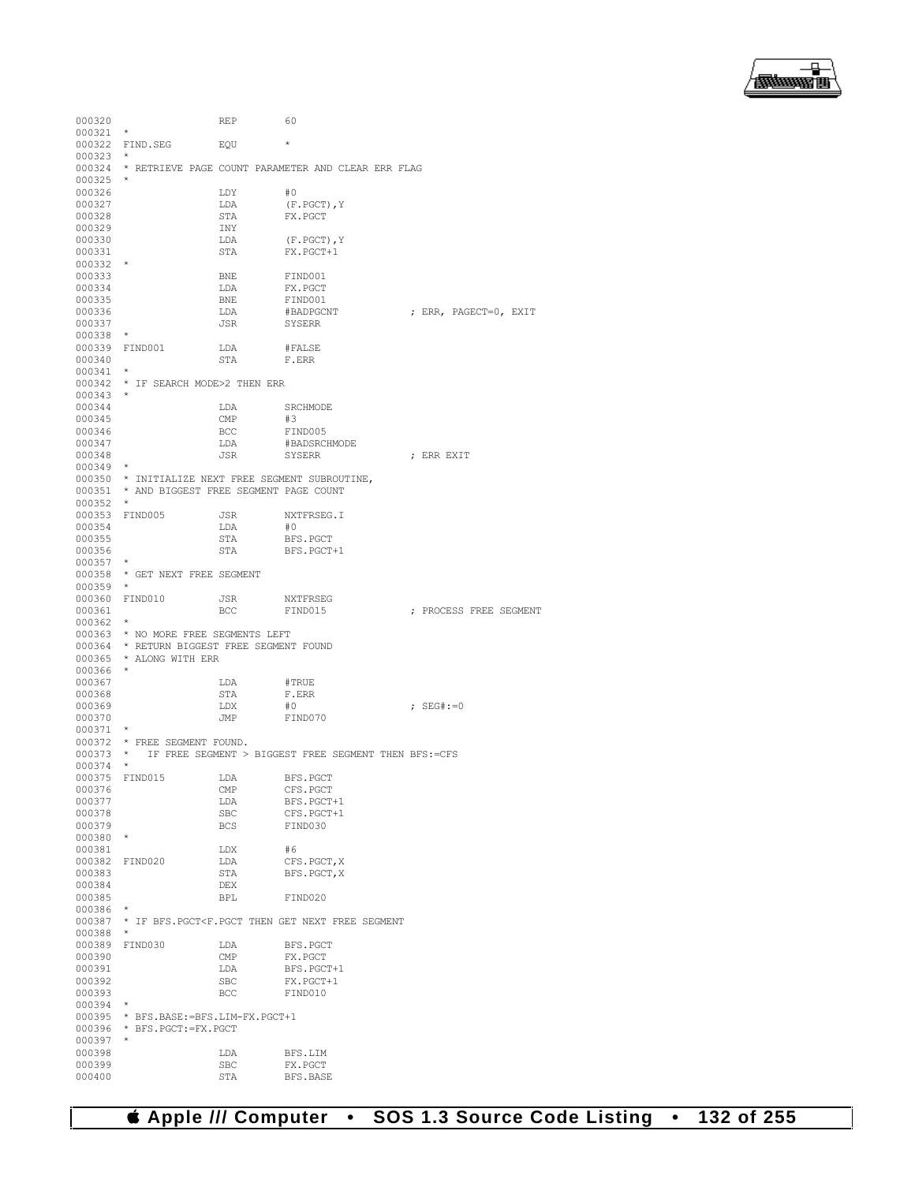```
000320                 REP        60
000321  *
000322  FIND.SEG        EQU        *
000323  *
000324  * RETRIEVE PAGE COUNT PARAMETER AND CLEAR ERR FLAG
000325  *
000326                 LDY        #0
000327                 LDA        (F.PGCT),Y
000328                 STA        FX.PGCT
000329                 INY
000330                 LDA        (F.PGCT),Y
000331                 STA        FX.PGCT+1
000332  *
000333                 BNE        FIND001
000334                 LDA        FX.PGCT
000335                 BNE        FIND001
000336                 LDA        #BADPGCNT            ; ERR, PAGECT=0, EXIT
000337                 JSR        SYSERR
000338  *
000339  FIND001         LDA        #FALSE
000340                 STA        F.ERR
000341  *
000342  * IF SEARCH MODE>2 THEN ERR
000343  *
000344                 LDA        SRCHMODE
000345                 CMP        #3
000346                 BCC        FIND005
000347                 LDA        #BADSRCHMODE
000348                 JSR        SYSERR               ; ERR EXIT
000349  *
000350  * INITIALIZE NEXT FREE SEGMENT SUBROUTINE,
000351  * AND BIGGEST FREE SEGMENT PAGE COUNT
000352  *
000353  FIND005         JSR        NXTFRSEG.I
000354                 LDA        #0
000355                 STA        BFS.PGCT
000356                 STA        BFS.PGCT+1
000357  *
000358  * GET NEXT FREE SEGMENT
000359  *
000360  FIND010         JSR        NXTFRSEG
000361                 BCC        FIND015              ; PROCESS FREE SEGMENT
000362  *
000363  * NO MORE FREE SEGMENTS LEFT
000364  * RETURN BIGGEST FREE SEGMENT FOUND
000365  * ALONG WITH ERR
000366  *
000367                 LDA        #TRUE
000368                 STA        F.ERR
000369                 LDX        #0                   ; SEG#:=0
000370                 JMP        FIND070
000371  *
000372  * FREE SEGMENT FOUND.
000373  *   IF FREE SEGMENT > BIGGEST FREE SEGMENT THEN BFS:=CFS
000374  *
000375  FIND015         LDA        BFS.PGCT
000376                 CMP        CFS.PGCT
000377                 LDA        BFS.PGCT+1
000378                 SBC        CFS.PGCT+1
000379                 BCS        FIND030
000380  *
000381                 LDX        #6
000382  FIND020         LDA        CFS.PGCT,X
000383                 STA        BFS.PGCT,X
000384                 DEX
000385                 BPL        FIND020
000386  *
000387  * IF BFS.PGCT<F.PGCT THEN GET NEXT FREE SEGMENT
000388  *
000389  FIND030         LDA        BFS.PGCT
000390                 CMP        FX.PGCT
000391                 LDA        BFS.PGCT+1
000392                 SBC        FX.PGCT+1
000393                 BCC        FIND010
000394  *
000395  * BFS.BASE:=BFS.LIM-FX.PGCT+1
000396  * BFS.PGCT:=FX.PGCT
000397  *
000398                 LDA        BFS.LIM
000399                 SBC        FX.PGCT
000400                 STA        BFS.BASE
```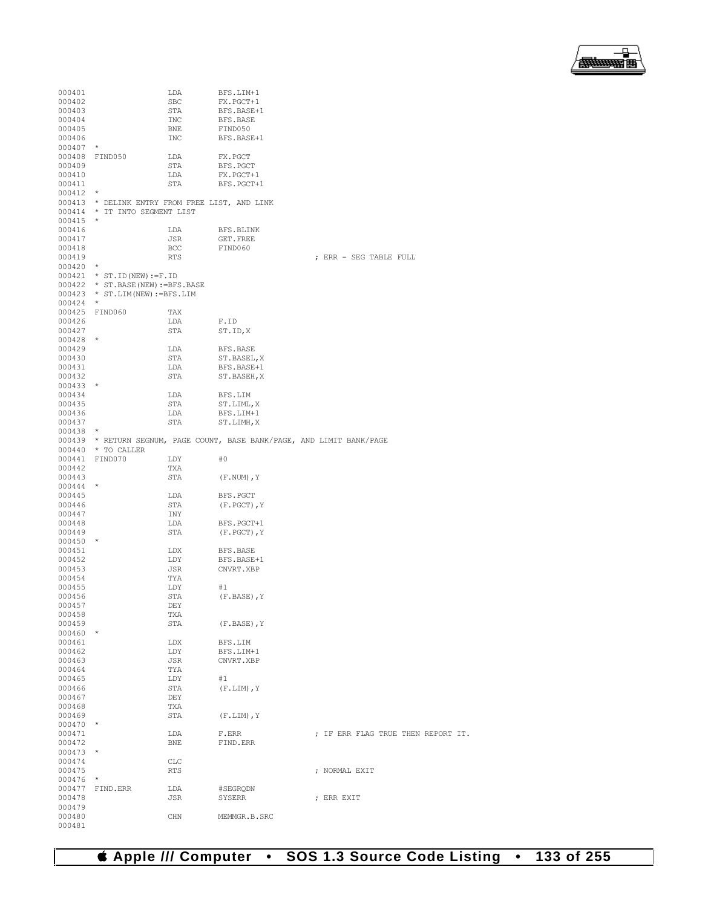```
000401                LDA     BFS.LIM+1
000402                SBC     FX.PGCT+1
000403                STA     BFS.BASE+1
000404                INC     BFS.BASE
000405                BNE     FIND050
000406                INC     BFS.BASE+1
000407 *
000408 FIND050        LDA     FX.PGCT
000409                STA     BFS.PGCT
000410                LDA     FX.PGCT+1
000411                STA     BFS.PGCT+1
000412 *
000413 * DELINK ENTRY FROM FREE LIST, AND LINK
000414 * IT INTO SEGMENT LIST
000415 *
000416                LDA     BFS.BLINK
000417                JSR     GET.FREE
000418                BCC     FIND060
000419                RTS                           ; ERR - SEG TABLE FULL
000420 *
000421 * ST.ID(NEW):=F.ID
000422 * ST.BASE(NEW):=BFS.BASE
000423 * ST.LIM(NEW):=BFS.LIM
000424 *
000425 FIND060        TAX
000426                LDA     F.ID
000427                STA     ST.ID,X
000428 *
000429                LDA     BFS.BASE
000430                STA     ST.BASEL,X
000431                LDA     BFS.BASE+1
000432                STA     ST.BASEH,X
000433 *
000434                LDA     BFS.LIM
000435                STA     ST.LIML,X
000436                LDA     BFS.LIM+1
000437                STA     ST.LIMH,X
000438 *
000439 * RETURN SEGNUM, PAGE COUNT, BASE BANK/PAGE, AND LIMIT BANK/PAGE
000440 * TO CALLER
000441 FIND070        LDY     #0
000442                TXA
000443                STA     (F.NUM),Y
000444 *
000445                LDA     BFS.PGCT
000446                STA     (F.PGCT),Y
000447                INY
000448                LDA     BFS.PGCT+1
000449                STA     (F.PGCT),Y
000450 *
000451                LDX     BFS.BASE
000452                LDY     BFS.BASE+1
000453                JSR     CNVRT.XBP
000454                TYA
000455                LDY     #1
000456                STA     (F.BASE),Y
000457                DEY
000458                TXA
000459                STA     (F.BASE),Y
000460 *
000461                LDX     BFS.LIM
000462                LDY     BFS.LIM+1
000463                JSR     CNVRT.XBP
000464                TYA
000465                LDY     #1
000466                STA     (F.LIM),Y
000467                DEY
000468                TXA
000469                STA     (F.LIM),Y
000470 *
000471                LDA     F.ERR                 ; IF ERR FLAG TRUE THEN REPORT IT.
000472                BNE     FIND.ERR
000473 *
000474                CLC
000475                RTS                           ; NORMAL EXIT
000476 *
000477 FIND.ERR       LDA     #SEGRQDN
000478                JSR     SYSERR                ; ERR EXIT
000479
000480                CHN     MEMMGR.B.SRC
000481
```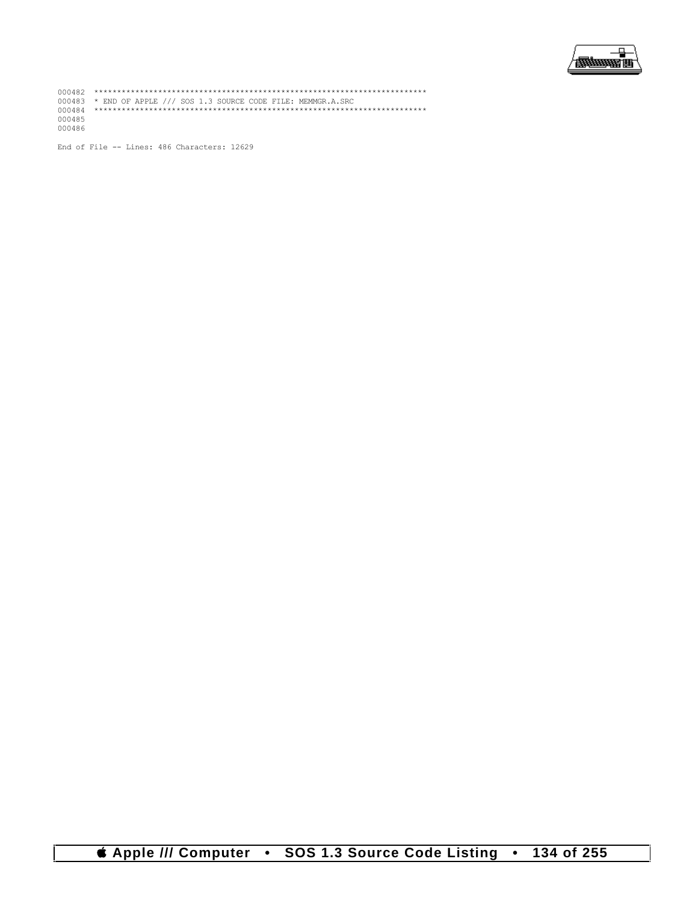```
000482  ************************************************************************
000483  * END OF APPLE /// SOS 1.3 SOURCE CODE FILE: MEMMGR.A.SRC
000484  ************************************************************************
000485
000486
```

End of File -- Lines: 486 Characters: 12629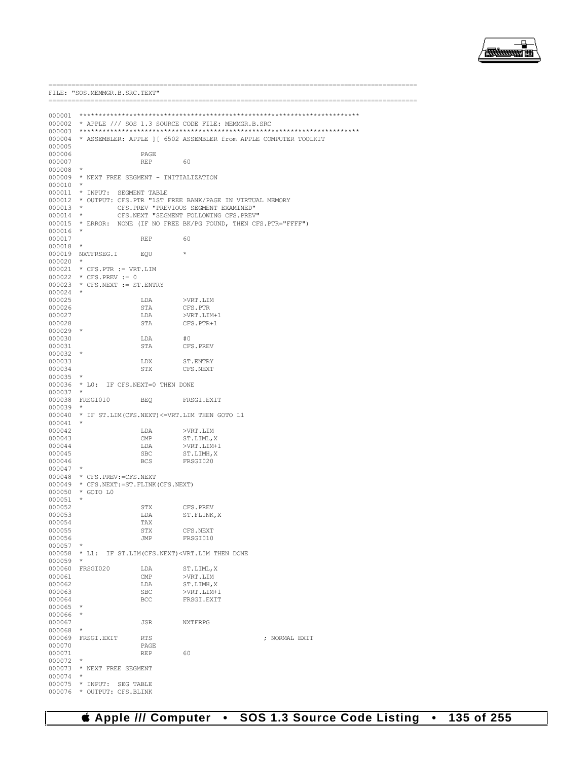```
==========================================================================================
FILE: "SOS.MEMMGR.B.SRC.TEXT"
==========================================================================================

000001  ************************************************************************
000002  * APPLE /// SOS 1.3 SOURCE CODE FILE: MEMMGR.B.SRC
000003  ************************************************************************
000004  * ASSEMBLER: APPLE ][ 6502 ASSEMBLER from APPLE COMPUTER TOOLKIT
000005
000006                  PAGE
000007                  REP        60
000008  *
000009  * NEXT FREE SEGMENT - INITIALIZATION
000010  *
000011  * INPUT:  SEGMENT TABLE
000012  * OUTPUT: CFS.PTR "1ST FREE BANK/PAGE IN VIRTUAL MEMORY
000013  *         CFS.PREV "PREVIOUS SEGMENT EXAMINED"
000014  *         CFS.NEXT "SEGMENT FOLLOWING CFS.PREV"
000015  * ERROR:  NONE (IF NO FREE BK/PG FOUND, THEN CFS.PTR="FFFF")
000016  *
000017                  REP        60
000018  *
000019  NXTFRSEG.I      EQU        *
000020  *
000021  * CFS.PTR := VRT.LIM
000022  * CFS.PREV := 0
000023  * CFS.NEXT := ST.ENTRY
000024  *
000025                  LDA        >VRT.LIM
000026                  STA        CFS.PTR
000027                  LDA        >VRT.LIM+1
000028                  STA        CFS.PTR+1
000029  *
000030                  LDA        #0
000031                  STA        CFS.PREV
000032  *
000033                  LDX        ST.ENTRY
000034                  STX        CFS.NEXT
000035  *
000036  * L0:  IF CFS.NEXT=0 THEN DONE
000037  *
000038  FRSGI010        BEQ        FRSGI.EXIT
000039  *
000040  * IF ST.LIM(CFS.NEXT)<=VRT.LIM THEN GOTO L1
000041  *
000042                  LDA        >VRT.LIM
000043                  CMP        ST.LIML,X
000044                  LDA        >VRT.LIM+1
000045                  SBC        ST.LIMH,X
000046                  BCS        FRSGI020
000047  *
000048  * CFS.PREV:=CFS.NEXT
000049  * CFS.NEXT:=ST.FLINK(CFS.NEXT)
000050  * GOTO L0
000051  *
000052                  STX        CFS.PREV
000053                  LDA        ST.FLINK,X
000054                  TAX
000055                  STX        CFS.NEXT
000056                  JMP        FRSGI010
000057  *
000058  * L1:  IF ST.LIM(CFS.NEXT)<VRT.LIM THEN DONE
000059  *
000060  FRSGI020        LDA        ST.LIML,X
000061                  CMP        >VRT.LIM
000062                  LDA        ST.LIMH,X
000063                  SBC        >VRT.LIM+1
000064                  BCC        FRSGI.EXIT
000065  *
000066  *
000067                  JSR        NXTFRPG
000068  *
000069  FRSGI.EXIT      RTS                              ; NORMAL EXIT
000070                  PAGE
000071                  REP        60
000072  *
000073  * NEXT FREE SEGMENT
000074  *
000075  * INPUT:  SEG TABLE
000076  * OUTPUT: CFS.BLINK
```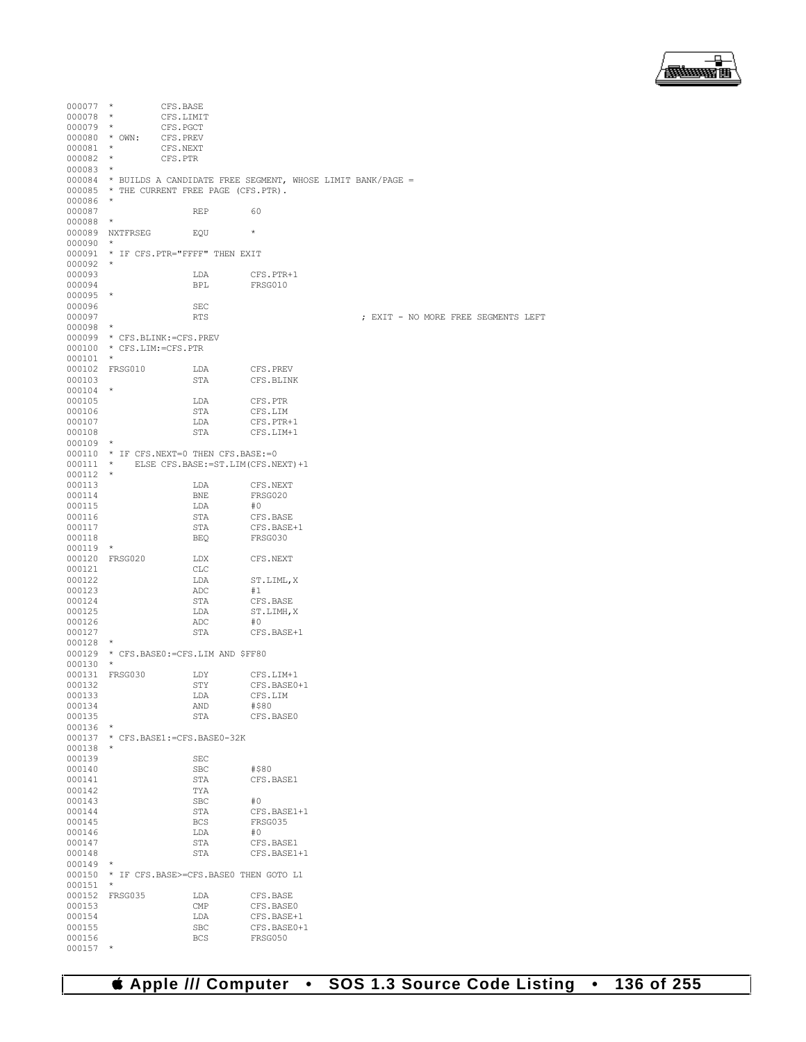```
000077  *          CFS.BASE
000078  *          CFS.LIMIT
000079  *          CFS.PGCT
000080  * OWN:     CFS.PREV
000081  *          CFS.NEXT
000082  *          CFS.PTR
000083  *
000084  * BUILDS A CANDIDATE FREE SEGMENT, WHOSE LIMIT BANK/PAGE =
000085  * THE CURRENT FREE PAGE (CFS.PTR).
000086  *
000087                  REP        60
000088  *
000089  NXTFRSEG        EQU        *
000090  *
000091  * IF CFS.PTR="FFFF" THEN EXIT
000092  *
000093                  LDA        CFS.PTR+1
000094                  BPL        FRSG010
000095  *
000096                  SEC
000097                  RTS                                   ; EXIT - NO MORE FREE SEGMENTS LEFT
000098  *
000099  * CFS.BLINK:=CFS.PREV
000100  * CFS.LIM:=CFS.PTR
000101  *
000102  FRSG010         LDA        CFS.PREV
000103                  STA        CFS.BLINK
000104  *
000105                  LDA        CFS.PTR
000106                  STA        CFS.LIM
000107                  LDA        CFS.PTR+1
000108                  STA        CFS.LIM+1
000109  *
000110  * IF CFS.NEXT=0 THEN CFS.BASE:=0
000111  *    ELSE CFS.BASE:=ST.LIM(CFS.NEXT)+1
000112  *
000113                  LDA        CFS.NEXT
000114                  BNE        FRSG020
000115                  LDA        #0
000116                  STA        CFS.BASE
000117                  STA        CFS.BASE+1
000118                  BEQ        FRSG030
000119  *
000120  FRSG020         LDX        CFS.NEXT
000121                  CLC
000122                  LDA        ST.LIML,X
000123                  ADC        #1
000124                  STA        CFS.BASE
000125                  LDA        ST.LIMH,X
000126                  ADC        #0
000127                  STA        CFS.BASE+1
000128  *
000129  * CFS.BASE0:=CFS.LIM AND $FF80
000130  *
000131  FRSG030         LDY        CFS.LIM+1
000132                  STY        CFS.BASE0+1
000133                  LDA        CFS.LIM
000134                  AND        #$80
000135                  STA        CFS.BASE0
000136  *
000137  * CFS.BASE1:=CFS.BASE0-32K
000138  *
000139                  SEC
000140                  SBC        #$80
000141                  STA        CFS.BASE1
000142                  TYA
000143                  SBC        #0
000144                  STA        CFS.BASE1+1
000145                  BCS        FRSG035
000146                  LDA        #0
000147                  STA        CFS.BASE1
000148                  STA        CFS.BASE1+1
000149  *
000150  * IF CFS.BASE>=CFS.BASE0 THEN GOTO L1
000151  *
000152  FRSG035         LDA        CFS.BASE
000153                  CMP        CFS.BASE0
000154                  LDA        CFS.BASE+1
000155                  SBC        CFS.BASE0+1
000156                  BCS        FRSG050
000157  *
```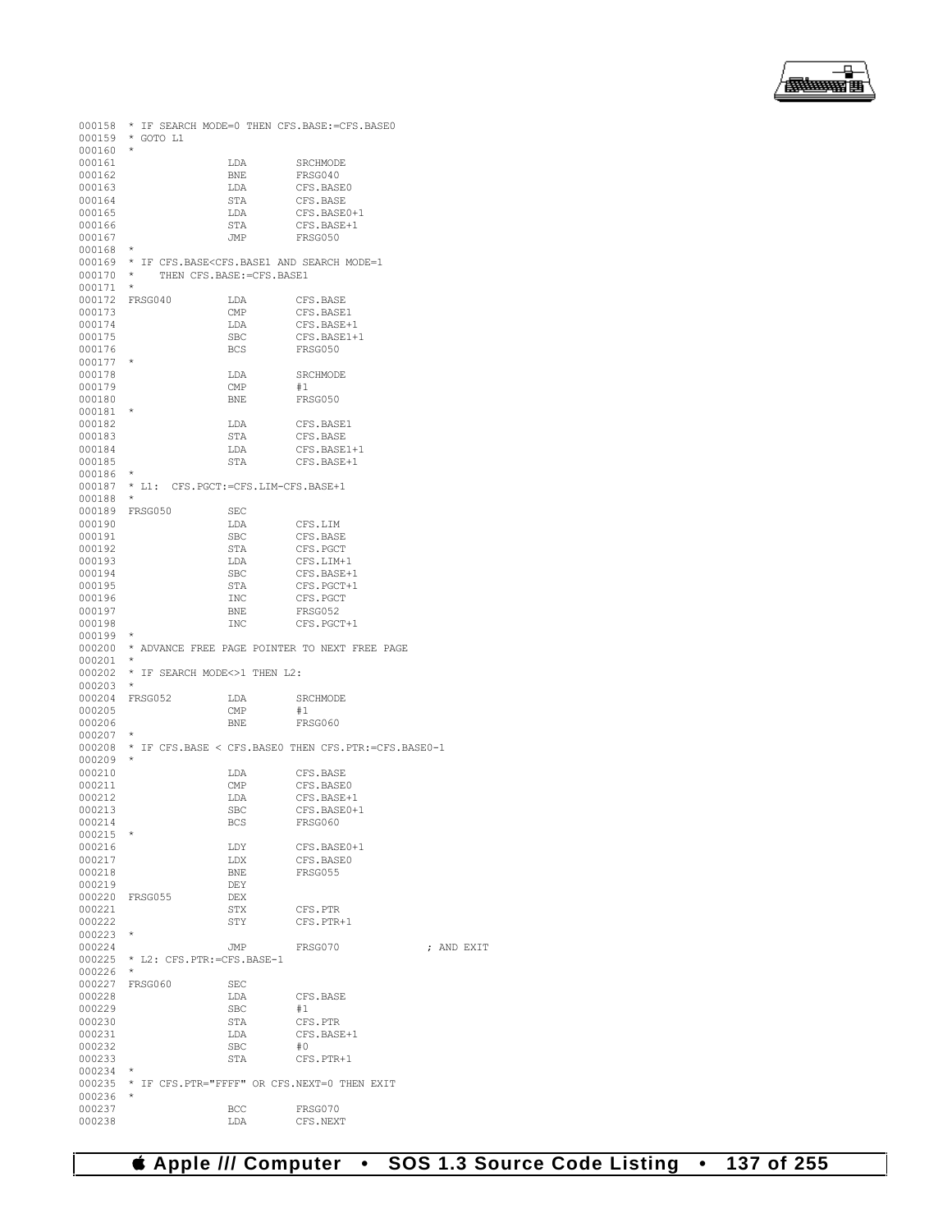```
000158  * IF SEARCH MODE=0 THEN CFS.BASE:=CFS.BASE0
000159  * GOTO L1
000160  *
000161                  LDA         SRCHMODE
000162                  BNE         FRSG040
000163                  LDA         CFS.BASE0
000164                  STA         CFS.BASE
000165                  LDA         CFS.BASE0+1
000166                  STA         CFS.BASE+1
000167                  JMP         FRSG050
000168  *
000169  * IF CFS.BASE<CFS.BASE1 AND SEARCH MODE=1
000170  *    THEN CFS.BASE:=CFS.BASE1
000171  *
000172  FRSG040         LDA         CFS.BASE
000173                  CMP         CFS.BASE1
000174                  LDA         CFS.BASE+1
000175                  SBC         CFS.BASE1+1
000176                  BCS         FRSG050
000177  *
000178                  LDA         SRCHMODE
000179                  CMP         #1
000180                  BNE         FRSG050
000181  *
000182                  LDA         CFS.BASE1
000183                  STA         CFS.BASE
000184                  LDA         CFS.BASE1+1
000185                  STA         CFS.BASE+1
000186  *
000187  * L1:  CFS.PGCT:=CFS.LIM-CFS.BASE+1
000188  *
000189  FRSG050         SEC
000190                  LDA         CFS.LIM
000191                  SBC         CFS.BASE
000192                  STA         CFS.PGCT
000193                  LDA         CFS.LIM+1
000194                  SBC         CFS.BASE+1
000195                  STA         CFS.PGCT+1
000196                  INC         CFS.PGCT
000197                  BNE         FRSG052
000198                  INC         CFS.PGCT+1
000199  *
000200  * ADVANCE FREE PAGE POINTER TO NEXT FREE PAGE
000201  *
000202  * IF SEARCH MODE<>1 THEN L2:
000203  *
000204  FRSG052         LDA         SRCHMODE
000205                  CMP         #1
000206                  BNE         FRSG060
000207  *
000208  * IF CFS.BASE < CFS.BASE0 THEN CFS.PTR:=CFS.BASE0-1
000209  *
000210                  LDA         CFS.BASE
000211                  CMP         CFS.BASE0
000212                  LDA         CFS.BASE+1
000213                  SBC         CFS.BASE0+1
000214                  BCS         FRSG060
000215  *
000216                  LDY         CFS.BASE0+1
000217                  LDX         CFS.BASE0
000218                  BNE         FRSG055
000219                  DEY
000220  FRSG055         DEX
000221                  STX         CFS.PTR
000222                  STY         CFS.PTR+1
000223  *
000224                  JMP         FRSG070              ; AND EXIT
000225  * L2: CFS.PTR:=CFS.BASE-1
000226  *
000227  FRSG060         SEC
000228                  LDA         CFS.BASE
000229                  SBC         #1
000230                  STA         CFS.PTR
000231                  LDA         CFS.BASE+1
000232                  SBC         #0
000233                  STA         CFS.PTR+1
000234  *
000235  * IF CFS.PTR="FFFF" OR CFS.NEXT=0 THEN EXIT
000236  *
000237                  BCC         FRSG070
000238                  LDA         CFS.NEXT
```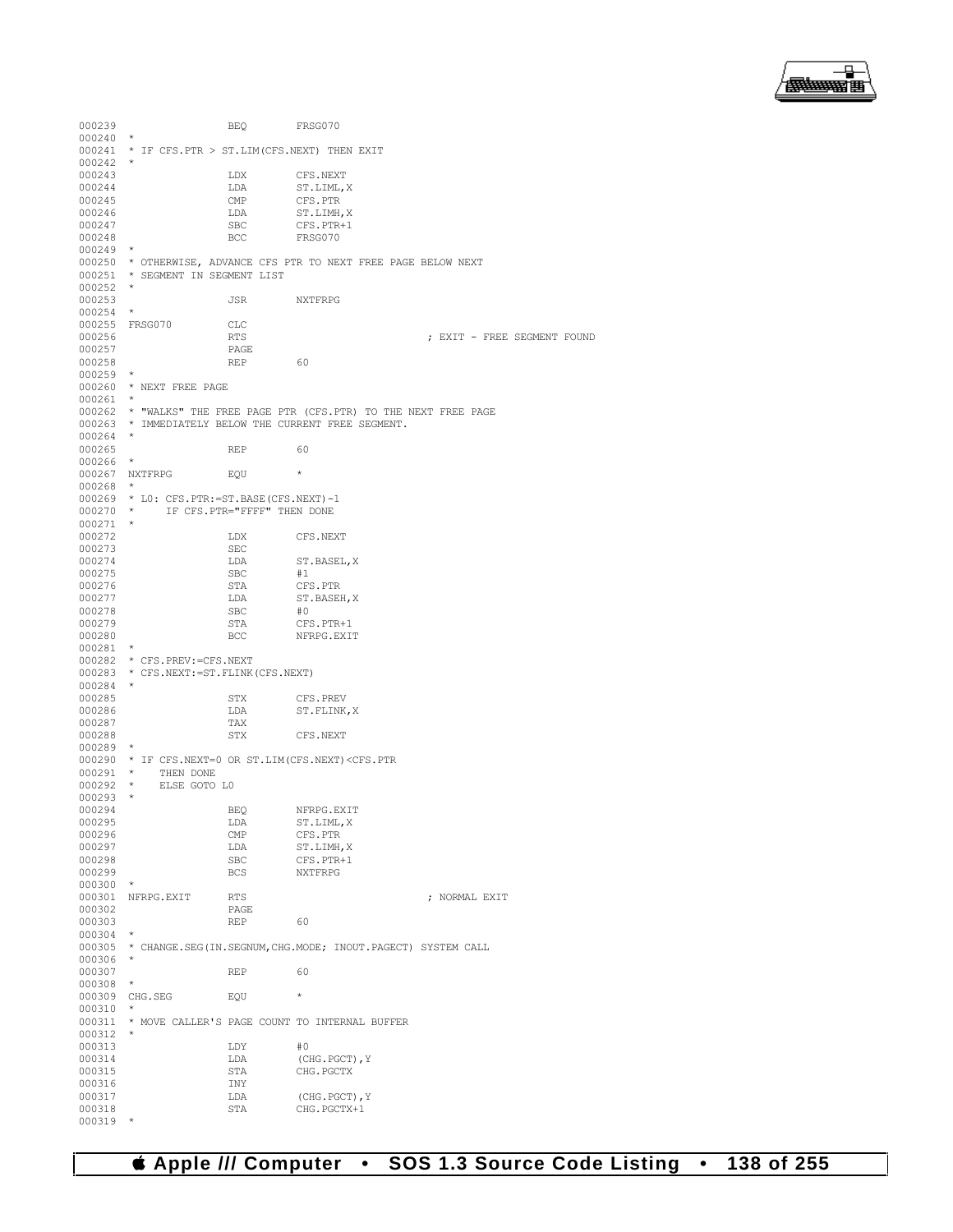```
000239                  BEQ       FRSG070
000240  *
000241  * IF CFS.PTR > ST.LIM(CFS.NEXT) THEN EXIT
000242  *
000243                  LDX       CFS.NEXT
000244                  LDA       ST.LIML,X
000245                  CMP       CFS.PTR
000246                  LDA       ST.LIMH,X
000247                  SBC       CFS.PTR+1
000248                  BCC       FRSG070
000249  *
000250  * OTHERWISE, ADVANCE CFS PTR TO NEXT FREE PAGE BELOW NEXT
000251  * SEGMENT IN SEGMENT LIST
000252  *
000253                  JSR       NXTFRPG
000254  *
000255  FRSG070         CLC
000256                  RTS                               ; EXIT - FREE SEGMENT FOUND
000257                  PAGE
000258                  REP       60
000259  *
000260  * NEXT FREE PAGE
000261  *
000262  * "WALKS" THE FREE PAGE PTR (CFS.PTR) TO THE NEXT FREE PAGE
000263  * IMMEDIATELY BELOW THE CURRENT FREE SEGMENT.
000264  *
000265                  REP       60
000266  *
000267  NXTFRPG         EQU       *
000268  *
000269  * L0: CFS.PTR:=ST.BASE(CFS.NEXT)-1
000270  *     IF CFS.PTR="FFFF" THEN DONE
000271  *
000272                  LDX       CFS.NEXT
000273                  SEC
000274                  LDA       ST.BASEL,X
000275                  SBC       #1
000276                  STA       CFS.PTR
000277                  LDA       ST.BASEH,X
000278                  SBC       #0
000279                  STA       CFS.PTR+1
000280                  BCC       NFRPG.EXIT
000281  *
000282  * CFS.PREV:=CFS.NEXT
000283  * CFS.NEXT:=ST.FLINK(CFS.NEXT)
000284  *
000285                  STX       CFS.PREV
000286                  LDA       ST.FLINK,X
000287                  TAX
000288                  STX       CFS.NEXT
000289  *
000290  * IF CFS.NEXT=0 OR ST.LIM(CFS.NEXT)<CFS.PTR
000291  *    THEN DONE
000292  *    ELSE GOTO L0
000293  *
000294                  BEQ       NFRPG.EXIT
000295                  LDA       ST.LIML,X
000296                  CMP       CFS.PTR
000297                  LDA       ST.LIMH,X
000298                  SBC       CFS.PTR+1
000299                  BCS       NXTFRPG
000300  *
000301  NFRPG.EXIT      RTS                               ; NORMAL EXIT
000302                  PAGE
000303                  REP       60
000304  *
000305  * CHANGE.SEG(IN.SEGNUM,CHG.MODE; INOUT.PAGECT) SYSTEM CALL
000306  *
000307                  REP       60
000308  *
000309  CHG.SEG         EQU       *
000310  *
000311  * MOVE CALLER'S PAGE COUNT TO INTERNAL BUFFER
000312  *
000313                  LDY       #0
000314                  LDA       (CHG.PGCT),Y
000315                  STA       CHG.PGCTX
000316                  INY
000317                  LDA       (CHG.PGCT),Y
000318                  STA       CHG.PGCTX+1
000319  *
```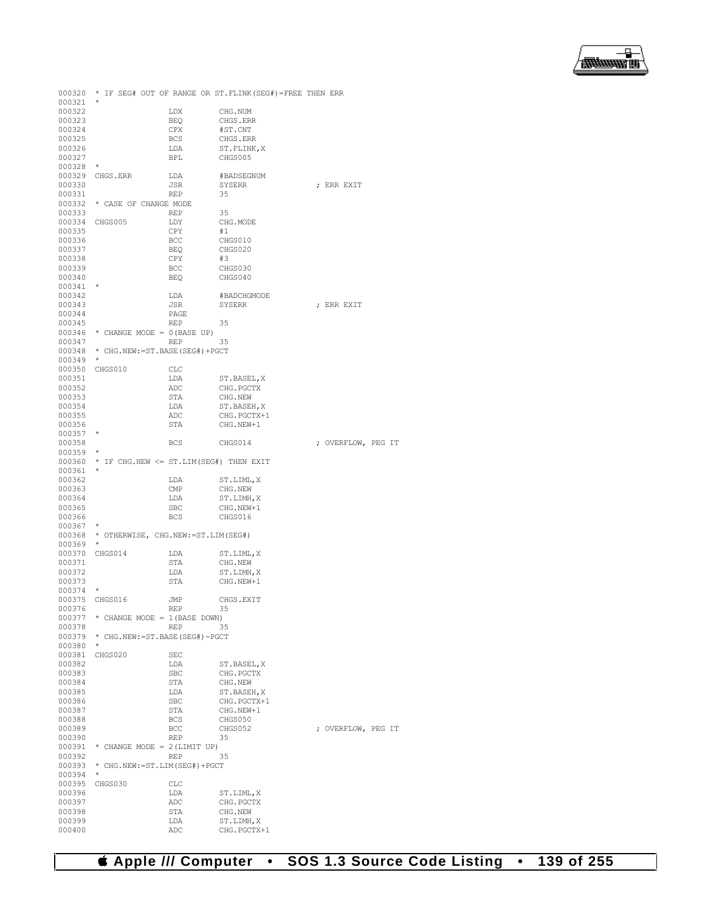```
000320  * IF SEG# OUT OF RANGE OR ST.FLINK(SEG#)=FREE THEN ERR
000321  *
000322                  LDX         CHG.NUM
000323                  BEQ         CHGS.ERR
000324                  CPX         #ST.CNT
000325                  BCS         CHGS.ERR
000326                  LDA         ST.FLINK,X
000327                  BPL         CHGS005
000328  *
000329  CHGS.ERR        LDA         #BADSEGNUM
000330                  JSR         SYSERR              ; ERR EXIT
000331                  REP         35
000332  * CASE OF CHANGE MODE
000333                  REP         35
000334  CHGS005         LDY         CHG.MODE
000335                  CPY         #1
000336                  BCC         CHGS010
000337                  BEQ         CHGS020
000338                  CPY         #3
000339                  BCC         CHGS030
000340                  BEQ         CHGS040
000341  *
000342                  LDA         #BADCHGMODE
000343                  JSR         SYSERR              ; ERR EXIT
000344                  PAGE
000345                  REP         35
000346  * CHANGE MODE = 0(BASE UP)
000347                  REP         35
000348  * CHG.NEW:=ST.BASE(SEG#)+PGCT
000349  *
000350  CHGS010         CLC
000351                  LDA         ST.BASEL,X
000352                  ADC         CHG.PGCTX
000353                  STA         CHG.NEW
000354                  LDA         ST.BASEH,X
000355                  ADC         CHG.PGCTX+1
000356                  STA         CHG.NEW+1
000357  *
000358                  BCS         CHGS014             ; OVERFLOW, PEG IT
000359  *
000360  * IF CHG.NEW <= ST.LIM(SEG#) THEN EXIT
000361  *
000362                  LDA         ST.LIML,X
000363                  CMP         CHG.NEW
000364                  LDA         ST.LIMH,X
000365                  SBC         CHG.NEW+1
000366                  BCS         CHGS016
000367  *
000368  * OTHERWISE, CHG.NEW:=ST.LIM(SEG#)
000369  *
000370  CHGS014         LDA         ST.LIML,X
000371                  STA         CHG.NEW
000372                  LDA         ST.LIMH,X
000373                  STA         CHG.NEW+1
000374  *
000375  CHGS016         JMP         CHGS.EXIT
000376                  REP         35
000377  * CHANGE MODE = 1(BASE DOWN)
000378                  REP         35
000379  * CHG.NEW:=ST.BASE(SEG#)-PGCT
000380  *
000381  CHGS020         SEC
000382                  LDA         ST.BASEL,X
000383                  SBC         CHG.PGCTX
000384                  STA         CHG.NEW
000385                  LDA         ST.BASEH,X
000386                  SBC         CHG.PGCTX+1
000387                  STA         CHG.NEW+1
000388                  BCS         CHGS050
000389                  BCC         CHGS052             ; OVERFLOW, PEG IT
000390                  REP         35
000391  * CHANGE MODE = 2(LIMIT UP)
000392                  REP         35
000393  * CHG.NEW:=ST.LIM(SEG#)+PGCT
000394  *
000395  CHGS030         CLC
000396                  LDA         ST.LIML,X
000397                  ADC         CHG.PGCTX
000398                  STA         CHG.NEW
000399                  LDA         ST.LIMH,X
000400                  ADC         CHG.PGCTX+1
```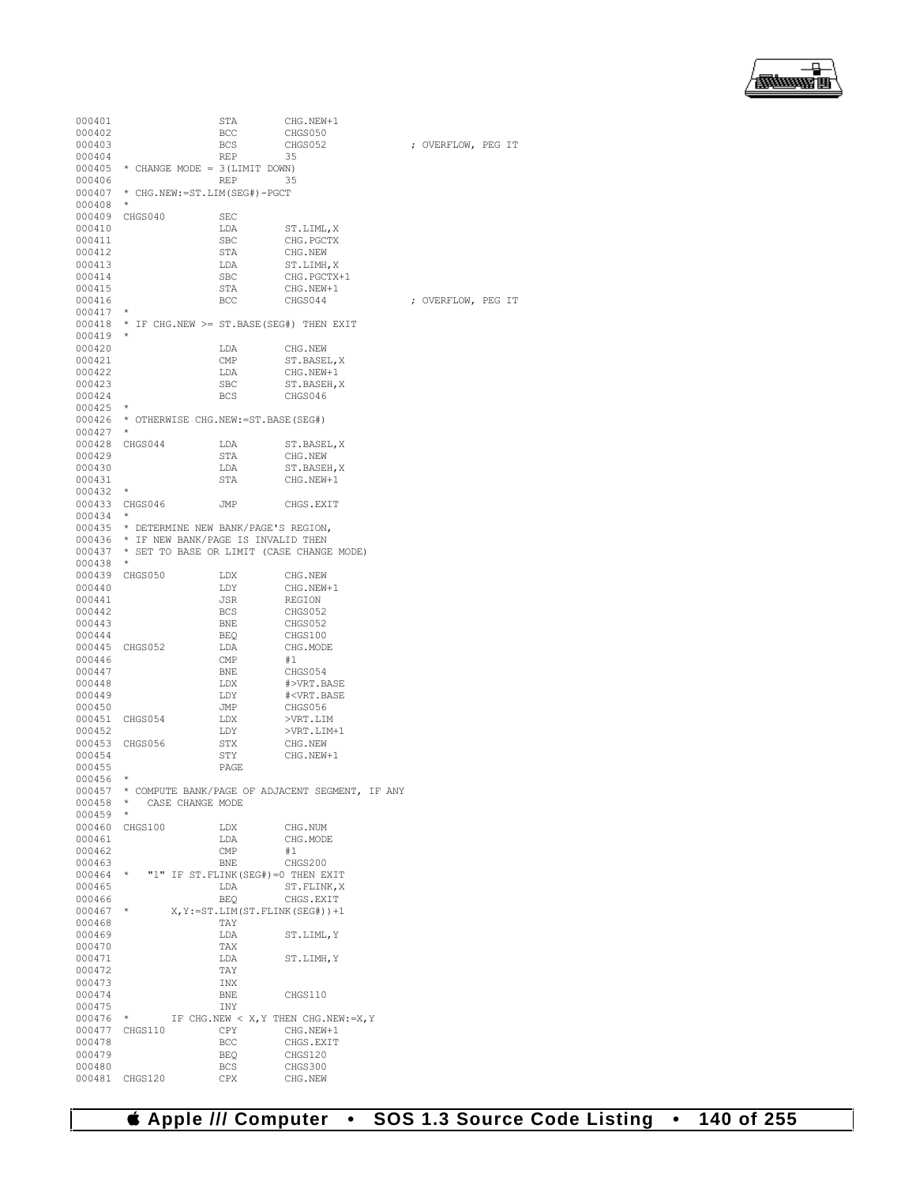```
000401                  STA       CHG.NEW+1
000402                  BCC       CHGS050
000403                  BCS       CHGS052              ; OVERFLOW, PEG IT
000404                  REP       35
000405  * CHANGE MODE = 3(LIMIT DOWN)
000406                  REP       35
000407  * CHG.NEW:=ST.LIM(SEG#)-PGCT
000408  *
000409  CHGS040         SEC
000410                  LDA       ST.LIML,X
000411                  SBC       CHG.PGCTX
000412                  STA       CHG.NEW
000413                  LDA       ST.LIMH,X
000414                  SBC       CHG.PGCTX+1
000415                  STA       CHG.NEW+1
000416                  BCC       CHGS044              ; OVERFLOW, PEG IT
000417  *
000418  * IF CHG.NEW >= ST.BASE(SEG#) THEN EXIT
000419  *
000420                  LDA       CHG.NEW
000421                  CMP       ST.BASEL,X
000422                  LDA       CHG.NEW+1
000423                  SBC       ST.BASEH,X
000424                  BCS       CHGS046
000425  *
000426  * OTHERWISE CHG.NEW:=ST.BASE(SEG#)
000427  *
000428  CHGS044         LDA       ST.BASEL,X
000429                  STA       CHG.NEW
000430                  LDA       ST.BASEH,X
000431                  STA       CHG.NEW+1
000432  *
000433  CHGS046         JMP       CHGS.EXIT
000434  *
000435  * DETERMINE NEW BANK/PAGE'S REGION,
000436  * IF NEW BANK/PAGE IS INVALID THEN
000437  * SET TO BASE OR LIMIT (CASE CHANGE MODE)
000438  *
000439  CHGS050         LDX       CHG.NEW
000440                  LDY       CHG.NEW+1
000441                  JSR       REGION
000442                  BCS       CHGS052
000443                  BNE       CHGS052
000444                  BEQ       CHGS100
000445  CHGS052         LDA       CHG.MODE
000446                  CMP       #1
000447                  BNE       CHGS054
000448                  LDX       #>VRT.BASE
000449                  LDY       #<VRT.BASE
000450                  JMP       CHGS056
000451  CHGS054         LDX       >VRT.LIM
000452                  LDY       >VRT.LIM+1
000453  CHGS056         STX       CHG.NEW
000454                  STY       CHG.NEW+1
000455                  PAGE
000456  *
000457  * COMPUTE BANK/PAGE OF ADJACENT SEGMENT, IF ANY
000458  *   CASE CHANGE MODE
000459  *
000460  CHGS100         LDX       CHG.NUM
000461                  LDA       CHG.MODE
000462                  CMP       #1
000463                  BNE       CHGS200
000464  *   "1" IF ST.FLINK(SEG#)=0 THEN EXIT
000465                  LDA       ST.FLINK,X
000466                  BEQ       CHGS.EXIT
000467  *       X,Y:=ST.LIM(ST.FLINK(SEG#))+1
000468                  TAY
000469                  LDA       ST.LIML,Y
000470                  TAX
000471                  LDA       ST.LIMH,Y
000472                  TAY
000473                  INX
000474                  BNE       CHGS110
000475                  INY
000476  *       IF CHG.NEW < X,Y THEN CHG.NEW:=X,Y
000477  CHGS110         CPY       CHG.NEW+1
000478                  BCC       CHGS.EXIT
000479                  BEQ       CHGS120
000480                  BCS       CHGS300
000481  CHGS120         CPX       CHG.NEW
```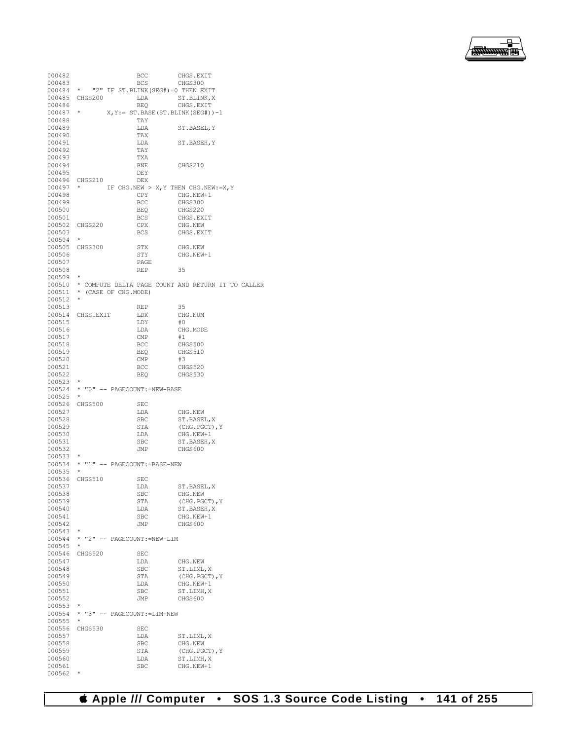```
000482                  BCC         CHGS.EXIT
000483                  BCS         CHGS300
000484  *   "2" IF ST.BLINK(SEG#)=0 THEN EXIT
000485  CHGS200         LDA         ST.BLINK,X
000486                  BEQ         CHGS.EXIT
000487  *       X,Y:= ST.BASE(ST.BLINK(SEG#))-1
000488                  TAY
000489                  LDA         ST.BASEL,Y
000490                  TAX
000491                  LDA         ST.BASEH,Y
000492                  TAY
000493                  TXA
000494                  BNE         CHGS210
000495                  DEY
000496  CHGS210         DEX
000497  *       IF CHG.NEW > X,Y THEN CHG.NEW:=X,Y
000498                  CPY         CHG.NEW+1
000499                  BCC         CHGS300
000500                  BEQ         CHGS220
000501                  BCS         CHGS.EXIT
000502  CHGS220         CPX         CHG.NEW
000503                  BCS         CHGS.EXIT
000504  *
000505  CHGS300         STX         CHG.NEW
000506                  STY         CHG.NEW+1
000507                  PAGE
000508                  REP         35
000509  *
000510  * COMPUTE DELTA PAGE COUNT AND RETURN IT TO CALLER
000511  * (CASE OF CHG.MODE)
000512  *
000513                  REP         35
000514  CHGS.EXIT       LDX         CHG.NUM
000515                  LDY         #0
000516                  LDA         CHG.MODE
000517                  CMP         #1
000518                  BCC         CHGS500
000519                  BEQ         CHGS510
000520                  CMP         #3
000521                  BCC         CHGS520
000522                  BEQ         CHGS530
000523  *
000524  * "0" -- PAGECOUNT:=NEW-BASE
000525  *
000526  CHGS500         SEC
000527                  LDA         CHG.NEW
000528                  SBC         ST.BASEL,X
000529                  STA         (CHG.PGCT),Y
000530                  LDA         CHG.NEW+1
000531                  SBC         ST.BASEH,X
000532                  JMP         CHGS600
000533  *
000534  * "1" -- PAGECOUNT:=BASE-NEW
000535  *
000536  CHGS510         SEC
000537                  LDA         ST.BASEL,X
000538                  SBC         CHG.NEW
000539                  STA         (CHG.PGCT),Y
000540                  LDA         ST.BASEH,X
000541                  SBC         CHG.NEW+1
000542                  JMP         CHGS600
000543  *
000544  * "2" -- PAGECOUNT:=NEW-LIM
000545  *
000546  CHGS520         SEC
000547                  LDA         CHG.NEW
000548                  SBC         ST.LIML,X
000549                  STA         (CHG.PGCT),Y
000550                  LDA         CHG.NEW+1
000551                  SBC         ST.LIMH,X
000552                  JMP         CHGS600
000553  *
000554  * "3" -- PAGECOUNT:=LIM-NEW
000555  *
000556  CHGS530         SEC
000557                  LDA         ST.LIML,X
000558                  SBC         CHG.NEW
000559                  STA         (CHG.PGCT),Y
000560                  LDA         ST.LIMH,X
000561                  SBC         CHG.NEW+1
000562  *
```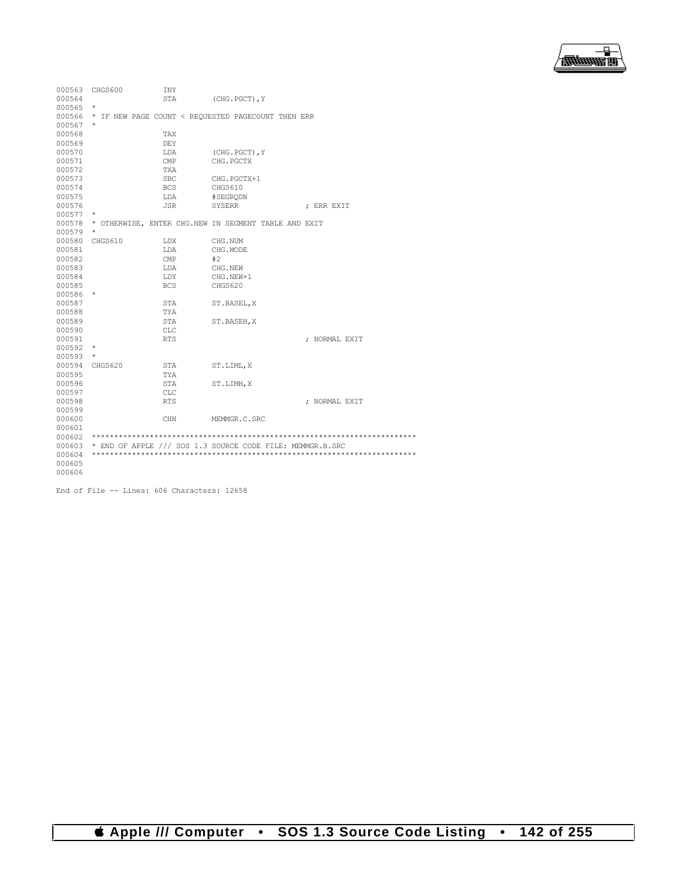```
000563 CHGS600         INY
000564                 STA       (CHG.PGCT),Y
000565  *
000566  * IF NEW PAGE COUNT < REQUESTED PAGECOUNT THEN ERR
000567  *
000568                 TAX
000569                 DEY
000570                 LDA       (CHG.PGCT),Y
000571                 CMP       CHG.PGCTX
000572                 TXA
000573                 SBC       CHG.PGCTX+1
000574                 BCS       CHGS610
000575                 LDA       #SEGRQDN
000576                 JSR       SYSERR              ; ERR EXIT
000577  *
000578  * OTHERWISE, ENTER CHG.NEW IN SEGMENT TABLE AND EXIT
000579  *
000580 CHGS610         LDX       CHG.NUM
000581                 LDA       CHG.MODE
000582                 CMP       #2
000583                 LDA       CHG.NEW
000584                 LDY       CHG.NEW+1
000585                 BCS       CHGS620
000586  *
000587                 STA       ST.BASEL,X
000588                 TYA
000589                 STA       ST.BASEH,X
000590                 CLC
000591                 RTS                           ; NORMAL EXIT
000592  *
000593  *
000594 CHGS620         STA       ST.LIML,X
000595                 TYA
000596                 STA       ST.LIMH,X
000597                 CLC
000598                 RTS                           ; NORMAL EXIT
000599
000600                 CHN       MEMMGR.C.SRC
000601
000602  ************************************************************************
000603  * END OF APPLE /// SOS 1.3 SOURCE CODE FILE: MEMMGR.B.SRC
000604  ************************************************************************
000605
000606

End of File -- Lines: 606 Characters: 12658
```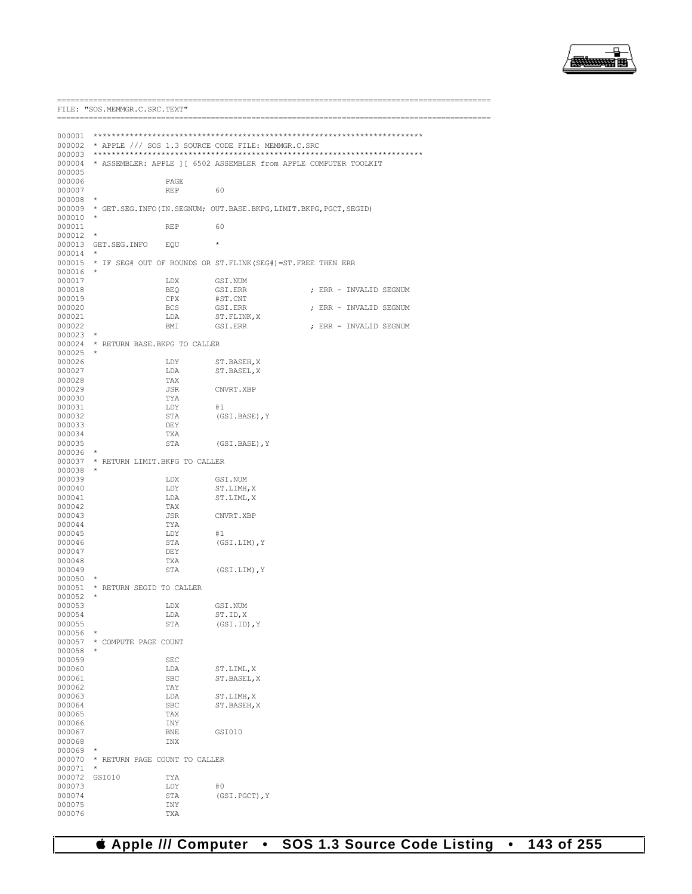```
==============================================================================================
FILE: "SOS.MEMMGR.C.SRC.TEXT"
==============================================================================================

000001  ***********************************************************************
000002  * APPLE /// SOS 1.3 SOURCE CODE FILE: MEMMGR.C.SRC
000003  ***********************************************************************
000004  * ASSEMBLER: APPLE ][ 6502 ASSEMBLER from APPLE COMPUTER TOOLKIT
000005
000006                  PAGE
000007                  REP        60
000008  *
000009  * GET.SEG.INFO(IN.SEGNUM; OUT.BASE.BKPG,LIMIT.BKPG,PGCT,SEGID)
000010  *
000011                  REP        60
000012  *
000013  GET.SEG.INFO    EQU        *
000014  *
000015  * IF SEG# OUT OF BOUNDS OR ST.FLINK(SEG#)=ST.FREE THEN ERR
000016  *
000017                  LDX        GSI.NUM
000018                  BEQ        GSI.ERR               ; ERR - INVALID SEGNUM
000019                  CPX        #ST.CNT
000020                  BCS        GSI.ERR               ; ERR - INVALID SEGNUM
000021                  LDA        ST.FLINK,X
000022                  BMI        GSI.ERR               ; ERR - INVALID SEGNUM
000023  *
000024  * RETURN BASE.BKPG TO CALLER
000025  *
000026                  LDY        ST.BASEH,X
000027                  LDA        ST.BASEL,X
000028                  TAX
000029                  JSR        CNVRT.XBP
000030                  TYA
000031                  LDY        #1
000032                  STA        (GSI.BASE),Y
000033                  DEY
000034                  TXA
000035                  STA        (GSI.BASE),Y
000036  *
000037  * RETURN LIMIT.BKPG TO CALLER
000038  *
000039                  LDX        GSI.NUM
000040                  LDY        ST.LIMH,X
000041                  LDA        ST.LIML,X
000042                  TAX
000043                  JSR        CNVRT.XBP
000044                  TYA
000045                  LDY        #1
000046                  STA        (GSI.LIM),Y
000047                  DEY
000048                  TXA
000049                  STA        (GSI.LIM),Y
000050  *
000051  * RETURN SEGID TO CALLER
000052  *
000053                  LDX        GSI.NUM
000054                  LDA        ST.ID,X
000055                  STA        (GSI.ID),Y
000056  *
000057  * COMPUTE PAGE COUNT
000058  *
000059                  SEC
000060                  LDA        ST.LIML,X
000061                  SBC        ST.BASEL,X
000062                  TAY
000063                  LDA        ST.LIMH,X
000064                  SBC        ST.BASEH,X
000065                  TAX
000066                  INY
000067                  BNE        GSI010
000068                  INX
000069  *
000070  * RETURN PAGE COUNT TO CALLER
000071  *
000072  GSI010          TYA
000073                  LDY        #0
000074                  STA        (GSI.PGCT),Y
000075                  INY
000076                  TXA
```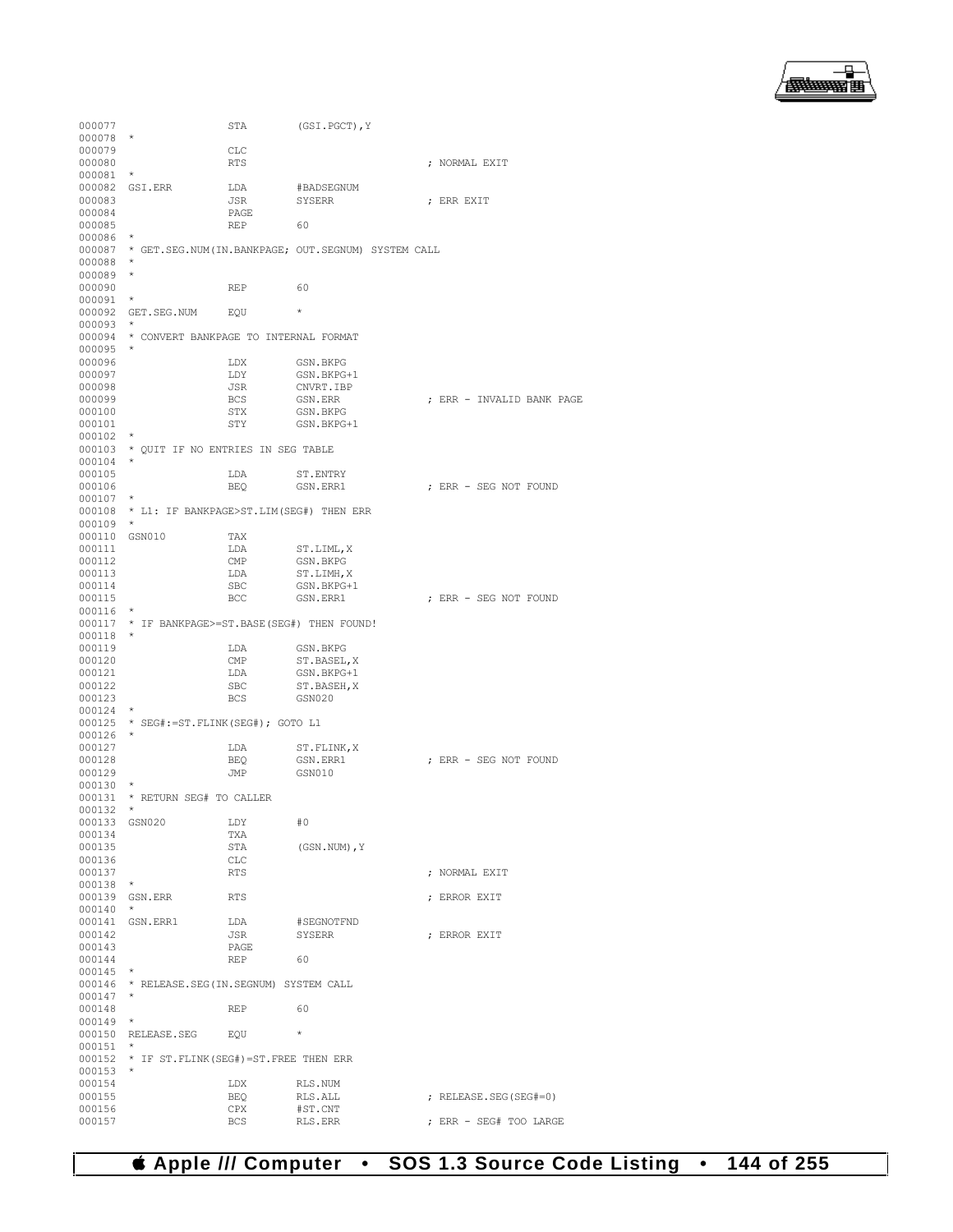```
000077                  STA        (GSI.PGCT),Y
000078  *
000079                  CLC
000080                  RTS                             ; NORMAL EXIT
000081  *
000082  GSI.ERR         LDA        #BADSEGNUM
000083                  JSR        SYSERR               ; ERR EXIT
000084                  PAGE
000085                  REP        60
000086  *
000087  * GET.SEG.NUM(IN.BANKPAGE; OUT.SEGNUM) SYSTEM CALL
000088  *
000089  *
000090                  REP        60
000091  *
000092  GET.SEG.NUM     EQU        *
000093  *
000094  * CONVERT BANKPAGE TO INTERNAL FORMAT
000095  *
000096                  LDX        GSN.BKPG
000097                  LDY        GSN.BKPG+1
000098                  JSR        CNVRT.IBP
000099                  BCS        GSN.ERR              ; ERR - INVALID BANK PAGE
000100                  STX        GSN.BKPG
000101                  STY        GSN.BKPG+1
000102  *
000103  * QUIT IF NO ENTRIES IN SEG TABLE
000104  *
000105                  LDA        ST.ENTRY
000106                  BEQ        GSN.ERR1             ; ERR - SEG NOT FOUND
000107  *
000108  * L1: IF BANKPAGE>ST.LIM(SEG#) THEN ERR
000109  *
000110  GSN010          TAX
000111                  LDA        ST.LIML,X
000112                  CMP        GSN.BKPG
000113                  LDA        ST.LIMH,X
000114                  SBC        GSN.BKPG+1
000115                  BCC        GSN.ERR1             ; ERR - SEG NOT FOUND
000116  *
000117  * IF BANKPAGE>=ST.BASE(SEG#) THEN FOUND!
000118  *
000119                  LDA        GSN.BKPG
000120                  CMP        ST.BASEL,X
000121                  LDA        GSN.BKPG+1
000122                  SBC        ST.BASEH,X
000123                  BCS        GSN020
000124  *
000125  * SEG#:=ST.FLINK(SEG#); GOTO L1
000126  *
000127                  LDA        ST.FLINK,X
000128                  BEQ        GSN.ERR1             ; ERR - SEG NOT FOUND
000129                  JMP        GSN010
000130  *
000131  * RETURN SEG# TO CALLER
000132  *
000133  GSN020          LDY        #0
000134                  TXA
000135                  STA        (GSN.NUM),Y
000136                  CLC
000137                  RTS                             ; NORMAL EXIT
000138  *
000139  GSN.ERR         RTS                             ; ERROR EXIT
000140  *
000141  GSN.ERR1        LDA        #SEGNOTFND
000142                  JSR        SYSERR               ; ERROR EXIT
000143                  PAGE
000144                  REP        60
000145  *
000146  * RELEASE.SEG(IN.SEGNUM) SYSTEM CALL
000147  *
000148                  REP        60
000149  *
000150  RELEASE.SEG     EQU        *
000151  *
000152  * IF ST.FLINK(SEG#)=ST.FREE THEN ERR
000153  *
000154                  LDX        RLS.NUM
000155                  BEQ        RLS.ALL              ; RELEASE.SEG(SEG#=0)
000156                  CPX        #ST.CNT
000157                  BCS        RLS.ERR              ; ERR - SEG# TOO LARGE
```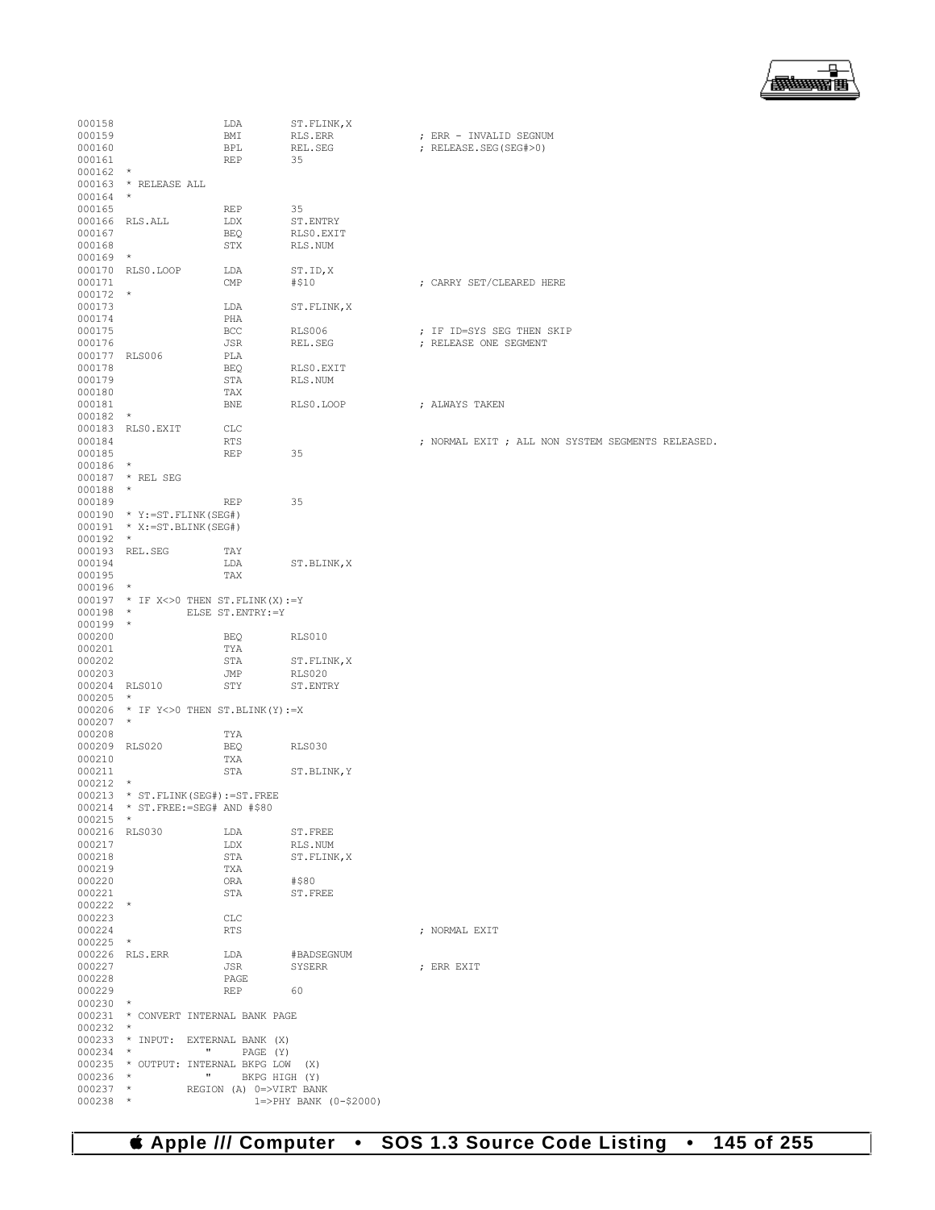```
000158                  LDA       ST.FLINK,X
000159                  BMI       RLS.ERR              ; ERR - INVALID SEGNUM
000160                  BPL       REL.SEG              ; RELEASE.SEG(SEG#>0)
000161                  REP       35
000162  *
000163  * RELEASE ALL
000164  *
000165                  REP       35
000166  RLS.ALL         LDX       ST.ENTRY
000167                  BEQ       RLS0.EXIT
000168                  STX       RLS.NUM
000169  *
000170  RLS0.LOOP       LDA       ST.ID,X
000171                  CMP       #$10                 ; CARRY SET/CLEARED HERE
000172  *
000173                  LDA       ST.FLINK,X
000174                  PHA
000175                  BCC       RLS006               ; IF ID=SYS SEG THEN SKIP
000176                  JSR       REL.SEG              ; RELEASE ONE SEGMENT
000177  RLS006          PLA
000178                  BEQ       RLS0.EXIT
000179                  STA       RLS.NUM
000180                  TAX
000181                  BNE       RLS0.LOOP            ; ALWAYS TAKEN
000182  *
000183  RLS0.EXIT       CLC
000184                  RTS                            ; NORMAL EXIT ; ALL NON SYSTEM SEGMENTS RELEASED.
000185                  REP       35
000186  *
000187  * REL SEG
000188  *
000189                  REP       35
000190  * Y:=ST.FLINK(SEG#)
000191  * X:=ST.BLINK(SEG#)
000192  *
000193  REL.SEG         TAY
000194                  LDA       ST.BLINK,X
000195                  TAX
000196  *
000197  * IF X<>0 THEN ST.FLINK(X):=Y
000198  *         ELSE ST.ENTRY:=Y
000199  *
000200                  BEQ       RLS010
000201                  TYA
000202                  STA       ST.FLINK,X
000203                  JMP       RLS020
000204  RLS010          STY       ST.ENTRY
000205  *
000206  * IF Y<>0 THEN ST.BLINK(Y):=X
000207  *
000208                  TYA
000209  RLS020          BEQ       RLS030
000210                  TXA
000211                  STA       ST.BLINK,Y
000212  *
000213  * ST.FLINK(SEG#):=ST.FREE
000214  * ST.FREE:=SEG# AND #$80
000215  *
000216  RLS030          LDA       ST.FREE
000217                  LDX       RLS.NUM
000218                  STA       ST.FLINK,X
000219                  TXA
000220                  ORA       #$80
000221                  STA       ST.FREE
000222  *
000223                  CLC
000224                  RTS                            ; NORMAL EXIT
000225  *
000226  RLS.ERR         LDA       #BADSEGNUM
000227                  JSR       SYSERR               ; ERR EXIT
000228                  PAGE
000229                  REP       60
000230  *
000231  * CONVERT INTERNAL BANK PAGE
000232  *
000233  * INPUT:  EXTERNAL BANK (X)
000234  *            "     PAGE (Y)
000235  * OUTPUT: INTERNAL BKPG LOW  (X)
000236  *            "     BKPG HIGH (Y)
000237  *         REGION (A) 0=>VIRT BANK
000238  *                    1=>PHY BANK (0-$2000)
```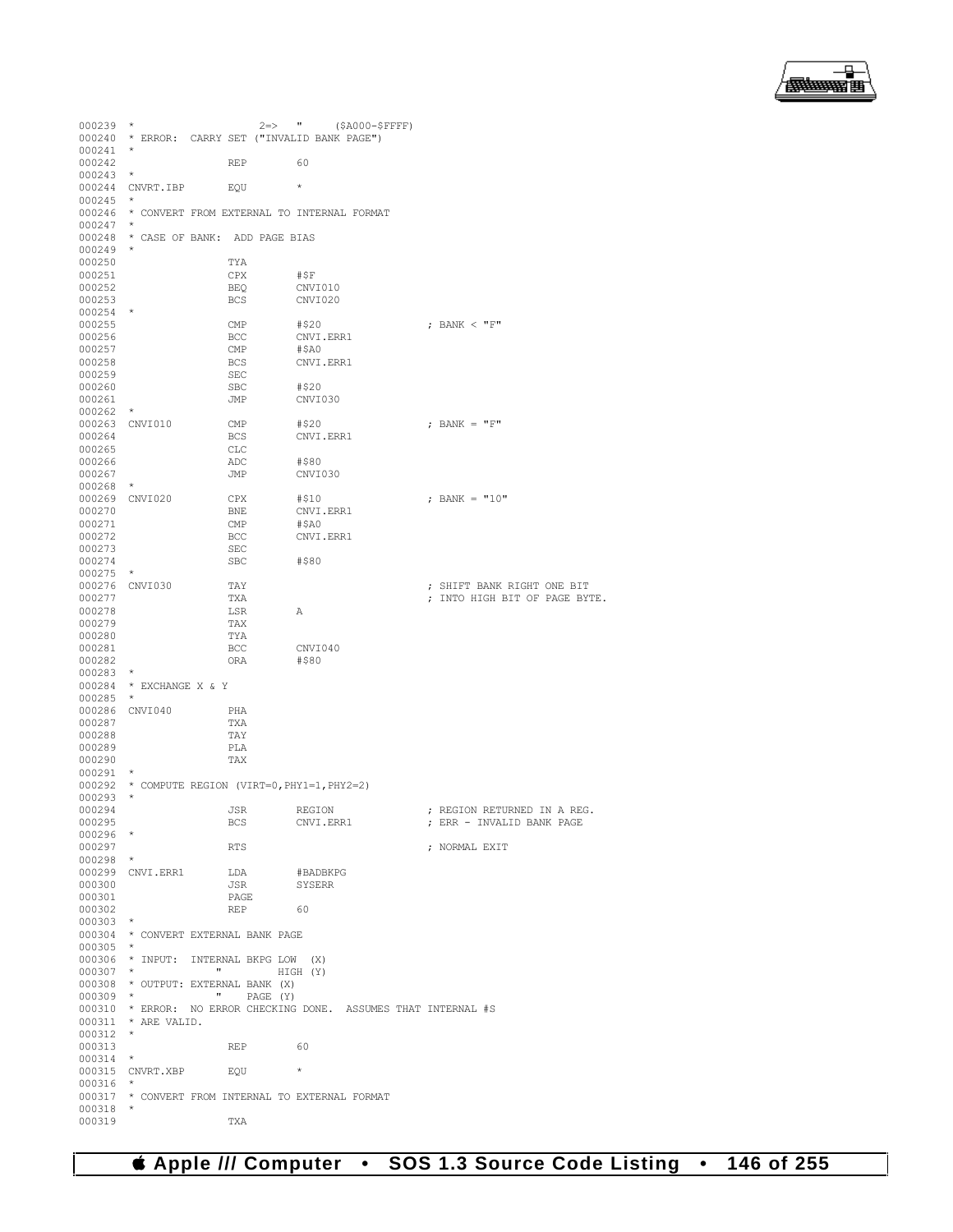```
000239 *                    2=>   "     ($A000-$FFFF)
000240 * ERROR:  CARRY SET ("INVALID BANK PAGE")
000241 *
000242                REP        60
000243 *
000244 CNVRT.IBP      EQU        *
000245 *
000246 * CONVERT FROM EXTERNAL TO INTERNAL FORMAT
000247 *
000248 * CASE OF BANK:  ADD PAGE BIAS
000249 *
000250                TYA
000251                CPX        #$F
000252                BEQ        CNVI010
000253                BCS        CNVI020
000254 *
000255                CMP        #$20                ; BANK < "F"
000256                BCC        CNVI.ERR1
000257                CMP        #$A0
000258                BCS        CNVI.ERR1
000259                SEC
000260                SBC        #$20
000261                JMP        CNVI030
000262 *
000263 CNVI010        CMP        #$20                ; BANK = "F"
000264                BCS        CNVI.ERR1
000265                CLC
000266                ADC        #$80
000267                JMP        CNVI030
000268 *
000269 CNVI020        CPX        #$10                ; BANK = "10"
000270                BNE        CNVI.ERR1
000271                CMP        #$A0
000272                BCC        CNVI.ERR1
000273                SEC
000274                SBC        #$80
000275 *
000276 CNVI030        TAY                            ; SHIFT BANK RIGHT ONE BIT
000277                TXA                            ; INTO HIGH BIT OF PAGE BYTE.
000278                LSR        A
000279                TAX
000280                TYA
000281                BCC        CNVI040
000282                ORA        #$80
000283 *
000284 * EXCHANGE X & Y
000285 *
000286 CNVI040        PHA
000287                TXA
000288                TAY
000289                PLA
000290                TAX
000291 *
000292 * COMPUTE REGION (VIRT=0,PHY1=1,PHY2=2)
000293 *
000294                JSR        REGION              ; REGION RETURNED IN A REG.
000295                BCS        CNVI.ERR1           ; ERR - INVALID BANK PAGE
000296 *
000297                RTS                            ; NORMAL EXIT
000298 *
000299 CNVI.ERR1      LDA        #BADBKPG
000300                JSR        SYSERR
000301                PAGE
000302                REP        60
000303 *
000304 * CONVERT EXTERNAL BANK PAGE
000305 *
000306 * INPUT:  INTERNAL BKPG LOW  (X)
000307 *            "         HIGH (Y)
000308 * OUTPUT: EXTERNAL BANK (X)
000309 *            "    PAGE (Y)
000310 * ERROR:  NO ERROR CHECKING DONE.  ASSUMES THAT INTERNAL #S
000311 * ARE VALID.
000312 *
000313                REP        60
000314 *
000315 CNVRT.XBP      EQU        *
000316 *
000317 * CONVERT FROM INTERNAL TO EXTERNAL FORMAT
000318 *
000319                TXA
```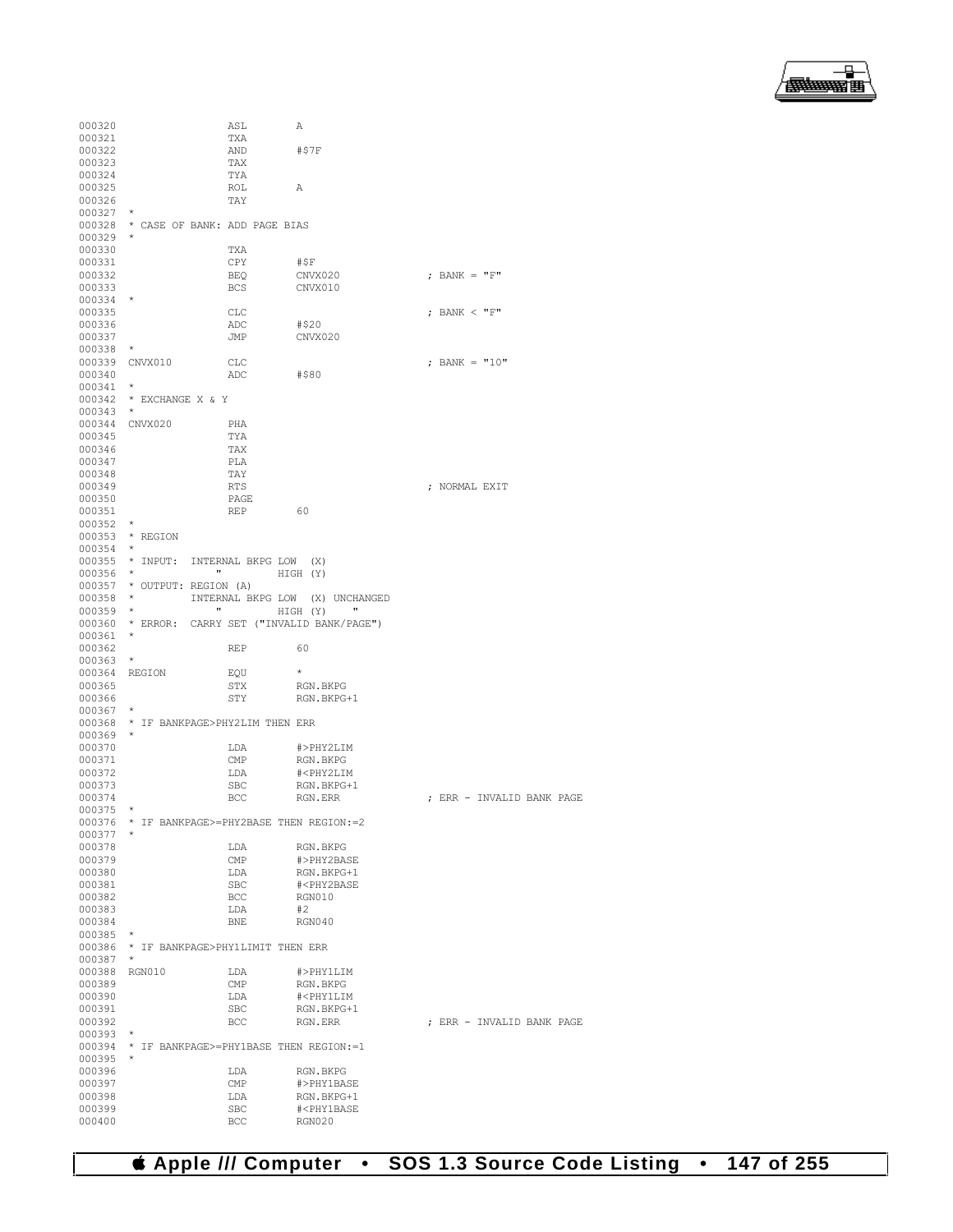```
000320                  ASL       A
000321                  TXA
000322                  AND       #$7F
000323                  TAX
000324                  TYA
000325                  ROL       A
000326                  TAY
000327  *
000328  * CASE OF BANK: ADD PAGE BIAS
000329  *
000330                  TXA
000331                  CPY       #$F
000332                  BEQ       CNVX020               ; BANK = "F"
000333                  BCS       CNVX010
000334  *
000335                  CLC                             ; BANK < "F"
000336                  ADC       #$20
000337                  JMP       CNVX020
000338  *
000339  CNVX010         CLC                             ; BANK = "10"
000340                  ADC       #$80
000341  *
000342  * EXCHANGE X & Y
000343  *
000344  CNVX020         PHA
000345                  TYA
000346                  TAX
000347                  PLA
000348                  TAY
000349                  RTS                             ; NORMAL EXIT
000350                  PAGE
000351                  REP       60
000352  *
000353  * REGION
000354  *
000355  * INPUT:  INTERNAL BKPG LOW  (X)
000356  *            "        HIGH (Y)
000357  * OUTPUT: REGION (A)
000358  *         INTERNAL BKPG LOW  (X) UNCHANGED
000359  *            "        HIGH (Y)    "
000360  * ERROR:  CARRY SET ("INVALID BANK/PAGE")
000361  *
000362                  REP       60
000363  *
000364  REGION          EQU       *
000365                  STX       RGN.BKPG
000366                  STY       RGN.BKPG+1
000367  *
000368  * IF BANKPAGE>PHY2LIM THEN ERR
000369  *
000370                  LDA       #>PHY2LIM
000371                  CMP       RGN.BKPG
000372                  LDA       #<PHY2LIM
000373                  SBC       RGN.BKPG+1
000374                  BCC       RGN.ERR               ; ERR - INVALID BANK PAGE
000375  *
000376  * IF BANKPAGE>=PHY2BASE THEN REGION:=2
000377  *
000378                  LDA       RGN.BKPG
000379                  CMP       #>PHY2BASE
000380                  LDA       RGN.BKPG+1
000381                  SBC       #<PHY2BASE
000382                  BCC       RGN010
000383                  LDA       #2
000384                  BNE       RGN040
000385  *
000386  * IF BANKPAGE>PHY1LIMIT THEN ERR
000387  *
000388  RGN010          LDA       #>PHY1LIM
000389                  CMP       RGN.BKPG
000390                  LDA       #<PHY1LIM
000391                  SBC       RGN.BKPG+1
000392                  BCC       RGN.ERR               ; ERR - INVALID BANK PAGE
000393  *
000394  * IF BANKPAGE>=PHY1BASE THEN REGION:=1
000395  *
000396                  LDA       RGN.BKPG
000397                  CMP       #>PHY1BASE
000398                  LDA       RGN.BKPG+1
000399                  SBC       #<PHY1BASE
000400                  BCC       RGN020
```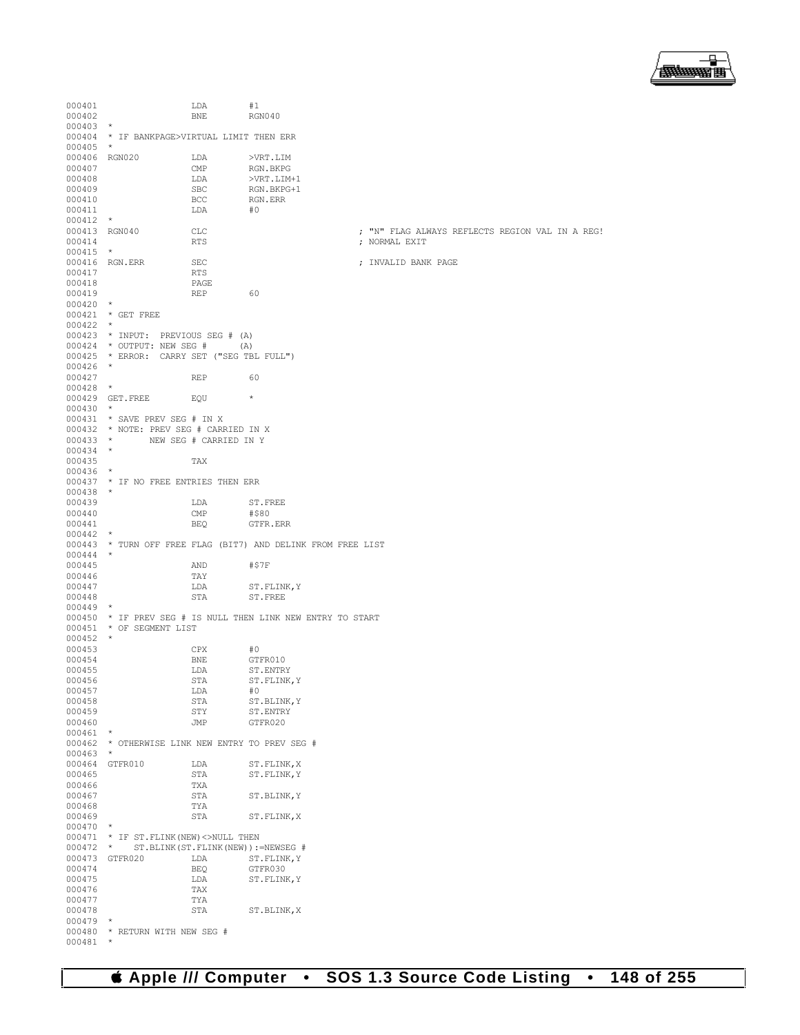```
000401                  LDA        #1
000402                  BNE        RGN040
000403  *
000404  * IF BANKPAGE>VIRTUAL LIMIT THEN ERR
000405  *
000406  RGN020          LDA        >VRT.LIM
000407                  CMP        RGN.BKPG
000408                  LDA        >VRT.LIM+1
000409                  SBC        RGN.BKPG+1
000410                  BCC        RGN.ERR
000411                  LDA        #0
000412  *
000413  RGN040          CLC                              ; "N" FLAG ALWAYS REFLECTS REGION VAL IN A REG!
000414                  RTS                              ; NORMAL EXIT
000415  *
000416  RGN.ERR         SEC                              ; INVALID BANK PAGE
000417                  RTS
000418                  PAGE
000419                  REP        60
000420  *
000421  * GET FREE
000422  *
000423  * INPUT:  PREVIOUS SEG # (A)
000424  * OUTPUT: NEW SEG #       (A)
000425  * ERROR:  CARRY SET ("SEG TBL FULL")
000426  *
000427                  REP        60
000428  *
000429  GET.FREE        EQU        *
000430  *
000431  * SAVE PREV SEG # IN X
000432  * NOTE: PREV SEG # CARRIED IN X
000433  *       NEW SEG # CARRIED IN Y
000434  *
000435                  TAX
000436  *
000437  * IF NO FREE ENTRIES THEN ERR
000438  *
000439                  LDA        ST.FREE
000440                  CMP        #$80
000441                  BEQ        GTFR.ERR
000442  *
000443  * TURN OFF FREE FLAG (BIT7) AND DELINK FROM FREE LIST
000444  *
000445                  AND        #$7F
000446                  TAY
000447                  LDA        ST.FLINK,Y
000448                  STA        ST.FREE
000449  *
000450  * IF PREV SEG # IS NULL THEN LINK NEW ENTRY TO START
000451  * OF SEGMENT LIST
000452  *
000453                  CPX        #0
000454                  BNE        GTFR010
000455                  LDA        ST.ENTRY
000456                  STA        ST.FLINK,Y
000457                  LDA        #0
000458                  STA        ST.BLINK,Y
000459                  STY        ST.ENTRY
000460                  JMP        GTFR020
000461  *
000462  * OTHERWISE LINK NEW ENTRY TO PREV SEG #
000463  *
000464  GTFR010         LDA        ST.FLINK,X
000465                  STA        ST.FLINK,Y
000466                  TXA
000467                  STA        ST.BLINK,Y
000468                  TYA
000469                  STA        ST.FLINK,X
000470  *
000471  * IF ST.FLINK(NEW)<>NULL THEN
000472  *    ST.BLINK(ST.FLINK(NEW)):=NEWSEG #
000473  GTFR020         LDA        ST.FLINK,Y
000474                  BEQ        GTFR030
000475                  LDA        ST.FLINK,Y
000476                  TAX
000477                  TYA
000478                  STA        ST.BLINK,X
000479  *
000480  * RETURN WITH NEW SEG #
000481  *
```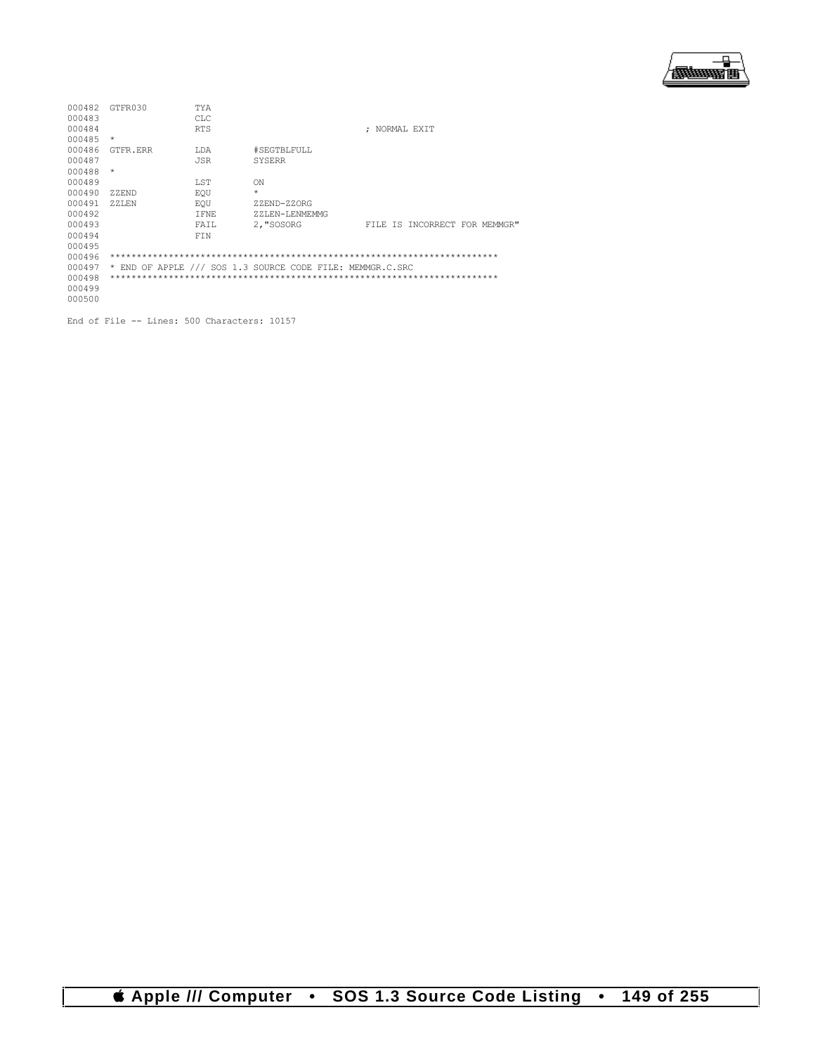```
000482  GTFR030         TYA
000483                  CLC
000484                  RTS                             ; NORMAL EXIT
000485  *
000486  GTFR.ERR        LDA        #SEGTBLFULL
000487                  JSR        SYSERR
000488  *
000489                  LST        ON
000490  ZZEND           EQU        *
000491  ZZLEN           EQU        ZZEND-ZZORG
000492                  IFNE       ZZLEN-LENMEMMG
000493                  FAIL       2,"SOSORG            FILE IS INCORRECT FOR MEMMGR"
000494                  FIN
000495
000496  ************************************************************************
000497  * END OF APPLE /// SOS 1.3 SOURCE CODE FILE: MEMMGR.C.SRC
000498  ************************************************************************
000499
000500

End of File -- Lines: 500 Characters: 10157
```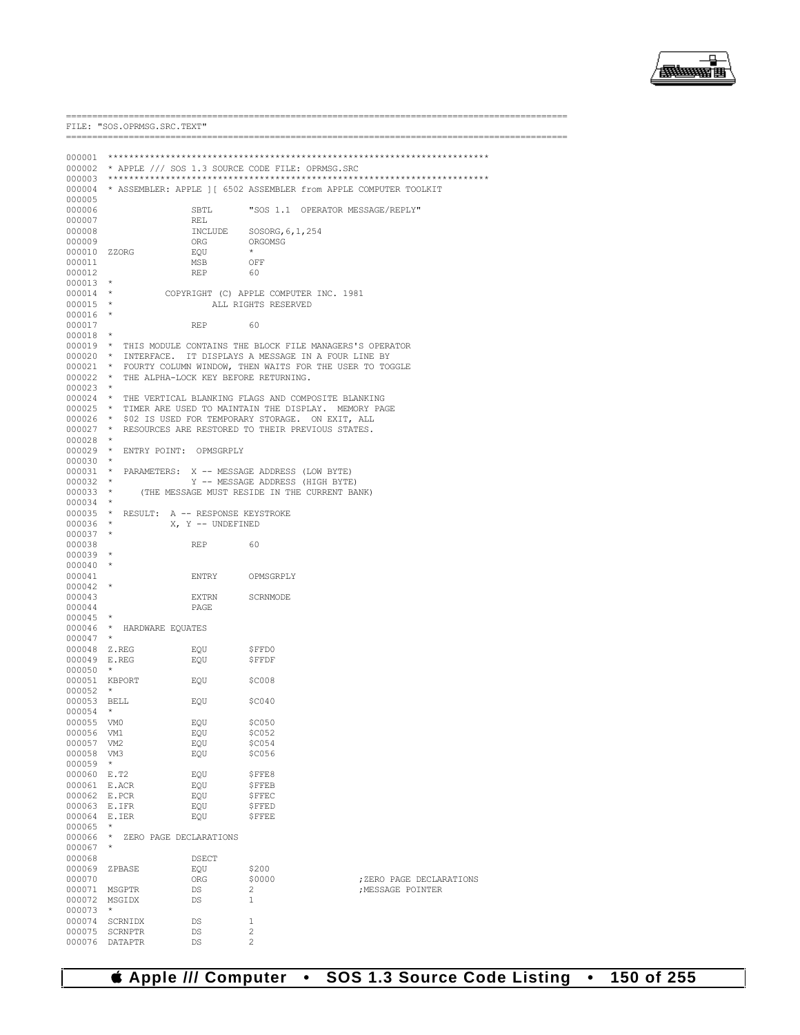```
==========================================================================================
FILE: "SOS.OPRMSG.SRC.TEXT"
==========================================================================================

000001  ************************************************************************
000002  * APPLE /// SOS 1.3 SOURCE CODE FILE: OPRMSG.SRC
000003  ************************************************************************
000004  * ASSEMBLER: APPLE ][ 6502 ASSEMBLER from APPLE COMPUTER TOOLKIT
000005
000006                  SBTL       "SOS 1.1  OPERATOR MESSAGE/REPLY"
000007                  REL
000008                  INCLUDE    SOSORG,6,1,254
000009                  ORG        ORGOMSG
000010  ZZORG           EQU        *
000011                  MSB        OFF
000012                  REP        60
000013  *
000014  *          COPYRIGHT (C) APPLE COMPUTER INC. 1981
000015  *                 ALL RIGHTS RESERVED
000016  *
000017                  REP        60
000018  *
000019  *  THIS MODULE CONTAINS THE BLOCK FILE MANAGERS'S OPERATOR
000020  *  INTERFACE.  IT DISPLAYS A MESSAGE IN A FOUR LINE BY
000021  *  FOURTY COLUMN WINDOW, THEN WAITS FOR THE USER TO TOGGLE
000022  *  THE ALPHA-LOCK KEY BEFORE RETURNING.
000023  *
000024  *  THE VERTICAL BLANKING FLAGS AND COMPOSITE BLANKING
000025  *  TIMER ARE USED TO MAINTAIN THE DISPLAY.  MEMORY PAGE
000026  *  $02 IS USED FOR TEMPORARY STORAGE.  ON EXIT, ALL
000027  *  RESOURCES ARE RESTORED TO THEIR PREVIOUS STATES.
000028  *
000029  *  ENTRY POINT:  OPMSGRPLY
000030  *
000031  *  PARAMETERS:  X -- MESSAGE ADDRESS (LOW BYTE)
000032  *               Y -- MESSAGE ADDRESS (HIGH BYTE)
000033  *     (THE MESSAGE MUST RESIDE IN THE CURRENT BANK)
000034  *
000035  *  RESULT:  A -- RESPONSE KEYSTROKE
000036  *           X, Y -- UNDEFINED
000037  *
000038                  REP        60
000039  *
000040  *
000041                  ENTRY      OPMSGRPLY
000042  *
000043                  EXTRN      SCRNMODE
000044                  PAGE
000045  *
000046  *  HARDWARE EQUATES
000047  *
000048  Z.REG           EQU        $FFD0
000049  E.REG           EQU        $FFDF
000050  *
000051  KBPORT          EQU        $C008
000052  *
000053  BELL            EQU        $C040
000054  *
000055  VM0             EQU        $C050
000056  VM1             EQU        $C052
000057  VM2             EQU        $C054
000058  VM3             EQU        $C056
000059  *
000060  E.T2            EQU        $FFE8
000061  E.ACR           EQU        $FFEB
000062  E.PCR           EQU        $FFEC
000063  E.IFR           EQU        $FFED
000064  E.IER           EQU        $FFEE
000065  *
000066  *  ZERO PAGE DECLARATIONS
000067  *
000068                  DSECT
000069  ZPBASE          EQU        $200
000070                  ORG        $0000                ;ZERO PAGE DECLARATIONS
000071  MSGPTR          DS         2                    ;MESSAGE POINTER
000072  MSGIDX          DS         1
000073  *
000074  SCRNIDX         DS         1
000075  SCRNPTR         DS         2
000076  DATAPTR         DS         2
```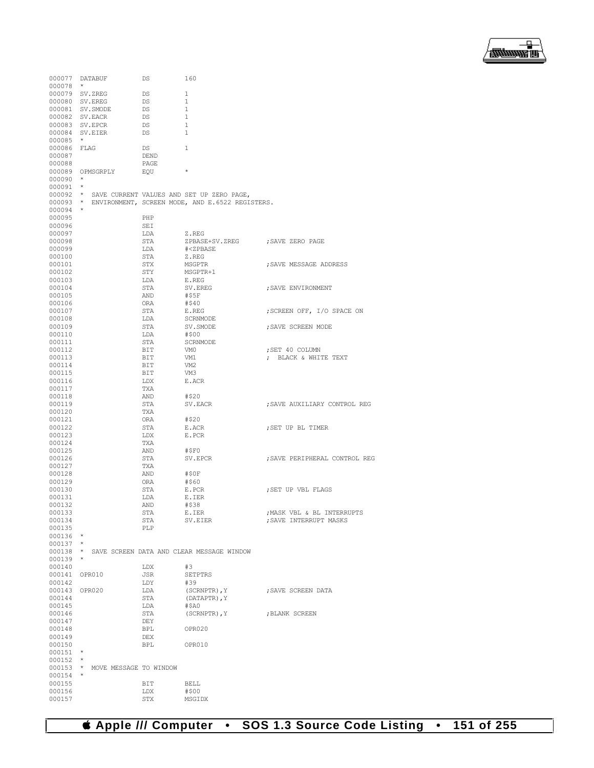```
000077  DATABUF         DS          160
000078  *
000079  SV.ZREG         DS          1
000080  SV.EREG         DS          1
000081  SV.SMODE        DS          1
000082  SV.EACR         DS          1
000083  SV.EPCR         DS          1
000084  SV.EIER         DS          1
000085  *
000086  FLAG            DS          1
000087                  DEND
000088                  PAGE
000089  OPMSGRPLY       EQU         *
000090  *
000091  *
000092  *  SAVE CURRENT VALUES AND SET UP ZERO PAGE,
000093  *  ENVIRONMENT, SCREEN MODE, AND E.6522 REGISTERS.
000094  *
000095                  PHP
000096                  SEI
000097                  LDA         Z.REG
000098                  STA         ZPBASE+SV.ZREG        ;SAVE ZERO PAGE
000099                  LDA         #<ZPBASE
000100                  STA         Z.REG
000101                  STX         MSGPTR                ;SAVE MESSAGE ADDRESS
000102                  STY         MSGPTR+1
000103                  LDA         E.REG
000104                  STA         SV.EREG               ;SAVE ENVIRONMENT
000105                  AND         #$5F
000106                  ORA         #$40
000107                  STA         E.REG                 ;SCREEN OFF, I/O SPACE ON
000108                  LDA         SCRNMODE
000109                  STA         SV.SMODE              ;SAVE SCREEN MODE
000110                  LDA         #$00
000111                  STA         SCRNMODE
000112                  BIT         VM0                   ;SET 40 COLUMN
000113                  BIT         VM1                   ;  BLACK & WHITE TEXT
000114                  BIT         VM2
000115                  BIT         VM3
000116                  LDX         E.ACR
000117                  TXA
000118                  AND         #$20
000119                  STA         SV.EACR               ;SAVE AUXILIARY CONTROL REG
000120                  TXA
000121                  ORA         #$20
000122                  STA         E.ACR                 ;SET UP BL TIMER
000123                  LDX         E.PCR
000124                  TXA
000125                  AND         #$F0
000126                  STA         SV.EPCR               ;SAVE PERIPHERAL CONTROL REG
000127                  TXA
000128                  AND         #$0F
000129                  ORA         #$60
000130                  STA         E.PCR                 ;SET UP VBL FLAGS
000131                  LDA         E.IER
000132                  AND         #$38
000133                  STA         E.IER                 ;MASK VBL & BL INTERRUPTS
000134                  STA         SV.EIER               ;SAVE INTERRUPT MASKS
000135                  PLP
000136  *
000137  *
000138  *  SAVE SCREEN DATA AND CLEAR MESSAGE WINDOW
000139  *
000140                  LDX         #3
000141  OPR010          JSR         SETPTRS
000142                  LDY         #39
000143  OPR020          LDA         (SCRNPTR),Y           ;SAVE SCREEN DATA
000144                  STA         (DATAPTR),Y
000145                  LDA         #$A0
000146                  STA         (SCRNPTR),Y           ;BLANK SCREEN
000147                  DEY
000148                  BPL         OPR020
000149                  DEX
000150                  BPL         OPR010
000151  *
000152  *
000153  *  MOVE MESSAGE TO WINDOW
000154  *
000155                  BIT         BELL
000156                  LDX         #$00
000157                  STX         MSGIDX
```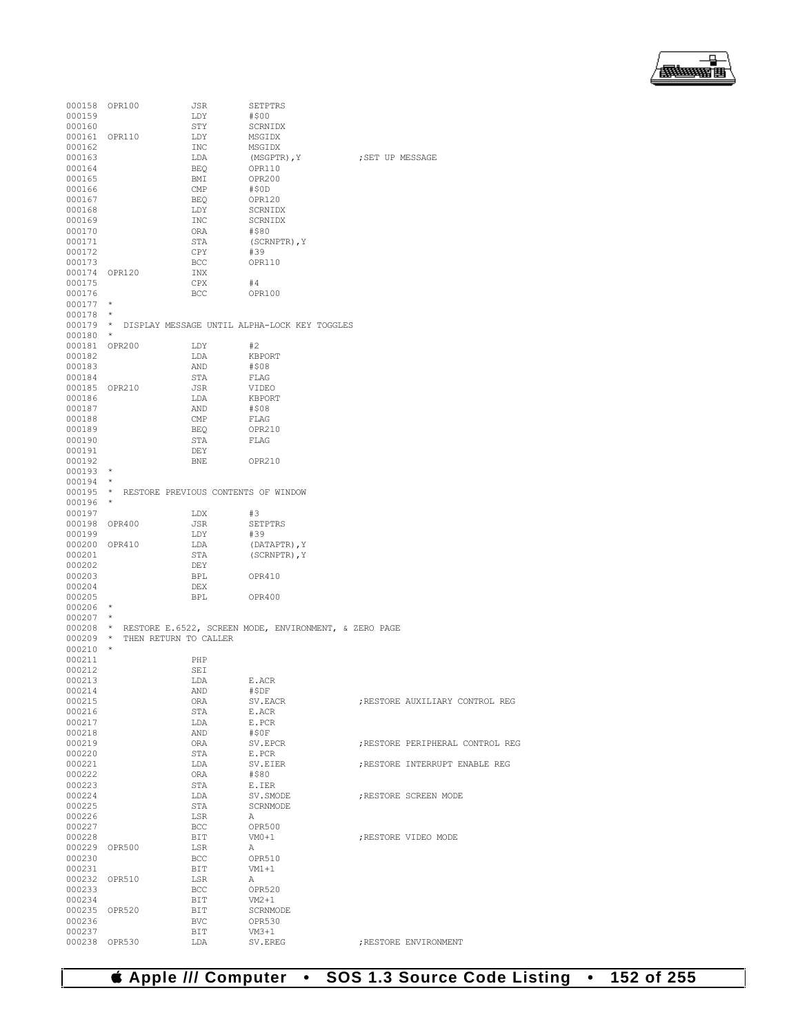```
000158 OPR100          JSR       SETPTRS
000159                 LDY       #$00
000160                 STY       SCRNIDX
000161 OPR110          LDY       MSGIDX
000162                 INC       MSGIDX
000163                 LDA       (MSGPTR),Y          ;SET UP MESSAGE
000164                 BEQ       OPR110
000165                 BMI       OPR200
000166                 CMP       #$0D
000167                 BEQ       OPR120
000168                 LDY       SCRNIDX
000169                 INC       SCRNIDX
000170                 ORA       #$80
000171                 STA       (SCRNPTR),Y
000172                 CPY       #39
000173                 BCC       OPR110
000174 OPR120          INX
000175                 CPX       #4
000176                 BCC       OPR100
000177 *
000178 *
000179 *  DISPLAY MESSAGE UNTIL ALPHA-LOCK KEY TOGGLES
000180 *
000181 OPR200          LDY       #2
000182                 LDA       KBPORT
000183                 AND       #$08
000184                 STA       FLAG
000185 OPR210          JSR       VIDEO
000186                 LDA       KBPORT
000187                 AND       #$08
000188                 CMP       FLAG
000189                 BEQ       OPR210
000190                 STA       FLAG
000191                 DEY
000192                 BNE       OPR210
000193 *
000194 *
000195 *  RESTORE PREVIOUS CONTENTS OF WINDOW
000196 *
000197                 LDX       #3
000198 OPR400          JSR       SETPTRS
000199                 LDY       #39
000200 OPR410          LDA       (DATAPTR),Y
000201                 STA       (SCRNPTR),Y
000202                 DEY
000203                 BPL       OPR410
000204                 DEX
000205                 BPL       OPR400
000206 *
000207 *
000208 *  RESTORE E.6522, SCREEN MODE, ENVIRONMENT, & ZERO PAGE
000209 *  THEN RETURN TO CALLER
000210 *
000211                 PHP
000212                 SEI
000213                 LDA       E.ACR
000214                 AND       #$DF
000215                 ORA       SV.EACR             ;RESTORE AUXILIARY CONTROL REG
000216                 STA       E.ACR
000217                 LDA       E.PCR
000218                 AND       #$0F
000219                 ORA       SV.EPCR             ;RESTORE PERIPHERAL CONTROL REG
000220                 STA       E.PCR
000221                 LDA       SV.EIER             ;RESTORE INTERRUPT ENABLE REG
000222                 ORA       #$80
000223                 STA       E.IER
000224                 LDA       SV.SMODE            ;RESTORE SCREEN MODE
000225                 STA       SCRNMODE
000226                 LSR       A
000227                 BCC       OPR500
000228                 BIT       VM0+1               ;RESTORE VIDEO MODE
000229 OPR500          LSR       A
000230                 BCC       OPR510
000231                 BIT       VM1+1
000232 OPR510          LSR       A
000233                 BCC       OPR520
000234                 BIT       VM2+1
000235 OPR520          BIT       SCRNMODE
000236                 BVC       OPR530
000237                 BIT       VM3+1
000238 OPR530          LDA       SV.EREG             ;RESTORE ENVIRONMENT
```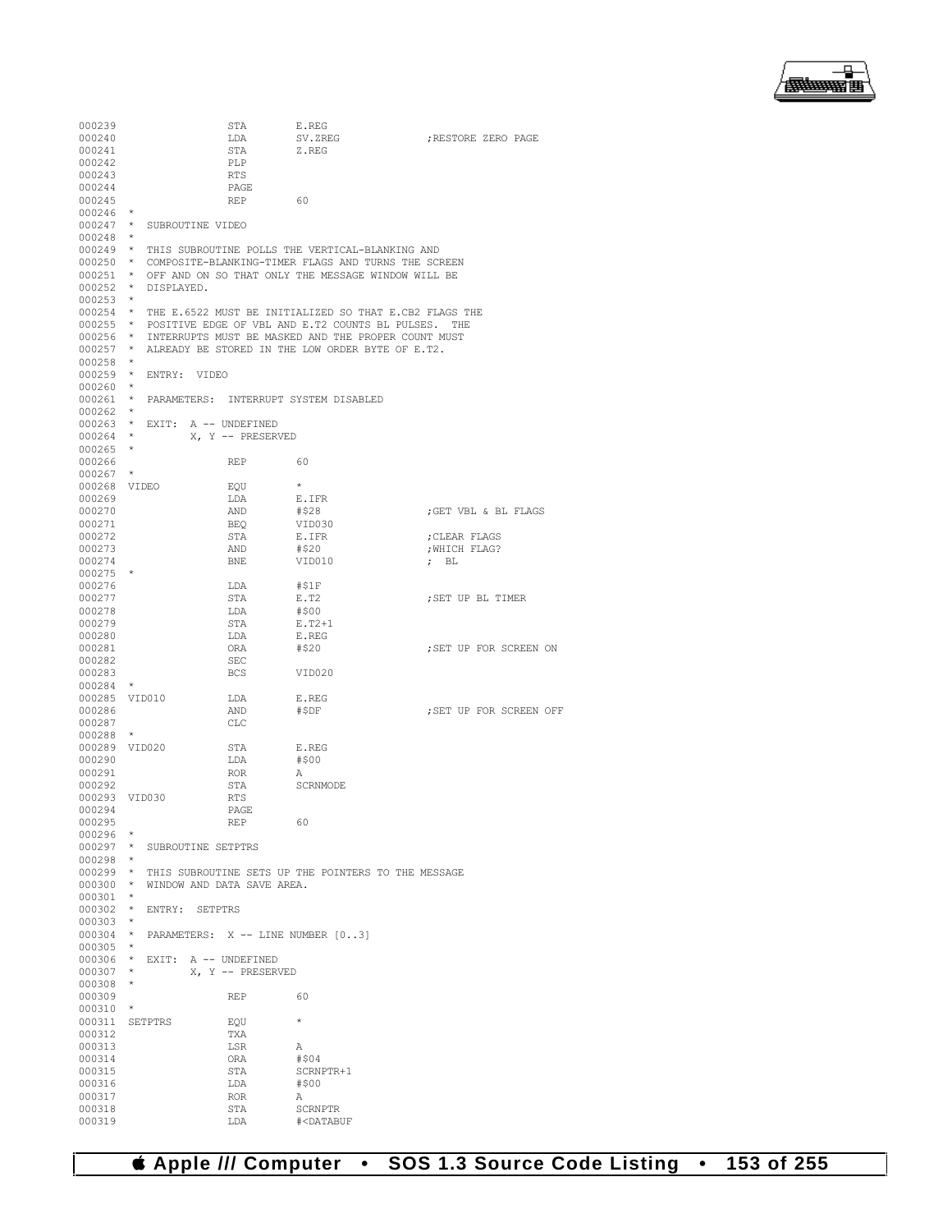```
000239                  STA       E.REG
000240                  LDA       SV.ZREG                 ;RESTORE ZERO PAGE
000241                  STA       Z.REG
000242                  PLP
000243                  RTS
000244                  PAGE
000245                  REP       60
000246  *
000247  *  SUBROUTINE VIDEO
000248  *
000249  *  THIS SUBROUTINE POLLS THE VERTICAL-BLANKING AND
000250  *  COMPOSITE-BLANKING-TIMER FLAGS AND TURNS THE SCREEN
000251  *  OFF AND ON SO THAT ONLY THE MESSAGE WINDOW WILL BE
000252  *  DISPLAYED.
000253  *
000254  *  THE E.6522 MUST BE INITIALIZED SO THAT E.CB2 FLAGS THE
000255  *  POSITIVE EDGE OF VBL AND E.T2 COUNTS BL PULSES.  THE
000256  *  INTERRUPTS MUST BE MASKED AND THE PROPER COUNT MUST
000257  *  ALREADY BE STORED IN THE LOW ORDER BYTE OF E.T2.
000258  *
000259  *  ENTRY:  VIDEO
000260  *
000261  *  PARAMETERS:  INTERRUPT SYSTEM DISABLED
000262  *
000263  *  EXIT:  A -- UNDEFINED
000264  *         X, Y -- PRESERVED
000265  *
000266                  REP       60
000267  *
000268  VIDEO           EQU       *
000269                  LDA       E.IFR
000270                  AND       #$28                    ;GET VBL & BL FLAGS
000271                  BEQ       VID030
000272                  STA       E.IFR                   ;CLEAR FLAGS
000273                  AND       #$20                    ;WHICH FLAG?
000274                  BNE       VID010                  ;  BL
000275  *
000276                  LDA       #$1F
000277                  STA       E.T2                    ;SET UP BL TIMER
000278                  LDA       #$00
000279                  STA       E.T2+1
000280                  LDA       E.REG
000281                  ORA       #$20                    ;SET UP FOR SCREEN ON
000282                  SEC
000283                  BCS       VID020
000284  *
000285  VID010          LDA       E.REG
000286                  AND       #$DF                    ;SET UP FOR SCREEN OFF
000287                  CLC
000288  *
000289  VID020          STA       E.REG
000290                  LDA       #$00
000291                  ROR       A
000292                  STA       SCRNMODE
000293  VID030          RTS
000294                  PAGE
000295                  REP       60
000296  *
000297  *  SUBROUTINE SETPTRS
000298  *
000299  *  THIS SUBROUTINE SETS UP THE POINTERS TO THE MESSAGE
000300  *  WINDOW AND DATA SAVE AREA.
000301  *
000302  *  ENTRY:  SETPTRS
000303  *
000304  *  PARAMETERS:  X -- LINE NUMBER [0..3]
000305  *
000306  *  EXIT:  A -- UNDEFINED
000307  *         X, Y -- PRESERVED
000308  *
000309                  REP       60
000310  *
000311  SETPTRS         EQU       *
000312                  TXA
000313                  LSR       A
000314                  ORA       #$04
000315                  STA       SCRNPTR+1
000316                  LDA       #$00
000317                  ROR       A
000318                  STA       SCRNPTR
000319                  LDA       #<DATABUF
```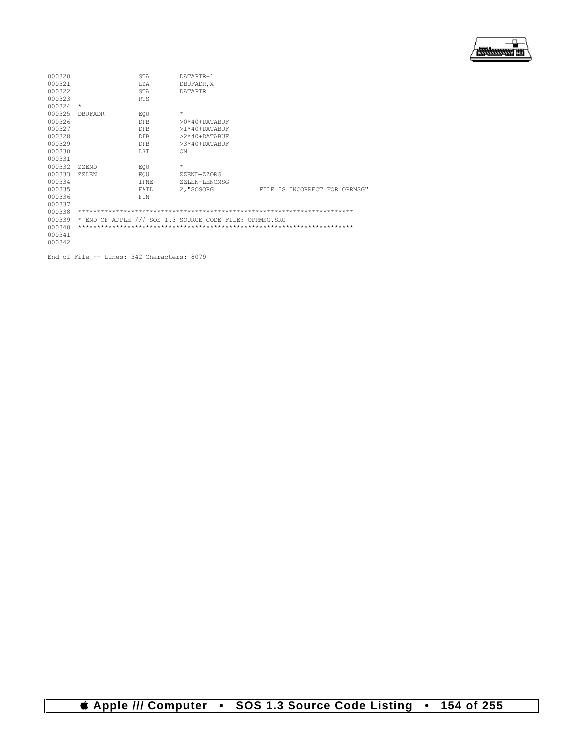```
000320                  STA        DATAPTR+1
000321                  LDA        DBUFADR,X
000322                  STA        DATAPTR
000323                  RTS
000324  *
000325  DBUFADR         EQU        *
000326                  DFB        >0*40+DATABUF
000327                  DFB        >1*40+DATABUF
000328                  DFB        >2*40+DATABUF
000329                  DFB        >3*40+DATABUF
000330                  LST        ON
000331
000332  ZZEND           EQU        *
000333  ZZLEN           EQU        ZZEND-ZZORG
000334                  IFNE       ZZLEN-LENOMSG
000335                  FAIL       2,"SOSORG             FILE IS INCORRECT FOR OPRMSG"
000336                  FIN
000337
000338  ************************************************************************
000339  * END OF APPLE /// SOS 1.3 SOURCE CODE FILE: OPRMSG.SRC
000340  ************************************************************************
000341
000342

End of File -- Lines: 342 Characters: 8079
```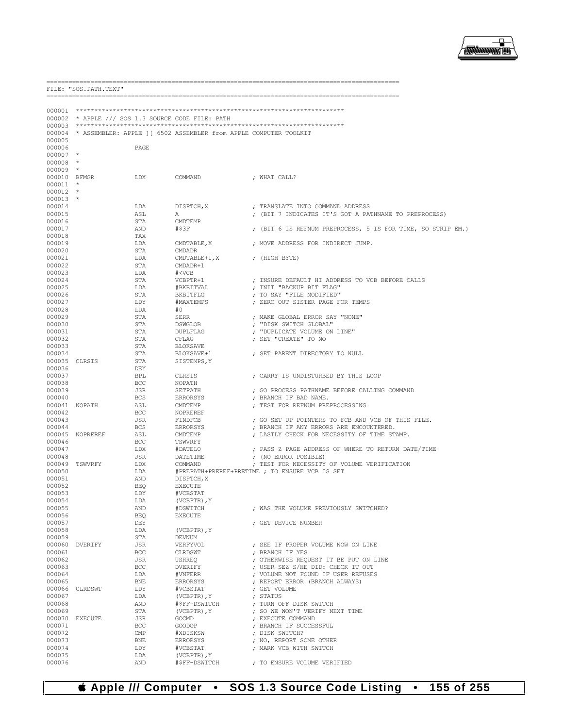```
==========================================================================================
FILE: "SOS.PATH.TEXT"
==========================================================================================

000001  ************************************************************************
000002  * APPLE /// SOS 1.3 SOURCE CODE FILE: PATH
000003  ************************************************************************
000004  * ASSEMBLER: APPLE ][ 6502 ASSEMBLER from APPLE COMPUTER TOOLKIT
000005
000006                  PAGE
000007  *
000008  *
000009  *
000010  BFMGR           LDX     COMMAND                 ; WHAT CALL?
000011  *
000012  *
000013  *
000014                  LDA     DISPTCH,X               ; TRANSLATE INTO COMMAND ADDRESS
000015                  ASL     A                       ; (BIT 7 INDICATES IT'S GOT A PATHNAME TO PREPROCESS)
000016                  STA     CMDTEMP
000017                  AND     #$3F                    ; (BIT 6 IS REFNUM PREPROCESS, 5 IS FOR TIME, SO STRIP EM.)
000018                  TAX
000019                  LDA     CMDTABLE,X              ; MOVE ADDRESS FOR INDIRECT JUMP.
000020                  STA     CMDADR
000021                  LDA     CMDTABLE+1,X            ; (HIGH BYTE)
000022                  STA     CMDADR+1
000023                  LDA     #<VCB
000024                  STA     VCBPTR+1                ; INSURE DEFAULT HI ADDRESS TO VCB BEFORE CALLS
000025                  LDA     #BKBITVAL               ; INIT "BACKUP BIT FLAG"
000026                  STA     BKBITFLG                ; TO SAY "FILE MODIFIED"
000027                  LDY     #MAXTEMPS               ; ZERO OUT SISTER PAGE FOR TEMPS
000028                  LDA     #0
000029                  STA     SERR                    ; MAKE GLOBAL ERROR SAY "NONE"
000030                  STA     DSWGLOB                 ; "DISK SWITCH GLOBAL"
000031                  STA     DUPLFLAG                ; "DUPLICATE VOLUME ON LINE"
000032                  STA     CFLAG                   ; SET "CREATE" TO NO
000033                  STA     BLOKSAVE
000034                  STA     BLOKSAVE+1              ; SET PARENT DIRECTORY TO NULL
000035  CLRSIS          STA     SISTEMPS,Y
000036                  DEY
000037                  BPL     CLRSIS                  ; CARRY IS UNDISTURBED BY THIS LOOP
000038                  BCC     NOPATH
000039                  JSR     SETPATH                 ; GO PROCESS PATHNAME BEFORE CALLING COMMAND
000040                  BCS     ERRORSYS                ; BRANCH IF BAD NAME.
000041  NOPATH          ASL     CMDTEMP                 ; TEST FOR REFNUM PREPROCESSING
000042                  BCC     NOPREREF
000043                  JSR     FINDFCB                 ; GO SET UP POINTERS TO FCB AND VCB OF THIS FILE.
000044                  BCS     ERRORSYS                ; BRANCH IF ANY ERRORS ARE ENCOUNTERED.
000045  NOPREREF        ASL     CMDTEMP                 ; LASTLY CHECK FOR NECESSITY OF TIME STAMP.
000046                  BCC     TSWVRFY
000047                  LDX     #DATELO                 ; PASS Z PAGE ADDRESS OF WHERE TO RETURN DATE/TIME
000048                  JSR     DATETIME                ; (NO ERROR POSIBLE)
000049  TSWVRFY         LDX     COMMAND                 ; TEST FOR NECESSITY OF VOLUME VERIFICATION
000050                  LDA     #PREPATH+PREREF+PRETIME ; TO ENSURE VCB IS SET
000051                  AND     DISPTCH,X
000052                  BEQ     EXECUTE
000053                  LDY     #VCBSTAT
000054                  LDA     (VCBPTR),Y
000055                  AND     #DSWITCH                ; WAS THE VOLUME PREVIOUSLY SWITCHED?
000056                  BEQ     EXECUTE
000057                  DEY                             ; GET DEVICE NUMBER
000058                  LDA     (VCBPTR),Y
000059                  STA     DEVNUM
000060  DVERIFY         JSR     VERFYVOL                ; SEE IF PROPER VOLUME NOW ON LINE
000061                  BCC     CLRDSWT                 ; BRANCH IF YES
000062                  JSR     USRREQ                  ; OTHERWISE REQUEST IT BE PUT ON LINE
000063                  BCC     DVERIFY                 ; USER SEZ S/HE DID: CHECK IT OUT
000064                  LDA     #VNFERR                 ; VOLUME NOT FOUND IF USER REFUSES
000065                  BNE     ERRORSYS                ; REPORT ERROR (BRANCH ALWAYS)
000066  CLRDSWT         LDY     #VCBSTAT                ; GET VOLUME
000067                  LDA     (VCBPTR),Y              ; STATUS
000068                  AND     #$FF-DSWITCH            ; TURN OFF DISK SWITCH
000069                  STA     (VCBPTR),Y              ; SO WE WON'T VERIFY NEXT TIME
000070  EXECUTE         JSR     GOCMD                   ; EXECUTE COMMAND
000071                  BCC     GOODOP                  ; BRANCH IF SUCCESSFUL
000072                  CMP     #XDISKSW                ; DISK SWITCH?
000073                  BNE     ERRORSYS                ; NO, REPORT SOME OTHER
000074                  LDY     #VCBSTAT                ; MARK VCB WITH SWITCH
000075                  LDA     (VCBPTR),Y
000076                  AND     #$FF-DSWITCH            ; TO ENSURE VOLUME VERIFIED
```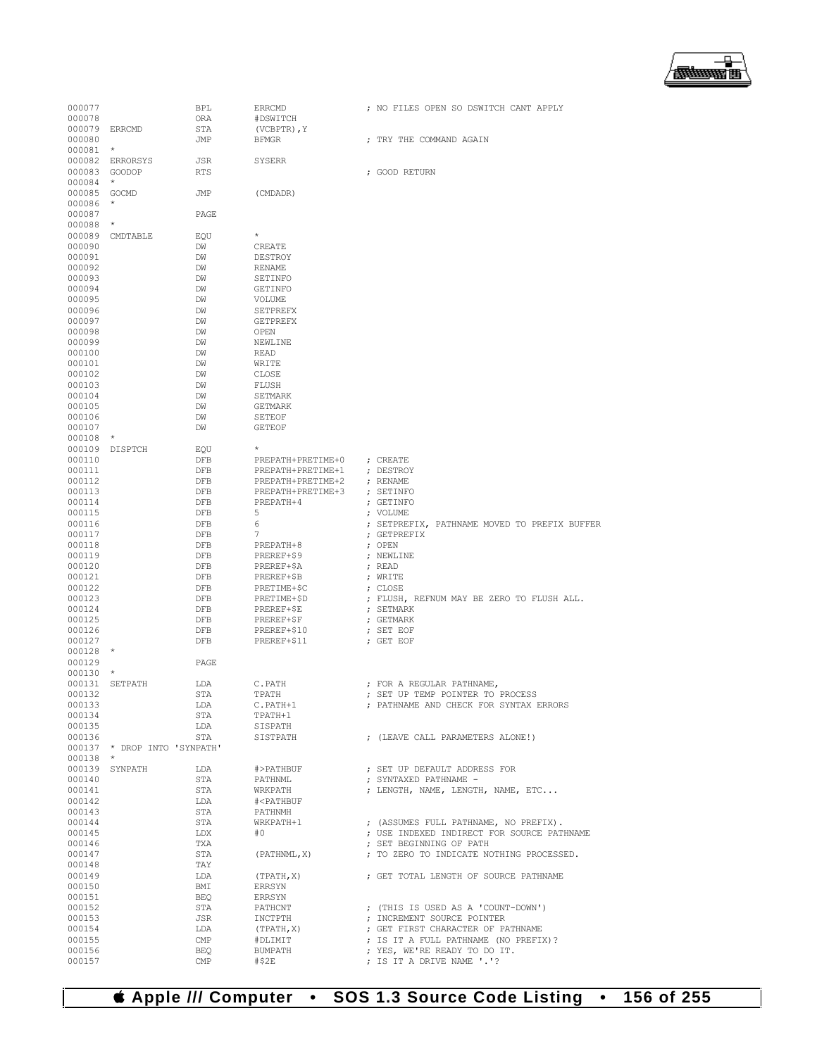```
000077                  BPL        ERRCMD               ; NO FILES OPEN SO DSWITCH CANT APPLY
000078                  ORA        #DSWITCH
000079  ERRCMD          STA        (VCBPTR),Y
000080                  JMP        BFMGR                ; TRY THE COMMAND AGAIN
000081  *
000082  ERRORSYS        JSR        SYSERR
000083  GOODOP          RTS                             ; GOOD RETURN
000084  *
000085  GOCMD           JMP        (CMDADR)
000086  *
000087                  PAGE
000088  *
000089  CMDTABLE        EQU        *
000090                  DW         CREATE
000091                  DW         DESTROY
000092                  DW         RENAME
000093                  DW         SETINFO
000094                  DW         GETINFO
000095                  DW         VOLUME
000096                  DW         SETPREFX
000097                  DW         GETPREFX
000098                  DW         OPEN
000099                  DW         NEWLINE
000100                  DW         READ
000101                  DW         WRITE
000102                  DW         CLOSE
000103                  DW         FLUSH
000104                  DW         SETMARK
000105                  DW         GETMARK
000106                  DW         SETEOF
000107                  DW         GETEOF
000108  *
000109  DISPTCH         EQU        *
000110                  DFB        PREPATH+PRETIME+0    ; CREATE
000111                  DFB        PREPATH+PRETIME+1    ; DESTROY
000112                  DFB        PREPATH+PRETIME+2    ; RENAME
000113                  DFB        PREPATH+PRETIME+3    ; SETINFO
000114                  DFB        PREPATH+4            ; GETINFO
000115                  DFB        5                    ; VOLUME
000116                  DFB        6                    ; SETPREFIX, PATHNAME MOVED TO PREFIX BUFFER
000117                  DFB        7                    ; GETPREFIX
000118                  DFB        PREPATH+8            ; OPEN
000119                  DFB        PREREF+$9            ; NEWLINE
000120                  DFB        PREREF+$A            ; READ
000121                  DFB        PREREF+$B            ; WRITE
000122                  DFB        PRETIME+$C           ; CLOSE
000123                  DFB        PRETIME+$D           ; FLUSH, REFNUM MAY BE ZERO TO FLUSH ALL.
000124                  DFB        PREREF+$E            ; SETMARK
000125                  DFB        PREREF+$F            ; GETMARK
000126                  DFB        PREREF+$10           ; SET EOF
000127                  DFB        PREREF+$11           ; GET EOF
000128  *
000129                  PAGE
000130  *
000131  SETPATH         LDA        C.PATH               ; FOR A REGULAR PATHNAME,
000132                  STA        TPATH                ; SET UP TEMP POINTER TO PROCESS
000133                  LDA        C.PATH+1             ; PATHNAME AND CHECK FOR SYNTAX ERRORS
000134                  STA        TPATH+1
000135                  LDA        SISPATH
000136                  STA        SISTPATH             ; (LEAVE CALL PARAMETERS ALONE!)
000137  * DROP INTO 'SYNPATH'
000138  *
000139  SYNPATH         LDA        #>PATHBUF            ; SET UP DEFAULT ADDRESS FOR
000140                  STA        PATHNML              ; SYNTAXED PATHNAME -
000141                  STA        WRKPATH              ; LENGTH, NAME, LENGTH, NAME, ETC...
000142                  LDA        #<PATHBUF
000143                  STA        PATHNMH
000144                  STA        WRKPATH+1            ; (ASSUMES FULL PATHNAME, NO PREFIX).
000145                  LDX        #0                   ; USE INDEXED INDIRECT FOR SOURCE PATHNAME
000146                  TXA                             ; SET BEGINNING OF PATH
000147                  STA        (PATHNML,X)          ; TO ZERO TO INDICATE NOTHING PROCESSED.
000148                  TAY
000149                  LDA        (TPATH,X)            ; GET TOTAL LENGTH OF SOURCE PATHNAME
000150                  BMI        ERRSYN
000151                  BEQ        ERRSYN
000152                  STA        PATHCNT              ; (THIS IS USED AS A 'COUNT-DOWN')
000153                  JSR        INCTPTH              ; INCREMENT SOURCE POINTER
000154                  LDA        (TPATH,X)            ; GET FIRST CHARACTER OF PATHNAME
000155                  CMP        #DLIMIT              ; IS IT A FULL PATHNAME (NO PREFIX)?
000156                  BEQ        BUMPATH              ; YES, WE'RE READY TO DO IT.
000157                  CMP        #$2E                 ; IS IT A DRIVE NAME '.'?
```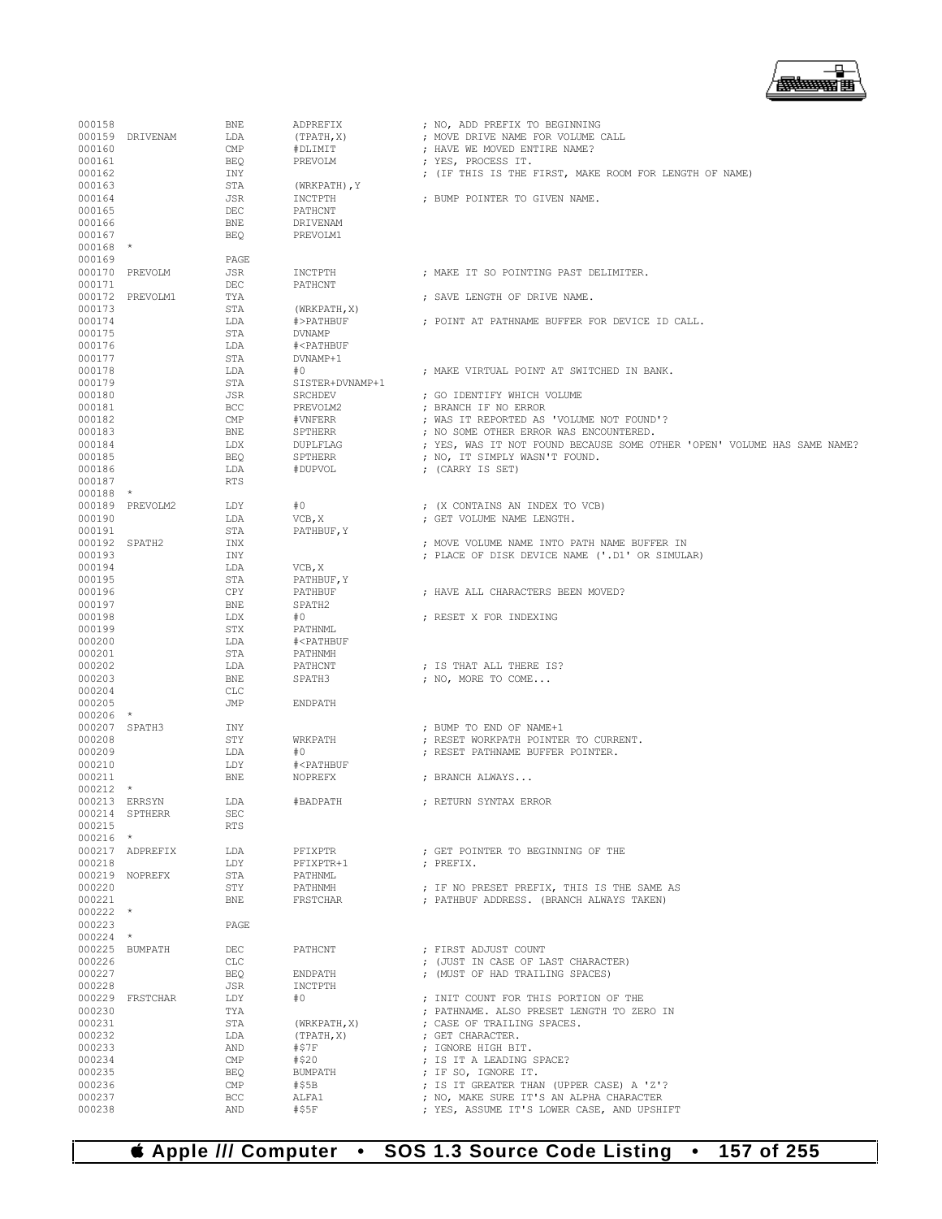```
000158                  BNE     ADPREFIX            ; NO, ADD PREFIX TO BEGINNING
000159  DRIVENAM        LDA     (TPATH,X)           ; MOVE DRIVE NAME FOR VOLUME CALL
000160                  CMP     #DLIMIT             ; HAVE WE MOVED ENTIRE NAME?
000161                  BEQ     PREVOLM             ; YES, PROCESS IT.
000162                  INY                         ; (IF THIS IS THE FIRST, MAKE ROOM FOR LENGTH OF NAME)
000163                  STA     (WRKPATH),Y
000164                  JSR     INCTPTH             ; BUMP POINTER TO GIVEN NAME.
000165                  DEC     PATHCNT
000166                  BNE     DRIVENAM
000167                  BEQ     PREVOLM1
000168  *
000169                  PAGE
000170  PREVOLM         JSR     INCTPTH             ; MAKE IT SO POINTING PAST DELIMITER.
000171                  DEC     PATHCNT
000172  PREVOLM1        TYA                         ; SAVE LENGTH OF DRIVE NAME.
000173                  STA     (WRKPATH,X)
000174                  LDA     #>PATHBUF           ; POINT AT PATHNAME BUFFER FOR DEVICE ID CALL.
000175                  STA     DVNAMP
000176                  LDA     #<PATHBUF
000177                  STA     DVNAMP+1
000178                  LDA     #0                  ; MAKE VIRTUAL POINT AT SWITCHED IN BANK.
000179                  STA     SISTER+DVNAMP+1
000180                  JSR     SRCHDEV             ; GO IDENTIFY WHICH VOLUME
000181                  BCC     PREVOLM2            ; BRANCH IF NO ERROR
000182                  CMP     #VNFERR             ; WAS IT REPORTED AS 'VOLUME NOT FOUND'?
000183                  BNE     SPTHERR             ; NO SOME OTHER ERROR WAS ENCOUNTERED.
000184                  LDX     DUPLFLAG            ; YES, WAS IT NOT FOUND BECAUSE SOME OTHER 'OPEN' VOLUME HAS SAME NAME?
000185                  BEQ     SPTHERR             ; NO, IT SIMPLY WASN'T FOUND.
000186                  LDA     #DUPVOL             ; (CARRY IS SET)
000187                  RTS
000188  *
000189  PREVOLM2        LDY     #0                  ; (X CONTAINS AN INDEX TO VCB)
000190                  LDA     VCB,X               ; GET VOLUME NAME LENGTH.
000191                  STA     PATHBUF,Y
000192  SPATH2          INX                         ; MOVE VOLUME NAME INTO PATH NAME BUFFER IN
000193                  INY                         ; PLACE OF DISK DEVICE NAME ('.D1' OR SIMULAR)
000194                  LDA     VCB,X
000195                  STA     PATHBUF,Y
000196                  CPY     PATHBUF             ; HAVE ALL CHARACTERS BEEN MOVED?
000197                  BNE     SPATH2
000198                  LDX     #0                  ; RESET X FOR INDEXING
000199                  STX     PATHNML
000200                  LDA     #<PATHBUF
000201                  STA     PATHNMH
000202                  LDA     PATHCNT             ; IS THAT ALL THERE IS?
000203                  BNE     SPATH3              ; NO, MORE TO COME...
000204                  CLC
000205                  JMP     ENDPATH
000206  *
000207  SPATH3          INY                         ; BUMP TO END OF NAME+1
000208                  STY     WRKPATH             ; RESET WORKPATH POINTER TO CURRENT.
000209                  LDA     #0                  ; RESET PATHNAME BUFFER POINTER.
000210                  LDY     #<PATHBUF
000211                  BNE     NOPREFX             ; BRANCH ALWAYS...
000212  *
000213  ERRSYN          LDA     #BADPATH            ; RETURN SYNTAX ERROR
000214  SPTHERR         SEC
000215                  RTS
000216  *
000217  ADPREFIX        LDA     PFIXPTR             ; GET POINTER TO BEGINNING OF THE
000218                  LDY     PFIXPTR+1           ; PREFIX.
000219  NOPREFX         STA     PATHNML
000220                  STY     PATHNMH             ; IF NO PRESET PREFIX, THIS IS THE SAME AS
000221                  BNE     FRSTCHAR            ; PATHBUF ADDRESS. (BRANCH ALWAYS TAKEN)
000222  *
000223                  PAGE
000224  *
000225  BUMPATH         DEC     PATHCNT             ; FIRST ADJUST COUNT
000226                  CLC                         ; (JUST IN CASE OF LAST CHARACTER)
000227                  BEQ     ENDPATH             ; (MUST OF HAD TRAILING SPACES)
000228                  JSR     INCTPTH
000229  FRSTCHAR        LDY     #0                  ; INIT COUNT FOR THIS PORTION OF THE
000230                  TYA                         ; PATHNAME. ALSO PRESET LENGTH TO ZERO IN
000231                  STA     (WRKPATH,X)         ; CASE OF TRAILING SPACES.
000232                  LDA     (TPATH,X)           ; GET CHARACTER.
000233                  AND     #$7F                ; IGNORE HIGH BIT.
000234                  CMP     #$20                ; IS IT A LEADING SPACE?
000235                  BEQ     BUMPATH             ; IF SO, IGNORE IT.
000236                  CMP     #$5B                ; IS IT GREATER THAN (UPPER CASE) A 'Z'?
000237                  BCC     ALFA1               ; NO, MAKE SURE IT'S AN ALPHA CHARACTER
000238                  AND     #$5F                ; YES, ASSUME IT'S LOWER CASE, AND UPSHIFT
```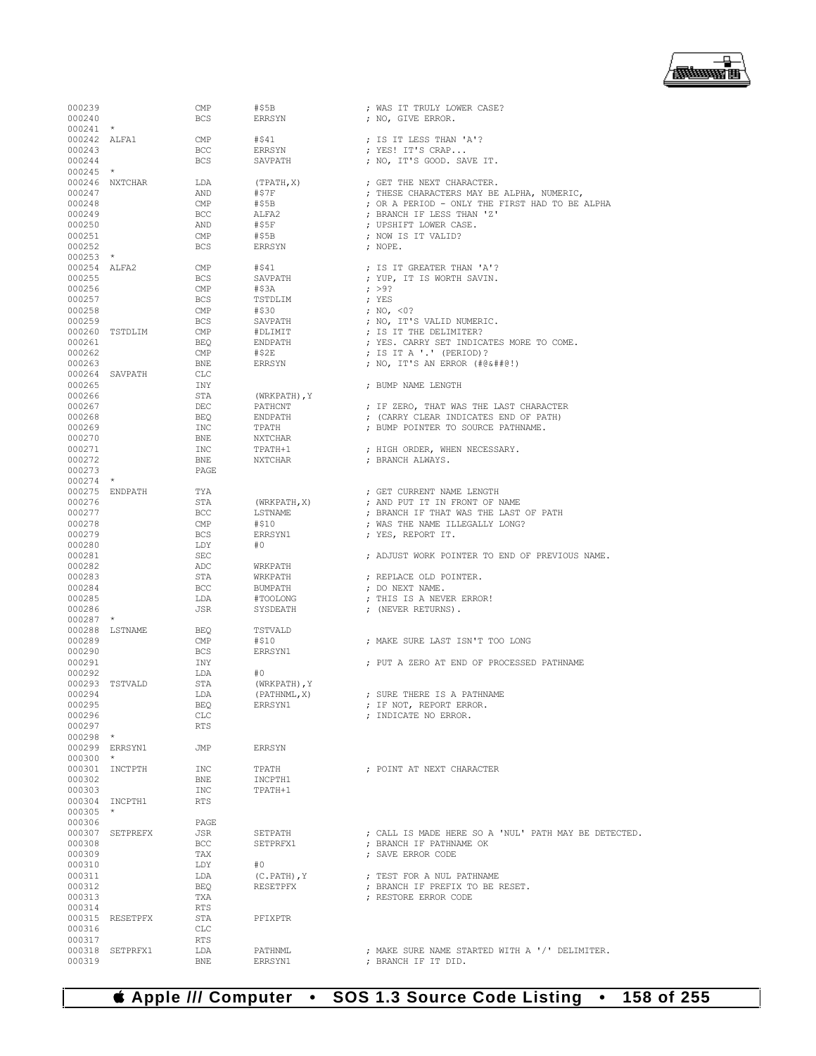```
000239              CMP      #$5B                ; WAS IT TRULY LOWER CASE?
000240              BCS      ERRSYN              ; NO, GIVE ERROR.
000241 *
000242 ALFA1        CMP      #$41                ; IS IT LESS THAN 'A'?
000243              BCC      ERRSYN              ; YES! IT'S CRAP...
000244              BCS      SAVPATH             ; NO, IT'S GOOD. SAVE IT.
000245 *
000246 NXTCHAR      LDA      (TPATH,X)           ; GET THE NEXT CHARACTER.
000247              AND      #$7F                ; THESE CHARACTERS MAY BE ALPHA, NUMERIC,
000248              CMP      #$5B                ; OR A PERIOD - ONLY THE FIRST HAD TO BE ALPHA
000249              BCC      ALFA2               ; BRANCH IF LESS THAN 'Z'
000250              AND      #$5F                ; UPSHIFT LOWER CASE.
000251              CMP      #$5B                ; NOW IS IT VALID?
000252              BCS      ERRSYN              ; NOPE.
000253 *
000254 ALFA2        CMP      #$41                ; IS IT GREATER THAN 'A'?
000255              BCS      SAVPATH             ; YUP, IT IS WORTH SAVIN.
000256              CMP      #$3A                ; >9?
000257              BCS      TSTDLIM             ; YES
000258              CMP      #$30                ; NO, <0?
000259              BCS      SAVPATH             ; NO, IT'S VALID NUMERIC.
000260 TSTDLIM      CMP      #DLIMIT             ; IS IT THE DELIMITER?
000261              BEQ      ENDPATH             ; YES. CARRY SET INDICATES MORE TO COME.
000262              CMP      #$2E                ; IS IT A '.' (PERIOD)?
000263              BNE      ERRSYN              ; NO, IT'S AN ERROR (#@&##@!)
000264 SAVPATH      CLC
000265              INY                          ; BUMP NAME LENGTH
000266              STA      (WRKPATH),Y
000267              DEC      PATHCNT             ; IF ZERO, THAT WAS THE LAST CHARACTER
000268              BEQ      ENDPATH             ; (CARRY CLEAR INDICATES END OF PATH)
000269              INC      TPATH               ; BUMP POINTER TO SOURCE PATHNAME.
000270              BNE      NXTCHAR
000271              INC      TPATH+1             ; HIGH ORDER, WHEN NECESSARY.
000272              BNE      NXTCHAR             ; BRANCH ALWAYS.
000273              PAGE
000274 *
000275 ENDPATH      TYA                          ; GET CURRENT NAME LENGTH
000276              STA      (WRKPATH,X)         ; AND PUT IT IN FRONT OF NAME
000277              BCC      LSTNAME             ; BRANCH IF THAT WAS THE LAST OF PATH
000278              CMP      #$10                ; WAS THE NAME ILLEGALLY LONG?
000279              BCS      ERRSYN1             ; YES, REPORT IT.
000280              LDY      #0
000281              SEC                          ; ADJUST WORK POINTER TO END OF PREVIOUS NAME.
000282              ADC      WRKPATH
000283              STA      WRKPATH             ; REPLACE OLD POINTER.
000284              BCC      BUMPATH             ; DO NEXT NAME.
000285              LDA      #TOOLONG            ; THIS IS A NEVER ERROR!
000286              JSR      SYSDEATH            ; (NEVER RETURNS).
000287 *
000288 LSTNAME      BEQ      TSTVALD
000289              CMP      #$10                ; MAKE SURE LAST ISN'T TOO LONG
000290              BCS      ERRSYN1
000291              INY                          ; PUT A ZERO AT END OF PROCESSED PATHNAME
000292              LDA      #0
000293 TSTVALD      STA      (WRKPATH),Y
000294              LDA      (PATHNML,X)         ; SURE THERE IS A PATHNAME
000295              BEQ      ERRSYN1             ; IF NOT, REPORT ERROR.
000296              CLC                          ; INDICATE NO ERROR.
000297              RTS
000298 *
000299 ERRSYN1      JMP      ERRSYN
000300 *
000301 INCTPTH      INC      TPATH               ; POINT AT NEXT CHARACTER
000302              BNE      INCPTH1
000303              INC      TPATH+1
000304 INCPTH1      RTS
000305 *
000306              PAGE
000307 SETPREFX     JSR      SETPATH             ; CALL IS MADE HERE SO A 'NUL' PATH MAY BE DETECTED.
000308              BCC      SETPRFX1            ; BRANCH IF PATHNAME OK
000309              TAX                          ; SAVE ERROR CODE
000310              LDY      #0
000311              LDA      (C.PATH),Y          ; TEST FOR A NUL PATHNAME
000312              BEQ      RESETPFX            ; BRANCH IF PREFIX TO BE RESET.
000313              TXA                          ; RESTORE ERROR CODE
000314              RTS
000315 RESETPFX     STA      PFIXPTR
000316              CLC
000317              RTS
000318 SETPRFX1     LDA      PATHNML             ; MAKE SURE NAME STARTED WITH A '/' DELIMITER.
000319              BNE      ERRSYN1             ; BRANCH IF IT DID.
```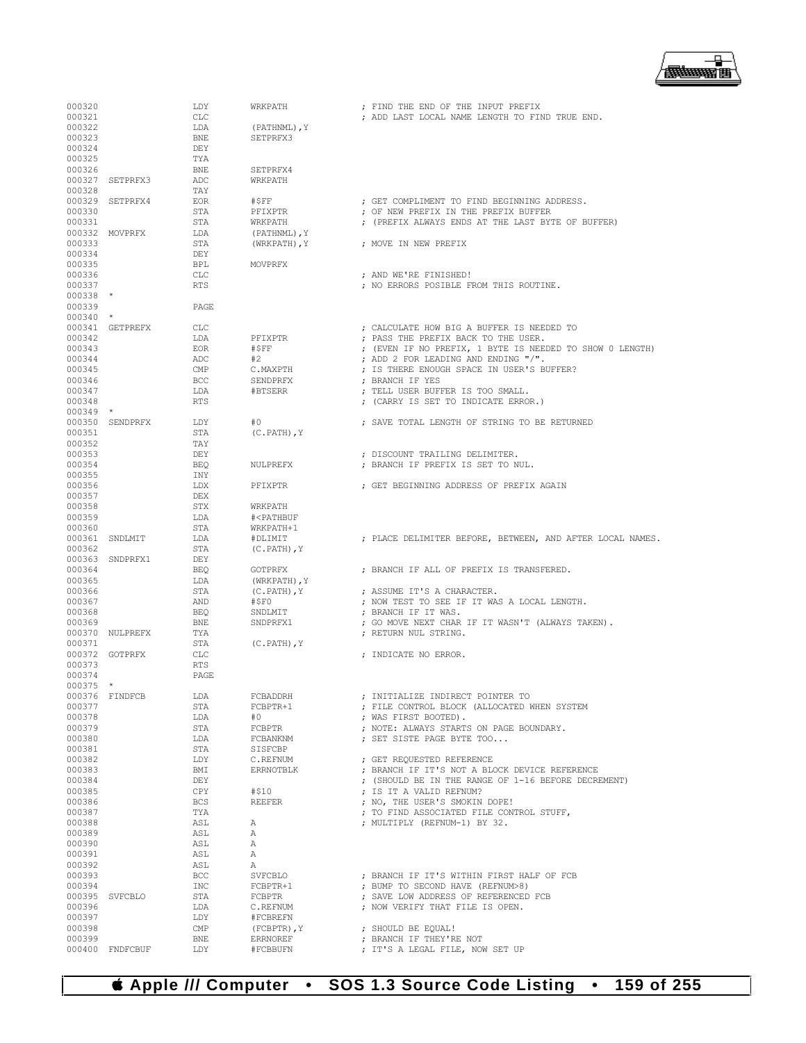```
000320                LDY       WRKPATH              ; FIND THE END OF THE INPUT PREFIX
000321                CLC                            ; ADD LAST LOCAL NAME LENGTH TO FIND TRUE END.
000322                LDA       (PATHNML),Y
000323                BNE       SETPRFX3
000324                DEY
000325                TYA
000326                BNE       SETPRFX4
000327  SETPRFX3      ADC       WRKPATH
000328                TAY
000329  SETPRFX4      EOR       #$FF                 ; GET COMPLIMENT TO FIND BEGINNING ADDRESS.
000330                STA       PFIXPTR              ; OF NEW PREFIX IN THE PREFIX BUFFER
000331                STA       WRKPATH              ; (PREFIX ALWAYS ENDS AT THE LAST BYTE OF BUFFER)
000332  MOVPRFX       LDA       (PATHNML),Y
000333                STA       (WRKPATH),Y          ; MOVE IN NEW PREFIX
000334                DEY
000335                BPL       MOVPRFX
000336                CLC                            ; AND WE'RE FINISHED!
000337                RTS                            ; NO ERRORS POSIBLE FROM THIS ROUTINE.
000338  *
000339                PAGE
000340  *
000341  GETPREFX      CLC                            ; CALCULATE HOW BIG A BUFFER IS NEEDED TO
000342                LDA       PFIXPTR              ; PASS THE PREFIX BACK TO THE USER.
000343                EOR       #$FF                 ; (EVEN IF NO PREFIX, 1 BYTE IS NEEDED TO SHOW 0 LENGTH)
000344                ADC       #2                   ; ADD 2 FOR LEADING AND ENDING "/".
000345                CMP       C.MAXPTH             ; IS THERE ENOUGH SPACE IN USER'S BUFFER?
000346                BCC       SENDPRFX             ; BRANCH IF YES
000347                LDA       #BTSERR              ; TELL USER BUFFER IS TOO SMALL.
000348                RTS                            ; (CARRY IS SET TO INDICATE ERROR.)
000349  *
000350  SENDPRFX      LDY       #0                   ; SAVE TOTAL LENGTH OF STRING TO BE RETURNED
000351                STA       (C.PATH),Y
000352                TAY
000353                DEY                            ; DISCOUNT TRAILING DELIMITER.
000354                BEQ       NULPREFX             ; BRANCH IF PREFIX IS SET TO NUL.
000355                INY
000356                LDX       PFIXPTR              ; GET BEGINNING ADDRESS OF PREFIX AGAIN
000357                DEX
000358                STX       WRKPATH
000359                LDA       #<PATHBUF
000360                STA       WRKPATH+1
000361  SNDLMIT       LDA       #DLIMIT              ; PLACE DELIMITER BEFORE, BETWEEN, AND AFTER LOCAL NAMES.
000362                STA       (C.PATH),Y
000363  SNDPRFX1      DEY
000364                BEQ       GOTPRFX              ; BRANCH IF ALL OF PREFIX IS TRANSFERED.
000365                LDA       (WRKPATH),Y
000366                STA       (C.PATH),Y           ; ASSUME IT'S A CHARACTER.
000367                AND       #$F0                 ; NOW TEST TO SEE IF IT WAS A LOCAL LENGTH.
000368                BEQ       SNDLMIT              ; BRANCH IF IT WAS.
000369                BNE       SNDPRFX1             ; GO MOVE NEXT CHAR IF IT WASN'T (ALWAYS TAKEN).
000370  NULPREFX      TYA                            ; RETURN NUL STRING.
000371                STA       (C.PATH),Y
000372  GOTPRFX       CLC                            ; INDICATE NO ERROR.
000373                RTS
000374                PAGE
000375  *
000376  FINDFCB       LDA       FCBADDRH             ; INITIALIZE INDIRECT POINTER TO
000377                STA       FCBPTR+1             ; FILE CONTROL BLOCK (ALLOCATED WHEN SYSTEM
000378                LDA       #0                   ; WAS FIRST BOOTED).
000379                STA       FCBPTR               ; NOTE: ALWAYS STARTS ON PAGE BOUNDARY.
000380                LDA       FCBANKNM             ; SET SISTE PAGE BYTE TOO...
000381                STA       SISFCBP
000382                LDY       C.REFNUM             ; GET REQUESTED REFERENCE
000383                BMI       ERRNOTBLK            ; BRANCH IF IT'S NOT A BLOCK DEVICE REFERENCE
000384                DEY                            ; (SHOULD BE IN THE RANGE OF 1-16 BEFORE DECREMENT)
000385                CPY       #$10                 ; IS IT A VALID REFNUM?
000386                BCS       REEFER               ; NO, THE USER'S SMOKIN DOPE!
000387                TYA                            ; TO FIND ASSOCIATED FILE CONTROL STUFF,
000388                ASL       A                    ; MULTIPLY (REFNUM-1) BY 32.
000389                ASL       A
000390                ASL       A
000391                ASL       A
000392                ASL       A
000393                BCC       SVFCBLO              ; BRANCH IF IT'S WITHIN FIRST HALF OF FCB
000394                INC       FCBPTR+1             ; BUMP TO SECOND HAVE (REFNUM>8)
000395  SVFCBLO       STA       FCBPTR               ; SAVE LOW ADDRESS OF REFERENCED FCB
000396                LDA       C.REFNUM             ; NOW VERIFY THAT FILE IS OPEN.
000397                LDY       #FCBREFN
000398                CMP       (FCBPTR),Y           ; SHOULD BE EQUAL!
000399                BNE       ERRNOREF             ; BRANCH IF THEY'RE NOT
000400  FNDFCBUF      LDY       #FCBBUFN             ; IT'S A LEGAL FILE, NOW SET UP
```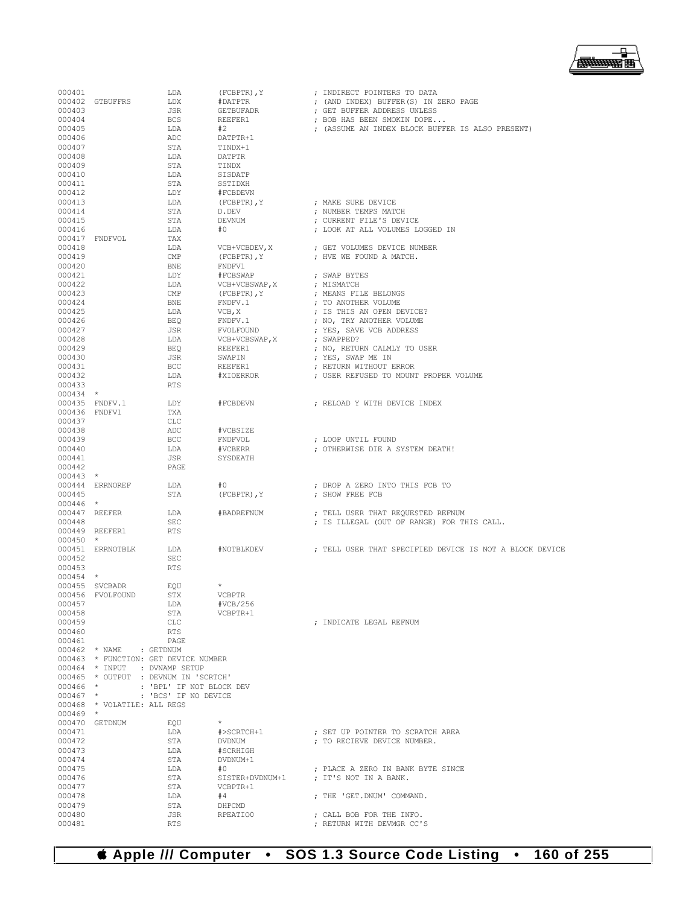```
000401                  LDA         (FCBPTR),Y          ; INDIRECT POINTERS TO DATA
000402  GTBUFFRS        LDX         #DATPTR             ; (AND INDEX) BUFFER(S) IN ZERO PAGE
000403                  JSR         GETBUFADR           ; GET BUFFER ADDRESS UNLESS
000404                  BCS         REEFER1             ; BOB HAS BEEN SMOKIN DOPE...
000405                  LDA         #2                  ; (ASSUME AN INDEX BLOCK BUFFER IS ALSO PRESENT)
000406                  ADC         DATPTR+1
000407                  STA         TINDX+1
000408                  LDA         DATPTR
000409                  STA         TINDX
000410                  LDA         SISDATP
000411                  STA         SSTIDXH
000412                  LDY         #FCBDEVN
000413                  LDA         (FCBPTR),Y          ; MAKE SURE DEVICE
000414                  STA         D.DEV               ; NUMBER TEMPS MATCH
000415                  STA         DEVNUM              ; CURRENT FILE'S DEVICE
000416                  LDA         #0                  ; LOOK AT ALL VOLUMES LOGGED IN
000417  FNDFVOL         TAX
000418                  LDA         VCB+VCBDEV,X        ; GET VOLUMES DEVICE NUMBER
000419                  CMP         (FCBPTR),Y          ; HVE WE FOUND A MATCH.
000420                  BNE         FNDFV1
000421                  LDY         #FCBSWAP            ; SWAP BYTES
000422                  LDA         VCB+VCBSWAP,X       ; MISMATCH
000423                  CMP         (FCBPTR),Y          ; MEANS FILE BELONGS
000424                  BNE         FNDFV.1             ; TO ANOTHER VOLUME
000425                  LDA         VCB,X               ; IS THIS AN OPEN DEVICE?
000426                  BEQ         FNDFV.1             ; NO, TRY ANOTHER VOLUME
000427                  JSR         FVOLFOUND           ; YES, SAVE VCB ADDRESS
000428                  LDA         VCB+VCBSWAP,X       ; SWAPPED?
000429                  BEQ         REEFER1             ; NO, RETURN CALMLY TO USER
000430                  JSR         SWAPIN              ; YES, SWAP ME IN
000431                  BCC         REEFER1             ; RETURN WITHOUT ERROR
000432                  LDA         #XIOERROR           ; USER REFUSED TO MOUNT PROPER VOLUME
000433                  RTS
000434  *
000435  FNDFV.1         LDY         #FCBDEVN            ; RELOAD Y WITH DEVICE INDEX
000436  FNDFV1          TXA
000437                  CLC
000438                  ADC         #VCBSIZE
000439                  BCC         FNDFVOL             ; LOOP UNTIL FOUND
000440                  LDA         #VCBERR             ; OTHERWISE DIE A SYSTEM DEATH!
000441                  JSR         SYSDEATH
000442                  PAGE
000443  *
000444  ERRNOREF        LDA         #0                  ; DROP A ZERO INTO THIS FCB TO
000445                  STA         (FCBPTR),Y          ; SHOW FREE FCB
000446  *
000447  REEFER          LDA         #BADREFNUM          ; TELL USER THAT REQUESTED REFNUM
000448                  SEC                             ; IS ILLEGAL (OUT OF RANGE) FOR THIS CALL.
000449  REEFER1         RTS
000450  *
000451  ERRNOTBLK       LDA         #NOTBLKDEV          ; TELL USER THAT SPECIFIED DEVICE IS NOT A BLOCK DEVICE
000452                  SEC
000453                  RTS
000454  *
000455  SVCBADR         EQU         *
000456  FVOLFOUND       STX         VCBPTR
000457                  LDA         #VCB/256
000458                  STA         VCBPTR+1
000459                  CLC                             ; INDICATE LEGAL REFNUM
000460                  RTS
000461                  PAGE
000462  * NAME    : GETDNUM
000463  * FUNCTION: GET DEVICE NUMBER
000464  * INPUT   : DVNAMP SETUP
000465  * OUTPUT  : DEVNUM IN 'SCRTCH'
000466  *         : 'BPL' IF NOT BLOCK DEV
000467  *         : 'BCS' IF NO DEVICE
000468  * VOLATILE: ALL REGS
000469  *
000470  GETDNUM         EQU         *
000471                  LDA         #>SCRTCH+1          ; SET UP POINTER TO SCRATCH AREA
000472                  STA         DVDNUM              ; TO RECIEVE DEVICE NUMBER.
000473                  LDA         #SCRHIGH
000474                  STA         DVDNUM+1
000475                  LDA         #0                  ; PLACE A ZERO IN BANK BYTE SINCE
000476                  STA         SISTER+DVDNUM+1     ; IT'S NOT IN A BANK.
000477                  STA         VCBPTR+1
000478                  LDA         #4                  ; THE 'GET.DNUM' COMMAND.
000479                  STA         DHPCMD
000480                  JSR         RPEATIO0            ; CALL BOB FOR THE INFO.
000481                  RTS                             ; RETURN WITH DEVMGR CC'S
```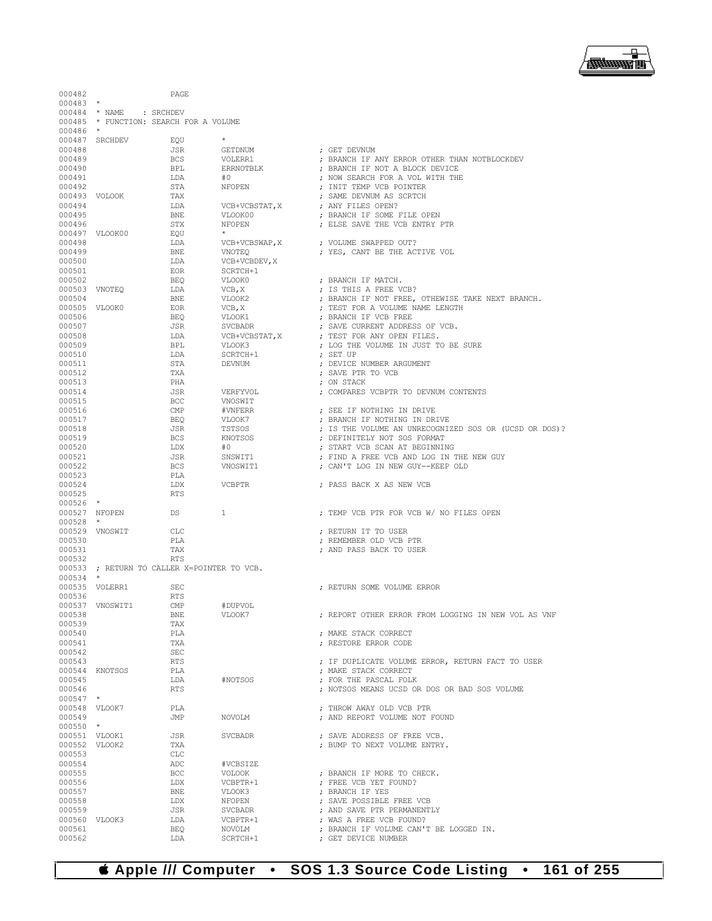```
000482                PAGE
000483 *
000484 * NAME    : SRCHDEV
000485 * FUNCTION: SEARCH FOR A VOLUME
000486 *
000487 SRCHDEV        EQU      *
000488                JSR      GETDNUM              ; GET DEVNUM
000489                BCS      VOLERR1              ; BRANCH IF ANY ERROR OTHER THAN NOTBLOCKDEV
000490                BPL      ERRNOTBLK            ; BRANCH IF NOT A BLOCK DEVICE
000491                LDA      #0                   ; NOW SEARCH FOR A VOL WITH THE
000492                STA      NFOPEN               ; INIT TEMP VCB POINTER
000493 VOLOOK         TAX                           ; SAME DEVNUM AS SCRTCH
000494                LDA      VCB+VCBSTAT,X        ; ANY FILES OPEN?
000495                BNE      VLOOK00              ; BRANCH IF SOME FILE OPEN
000496                STX      NFOPEN               ; ELSE SAVE THE VCB ENTRY PTR
000497 VLOOK00        EQU      *
000498                LDA      VCB+VCBSWAP,X        ; VOLUME SWAPPED OUT?
000499                BNE      VNOTEQ               ; YES, CANT BE THE ACTIVE VOL
000500                LDA      VCB+VCBDEV,X
000501                EOR      SCRTCH+1
000502                BEQ      VLOOK0               ; BRANCH IF MATCH.
000503 VNOTEQ         LDA      VCB,X                ; IS THIS A FREE VCB?
000504                BNE      VLOOK2               ; BRANCH IF NOT FREE, OTHEWISE TAKE NEXT BRANCH.
000505 VLOOK0         EOR      VCB,X                ; TEST FOR A VOLUME NAME LENGTH
000506                BEQ      VLOOK1               ; BRANCH IF VCB FREE
000507                JSR      SVCBADR              ; SAVE CURRENT ADDRESS OF VCB.
000508                LDA      VCB+VCBSTAT,X        ; TEST FOR ANY OPEN FILES.
000509                BPL      VLOOK3               ; LOG THE VOLUME IN JUST TO BE SURE
000510                LDA      SCRTCH+1             ; SET UP
000511                STA      DEVNUM               ; DEVICE NUMBER ARGUMENT
000512                TXA                           ; SAVE PTR TO VCB
000513                PHA                           ; ON STACK
000514                JSR      VERFYVOL             ; COMPARES VCBPTR TO DEVNUM CONTENTS
000515                BCC      VNOSWIT
000516                CMP      #VNFERR              ; SEE IF NOTHING IN DRIVE
000517                BEQ      VLOOK7               ; BRANCH IF NOTHING IN DRIVE
000518                JSR      TSTSOS               ; IS THE VOLUME AN UNRECOGNIZED SOS (UCSD OR DOS)?
000519                BCS      KNOTSOS              ; DEFINITELY NOT SOS FORMAT
000520                LDX      #0                   ; START VCB SCAN AT BEGINNING
000521                JSR      SNSWIT1              ; FIND A FREE VCB AND LOG IN THE NEW GUY
000522                BCS      VNOSWIT1             ; CAN'T LOG IN NEW GUY--KEEP OLD
000523                PLA
000524                LDX      VCBPTR               ; PASS BACK X AS NEW VCB
000525                RTS
000526 *
000527 NFOPEN         DS       1                    ; TEMP VCB PTR FOR VCB W/ NO FILES OPEN
000528 *
000529 VNOSWIT        CLC                           ; RETURN IT TO USER
000530                PLA                           ; REMEMBER OLD VCB PTR
000531                TAX                           ; AND PASS BACK TO USER
000532                RTS
000533 ; RETURN TO CALLER X=POINTER TO VCB.
000534 *
000535 VOLERR1        SEC                           ; RETURN SOME VOLUME ERROR
000536                RTS
000537 VNOSWIT1       CMP      #DUPVOL
000538                BNE      VLOOK7               ; REPORT OTHER ERROR FROM LOGGING IN NEW VOL AS VNF
000539                TAX
000540                PLA                           ; MAKE STACK CORRECT
000541                TXA                           ; RESTORE ERROR CODE
000542                SEC
000543                RTS                           ; IF DUPLICATE VOLUME ERROR, RETURN FACT TO USER
000544 KNOTSOS        PLA                           ; MAKE STACK CORRECT
000545                LDA      #NOTSOS              ; FOR THE PASCAL FOLK
000546                RTS                           ; NOTSOS MEANS UCSD OR DOS OR BAD SOS VOLUME
000547 *
000548 VLOOK7         PLA                           ; THROW AWAY OLD VCB PTR
000549                JMP      NOVOLM               ; AND REPORT VOLUME NOT FOUND
000550 *
000551 VLOOK1         JSR      SVCBADR              ; SAVE ADDRESS OF FREE VCB.
000552 VLOOK2         TXA                           ; BUMP TO NEXT VOLUME ENTRY.
000553                CLC
000554                ADC      #VCBSIZE
000555                BCC      VOLOOK               ; BRANCH IF MORE TO CHECK.
000556                LDX      VCBPTR+1             ; FREE VCB YET FOUND?
000557                BNE      VLOOK3               ; BRANCH IF YES
000558                LDX      NFOPEN               ; SAVE POSSIBLE FREE VCB
000559                JSR      SVCBADR              ; AND SAVE PTR PERMANENTLY
000560 VLOOK3         LDA      VCBPTR+1             ; WAS A FREE VCB FOUND?
000561                BEQ      NOVOLM               ; BRANCH IF VOLUME CAN'T BE LOGGED IN.
000562                LDA      SCRTCH+1             ; GET DEVICE NUMBER
```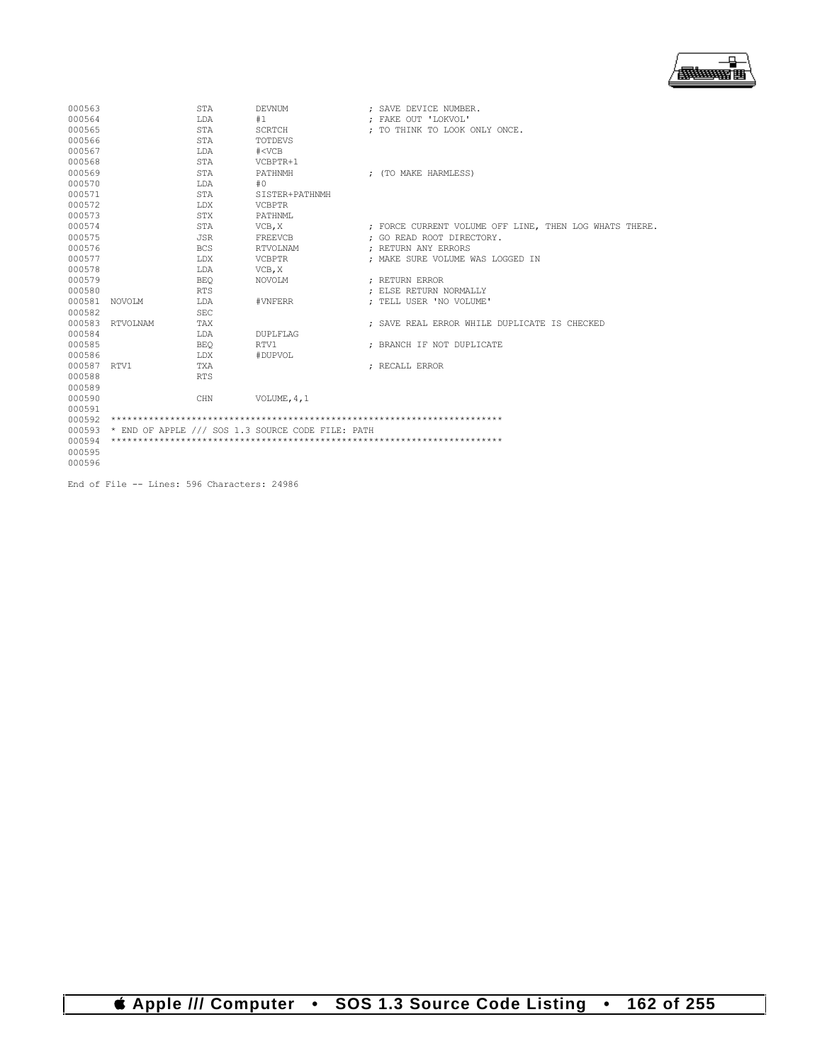```
000563                STA       DEVNUM              ; SAVE DEVICE NUMBER.
000564                LDA       #1                  ; FAKE OUT 'LOKVOL'
000565                STA       SCRTCH              ; TO THINK TO LOOK ONLY ONCE.
000566                STA       TOTDEVS
000567                LDA       #<VCB
000568                STA       VCBPTR+1
000569                STA       PATHNMH             ; (TO MAKE HARMLESS)
000570                LDA       #0
000571                STA       SISTER+PATHNMH
000572                LDX       VCBPTR
000573                STX       PATHNML
000574                STA       VCB,X               ; FORCE CURRENT VOLUME OFF LINE, THEN LOG WHATS THERE.
000575                JSR       FREEVCB             ; GO READ ROOT DIRECTORY.
000576                BCS       RTVOLNAM            ; RETURN ANY ERRORS
000577                LDX       VCBPTR              ; MAKE SURE VOLUME WAS LOGGED IN
000578                LDA       VCB,X
000579                BEQ       NOVOLM              ; RETURN ERROR
000580                RTS                           ; ELSE RETURN NORMALLY
000581  NOVOLM        LDA       #VNFERR             ; TELL USER 'NO VOLUME'
000582                SEC
000583  RTVOLNAM      TAX                           ; SAVE REAL ERROR WHILE DUPLICATE IS CHECKED
000584                LDA       DUPLFLAG
000585                BEQ       RTV1                ; BRANCH IF NOT DUPLICATE
000586                LDX       #DUPVOL
000587  RTV1          TXA                           ; RECALL ERROR
000588                RTS
000589
000590                CHN       VOLUME,4,1
000591
000592  ***********************************************************************
000593  * END OF APPLE /// SOS 1.3 SOURCE CODE FILE: PATH
000594  ***********************************************************************
000595
000596
```

End of File -- Lines: 596 Characters: 24986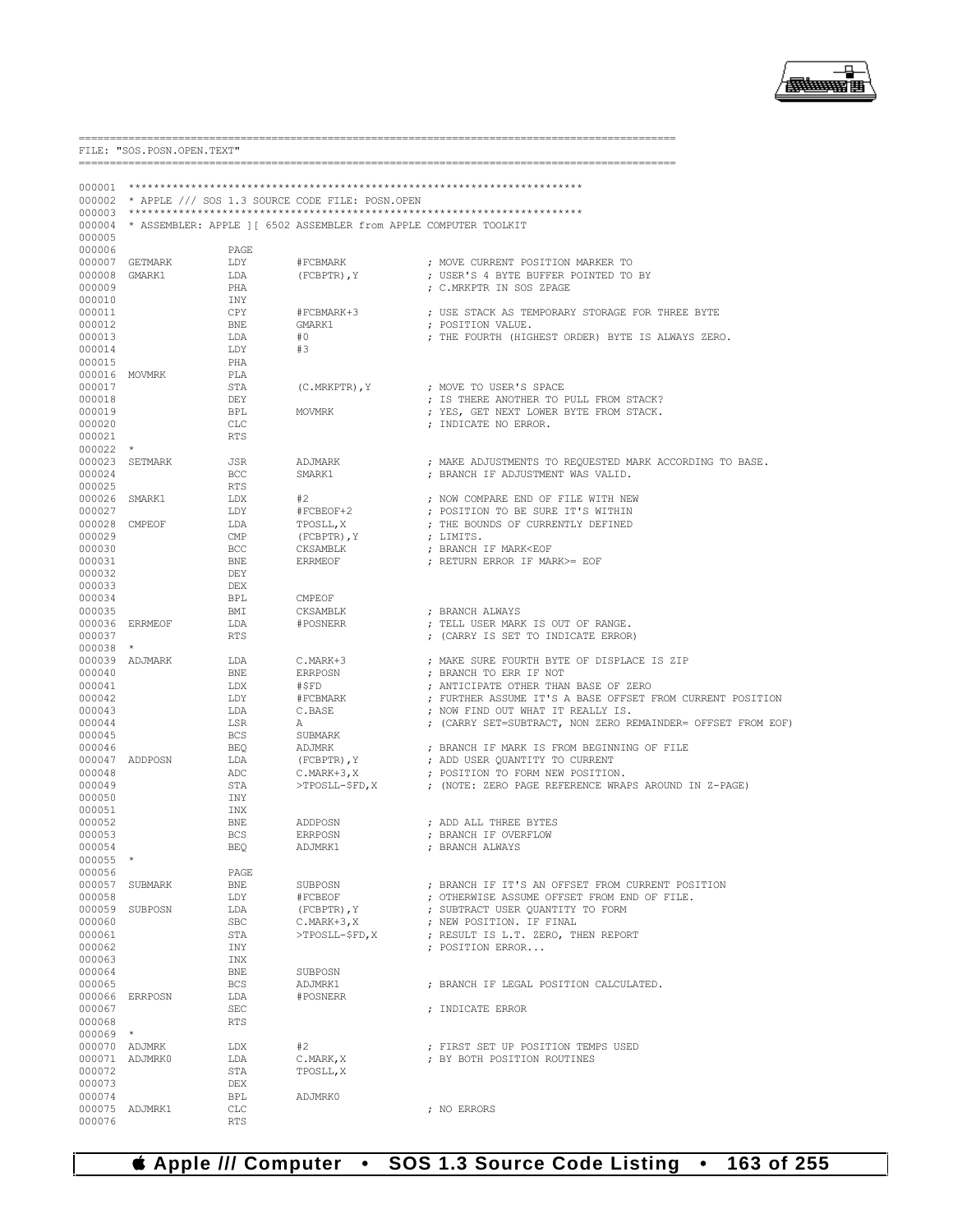```
==========================================================================================
FILE: "SOS.POSN.OPEN.TEXT"
==========================================================================================

000001 ************************************************************************
000002 * APPLE /// SOS 1.3 SOURCE CODE FILE: POSN.OPEN
000003 ************************************************************************
000004 * ASSEMBLER: APPLE ][ 6502 ASSEMBLER from APPLE COMPUTER TOOLKIT
000005
000006                 PAGE
000007 GETMARK         LDY       #FCBMARK            ; MOVE CURRENT POSITION MARKER TO
000008 GMARK1          LDA       (FCBPTR),Y          ; USER'S 4 BYTE BUFFER POINTED TO BY
000009                 PHA                           ; C.MRKPTR IN SOS ZPAGE
000010                 INY
000011                 CPY       #FCBMARK+3          ; USE STACK AS TEMPORARY STORAGE FOR THREE BYTE
000012                 BNE       GMARK1              ; POSITION VALUE.
000013                 LDA       #0                  ; THE FOURTH (HIGHEST ORDER) BYTE IS ALWAYS ZERO.
000014                 LDY       #3
000015                 PHA
000016 MOVMRK          PLA
000017                 STA       (C.MRKPTR),Y        ; MOVE TO USER'S SPACE
000018                 DEY                           ; IS THERE ANOTHER TO PULL FROM STACK?
000019                 BPL       MOVMRK              ; YES, GET NEXT LOWER BYTE FROM STACK.
000020                 CLC                           ; INDICATE NO ERROR.
000021                 RTS
000022 *
000023 SETMARK         JSR       ADJMARK             ; MAKE ADJUSTMENTS TO REQUESTED MARK ACCORDING TO BASE.
000024                 BCC       SMARK1              ; BRANCH IF ADJUSTMENT WAS VALID.
000025                 RTS
000026 SMARK1          LDX       #2                  ; NOW COMPARE END OF FILE WITH NEW
000027                 LDY       #FCBEOF+2           ; POSITION TO BE SURE IT'S WITHIN
000028 CMPEOF          LDA       TPOSLL,X            ; THE BOUNDS OF CURRENTLY DEFINED
000029                 CMP       (FCBPTR),Y          ; LIMITS.
000030                 BCC       CKSAMBLK            ; BRANCH IF MARK<EOF
000031                 BNE       ERRMEOF             ; RETURN ERROR IF MARK>= EOF
000032                 DEY
000033                 DEX
000034                 BPL       CMPEOF
000035                 BMI       CKSAMBLK            ; BRANCH ALWAYS
000036 ERRMEOF         LDA       #POSNERR            ; TELL USER MARK IS OUT OF RANGE.
000037                 RTS                           ; (CARRY IS SET TO INDICATE ERROR)
000038 *
000039 ADJMARK         LDA       C.MARK+3            ; MAKE SURE FOURTH BYTE OF DISPLACE IS ZIP
000040                 BNE       ERRPOSN             ; BRANCH TO ERR IF NOT
000041                 LDX       #$FD                ; ANTICIPATE OTHER THAN BASE OF ZERO
000042                 LDY       #FCBMARK            ; FURTHER ASSUME IT'S A BASE OFFSET FROM CURRENT POSITION
000043                 LDA       C.BASE              ; NOW FIND OUT WHAT IT REALLY IS.
000044                 LSR       A                   ; (CARRY SET=SUBTRACT, NON ZERO REMAINDER= OFFSET FROM EOF)
000045                 BCS       SUBMARK
000046                 BEQ       ADJMRK              ; BRANCH IF MARK IS FROM BEGINNING OF FILE
000047 ADDPOSN         LDA       (FCBPTR),Y          ; ADD USER QUANTITY TO CURRENT
000048                 ADC       C.MARK+3,X          ; POSITION TO FORM NEW POSITION.
000049                 STA       >TPOSLL-$FD,X       ; (NOTE: ZERO PAGE REFERENCE WRAPS AROUND IN Z-PAGE)
000050                 INY
000051                 INX
000052                 BNE       ADDPOSN             ; ADD ALL THREE BYTES
000053                 BCS       ERRPOSN             ; BRANCH IF OVERFLOW
000054                 BEQ       ADJMRK1             ; BRANCH ALWAYS
000055 *
000056                 PAGE
000057 SUBMARK         BNE       SUBPOSN             ; BRANCH IF IT'S AN OFFSET FROM CURRENT POSITION
000058                 LDY       #FCBEOF             ; OTHERWISE ASSUME OFFSET FROM END OF FILE.
000059 SUBPOSN         LDA       (FCBPTR),Y          ; SUBTRACT USER QUANTITY TO FORM
000060                 SBC       C.MARK+3,X          ; NEW POSITION. IF FINAL
000061                 STA       >TPOSLL-$FD,X       ; RESULT IS L.T. ZERO, THEN REPORT
000062                 INY                           ; POSITION ERROR...
000063                 INX
000064                 BNE       SUBPOSN
000065                 BCS       ADJMRK1             ; BRANCH IF LEGAL POSITION CALCULATED.
000066 ERRPOSN         LDA       #POSNERR
000067                 SEC                           ; INDICATE ERROR
000068                 RTS
000069 *
000070 ADJMRK          LDX       #2                  ; FIRST SET UP POSITION TEMPS USED
000071 ADJMRK0         LDA       C.MARK,X            ; BY BOTH POSITION ROUTINES
000072                 STA       TPOSLL,X
000073                 DEX
000074                 BPL       ADJMRK0
000075 ADJMRK1         CLC                           ; NO ERRORS
000076                 RTS
```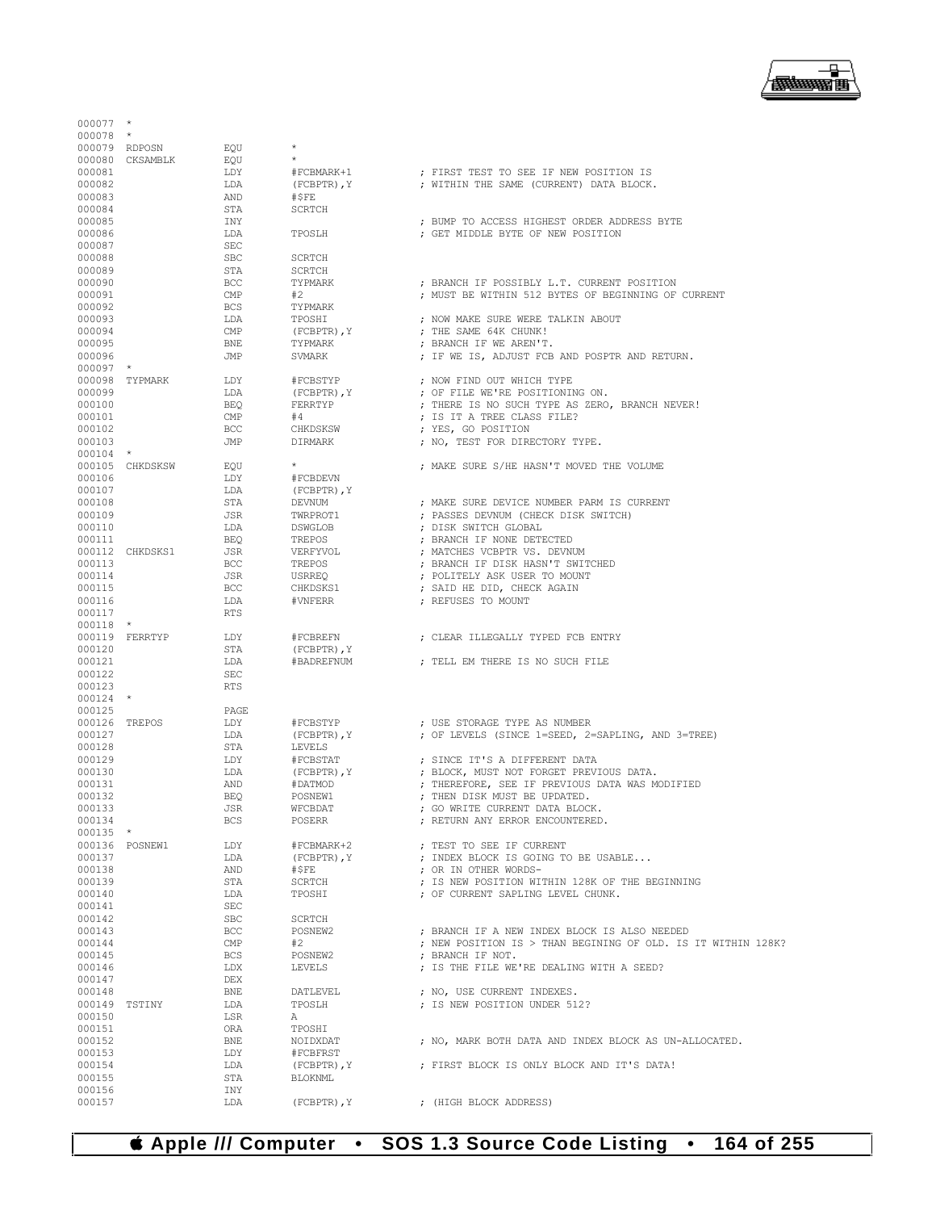```
000077  *
000078  *
000079  RDPOSN          EQU     *
000080  CKSAMBLK        EQU     *
000081                  LDY     #FCBMARK+1      ; FIRST TEST TO SEE IF NEW POSITION IS
000082                  LDA     (FCBPTR),Y      ; WITHIN THE SAME (CURRENT) DATA BLOCK.
000083                  AND     #$FE
000084                  STA     SCRTCH
000085                  INY                     ; BUMP TO ACCESS HIGHEST ORDER ADDRESS BYTE
000086                  LDA     TPOSLH          ; GET MIDDLE BYTE OF NEW POSITION
000087                  SEC
000088                  SBC     SCRTCH
000089                  STA     SCRTCH
000090                  BCC     TYPMARK         ; BRANCH IF POSSIBLY L.T. CURRENT POSITION
000091                  CMP     #2              ; MUST BE WITHIN 512 BYTES OF BEGINNING OF CURRENT
000092                  BCS     TYPMARK
000093                  LDA     TPOSHI          ; NOW MAKE SURE WERE TALKIN ABOUT
000094                  CMP     (FCBPTR),Y      ; THE SAME 64K CHUNK!
000095                  BNE     TYPMARK         ; BRANCH IF WE AREN'T.
000096                  JMP     SVMARK          ; IF WE IS, ADJUST FCB AND POSPTR AND RETURN.
000097  *
000098  TYPMARK         LDY     #FCBSTYP        ; NOW FIND OUT WHICH TYPE
000099                  LDA     (FCBPTR),Y      ; OF FILE WE'RE POSITIONING ON.
000100                  BEQ     FERRTYP         ; THERE IS NO SUCH TYPE AS ZERO, BRANCH NEVER!
000101                  CMP     #4              ; IS IT A TREE CLASS FILE?
000102                  BCC     CHKDSKSW        ; YES, GO POSITION
000103                  JMP     DIRMARK         ; NO, TEST FOR DIRECTORY TYPE.
000104  *
000105  CHKDSKSW        EQU     *               ; MAKE SURE S/HE HASN'T MOVED THE VOLUME
000106                  LDY     #FCBDEVN
000107                  LDA     (FCBPTR),Y
000108                  STA     DEVNUM          ; MAKE SURE DEVICE NUMBER PARM IS CURRENT
000109                  JSR     TWRPROT1        ; PASSES DEVNUM (CHECK DISK SWITCH)
000110                  LDA     DSWGLOB         ; DISK SWITCH GLOBAL
000111                  BEQ     TREPOS          ; BRANCH IF NONE DETECTED
000112  CHKDSKS1        JSR     VERFYVOL        ; MATCHES VCBPTR VS. DEVNUM
000113                  BCC     TREPOS          ; BRANCH IF DISK HASN'T SWITCHED
000114                  JSR     USRREQ          ; POLITELY ASK USER TO MOUNT
000115                  BCC     CHKDSKS1        ; SAID HE DID, CHECK AGAIN
000116                  LDA     #VNFERR         ; REFUSES TO MOUNT
000117                  RTS
000118  *
000119  FERRTYP         LDY     #FCBREFN        ; CLEAR ILLEGALLY TYPED FCB ENTRY
000120                  STA     (FCBPTR),Y
000121                  LDA     #BADREFNUM      ; TELL EM THERE IS NO SUCH FILE
000122                  SEC
000123                  RTS
000124  *
000125                  PAGE
000126  TREPOS          LDY     #FCBSTYP        ; USE STORAGE TYPE AS NUMBER
000127                  LDA     (FCBPTR),Y      ; OF LEVELS (SINCE 1=SEED, 2=SAPLING, AND 3=TREE)
000128                  STA     LEVELS
000129                  LDY     #FCBSTAT        ; SINCE IT'S A DIFFERENT DATA
000130                  LDA     (FCBPTR),Y      ; BLOCK, MUST NOT FORGET PREVIOUS DATA.
000131                  AND     #DATMOD         ; THEREFORE, SEE IF PREVIOUS DATA WAS MODIFIED
000132                  BEQ     POSNEW1         ; THEN DISK MUST BE UPDATED.
000133                  JSR     WFCBDAT         ; GO WRITE CURRENT DATA BLOCK.
000134                  BCS     POSERR          ; RETURN ANY ERROR ENCOUNTERED.
000135  *
000136  POSNEW1         LDY     #FCBMARK+2      ; TEST TO SEE IF CURRENT
000137                  LDA     (FCBPTR),Y      ; INDEX BLOCK IS GOING TO BE USABLE...
000138                  AND     #$FE            ; OR IN OTHER WORDS-
000139                  STA     SCRTCH          ; IS NEW POSITION WITHIN 128K OF THE BEGINNING
000140                  LDA     TPOSHI          ; OF CURRENT SAPLING LEVEL CHUNK.
000141                  SEC
000142                  SBC     SCRTCH
000143                  BCC     POSNEW2         ; BRANCH IF A NEW INDEX BLOCK IS ALSO NEEDED
000144                  CMP     #2              ; NEW POSITION IS > THAN BEGINING OF OLD. IS IT WITHIN 128K?
000145                  BCS     POSNEW2         ; BRANCH IF NOT.
000146                  LDX     LEVELS          ; IS THE FILE WE'RE DEALING WITH A SEED?
000147                  DEX
000148                  BNE     DATLEVEL        ; NO, USE CURRENT INDEXES.
000149  TSTINY          LDA     TPOSLH          ; IS NEW POSITION UNDER 512?
000150                  LSR     A
000151                  ORA     TPOSHI
000152                  BNE     NOIDXDAT        ; NO, MARK BOTH DATA AND INDEX BLOCK AS UN-ALLOCATED.
000153                  LDY     #FCBFRST
000154                  LDA     (FCBPTR),Y      ; FIRST BLOCK IS ONLY BLOCK AND IT'S DATA!
000155                  STA     BLOKNML
000156                  INY
000157                  LDA     (FCBPTR),Y      ; (HIGH BLOCK ADDRESS)
```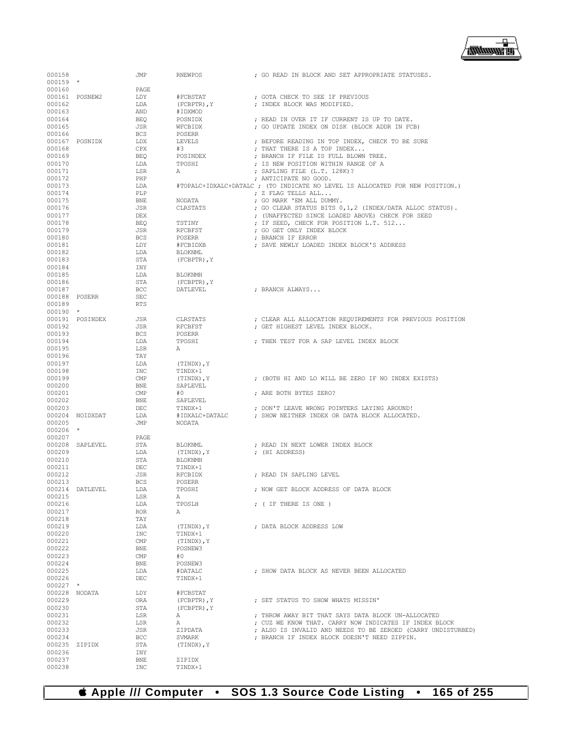```
000158                JMP       RNEWPOS              ; GO READ IN BLOCK AND SET APPROPRIATE STATUSES.
000159  *
000160                PAGE
000161  POSNEW2       LDY       #FCBSTAT             ; GOTA CHECK TO SEE IF PREVIOUS
000162                LDA       (FCBPTR),Y           ; INDEX BLOCK WAS MODIFIED.
000163                AND       #IDXMOD
000164                BEQ       POSNIDX              ; READ IN OVER IT IF CURRENT IS UP TO DATE.
000165                JSR       WFCBIDX              ; GO UPDATE INDEX ON DISK (BLOCK ADDR IN FCB)
000166                BCS       POSERR
000167  POSNIDX       LDX       LEVELS               ; BEFORE READING IN TOP INDEX, CHECK TO BE SURE
000168                CPX       #3                   ; THAT THERE IS A TOP INDEX...
000169                BEQ       POSINDEX             ; BRANCH IF FILE IS FULL BLOWN TREE.
000170                LDA       TPOSHI               ; IS NEW POSITION WITHIN RANGE OF A
000171                LSR       A                    ; SAPLING FILE (L.T. 128K)?
000172                PHP                            ; ANTICIPATE NO GOOD.
000173                LDA       #TOPALC+IDXALC+DATALC ; (TO INDICATE NO LEVEL IS ALLOCATED FOR NEW POSITION.)
000174                PLP                            ; Z FLAG TELLS ALL...
000175                BNE       NODATA               ; GO MARK 'EM ALL DUMMY.
000176                JSR       CLRSTATS             ; GO CLEAR STATUS BITS 0,1,2 (INDEX/DATA ALLOC STATUS).
000177                DEX                            ; (UNAFFECTED SINCE LOADED ABOVE) CHECK FOR SEED
000178                BEQ       TSTINY               ; IF SEED, CHECK FOR POSITION L.T. 512...
000179                JSR       RFCBFST              ; GO GET ONLY INDEX BLOCK
000180                BCS       POSERR               ; BRANCH IF ERROR
000181                LDY       #FCBIDXB             ; SAVE NEWLY LOADED INDEX BLOCK'S ADDRESS
000182                LDA       BLOKNML
000183                STA       (FCBPTR),Y
000184                INY
000185                LDA       BLOKNMH
000186                STA       (FCBPTR),Y
000187                BCC       DATLEVEL             ; BRANCH ALWAYS...
000188  POSERR        SEC
000189                RTS
000190  *
000191  POSINDEX      JSR       CLRSTATS             ; CLEAR ALL ALLOCATION REQUIREMENTS FOR PREVIOUS POSITION
000192                JSR       RFCBFST              ; GET HIGHEST LEVEL INDEX BLOCK.
000193                BCS       POSERR
000194                LDA       TPOSHI               ; THEN TEST FOR A SAP LEVEL INDEX BLOCK
000195                LSR       A
000196                TAY
000197                LDA       (TINDX),Y
000198                INC       TINDX+1
000199                CMP       (TINDX),Y            ; (BOTH HI AND LO WILL BE ZERO IF NO INDEX EXISTS)
000200                BNE       SAPLEVEL
000201                CMP       #0                   ; ARE BOTH BYTES ZERO?
000202                BNE       SAPLEVEL
000203                DEC       TINDX+1              ; DON'T LEAVE WRONG POINTERS LAYING AROUND!
000204  NOIDXDAT      LDA       #IDXALC+DATALC       ; SHOW NEITHER INDEX OR DATA BLOCK ALLOCATED.
000205                JMP       NODATA
000206  *
000207                PAGE
000208  SAPLEVEL      STA       BLOKNML              ; READ IN NEXT LOWER INDEX BLOCK
000209                LDA       (TINDX),Y            ; (HI ADDRESS)
000210                STA       BLOKNMH
000211                DEC       TINDX+1
000212                JSR       RFCBIDX              ; READ IN SAPLING LEVEL
000213                BCS       POSERR
000214  DATLEVEL      LDA       TPOSHI               ; NOW GET BLOCK ADDRESS OF DATA BLOCK
000215                LSR       A
000216                LDA       TPOSLH               ; ( IF THERE IS ONE )
000217                ROR       A
000218                TAY
000219                LDA       (TINDX),Y            ; DATA BLOCK ADDRESS LOW
000220                INC       TINDX+1
000221                CMP       (TINDX),Y
000222                BNE       POSNEW3
000223                CMP       #0
000224                BNE       POSNEW3
000225                LDA       #DATALC              ; SHOW DATA BLOCK AS NEVER BEEN ALLOCATED
000226                DEC       TINDX+1
000227  *
000228  NODATA        LDY       #FCBSTAT
000229                ORA       (FCBPTR),Y           ; SET STATUS TO SHOW WHATS MISSIN'
000230                STA       (FCBPTR),Y
000231                LSR       A                    ; THROW AWAY BIT THAT SAYS DATA BLOCK UN-ALLOCATED
000232                LSR       A                    ; CUZ WE KNOW THAT. CARRY NOW INDICATES IF INDEX BLOCK
000233                JSR       ZIPDATA              ; ALSO IS INVALID AND NEEDS TO BE ZEROED (CARRY UNDISTURBED)
000234                BCC       SVMARK               ; BRANCH IF INDEX BLOCK DOESN'T NEED ZIPPIN.
000235  ZIPIDX        STA       (TINDX),Y
000236                INY
000237                BNE       ZIPIDX
000238                INC       TINDX+1
```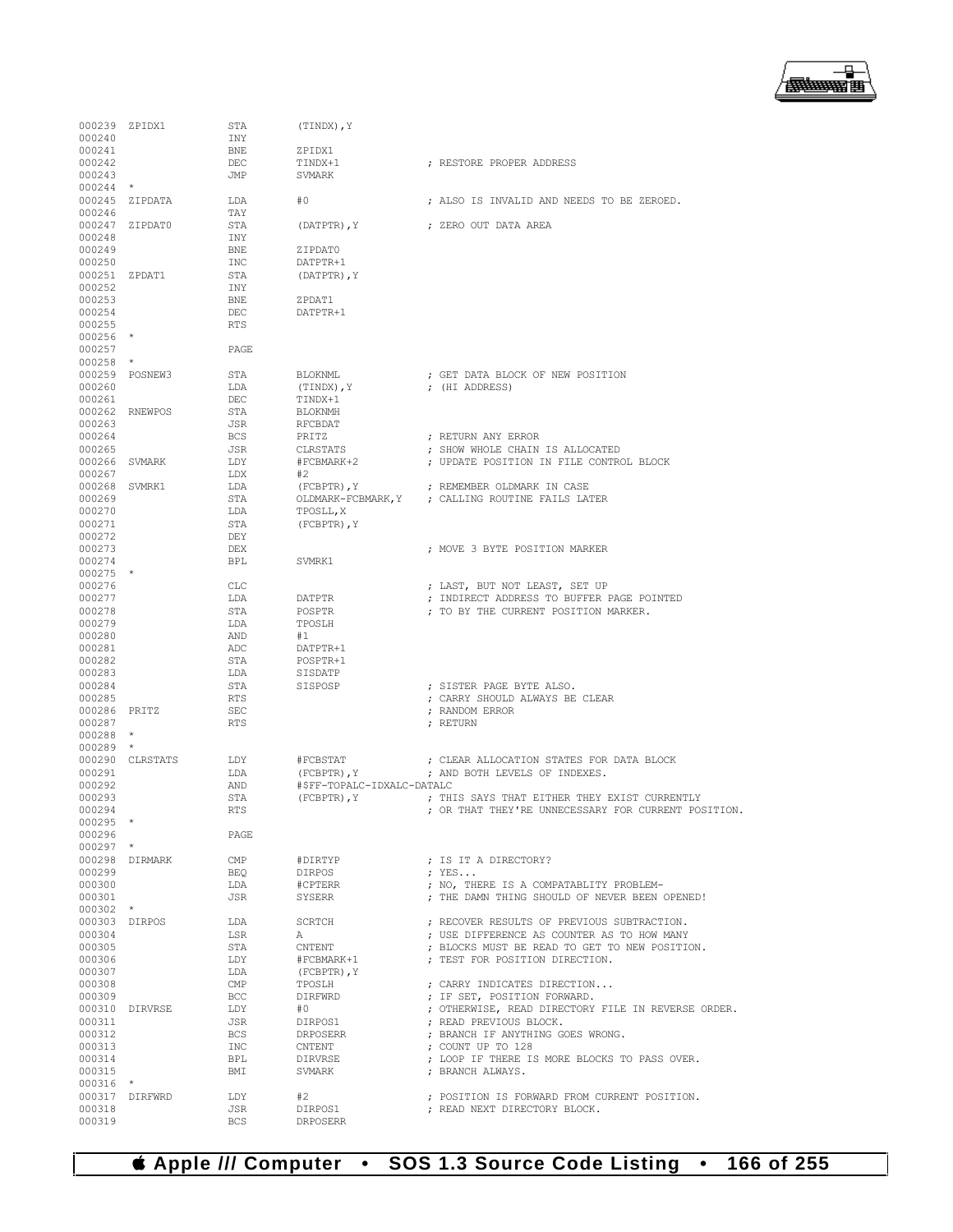```
000239 ZPIDX1          STA     (TINDX),Y
000240                 INY
000241                 BNE     ZPIDX1
000242                 DEC     TINDX+1                 ; RESTORE PROPER ADDRESS
000243                 JMP     SVMARK
000244 *
000245 ZIPDATA         LDA     #0                      ; ALSO IS INVALID AND NEEDS TO BE ZEROED.
000246                 TAY
000247 ZIPDAT0         STA     (DATPTR),Y              ; ZERO OUT DATA AREA
000248                 INY
000249                 BNE     ZIPDAT0
000250                 INC     DATPTR+1
000251 ZPDAT1          STA     (DATPTR),Y
000252                 INY
000253                 BNE     ZPDAT1
000254                 DEC     DATPTR+1
000255                 RTS
000256 *
000257                 PAGE
000258 *
000259 POSNEW3         STA     BLOKNML                 ; GET DATA BLOCK OF NEW POSITION
000260                 LDA     (TINDX),Y               ; (HI ADDRESS)
000261                 DEC     TINDX+1
000262 RNEWPOS         STA     BLOKNMH
000263                 JSR     RFCBDAT
000264                 BCS     PRITZ                   ; RETURN ANY ERROR
000265                 JSR     CLRSTATS                ; SHOW WHOLE CHAIN IS ALLOCATED
000266 SVMARK          LDY     #FCBMARK+2              ; UPDATE POSITION IN FILE CONTROL BLOCK
000267                 LDX     #2
000268 SVMRK1          LDA     (FCBPTR),Y              ; REMEMBER OLDMARK IN CASE
000269                 STA     OLDMARK-FCBMARK,Y       ; CALLING ROUTINE FAILS LATER
000270                 LDA     TPOSLL,X
000271                 STA     (FCBPTR),Y
000272                 DEY
000273                 DEX                             ; MOVE 3 BYTE POSITION MARKER
000274                 BPL     SVMRK1
000275 *
000276                 CLC                             ; LAST, BUT NOT LEAST, SET UP
000277                 LDA     DATPTR                  ; INDIRECT ADDRESS TO BUFFER PAGE POINTED
000278                 STA     POSPTR                  ; TO BY THE CURRENT POSITION MARKER.
000279                 LDA     TPOSLH
000280                 AND     #1
000281                 ADC     DATPTR+1
000282                 STA     POSPTR+1
000283                 LDA     SISDATP
000284                 STA     SISPOSP                 ; SISTER PAGE BYTE ALSO.
000285                 RTS                             ; CARRY SHOULD ALWAYS BE CLEAR
000286 PRITZ           SEC                             ; RANDOM ERROR
000287                 RTS                             ; RETURN
000288 *
000289 *
000290 CLRSTATS        LDY     #FCBSTAT                ; CLEAR ALLOCATION STATES FOR DATA BLOCK
000291                 LDA     (FCBPTR),Y              ; AND BOTH LEVELS OF INDEXES.
000292                 AND     #$FF-TOPALC-IDXALC-DATALC
000293                 STA     (FCBPTR),Y              ; THIS SAYS THAT EITHER THEY EXIST CURRENTLY
000294                 RTS                             ; OR THAT THEY'RE UNNECESSARY FOR CURRENT POSITION.
000295 *
000296                 PAGE
000297 *
000298 DIRMARK         CMP     #DIRTYP                 ; IS IT A DIRECTORY?
000299                 BEQ     DIRPOS                  ; YES...
000300                 LDA     #CPTERR                 ; NO, THERE IS A COMPATABLITY PROBLEM-
000301                 JSR     SYSERR                  ; THE DAMN THING SHOULD OF NEVER BEEN OPENED!
000302 *
000303 DIRPOS          LDA     SCRTCH                  ; RECOVER RESULTS OF PREVIOUS SUBTRACTION.
000304                 LSR     A                       ; USE DIFFERENCE AS COUNTER AS TO HOW MANY
000305                 STA     CNTENT                  ; BLOCKS MUST BE READ TO GET TO NEW POSITION.
000306                 LDY     #FCBMARK+1              ; TEST FOR POSITION DIRECTION.
000307                 LDA     (FCBPTR),Y
000308                 CMP     TPOSLH                  ; CARRY INDICATES DIRECTION...
000309                 BCC     DIRFWRD                 ; IF SET, POSITION FORWARD.
000310 DIRVRSE         LDY     #0                      ; OTHERWISE, READ DIRECTORY FILE IN REVERSE ORDER.
000311                 JSR     DIRPOS1                 ; READ PREVIOUS BLOCK.
000312                 BCS     DRPOSERR                ; BRANCH IF ANYTHING GOES WRONG.
000313                 INC     CNTENT                  ; COUNT UP TO 128
000314                 BPL     DIRVRSE                 ; LOOP IF THERE IS MORE BLOCKS TO PASS OVER.
000315                 BMI     SVMARK                  ; BRANCH ALWAYS.
000316 *
000317 DIRFWRD         LDY     #2                      ; POSITION IS FORWARD FROM CURRENT POSITION.
000318                 JSR     DIRPOS1                 ; READ NEXT DIRECTORY BLOCK.
000319                 BCS     DRPOSERR
```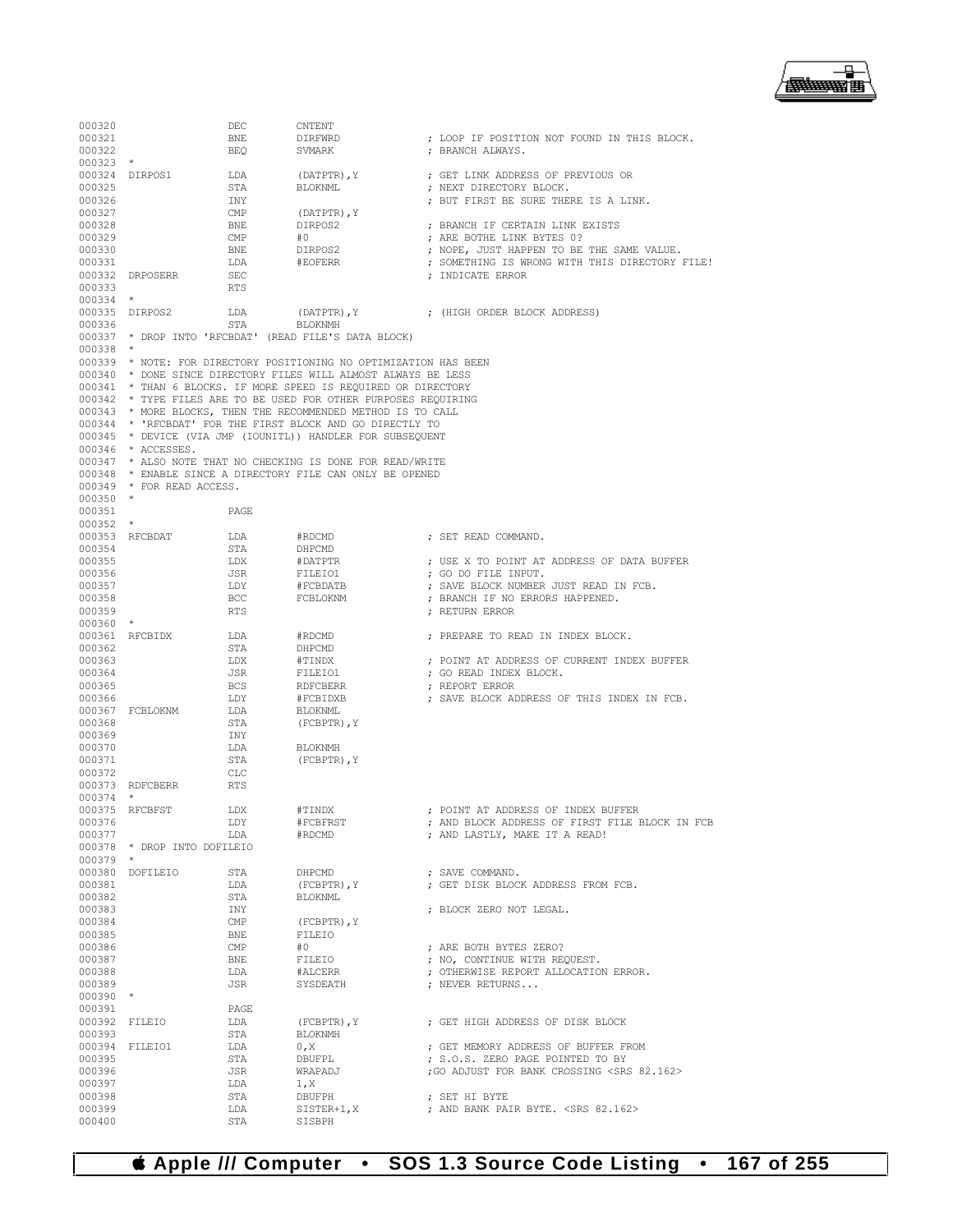```
000320                  DEC       CNTENT
000321                  BNE       DIRFWRD               ; LOOP IF POSITION NOT FOUND IN THIS BLOCK.
000322                  BEQ       SVMARK                ; BRANCH ALWAYS.
000323  *
000324  DIRPOS1         LDA       (DATPTR),Y            ; GET LINK ADDRESS OF PREVIOUS OR
000325                  STA       BLOKNML               ; NEXT DIRECTORY BLOCK.
000326                  INY                             ; BUT FIRST BE SURE THERE IS A LINK.
000327                  CMP       (DATPTR),Y
000328                  BNE       DIRPOS2               ; BRANCH IF CERTAIN LINK EXISTS
000329                  CMP       #0                    ; ARE BOTHE LINK BYTES 0?
000330                  BNE       DIRPOS2               ; NOPE, JUST HAPPEN TO BE THE SAME VALUE.
000331                  LDA       #EOFERR               ; SOMETHING IS WRONG WITH THIS DIRECTORY FILE!
000332  DRPOSERR        SEC                             ; INDICATE ERROR
000333                  RTS
000334  *
000335  DIRPOS2         LDA       (DATPTR),Y            ; (HIGH ORDER BLOCK ADDRESS)
000336                  STA       BLOKNMH
000337  * DROP INTO 'RFCBDAT' (READ FILE'S DATA BLOCK)
000338  *
000339  * NOTE: FOR DIRECTORY POSITIONING NO OPTIMIZATION HAS BEEN
000340  * DONE SINCE DIRECTORY FILES WILL ALMOST ALWAYS BE LESS
000341  * THAN 6 BLOCKS. IF MORE SPEED IS REQUIRED OR DIRECTORY
000342  * TYPE FILES ARE TO BE USED FOR OTHER PURPOSES REQUIRING
000343  * MORE BLOCKS, THEN THE RECOMMENDED METHOD IS TO CALL
000344  * 'RFCBDAT' FOR THE FIRST BLOCK AND GO DIRECTLY TO
000345  * DEVICE (VIA JMP (IOUNITL)) HANDLER FOR SUBSEQUENT
000346  * ACCESSES.
000347  * ALSO NOTE THAT NO CHECKING IS DONE FOR READ/WRITE
000348  * ENABLE SINCE A DIRECTORY FILE CAN ONLY BE OPENED
000349  * FOR READ ACCESS.
000350  *
000351                  PAGE
000352  *
000353  RFCBDAT         LDA       #RDCMD                ; SET READ COMMAND.
000354                  STA       DHPCMD
000355                  LDX       #DATPTR               ; USE X TO POINT AT ADDRESS OF DATA BUFFER
000356                  JSR       FILEIO1               ; GO DO FILE INPUT.
000357                  LDY       #FCBDATB              ; SAVE BLOCK NUMBER JUST READ IN FCB.
000358                  BCC       FCBLOKNM              ; BRANCH IF NO ERRORS HAPPENED.
000359                  RTS                             ; RETURN ERROR
000360  *
000361  RFCBIDX         LDA       #RDCMD                ; PREPARE TO READ IN INDEX BLOCK.
000362                  STA       DHPCMD
000363                  LDX       #TINDX                ; POINT AT ADDRESS OF CURRENT INDEX BUFFER
000364                  JSR       FILEIO1               ; GO READ INDEX BLOCK.
000365                  BCS       RDFCBERR              ; REPORT ERROR
000366                  LDY       #FCBIDXB              ; SAVE BLOCK ADDRESS OF THIS INDEX IN FCB.
000367  FCBLOKNM        LDA       BLOKNML
000368                  STA       (FCBPTR),Y
000369                  INY
000370                  LDA       BLOKNMH
000371                  STA       (FCBPTR),Y
000372                  CLC
000373  RDFCBERR        RTS
000374  *
000375  RFCBFST         LDX       #TINDX                ; POINT AT ADDRESS OF INDEX BUFFER
000376                  LDY       #FCBFRST              ; AND BLOCK ADDRESS OF FIRST FILE BLOCK IN FCB
000377                  LDA       #RDCMD                ; AND LASTLY, MAKE IT A READ!
000378  * DROP INTO DOFILEIO
000379  *
000380  DOFILEIO        STA       DHPCMD                ; SAVE COMMAND.
000381                  LDA       (FCBPTR),Y            ; GET DISK BLOCK ADDRESS FROM FCB.
000382                  STA       BLOKNML
000383                  INY                             ; BLOCK ZERO NOT LEGAL.
000384                  CMP       (FCBPTR),Y
000385                  BNE       FILEIO
000386                  CMP       #0                    ; ARE BOTH BYTES ZERO?
000387                  BNE       FILEIO                ; NO, CONTINUE WITH REQUEST.
000388                  LDA       #ALCERR               ; OTHERWISE REPORT ALLOCATION ERROR.
000389                  JSR       SYSDEATH              ; NEVER RETURNS...
000390  *
000391                  PAGE
000392  FILEIO          LDA       (FCBPTR),Y            ; GET HIGH ADDRESS OF DISK BLOCK
000393                  STA       BLOKNMH
000394  FILEIO1         LDA       0,X                   ; GET MEMORY ADDRESS OF BUFFER FROM
000395                  STA       DBUFPL                ; S.O.S. ZERO PAGE POINTED TO BY
000396                  JSR       WRAPADJ               ;GO ADJUST FOR BANK CROSSING <SRS 82.162>
000397                  LDA       1,X
000398                  STA       DBUFPH                ; SET HI BYTE
000399                  LDA       SISTER+1,X            ; AND BANK PAIR BYTE. <SRS 82.162>
000400                  STA       SISBPH
```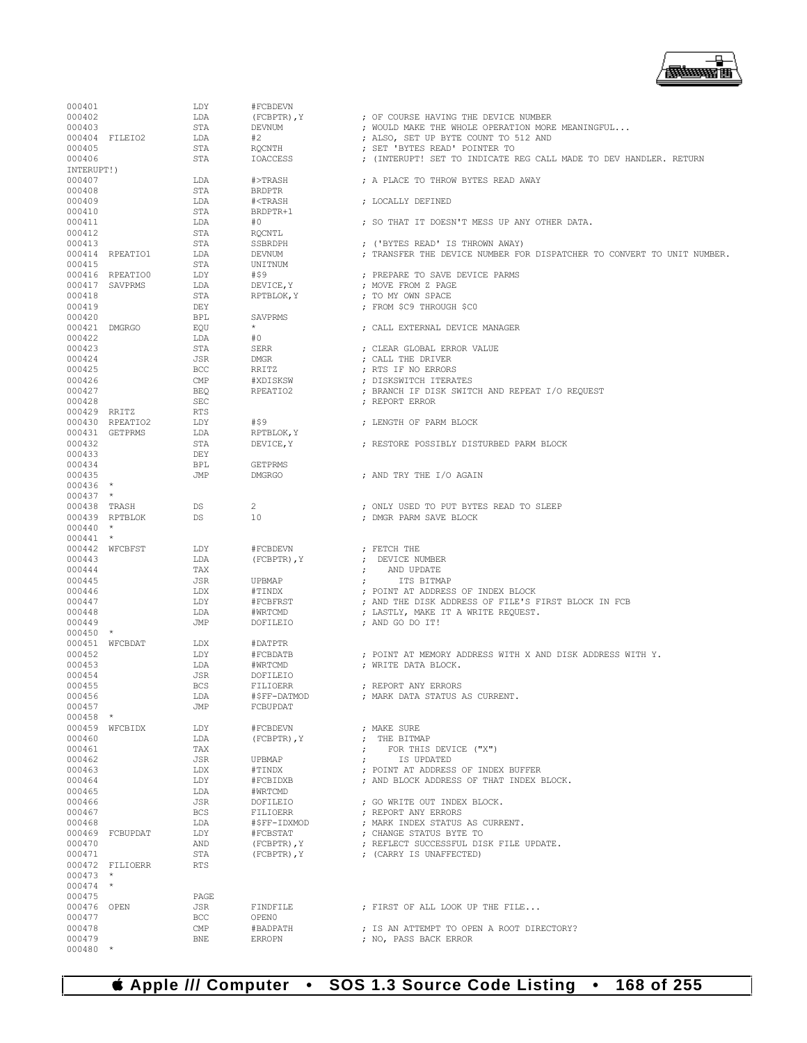```
000401                  LDY         #FCBDEVN
000402                  LDA         (FCBPTR),Y          ; OF COURSE HAVING THE DEVICE NUMBER
000403                  STA         DEVNUM              ; WOULD MAKE THE WHOLE OPERATION MORE MEANINGFUL...
000404  FILEIO2         LDA         #2                  ; ALSO, SET UP BYTE COUNT TO 512 AND
000405                  STA         RQCNTH              ; SET 'BYTES READ' POINTER TO
000406                  STA         IOACCESS            ; (INTERUPT! SET TO INDICATE REG CALL MADE TO DEV HANDLER. RETURN
INTERUPT!)
000407                  LDA         #>TRASH             ; A PLACE TO THROW BYTES READ AWAY
000408                  STA         BRDPTR
000409                  LDA         #<TRASH             ; LOCALLY DEFINED
000410                  STA         BRDPTR+1
000411                  LDA         #0                  ; SO THAT IT DOESN'T MESS UP ANY OTHER DATA.
000412                  STA         RQCNTL
000413                  STA         SSBRDPH             ; ('BYTES READ' IS THROWN AWAY)
000414  RPEATIO1        LDA         DEVNUM              ; TRANSFER THE DEVICE NUMBER FOR DISPATCHER TO CONVERT TO UNIT NUMBER.
000415                  STA         UNITNUM
000416  RPEATIO0        LDY         #$9                 ; PREPARE TO SAVE DEVICE PARMS
000417  SAVPRMS         LDA         DEVICE,Y            ; MOVE FROM Z PAGE
000418                  STA         RPTBLOK,Y           ; TO MY OWN SPACE
000419                  DEY                             ; FROM $C9 THROUGH $C0
000420                  BPL         SAVPRMS
000421  DMGRGO          EQU         *                   ; CALL EXTERNAL DEVICE MANAGER
000422                  LDA         #0
000423                  STA         SERR                ; CLEAR GLOBAL ERROR VALUE
000424                  JSR         DMGR                ; CALL THE DRIVER
000425                  BCC         RRITZ               ; RTS IF NO ERRORS
000426                  CMP         #XDISKSW            ; DISKSWITCH ITERATES
000427                  BEQ         RPEATIO2            ; BRANCH IF DISK SWITCH AND REPEAT I/O REQUEST
000428                  SEC                             ; REPORT ERROR
000429  RRITZ           RTS
000430  RPEATIO2        LDY         #$9                 ; LENGTH OF PARM BLOCK
000431  GETPRMS         LDA         RPTBLOK,Y
000432                  STA         DEVICE,Y            ; RESTORE POSSIBLY DISTURBED PARM BLOCK
000433                  DEY
000434                  BPL         GETPRMS
000435                  JMP         DMGRGO              ; AND TRY THE I/O AGAIN
000436  *
000437  *
000438  TRASH           DS          2                   ; ONLY USED TO PUT BYTES READ TO SLEEP
000439  RPTBLOK         DS          10                  ; DMGR PARM SAVE BLOCK
000440  *
000441  *
000442  WFCBFST         LDY         #FCBDEVN            ; FETCH THE
000443                  LDA         (FCBPTR),Y          ;  DEVICE NUMBER
000444                  TAX                             ;    AND UPDATE
000445                  JSR         UPBMAP              ;      ITS BITMAP
000446                  LDX         #TINDX              ; POINT AT ADDRESS OF INDEX BLOCK
000447                  LDY         #FCBFRST            ; AND THE DISK ADDRESS OF FILE'S FIRST BLOCK IN FCB
000448                  LDA         #WRTCMD             ; LASTLY, MAKE IT A WRITE REQUEST.
000449                  JMP         DOFILEIO            ; AND GO DO IT!
000450  *
000451  WFCBDAT         LDX         #DATPTR
000452                  LDY         #FCBDATB            ; POINT AT MEMORY ADDRESS WITH X AND DISK ADDRESS WITH Y.
000453                  LDA         #WRTCMD             ; WRITE DATA BLOCK.
000454                  JSR         DOFILEIO
000455                  BCS         FILIOERR            ; REPORT ANY ERRORS
000456                  LDA         #$FF-DATMOD         ; MARK DATA STATUS AS CURRENT.
000457                  JMP         FCBUPDAT
000458  *
000459  WFCBIDX         LDY         #FCBDEVN            ; MAKE SURE
000460                  LDA         (FCBPTR),Y          ;  THE BITMAP
000461                  TAX                             ;    FOR THIS DEVICE ("X")
000462                  JSR         UPBMAP              ;      IS UPDATED
000463                  LDX         #TINDX              ; POINT AT ADDRESS OF INDEX BUFFER
000464                  LDY         #FCBIDXB            ; AND BLOCK ADDRESS OF THAT INDEX BLOCK.
000465                  LDA         #WRTCMD
000466                  JSR         DOFILEIO            ; GO WRITE OUT INDEX BLOCK.
000467                  BCS         FILIOERR            ; REPORT ANY ERRORS
000468                  LDA         #$FF-IDXMOD         ; MARK INDEX STATUS AS CURRENT.
000469  FCBUPDAT        LDY         #FCBSTAT            ; CHANGE STATUS BYTE TO
000470                  AND         (FCBPTR),Y          ; REFLECT SUCCESSFUL DISK FILE UPDATE.
000471                  STA         (FCBPTR),Y          ; (CARRY IS UNAFFECTED)
000472  FILIOERR        RTS
000473  *
000474  *
000475                  PAGE
000476  OPEN            JSR         FINDFILE            ; FIRST OF ALL LOOK UP THE FILE...
000477                  BCC         OPEN0
000478                  CMP         #BADPATH            ; IS AN ATTEMPT TO OPEN A ROOT DIRECTORY?
000479                  BNE         ERROPN              ; NO, PASS BACK ERROR
000480  *
```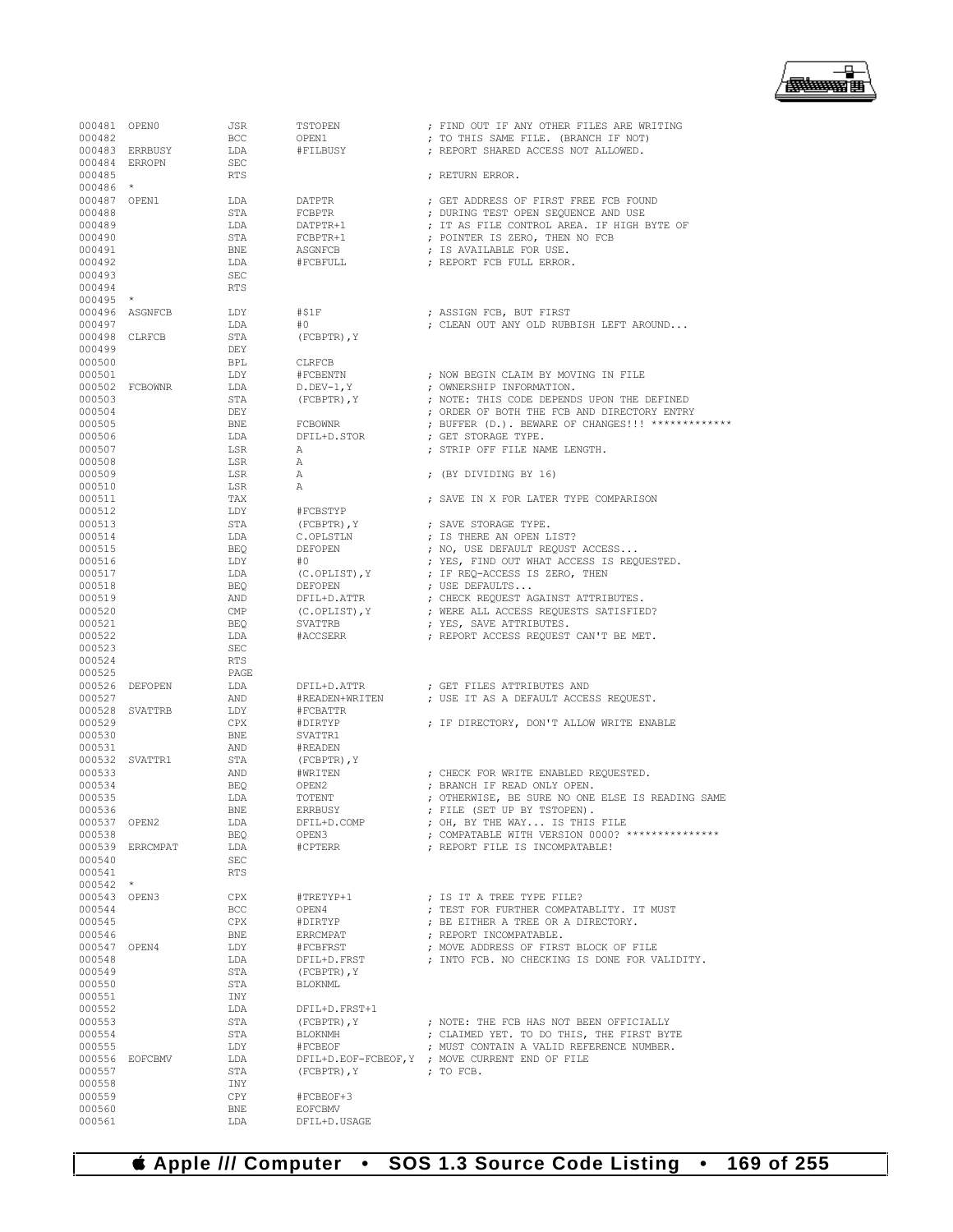```
000481 OPEN0           JSR        TSTOPEN              ; FIND OUT IF ANY OTHER FILES ARE WRITING
000482                 BCC        OPEN1                ; TO THIS SAME FILE. (BRANCH IF NOT)
000483 ERRBUSY         LDA        #FILBUSY             ; REPORT SHARED ACCESS NOT ALLOWED.
000484 ERROPN          SEC
000485                 RTS                             ; RETURN ERROR.
000486 *
000487 OPEN1           LDA        DATPTR               ; GET ADDRESS OF FIRST FREE FCB FOUND
000488                 STA        FCBPTR               ; DURING TEST OPEN SEQUENCE AND USE
000489                 LDA        DATPTR+1             ; IT AS FILE CONTROL AREA. IF HIGH BYTE OF
000490                 STA        FCBPTR+1             ; POINTER IS ZERO, THEN NO FCB
000491                 BNE        ASGNFCB              ; IS AVAILABLE FOR USE.
000492                 LDA        #FCBFULL             ; REPORT FCB FULL ERROR.
000493                 SEC
000494                 RTS
000495 *
000496 ASGNFCB         LDY        #$1F                 ; ASSIGN FCB, BUT FIRST
000497                 LDA        #0                   ; CLEAN OUT ANY OLD RUBBISH LEFT AROUND...
000498 CLRFCB          STA        (FCBPTR),Y
000499                 DEY
000500                 BPL        CLRFCB
000501                 LDY        #FCBENTN             ; NOW BEGIN CLAIM BY MOVING IN FILE
000502 FCBOWNR         LDA        D.DEV-1,Y            ; OWNERSHIP INFORMATION.
000503                 STA        (FCBPTR),Y           ; NOTE: THIS CODE DEPENDS UPON THE DEFINED
000504                 DEY                             ; ORDER OF BOTH THE FCB AND DIRECTORY ENTRY
000505                 BNE        FCBOWNR              ; BUFFER (D.). BEWARE OF CHANGES!!! *************
000506                 LDA        DFIL+D.STOR          ; GET STORAGE TYPE.
000507                 LSR        A                    ; STRIP OFF FILE NAME LENGTH.
000508                 LSR        A
000509                 LSR        A                    ; (BY DIVIDING BY 16)
000510                 LSR        A
000511                 TAX                             ; SAVE IN X FOR LATER TYPE COMPARISON
000512                 LDY        #FCBSTYP
000513                 STA        (FCBPTR),Y           ; SAVE STORAGE TYPE.
000514                 LDA        C.OPLSTLN            ; IS THERE AN OPEN LIST?
000515                 BEQ        DEFOPEN              ; NO, USE DEFAULT REQUST ACCESS...
000516                 LDY        #0                   ; YES, FIND OUT WHAT ACCESS IS REQUESTED.
000517                 LDA        (C.OPLIST),Y         ; IF REQ-ACCESS IS ZERO, THEN
000518                 BEQ        DEFOPEN              ; USE DEFAULTS...
000519                 AND        DFIL+D.ATTR          ; CHECK REQUEST AGAINST ATTRIBUTES.
000520                 CMP        (C.OPLIST),Y         ; WERE ALL ACCESS REQUESTS SATISFIED?
000521                 BEQ        SVATTRB              ; YES, SAVE ATTRIBUTES.
000522                 LDA        #ACCSERR             ; REPORT ACCESS REQUEST CAN'T BE MET.
000523                 SEC
000524                 RTS
000525                 PAGE
000526 DEFOPEN         LDA        DFIL+D.ATTR          ; GET FILES ATTRIBUTES AND
000527                 AND        #READEN+WRITEN       ; USE IT AS A DEFAULT ACCESS REQUEST.
000528 SVATTRB         LDY        #FCBATTR
000529                 CPX        #DIRTYP              ; IF DIRECTORY, DON'T ALLOW WRITE ENABLE
000530                 BNE        SVATTR1
000531                 AND        #READEN
000532 SVATTR1         STA        (FCBPTR),Y
000533                 AND        #WRITEN              ; CHECK FOR WRITE ENABLED REQUESTED.
000534                 BEQ        OPEN2                ; BRANCH IF READ ONLY OPEN.
000535                 LDA        TOTENT               ; OTHERWISE, BE SURE NO ONE ELSE IS READING SAME
000536                 BNE        ERRBUSY              ; FILE (SET UP BY TSTOPEN).
000537 OPEN2           LDA        DFIL+D.COMP          ; OH, BY THE WAY... IS THIS FILE
000538                 BEQ        OPEN3                ; COMPATABLE WITH VERSION 0000? ***************
000539 ERRCMPAT        LDA        #CPTERR              ; REPORT FILE IS INCOMPATABLE!
000540                 SEC
000541                 RTS
000542 *
000543 OPEN3           CPX        #TRETYP+1            ; IS IT A TREE TYPE FILE?
000544                 BCC        OPEN4                ; TEST FOR FURTHER COMPATABLITY. IT MUST
000545                 CPX        #DIRTYP              ; BE EITHER A TREE OR A DIRECTORY.
000546                 BNE        ERRCMPAT             ; REPORT INCOMPATABLE.
000547 OPEN4           LDY        #FCBFRST             ; MOVE ADDRESS OF FIRST BLOCK OF FILE
000548                 LDA        DFIL+D.FRST          ; INTO FCB. NO CHECKING IS DONE FOR VALIDITY.
000549                 STA        (FCBPTR),Y
000550                 STA        BLOKNML
000551                 INY
000552                 LDA        DFIL+D.FRST+1
000553                 STA        (FCBPTR),Y           ; NOTE: THE FCB HAS NOT BEEN OFFICIALLY
000554                 STA        BLOKNMH              ; CLAIMED YET. TO DO THIS, THE FIRST BYTE
000555                 LDY        #FCBEOF              ; MUST CONTAIN A VALID REFERENCE NUMBER.
000556 EOFCBMV         LDA        DFIL+D.EOF-FCBEOF,Y  ; MOVE CURRENT END OF FILE
000557                 STA        (FCBPTR),Y           ; TO FCB.
000558                 INY
000559                 CPY        #FCBEOF+3
000560                 BNE        EOFCBMV
000561                 LDA        DFIL+D.USAGE
```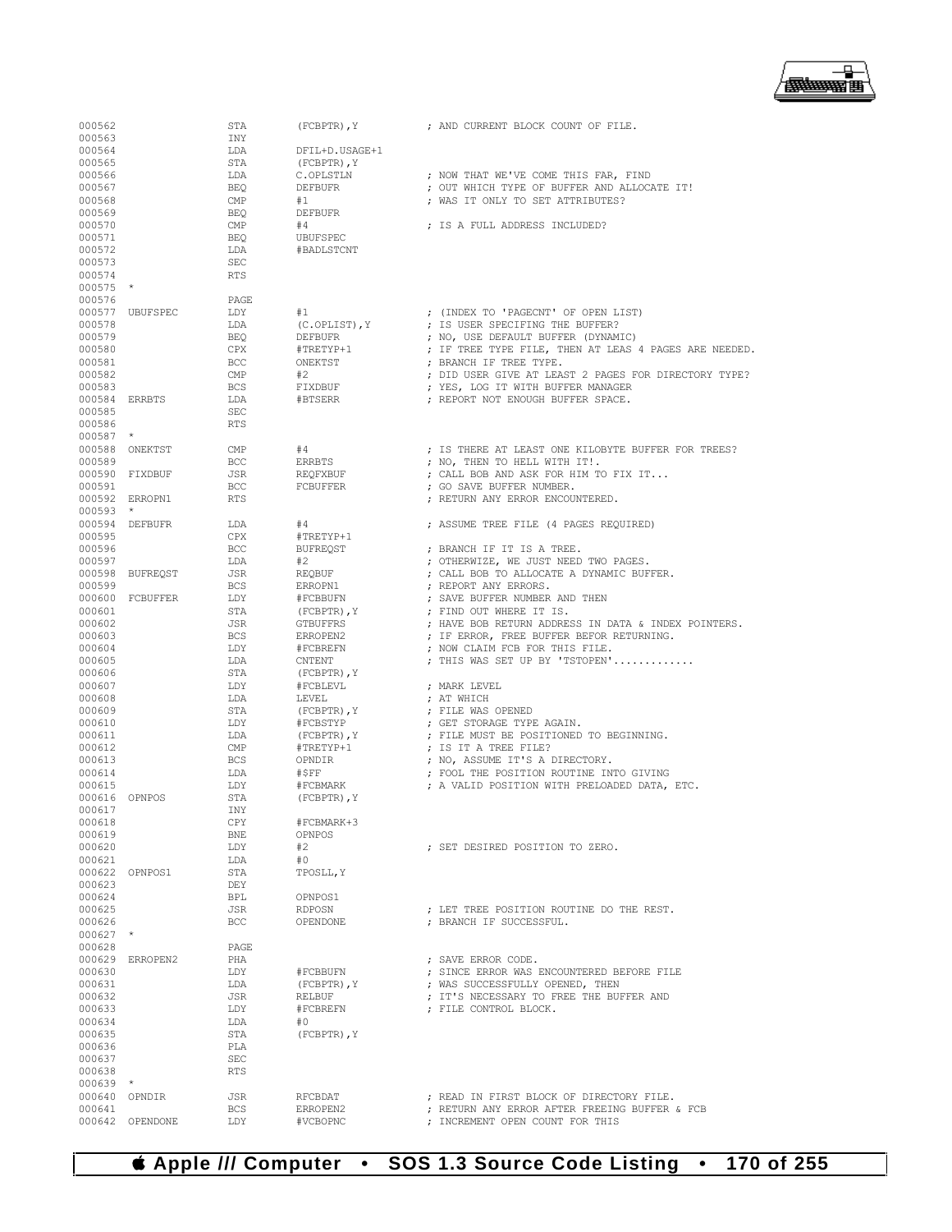```
000562                  STA     (FCBPTR),Y          ; AND CURRENT BLOCK COUNT OF FILE.
000563                  INY
000564                  LDA     DFIL+D.USAGE+1
000565                  STA     (FCBPTR),Y
000566                  LDA     C.OPLSTLN           ; NOW THAT WE'VE COME THIS FAR, FIND
000567                  BEQ     DEFBUFR             ; OUT WHICH TYPE OF BUFFER AND ALLOCATE IT!
000568                  CMP     #1                  ; WAS IT ONLY TO SET ATTRIBUTES?
000569                  BEQ     DEFBUFR
000570                  CMP     #4                  ; IS A FULL ADDRESS INCLUDED?
000571                  BEQ     UBUFSPEC
000572                  LDA     #BADLSTCNT
000573                  SEC
000574                  RTS
000575  *
000576                  PAGE
000577  UBUFSPEC        LDY     #1                  ; (INDEX TO 'PAGECNT' OF OPEN LIST)
000578                  LDA     (C.OPLIST),Y        ; IS USER SPECIFING THE BUFFER?
000579                  BEQ     DEFBUFR             ; NO, USE DEFAULT BUFFER (DYNAMIC)
000580                  CPX     #TRETYP+1           ; IF TREE TYPE FILE, THEN AT LEAS 4 PAGES ARE NEEDED.
000581                  BCC     ONEKTST             ; BRANCH IF TREE TYPE.
000582                  CMP     #2                  ; DID USER GIVE AT LEAST 2 PAGES FOR DIRECTORY TYPE?
000583                  BCS     FIXDBUF             ; YES, LOG IT WITH BUFFER MANAGER
000584  ERRBTS          LDA     #BTSERR             ; REPORT NOT ENOUGH BUFFER SPACE.
000585                  SEC
000586                  RTS
000587  *
000588  ONEKTST         CMP     #4                  ; IS THERE AT LEAST ONE KILOBYTE BUFFER FOR TREES?
000589                  BCC     ERRBTS              ; NO, THEN TO HELL WITH IT!.
000590  FIXDBUF         JSR     REQFXBUF            ; CALL BOB AND ASK FOR HIM TO FIX IT...
000591                  BCC     FCBUFFER            ; GO SAVE BUFFER NUMBER.
000592  ERROPN1         RTS                         ; RETURN ANY ERROR ENCOUNTERED.
000593  *
000594  DEFBUFR         LDA     #4                  ; ASSUME TREE FILE (4 PAGES REQUIRED)
000595                  CPX     #TRETYP+1
000596                  BCC     BUFREQST            ; BRANCH IF IT IS A TREE.
000597                  LDA     #2                  ; OTHERWIZE, WE JUST NEED TWO PAGES.
000598  BUFREQST        JSR     REQBUF              ; CALL BOB TO ALLOCATE A DYNAMIC BUFFER.
000599                  BCS     ERROPN1             ; REPORT ANY ERRORS.
000600  FCBUFFER        LDY     #FCBBUFN            ; SAVE BUFFER NUMBER AND THEN
000601                  STA     (FCBPTR),Y          ; FIND OUT WHERE IT IS.
000602                  JSR     GTBUFFRS            ; HAVE BOB RETURN ADDRESS IN DATA & INDEX POINTERS.
000603                  BCS     ERROPEN2            ; IF ERROR, FREE BUFFER BEFOR RETURNING.
000604                  LDY     #FCBREFN            ; NOW CLAIM FCB FOR THIS FILE.
000605                  LDA     CNTENT              ; THIS WAS SET UP BY 'TSTOPEN'.............
000606                  STA     (FCBPTR),Y
000607                  LDY     #FCBLEVL            ; MARK LEVEL
000608                  LDA     LEVEL               ; AT WHICH
000609                  STA     (FCBPTR),Y          ; FILE WAS OPENED
000610                  LDY     #FCBSTYP            ; GET STORAGE TYPE AGAIN.
000611                  LDA     (FCBPTR),Y          ; FILE MUST BE POSITIONED TO BEGINNING.
000612                  CMP     #TRETYP+1           ; IS IT A TREE FILE?
000613                  BCS     OPNDIR              ; NO, ASSUME IT'S A DIRECTORY.
000614                  LDA     #$FF                ; FOOL THE POSITION ROUTINE INTO GIVING
000615                  LDY     #FCBMARK            ; A VALID POSITION WITH PRELOADED DATA, ETC.
000616  OPNPOS          STA     (FCBPTR),Y
000617                  INY
000618                  CPY     #FCBMARK+3
000619                  BNE     OPNPOS
000620                  LDY     #2                  ; SET DESIRED POSITION TO ZERO.
000621                  LDA     #0
000622  OPNPOS1         STA     TPOSLL,Y
000623                  DEY
000624                  BPL     OPNPOS1
000625                  JSR     RDPOSN              ; LET TREE POSITION ROUTINE DO THE REST.
000626                  BCC     OPENDONE            ; BRANCH IF SUCCESSFUL.
000627  *
000628                  PAGE
000629  ERROPEN2        PHA                         ; SAVE ERROR CODE.
000630                  LDY     #FCBBUFN            ; SINCE ERROR WAS ENCOUNTERED BEFORE FILE
000631                  LDA     (FCBPTR),Y          ; WAS SUCCESSFULLY OPENED, THEN
000632                  JSR     RELBUF              ; IT'S NECESSARY TO FREE THE BUFFER AND
000633                  LDY     #FCBREFN            ; FILE CONTROL BLOCK.
000634                  LDA     #0
000635                  STA     (FCBPTR),Y
000636                  PLA
000637                  SEC
000638                  RTS
000639  *
000640  OPNDIR          JSR     RFCBDAT             ; READ IN FIRST BLOCK OF DIRECTORY FILE.
000641                  BCS     ERROPEN2            ; RETURN ANY ERROR AFTER FREEING BUFFER & FCB
000642  OPENDONE        LDY     #VCBOPNC            ; INCREMENT OPEN COUNT FOR THIS
```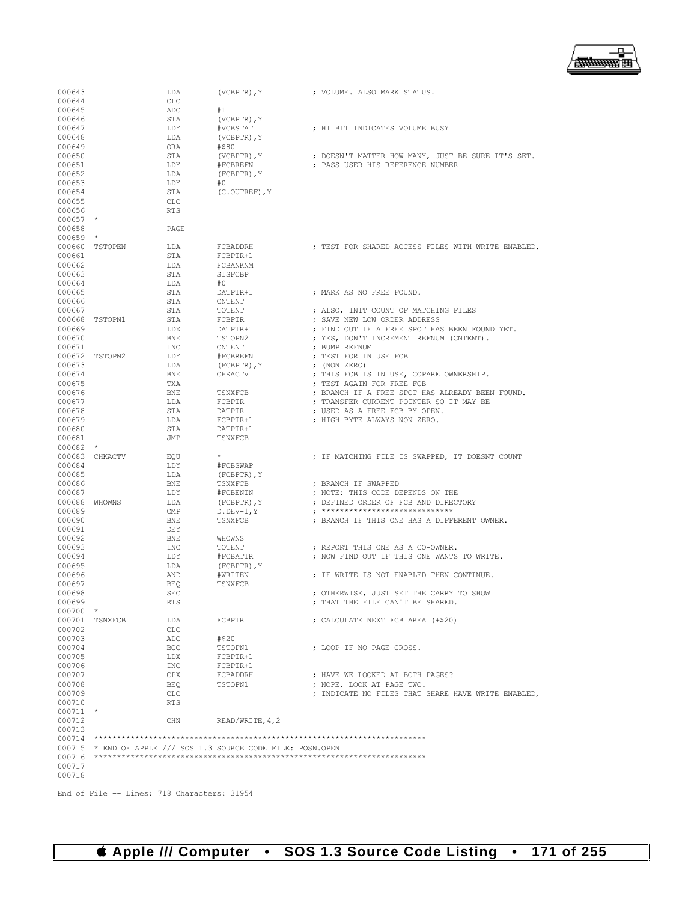```
000643                LDA       (VCBPTR),Y           ; VOLUME. ALSO MARK STATUS.
000644                CLC
000645                ADC       #1
000646                STA       (VCBPTR),Y
000647                LDY       #VCBSTAT             ; HI BIT INDICATES VOLUME BUSY
000648                LDA       (VCBPTR),Y
000649                ORA       #$80
000650                STA       (VCBPTR),Y           ; DOESN'T MATTER HOW MANY, JUST BE SURE IT'S SET.
000651                LDY       #FCBREFN             ; PASS USER HIS REFERENCE NUMBER
000652                LDA       (FCBPTR),Y
000653                LDY       #0
000654                STA       (C.OUTREF),Y
000655                CLC
000656                RTS
000657 *
000658                PAGE
000659 *
000660 TSTOPEN        LDA       FCBADDRH             ; TEST FOR SHARED ACCESS FILES WITH WRITE ENABLED.
000661                STA       FCBPTR+1
000662                LDA       FCBANKNM
000663                STA       SISFCBP
000664                LDA       #0
000665                STA       DATPTR+1             ; MARK AS NO FREE FOUND.
000666                STA       CNTENT
000667                STA       TOTENT               ; ALSO, INIT COUNT OF MATCHING FILES
000668 TSTOPN1        STA       FCBPTR               ; SAVE NEW LOW ORDER ADDRESS
000669                LDX       DATPTR+1             ; FIND OUT IF A FREE SPOT HAS BEEN FOUND YET.
000670                BNE       TSTOPN2              ; YES, DON'T INCREMENT REFNUM (CNTENT).
000671                INC       CNTENT               ; BUMP REFNUM
000672 TSTOPN2        LDY       #FCBREFN             ; TEST FOR IN USE FCB
000673                LDA       (FCBPTR),Y           ; (NON ZERO)
000674                BNE       CHKACTV              ; THIS FCB IS IN USE, COPARE OWNERSHIP.
000675                TXA                            ; TEST AGAIN FOR FREE FCB
000676                BNE       TSNXFCB              ; BRANCH IF A FREE SPOT HAS ALREADY BEEN FOUND.
000677                LDA       FCBPTR               ; TRANSFER CURRENT POINTER SO IT MAY BE
000678                STA       DATPTR               ; USED AS A FREE FCB BY OPEN.
000679                LDA       FCBPTR+1             ; HIGH BYTE ALWAYS NON ZERO.
000680                STA       DATPTR+1
000681                JMP       TSNXFCB
000682 *
000683 CHKACTV        EQU       *                    ; IF MATCHING FILE IS SWAPPED, IT DOESNT COUNT
000684                LDY       #FCBSWAP
000685                LDA       (FCBPTR),Y
000686                BNE       TSNXFCB              ; BRANCH IF SWAPPED
000687                LDY       #FCBENTN             ; NOTE: THIS CODE DEPENDS ON THE
000688 WHOWNS         LDA       (FCBPTR),Y           ; DEFINED ORDER OF FCB AND DIRECTORY
000689                CMP       D.DEV-1,Y            ; ****************************
000690                BNE       TSNXFCB              ; BRANCH IF THIS ONE HAS A DIFFERENT OWNER.
000691                DEY
000692                BNE       WHOWNS
000693                INC       TOTENT               ; REPORT THIS ONE AS A CO-OWNER.
000694                LDY       #FCBATTR             ; NOW FIND OUT IF THIS ONE WANTS TO WRITE.
000695                LDA       (FCBPTR),Y
000696                AND       #WRITEN              ; IF WRITE IS NOT ENABLED THEN CONTINUE.
000697                BEQ       TSNXFCB
000698                SEC                            ; OTHERWISE, JUST SET THE CARRY TO SHOW
000699                RTS                            ; THAT THE FILE CAN'T BE SHARED.
000700 *
000701 TSNXFCB        LDA       FCBPTR               ; CALCULATE NEXT FCB AREA (+$20)
000702                CLC
000703                ADC       #$20
000704                BCC       TSTOPN1              ; LOOP IF NO PAGE CROSS.
000705                LDX       FCBPTR+1
000706                INC       FCBPTR+1
000707                CPX       FCBADDRH             ; HAVE WE LOOKED AT BOTH PAGES?
000708                BEQ       TSTOPN1              ; NOPE, LOOK AT PAGE TWO.
000709                CLC                            ; INDICATE NO FILES THAT SHARE HAVE WRITE ENABLED,
000710                RTS
000711 *
000712                CHN       READ/WRITE,4,2
000713
000714 ************************************************************************
000715 * END OF APPLE /// SOS 1.3 SOURCE CODE FILE: POSN.OPEN
000716 ************************************************************************
000717
000718

End of File -- Lines: 718 Characters: 31954
```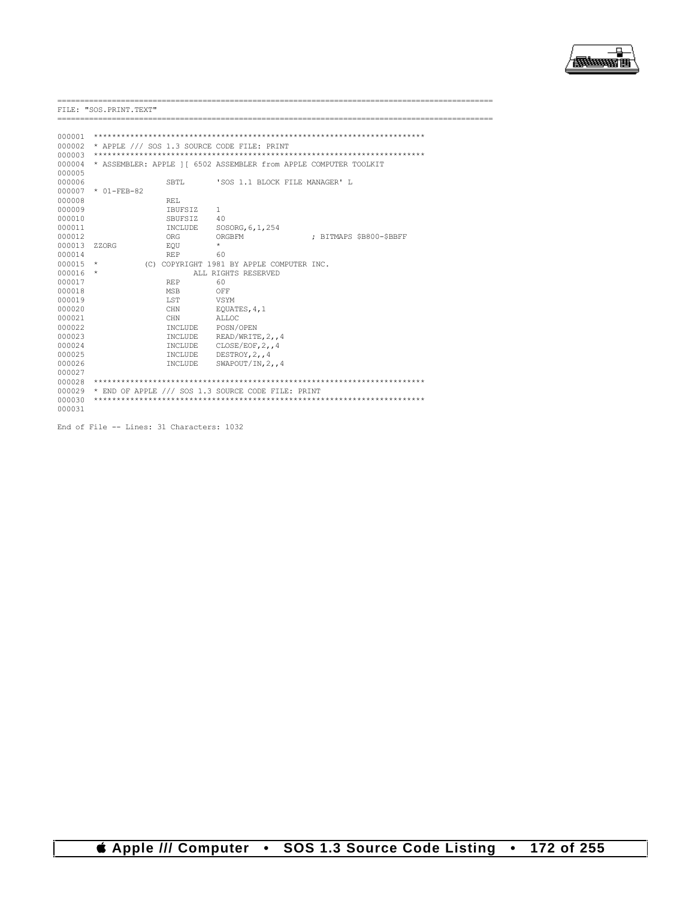```
==========================================================================================
FILE: "SOS.PRINT.TEXT"
==========================================================================================

000001  ***********************************************************************
000002  * APPLE /// SOS 1.3 SOURCE CODE FILE: PRINT
000003  ***********************************************************************
000004  * ASSEMBLER: APPLE ][ 6502 ASSEMBLER from APPLE COMPUTER TOOLKIT
000005
000006                  SBTL       'SOS 1.1 BLOCK FILE MANAGER' L
000007  * 01-FEB-82
000008                  REL
000009                  IBUFSIZ    1
000010                  SBUFSIZ    40
000011                  INCLUDE    SOSORG,6,1,254
000012                  ORG        ORGBFM              ; BITMAPS $B800-$BBFF
000013  ZZORG           EQU        *
000014                  REP        60
000015  *          (C) COPYRIGHT 1981 BY APPLE COMPUTER INC.
000016  *                    ALL RIGHTS RESERVED
000017                  REP        60
000018                  MSB        OFF
000019                  LST        VSYM
000020                  CHN        EQUATES,4,1
000021                  CHN        ALLOC
000022                  INCLUDE    POSN/OPEN
000023                  INCLUDE    READ/WRITE,2,,4
000024                  INCLUDE    CLOSE/EOF,2,,4
000025                  INCLUDE    DESTROY,2,,4
000026                  INCLUDE    SWAPOUT/IN,2,,4
000027
000028  ***********************************************************************
000029  * END OF APPLE /// SOS 1.3 SOURCE CODE FILE: PRINT
000030  ***********************************************************************
000031

End of File -- Lines: 31 Characters: 1032
```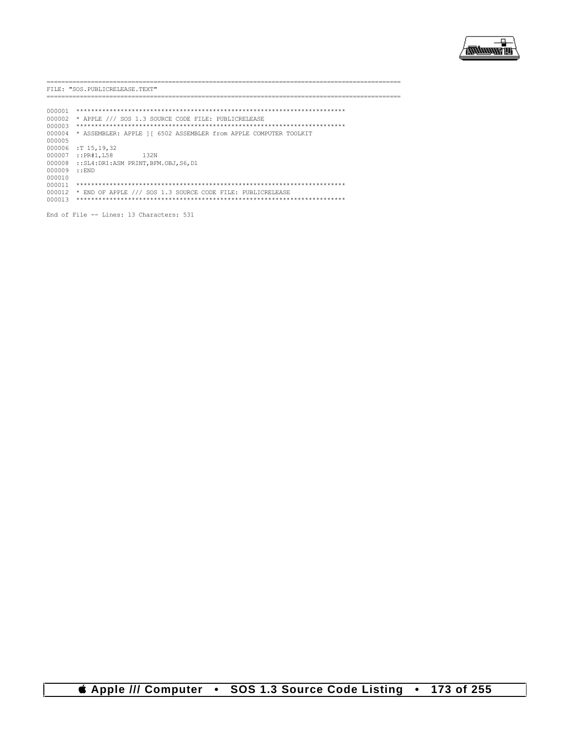```
==========================================================================================
FILE: "SOS.PUBLICRELEASE.TEXT"
==========================================================================================

000001  ************************************************************************
000002  * APPLE /// SOS 1.3 SOURCE CODE FILE: PUBLICRELEASE
000003  ************************************************************************
000004  * ASSEMBLER: APPLE ][ 6502 ASSEMBLER from APPLE COMPUTER TOOLKIT
000005
000006  :T 15,19,32
000007  ::PR#1,L58        132N
000008  ::SL4:DR1:ASM PRINT,BFM.OBJ,S6,D1
000009  ::END
000010
000011  ************************************************************************
000012  * END OF APPLE /// SOS 1.3 SOURCE CODE FILE: PUBLICRELEASE
000013  ************************************************************************

End of File -- Lines: 13 Characters: 531
```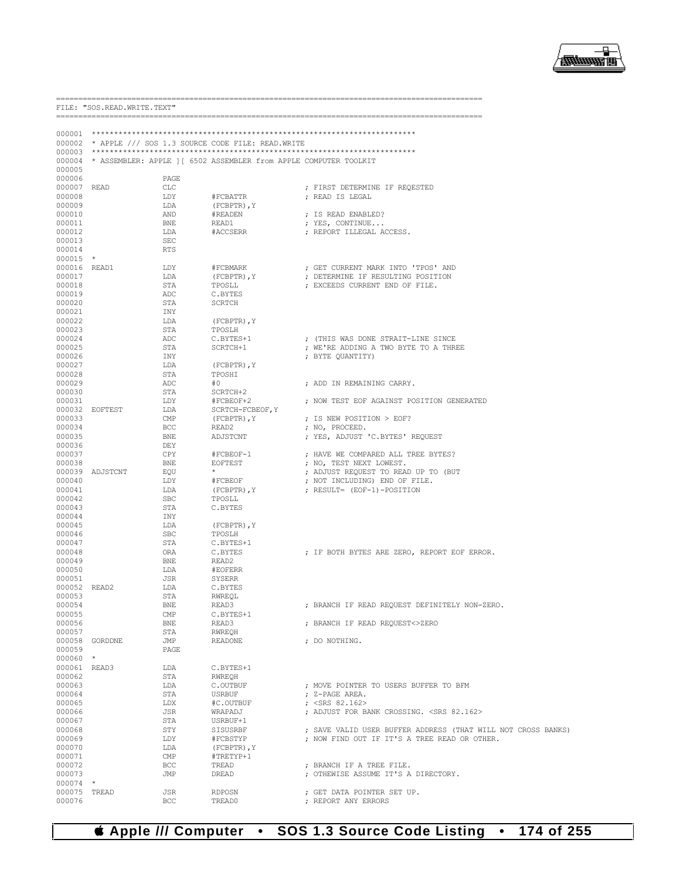```
==========================================================================================
FILE: "SOS.READ.WRITE.TEXT"
==========================================================================================

000001  ************************************************************************
000002  * APPLE /// SOS 1.3 SOURCE CODE FILE: READ.WRITE
000003  ************************************************************************
000004  * ASSEMBLER: APPLE ][ 6502 ASSEMBLER from APPLE COMPUTER TOOLKIT
000005
000006                  PAGE
000007  READ            CLC                             ; FIRST DETERMINE IF REQESTED
000008                  LDY     #FCBATTR                ; READ IS LEGAL
000009                  LDA     (FCBPTR),Y
000010                  AND     #READEN                 ; IS READ ENABLED?
000011                  BNE     READ1                   ; YES, CONTINUE...
000012                  LDA     #ACCSERR                ; REPORT ILLEGAL ACCESS.
000013                  SEC
000014                  RTS
000015  *
000016  READ1           LDY     #FCBMARK                ; GET CURRENT MARK INTO 'TPOS' AND
000017                  LDA     (FCBPTR),Y              ; DETERMINE IF RESULTING POSITION
000018                  STA     TPOSLL                  ; EXCEEDS CURRENT END OF FILE.
000019                  ADC     C.BYTES
000020                  STA     SCRTCH
000021                  INY
000022                  LDA     (FCBPTR),Y
000023                  STA     TPOSLH
000024                  ADC     C.BYTES+1               ; (THIS WAS DONE STRAIT-LINE SINCE
000025                  STA     SCRTCH+1                ; WE'RE ADDING A TWO BYTE TO A THREE
000026                  INY                             ; BYTE QUANTITY)
000027                  LDA     (FCBPTR),Y
000028                  STA     TPOSHI
000029                  ADC     #0                      ; ADD IN REMAINING CARRY.
000030                  STA     SCRTCH+2
000031                  LDY     #FCBEOF+2               ; NOW TEST EOF AGAINST POSITION GENERATED
000032  EOFTEST         LDA     SCRTCH-FCBEOF,Y
000033                  CMP     (FCBPTR),Y              ; IS NEW POSITION > EOF?
000034                  BCC     READ2                   ; NO, PROCEED.
000035                  BNE     ADJSTCNT                ; YES, ADJUST 'C.BYTES' REQUEST
000036                  DEY
000037                  CPY     #FCBEOF-1               ; HAVE WE COMPARED ALL TREE BYTES?
000038                  BNE     EOFTEST                 ; NO, TEST NEXT LOWEST.
000039  ADJSTCNT        EQU     *                       ; ADJUST REQUEST TO READ UP TO (BUT
000040                  LDY     #FCBEOF                 ; NOT INCLUDING) END OF FILE.
000041                  LDA     (FCBPTR),Y              ; RESULT= (EOF-1)-POSITION
000042                  SBC     TPOSLL
000043                  STA     C.BYTES
000044                  INY
000045                  LDA     (FCBPTR),Y
000046                  SBC     TPOSLH
000047                  STA     C.BYTES+1
000048                  ORA     C.BYTES                 ; IF BOTH BYTES ARE ZERO, REPORT EOF ERROR.
000049                  BNE     READ2
000050                  LDA     #EOFERR
000051                  JSR     SYSERR
000052  READ2           LDA     C.BYTES
000053                  STA     RWREQL
000054                  BNE     READ3                   ; BRANCH IF READ REQUEST DEFINITELY NON-ZERO.
000055                  CMP     C.BYTES+1
000056                  BNE     READ3                   ; BRANCH IF READ REQUEST<>ZERO
000057                  STA     RWREQH
000058  GORDDNE         JMP     READONE                 ; DO NOTHING.
000059                  PAGE
000060  *
000061  READ3           LDA     C.BYTES+1
000062                  STA     RWREQH
000063                  LDA     C.OUTBUF                ; MOVE POINTER TO USERS BUFFER TO BFM
000064                  STA     USRBUF                  ; Z-PAGE AREA.
000065                  LDX     #C.OUTBUF               ; <SRS 82.162>
000066                  JSR     WRAPADJ                 ; ADJUST FOR BANK CROSSING. <SRS 82.162>
000067                  STA     USRBUF+1
000068                  STY     SISUSRBF                ; SAVE VALID USER BUFFER ADDRESS (THAT WILL NOT CROSS BANKS)
000069                  LDY     #FCBSTYP                ; NOW FIND OUT IF IT'S A TREE READ OR OTHER.
000070                  LDA     (FCBPTR),Y
000071                  CMP     #TRETYP+1
000072                  BCC     TREAD                   ; BRANCH IF A TREE FILE.
000073                  JMP     DREAD                   ; OTHEWISE ASSUME IT'S A DIRECTORY.
000074  *
000075  TREAD           JSR     RDPOSN                  ; GET DATA POINTER SET UP.
000076                  BCC     TREAD0                  ; REPORT ANY ERRORS
```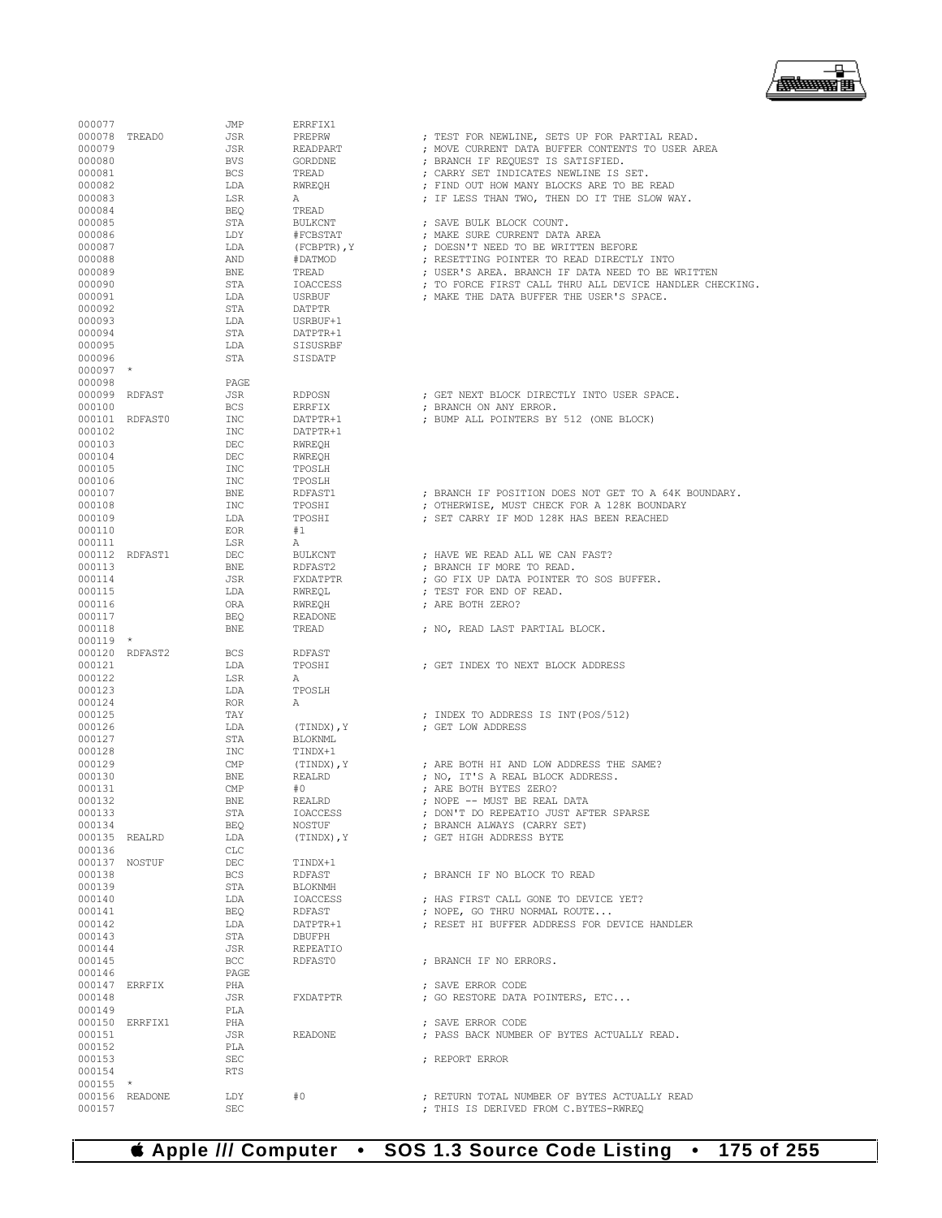```
000077                  JMP         ERRFIX1
000078  TREAD0          JSR         PREPRW              ; TEST FOR NEWLINE, SETS UP FOR PARTIAL READ.
000079                  JSR         READPART            ; MOVE CURRENT DATA BUFFER CONTENTS TO USER AREA
000080                  BVS         GORDDNE             ; BRANCH IF REQUEST IS SATISFIED.
000081                  BCS         TREAD               ; CARRY SET INDICATES NEWLINE IS SET.
000082                  LDA         RWREQH              ; FIND OUT HOW MANY BLOCKS ARE TO BE READ
000083                  LSR         A                   ; IF LESS THAN TWO, THEN DO IT THE SLOW WAY.
000084                  BEQ         TREAD
000085                  STA         BULKCNT             ; SAVE BULK BLOCK COUNT.
000086                  LDY         #FCBSTAT            ; MAKE SURE CURRENT DATA AREA
000087                  LDA         (FCBPTR),Y          ; DOESN'T NEED TO BE WRITTEN BEFORE
000088                  AND         #DATMOD             ; RESETTING POINTER TO READ DIRECTLY INTO
000089                  BNE         TREAD               ; USER'S AREA. BRANCH IF DATA NEED TO BE WRITTEN
000090                  STA         IOACCESS            ; TO FORCE FIRST CALL THRU ALL DEVICE HANDLER CHECKING.
000091                  LDA         USRBUF              ; MAKE THE DATA BUFFER THE USER'S SPACE.
000092                  STA         DATPTR
000093                  LDA         USRBUF+1
000094                  STA         DATPTR+1
000095                  LDA         SISUSRBF
000096                  STA         SISDATP
000097  *
000098                  PAGE
000099  RDFAST          JSR         RDPOSN              ; GET NEXT BLOCK DIRECTLY INTO USER SPACE.
000100                  BCS         ERRFIX              ; BRANCH ON ANY ERROR.
000101  RDFAST0         INC         DATPTR+1            ; BUMP ALL POINTERS BY 512 (ONE BLOCK)
000102                  INC         DATPTR+1
000103                  DEC         RWREQH
000104                  DEC         RWREQH
000105                  INC         TPOSLH
000106                  INC         TPOSLH
000107                  BNE         RDFAST1             ; BRANCH IF POSITION DOES NOT GET TO A 64K BOUNDARY.
000108                  INC         TPOSHI              ; OTHERWISE, MUST CHECK FOR A 128K BOUNDARY
000109                  LDA         TPOSHI              ; SET CARRY IF MOD 128K HAS BEEN REACHED
000110                  EOR         #1
000111                  LSR         A
000112  RDFAST1         DEC         BULKCNT             ; HAVE WE READ ALL WE CAN FAST?
000113                  BNE         RDFAST2             ; BRANCH IF MORE TO READ.
000114                  JSR         FXDATPTR            ; GO FIX UP DATA POINTER TO SOS BUFFER.
000115                  LDA         RWREQL              ; TEST FOR END OF READ.
000116                  ORA         RWREQH              ; ARE BOTH ZERO?
000117                  BEQ         READONE
000118                  BNE         TREAD               ; NO, READ LAST PARTIAL BLOCK.
000119  *
000120  RDFAST2         BCS         RDFAST
000121                  LDA         TPOSHI              ; GET INDEX TO NEXT BLOCK ADDRESS
000122                  LSR         A
000123                  LDA         TPOSLH
000124                  ROR         A
000125                  TAY                             ; INDEX TO ADDRESS IS INT(POS/512)
000126                  LDA         (TINDX),Y           ; GET LOW ADDRESS
000127                  STA         BLOKNML
000128                  INC         TINDX+1
000129                  CMP         (TINDX),Y           ; ARE BOTH HI AND LOW ADDRESS THE SAME?
000130                  BNE         REALRD              ; NO, IT'S A REAL BLOCK ADDRESS.
000131                  CMP         #0                  ; ARE BOTH BYTES ZERO?
000132                  BNE         REALRD              ; NOPE -- MUST BE REAL DATA
000133                  STA         IOACCESS            ; DON'T DO REPEATIO JUST AFTER SPARSE
000134                  BEQ         NOSTUF              ; BRANCH ALWAYS (CARRY SET)
000135  REALRD          LDA         (TINDX),Y           ; GET HIGH ADDRESS BYTE
000136                  CLC
000137  NOSTUF          DEC         TINDX+1
000138                  BCS         RDFAST              ; BRANCH IF NO BLOCK TO READ
000139                  STA         BLOKNMH
000140                  LDA         IOACCESS            ; HAS FIRST CALL GONE TO DEVICE YET?
000141                  BEQ         RDFAST              ; NOPE, GO THRU NORMAL ROUTE...
000142                  LDA         DATPTR+1            ; RESET HI BUFFER ADDRESS FOR DEVICE HANDLER
000143                  STA         DBUFPH
000144                  JSR         REPEATIO
000145                  BCC         RDFAST0             ; BRANCH IF NO ERRORS.
000146                  PAGE
000147  ERRFIX          PHA                             ; SAVE ERROR CODE
000148                  JSR         FXDATPTR            ; GO RESTORE DATA POINTERS, ETC...
000149                  PLA
000150  ERRFIX1         PHA                             ; SAVE ERROR CODE
000151                  JSR         READONE             ; PASS BACK NUMBER OF BYTES ACTUALLY READ.
000152                  PLA
000153                  SEC                             ; REPORT ERROR
000154                  RTS
000155  *
000156  READONE         LDY         #0                  ; RETURN TOTAL NUMBER OF BYTES ACTUALLY READ
000157                  SEC                             ; THIS IS DERIVED FROM C.BYTES-RWREQ
```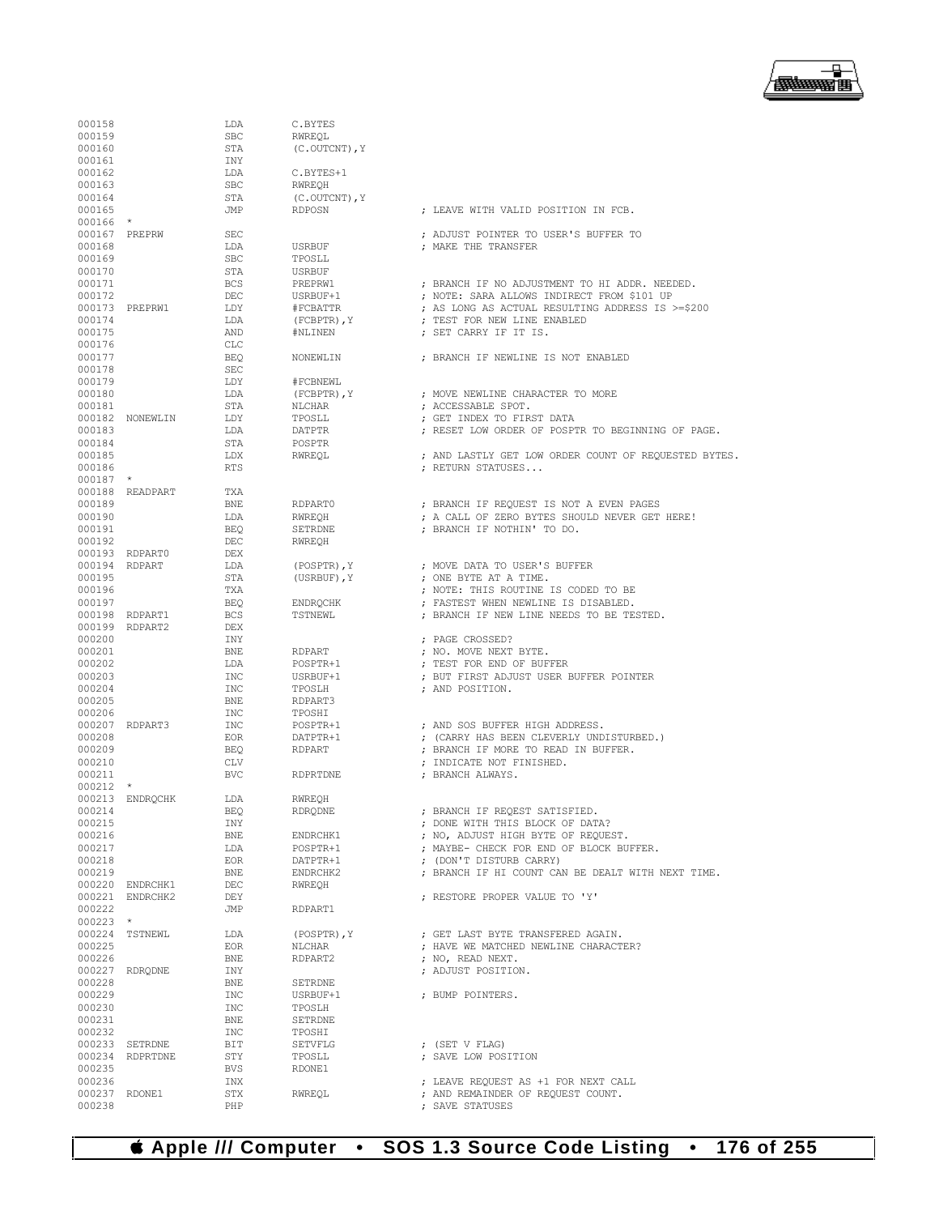```
000158                LDA       C.BYTES
000159                SBC       RWREQL
000160                STA       (C.OUTCNT),Y
000161                INY
000162                LDA       C.BYTES+1
000163                SBC       RWREQH
000164                STA       (C.OUTCNT),Y
000165                JMP       RDPOSN              ; LEAVE WITH VALID POSITION IN FCB.
000166  *
000167  PREPRW        SEC                           ; ADJUST POINTER TO USER'S BUFFER TO
000168                LDA       USRBUF              ; MAKE THE TRANSFER
000169                SBC       TPOSLL
000170                STA       USRBUF
000171                BCS       PREPRW1             ; BRANCH IF NO ADJUSTMENT TO HI ADDR. NEEDED.
000172                DEC       USRBUF+1            ; NOTE: SARA ALLOWS INDIRECT FROM $101 UP
000173  PREPRW1       LDY       #FCBATTR            ; AS LONG AS ACTUAL RESULTING ADDRESS IS >=$200
000174                LDA       (FCBPTR),Y          ; TEST FOR NEW LINE ENABLED
000175                AND       #NLINEN             ; SET CARRY IF IT IS.
000176                CLC
000177                BEQ       NONEWLIN            ; BRANCH IF NEWLINE IS NOT ENABLED
000178                SEC
000179                LDY       #FCBNEWL
000180                LDA       (FCBPTR),Y          ; MOVE NEWLINE CHARACTER TO MORE
000181                STA       NLCHAR              ; ACCESSABLE SPOT.
000182  NONEWLIN      LDY       TPOSLL              ; GET INDEX TO FIRST DATA
000183                LDA       DATPTR              ; RESET LOW ORDER OF POSPTR TO BEGINNING OF PAGE.
000184                STA       POSPTR
000185                LDX       RWREQL              ; AND LASTLY GET LOW ORDER COUNT OF REQUESTED BYTES.
000186                RTS                           ; RETURN STATUSES...
000187  *
000188  READPART      TXA
000189                BNE       RDPART0             ; BRANCH IF REQUEST IS NOT A EVEN PAGES
000190                LDA       RWREQH              ; A CALL OF ZERO BYTES SHOULD NEVER GET HERE!
000191                BEQ       SETRDNE             ; BRANCH IF NOTHIN' TO DO.
000192                DEC       RWREQH
000193  RDPART0       DEX
000194  RDPART        LDA       (POSPTR),Y          ; MOVE DATA TO USER'S BUFFER
000195                STA       (USRBUF),Y          ; ONE BYTE AT A TIME.
000196                TXA                           ; NOTE: THIS ROUTINE IS CODED TO BE
000197                BEQ       ENDRQCHK            ; FASTEST WHEN NEWLINE IS DISABLED.
000198  RDPART1       BCS       TSTNEWL             ; BRANCH IF NEW LINE NEEDS TO BE TESTED.
000199  RDPART2       DEX
000200                INY                           ; PAGE CROSSED?
000201                BNE       RDPART              ; NO. MOVE NEXT BYTE.
000202                LDA       POSPTR+1            ; TEST FOR END OF BUFFER
000203                INC       USRBUF+1            ; BUT FIRST ADJUST USER BUFFER POINTER
000204                INC       TPOSLH              ; AND POSITION.
000205                BNE       RDPART3
000206                INC       TPOSHI
000207  RDPART3       INC       POSPTR+1            ; AND SOS BUFFER HIGH ADDRESS.
000208                EOR       DATPTR+1            ; (CARRY HAS BEEN CLEVERLY UNDISTURBED.)
000209                BEQ       RDPART              ; BRANCH IF MORE TO READ IN BUFFER.
000210                CLV                           ; INDICATE NOT FINISHED.
000211                BVC       RDPRTDNE            ; BRANCH ALWAYS.
000212  *
000213  ENDRQCHK      LDA       RWREQH
000214                BEQ       RDRQDNE             ; BRANCH IF REQEST SATISFIED.
000215                INY                           ; DONE WITH THIS BLOCK OF DATA?
000216                BNE       ENDRCHK1            ; NO, ADJUST HIGH BYTE OF REQUEST.
000217                LDA       POSPTR+1            ; MAYBE- CHECK FOR END OF BLOCK BUFFER.
000218                EOR       DATPTR+1            ; (DON'T DISTURB CARRY)
000219                BNE       ENDRCHK2            ; BRANCH IF HI COUNT CAN BE DEALT WITH NEXT TIME.
000220  ENDRCHK1      DEC       RWREQH
000221  ENDRCHK2      DEY                           ; RESTORE PROPER VALUE TO 'Y'
000222                JMP       RDPART1
000223  *
000224  TSTNEWL       LDA       (POSPTR),Y          ; GET LAST BYTE TRANSFERED AGAIN.
000225                EOR       NLCHAR              ; HAVE WE MATCHED NEWLINE CHARACTER?
000226                BNE       RDPART2             ; NO, READ NEXT.
000227  RDRQDNE       INY                           ; ADJUST POSITION.
000228                BNE       SETRDNE
000229                INC       USRBUF+1            ; BUMP POINTERS.
000230                INC       TPOSLH
000231                BNE       SETRDNE
000232                INC       TPOSHI
000233  SETRDNE       BIT       SETVFLG             ; (SET V FLAG)
000234  RDPRTDNE      STY       TPOSLL              ; SAVE LOW POSITION
000235                BVS       RDONE1
000236                INX                           ; LEAVE REQUEST AS +1 FOR NEXT CALL
000237  RDONE1        STX       RWREQL              ; AND REMAINDER OF REQUEST COUNT.
000238                PHP                           ; SAVE STATUSES
```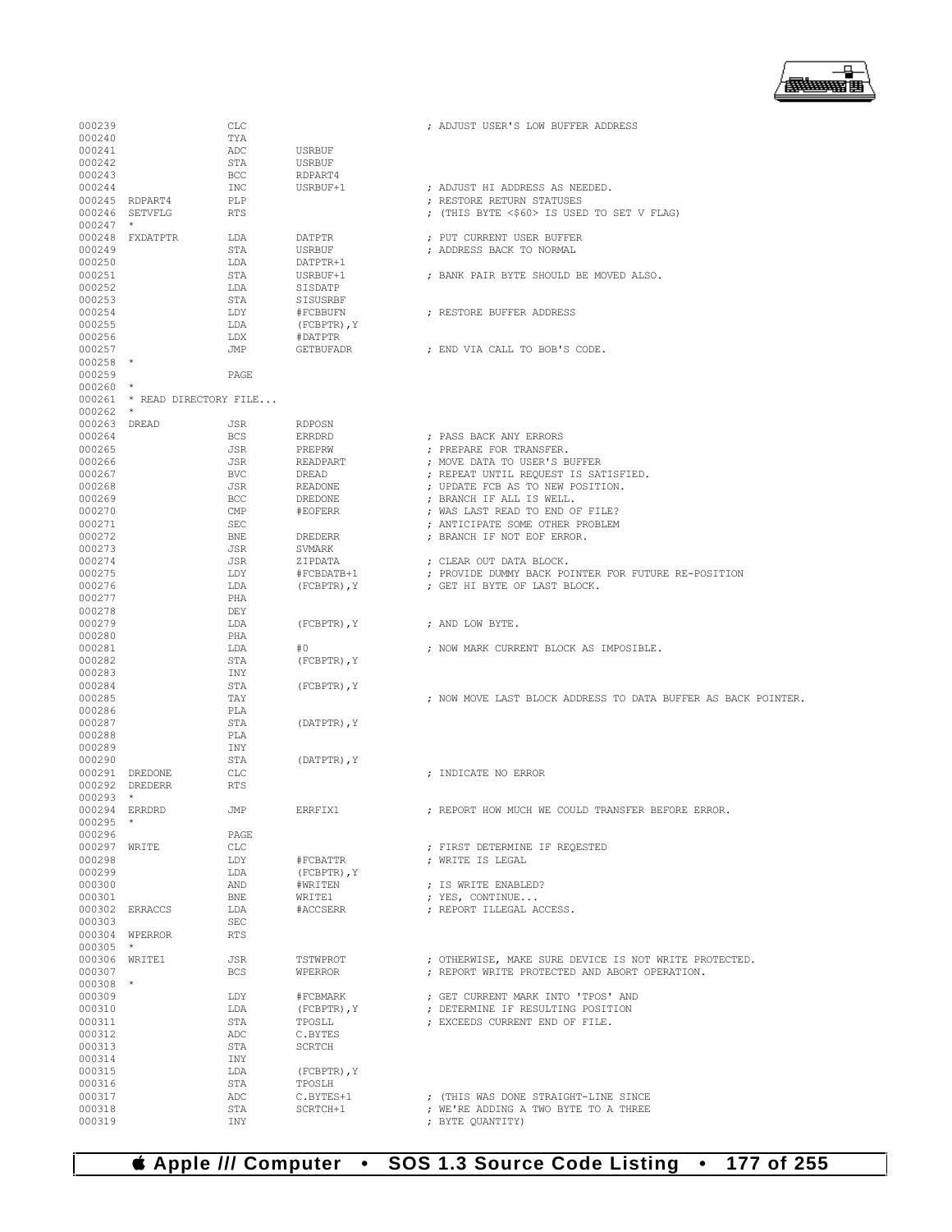```
000239                  CLC                             ; ADJUST USER'S LOW BUFFER ADDRESS
000240                  TYA
000241                  ADC         USRBUF
000242                  STA         USRBUF
000243                  BCC         RDPART4
000244                  INC         USRBUF+1            ; ADJUST HI ADDRESS AS NEEDED.
000245 RDPART4          PLP                             ; RESTORE RETURN STATUSES
000246 SETVFLG          RTS                             ; (THIS BYTE <$60> IS USED TO SET V FLAG)
000247 *
000248 FXDATPTR         LDA         DATPTR              ; PUT CURRENT USER BUFFER
000249                  STA         USRBUF              ; ADDRESS BACK TO NORMAL
000250                  LDA         DATPTR+1
000251                  STA         USRBUF+1            ; BANK PAIR BYTE SHOULD BE MOVED ALSO.
000252                  LDA         SISDATP
000253                  STA         SISUSRBF
000254                  LDY         #FCBBUFN            ; RESTORE BUFFER ADDRESS
000255                  LDA         (FCBPTR),Y
000256                  LDX         #DATPTR
000257                  JMP         GETBUFADR           ; END VIA CALL TO BOB'S CODE.
000258 *
000259                  PAGE
000260 *
000261 * READ DIRECTORY FILE...
000262 *
000263 DREAD            JSR         RDPOSN
000264                  BCS         ERRDRD              ; PASS BACK ANY ERRORS
000265                  JSR         PREPRW              ; PREPARE FOR TRANSFER.
000266                  JSR         READPART            ; MOVE DATA TO USER'S BUFFER
000267                  BVC         DREAD               ; REPEAT UNTIL REQUEST IS SATISFIED.
000268                  JSR         READONE             ; UPDATE FCB AS TO NEW POSITION.
000269                  BCC         DREDONE             ; BRANCH IF ALL IS WELL.
000270                  CMP         #EOFERR             ; WAS LAST READ TO END OF FILE?
000271                  SEC                             ; ANTICIPATE SOME OTHER PROBLEM
000272                  BNE         DREDERR             ; BRANCH IF NOT EOF ERROR.
000273                  JSR         SVMARK
000274                  JSR         ZIPDATA             ; CLEAR OUT DATA BLOCK.
000275                  LDY         #FCBDATB+1          ; PROVIDE DUMMY BACK POINTER FOR FUTURE RE-POSITION
000276                  LDA         (FCBPTR),Y          ; GET HI BYTE OF LAST BLOCK.
000277                  PHA
000278                  DEY
000279                  LDA         (FCBPTR),Y          ; AND LOW BYTE.
000280                  PHA
000281                  LDA         #0                  ; NOW MARK CURRENT BLOCK AS IMPOSIBLE.
000282                  STA         (FCBPTR),Y
000283                  INY
000284                  STA         (FCBPTR),Y
000285                  TAY                             ; NOW MOVE LAST BLOCK ADDRESS TO DATA BUFFER AS BACK POINTER.
000286                  PLA
000287                  STA         (DATPTR),Y
000288                  PLA
000289                  INY
000290                  STA         (DATPTR),Y
000291 DREDONE          CLC                             ; INDICATE NO ERROR
000292 DREDERR          RTS
000293 *
000294 ERRDRD           JMP         ERRFIX1             ; REPORT HOW MUCH WE COULD TRANSFER BEFORE ERROR.
000295 *
000296                  PAGE
000297 WRITE            CLC                             ; FIRST DETERMINE IF REQESTED
000298                  LDY         #FCBATTR            ; WRITE IS LEGAL
000299                  LDA         (FCBPTR),Y
000300                  AND         #WRITEN             ; IS WRITE ENABLED?
000301                  BNE         WRITE1              ; YES, CONTINUE...
000302 ERRACCS          LDA         #ACCSERR            ; REPORT ILLEGAL ACCESS.
000303                  SEC
000304 WPERROR          RTS
000305 *
000306 WRITE1           JSR         TSTWPROT            ; OTHERWISE, MAKE SURE DEVICE IS NOT WRITE PROTECTED.
000307                  BCS         WPERROR             ; REPORT WRITE PROTECTED AND ABORT OPERATION.
000308 *
000309                  LDY         #FCBMARK            ; GET CURRENT MARK INTO 'TPOS' AND
000310                  LDA         (FCBPTR),Y          ; DETERMINE IF RESULTING POSITION
000311                  STA         TPOSLL              ; EXCEEDS CURRENT END OF FILE.
000312                  ADC         C.BYTES
000313                  STA         SCRTCH
000314                  INY
000315                  LDA         (FCBPTR),Y
000316                  STA         TPOSLH
000317                  ADC         C.BYTES+1           ; (THIS WAS DONE STRAIGHT-LINE SINCE
000318                  STA         SCRTCH+1            ; WE'RE ADDING A TWO BYTE TO A THREE
000319                  INY                             ; BYTE QUANTITY)
```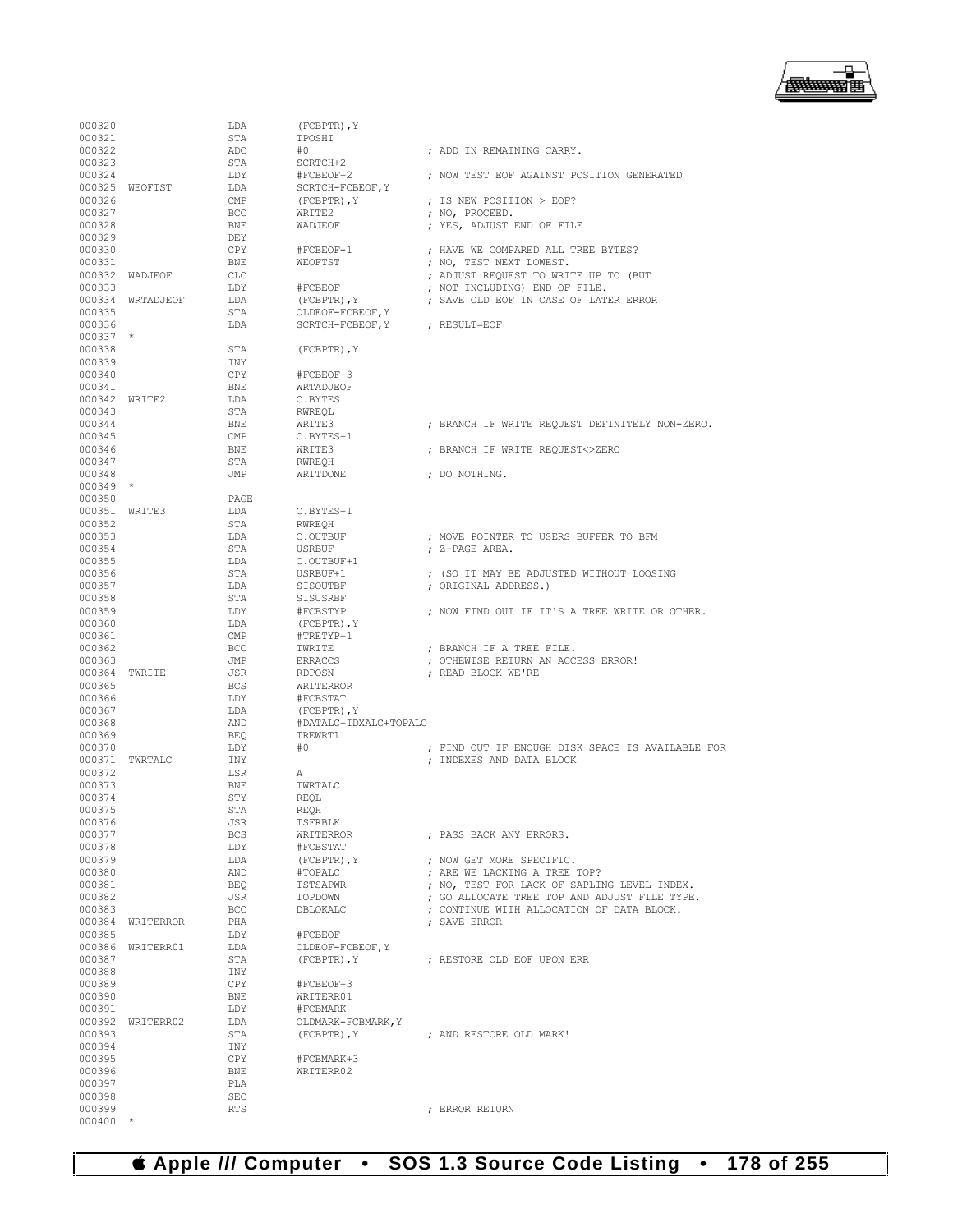```
000320                  LDA     (FCBPTR),Y
000321                  STA     TPOSHI
000322                  ADC     #0                  ; ADD IN REMAINING CARRY.
000323                  STA     SCRTCH+2
000324                  LDY     #FCBEOF+2           ; NOW TEST EOF AGAINST POSITION GENERATED
000325 WEOFTST          LDA     SCRTCH-FCBEOF,Y
000326                  CMP     (FCBPTR),Y          ; IS NEW POSITION > EOF?
000327                  BCC     WRITE2              ; NO, PROCEED.
000328                  BNE     WADJEOF             ; YES, ADJUST END OF FILE
000329                  DEY
000330                  CPY     #FCBEOF-1           ; HAVE WE COMPARED ALL TREE BYTES?
000331                  BNE     WEOFTST             ; NO, TEST NEXT LOWEST.
000332 WADJEOF          CLC                         ; ADJUST REQUEST TO WRITE UP TO (BUT
000333                  LDY     #FCBEOF             ; NOT INCLUDING) END OF FILE.
000334 WRTADJEOF        LDA     (FCBPTR),Y          ; SAVE OLD EOF IN CASE OF LATER ERROR
000335                  STA     OLDEOF-FCBEOF,Y
000336                  LDA     SCRTCH-FCBEOF,Y     ; RESULT=EOF
000337 *
000338                  STA     (FCBPTR),Y
000339                  INY
000340                  CPY     #FCBEOF+3
000341                  BNE     WRTADJEOF
000342 WRITE2           LDA     C.BYTES
000343                  STA     RWREQL
000344                  BNE     WRITE3              ; BRANCH IF WRITE REQUEST DEFINITELY NON-ZERO.
000345                  CMP     C.BYTES+1
000346                  BNE     WRITE3              ; BRANCH IF WRITE REQUEST<>ZERO
000347                  STA     RWREQH
000348                  JMP     WRITDONE            ; DO NOTHING.
000349 *
000350                  PAGE
000351 WRITE3           LDA     C.BYTES+1
000352                  STA     RWREQH
000353                  LDA     C.OUTBUF            ; MOVE POINTER TO USERS BUFFER TO BFM
000354                  STA     USRBUF              ; Z-PAGE AREA.
000355                  LDA     C.OUTBUF+1
000356                  STA     USRBUF+1            ; (SO IT MAY BE ADJUSTED WITHOUT LOOSING
000357                  LDA     SISOUTBF            ; ORIGINAL ADDRESS.)
000358                  STA     SISUSRBF
000359                  LDY     #FCBSTYP            ; NOW FIND OUT IF IT'S A TREE WRITE OR OTHER.
000360                  LDA     (FCBPTR),Y
000361                  CMP     #TRETYP+1
000362                  BCC     TWRITE              ; BRANCH IF A TREE FILE.
000363                  JMP     ERRACCS             ; OTHEWISE RETURN AN ACCESS ERROR!
000364 TWRITE           JSR     RDPOSN              ; READ BLOCK WE'RE
000365                  BCS     WRITERROR
000366                  LDY     #FCBSTAT
000367                  LDA     (FCBPTR),Y
000368                  AND     #DATALC+IDXALC+TOPALC
000369                  BEQ     TREWRT1
000370                  LDY     #0                  ; FIND OUT IF ENOUGH DISK SPACE IS AVAILABLE FOR
000371 TWRTALC          INY                         ; INDEXES AND DATA BLOCK
000372                  LSR     A
000373                  BNE     TWRTALC
000374                  STY     REQL
000375                  STA     REQH
000376                  JSR     TSFRBLK
000377                  BCS     WRITERROR           ; PASS BACK ANY ERRORS.
000378                  LDY     #FCBSTAT
000379                  LDA     (FCBPTR),Y          ; NOW GET MORE SPECIFIC.
000380                  AND     #TOPALC             ; ARE WE LACKING A TREE TOP?
000381                  BEQ     TSTSAPWR            ; NO, TEST FOR LACK OF SAPLING LEVEL INDEX.
000382                  JSR     TOPDOWN             ; GO ALLOCATE TREE TOP AND ADJUST FILE TYPE.
000383                  BCC     DBLOKALC            ; CONTINUE WITH ALLOCATION OF DATA BLOCK.
000384 WRITERROR        PHA                         ; SAVE ERROR
000385                  LDY     #FCBEOF
000386 WRITERR01        LDA     OLDEOF-FCBEOF,Y
000387                  STA     (FCBPTR),Y          ; RESTORE OLD EOF UPON ERR
000388                  INY
000389                  CPY     #FCBEOF+3
000390                  BNE     WRITERR01
000391                  LDY     #FCBMARK
000392 WRITERR02        LDA     OLDMARK-FCBMARK,Y
000393                  STA     (FCBPTR),Y          ; AND RESTORE OLD MARK!
000394                  INY
000395                  CPY     #FCBMARK+3
000396                  BNE     WRITERR02
000397                  PLA
000398                  SEC
000399                  RTS                         ; ERROR RETURN
000400 *
```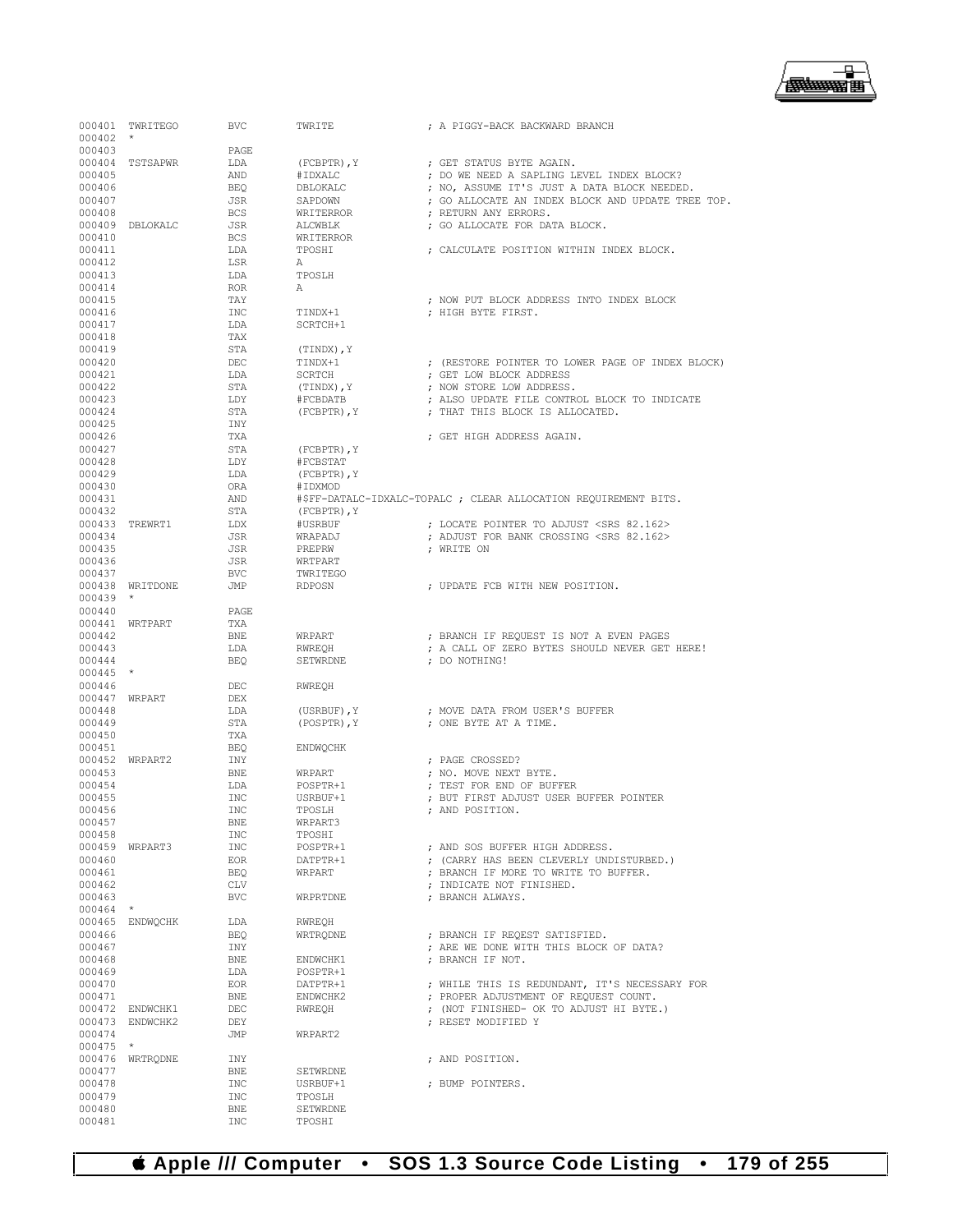```
000401  TWRITEGO        BVC         TWRITE              ; A PIGGY-BACK BACKWARD BRANCH
000402  *
000403                  PAGE
000404  TSTSAPWR        LDA         (FCBPTR),Y          ; GET STATUS BYTE AGAIN.
000405                  AND         #IDXALC             ; DO WE NEED A SAPLING LEVEL INDEX BLOCK?
000406                  BEQ         DBLOKALC            ; NO, ASSUME IT'S JUST A DATA BLOCK NEEDED.
000407                  JSR         SAPDOWN             ; GO ALLOCATE AN INDEX BLOCK AND UPDATE TREE TOP.
000408                  BCS         WRITERROR           ; RETURN ANY ERRORS.
000409  DBLOKALC        JSR         ALCWBLK             ; GO ALLOCATE FOR DATA BLOCK.
000410                  BCS         WRITERROR
000411                  LDA         TPOSHI              ; CALCULATE POSITION WITHIN INDEX BLOCK.
000412                  LSR         A
000413                  LDA         TPOSLH
000414                  ROR         A
000415                  TAY                             ; NOW PUT BLOCK ADDRESS INTO INDEX BLOCK
000416                  INC         TINDX+1             ; HIGH BYTE FIRST.
000417                  LDA         SCRTCH+1
000418                  TAX
000419                  STA         (TINDX),Y
000420                  DEC         TINDX+1             ; (RESTORE POINTER TO LOWER PAGE OF INDEX BLOCK)
000421                  LDA         SCRTCH              ; GET LOW BLOCK ADDRESS
000422                  STA         (TINDX),Y           ; NOW STORE LOW ADDRESS.
000423                  LDY         #FCBDATB            ; ALSO UPDATE FILE CONTROL BLOCK TO INDICATE
000424                  STA         (FCBPTR),Y          ; THAT THIS BLOCK IS ALLOCATED.
000425                  INY
000426                  TXA                             ; GET HIGH ADDRESS AGAIN.
000427                  STA         (FCBPTR),Y
000428                  LDY         #FCBSTAT
000429                  LDA         (FCBPTR),Y
000430                  ORA         #IDXMOD
000431                  AND         #$FF-DATALC-IDXALC-TOPALC ; CLEAR ALLOCATION REQUIREMENT BITS.
000432                  STA         (FCBPTR),Y
000433  TREWRT1         LDX         #USRBUF             ; LOCATE POINTER TO ADJUST <SRS 82.162>
000434                  JSR         WRAPADJ             ; ADJUST FOR BANK CROSSING <SRS 82.162>
000435                  JSR         PREPRW              ; WRITE ON
000436                  JSR         WRTPART
000437                  BVC         TWRITEGO
000438  WRITDONE        JMP         RDPOSN              ; UPDATE FCB WITH NEW POSITION.
000439  *
000440                  PAGE
000441  WRTPART         TXA
000442                  BNE         WRPART              ; BRANCH IF REQUEST IS NOT A EVEN PAGES
000443                  LDA         RWREQH              ; A CALL OF ZERO BYTES SHOULD NEVER GET HERE!
000444                  BEQ         SETWRDNE            ; DO NOTHING!
000445  *
000446                  DEC         RWREQH
000447  WRPART          DEX
000448                  LDA         (USRBUF),Y          ; MOVE DATA FROM USER'S BUFFER
000449                  STA         (POSPTR),Y          ; ONE BYTE AT A TIME.
000450                  TXA
000451                  BEQ         ENDWQCHK
000452  WRPART2         INY                             ; PAGE CROSSED?
000453                  BNE         WRPART              ; NO. MOVE NEXT BYTE.
000454                  LDA         POSPTR+1            ; TEST FOR END OF BUFFER
000455                  INC         USRBUF+1            ; BUT FIRST ADJUST USER BUFFER POINTER
000456                  INC         TPOSLH              ; AND POSITION.
000457                  BNE         WRPART3
000458                  INC         TPOSHI
000459  WRPART3         INC         POSPTR+1            ; AND SOS BUFFER HIGH ADDRESS.
000460                  EOR         DATPTR+1            ; (CARRY HAS BEEN CLEVERLY UNDISTURBED.)
000461                  BEQ         WRPART              ; BRANCH IF MORE TO WRITE TO BUFFER.
000462                  CLV                             ; INDICATE NOT FINISHED.
000463                  BVC         WRPRTDNE            ; BRANCH ALWAYS.
000464  *
000465  ENDWQCHK        LDA         RWREQH
000466                  BEQ         WRTRQDNE            ; BRANCH IF REQEST SATISFIED.
000467                  INY                             ; ARE WE DONE WITH THIS BLOCK OF DATA?
000468                  BNE         ENDWCHK1            ; BRANCH IF NOT.
000469                  LDA         POSPTR+1
000470                  EOR         DATPTR+1            ; WHILE THIS IS REDUNDANT, IT'S NECESSARY FOR
000471                  BNE         ENDWCHK2            ; PROPER ADJUSTMENT OF REQUEST COUNT.
000472  ENDWCHK1        DEC         RWREQH              ; (NOT FINISHED- OK TO ADJUST HI BYTE.)
000473  ENDWCHK2        DEY                             ; RESET MODIFIED Y
000474                  JMP         WRPART2
000475  *
000476  WRTRQDNE        INY                             ; AND POSITION.
000477                  BNE         SETWRDNE
000478                  INC         USRBUF+1            ; BUMP POINTERS.
000479                  INC         TPOSLH
000480                  BNE         SETWRDNE
000481                  INC         TPOSHI
```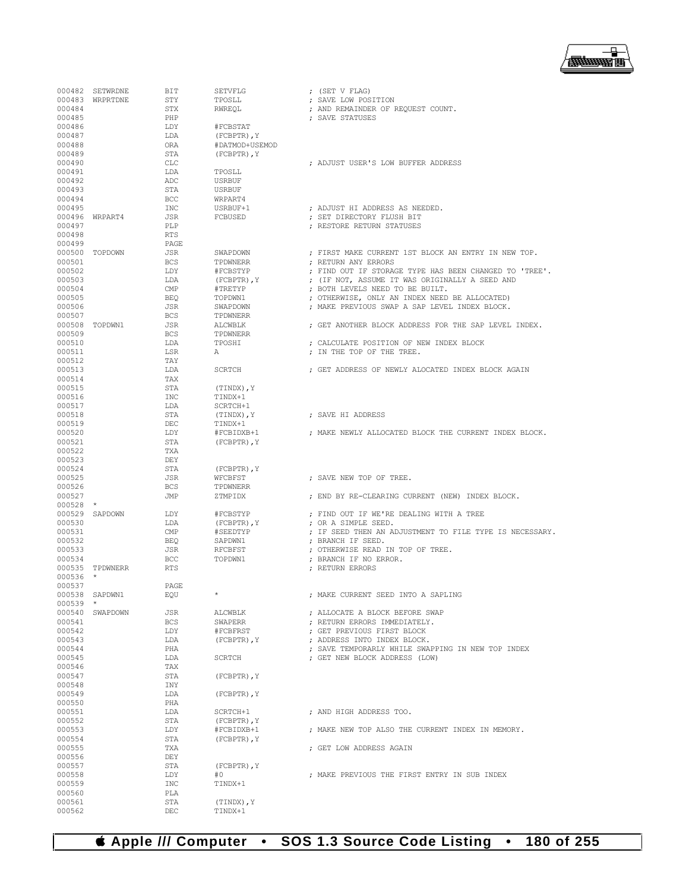```
000482  SETWRDNE        BIT        SETVFLG              ; (SET V FLAG)
000483  WRPRTDNE        STY        TPOSLL               ; SAVE LOW POSITION
000484                  STX        RWREQL               ; AND REMAINDER OF REQUEST COUNT.
000485                  PHP                             ; SAVE STATUSES
000486                  LDY        #FCBSTAT
000487                  LDA        (FCBPTR),Y
000488                  ORA        #DATMOD+USEMOD
000489                  STA        (FCBPTR),Y
000490                  CLC                             ; ADJUST USER'S LOW BUFFER ADDRESS
000491                  LDA        TPOSLL
000492                  ADC        USRBUF
000493                  STA        USRBUF
000494                  BCC        WRPART4
000495                  INC        USRBUF+1             ; ADJUST HI ADDRESS AS NEEDED.
000496  WRPART4         JSR        FCBUSED              ; SET DIRECTORY FLUSH BIT
000497                  PLP                             ; RESTORE RETURN STATUSES
000498                  RTS
000499                  PAGE
000500  TOPDOWN         JSR        SWAPDOWN             ; FIRST MAKE CURRENT 1ST BLOCK AN ENTRY IN NEW TOP.
000501                  BCS        TPDWNERR             ; RETURN ANY ERRORS
000502                  LDY        #FCBSTYP             ; FIND OUT IF STORAGE TYPE HAS BEEN CHANGED TO 'TREE'.
000503                  LDA        (FCBPTR),Y           ; (IF NOT, ASSUME IT WAS ORIGINALLY A SEED AND
000504                  CMP        #TRETYP              ; BOTH LEVELS NEED TO BE BUILT.
000505                  BEQ        TOPDWN1              ; OTHERWISE, ONLY AN INDEX NEED BE ALLOCATED)
000506                  JSR        SWAPDOWN             ; MAKE PREVIOUS SWAP A SAP LEVEL INDEX BLOCK.
000507                  BCS        TPDWNERR
000508  TOPDWN1         JSR        ALCWBLK              ; GET ANOTHER BLOCK ADDRESS FOR THE SAP LEVEL INDEX.
000509                  BCS        TPDWNERR
000510                  LDA        TPOSHI               ; CALCULATE POSITION OF NEW INDEX BLOCK
000511                  LSR        A                    ; IN THE TOP OF THE TREE.
000512                  TAY
000513                  LDA        SCRTCH               ; GET ADDRESS OF NEWLY ALOCATED INDEX BLOCK AGAIN
000514                  TAX
000515                  STA        (TINDX),Y
000516                  INC        TINDX+1
000517                  LDA        SCRTCH+1
000518                  STA        (TINDX),Y            ; SAVE HI ADDRESS
000519                  DEC        TINDX+1
000520                  LDY        #FCBIDXB+1           ; MAKE NEWLY ALLOCATED BLOCK THE CURRENT INDEX BLOCK.
000521                  STA        (FCBPTR),Y
000522                  TXA
000523                  DEY
000524                  STA        (FCBPTR),Y
000525                  JSR        WFCBFST              ; SAVE NEW TOP OF TREE.
000526                  BCS        TPDWNERR
000527                  JMP        ZTMPIDX              ; END BY RE-CLEARING CURRENT (NEW) INDEX BLOCK.
000528  *
000529  SAPDOWN         LDY        #FCBSTYP             ; FIND OUT IF WE'RE DEALING WITH A TREE
000530                  LDA        (FCBPTR),Y           ; OR A SIMPLE SEED.
000531                  CMP        #SEEDTYP             ; IF SEED THEN AN ADJUSTMENT TO FILE TYPE IS NECESSARY.
000532                  BEQ        SAPDWN1              ; BRANCH IF SEED.
000533                  JSR        RFCBFST              ; OTHERWISE READ IN TOP OF TREE.
000534                  BCC        TOPDWN1              ; BRANCH IF NO ERROR.
000535  TPDWNERR        RTS                             ; RETURN ERRORS
000536  *
000537                  PAGE
000538  SAPDWN1         EQU        *                    ; MAKE CURRENT SEED INTO A SAPLING
000539  *
000540  SWAPDOWN        JSR        ALCWBLK              ; ALLOCATE A BLOCK BEFORE SWAP
000541                  BCS        SWAPERR              ; RETURN ERRORS IMMEDIATELY.
000542                  LDY        #FCBFRST             ; GET PREVIOUS FIRST BLOCK
000543                  LDA        (FCBPTR),Y           ; ADDRESS INTO INDEX BLOCK.
000544                  PHA                             ; SAVE TEMPORARLY WHILE SWAPPING IN NEW TOP INDEX
000545                  LDA        SCRTCH               ; GET NEW BLOCK ADDRESS (LOW)
000546                  TAX
000547                  STA        (FCBPTR),Y
000548                  INY
000549                  LDA        (FCBPTR),Y
000550                  PHA
000551                  LDA        SCRTCH+1             ; AND HIGH ADDRESS TOO.
000552                  STA        (FCBPTR),Y
000553                  LDY        #FCBIDXB+1           ; MAKE NEW TOP ALSO THE CURRENT INDEX IN MEMORY.
000554                  STA        (FCBPTR),Y
000555                  TXA                             ; GET LOW ADDRESS AGAIN
000556                  DEY
000557                  STA        (FCBPTR),Y
000558                  LDY        #0                   ; MAKE PREVIOUS THE FIRST ENTRY IN SUB INDEX
000559                  INC        TINDX+1
000560                  PLA
000561                  STA        (TINDX),Y
000562                  DEC        TINDX+1
```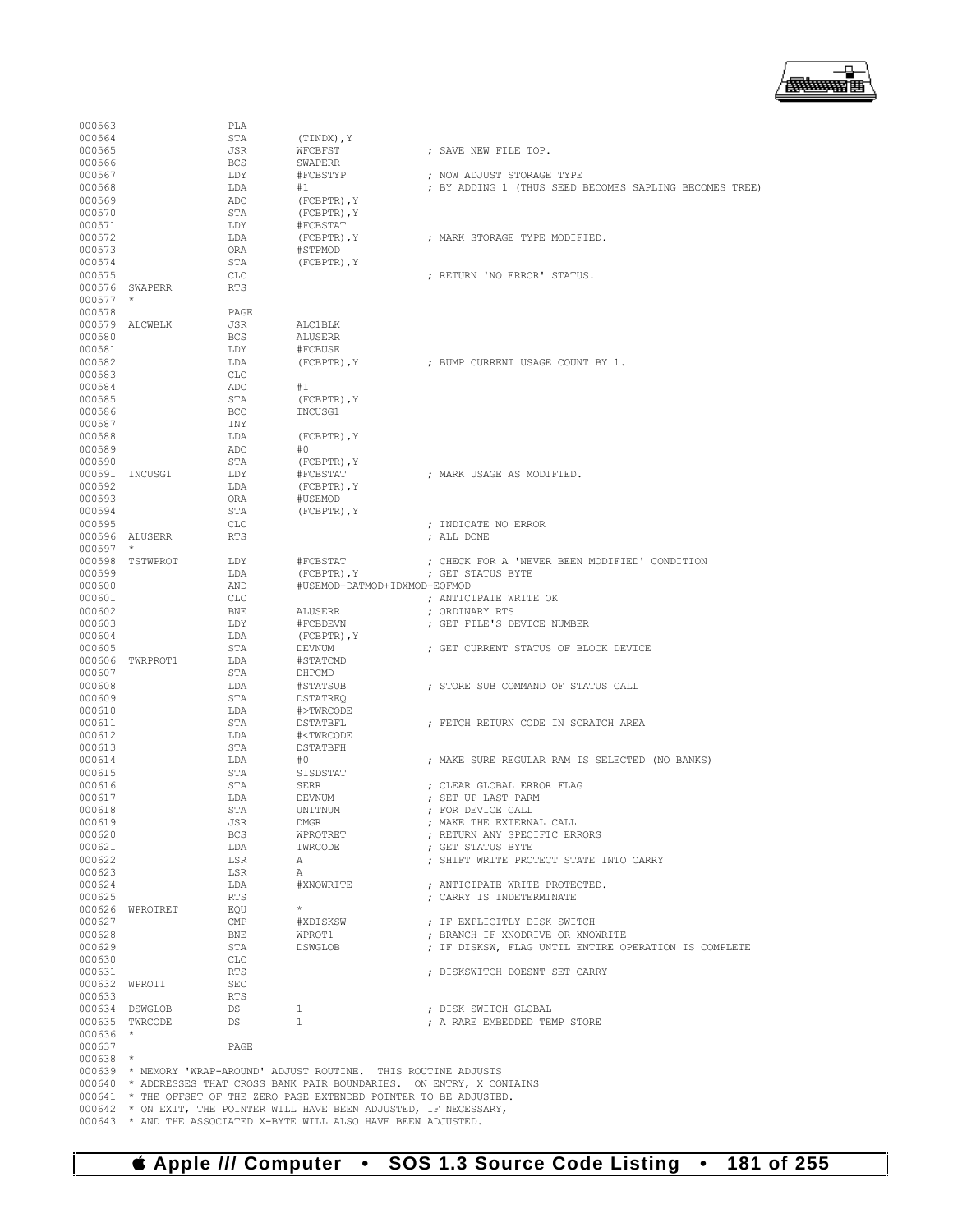```
000563                  PLA
000564                  STA      (TINDX),Y
000565                  JSR      WFCBFST            ; SAVE NEW FILE TOP.
000566                  BCS      SWAPERR
000567                  LDY      #FCBSTYP           ; NOW ADJUST STORAGE TYPE
000568                  LDA      #1                 ; BY ADDING 1 (THUS SEED BECOMES SAPLING BECOMES TREE)
000569                  ADC      (FCBPTR),Y
000570                  STA      (FCBPTR),Y
000571                  LDY      #FCBSTAT
000572                  LDA      (FCBPTR),Y         ; MARK STORAGE TYPE MODIFIED.
000573                  ORA      #STPMOD
000574                  STA      (FCBPTR),Y
000575                  CLC                         ; RETURN 'NO ERROR' STATUS.
000576  SWAPERR         RTS
000577  *
000578                  PAGE
000579  ALCWBLK         JSR      ALC1BLK
000580                  BCS      ALUSERR
000581                  LDY      #FCBUSE
000582                  LDA      (FCBPTR),Y         ; BUMP CURRENT USAGE COUNT BY 1.
000583                  CLC
000584                  ADC      #1
000585                  STA      (FCBPTR),Y
000586                  BCC      INCUSG1
000587                  INY
000588                  LDA      (FCBPTR),Y
000589                  ADC      #0
000590                  STA      (FCBPTR),Y
000591  INCUSG1         LDY      #FCBSTAT           ; MARK USAGE AS MODIFIED.
000592                  LDA      (FCBPTR),Y
000593                  ORA      #USEMOD
000594                  STA      (FCBPTR),Y
000595                  CLC                         ; INDICATE NO ERROR
000596  ALUSERR         RTS                         ; ALL DONE
000597  *
000598  TSTWPROT        LDY      #FCBSTAT           ; CHECK FOR A 'NEVER BEEN MODIFIED' CONDITION
000599                  LDA      (FCBPTR),Y         ; GET STATUS BYTE
000600                  AND      #USEMOD+DATMOD+IDXMOD+EOFMOD
000601                  CLC                         ; ANTICIPATE WRITE OK
000602                  BNE      ALUSERR            ; ORDINARY RTS
000603                  LDY      #FCBDEVN           ; GET FILE'S DEVICE NUMBER
000604                  LDA      (FCBPTR),Y
000605                  STA      DEVNUM             ; GET CURRENT STATUS OF BLOCK DEVICE
000606  TWRPROT1        LDA      #STATCMD
000607                  STA      DHPCMD
000608                  LDA      #STATSUB           ; STORE SUB COMMAND OF STATUS CALL
000609                  STA      DSTATREQ
000610                  LDA      #>TWRCODE
000611                  STA      DSTATBFL           ; FETCH RETURN CODE IN SCRATCH AREA
000612                  LDA      #<TWRCODE
000613                  STA      DSTATBFH
000614                  LDA      #0                 ; MAKE SURE REGULAR RAM IS SELECTED (NO BANKS)
000615                  STA      SISDSTAT
000616                  STA      SERR               ; CLEAR GLOBAL ERROR FLAG
000617                  LDA      DEVNUM             ; SET UP LAST PARM
000618                  STA      UNITNUM            ; FOR DEVICE CALL
000619                  JSR      DMGR               ; MAKE THE EXTERNAL CALL
000620                  BCS      WPROTRET           ; RETURN ANY SPECIFIC ERRORS
000621                  LDA      TWRCODE            ; GET STATUS BYTE
000622                  LSR      A                  ; SHIFT WRITE PROTECT STATE INTO CARRY
000623                  LSR      A
000624                  LDA      #XNOWRITE          ; ANTICIPATE WRITE PROTECTED.
000625                  RTS                         ; CARRY IS INDETERMINATE
000626  WPROTRET        EQU      *
000627                  CMP      #XDISKSW           ; IF EXPLICITLY DISK SWITCH
000628                  BNE      WPROT1             ; BRANCH IF XNODRIVE OR XNOWRITE
000629                  STA      DSWGLOB            ; IF DISKSW, FLAG UNTIL ENTIRE OPERATION IS COMPLETE
000630                  CLC
000631                  RTS                         ; DISKSWITCH DOESNT SET CARRY
000632  WPROT1          SEC
000633                  RTS
000634  DSWGLOB         DS       1                  ; DISK SWITCH GLOBAL
000635  TWRCODE         DS       1                  ; A RARE EMBEDDED TEMP STORE
000636  *
000637                  PAGE
000638  *
000639  * MEMORY 'WRAP-AROUND' ADJUST ROUTINE.  THIS ROUTINE ADJUSTS
000640  * ADDRESSES THAT CROSS BANK PAIR BOUNDARIES.  ON ENTRY, X CONTAINS
000641  * THE OFFSET OF THE ZERO PAGE EXTENDED POINTER TO BE ADJUSTED.
000642  * ON EXIT, THE POINTER WILL HAVE BEEN ADJUSTED, IF NECESSARY,
000643  * AND THE ASSOCIATED X-BYTE WILL ALSO HAVE BEEN ADJUSTED.
```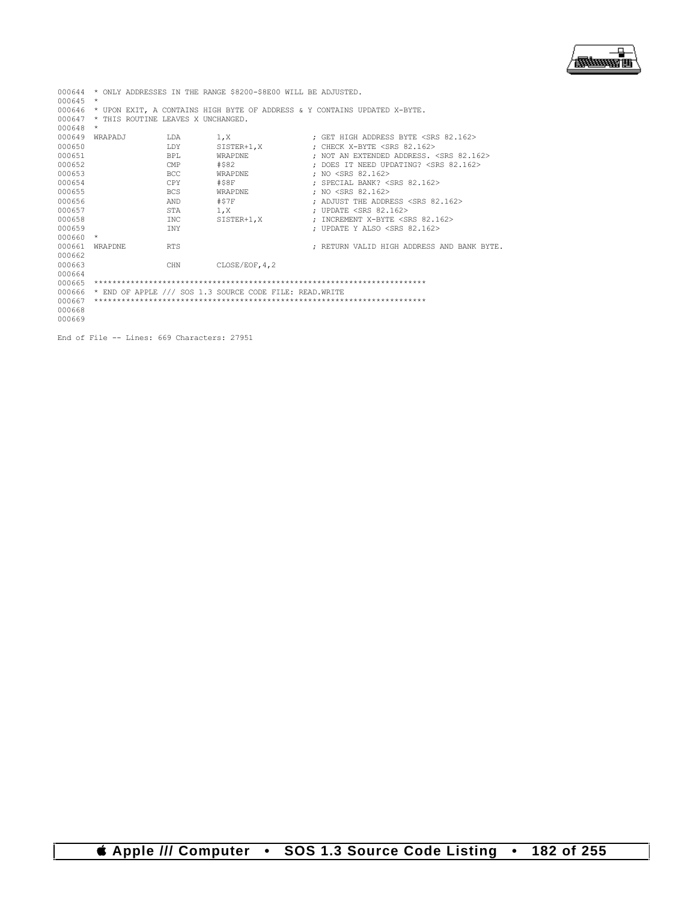```
000644  * ONLY ADDRESSES IN THE RANGE $8200-$8E00 WILL BE ADJUSTED.
000645  *
000646  * UPON EXIT, A CONTAINS HIGH BYTE OF ADDRESS & Y CONTAINS UPDATED X-BYTE.
000647  * THIS ROUTINE LEAVES X UNCHANGED.
000648  *
000649  WRAPADJ         LDA       1,X                  ; GET HIGH ADDRESS BYTE <SRS 82.162>
000650                  LDY       SISTER+1,X           ; CHECK X-BYTE <SRS 82.162>
000651                  BPL       WRAPDNE              ; NOT AN EXTENDED ADDRESS. <SRS 82.162>
000652                  CMP       #$82                 ; DOES IT NEED UPDATING? <SRS 82.162>
000653                  BCC       WRAPDNE              ; NO <SRS 82.162>
000654                  CPY       #$8F                 ; SPECIAL BANK? <SRS 82.162>
000655                  BCS       WRAPDNE              ; NO <SRS 82.162>
000656                  AND       #$7F                 ; ADJUST THE ADDRESS <SRS 82.162>
000657                  STA       1,X                  ; UPDATE <SRS 82.162>
000658                  INC       SISTER+1,X           ; INCREMENT X-BYTE <SRS 82.162>
000659                  INY                            ; UPDATE Y ALSO <SRS 82.162>
000660  *
000661  WRAPDNE         RTS                            ; RETURN VALID HIGH ADDRESS AND BANK BYTE.
000662
000663                  CHN       CLOSE/EOF,4,2
000664
000665  ************************************************************************
000666  * END OF APPLE /// SOS 1.3 SOURCE CODE FILE: READ.WRITE
000667  ************************************************************************
000668
000669

End of File -- Lines: 669 Characters: 27951
```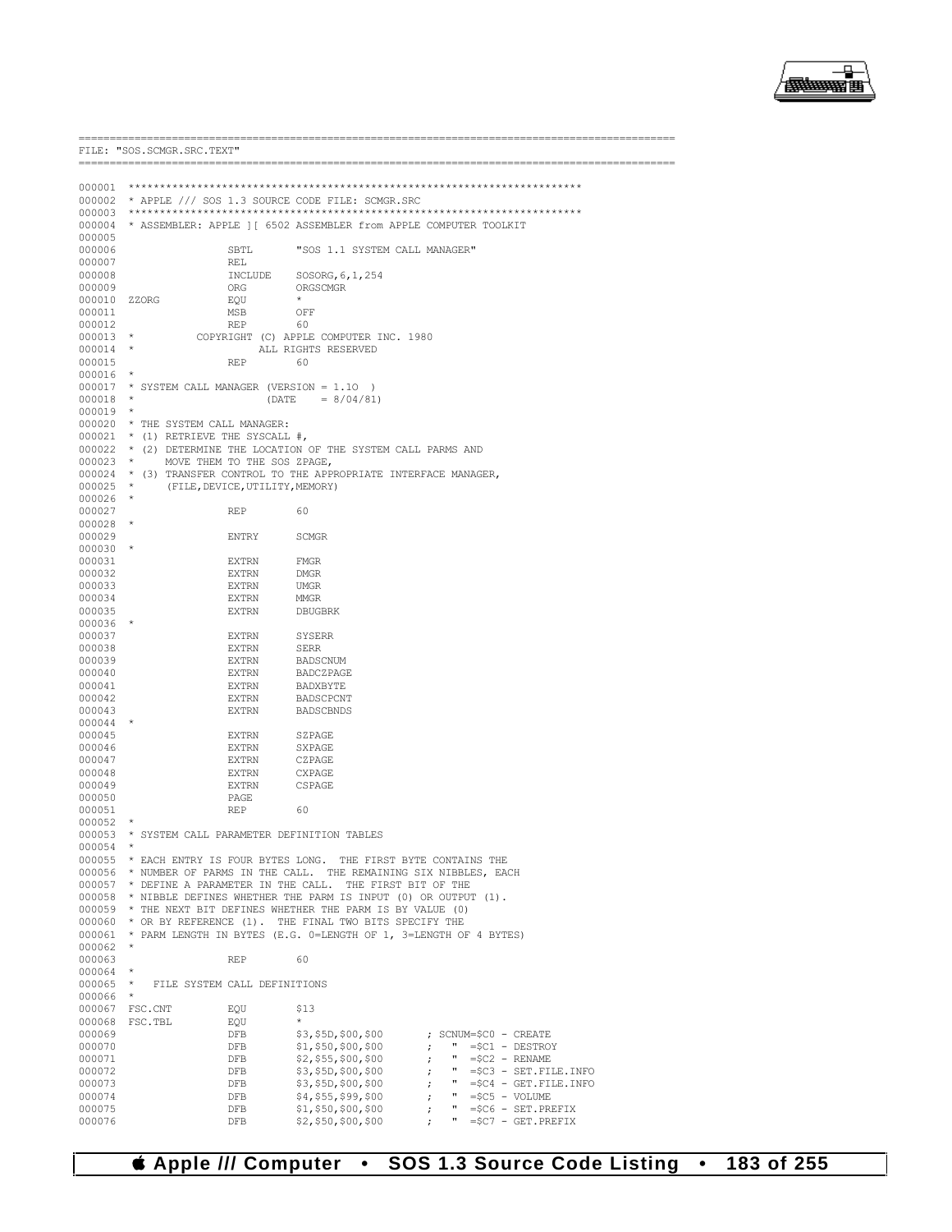```
==========================================================================================
FILE: "SOS.SCMGR.SRC.TEXT"
==========================================================================================

000001 ************************************************************************
000002 * APPLE /// SOS 1.3 SOURCE CODE FILE: SCMGR.SRC
000003 ************************************************************************
000004 * ASSEMBLER: APPLE ][ 6502 ASSEMBLER from APPLE COMPUTER TOOLKIT
000005
000006                 SBTL       "SOS 1.1 SYSTEM CALL MANAGER"
000007                 REL
000008                 INCLUDE    SOSORG,6,1,254
000009                 ORG        ORGSCMGR
000010 ZZORG           EQU        *
000011                 MSB        OFF
000012                 REP        60
000013 *          COPYRIGHT (C) APPLE COMPUTER INC. 1980
000014 *                    ALL RIGHTS RESERVED
000015                 REP        60
000016 *
000017 * SYSTEM CALL MANAGER (VERSION = 1.10  )
000018 *                     (DATE    = 8/04/81)
000019 *
000020 * THE SYSTEM CALL MANAGER:
000021 * (1) RETRIEVE THE SYSCALL #,
000022 * (2) DETERMINE THE LOCATION OF THE SYSTEM CALL PARMS AND
000023 *     MOVE THEM TO THE SOS ZPAGE,
000024 * (3) TRANSFER CONTROL TO THE APPROPRIATE INTERFACE MANAGER,
000025 *     (FILE,DEVICE,UTILITY,MEMORY)
000026 *
000027                 REP        60
000028 *
000029                 ENTRY      SCMGR
000030 *
000031                 EXTRN      FMGR
000032                 EXTRN      DMGR
000033                 EXTRN      UMGR
000034                 EXTRN      MMGR
000035                 EXTRN      DBUGBRK
000036 *
000037                 EXTRN      SYSERR
000038                 EXTRN      SERR
000039                 EXTRN      BADSCNUM
000040                 EXTRN      BADCZPAGE
000041                 EXTRN      BADXBYTE
000042                 EXTRN      BADSCPCNT
000043                 EXTRN      BADSCBNDS
000044 *
000045                 EXTRN      SZPAGE
000046                 EXTRN      SXPAGE
000047                 EXTRN      CZPAGE
000048                 EXTRN      CXPAGE
000049                 EXTRN      CSPAGE
000050                 PAGE
000051                 REP        60
000052 *
000053 * SYSTEM CALL PARAMETER DEFINITION TABLES
000054 *
000055 * EACH ENTRY IS FOUR BYTES LONG.  THE FIRST BYTE CONTAINS THE
000056 * NUMBER OF PARMS IN THE CALL.  THE REMAINING SIX NIBBLES, EACH
000057 * DEFINE A PARAMETER IN THE CALL.  THE FIRST BIT OF THE
000058 * NIBBLE DEFINES WHETHER THE PARM IS INPUT (0) OR OUTPUT (1).
000059 * THE NEXT BIT DEFINES WHETHER THE PARM IS BY VALUE (0)
000060 * OR BY REFERENCE (1).  THE FINAL TWO BITS SPECIFY THE
000061 * PARM LENGTH IN BYTES (E.G. 0=LENGTH OF 1, 3=LENGTH OF 4 BYTES)
000062 *
000063                 REP        60
000064 *
000065 *   FILE SYSTEM CALL DEFINITIONS
000066 *
000067 FSC.CNT         EQU        $13
000068 FSC.TBL         EQU        *
000069                 DFB        $3,$5D,$00,$00       ; SCNUM=$C0 - CREATE
000070                 DFB        $1,$50,$00,$00       ;   "  =$C1 - DESTROY
000071                 DFB        $2,$55,$00,$00       ;   "  =$C2 - RENAME
000072                 DFB        $3,$5D,$00,$00       ;   "  =$C3 - SET.FILE.INFO
000073                 DFB        $3,$5D,$00,$00       ;   "  =$C4 - GET.FILE.INFO
000074                 DFB        $4,$55,$99,$00       ;   "  =$C5 - VOLUME
000075                 DFB        $1,$50,$00,$00       ;   "  =$C6 - SET.PREFIX
000076                 DFB        $2,$50,$00,$00       ;   "  =$C7 - GET.PREFIX
```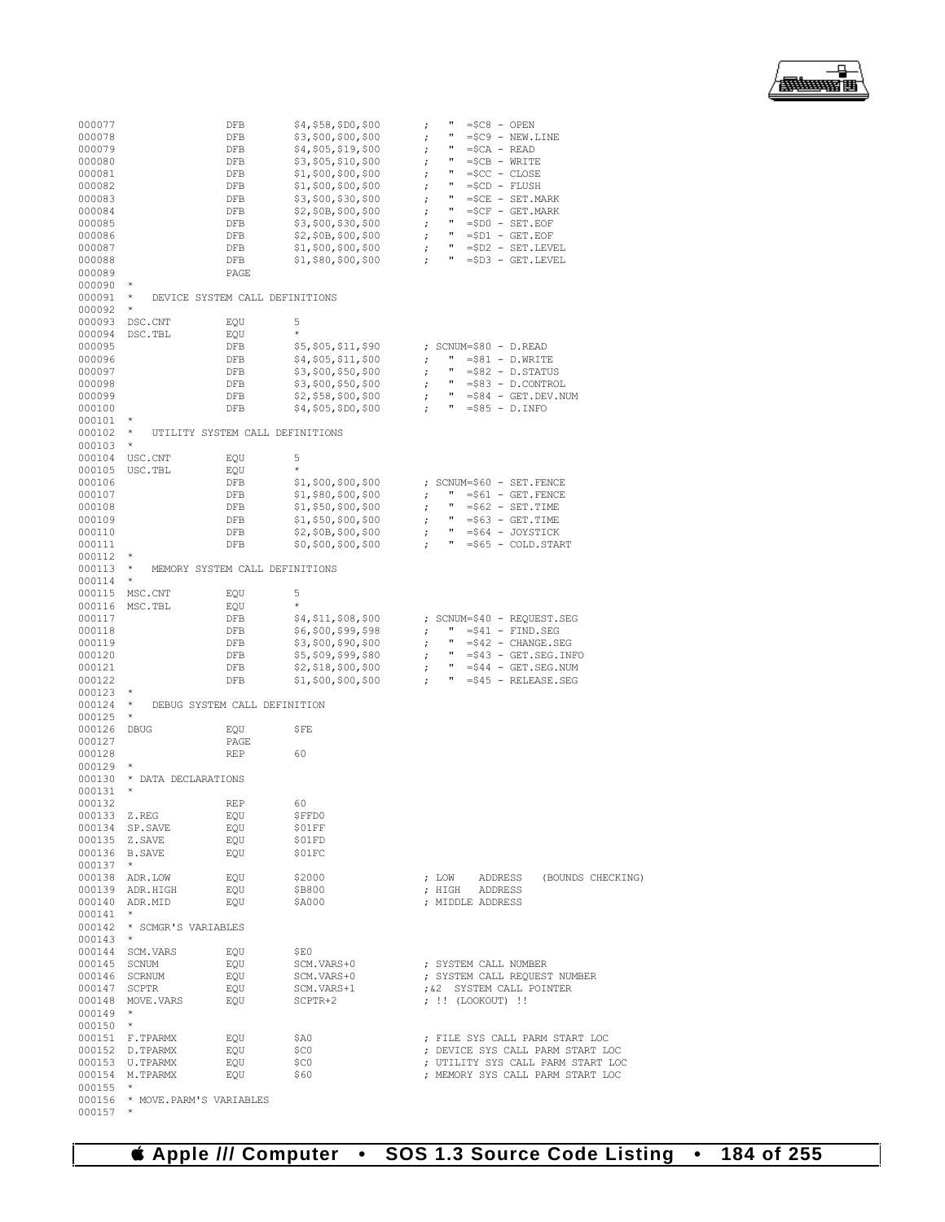```
000077                DFB       $4,$58,$D0,$00       ;  "  =$C8 - OPEN
000078                DFB       $3,$00,$00,$00       ;  "  =$C9 - NEW.LINE
000079                DFB       $4,$05,$19,$00       ;  "  =$CA - READ
000080                DFB       $3,$05,$10,$00       ;  "  =$CB - WRITE
000081                DFB       $1,$00,$00,$00       ;  "  =$CC - CLOSE
000082                DFB       $1,$00,$00,$00       ;  "  =$CD - FLUSH
000083                DFB       $3,$00,$30,$00       ;  "  =$CE - SET.MARK
000084                DFB       $2,$0B,$00,$00       ;  "  =$CF - GET.MARK
000085                DFB       $3,$00,$30,$00       ;  "  =$D0 - SET.EOF
000086                DFB       $2,$0B,$00,$00       ;  "  =$D1 - GET.EOF
000087                DFB       $1,$00,$00,$00       ;  "  =$D2 - SET.LEVEL
000088                DFB       $1,$80,$00,$00       ;  "  =$D3 - GET.LEVEL
000089                PAGE
000090  *
000091  *   DEVICE SYSTEM CALL DEFINITIONS
000092  *
000093  DSC.CNT       EQU       5
000094  DSC.TBL       EQU       *
000095                DFB       $5,$05,$11,$90       ; SCNUM=$80 - D.READ
000096                DFB       $4,$05,$11,$00       ;  "  =$81 - D.WRITE
000097                DFB       $3,$00,$50,$00       ;  "  =$82 - D.STATUS
000098                DFB       $3,$00,$50,$00       ;  "  =$83 - D.CONTROL
000099                DFB       $2,$58,$00,$00       ;  "  =$84 - GET.DEV.NUM
000100                DFB       $4,$05,$D0,$00       ;  "  =$85 - D.INFO
000101  *
000102  *   UTILITY SYSTEM CALL DEFINITIONS
000103  *
000104  USC.CNT       EQU       5
000105  USC.TBL       EQU       *
000106                DFB       $1,$00,$00,$00       ; SCNUM=$60 - SET.FENCE
000107                DFB       $1,$80,$00,$00       ;  "  =$61 - GET.FENCE
000108                DFB       $1,$50,$00,$00       ;  "  =$62 - SET.TIME
000109                DFB       $1,$50,$00,$00       ;  "  =$63 - GET.TIME
000110                DFB       $2,$0B,$00,$00       ;  "  =$64 - JOYSTICK
000111                DFB       $0,$00,$00,$00       ;  "  =$65 - COLD.START
000112  *
000113  *   MEMORY SYSTEM CALL DEFINITIONS
000114  *
000115  MSC.CNT       EQU       5
000116  MSC.TBL       EQU       *
000117                DFB       $4,$11,$08,$00       ; SCNUM=$40 - REQUEST.SEG
000118                DFB       $6,$00,$99,$98       ;  "  =$41 - FIND.SEG
000119                DFB       $3,$00,$90,$00       ;  "  =$42 - CHANGE.SEG
000120                DFB       $5,$09,$99,$80       ;  "  =$43 - GET.SEG.INFO
000121                DFB       $2,$18,$00,$00       ;  "  =$44 - GET.SEG.NUM
000122                DFB       $1,$00,$00,$00       ;  "  =$45 - RELEASE.SEG
000123  *
000124  *   DEBUG SYSTEM CALL DEFINITION
000125  *
000126  DBUG          EQU       $FE
000127                PAGE
000128                REP       60
000129  *
000130  * DATA DECLARATIONS
000131  *
000132                REP       60
000133  Z.REG         EQU       $FFD0
000134  SP.SAVE       EQU       $01FF
000135  Z.SAVE        EQU       $01FD
000136  B.SAVE        EQU       $01FC
000137  *
000138  ADR.LOW       EQU       $2000                ; LOW   ADDRESS   (BOUNDS CHECKING)
000139  ADR.HIGH      EQU       $B800                ; HIGH  ADDRESS
000140  ADR.MID       EQU       $A000                ; MIDDLE ADDRESS
000141  *
000142  * SCMGR'S VARIABLES
000143  *
000144  SCM.VARS      EQU       $E0
000145  SCNUM         EQU       SCM.VARS+0           ; SYSTEM CALL NUMBER
000146  SCRNUM        EQU       SCM.VARS+0           ; SYSTEM CALL REQUEST NUMBER
000147  SCPTR         EQU       SCM.VARS+1           ;&2  SYSTEM CALL POINTER
000148  MOVE.VARS     EQU       SCPTR+2              ; !! (LOOKOUT) !!
000149  *
000150  *
000151  F.TPARMX      EQU       $A0                  ; FILE SYS CALL PARM START LOC
000152  D.TPARMX      EQU       $C0                  ; DEVICE SYS CALL PARM START LOC
000153  U.TPARMX      EQU       $C0                  ; UTILITY SYS CALL PARM START LOC
000154  M.TPARMX      EQU       $60                  ; MEMORY SYS CALL PARM START LOC
000155  *
000156  * MOVE.PARM'S VARIABLES
000157  *
```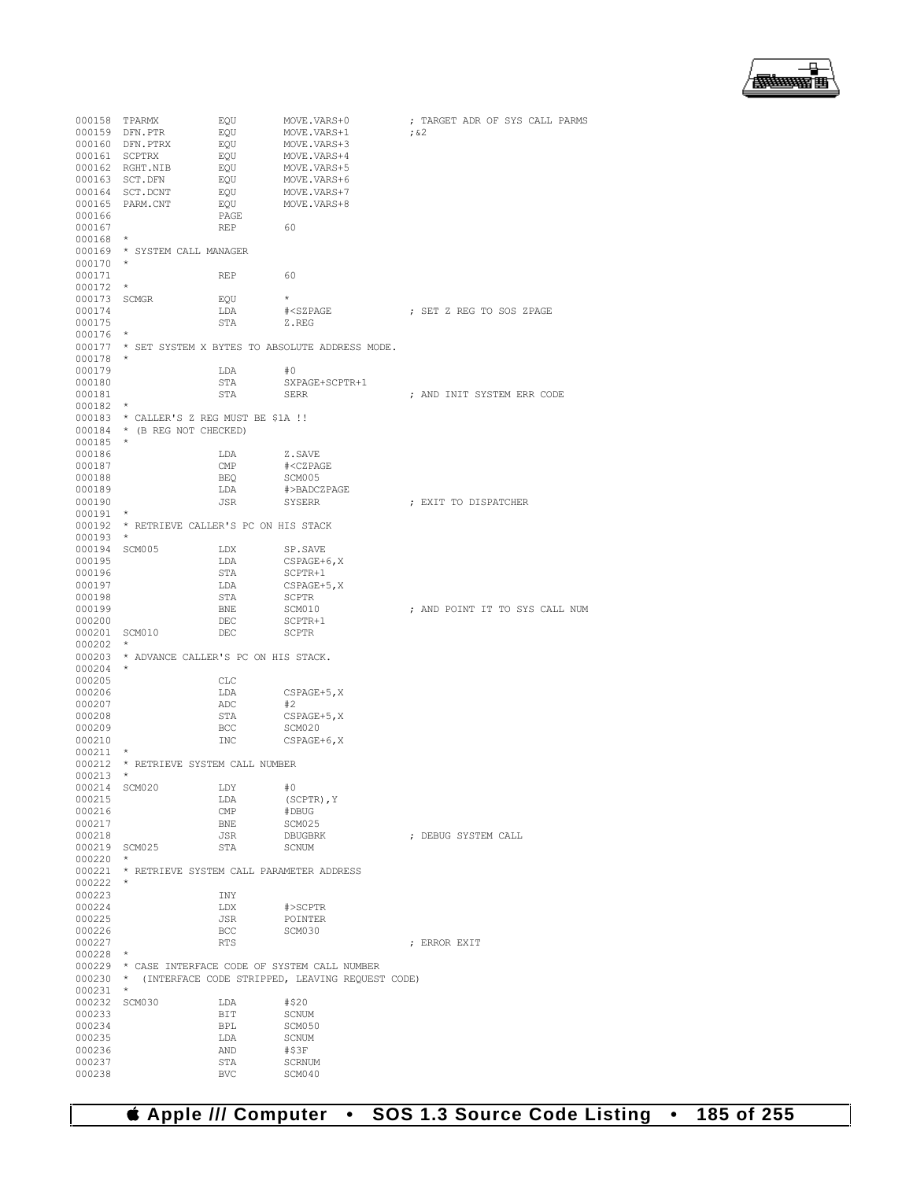```
000158  TPARMX          EQU       MOVE.VARS+0          ; TARGET ADR OF SYS CALL PARMS
000159  DFN.PTR         EQU       MOVE.VARS+1          ;&2
000160  DFN.PTRX        EQU       MOVE.VARS+3
000161  SCPTRX          EQU       MOVE.VARS+4
000162  RGHT.NIB        EQU       MOVE.VARS+5
000163  SCT.DFN         EQU       MOVE.VARS+6
000164  SCT.DCNT        EQU       MOVE.VARS+7
000165  PARM.CNT        EQU       MOVE.VARS+8
000166                  PAGE
000167                  REP       60
000168  *
000169  * SYSTEM CALL MANAGER
000170  *
000171                  REP       60
000172  *
000173  SCMGR           EQU       *
000174                  LDA       #<SZPAGE             ; SET Z REG TO SOS ZPAGE
000175                  STA       Z.REG
000176  *
000177  * SET SYSTEM X BYTES TO ABSOLUTE ADDRESS MODE.
000178  *
000179                  LDA       #0
000180                  STA       SXPAGE+SCPTR+1
000181                  STA       SERR                 ; AND INIT SYSTEM ERR CODE
000182  *
000183  * CALLER'S Z REG MUST BE $1A !!
000184  * (B REG NOT CHECKED)
000185  *
000186                  LDA       Z.SAVE
000187                  CMP       #<CZPAGE
000188                  BEQ       SCM005
000189                  LDA       #>BADCZPAGE
000190                  JSR       SYSERR               ; EXIT TO DISPATCHER
000191  *
000192  * RETRIEVE CALLER'S PC ON HIS STACK
000193  *
000194  SCM005          LDX       SP.SAVE
000195                  LDA       CSPAGE+6,X
000196                  STA       SCPTR+1
000197                  LDA       CSPAGE+5,X
000198                  STA       SCPTR
000199                  BNE       SCM010               ; AND POINT IT TO SYS CALL NUM
000200                  DEC       SCPTR+1
000201  SCM010          DEC       SCPTR
000202  *
000203  * ADVANCE CALLER'S PC ON HIS STACK.
000204  *
000205                  CLC
000206                  LDA       CSPAGE+5,X
000207                  ADC       #2
000208                  STA       CSPAGE+5,X
000209                  BCC       SCM020
000210                  INC       CSPAGE+6,X
000211  *
000212  * RETRIEVE SYSTEM CALL NUMBER
000213  *
000214  SCM020          LDY       #0
000215                  LDA       (SCPTR),Y
000216                  CMP       #DBUG
000217                  BNE       SCM025
000218                  JSR       DBUGBRK              ; DEBUG SYSTEM CALL
000219  SCM025          STA       SCNUM
000220  *
000221  * RETRIEVE SYSTEM CALL PARAMETER ADDRESS
000222  *
000223                  INY
000224                  LDX       #>SCPTR
000225                  JSR       POINTER
000226                  BCC       SCM030
000227                  RTS                            ; ERROR EXIT
000228  *
000229  * CASE INTERFACE CODE OF SYSTEM CALL NUMBER
000230  *  (INTERFACE CODE STRIPPED, LEAVING REQUEST CODE)
000231  *
000232  SCM030          LDA       #$20
000233                  BIT       SCNUM
000234                  BPL       SCM050
000235                  LDA       SCNUM
000236                  AND       #$3F
000237                  STA       SCRNUM
000238                  BVC       SCM040
```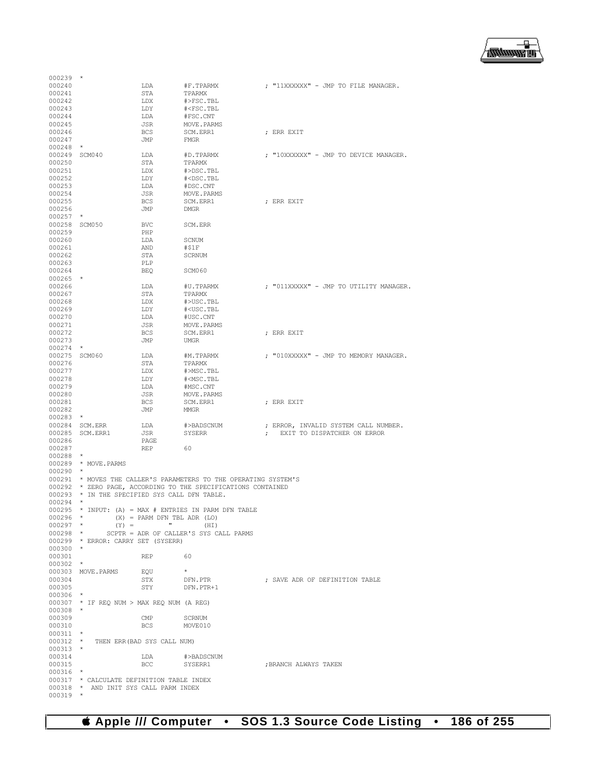```
000239  *
000240                  LDA        #F.TPARMX             ; "11XXXXXX" - JMP TO FILE MANAGER.
000241                  STA        TPARMX
000242                  LDX        #>FSC.TBL
000243                  LDY        #<FSC.TBL
000244                  LDA        #FSC.CNT
000245                  JSR        MOVE.PARMS
000246                  BCS        SCM.ERR1              ; ERR EXIT
000247                  JMP        FMGR
000248  *
000249  SCM040          LDA        #D.TPARMX             ; "10XXXXXX" - JMP TO DEVICE MANAGER.
000250                  STA        TPARMX
000251                  LDX        #>DSC.TBL
000252                  LDY        #<DSC.TBL
000253                  LDA        #DSC.CNT
000254                  JSR        MOVE.PARMS
000255                  BCS        SCM.ERR1              ; ERR EXIT
000256                  JMP        DMGR
000257  *
000258  SCM050          BVC        SCM.ERR
000259                  PHP
000260                  LDA        SCNUM
000261                  AND        #$1F
000262                  STA        SCRNUM
000263                  PLP
000264                  BEQ        SCM060
000265  *
000266                  LDA        #U.TPARMX             ; "011XXXXX" - JMP TO UTILITY MANAGER.
000267                  STA        TPARMX
000268                  LDX        #>USC.TBL
000269                  LDY        #<USC.TBL
000270                  LDA        #USC.CNT
000271                  JSR        MOVE.PARMS
000272                  BCS        SCM.ERR1              ; ERR EXIT
000273                  JMP        UMGR
000274  *
000275  SCM060          LDA        #M.TPARMX             ; "010XXXXX" - JMP TO MEMORY MANAGER.
000276                  STA        TPARMX
000277                  LDX        #>MSC.TBL
000278                  LDY        #<MSC.TBL
000279                  LDA        #MSC.CNT
000280                  JSR        MOVE.PARMS
000281                  BCS        SCM.ERR1              ; ERR EXIT
000282                  JMP        MMGR
000283  *
000284  SCM.ERR         LDA        #>BADSCNUM            ; ERROR, INVALID SYSTEM CALL NUMBER.
000285  SCM.ERR1        JSR        SYSERR                ;   EXIT TO DISPATCHER ON ERROR
000286                  PAGE
000287                  REP        60
000288  *
000289  * MOVE.PARMS
000290  *
000291  * MOVES THE CALLER'S PARAMETERS TO THE OPERATING SYSTEM'S
000292  * ZERO PAGE, ACCORDING TO THE SPECIFICATIONS CONTAINED
000293  * IN THE SPECIFIED SYS CALL DFN TABLE.
000294  *
000295  * INPUT: (A) = MAX # ENTRIES IN PARM DFN TABLE
000296  *        (X) = PARM DFN TBL ADR (LO)
000297  *        (Y) =         "        (HI)
000298  *      SCPTR = ADR OF CALLER'S SYS CALL PARMS
000299  * ERROR: CARRY SET (SYSERR)
000300  *
000301                  REP        60
000302  *
000303  MOVE.PARMS      EQU        *
000304                  STX        DFN.PTR               ; SAVE ADR OF DEFINITION TABLE
000305                  STY        DFN.PTR+1
000306  *
000307  * IF REQ NUM > MAX REQ NUM (A REG)
000308  *
000309                  CMP        SCRNUM
000310                  BCS        MOVE010
000311  *
000312  *   THEN ERR(BAD SYS CALL NUM)
000313  *
000314                  LDA        #>BADSCNUM
000315                  BCC        SYSERR1               ;BRANCH ALWAYS TAKEN
000316  *
000317  * CALCULATE DEFINITION TABLE INDEX
000318  *  AND INIT SYS CALL PARM INDEX
000319  *
```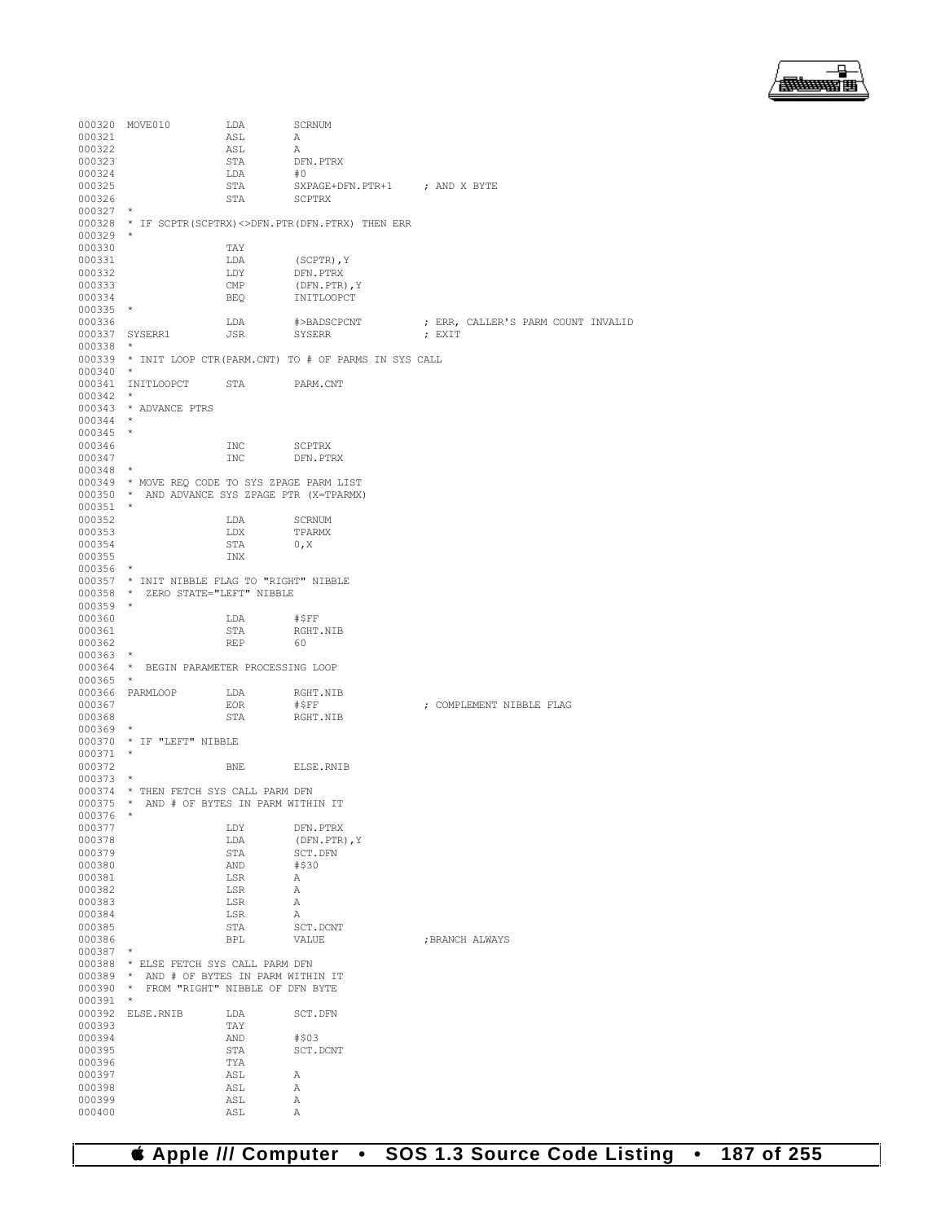```
000320 MOVE010         LDA       SCRNUM
000321                 ASL       A
000322                 ASL       A
000323                 STA       DFN.PTRX
000324                 LDA       #0
000325                 STA       SXPAGE+DFN.PTR+1     ; AND X BYTE
000326                 STA       SCPTRX
000327 *
000328 * IF SCPTR(SCPTRX)<>DFN.PTR(DFN.PTRX) THEN ERR
000329 *
000330                 TAY
000331                 LDA       (SCPTR),Y
000332                 LDY       DFN.PTRX
000333                 CMP       (DFN.PTR),Y
000334                 BEQ       INITLOOPCT
000335 *
000336                 LDA       #>BADSCPCNT          ; ERR, CALLER'S PARM COUNT INVALID
000337 SYSERR1         JSR       SYSERR               ; EXIT
000338 *
000339 * INIT LOOP CTR(PARM.CNT) TO # OF PARMS IN SYS CALL
000340 *
000341 INITLOOPCT      STA       PARM.CNT
000342 *
000343 * ADVANCE PTRS
000344 *
000345 *
000346                 INC       SCPTRX
000347                 INC       DFN.PTRX
000348 *
000349 * MOVE REQ CODE TO SYS ZPAGE PARM LIST
000350 *  AND ADVANCE SYS ZPAGE PTR (X=TPARMX)
000351 *
000352                 LDA       SCRNUM
000353                 LDX       TPARMX
000354                 STA       0,X
000355                 INX
000356 *
000357 * INIT NIBBLE FLAG TO "RIGHT" NIBBLE
000358 *  ZERO STATE="LEFT" NIBBLE
000359 *
000360                 LDA       #$FF
000361                 STA       RGHT.NIB
000362                 REP       60
000363 *
000364 *  BEGIN PARAMETER PROCESSING LOOP
000365 *
000366 PARMLOOP        LDA       RGHT.NIB
000367                 EOR       #$FF                 ; COMPLEMENT NIBBLE FLAG
000368                 STA       RGHT.NIB
000369 *
000370 * IF "LEFT" NIBBLE
000371 *
000372                 BNE       ELSE.RNIB
000373 *
000374 * THEN FETCH SYS CALL PARM DFN
000375 *  AND # OF BYTES IN PARM WITHIN IT
000376 *
000377                 LDY       DFN.PTRX
000378                 LDA       (DFN.PTR),Y
000379                 STA       SCT.DFN
000380                 AND       #$30
000381                 LSR       A
000382                 LSR       A
000383                 LSR       A
000384                 LSR       A
000385                 STA       SCT.DCNT
000386                 BPL       VALUE                ;BRANCH ALWAYS
000387 *
000388 * ELSE FETCH SYS CALL PARM DFN
000389 *  AND # OF BYTES IN PARM WITHIN IT
000390 *  FROM "RIGHT" NIBBLE OF DFN BYTE
000391 *
000392 ELSE.RNIB       LDA       SCT.DFN
000393                 TAY
000394                 AND       #$03
000395                 STA       SCT.DCNT
000396                 TYA
000397                 ASL       A
000398                 ASL       A
000399                 ASL       A
000400                 ASL       A
```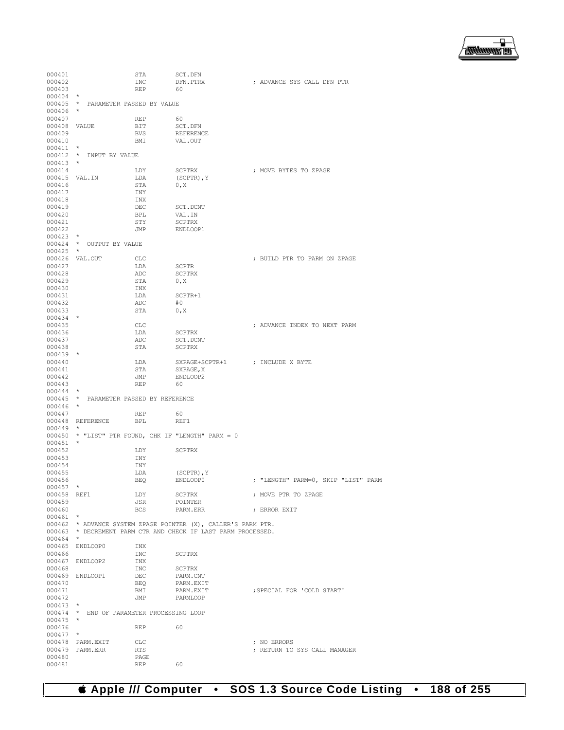```
000401                 STA       SCT.DFN
000402                 INC       DFN.PTRX            ; ADVANCE SYS CALL DFN PTR
000403                 REP       60
000404  *
000405  *  PARAMETER PASSED BY VALUE
000406  *
000407                 REP       60
000408  VALUE          BIT       SCT.DFN
000409                 BVS       REFERENCE
000410                 BMI       VAL.OUT
000411  *
000412  *  INPUT BY VALUE
000413  *
000414                 LDY       SCPTRX              ; MOVE BYTES TO ZPAGE
000415  VAL.IN         LDA       (SCPTR),Y
000416                 STA       0,X
000417                 INY
000418                 INX
000419                 DEC       SCT.DCNT
000420                 BPL       VAL.IN
000421                 STY       SCPTRX
000422                 JMP       ENDLOOP1
000423  *
000424  *  OUTPUT BY VALUE
000425  *
000426  VAL.OUT        CLC                           ; BUILD PTR TO PARM ON ZPAGE
000427                 LDA       SCPTR
000428                 ADC       SCPTRX
000429                 STA       0,X
000430                 INX
000431                 LDA       SCPTR+1
000432                 ADC       #0
000433                 STA       0,X
000434  *
000435                 CLC                           ; ADVANCE INDEX TO NEXT PARM
000436                 LDA       SCPTRX
000437                 ADC       SCT.DCNT
000438                 STA       SCPTRX
000439  *
000440                 LDA       SXPAGE+SCPTR+1      ; INCLUDE X BYTE
000441                 STA       SXPAGE,X
000442                 JMP       ENDLOOP2
000443                 REP       60
000444  *
000445  *  PARAMETER PASSED BY REFERENCE
000446  *
000447                 REP       60
000448  REFERENCE      BPL       REF1
000449  *
000450  * "LIST" PTR FOUND, CHK IF "LENGTH" PARM = 0
000451  *
000452                 LDY       SCPTRX
000453                 INY
000454                 INY
000455                 LDA       (SCPTR),Y
000456                 BEQ       ENDLOOP0            ; "LENGTH" PARM=0, SKIP "LIST" PARM
000457  *
000458  REF1           LDY       SCPTRX              ; MOVE PTR TO ZPAGE
000459                 JSR       POINTER
000460                 BCS       PARM.ERR            ; ERROR EXIT
000461  *
000462  * ADVANCE SYSTEM ZPAGE POINTER (X), CALLER'S PARM PTR.
000463  * DECREMENT PARM CTR AND CHECK IF LAST PARM PROCESSED.
000464  *
000465  ENDLOOP0       INX
000466                 INC       SCPTRX
000467  ENDLOOP2       INX
000468                 INC       SCPTRX
000469  ENDLOOP1       DEC       PARM.CNT
000470                 BEQ       PARM.EXIT
000471                 BMI       PARM.EXIT           ;SPECIAL FOR 'COLD START'
000472                 JMP       PARMLOOP
000473  *
000474  *  END OF PARAMETER PROCESSING LOOP
000475  *
000476                 REP       60
000477  *
000478  PARM.EXIT      CLC                           ; NO ERRORS
000479  PARM.ERR       RTS                           ; RETURN TO SYS CALL MANAGER
000480                 PAGE
000481                 REP       60
```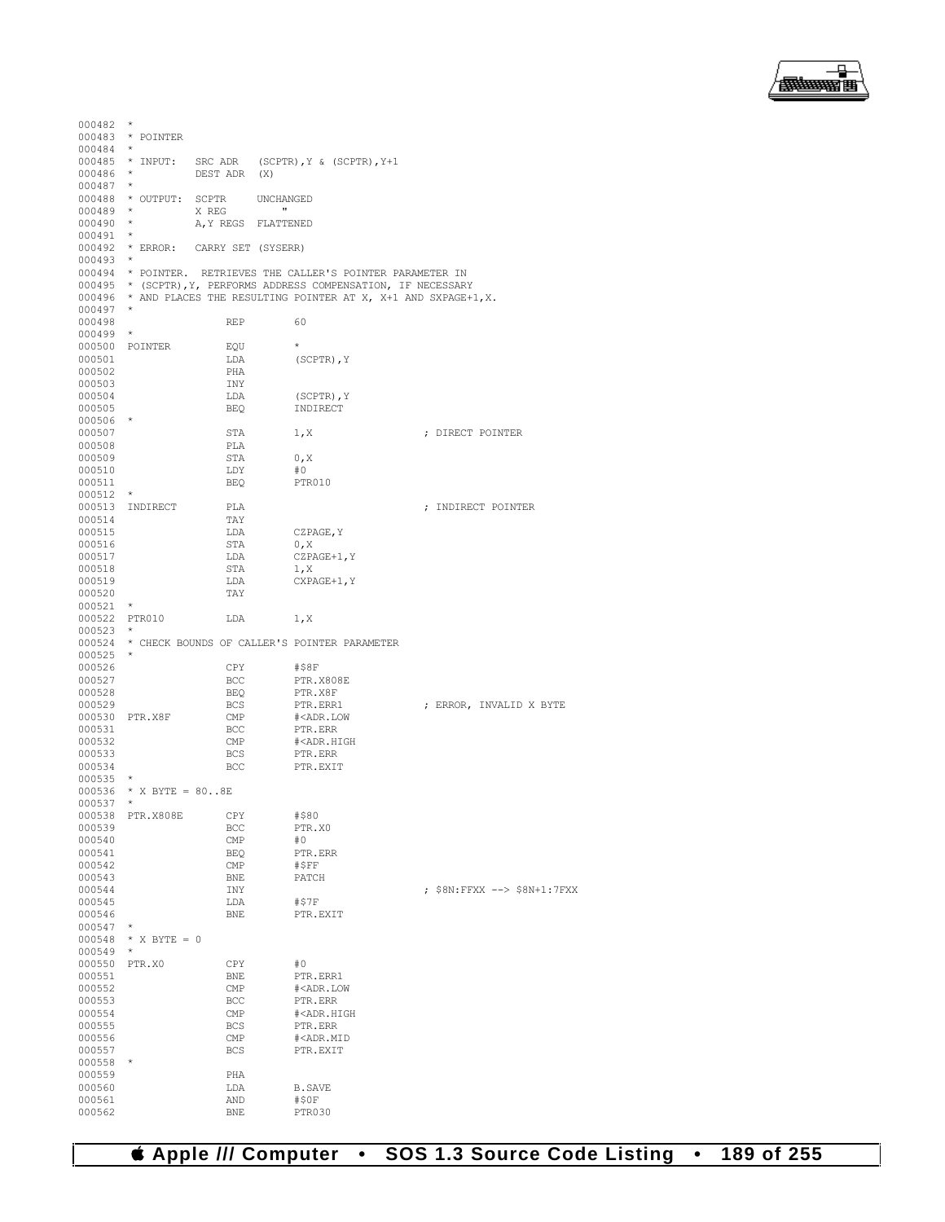```
000482  *
000483  * POINTER
000484  *
000485  * INPUT:   SRC ADR   (SCPTR),Y & (SCPTR),Y+1
000486  *          DEST ADR  (X)
000487  *
000488  * OUTPUT:  SCPTR     UNCHANGED
000489  *          X REG        "
000490  *          A,Y REGS  FLATTENED
000491  *
000492  * ERROR:   CARRY SET (SYSERR)
000493  *
000494  * POINTER.  RETRIEVES THE CALLER'S POINTER PARAMETER IN
000495  * (SCPTR),Y, PERFORMS ADDRESS COMPENSATION, IF NECESSARY
000496  * AND PLACES THE RESULTING POINTER AT X, X+1 AND SXPAGE+1,X.
000497  *
000498                 REP        60
000499  *
000500  POINTER        EQU        *
000501                 LDA        (SCPTR),Y
000502                 PHA
000503                 INY
000504                 LDA        (SCPTR),Y
000505                 BEQ        INDIRECT
000506  *
000507                 STA        1,X                  ; DIRECT POINTER
000508                 PLA
000509                 STA        0,X
000510                 LDY        #0
000511                 BEQ        PTR010
000512  *
000513  INDIRECT       PLA                             ; INDIRECT POINTER
000514                 TAY
000515                 LDA        CZPAGE,Y
000516                 STA        0,X
000517                 LDA        CZPAGE+1,Y
000518                 STA        1,X
000519                 LDA        CXPAGE+1,Y
000520                 TAY
000521  *
000522  PTR010         LDA        1,X
000523  *
000524  * CHECK BOUNDS OF CALLER'S POINTER PARAMETER
000525  *
000526                 CPY        #$8F
000527                 BCC        PTR.X808E
000528                 BEQ        PTR.X8F
000529                 BCS        PTR.ERR1             ; ERROR, INVALID X BYTE
000530  PTR.X8F        CMP        #<ADR.LOW
000531                 BCC        PTR.ERR
000532                 CMP        #<ADR.HIGH
000533                 BCS        PTR.ERR
000534                 BCC        PTR.EXIT
000535  *
000536  * X BYTE = 80..8E
000537  *
000538  PTR.X808E      CPY        #$80
000539                 BCC        PTR.X0
000540                 CMP        #0
000541                 BEQ        PTR.ERR
000542                 CMP        #$FF
000543                 BNE        PATCH
000544                 INY                             ; $8N:FFXX --> $8N+1:7FXX
000545                 LDA        #$7F
000546                 BNE        PTR.EXIT
000547  *
000548  * X BYTE = 0
000549  *
000550  PTR.X0         CPY        #0
000551                 BNE        PTR.ERR1
000552                 CMP        #<ADR.LOW
000553                 BCC        PTR.ERR
000554                 CMP        #<ADR.HIGH
000555                 BCS        PTR.ERR
000556                 CMP        #<ADR.MID
000557                 BCS        PTR.EXIT
000558  *
000559                 PHA
000560                 LDA        B.SAVE
000561                 AND        #$0F
000562                 BNE        PTR030
```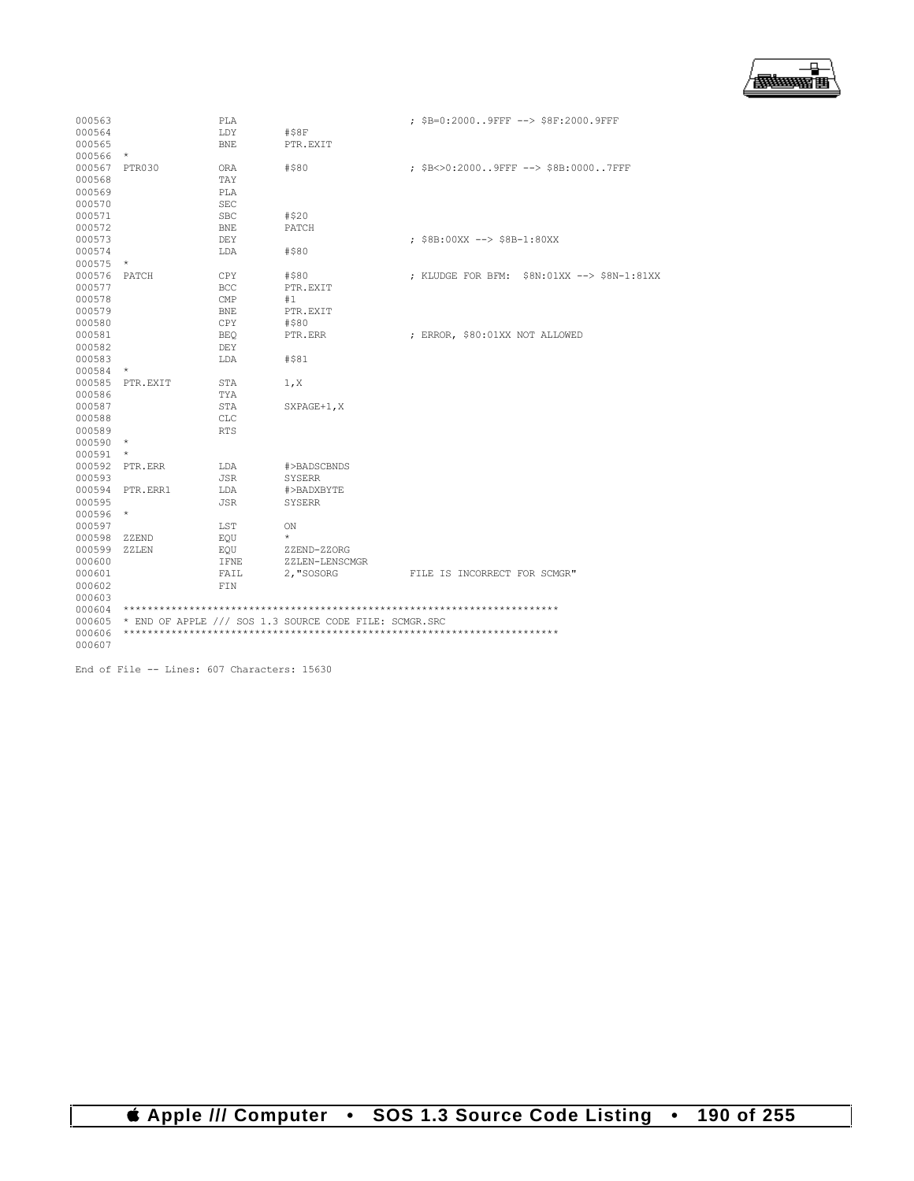```
000563                PLA                              ; $B=0:2000..9FFF --> $8F:2000.9FFF
000564                LDY          #$8F
000565                BNE          PTR.EXIT
000566  *
000567  PTR030        ORA          #$80                ; $B<>0:2000..9FFF --> $8B:0000..7FFF
000568                TAY
000569                PLA
000570                SEC
000571                SBC          #$20
000572                BNE          PATCH
000573                DEY                              ; $8B:00XX --> $8B-1:80XX
000574                LDA          #$80
000575  *
000576  PATCH         CPY          #$80                ; KLUDGE FOR BFM:  $8N:01XX --> $8N-1:81XX
000577                BCC          PTR.EXIT
000578                CMP          #1
000579                BNE          PTR.EXIT
000580                CPY          #$80
000581                BEQ          PTR.ERR             ; ERROR, $80:01XX NOT ALLOWED
000582                DEY
000583                LDA          #$81
000584  *
000585  PTR.EXIT      STA          1,X
000586                TYA
000587                STA          SXPAGE+1,X
000588                CLC
000589                RTS
000590  *
000591  *
000592  PTR.ERR       LDA          #>BADSCBNDS
000593                JSR          SYSERR
000594  PTR.ERR1      LDA          #>BADXBYTE
000595                JSR          SYSERR
000596  *
000597                LST          ON
000598  ZZEND         EQU          *
000599  ZZLEN         EQU          ZZEND-ZZORG
000600                IFNE         ZZLEN-LENSCMGR
000601                FAIL         2,"SOSORG           FILE IS INCORRECT FOR SCMGR"
000602                FIN
000603
000604  ************************************************************************
000605  * END OF APPLE /// SOS 1.3 SOURCE CODE FILE: SCMGR.SRC
000606  ************************************************************************
000607

End of File -- Lines: 607 Characters: 15630
```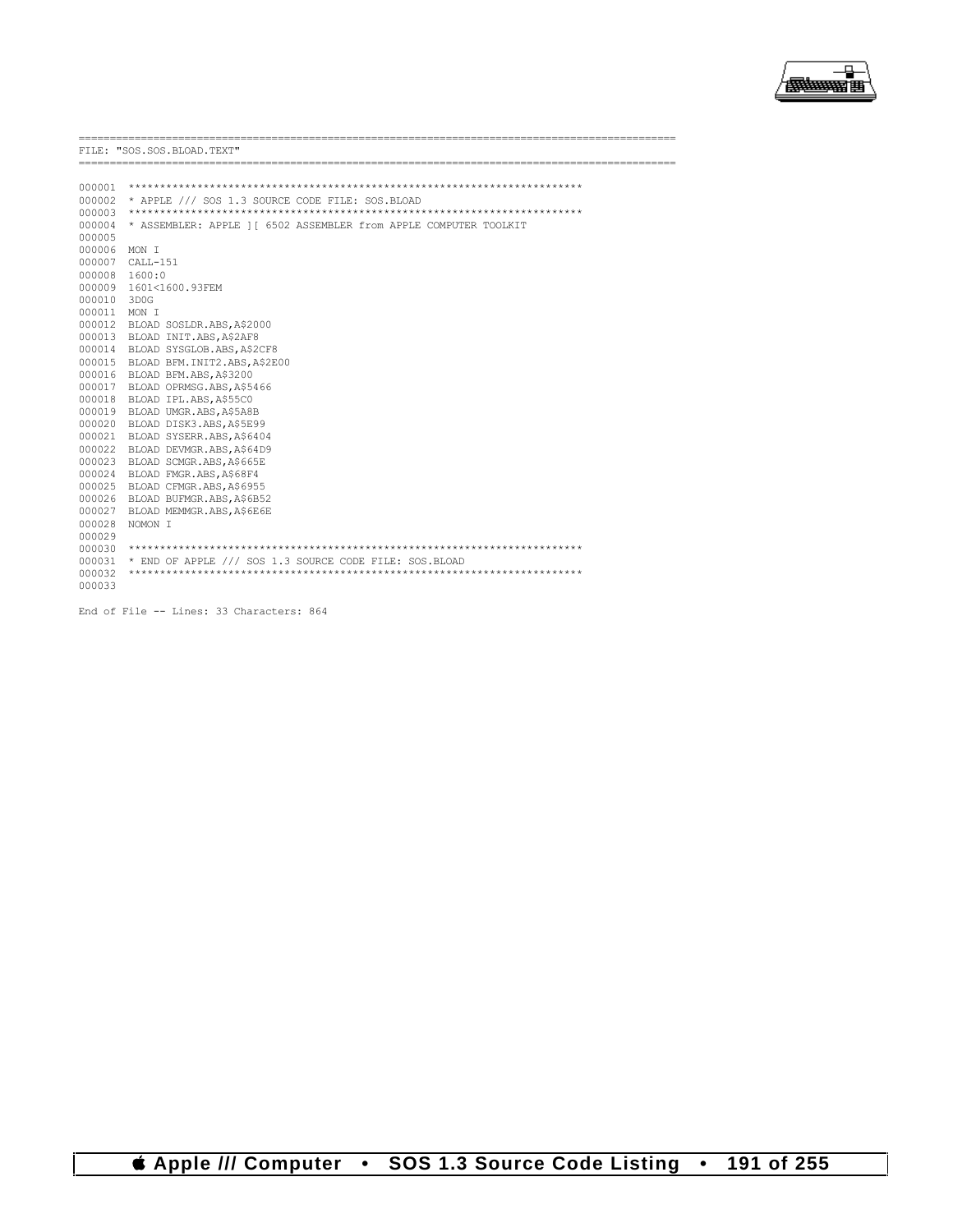```
==========================================================================================
FILE: "SOS.SOS.BLOAD.TEXT"
==========================================================================================

000001  ************************************************************************
000002  * APPLE /// SOS 1.3 SOURCE CODE FILE: SOS.BLOAD
000003  ************************************************************************
000004  * ASSEMBLER: APPLE ][ 6502 ASSEMBLER from APPLE COMPUTER TOOLKIT
000005
000006  MON I
000007  CALL-151
000008  1600:0
000009  1601<1600.93FEM
000010  3D0G
000011  MON I
000012  BLOAD SOSLDR.ABS,A$2000
000013  BLOAD INIT.ABS,A$2AF8
000014  BLOAD SYSGLOB.ABS,A$2CF8
000015  BLOAD BFM.INIT2.ABS,A$2E00
000016  BLOAD BFM.ABS,A$3200
000017  BLOAD OPRMSG.ABS,A$5466
000018  BLOAD IPL.ABS,A$55C0
000019  BLOAD UMGR.ABS,A$5A8B
000020  BLOAD DISK3.ABS,A$5E99
000021  BLOAD SYSERR.ABS,A$6404
000022  BLOAD DEVMGR.ABS,A$64D9
000023  BLOAD SCMGR.ABS,A$665E
000024  BLOAD FMGR.ABS,A$68F4
000025  BLOAD CFMGR.ABS,A$6955
000026  BLOAD BUFMGR.ABS,A$6B52
000027  BLOAD MEMMGR.ABS,A$6E6E
000028  NOMON I
000029
000030  ************************************************************************
000031  * END OF APPLE /// SOS 1.3 SOURCE CODE FILE: SOS.BLOAD
000032  ************************************************************************
000033

End of File -- Lines: 33 Characters: 864
```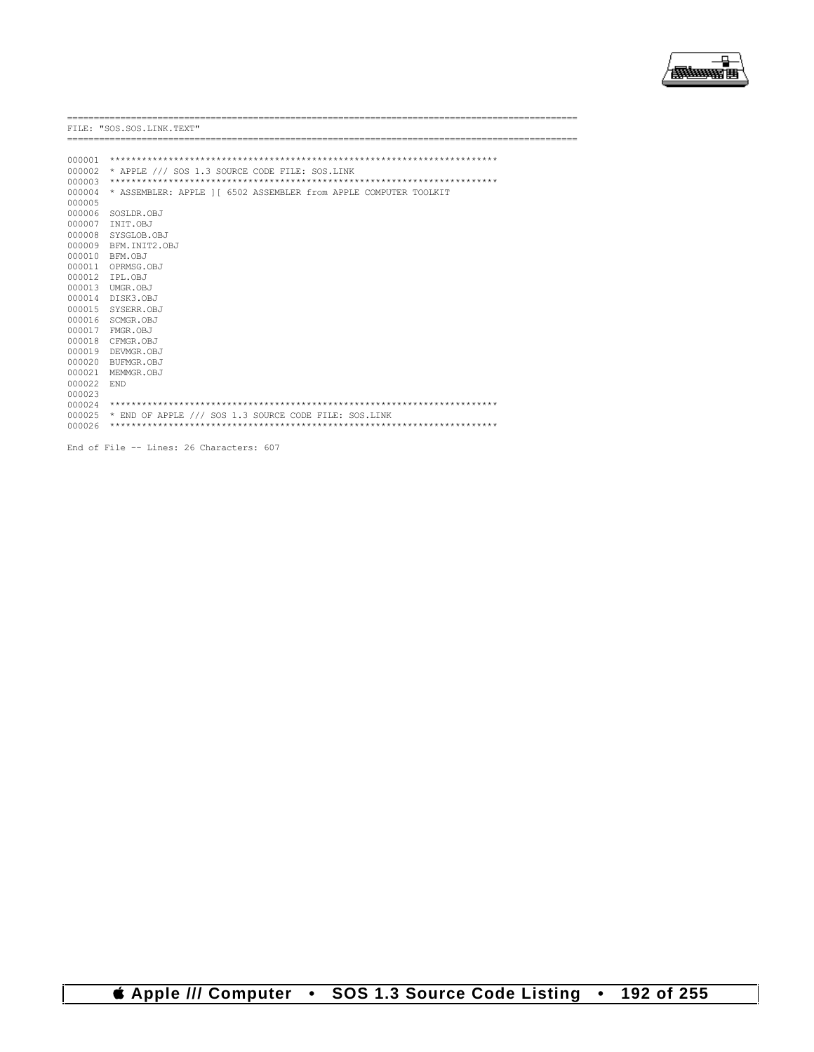```
==========================================================================================
FILE: "SOS.SOS.LINK.TEXT"
==========================================================================================

000001  ************************************************************************
000002  * APPLE /// SOS 1.3 SOURCE CODE FILE: SOS.LINK
000003  ************************************************************************
000004  * ASSEMBLER: APPLE ][ 6502 ASSEMBLER from APPLE COMPUTER TOOLKIT
000005
000006  SOSLDR.OBJ
000007  INIT.OBJ
000008  SYSGLOB.OBJ
000009  BFM.INIT2.OBJ
000010  BFM.OBJ
000011  OPRMSG.OBJ
000012  IPL.OBJ
000013  UMGR.OBJ
000014  DISK3.OBJ
000015  SYSERR.OBJ
000016  SCMGR.OBJ
000017  FMGR.OBJ
000018  CFMGR.OBJ
000019  DEVMGR.OBJ
000020  BUFMGR.OBJ
000021  MEMMGR.OBJ
000022  END
000023
000024  ************************************************************************
000025  * END OF APPLE /// SOS 1.3 SOURCE CODE FILE: SOS.LINK
000026  ************************************************************************

End of File -- Lines: 26 Characters: 607
```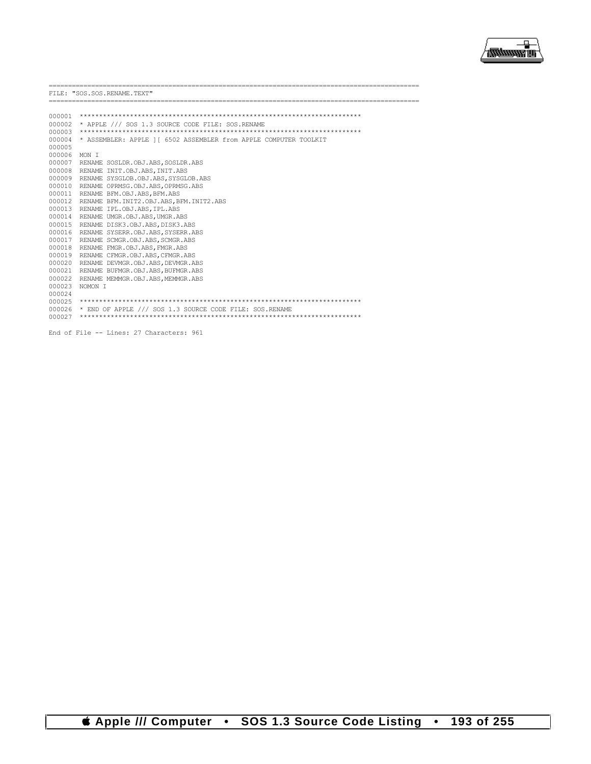```
===========================================================================================
FILE: "SOS.SOS.RENAME.TEXT"
===========================================================================================

000001  ************************************************************************
000002  * APPLE /// SOS 1.3 SOURCE CODE FILE: SOS.RENAME
000003  ************************************************************************
000004  * ASSEMBLER: APPLE ][ 6502 ASSEMBLER from APPLE COMPUTER TOOLKIT
000005
000006  MON I
000007  RENAME SOSLDR.OBJ.ABS,SOSLDR.ABS
000008  RENAME INIT.OBJ.ABS,INIT.ABS
000009  RENAME SYSGLOB.OBJ.ABS,SYSGLOB.ABS
000010  RENAME OPRMSG.OBJ.ABS,OPRMSG.ABS
000011  RENAME BFM.OBJ.ABS,BFM.ABS
000012  RENAME BFM.INIT2.OBJ.ABS,BFM.INIT2.ABS
000013  RENAME IPL.OBJ.ABS,IPL.ABS
000014  RENAME UMGR.OBJ.ABS,UMGR.ABS
000015  RENAME DISK3.OBJ.ABS,DISK3.ABS
000016  RENAME SYSERR.OBJ.ABS,SYSERR.ABS
000017  RENAME SCMGR.OBJ.ABS,SCMGR.ABS
000018  RENAME FMGR.OBJ.ABS,FMGR.ABS
000019  RENAME CFMGR.OBJ.ABS,CFMGR.ABS
000020  RENAME DEVMGR.OBJ.ABS,DEVMGR.ABS
000021  RENAME BUFMGR.OBJ.ABS,BUFMGR.ABS
000022  RENAME MEMMGR.OBJ.ABS,MEMMGR.ABS
000023  NOMON I
000024
000025  ************************************************************************
000026  * END OF APPLE /// SOS 1.3 SOURCE CODE FILE: SOS.RENAME
000027  ************************************************************************

End of File -- Lines: 27 Characters: 961
```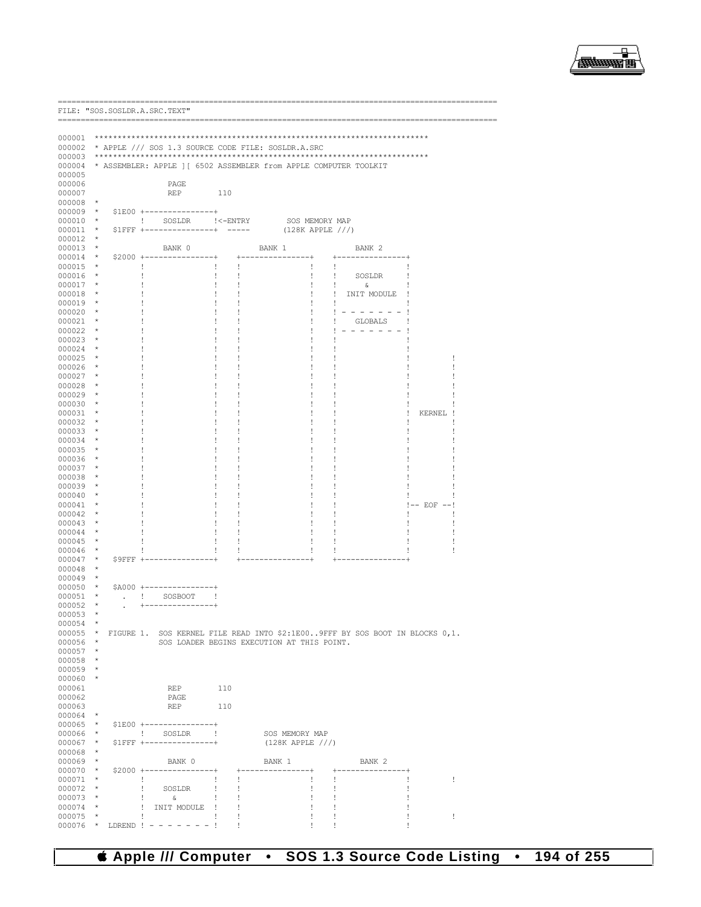```
==========================================================================================
FILE: "SOS.SOSLDR.A.SRC.TEXT"
==========================================================================================

000001 ************************************************************************
000002 * APPLE /// SOS 1.3 SOURCE CODE FILE: SOSLDR.A.SRC
000003 ************************************************************************
000004 * ASSEMBLER: APPLE ][ 6502 ASSEMBLER from APPLE COMPUTER TOOLKIT
000005
000006               PAGE
000007               REP       110
000008 *
000009 *   $1E00 +---------------+
000010 *         !   SOSLDR      !<-ENTRY        SOS MEMORY MAP
000011 *   $1FFF +---------------+  -----       (128K APPLE ///)
000012 *
000013 *             BANK 0              BANK 1              BANK 2
000014 *   $2000 +---------------+   +---------------+   +---------------+
000015 *         !               !   !               !   !               !
000016 *         !               !   !               !   !    SOSLDR     !
000017 *         !               !   !               !   !      &        !
000018 *         !               !   !               !   !  INIT MODULE  !
000019 *         !               !   !               !   !               !
000020 *         !               !   !               !   ! - - - - - - - !
000021 *         !               !   !               !   !    GLOBALS    !
000022 *         !               !   !               !   ! - - - - - - - !
000023 *         !               !   !               !   !               !
000024 *         !               !   !               !   !               !
000025 *         !               !   !               !   !               !         !
000026 *         !               !   !               !   !               !         !
000027 *         !               !   !               !   !               !         !
000028 *         !               !   !               !   !               !         !
000029 *         !               !   !               !   !               !         !
000030 *         !               !   !               !   !               !         !
000031 *         !               !   !               !   !               !  KERNEL !
000032 *         !               !   !               !   !               !         !
000033 *         !               !   !               !   !               !         !
000034 *         !               !   !               !   !               !         !
000035 *         !               !   !               !   !               !         !
000036 *         !               !   !               !   !               !         !
000037 *         !               !   !               !   !               !         !
000038 *         !               !   !               !   !               !         !
000039 *         !               !   !               !   !               !         !
000040 *         !               !   !               !   !               !         !
000041 *         !               !   !               !   !               !-- EOF --!
000042 *         !               !   !               !   !               !         !
000043 *         !               !   !               !   !               !         !
000044 *         !               !   !               !   !               !         !
000045 *         !               !   !               !   !               !         !
000046 *         !               !   !               !   !               !         !
000047 *   $9FFF +---------------+   +---------------+   +---------------+
000048 *
000049 *
000050 *   $A000 +---------------+
000051 *     .   !   SOSBOOT     !
000052 *     .   +---------------+
000053 *
000054 *
000055 *  FIGURE 1.  SOS KERNEL FILE READ INTO $2:1E00..9FFF BY SOS BOOT IN BLOCKS 0,1.
000056 *             SOS LOADER BEGINS EXECUTION AT THIS POINT.
000057 *
000058 *
000059 *
000060 *
000061               REP       110
000062               PAGE
000063               REP       110
000064 *
000065 *   $1E00 +---------------+
000066 *         !   SOSLDR      !          SOS MEMORY MAP
000067 *   $1FFF +---------------+          (128K APPLE ///)
000068 *
000069 *             BANK 0              BANK 1              BANK 2
000070 *   $2000 +---------------+   +---------------+   +---------------+
000071 *         !               !   !               !   !               !         !
000072 *         !   SOSLDR      !   !               !   !               !
000073 *         !     &         !   !               !   !               !
000074 *         !  INIT MODULE  !   !               !   !               !
000075 *         !               !   !               !   !               !         !
000076 *  LDREND ! - - - - - - - !   !               !   !               !
```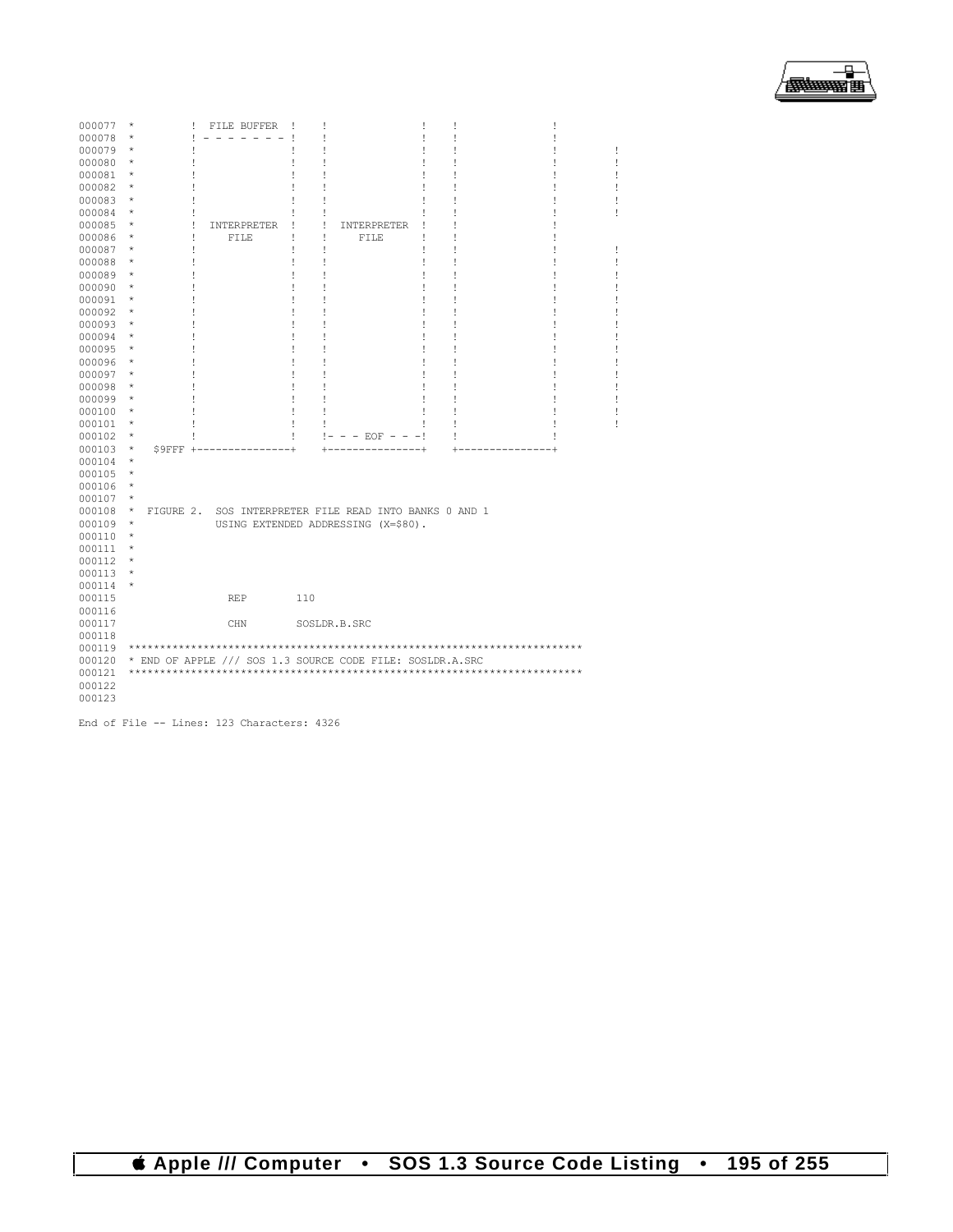```
000077  *        !  FILE BUFFER  !    !               !    !                !
000078  *        ! - - - - - - - !    !               !    !                !
000079  *        !               !    !               !    !                !         !
000080  *        !               !    !               !    !                !         !
000081  *        !               !    !               !    !                !         !
000082  *        !               !    !               !    !                !         !
000083  *        !               !    !               !    !                !         !
000084  *        !               !    !               !    !                !         !
000085  *        !  INTERPRETER  !    !  INTERPRETER  !    !                !
000086  *        !     FILE      !    !     FILE      !    !                !
000087  *        !               !    !               !    !                !         !
000088  *        !               !    !               !    !                !         !
000089  *        !               !    !               !    !                !         !
000090  *        !               !    !               !    !                !         !
000091  *        !               !    !               !    !                !         !
000092  *        !               !    !               !    !                !         !
000093  *        !               !    !               !    !                !         !
000094  *        !               !    !               !    !                !         !
000095  *        !               !    !               !    !                !         !
000096  *        !               !    !               !    !                !         !
000097  *        !               !    !               !    !                !         !
000098  *        !               !    !               !    !                !         !
000099  *        !               !    !               !    !                !         !
000100  *        !               !    !               !    !                !         !
000101  *        !               !    !               !    !                !         !
000102  *        !               !    !- - - EOF - - -!    !                !
000103  *   $9FFF +---------------+    +---------------+    +---------------+
000104  *
000105  *
000106  *
000107  *
000108  *  FIGURE 2.  SOS INTERPRETER FILE READ INTO BANKS 0 AND 1
000109  *             USING EXTENDED ADDRESSING (X=$80).
000110  *
000111  *
000112  *
000113  *
000114  *
000115                REP       110
000116
000117                CHN       SOSLDR.B.SRC
000118
000119  ***********************************************************************
000120  * END OF APPLE /// SOS 1.3 SOURCE CODE FILE: SOSLDR.A.SRC
000121  ***********************************************************************
000122
000123

End of File -- Lines: 123 Characters: 4326
```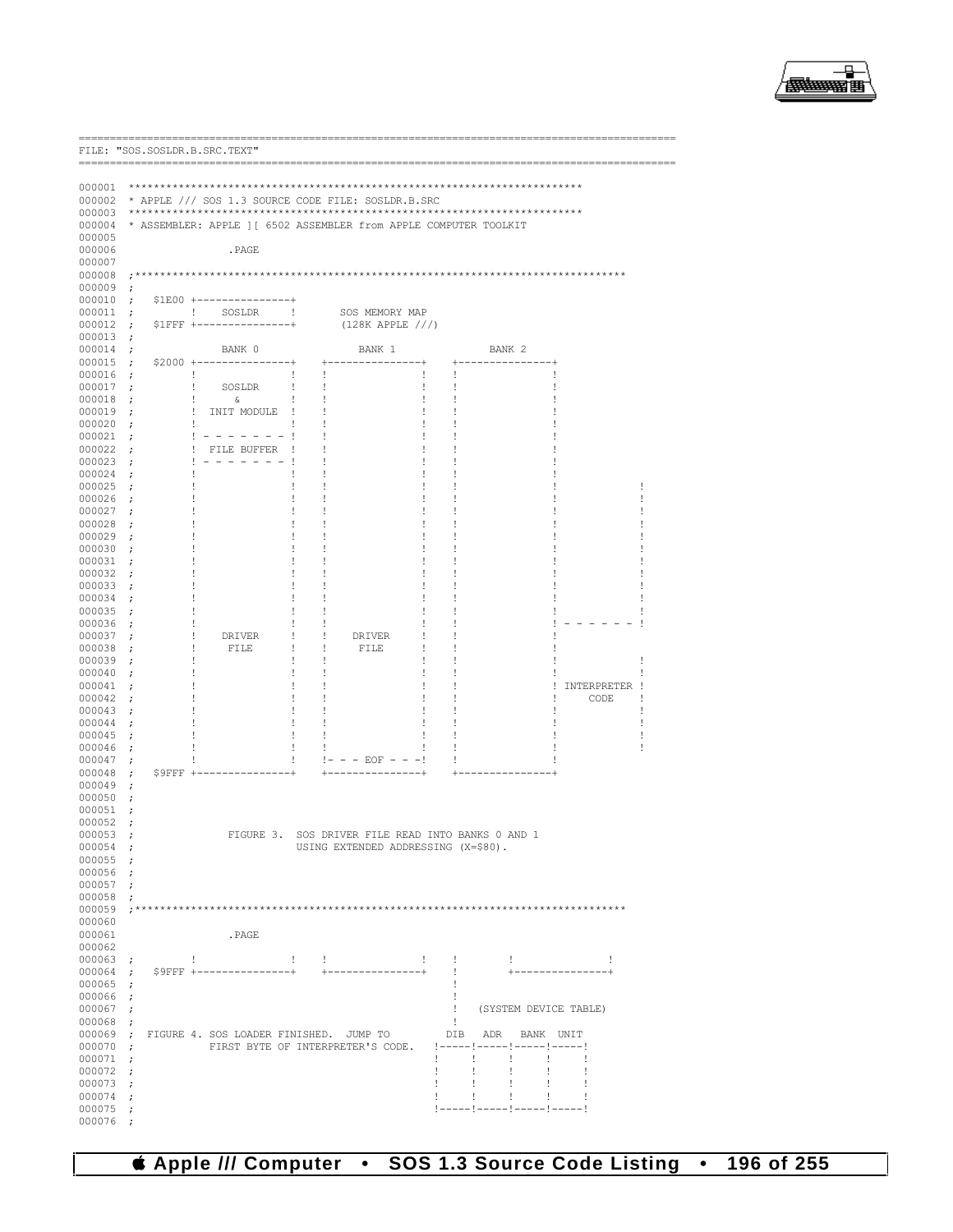```
==========================================================================================
FILE: "SOS.SOSLDR.B.SRC.TEXT"
==========================================================================================

000001  ************************************************************************
000002  * APPLE /// SOS 1.3 SOURCE CODE FILE: SOSLDR.B.SRC
000003  ************************************************************************
000004  * ASSEMBLER: APPLE ][ 6502 ASSEMBLER from APPLE COMPUTER TOOLKIT
000005
000006                  .PAGE
000007
000008  ;******************************************************************************
000009  ;
000010  ;    $1E00 +---------------+
000011  ;          !    SOSLDR     !        SOS MEMORY MAP
000012  ;    $1FFF +---------------+        (128K APPLE ///)
000013  ;
000014  ;              BANK 0                 BANK 1              BANK 2
000015  ;    $2000 +---------------+    +---------------+    +---------------+
000016  ;          !               !    !               !    !               !
000017  ;          !    SOSLDR     !    !               !    !               !
000018  ;          !      &        !    !               !    !               !
000019  ;          !  INIT MODULE  !    !               !    !               !
000020  ;          !               !    !               !    !               !
000021  ;          ! - - - - - - - !    !               !    !               !
000022  ;          !  FILE BUFFER  !    !               !    !               !
000023  ;          ! - - - - - - - !    !               !    !               !
000024  ;          !               !    !               !    !               !
000025  ;          !               !    !               !    !               !              !
000026  ;          !               !    !               !    !               !              !
000027  ;          !               !    !               !    !               !              !
000028  ;          !               !    !               !    !               !              !
000029  ;          !               !    !               !    !               !              !
000030  ;          !               !    !               !    !               !              !
000031  ;          !               !    !               !    !               !              !
000032  ;          !               !    !               !    !               !              !
000033  ;          !               !    !               !    !               !              !
000034  ;          !               !    !               !    !               !              !
000035  ;          !               !    !               !    !               !              !
000036  ;          !               !    !               !    !               ! - - - - - - !
000037  ;          !    DRIVER     !    !    DRIVER     !    !               !
000038  ;          !     FILE      !    !     FILE      !    !               !
000039  ;          !               !    !               !    !               !              !
000040  ;          !               !    !               !    !               !              !
000041  ;          !               !    !               !    !               ! INTERPRETER !
000042  ;          !               !    !               !    !               !     CODE    !
000043  ;          !               !    !               !    !               !              !
000044  ;          !               !    !               !    !               !              !
000045  ;          !               !    !               !    !               !              !
000046  ;          !               !    !               !    !               !              !
000047  ;          !               !    !- - - EOF - - -!    !               !
000048  ;    $9FFF +---------------+    +---------------+    +---------------+
000049  ;
000050  ;
000051  ;
000052  ;
000053  ;               FIGURE 3.  SOS DRIVER FILE READ INTO BANKS 0 AND 1
000054  ;                          USING EXTENDED ADDRESSING (X=$80).
000055  ;
000056  ;
000057  ;
000058  ;
000059  ;******************************************************************************
000060
000061                  .PAGE
000062
000063  ;          !               !    !               !    !        !               !
000064  ;    $9FFF +---------------+    +---------------+    !        +---------------+
000065  ;                                                    !
000066  ;                                                    !
000067  ;                                                    !   (SYSTEM DEVICE TABLE)
000068  ;                                                    !
000069  ;  FIGURE 4. SOS LOADER FINISHED.  JUMP TO          DIB   ADR   BANK  UNIT
000070  ;            FIRST BYTE OF INTERPRETER'S CODE.   !-----!-----!-----!-----!
000071  ;                                                !     !     !     !     !
000072  ;                                                !     !     !     !     !
000073  ;                                                !     !     !     !     !
000074  ;                                                !     !     !     !     !
000075  ;                                                !-----!-----!-----!-----!
000076  ;
```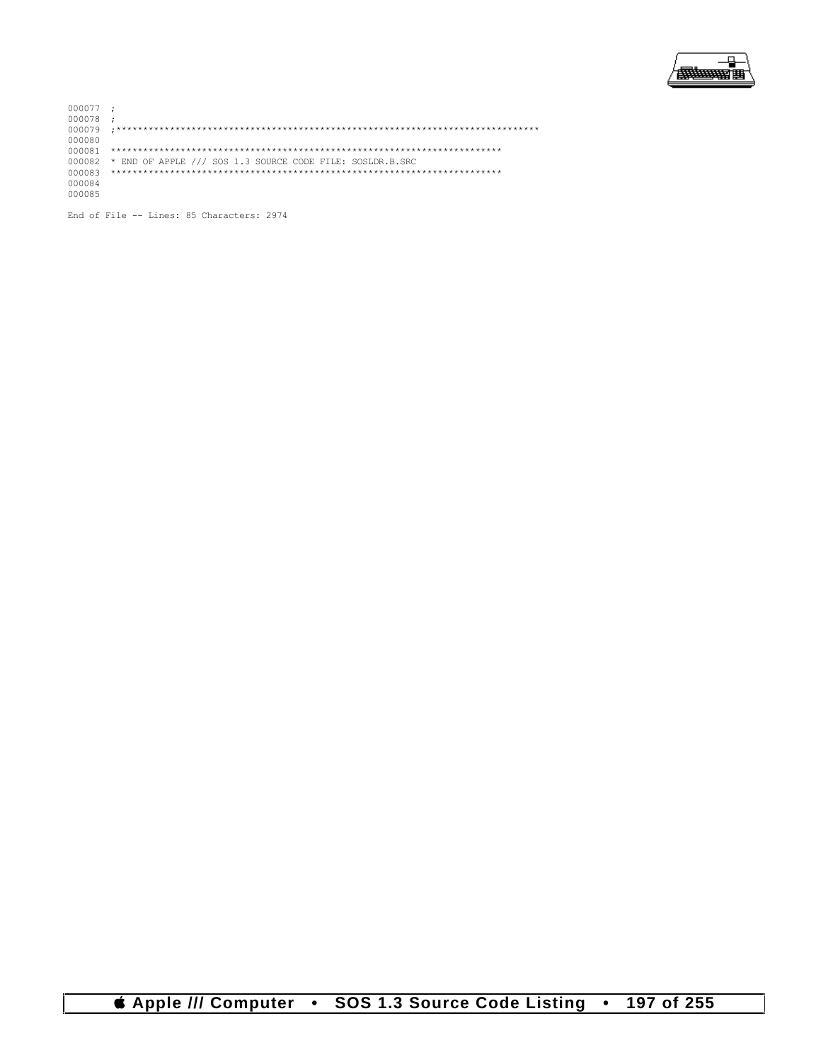```
000077 ;
000078 ;
000079 ;*******************************************************************************
000080
000081 ************************************************************************
000082 * END OF APPLE /// SOS 1.3 SOURCE CODE FILE: SOSLDR.B.SRC
000083 ************************************************************************
000084
000085
```

End of File -- Lines: 85 Characters: 2974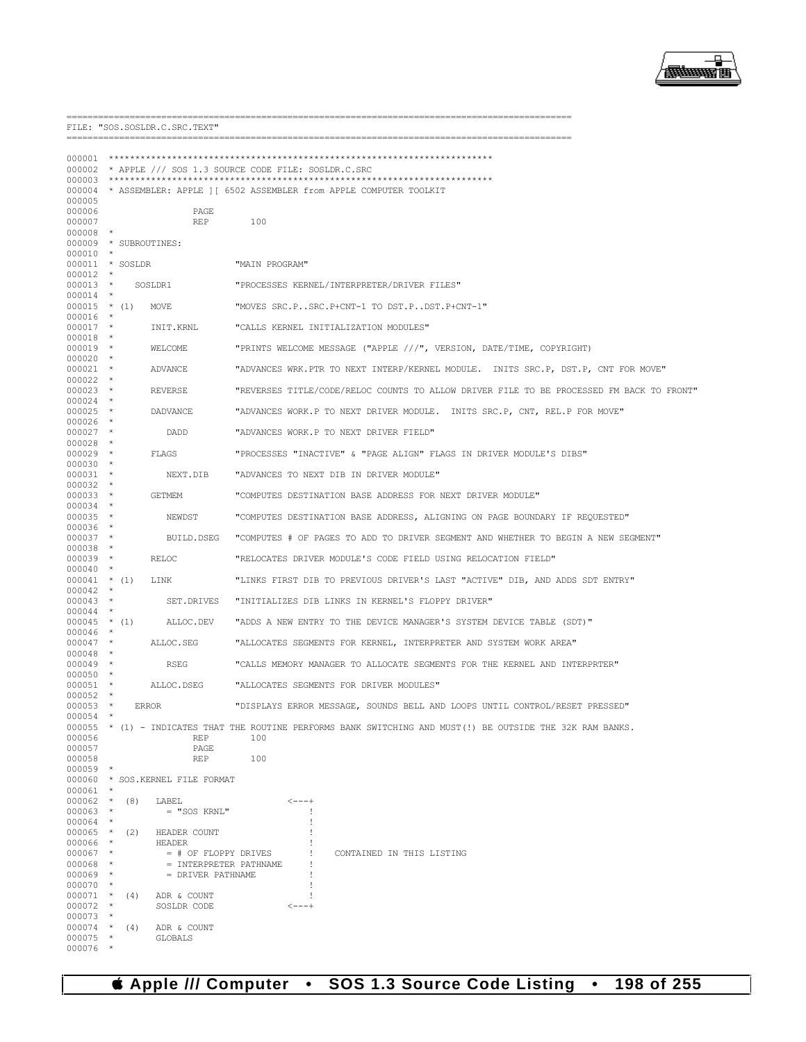```
===============================================================================================
FILE: "SOS.SOSLDR.C.SRC.TEXT"
===============================================================================================

000001 ************************************************************************
000002 * APPLE /// SOS 1.3 SOURCE CODE FILE: SOSLDR.C.SRC
000003 ************************************************************************
000004 * ASSEMBLER: APPLE ][ 6502 ASSEMBLER from APPLE COMPUTER TOOLKIT
000005
000006                 PAGE
000007                 REP       100
000008 *
000009 * SUBROUTINES:
000010 *
000011 * SOSLDR                "MAIN PROGRAM"
000012 *
000013 *    SOSLDR1            "PROCESSES KERNEL/INTERPRETER/DRIVER FILES"
000014 *
000015 * (1)   MOVE            "MOVES SRC.P..SRC.P+CNT-1 TO DST.P..DST.P+CNT-1"
000016 *
000017 *       INIT.KRNL       "CALLS KERNEL INITIALIZATION MODULES"
000018 *
000019 *       WELCOME         "PRINTS WELCOME MESSAGE ("APPLE ///", VERSION, DATE/TIME, COPYRIGHT)
000020 *
000021 *       ADVANCE         "ADVANCES WRK.PTR TO NEXT INTERP/KERNEL MODULE.  INITS SRC.P, DST.P, CNT FOR MOVE"
000022 *
000023 *       REVERSE         "REVERSES TITLE/CODE/RELOC COUNTS TO ALLOW DRIVER FILE TO BE PROCESSED FM BACK TO FRONT"
000024 *
000025 *       DADVANCE        "ADVANCES WORK.P TO NEXT DRIVER MODULE.  INITS SRC.P, CNT, REL.P FOR MOVE"
000026 *
000027 *          DADD         "ADVANCES WORK.P TO NEXT DRIVER FIELD"
000028 *
000029 *       FLAGS           "PROCESSES "INACTIVE" & "PAGE ALIGN" FLAGS IN DRIVER MODULE'S DIBS"
000030 *
000031 *          NEXT.DIB     "ADVANCES TO NEXT DIB IN DRIVER MODULE"
000032 *
000033 *       GETMEM          "COMPUTES DESTINATION BASE ADDRESS FOR NEXT DRIVER MODULE"
000034 *
000035 *          NEWDST       "COMPUTES DESTINATION BASE ADDRESS, ALIGNING ON PAGE BOUNDARY IF REQUESTED"
000036 *
000037 *          BUILD.DSEG   "COMPUTES # OF PAGES TO ADD TO DRIVER SEGMENT AND WHETHER TO BEGIN A NEW SEGMENT"
000038 *
000039 *       RELOC           "RELOCATES DRIVER MODULE'S CODE FIELD USING RELOCATION FIELD"
000040 *
000041 * (1)   LINK            "LINKS FIRST DIB TO PREVIOUS DRIVER'S LAST "ACTIVE" DIB, AND ADDS SDT ENTRY"
000042 *
000043 *          SET.DRIVES   "INITIALIZES DIB LINKS IN KERNEL'S FLOPPY DRIVER"
000044 *
000045 * (1)      ALLOC.DEV    "ADDS A NEW ENTRY TO THE DEVICE MANAGER'S SYSTEM DEVICE TABLE (SDT)"
000046 *
000047 *       ALLOC.SEG       "ALLOCATES SEGMENTS FOR KERNEL, INTERPRETER AND SYSTEM WORK AREA"
000048 *
000049 *          RSEG         "CALLS MEMORY MANAGER TO ALLOCATE SEGMENTS FOR THE KERNEL AND INTERPRTER"
000050 *
000051 *       ALLOC.DSEG      "ALLOCATES SEGMENTS FOR DRIVER MODULES"
000052 *
000053 *    ERROR              "DISPLAYS ERROR MESSAGE, SOUNDS BELL AND LOOPS UNTIL CONTROL/RESET PRESSED"
000054 *
000055 * (1) - INDICATES THAT THE ROUTINE PERFORMS BANK SWITCHING AND MUST(!) BE OUTSIDE THE 32K RAM BANKS.
000056                 REP       100
000057                 PAGE
000058                 REP       100
000059 *
000060 * SOS.KERNEL FILE FORMAT
000061 *
000062 *  (8)   LABEL                   <---+
000063 *           = "SOS KRNL"             !
000064 *                                    !
000065 *  (2)   HEADER COUNT                !
000066 *        HEADER                      !
000067 *           = # OF FLOPPY DRIVES     !    CONTAINED IN THIS LISTING
000068 *           = INTERPRETER PATHNAME   !
000069 *           = DRIVER PATHNAME        !
000070 *                                    !
000071 *  (4)   ADR & COUNT                 !
000072 *        SOSLDR CODE             <---+
000073 *
000074 *  (4)   ADR & COUNT
000075 *        GLOBALS
000076 *
```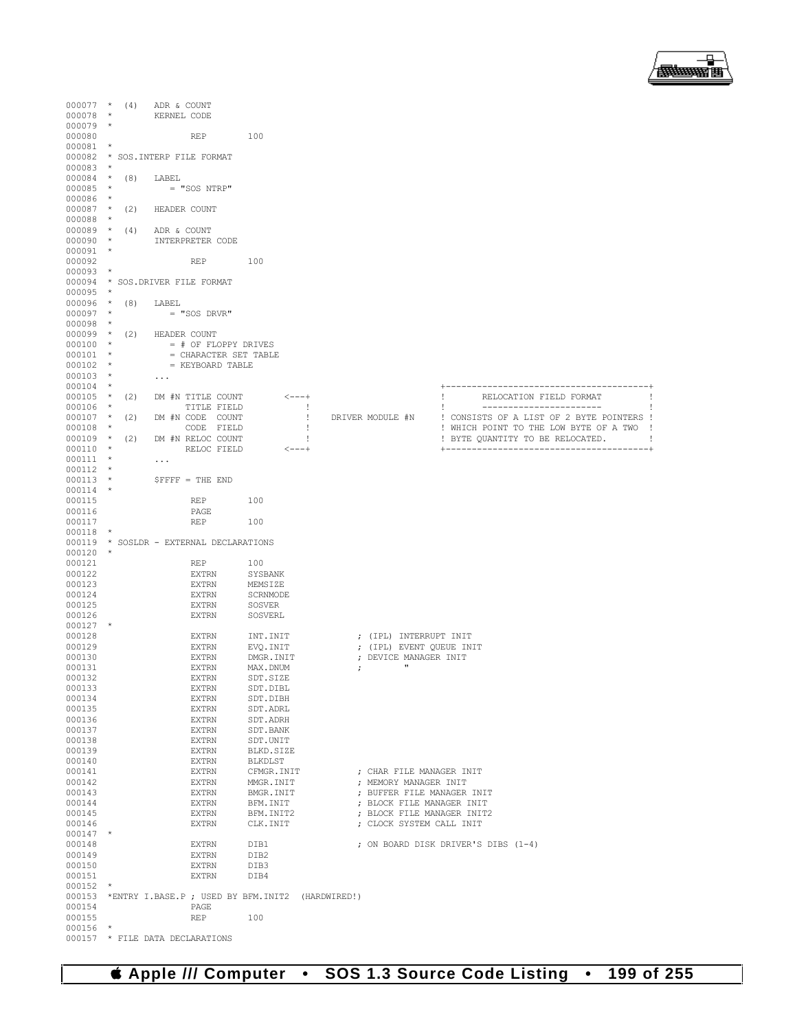```
000077 *  (4)   ADR & COUNT
000078 *        KERNEL CODE
000079 *
000080                 REP       100
000081 *
000082 * SOS.INTERP FILE FORMAT
000083 *
000084 *  (8)   LABEL
000085 *          = "SOS NTRP"
000086 *
000087 *  (2)   HEADER COUNT
000088 *
000089 *  (4)   ADR & COUNT
000090 *        INTERPRETER CODE
000091 *
000092                 REP       100
000093 *
000094 * SOS.DRIVER FILE FORMAT
000095 *
000096 *  (8)   LABEL
000097 *          = "SOS DRVR"
000098 *
000099 *  (2)   HEADER COUNT
000100 *          = # OF FLOPPY DRIVES
000101 *          = CHARACTER SET TABLE
000102 *          = KEYBOARD TABLE
000103 *        ...
000104 *                                                                +---------------------------------------+
000105 *  (2)   DM #N TITLE COUNT       <---+                            !       RELOCATION FIELD FORMAT         !
000106 *              TITLE FIELD           !                            !       ----------------------          !
000107 *  (2)   DM #N CODE  COUNT           !    DRIVER MODULE #N        ! CONSISTS OF A LIST OF 2 BYTE POINTERS !
000108 *              CODE  FIELD           !                            ! WHICH POINT TO THE LOW BYTE OF A TWO  !
000109 *  (2)   DM #N RELOC COUNT           !                            ! BYTE QUANTITY TO BE RELOCATED.        !
000110 *              RELOC FIELD       <---+                            +---------------------------------------+
000111 *        ...
000112 *
000113 *        $FFFF = THE END
000114 *
000115                 REP       100
000116                 PAGE
000117                 REP       100
000118 *
000119 * SOSLDR - EXTERNAL DECLARATIONS
000120 *
000121                 REP       100
000122                 EXTRN     SYSBANK
000123                 EXTRN     MEMSIZE
000124                 EXTRN     SCRNMODE
000125                 EXTRN     SOSVER
000126                 EXTRN     SOSVERL
000127 *
000128                 EXTRN     INT.INIT            ; (IPL) INTERRUPT INIT
000129                 EXTRN     EVQ.INIT            ; (IPL) EVENT QUEUE INIT
000130                 EXTRN     DMGR.INIT           ; DEVICE MANAGER INIT
000131                 EXTRN     MAX.DNUM            ;        "
000132                 EXTRN     SDT.SIZE
000133                 EXTRN     SDT.DIBL
000134                 EXTRN     SDT.DIBH
000135                 EXTRN     SDT.ADRL
000136                 EXTRN     SDT.ADRH
000137                 EXTRN     SDT.BANK
000138                 EXTRN     SDT.UNIT
000139                 EXTRN     BLKD.SIZE
000140                 EXTRN     BLKDLST
000141                 EXTRN     CFMGR.INIT          ; CHAR FILE MANAGER INIT
000142                 EXTRN     MMGR.INIT           ; MEMORY MANAGER INIT
000143                 EXTRN     BMGR.INIT           ; BUFFER FILE MANAGER INIT
000144                 EXTRN     BFM.INIT            ; BLOCK FILE MANAGER INIT
000145                 EXTRN     BFM.INIT2           ; BLOCK FILE MANAGER INIT2
000146                 EXTRN     CLK.INIT            ; CLOCK SYSTEM CALL INIT
000147 *
000148                 EXTRN     DIB1                ; ON BOARD DISK DRIVER'S DIBS (1-4)
000149                 EXTRN     DIB2
000150                 EXTRN     DIB3
000151                 EXTRN     DIB4
000152 *
000153 *ENTRY I.BASE.P ; USED BY BFM.INIT2  (HARDWIRED!)
000154                 PAGE
000155                 REP       100
000156 *
000157 * FILE DATA DECLARATIONS
```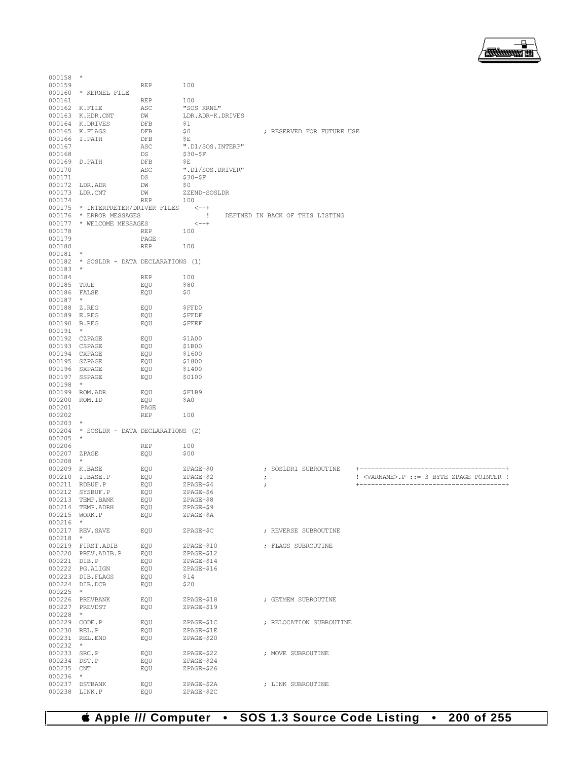```
000158  *
000159                  REP         100
000160  * KERNEL FILE
000161                  REP         100
000162  K.FILE          ASC         "SOS KRNL"
000163  K.HDR.CNT       DW          LDR.ADR-K.DRIVES
000164  K.DRIVES        DFB         $1
000165  K.FLAGS         DFB         $0                  ; RESERVED FOR FUTURE USE
000166  I.PATH          DFB         $E
000167                  ASC         ".D1/SOS.INTERP"
000168                  DS          $30-$F
000169  D.PATH          DFB         $E
000170                  ASC         ".D1/SOS.DRIVER"
000171                  DS          $30-$F
000172  LDR.ADR         DW          $0
000173  LDR.CNT         DW          ZZEND-SOSLDR
000174                  REP         100
000175  * INTERPRETER/DRIVER FILES    <--+
000176  * ERROR MESSAGES                 !    DEFINED IN BACK OF THIS LISTING
000177  * WELCOME MESSAGES            <--+
000178                  REP         100
000179                  PAGE
000180                  REP         100
000181  *
000182  * SOSLDR - DATA DECLARATIONS (1)
000183  *
000184                  REP         100
000185  TRUE            EQU         $80
000186  FALSE           EQU         $0
000187  *
000188  Z.REG           EQU         $FFD0
000189  E.REG           EQU         $FFDF
000190  B.REG           EQU         $FFEF
000191  *
000192  CZPAGE          EQU         $1A00
000193  CSPAGE          EQU         $1B00
000194  CXPAGE          EQU         $1600
000195  SZPAGE          EQU         $1800
000196  SXPAGE          EQU         $1400
000197  SSPAGE          EQU         $0100
000198  *
000199  ROM.ADR         EQU         $F1B9
000200  ROM.ID          EQU         $A0
000201                  PAGE
000202                  REP         100
000203  *
000204  * SOSLDR - DATA DECLARATIONS (2)
000205  *
000206                  REP         100
000207  ZPAGE           EQU         $00
000208  *
000209  K.BASE          EQU         ZPAGE+$0            ; SOSLDR1 SUBROUTINE    +--------------------------------------+
000210  I.BASE.P        EQU         ZPAGE+$2            ;                       ! <VARNAME>.P ::= 3 BYTE ZPAGE POINTER !
000211  RDBUF.P         EQU         ZPAGE+$4            ;                       +--------------------------------------+
000212  SYSBUF.P        EQU         ZPAGE+$6
000213  TEMP.BANK       EQU         ZPAGE+$8
000214  TEMP.ADRH       EQU         ZPAGE+$9
000215  WORK.P          EQU         ZPAGE+$A
000216  *
000217  REV.SAVE        EQU         ZPAGE+$C            ; REVERSE SUBROUTINE
000218  *
000219  FIRST.ADIB      EQU         ZPAGE+$10           ; FLAGS SUBROUTINE
000220  PREV.ADIB.P     EQU         ZPAGE+$12
000221  DIB.P           EQU         ZPAGE+$14
000222  PG.ALIGN        EQU         ZPAGE+$16
000223  DIB.FLAGS       EQU         $14
000224  DIB.DCB         EQU         $20
000225  *
000226  PREVBANK        EQU         ZPAGE+$18           ; GETMEM SUBROUTINE
000227  PREVDST         EQU         ZPAGE+$19
000228  *
000229  CODE.P          EQU         ZPAGE+$1C           ; RELOCATION SUBROUTINE
000230  REL.P           EQU         ZPAGE+$1E
000231  REL.END         EQU         ZPAGE+$20
000232  *
000233  SRC.P           EQU         ZPAGE+$22           ; MOVE SUBROUTINE
000234  DST.P           EQU         ZPAGE+$24
000235  CNT             EQU         ZPAGE+$26
000236  *
000237  DSTBANK         EQU         ZPAGE+$2A           ; LINK SUBROUTINE
000238  LINK.P          EQU         ZPAGE+$2C
```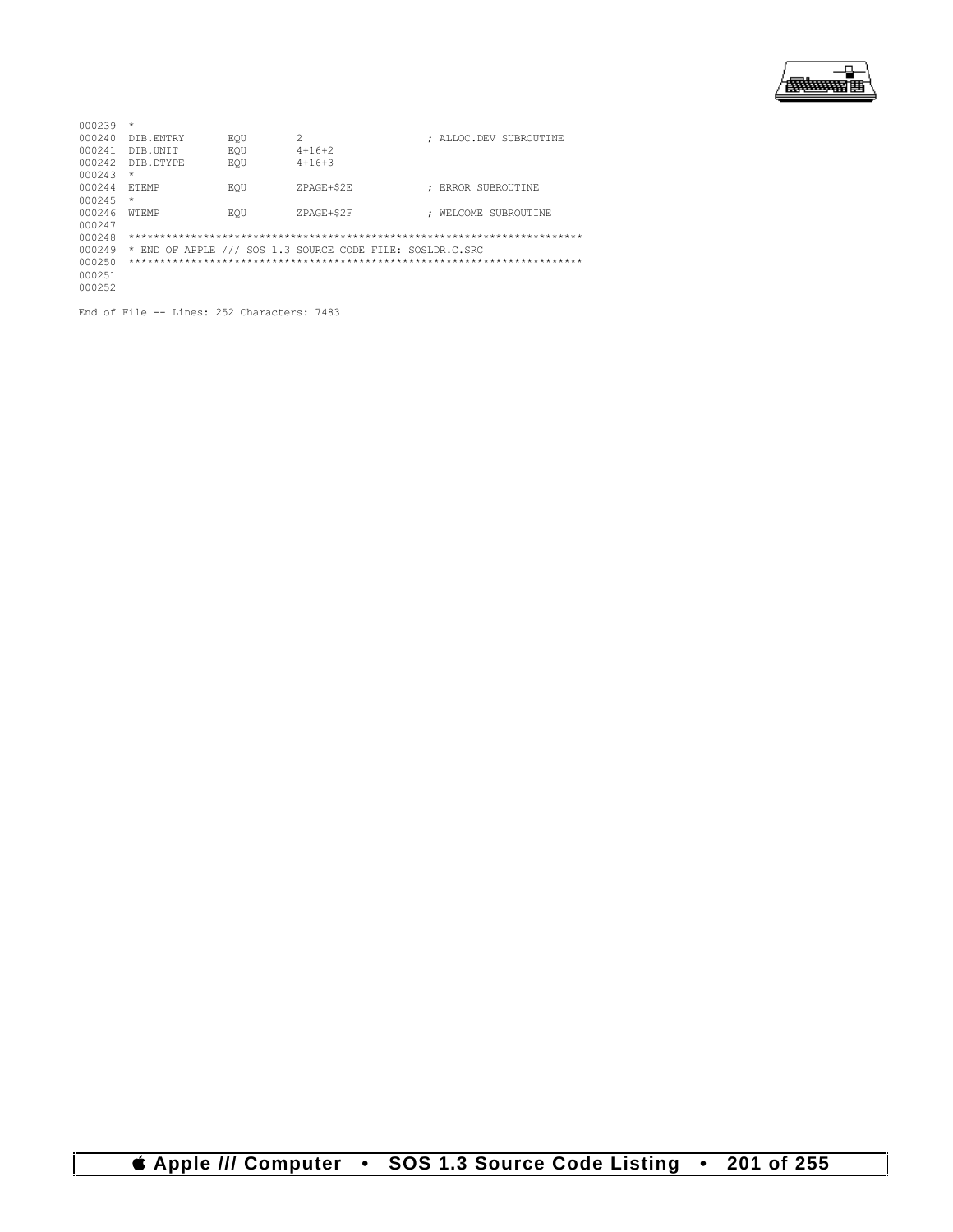```
000239  *
000240  DIB.ENTRY       EQU      2                    ; ALLOC.DEV SUBROUTINE
000241  DIB.UNIT        EQU      4+16+2
000242  DIB.DTYPE       EQU      4+16+3
000243  *
000244  ETEMP           EQU      ZPAGE+$2E            ; ERROR SUBROUTINE
000245  *
000246  WTEMP           EQU      ZPAGE+$2F            ; WELCOME SUBROUTINE
000247
000248  ***********************************************************************
000249  * END OF APPLE /// SOS 1.3 SOURCE CODE FILE: SOSLDR.C.SRC
000250  ***********************************************************************
000251
000252

End of File -- Lines: 252 Characters: 7483
```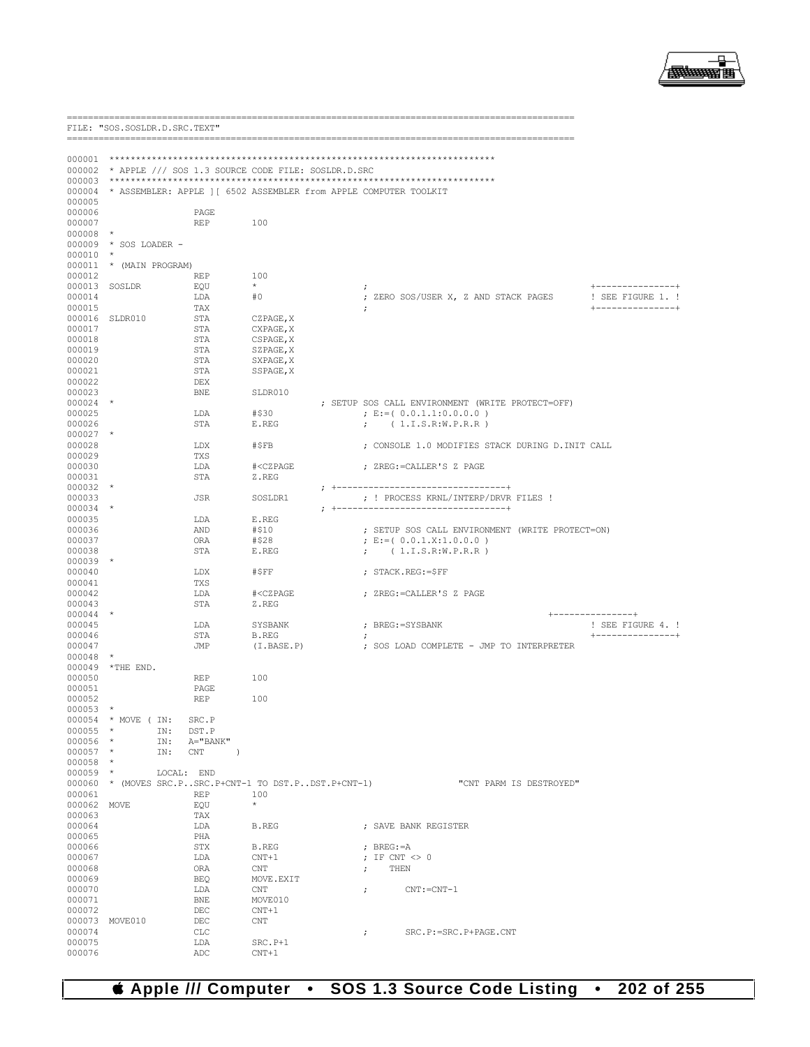```
=========================================================================================
FILE: "SOS.SOSLDR.D.SRC.TEXT"
=========================================================================================

000001 ************************************************************************
000002 * APPLE /// SOS 1.3 SOURCE CODE FILE: SOSLDR.D.SRC
000003 ************************************************************************
000004 * ASSEMBLER: APPLE ][ 6502 ASSEMBLER from APPLE COMPUTER TOOLKIT
000005
000006                 PAGE
000007                 REP       100
000008 *
000009 * SOS LOADER -
000010 *
000011 * (MAIN PROGRAM)
000012                 REP       100
000013 SOSLDR          EQU       *                   ;                                          +---------------+
000014                 LDA       #0                  ; ZERO SOS/USER X, Z AND STACK PAGES       ! SEE FIGURE 1. !
000015                 TAX                           ;                                          +---------------+
000016 SLDR010         STA       CZPAGE,X
000017                 STA       CXPAGE,X
000018                 STA       CSPAGE,X
000019                 STA       SZPAGE,X
000020                 STA       SXPAGE,X
000021                 STA       SSPAGE,X
000022                 DEX
000023                 BNE       SLDR010
000024 *                                   ; SETUP SOS CALL ENVIRONMENT (WRITE PROTECT=OFF)
000025                 LDA       #$30                ; E:=( 0.0.1.1:0.0.0.0 )
000026                 STA       E.REG               ;    ( 1.I.S.R:W.P.R.R )
000027 *
000028                 LDX       #$FB                ; CONSOLE 1.0 MODIFIES STACK DURING D.INIT CALL
000029                 TXS
000030                 LDA       #<CZPAGE            ; ZREG:=CALLER'S Z PAGE
000031                 STA       Z.REG
000032 *                                   ; +--------------------------------+
000033                 JSR       SOSLDR1             ; ! PROCESS KRNL/INTERP/DRVR FILES !
000034 *                                   ; +--------------------------------+
000035                 LDA       E.REG
000036                 AND       #$10                ; SETUP SOS CALL ENVIRONMENT (WRITE PROTECT=ON)
000037                 ORA       #$28                ; E:=( 0.0.1.X:1.0.0.0 )
000038                 STA       E.REG               ;    ( 1.I.S.R:W.P.R.R )
000039 *
000040                 LDX       #$FF                ; STACK.REG:=$FF
000041                 TXS
000042                 LDA       #<CZPAGE            ; ZREG:=CALLER'S Z PAGE
000043                 STA       Z.REG
000044 *                                                                                +---------------+
000045                 LDA       SYSBANK             ; BREG:=SYSBANK                            ! SEE FIGURE 4. !
000046                 STA       B.REG               ;                                          +---------------+
000047                 JMP       (I.BASE.P)          ; SOS LOAD COMPLETE - JMP TO INTERPRETER
000048 *
000049 *THE END.
000050                 REP       100
000051                 PAGE
000052                 REP       100
000053 *
000054 * MOVE ( IN:   SRC.P
000055 *        IN:   DST.P
000056 *        IN:   A="BANK"
000057 *        IN:   CNT      )
000058 *
000059 *        LOCAL:  END
000060 * (MOVES SRC.P..SRC.P+CNT-1 TO DST.P..DST.P+CNT-1)              "CNT PARM IS DESTROYED"
000061                 REP       100
000062 MOVE            EQU       *
000063                 TAX
000064                 LDA       B.REG               ; SAVE BANK REGISTER
000065                 PHA
000066                 STX       B.REG               ; BREG:=A
000067                 LDA       CNT+1               ; IF CNT <> 0
000068                 ORA       CNT                 ;    THEN
000069                 BEQ       MOVE.EXIT
000070                 LDA       CNT                 ;       CNT:=CNT-1
000071                 BNE       MOVE010
000072                 DEC       CNT+1
000073 MOVE010         DEC       CNT
000074                 CLC                           ;       SRC.P:=SRC.P+PAGE.CNT
000075                 LDA       SRC.P+1
000076                 ADC       CNT+1
```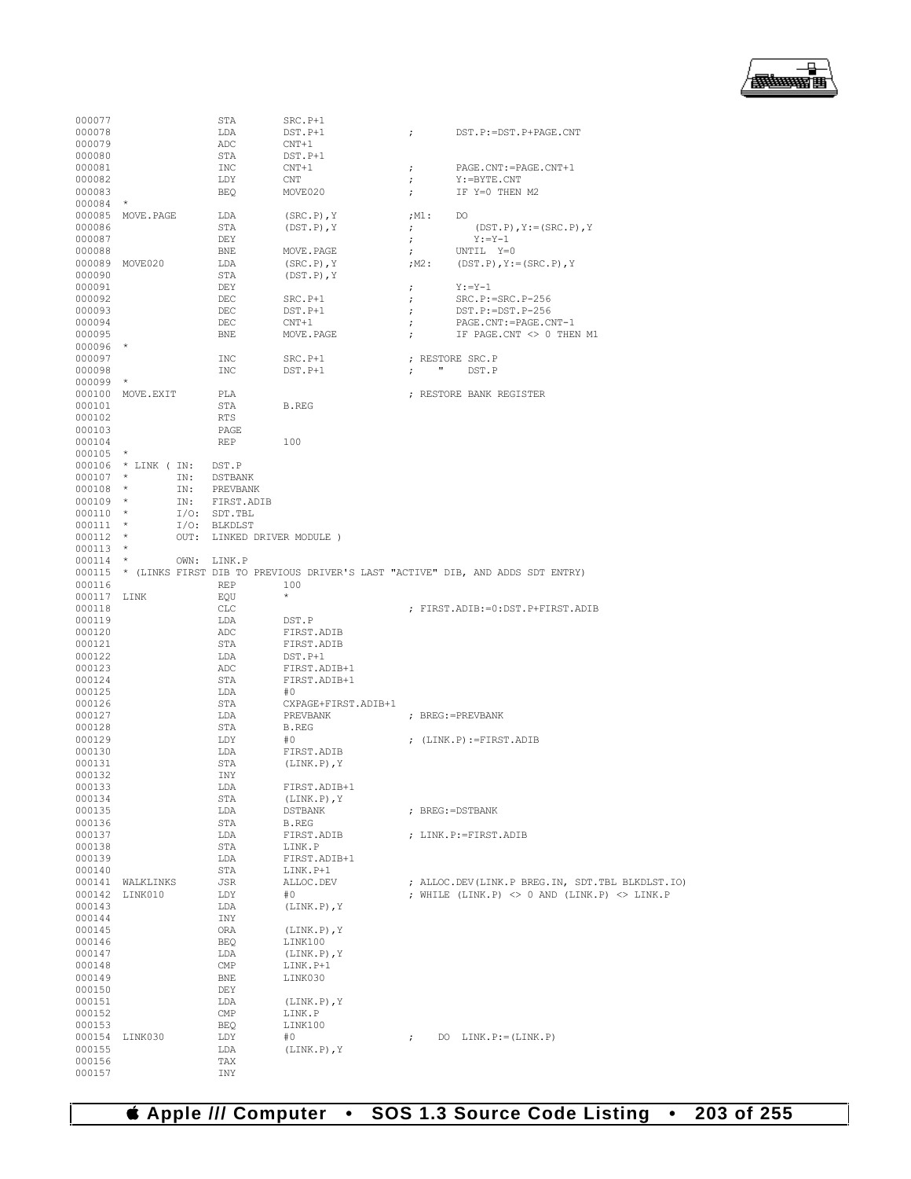```
000077                 STA       SRC.P+1
000078                 LDA       DST.P+1              ;       DST.P:=DST.P+PAGE.CNT
000079                 ADC       CNT+1
000080                 STA       DST.P+1
000081                 INC       CNT+1                ;       PAGE.CNT:=PAGE.CNT+1
000082                 LDY       CNT                  ;       Y:=BYTE.CNT
000083                 BEQ       MOVE020              ;       IF Y=0 THEN M2
000084  *
000085  MOVE.PAGE      LDA       (SRC.P),Y            ;M1:    DO
000086                 STA       (DST.P),Y            ;          (DST.P),Y:=(SRC.P),Y
000087                 DEY                            ;          Y:=Y-1
000088                 BNE       MOVE.PAGE            ;       UNTIL  Y=0
000089  MOVE020        LDA       (SRC.P),Y            ;M2:    (DST.P),Y:=(SRC.P),Y
000090                 STA       (DST.P),Y
000091                 DEY                            ;       Y:=Y-1
000092                 DEC       SRC.P+1              ;       SRC.P:=SRC.P-256
000093                 DEC       DST.P+1              ;       DST.P:=DST.P-256
000094                 DEC       CNT+1                ;       PAGE.CNT:=PAGE.CNT-1
000095                 BNE       MOVE.PAGE            ;       IF PAGE.CNT <> 0 THEN M1
000096  *
000097                 INC       SRC.P+1              ; RESTORE SRC.P
000098                 INC       DST.P+1              ;    "    DST.P
000099  *
000100  MOVE.EXIT      PLA                            ; RESTORE BANK REGISTER
000101                 STA       B.REG
000102                 RTS
000103                 PAGE
000104                 REP       100
000105  *
000106  * LINK ( IN:   DST.P
000107  *        IN:   DSTBANK
000108  *        IN:   PREVBANK
000109  *        IN:   FIRST.ADIB
000110  *        I/O:  SDT.TBL
000111  *        I/O:  BLKDLST
000112  *        OUT:  LINKED DRIVER MODULE )
000113  *
000114  *        OWN:  LINK.P
000115  * (LINKS FIRST DIB TO PREVIOUS DRIVER'S LAST "ACTIVE" DIB, AND ADDS SDT ENTRY)
000116                 REP       100
000117  LINK           EQU       *
000118                 CLC                            ; FIRST.ADIB:=0:DST.P+FIRST.ADIB
000119                 LDA       DST.P
000120                 ADC       FIRST.ADIB
000121                 STA       FIRST.ADIB
000122                 LDA       DST.P+1
000123                 ADC       FIRST.ADIB+1
000124                 STA       FIRST.ADIB+1
000125                 LDA       #0
000126                 STA       CXPAGE+FIRST.ADIB+1
000127                 LDA       PREVBANK             ; BREG:=PREVBANK
000128                 STA       B.REG
000129                 LDY       #0                   ; (LINK.P):=FIRST.ADIB
000130                 LDA       FIRST.ADIB
000131                 STA       (LINK.P),Y
000132                 INY
000133                 LDA       FIRST.ADIB+1
000134                 STA       (LINK.P),Y
000135                 LDA       DSTBANK              ; BREG:=DSTBANK
000136                 STA       B.REG
000137                 LDA       FIRST.ADIB           ; LINK.P:=FIRST.ADIB
000138                 STA       LINK.P
000139                 LDA       FIRST.ADIB+1
000140                 STA       LINK.P+1
000141  WALKLINKS      JSR       ALLOC.DEV            ; ALLOC.DEV(LINK.P BREG.IN, SDT.TBL BLKDLST.IO)
000142  LINK010        LDY       #0                   ; WHILE (LINK.P) <> 0 AND (LINK.P) <> LINK.P
000143                 LDA       (LINK.P),Y
000144                 INY
000145                 ORA       (LINK.P),Y
000146                 BEQ       LINK100
000147                 LDA       (LINK.P),Y
000148                 CMP       LINK.P+1
000149                 BNE       LINK030
000150                 DEY
000151                 LDA       (LINK.P),Y
000152                 CMP       LINK.P
000153                 BEQ       LINK100
000154  LINK030        LDY       #0                   ;    DO  LINK.P:=(LINK.P)
000155                 LDA       (LINK.P),Y
000156                 TAX
000157                 INY
```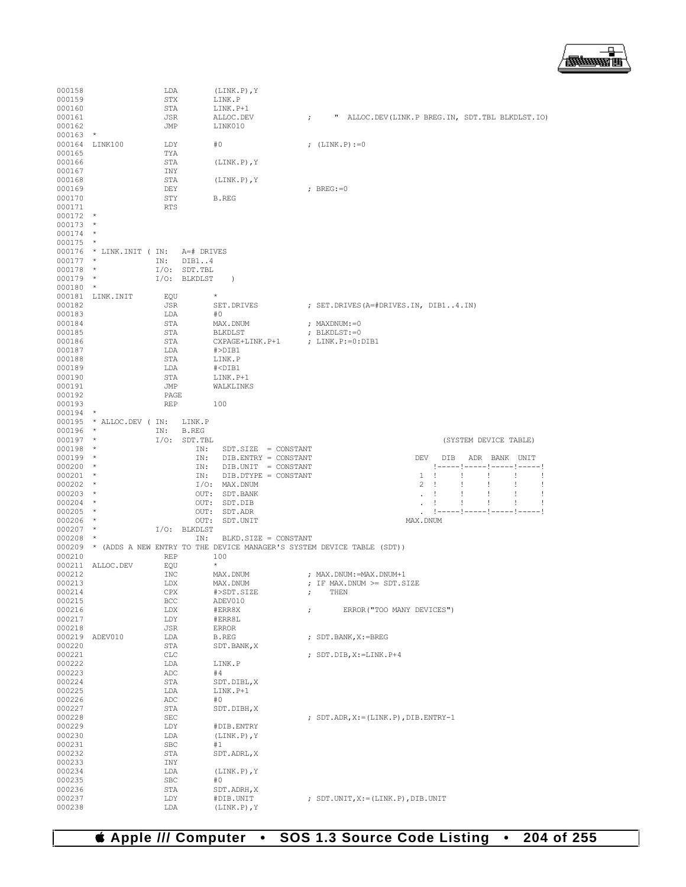```
000158                LDA       (LINK.P),Y
000159                STX       LINK.P
000160                STA       LINK.P+1
000161                JSR       ALLOC.DEV           ;     "  ALLOC.DEV(LINK.P BREG.IN, SDT.TBL BLKDLST.IO)
000162                JMP       LINK010
000163  *
000164  LINK100       LDY       #0                  ; (LINK.P):=0
000165                TYA
000166                STA       (LINK.P),Y
000167                INY
000168                STA       (LINK.P),Y
000169                DEY                           ; BREG:=0
000170                STY       B.REG
000171                RTS
000172  *
000173  *
000174  *
000175  *
000176  * LINK.INIT ( IN:   A=# DRIVES
000177  *             IN:   DIB1..4
000178  *             I/O:  SDT.TBL
000179  *             I/O:  BLKDLST    )
000180  *
000181  LINK.INIT     EQU       *
000182                JSR       SET.DRIVES          ; SET.DRIVES(A=#DRIVES.IN, DIB1..4.IN)
000183                LDA       #0
000184                STA       MAX.DNUM            ; MAXDNUM:=0
000185                STA       BLKDLST             ; BLKDLST:=0
000186                STA       CXPAGE+LINK.P+1     ; LINK.P:=0:DIB1
000187                LDA       #>DIB1
000188                STA       LINK.P
000189                LDA       #<DIB1
000190                STA       LINK.P+1
000191                JMP       WALKLINKS
000192                PAGE
000193                REP       100
000194  *
000195  * ALLOC.DEV ( IN:   LINK.P
000196  *             IN:   B.REG
000197  *             I/O:  SDT.TBL                                                  (SYSTEM DEVICE TABLE)
000198  *                     IN:   SDT.SIZE  = CONSTANT
000199  *                     IN:   DIB.ENTRY = CONSTANT                       DEV   DIB   ADR  BANK  UNIT
000200  *                     IN:   DIB.UNIT  = CONSTANT                           !-----!-----!-----!-----!
000201  *                     IN:   DIB.DTYPE = CONSTANT                         1  !     !     !     !     !
000202  *                     I/O:  MAX.DNUM                                     2  !     !     !     !     !
000203  *                     OUT:  SDT.BANK                                     .  !     !     !     !     !
000204  *                     OUT:  SDT.DIB                                      .  !     !     !     !     !
000205  *                     OUT:  SDT.ADR                                      .  !-----!-----!-----!-----!
000206  *                     OUT:  SDT.UNIT                              MAX.DNUM
000207  *             I/O:  BLKDLST
000208  *                     IN:   BLKD.SIZE = CONSTANT
000209  * (ADDS A NEW ENTRY TO THE DEVICE MANAGER'S SYSTEM DEVICE TABLE (SDT))
000210                REP       100
000211  ALLOC.DEV     EQU       *
000212                INC       MAX.DNUM            ; MAX.DNUM:=MAX.DNUM+1
000213                LDX       MAX.DNUM            ; IF MAX.DNUM >= SDT.SIZE
000214                CPX       #>SDT.SIZE          ;    THEN
000215                BCC       ADEV010
000216                LDX       #ERR8X              ;       ERROR("TOO MANY DEVICES")
000217                LDY       #ERR8L
000218                JSR       ERROR
000219  ADEV010       LDA       B.REG               ; SDT.BANK,X:=BREG
000220                STA       SDT.BANK,X
000221                CLC                           ; SDT.DIB,X:=LINK.P+4
000222                LDA       LINK.P
000223                ADC       #4
000224                STA       SDT.DIBL,X
000225                LDA       LINK.P+1
000226                ADC       #0
000227                STA       SDT.DIBH,X
000228                SEC                           ; SDT.ADR,X:=(LINK.P),DIB.ENTRY-1
000229                LDY       #DIB.ENTRY
000230                LDA       (LINK.P),Y
000231                SBC       #1
000232                STA       SDT.ADRL,X
000233                INY
000234                LDA       (LINK.P),Y
000235                SBC       #0
000236                STA       SDT.ADRH,X
000237                LDY       #DIB.UNIT           ; SDT.UNIT,X:=(LINK.P),DIB.UNIT
000238                LDA       (LINK.P),Y
```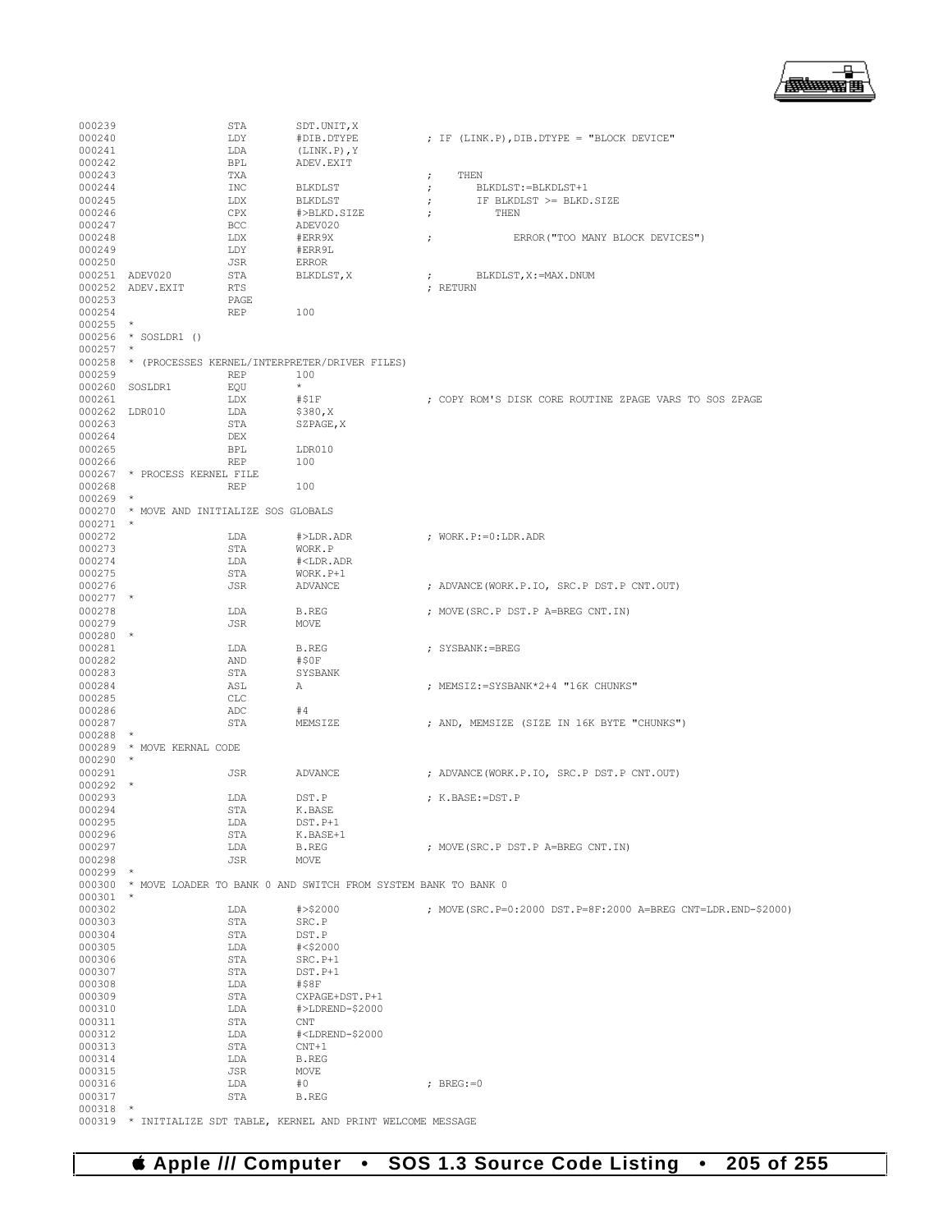```
000239                STA       SDT.UNIT,X
000240                LDY       #DIB.DTYPE          ; IF (LINK.P),DIB.DTYPE = "BLOCK DEVICE"
000241                LDA       (LINK.P),Y
000242                BPL       ADEV.EXIT
000243                TXA                           ;    THEN
000244                INC       BLKDLST             ;       BLKDLST:=BLKDLST+1
000245                LDX       BLKDLST             ;       IF BLKDLST >= BLKD.SIZE
000246                CPX       #>BLKD.SIZE         ;          THEN
000247                BCC       ADEV020
000248                LDX       #ERR9X              ;             ERROR("TOO MANY BLOCK DEVICES")
000249                LDY       #ERR9L
000250                JSR       ERROR
000251 ADEV020        STA       BLKDLST,X           ;       BLKDLST,X:=MAX.DNUM
000252 ADEV.EXIT      RTS                           ; RETURN
000253                PAGE
000254                REP       100
000255 *
000256 * SOSLDR1 ()
000257 *
000258 * (PROCESSES KERNEL/INTERPRETER/DRIVER FILES)
000259                REP       100
000260 SOSLDR1        EQU       *
000261                LDX       #$1F                ; COPY ROM'S DISK CORE ROUTINE ZPAGE VARS TO SOS ZPAGE
000262 LDR010         LDA       $380,X
000263                STA       SZPAGE,X
000264                DEX
000265                BPL       LDR010
000266                REP       100
000267 * PROCESS KERNEL FILE
000268                REP       100
000269 *
000270 * MOVE AND INITIALIZE SOS GLOBALS
000271 *
000272                LDA       #>LDR.ADR           ; WORK.P:=0:LDR.ADR
000273                STA       WORK.P
000274                LDA       #<LDR.ADR
000275                STA       WORK.P+1
000276                JSR       ADVANCE             ; ADVANCE(WORK.P.IO, SRC.P DST.P CNT.OUT)
000277 *
000278                LDA       B.REG               ; MOVE(SRC.P DST.P A=BREG CNT.IN)
000279                JSR       MOVE
000280 *
000281                LDA       B.REG               ; SYSBANK:=BREG
000282                AND       #$0F
000283                STA       SYSBANK
000284                ASL       A                   ; MEMSIZ:=SYSBANK*2+4 "16K CHUNKS"
000285                CLC
000286                ADC       #4
000287                STA       MEMSIZE             ; AND, MEMSIZE (SIZE IN 16K BYTE "CHUNKS")
000288 *
000289 * MOVE KERNAL CODE
000290 *
000291                JSR       ADVANCE             ; ADVANCE(WORK.P.IO, SRC.P DST.P CNT.OUT)
000292 *
000293                LDA       DST.P               ; K.BASE:=DST.P
000294                STA       K.BASE
000295                LDA       DST.P+1
000296                STA       K.BASE+1
000297                LDA       B.REG               ; MOVE(SRC.P DST.P A=BREG CNT.IN)
000298                JSR       MOVE
000299 *
000300 * MOVE LOADER TO BANK 0 AND SWITCH FROM SYSTEM BANK TO BANK 0
000301 *
000302                LDA       #>$2000             ; MOVE(SRC.P=0:2000 DST.P=8F:2000 A=BREG CNT=LDR.END-$2000)
000303                STA       SRC.P
000304                STA       DST.P
000305                LDA       #<$2000
000306                STA       SRC.P+1
000307                STA       DST.P+1
000308                LDA       #$8F
000309                STA       CXPAGE+DST.P+1
000310                LDA       #>LDREND-$2000
000311                STA       CNT
000312                LDA       #<LDREND-$2000
000313                STA       CNT+1
000314                LDA       B.REG
000315                JSR       MOVE
000316                LDA       #0                  ; BREG:=0
000317                STA       B.REG
000318 *
000319 * INITIALIZE SDT TABLE, KERNEL AND PRINT WELCOME MESSAGE
```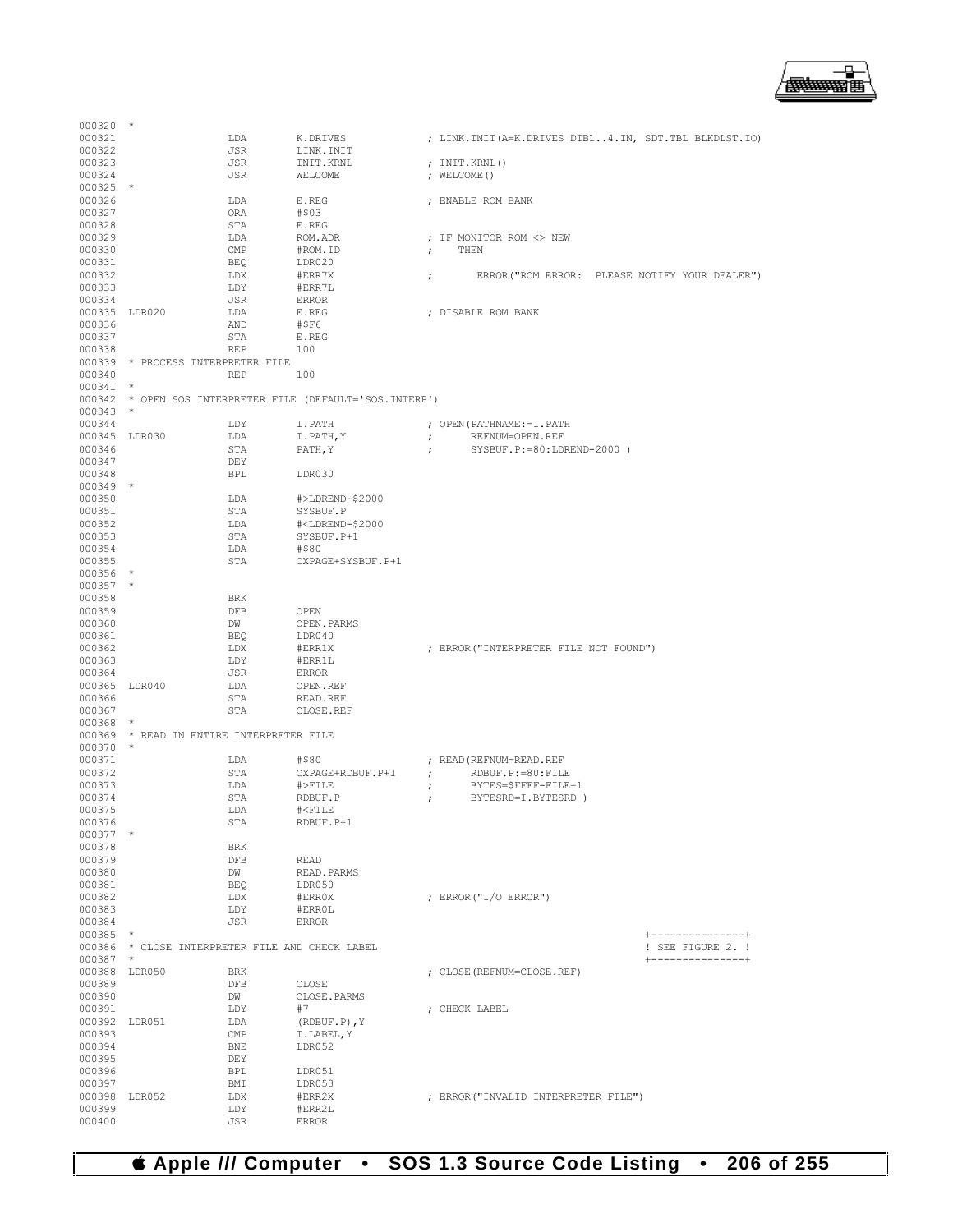```
000320  *
000321                LDA         K.DRIVES              ; LINK.INIT(A=K.DRIVES DIB1..4.IN, SDT.TBL BLKDLST.IO)
000322                JSR         LINK.INIT
000323                JSR         INIT.KRNL             ; INIT.KRNL()
000324                JSR         WELCOME               ; WELCOME()
000325  *
000326                LDA         E.REG                 ; ENABLE ROM BANK
000327                ORA         #$03
000328                STA         E.REG
000329                LDA         ROM.ADR               ; IF MONITOR ROM <> NEW
000330                CMP         #ROM.ID               ;    THEN
000331                BEQ         LDR020
000332                LDX         #ERR7X                ;       ERROR("ROM ERROR:  PLEASE NOTIFY YOUR DEALER")
000333                LDY         #ERR7L
000334                JSR         ERROR
000335  LDR020        LDA         E.REG                 ; DISABLE ROM BANK
000336                AND         #$F6
000337                STA         E.REG
000338                REP         100
000339  * PROCESS INTERPRETER FILE
000340                REP         100
000341  *
000342  * OPEN SOS INTERPRETER FILE (DEFAULT='SOS.INTERP')
000343  *
000344                LDY         I.PATH                ; OPEN(PATHNAME:=I.PATH
000345  LDR030        LDA         I.PATH,Y              ;      REFNUM=OPEN.REF
000346                STA         PATH,Y                ;      SYSBUF.P:=80:LDREND-2000 )
000347                DEY
000348                BPL         LDR030
000349  *
000350                LDA         #>LDREND-$2000
000351                STA         SYSBUF.P
000352                LDA         #<LDREND-$2000
000353                STA         SYSBUF.P+1
000354                LDA         #$80
000355                STA         CXPAGE+SYSBUF.P+1
000356  *
000357  *
000358                BRK
000359                DFB         OPEN
000360                DW          OPEN.PARMS
000361                BEQ         LDR040
000362                LDX         #ERR1X                ; ERROR("INTERPRETER FILE NOT FOUND")
000363                LDY         #ERR1L
000364                JSR         ERROR
000365  LDR040        LDA         OPEN.REF
000366                STA         READ.REF
000367                STA         CLOSE.REF
000368  *
000369  * READ IN ENTIRE INTERPRETER FILE
000370  *
000371                LDA         #$80                  ; READ(REFNUM=READ.REF
000372                STA         CXPAGE+RDBUF.P+1      ;      RDBUF.P:=80:FILE
000373                LDA         #>FILE                ;      BYTES=$FFFF-FILE+1
000374                STA         RDBUF.P               ;      BYTESRD=I.BYTESRD )
000375                LDA         #<FILE
000376                STA         RDBUF.P+1
000377  *
000378                BRK
000379                DFB         READ
000380                DW          READ.PARMS
000381                BEQ         LDR050
000382                LDX         #ERR0X                ; ERROR("I/O ERROR")
000383                LDY         #ERR0L
000384                JSR         ERROR
000385  *                                                                               +---------------+
000386  * CLOSE INTERPRETER FILE AND CHECK LABEL                                        ! SEE FIGURE 2. !
000387  *                                                                               +---------------+
000388  LDR050        BRK                               ; CLOSE(REFNUM=CLOSE.REF)
000389                DFB         CLOSE
000390                DW          CLOSE.PARMS
000391                LDY         #7                    ; CHECK LABEL
000392  LDR051        LDA         (RDBUF.P),Y
000393                CMP         I.LABEL,Y
000394                BNE         LDR052
000395                DEY
000396                BPL         LDR051
000397                BMI         LDR053
000398  LDR052        LDX         #ERR2X                ; ERROR("INVALID INTERPRETER FILE")
000399                LDY         #ERR2L
000400                JSR         ERROR
```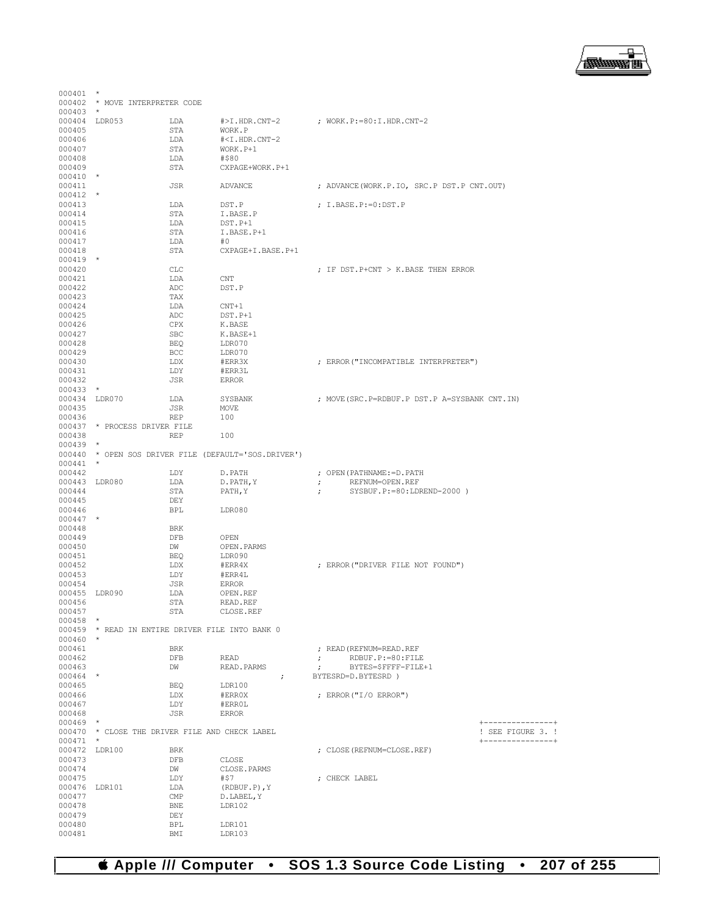```
000401  *
000402  * MOVE INTERPRETER CODE
000403  *
000404  LDR053          LDA       #>I.HDR.CNT-2         ; WORK.P:=80:I.HDR.CNT-2
000405                  STA       WORK.P
000406                  LDA       #<I.HDR.CNT-2
000407                  STA       WORK.P+1
000408                  LDA       #$80
000409                  STA       CXPAGE+WORK.P+1
000410  *
000411                  JSR       ADVANCE               ; ADVANCE(WORK.P.IO, SRC.P DST.P CNT.OUT)
000412  *
000413                  LDA       DST.P                 ; I.BASE.P:=0:DST.P
000414                  STA       I.BASE.P
000415                  LDA       DST.P+1
000416                  STA       I.BASE.P+1
000417                  LDA       #0
000418                  STA       CXPAGE+I.BASE.P+1
000419  *
000420                  CLC                             ; IF DST.P+CNT > K.BASE THEN ERROR
000421                  LDA       CNT
000422                  ADC       DST.P
000423                  TAX
000424                  LDA       CNT+1
000425                  ADC       DST.P+1
000426                  CPX       K.BASE
000427                  SBC       K.BASE+1
000428                  BEQ       LDR070
000429                  BCC       LDR070
000430                  LDX       #ERR3X                ; ERROR("INCOMPATIBLE INTERPRETER")
000431                  LDY       #ERR3L
000432                  JSR       ERROR
000433  *
000434  LDR070          LDA       SYSBANK               ; MOVE(SRC.P=RDBUF.P DST.P A=SYSBANK CNT.IN)
000435                  JSR       MOVE
000436                  REP       100
000437  * PROCESS DRIVER FILE
000438                  REP       100
000439  *
000440  * OPEN SOS DRIVER FILE (DEFAULT='SOS.DRIVER')
000441  *
000442                  LDY       D.PATH                ; OPEN(PATHNAME:=D.PATH
000443  LDR080          LDA       D.PATH,Y              ;      REFNUM=OPEN.REF
000444                  STA       PATH,Y                ;      SYSBUF.P:=80:LDREND-2000 )
000445                  DEY
000446                  BPL       LDR080
000447  *
000448                  BRK
000449                  DFB       OPEN
000450                  DW        OPEN.PARMS
000451                  BEQ       LDR090
000452                  LDX       #ERR4X                ; ERROR("DRIVER FILE NOT FOUND")
000453                  LDY       #ERR4L
000454                  JSR       ERROR
000455  LDR090          LDA       OPEN.REF
000456                  STA       READ.REF
000457                  STA       CLOSE.REF
000458  *
000459  * READ IN ENTIRE DRIVER FILE INTO BANK 0
000460  *
000461                  BRK                             ; READ(REFNUM=READ.REF
000462                  DFB       READ                  ;      RDBUF.P:=80:FILE
000463                  DW        READ.PARMS            ;      BYTES=$FFFF-FILE+1
000464  *                                   ;      BYTESRD=D.BYTESRD )
000465                  BEQ       LDR100
000466                  LDX       #ERR0X                ; ERROR("I/O ERROR")
000467                  LDY       #ERR0L
000468                  JSR       ERROR
000469  *                                                                            +---------------+
000470  * CLOSE THE DRIVER FILE AND CHECK LABEL                                      ! SEE FIGURE 3. !
000471  *                                                                            +---------------+
000472  LDR100          BRK                             ; CLOSE(REFNUM=CLOSE.REF)
000473                  DFB       CLOSE
000474                  DW        CLOSE.PARMS
000475                  LDY       #$7                   ; CHECK LABEL
000476  LDR101          LDA       (RDBUF.P),Y
000477                  CMP       D.LABEL,Y
000478                  BNE       LDR102
000479                  DEY
000480                  BPL       LDR101
000481                  BMI       LDR103
```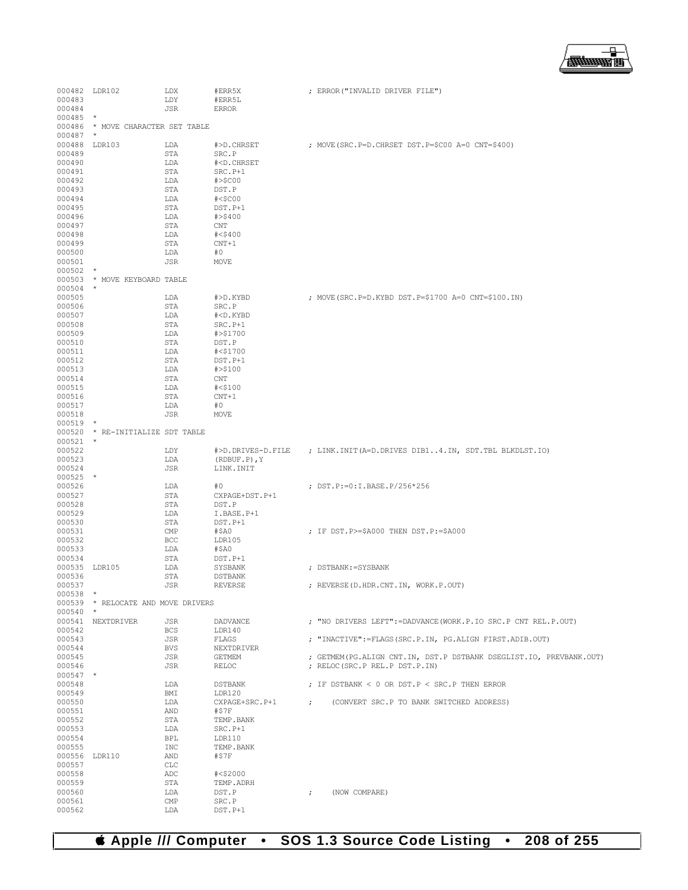```
000482 LDR102          LDX         #ERR5X              ; ERROR("INVALID DRIVER FILE")
000483                 LDY         #ERR5L
000484                 JSR         ERROR
000485 *
000486 * MOVE CHARACTER SET TABLE
000487 *
000488 LDR103          LDA         #>D.CHRSET          ; MOVE(SRC.P=D.CHRSET DST.P=$C00 A=0 CNT=$400)
000489                 STA         SRC.P
000490                 LDA         #<D.CHRSET
000491                 STA         SRC.P+1
000492                 LDA         #>$C00
000493                 STA         DST.P
000494                 LDA         #<$C00
000495                 STA         DST.P+1
000496                 LDA         #>$400
000497                 STA         CNT
000498                 LDA         #<$400
000499                 STA         CNT+1
000500                 LDA         #0
000501                 JSR         MOVE
000502 *
000503 * MOVE KEYBOARD TABLE
000504 *
000505                 LDA         #>D.KYBD            ; MOVE(SRC.P=D.KYBD DST.P=$1700 A=0 CNT=$100.IN)
000506                 STA         SRC.P
000507                 LDA         #<D.KYBD
000508                 STA         SRC.P+1
000509                 LDA         #>$1700
000510                 STA         DST.P
000511                 LDA         #<$1700
000512                 STA         DST.P+1
000513                 LDA         #>$100
000514                 STA         CNT
000515                 LDA         #<$100
000516                 STA         CNT+1
000517                 LDA         #0
000518                 JSR         MOVE
000519 *
000520 * RE-INITIALIZE SDT TABLE
000521 *
000522                 LDY         #>D.DRIVES-D.FILE   ; LINK.INIT(A=D.DRIVES DIB1..4.IN, SDT.TBL BLKDLST.IO)
000523                 LDA         (RDBUF.P),Y
000524                 JSR         LINK.INIT
000525 *
000526                 LDA         #0                  ; DST.P:=0:I.BASE.P/256*256
000527                 STA         CXPAGE+DST.P+1
000528                 STA         DST.P
000529                 LDA         I.BASE.P+1
000530                 STA         DST.P+1
000531                 CMP         #$A0                ; IF DST.P>=$A000 THEN DST.P:=$A000
000532                 BCC         LDR105
000533                 LDA         #$A0
000534                 STA         DST.P+1
000535 LDR105          LDA         SYSBANK             ; DSTBANK:=SYSBANK
000536                 STA         DSTBANK
000537                 JSR         REVERSE             ; REVERSE(D.HDR.CNT.IN, WORK.P.OUT)
000538 *
000539 * RELOCATE AND MOVE DRIVERS
000540 *
000541 NEXTDRIVER      JSR         DADVANCE            ; "NO DRIVERS LEFT":=DADVANCE(WORK.P.IO SRC.P CNT REL.P.OUT)
000542                 BCS         LDR140
000543                 JSR         FLAGS               ; "INACTIVE":=FLAGS(SRC.P.IN, PG.ALIGN FIRST.ADIB.OUT)
000544                 BVS         NEXTDRIVER
000545                 JSR         GETMEM              ; GETMEM(PG.ALIGN CNT.IN, DST.P DSTBANK DSEGLIST.IO, PREVBANK.OUT)
000546                 JSR         RELOC               ; RELOC(SRC.P REL.P DST.P.IN)
000547 *
000548                 LDA         DSTBANK             ; IF DSTBANK < 0 OR DST.P < SRC.P THEN ERROR
000549                 BMI         LDR120
000550                 LDA         CXPAGE+SRC.P+1      ;    (CONVERT SRC.P TO BANK SWITCHED ADDRESS)
000551                 AND         #$7F
000552                 STA         TEMP.BANK
000553                 LDA         SRC.P+1
000554                 BPL         LDR110
000555                 INC         TEMP.BANK
000556 LDR110          AND         #$7F
000557                 CLC
000558                 ADC         #<$2000
000559                 STA         TEMP.ADRH
000560                 LDA         DST.P               ;    (NOW COMPARE)
000561                 CMP         SRC.P
000562                 LDA         DST.P+1
```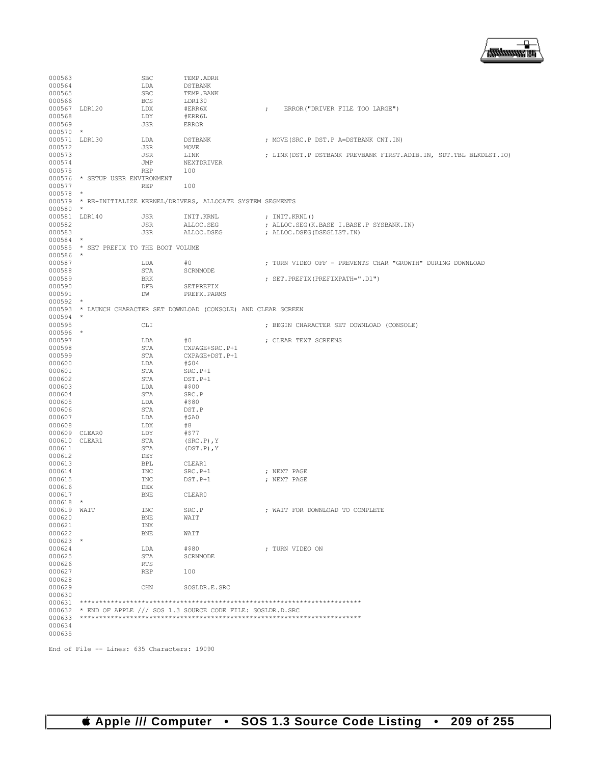```
000563                  SBC        TEMP.ADRH
000564                  LDA        DSTBANK
000565                  SBC        TEMP.BANK
000566                  BCS        LDR130
000567  LDR120          LDX        #ERR6X             ;    ERROR("DRIVER FILE TOO LARGE")
000568                  LDY        #ERR6L
000569                  JSR        ERROR
000570  *
000571  LDR130          LDA        DSTBANK            ; MOVE(SRC.P DST.P A=DSTBANK CNT.IN)
000572                  JSR        MOVE
000573                  JSR        LINK               ; LINK(DST.P DSTBANK PREVBANK FIRST.ADIB.IN, SDT.TBL BLKDLST.IO)
000574                  JMP        NEXTDRIVER
000575                  REP        100
000576  * SETUP USER ENVIRONMENT
000577                  REP        100
000578  *
000579  * RE-INITIALIZE KERNEL/DRIVERS, ALLOCATE SYSTEM SEGMENTS
000580  *
000581  LDR140          JSR        INIT.KRNL          ; INIT.KRNL()
000582                  JSR        ALLOC.SEG          ; ALLOC.SEG(K.BASE I.BASE.P SYSBANK.IN)
000583                  JSR        ALLOC.DSEG         ; ALLOC.DSEG(DSEGLIST.IN)
000584  *
000585  * SET PREFIX TO THE BOOT VOLUME
000586  *
000587                  LDA        #0                 ; TURN VIDEO OFF - PREVENTS CHAR "GROWTH" DURING DOWNLOAD
000588                  STA        SCRNMODE
000589                  BRK                           ; SET.PREFIX(PREFIXPATH=".D1")
000590                  DFB        SETPREFIX
000591                  DW         PREFX.PARMS
000592  *
000593  * LAUNCH CHARACTER SET DOWNLOAD (CONSOLE) AND CLEAR SCREEN
000594  *
000595                  CLI                           ; BEGIN CHARACTER SET DOWNLOAD (CONSOLE)
000596  *
000597                  LDA        #0                 ; CLEAR TEXT SCREENS
000598                  STA        CXPAGE+SRC.P+1
000599                  STA        CXPAGE+DST.P+1
000600                  LDA        #$04
000601                  STA        SRC.P+1
000602                  STA        DST.P+1
000603                  LDA        #$00
000604                  STA        SRC.P
000605                  LDA        #$80
000606                  STA        DST.P
000607                  LDA        #$A0
000608                  LDX        #8
000609  CLEAR0          LDY        #$77
000610  CLEAR1          STA        (SRC.P),Y
000611                  STA        (DST.P),Y
000612                  DEY
000613                  BPL        CLEAR1
000614                  INC        SRC.P+1            ; NEXT PAGE
000615                  INC        DST.P+1            ; NEXT PAGE
000616                  DEX
000617                  BNE        CLEAR0
000618  *
000619  WAIT            INC        SRC.P              ; WAIT FOR DOWNLOAD TO COMPLETE
000620                  BNE        WAIT
000621                  INX
000622                  BNE        WAIT
000623  *
000624                  LDA        #$80               ; TURN VIDEO ON
000625                  STA        SCRNMODE
000626                  RTS
000627                  REP        100
000628
000629                  CHN        SOSLDR.E.SRC
000630
000631  ************************************************************************
000632  * END OF APPLE /// SOS 1.3 SOURCE CODE FILE: SOSLDR.D.SRC
000633  ************************************************************************
000634
000635
```

End of File -- Lines: 635 Characters: 19090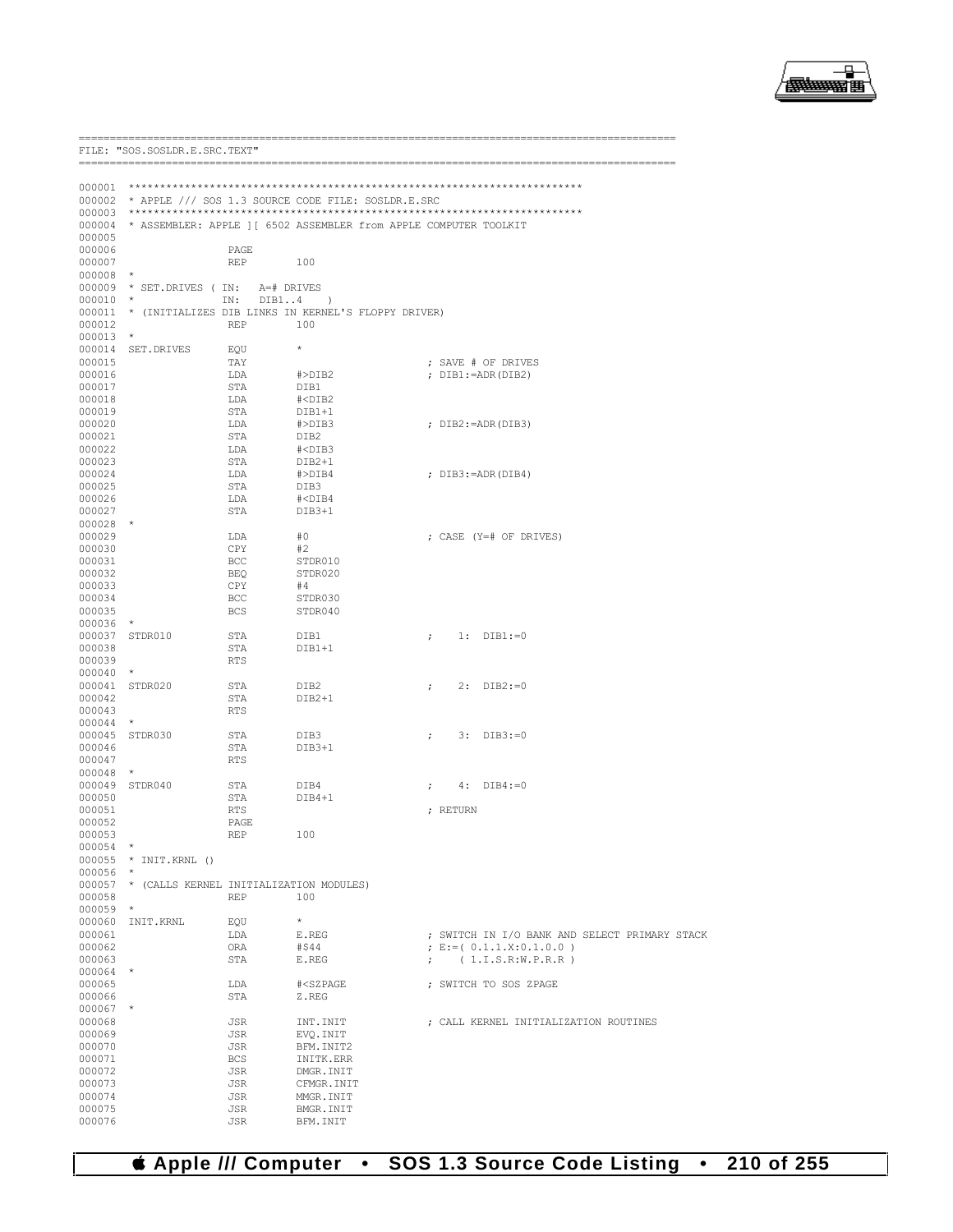```
==========================================================================================
FILE: "SOS.SOSLDR.E.SRC.TEXT"
==========================================================================================

000001 ************************************************************************
000002 * APPLE /// SOS 1.3 SOURCE CODE FILE: SOSLDR.E.SRC
000003 ************************************************************************
000004 * ASSEMBLER: APPLE ][ 6502 ASSEMBLER from APPLE COMPUTER TOOLKIT
000005
000006                 PAGE
000007                 REP        100
000008 *
000009 * SET.DRIVES ( IN:   A=# DRIVES
000010 *              IN:   DIB1..4    )
000011 * (INITIALIZES DIB LINKS IN KERNEL'S FLOPPY DRIVER)
000012                 REP        100
000013 *
000014 SET.DRIVES      EQU        *
000015                 TAY                              ; SAVE # OF DRIVES
000016                 LDA        #>DIB2                ; DIB1:=ADR(DIB2)
000017                 STA        DIB1
000018                 LDA        #<DIB2
000019                 STA        DIB1+1
000020                 LDA        #>DIB3                ; DIB2:=ADR(DIB3)
000021                 STA        DIB2
000022                 LDA        #<DIB3
000023                 STA        DIB2+1
000024                 LDA        #>DIB4                ; DIB3:=ADR(DIB4)
000025                 STA        DIB3
000026                 LDA        #<DIB4
000027                 STA        DIB3+1
000028 *
000029                 LDA        #0                    ; CASE (Y=# OF DRIVES)
000030                 CPY        #2
000031                 BCC        STDR010
000032                 BEQ        STDR020
000033                 CPY        #4
000034                 BCC        STDR030
000035                 BCS        STDR040
000036 *
000037 STDR010         STA        DIB1                  ;    1:  DIB1:=0
000038                 STA        DIB1+1
000039                 RTS
000040 *
000041 STDR020         STA        DIB2                  ;    2:  DIB2:=0
000042                 STA        DIB2+1
000043                 RTS
000044 *
000045 STDR030         STA        DIB3                  ;    3:  DIB3:=0
000046                 STA        DIB3+1
000047                 RTS
000048 *
000049 STDR040         STA        DIB4                  ;    4:  DIB4:=0
000050                 STA        DIB4+1
000051                 RTS                              ; RETURN
000052                 PAGE
000053                 REP        100
000054 *
000055 * INIT.KRNL ()
000056 *
000057 * (CALLS KERNEL INITIALIZATION MODULES)
000058                 REP        100
000059 *
000060 INIT.KRNL       EQU        *
000061                 LDA        E.REG                 ; SWITCH IN I/O BANK AND SELECT PRIMARY STACK
000062                 ORA        #$44                  ; E:=( 0.1.1.X:0.1.0.0 )
000063                 STA        E.REG                 ;     ( 1.I.S.R:W.P.R.R )
000064 *
000065                 LDA        #<SZPAGE              ; SWITCH TO SOS ZPAGE
000066                 STA        Z.REG
000067 *
000068                 JSR        INT.INIT              ; CALL KERNEL INITIALIZATION ROUTINES
000069                 JSR        EVQ.INIT
000070                 JSR        BFM.INIT2
000071                 BCS        INITK.ERR
000072                 JSR        DMGR.INIT
000073                 JSR        CFMGR.INIT
000074                 JSR        MMGR.INIT
000075                 JSR        BMGR.INIT
000076                 JSR        BFM.INIT
```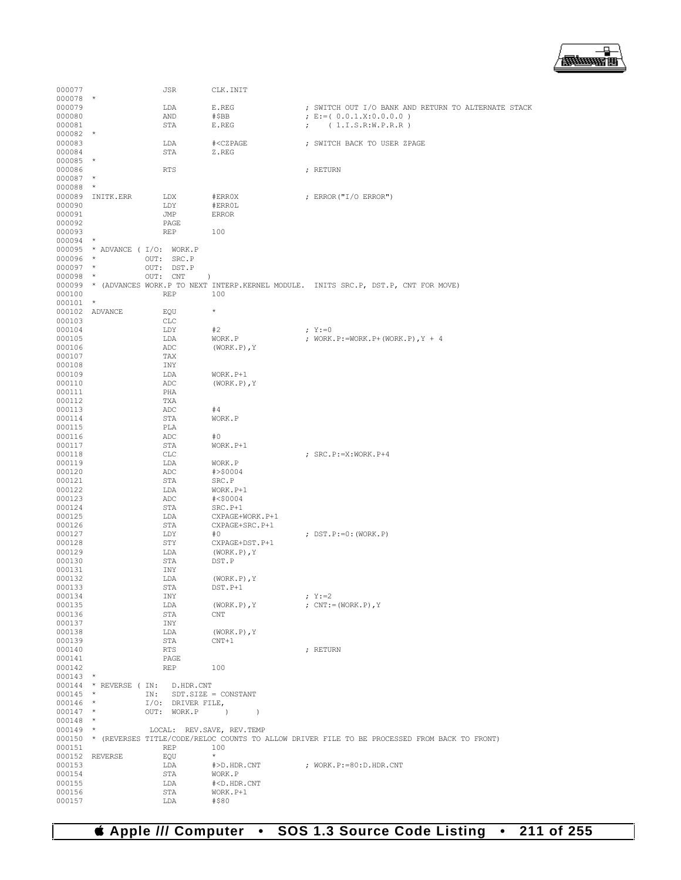```
000077                JSR        CLK.INIT
000078  *
000079                LDA        E.REG                ; SWITCH OUT I/O BANK AND RETURN TO ALTERNATE STACK
000080                AND        #$BB                 ; E:=( 0.0.1.X:0.0.0.0 )
000081                STA        E.REG                ;    ( 1.I.S.R:W.P.R.R )
000082  *
000083                LDA        #<CZPAGE             ; SWITCH BACK TO USER ZPAGE
000084                STA        Z.REG
000085  *
000086                RTS                             ; RETURN
000087  *
000088  *
000089  INITK.ERR     LDX        #ERR0X               ; ERROR("I/O ERROR")
000090                LDY        #ERR0L
000091                JMP        ERROR
000092                PAGE
000093                REP        100
000094  *
000095  * ADVANCE ( I/O:  WORK.P
000096  *           OUT:  SRC.P
000097  *           OUT:  DST.P
000098  *           OUT:  CNT     )
000099  * (ADVANCES WORK.P TO NEXT INTERP.KERNEL MODULE.  INITS SRC.P, DST.P, CNT FOR MOVE)
000100                REP        100
000101  *
000102  ADVANCE       EQU        *
000103                CLC
000104                LDY        #2                   ; Y:=0
000105                LDA        WORK.P               ; WORK.P:=WORK.P+(WORK.P),Y + 4
000106                ADC        (WORK.P),Y
000107                TAX
000108                INY
000109                LDA        WORK.P+1
000110                ADC        (WORK.P),Y
000111                PHA
000112                TXA
000113                ADC        #4
000114                STA        WORK.P
000115                PLA
000116                ADC        #0
000117                STA        WORK.P+1
000118                CLC                             ; SRC.P:=X:WORK.P+4
000119                LDA        WORK.P
000120                ADC        #>$0004
000121                STA        SRC.P
000122                LDA        WORK.P+1
000123                ADC        #<$0004
000124                STA        SRC.P+1
000125                LDA        CXPAGE+WORK.P+1
000126                STA        CXPAGE+SRC.P+1
000127                LDY        #0                   ; DST.P:=0:(WORK.P)
000128                STY        CXPAGE+DST.P+1
000129                LDA        (WORK.P),Y
000130                STA        DST.P
000131                INY
000132                LDA        (WORK.P),Y
000133                STA        DST.P+1
000134                INY                             ; Y:=2
000135                LDA        (WORK.P),Y           ; CNT:=(WORK.P),Y
000136                STA        CNT
000137                INY
000138                LDA        (WORK.P),Y
000139                STA        CNT+1
000140                RTS                             ; RETURN
000141                PAGE
000142                REP        100
000143  *
000144  * REVERSE ( IN:   D.HDR.CNT
000145  *           IN:   SDT.SIZE = CONSTANT
000146  *           I/O:  DRIVER FILE,
000147  *           OUT:  WORK.P     )      )
000148  *
000149  *           LOCAL:  REV.SAVE, REV.TEMP
000150  * (REVERSES TITLE/CODE/RELOC COUNTS TO ALLOW DRIVER FILE TO BE PROCESSED FROM BACK TO FRONT)
000151                REP        100
000152  REVERSE       EQU        *
000153                LDA        #>D.HDR.CNT          ; WORK.P:=80:D.HDR.CNT
000154                STA        WORK.P
000155                LDA        #<D.HDR.CNT
000156                STA        WORK.P+1
000157                LDA        #$80
```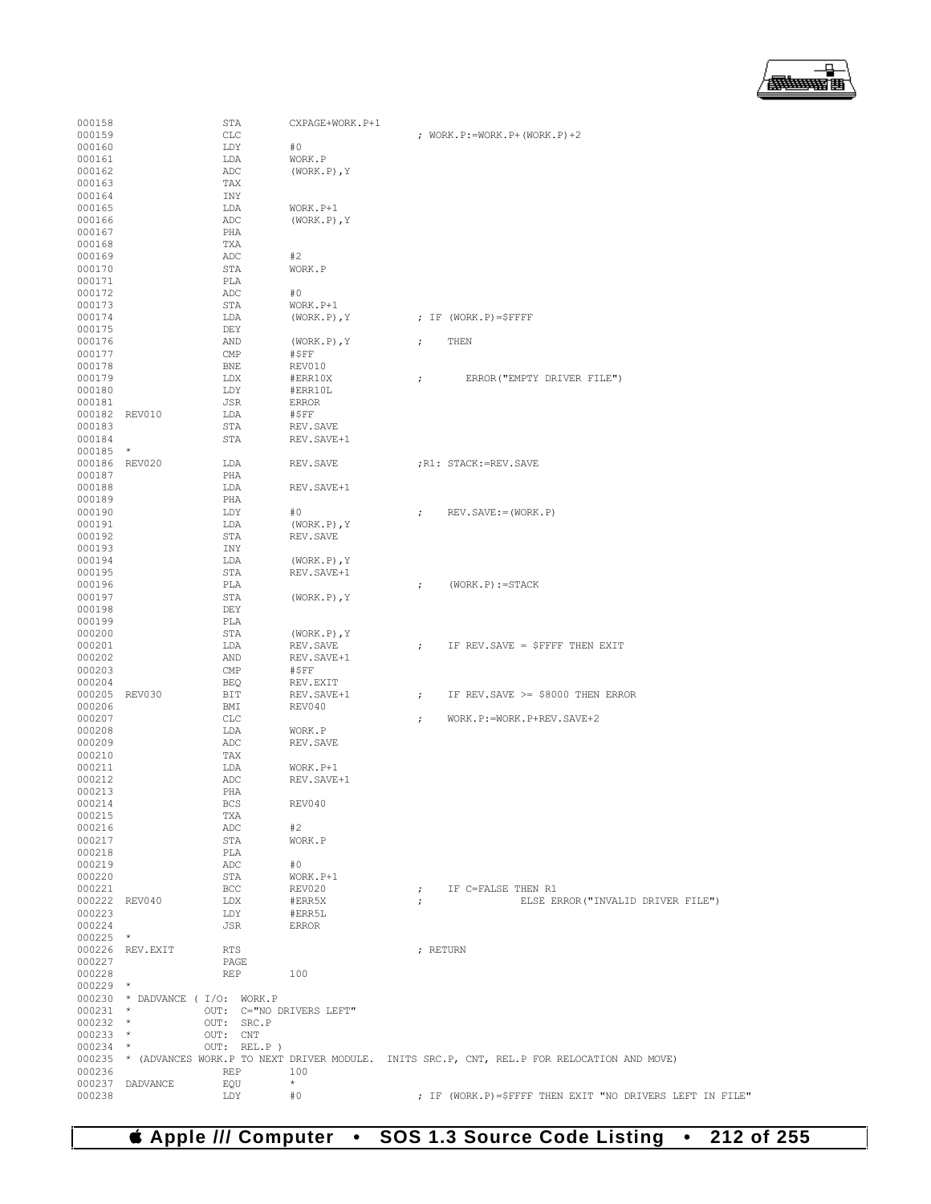```
000158                STA       CXPAGE+WORK.P+1
000159                CLC                           ; WORK.P:=WORK.P+(WORK.P)+2
000160                LDY       #0
000161                LDA       WORK.P
000162                ADC       (WORK.P),Y
000163                TAX
000164                INY
000165                LDA       WORK.P+1
000166                ADC       (WORK.P),Y
000167                PHA
000168                TXA
000169                ADC       #2
000170                STA       WORK.P
000171                PLA
000172                ADC       #0
000173                STA       WORK.P+1
000174                LDA       (WORK.P),Y          ; IF (WORK.P)=$FFFF
000175                DEY
000176                AND       (WORK.P),Y          ;    THEN
000177                CMP       #$FF
000178                BNE       REV010
000179                LDX       #ERR10X             ;       ERROR("EMPTY DRIVER FILE")
000180                LDY       #ERR10L
000181                JSR       ERROR
000182  REV010        LDA       #$FF
000183                STA       REV.SAVE
000184                STA       REV.SAVE+1
000185  *
000186  REV020        LDA       REV.SAVE            ;R1: STACK:=REV.SAVE
000187                PHA
000188                LDA       REV.SAVE+1
000189                PHA
000190                LDY       #0                  ;    REV.SAVE:=(WORK.P)
000191                LDA       (WORK.P),Y
000192                STA       REV.SAVE
000193                INY
000194                LDA       (WORK.P),Y
000195                STA       REV.SAVE+1
000196                PLA                           ;    (WORK.P):=STACK
000197                STA       (WORK.P),Y
000198                DEY
000199                PLA
000200                STA       (WORK.P),Y
000201                LDA       REV.SAVE            ;    IF REV.SAVE = $FFFF THEN EXIT
000202                AND       REV.SAVE+1
000203                CMP       #$FF
000204                BEQ       REV.EXIT
000205  REV030        BIT       REV.SAVE+1          ;    IF REV.SAVE >= $8000 THEN ERROR
000206                BMI       REV040
000207                CLC                           ;    WORK.P:=WORK.P+REV.SAVE+2
000208                LDA       WORK.P
000209                ADC       REV.SAVE
000210                TAX
000211                LDA       WORK.P+1
000212                ADC       REV.SAVE+1
000213                PHA
000214                BCS       REV040
000215                TXA
000216                ADC       #2
000217                STA       WORK.P
000218                PLA
000219                ADC       #0
000220                STA       WORK.P+1
000221                BCC       REV020              ;    IF C=FALSE THEN R1
000222  REV040        LDX       #ERR5X              ;              ELSE ERROR("INVALID DRIVER FILE")
000223                LDY       #ERR5L
000224                JSR       ERROR
000225  *
000226  REV.EXIT      RTS                           ; RETURN
000227                PAGE
000228                REP       100
000229  *
000230  * DADVANCE ( I/O:  WORK.P
000231  *            OUT:  C="NO DRIVERS LEFT"
000232  *            OUT:  SRC.P
000233  *            OUT:  CNT
000234  *            OUT:  REL.P )
000235  * (ADVANCES WORK.P TO NEXT DRIVER MODULE.  INITS SRC.P, CNT, REL.P FOR RELOCATION AND MOVE)
000236                REP       100
000237  DADVANCE      EQU       *
000238                LDY       #0                  ; IF (WORK.P)=$FFFF THEN EXIT "NO DRIVERS LEFT IN FILE"
```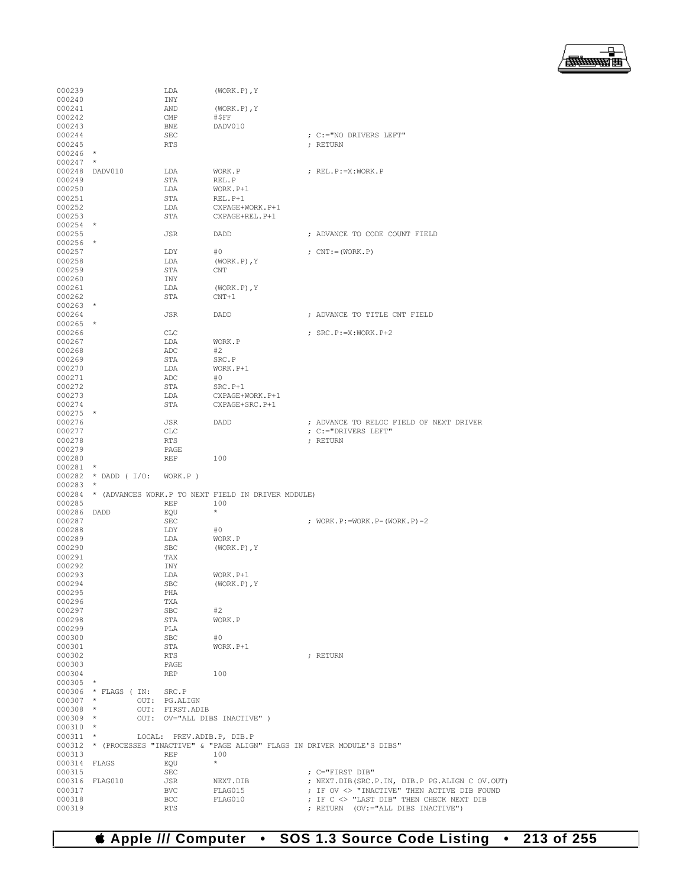```
000239                LDA        (WORK.P),Y
000240                INY
000241                AND        (WORK.P),Y
000242                CMP        #$FF
000243                BNE        DADV010
000244                SEC                             ; C:="NO DRIVERS LEFT"
000245                RTS                             ; RETURN
000246  *
000247  *
000248  DADV010       LDA        WORK.P               ; REL.P:=X:WORK.P
000249                STA        REL.P
000250                LDA        WORK.P+1
000251                STA        REL.P+1
000252                LDA        CXPAGE+WORK.P+1
000253                STA        CXPAGE+REL.P+1
000254  *
000255                JSR        DADD                 ; ADVANCE TO CODE COUNT FIELD
000256  *
000257                LDY        #0                   ; CNT:=(WORK.P)
000258                LDA        (WORK.P),Y
000259                STA        CNT
000260                INY
000261                LDA        (WORK.P),Y
000262                STA        CNT+1
000263  *
000264                JSR        DADD                 ; ADVANCE TO TITLE CNT FIELD
000265  *
000266                CLC                             ; SRC.P:=X:WORK.P+2
000267                LDA        WORK.P
000268                ADC        #2
000269                STA        SRC.P
000270                LDA        WORK.P+1
000271                ADC        #0
000272                STA        SRC.P+1
000273                LDA        CXPAGE+WORK.P+1
000274                STA        CXPAGE+SRC.P+1
000275  *
000276                JSR        DADD                 ; ADVANCE TO RELOC FIELD OF NEXT DRIVER
000277                CLC                             ; C:="DRIVERS LEFT"
000278                RTS                             ; RETURN
000279                PAGE
000280                REP        100
000281  *
000282  * DADD ( I/O:   WORK.P )
000283  *
000284  * (ADVANCES WORK.P TO NEXT FIELD IN DRIVER MODULE)
000285                REP        100
000286  DADD          EQU        *
000287                SEC                             ; WORK.P:=WORK.P-(WORK.P)-2
000288                LDY        #0
000289                LDA        WORK.P
000290                SBC        (WORK.P),Y
000291                TAX
000292                INY
000293                LDA        WORK.P+1
000294                SBC        (WORK.P),Y
000295                PHA
000296                TXA
000297                SBC        #2
000298                STA        WORK.P
000299                PLA
000300                SBC        #0
000301                STA        WORK.P+1
000302                RTS                             ; RETURN
000303                PAGE
000304                REP        100
000305  *
000306  * FLAGS ( IN:   SRC.P
000307  *         OUT:  PG.ALIGN
000308  *         OUT:  FIRST.ADIB
000309  *         OUT:  OV="ALL DIBS INACTIVE" )
000310  *
000311  *         LOCAL:  PREV.ADIB.P, DIB.P
000312  * (PROCESSES "INACTIVE" & "PAGE ALIGN" FLAGS IN DRIVER MODULE'S DIBS"
000313                REP        100
000314  FLAGS         EQU        *
000315                SEC                             ; C="FIRST DIB"
000316  FLAG010       JSR        NEXT.DIB             ; NEXT.DIB(SRC.P.IN, DIB.P PG.ALIGN C OV.OUT)
000317                BVC        FLAG015              ; IF OV <> "INACTIVE" THEN ACTIVE DIB FOUND
000318                BCC        FLAG010              ; IF C <> "LAST DIB" THEN CHECK NEXT DIB
000319                RTS                             ; RETURN  (OV:="ALL DIBS INACTIVE")
```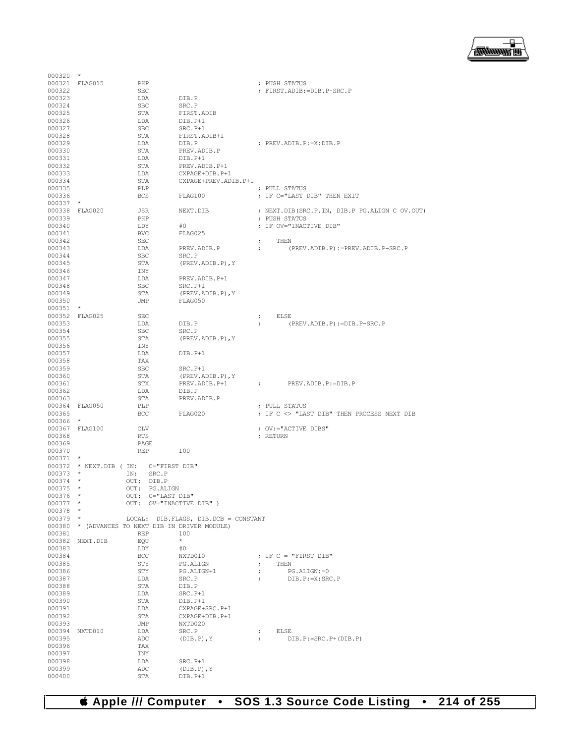```
000320 *
000321 FLAG015         PHP                             ; PUSH STATUS
000322                 SEC                             ; FIRST.ADIB:=DIB.P-SRC.P
000323                 LDA        DIB.P
000324                 SBC        SRC.P
000325                 STA        FIRST.ADIB
000326                 LDA        DIB.P+1
000327                 SBC        SRC.P+1
000328                 STA        FIRST.ADIB+1
000329                 LDA        DIB.P               ; PREV.ADIB.P:=X:DIB.P
000330                 STA        PREV.ADIB.P
000331                 LDA        DIB.P+1
000332                 STA        PREV.ADIB.P+1
000333                 LDA        CXPAGE+DIB.P+1
000334                 STA        CXPAGE+PREV.ADIB.P+1
000335                 PLP                             ; PULL STATUS
000336                 BCS        FLAG100             ; IF C="LAST DIB" THEN EXIT
000337 *
000338 FLAG020         JSR        NEXT.DIB            ; NEXT.DIB(SRC.P.IN, DIB.P PG.ALIGN C OV.OUT)
000339                 PHP                             ; PUSH STATUS
000340                 LDY        #0                  ; IF OV="INACTIVE DIB"
000341                 BVC        FLAG025
000342                 SEC                             ;    THEN
000343                 LDA        PREV.ADIB.P         ;       (PREV.ADIB.P):=PREV.ADIB.P-SRC.P
000344                 SBC        SRC.P
000345                 STA        (PREV.ADIB.P),Y
000346                 INY
000347                 LDA        PREV.ADIB.P+1
000348                 SBC        SRC.P+1
000349                 STA        (PREV.ADIB.P),Y
000350                 JMP        FLAG050
000351 *
000352 FLAG025         SEC                             ;    ELSE
000353                 LDA        DIB.P               ;       (PREV.ADIB.P):=DIB.P-SRC.P
000354                 SBC        SRC.P
000355                 STA        (PREV.ADIB.P),Y
000356                 INY
000357                 LDA        DIB.P+1
000358                 TAX
000359                 SBC        SRC.P+1
000360                 STA        (PREV.ADIB.P),Y
000361                 STX        PREV.ADIB.P+1       ;       PREV.ADIB.P:=DIB.P
000362                 LDA        DIB.P
000363                 STA        PREV.ADIB.P
000364 FLAG050         PLP                             ; PULL STATUS
000365                 BCC        FLAG020             ; IF C <> "LAST DIB" THEN PROCESS NEXT DIB
000366 *
000367 FLAG100         CLV                             ; OV:="ACTIVE DIBS"
000368                 RTS                             ; RETURN
000369                 PAGE
000370                 REP        100
000371 *
000372 * NEXT.DIB ( IN:   C="FIRST DIB"
000373 *            IN:   SRC.P
000374 *            OUT:  DIB.P
000375 *            OUT:  PG.ALIGN
000376 *            OUT:  C="LAST DIB"
000377 *            OUT:  OV="INACTIVE DIB" )
000378 *
000379 *            LOCAL:  DIB.FLAGS, DIB.DCB = CONSTANT
000380 * (ADVANCES TO NEXT DIB IN DRIVER MODULE)
000381                 REP        100
000382 NEXT.DIB        EQU        *
000383                 LDY        #0
000384                 BCC        NXTD010             ; IF C = "FIRST DIB"
000385                 STY        PG.ALIGN            ;    THEN
000386                 STY        PG.ALIGN+1          ;       PG.ALIGN:=0
000387                 LDA        SRC.P               ;       DIB.P:=X:SRC.P
000388                 STA        DIB.P
000389                 LDA        SRC.P+1
000390                 STA        DIB.P+1
000391                 LDA        CXPAGE+SRC.P+1
000392                 STA        CXPAGE+DIB.P+1
000393                 JMP        NXTD020
000394 NXTD010         LDA        SRC.P               ;    ELSE
000395                 ADC        (DIB.P),Y           ;       DIB.P:=SRC.P+(DIB.P)
000396                 TAX
000397                 INY
000398                 LDA        SRC.P+1
000399                 ADC        (DIB.P),Y
000400                 STA        DIB.P+1
```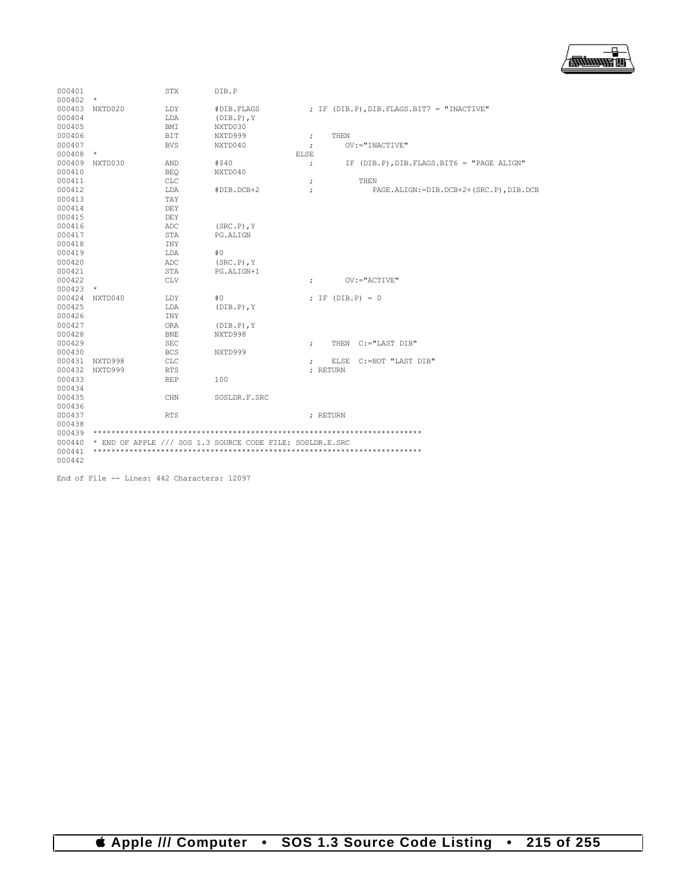```
000401                STX       DIB.P
000402  *
000403  NXTD020       LDY       #DIB.FLAGS          ; IF (DIB.P),DIB.FLAGS.BIT7 = "INACTIVE"
000404                LDA       (DIB.P),Y
000405                BMI       NXTD030
000406                BIT       NXTD999             ;    THEN
000407                BVS       NXTD040             ;       OV:="INACTIVE"
000408  *                                         ELSE
000409  NXTD030       AND       #$40                ;       IF (DIB.P),DIB.FLAGS.BIT6 = "PAGE ALIGN"
000410                BEQ       NXTD040
000411                CLC                           ;          THEN
000412                LDA       #DIB.DCB+2          ;             PAGE.ALIGN:=DIB.DCB+2+(SRC.P),DIB.DCB
000413                TAY
000414                DEY
000415                DEY
000416                ADC       (SRC.P),Y
000417                STA       PG.ALIGN
000418                INY
000419                LDA       #0
000420                ADC       (SRC.P),Y
000421                STA       PG.ALIGN+1
000422                CLV                           ;       OV:="ACTIVE"
000423  *
000424  NXTD040       LDY       #0                  ; IF (DIB.P) = 0
000425                LDA       (DIB.P),Y
000426                INY
000427                ORA       (DIB.P),Y
000428                BNE       NXTD998
000429                SEC                           ;    THEN  C:="LAST DIB"
000430                BCS       NXTD999
000431  NXTD998       CLC                           ;    ELSE  C:=NOT "LAST DIB"
000432  NXTD999       RTS                           ; RETURN
000433                REP       100
000434
000435                CHN       SOSLDR.F.SRC
000436
000437                RTS                           ; RETURN
000438
000439  ************************************************************************
000440  * END OF APPLE /// SOS 1.3 SOURCE CODE FILE: SOSLDR.E.SRC
000441  ************************************************************************
000442
```

End of File -- Lines: 442 Characters: 12097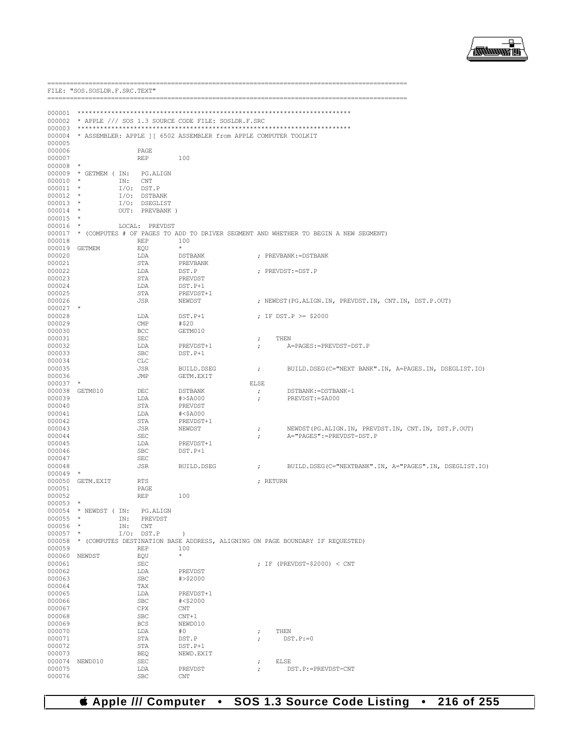```
===========================================================================================
FILE: "SOS.SOSLDR.F.SRC.TEXT"
===========================================================================================

000001  ************************************************************************
000002  * APPLE /// SOS 1.3 SOURCE CODE FILE: SOSLDR.F.SRC
000003  ************************************************************************
000004  * ASSEMBLER: APPLE ][ 6502 ASSEMBLER from APPLE COMPUTER TOOLKIT
000005
000006                  PAGE
000007                  REP       100
000008  *
000009  * GETMEM ( IN:   PG.ALIGN
000010  *          IN:   CNT
000011  *          I/O:  DST.P
000012  *          I/O:  DSTBANK
000013  *          I/O:  DSEGLIST
000014  *          OUT:  PREVBANK )
000015  *
000016  *          LOCAL:  PREVDST
000017  * (COMPUTES # OF PAGES TO ADD TO DRIVER SEGMENT AND WHETHER TO BEGIN A NEW SEGMENT)
000018                  REP       100
000019  GETMEM          EQU       *
000020                  LDA       DSTBANK              ; PREVBANK:=DSTBANK
000021                  STA       PREVBANK
000022                  LDA       DST.P                ; PREVDST:=DST.P
000023                  STA       PREVDST
000024                  LDA       DST.P+1
000025                  STA       PREVDST+1
000026                  JSR       NEWDST               ; NEWDST(PG.ALIGN.IN, PREVDST.IN, CNT.IN, DST.P.OUT)
000027  *
000028                  LDA       DST.P+1              ; IF DST.P >= $2000
000029                  CMP       #$20
000030                  BCC       GETM010
000031                  SEC                            ;    THEN
000032                  LDA       PREVDST+1            ;       A=PAGES:=PREVDST-DST.P
000033                  SBC       DST.P+1
000034                  CLC
000035                  JSR       BUILD.DSEG           ;       BUILD.DSEG(C="NEXT BANK".IN, A=PAGES.IN, DSEGLIST.IO)
000036                  JMP       GETM.EXIT
000037  *                                            ELSE
000038  GETM010         DEC       DSTBANK              ;       DSTBANK:=DSTBANK-1
000039                  LDA       #>$A000              ;       PREVDST:=$A000
000040                  STA       PREVDST
000041                  LDA       #<$A000
000042                  STA       PREVDST+1
000043                  JSR       NEWDST               ;       NEWDST(PG.ALIGN.IN, PREVDST.IN, CNT.IN, DST.P.OUT)
000044                  SEC                            ;       A="PAGES":=PREVDST-DST.P
000045                  LDA       PREVDST+1
000046                  SBC       DST.P+1
000047                  SEC
000048                  JSR       BUILD.DSEG           ;       BUILD.DSEG(C="NEXTBANK".IN, A="PAGES".IN, DSEGLIST.IO)
000049  *
000050  GETM.EXIT       RTS                            ; RETURN
000051                  PAGE
000052                  REP       100
000053  *
000054  * NEWDST ( IN:   PG.ALIGN
000055  *          IN:   PREVDST
000056  *          IN:   CNT
000057  *          I/O:  DST.P     )
000058  * (COMPUTES DESTINATION BASE ADDRESS, ALIGNING ON PAGE BOUNDARY IF REQUESTED)
000059                  REP       100
000060  NEWDST          EQU       *
000061                  SEC                            ; IF (PREVDST-$2000) < CNT
000062                  LDA       PREVDST
000063                  SBC       #>$2000
000064                  TAX
000065                  LDA       PREVDST+1
000066                  SBC       #<$2000
000067                  CPX       CNT
000068                  SBC       CNT+1
000069                  BCS       NEWD010
000070                  LDA       #0                   ;    THEN
000071                  STA       DST.P                ;       DST.P:=0
000072                  STA       DST.P+1
000073                  BEQ       NEWD.EXIT
000074  NEWD010         SEC                            ;    ELSE
000075                  LDA       PREVDST              ;       DST.P:=PREVDST-CNT
000076                  SBC       CNT
```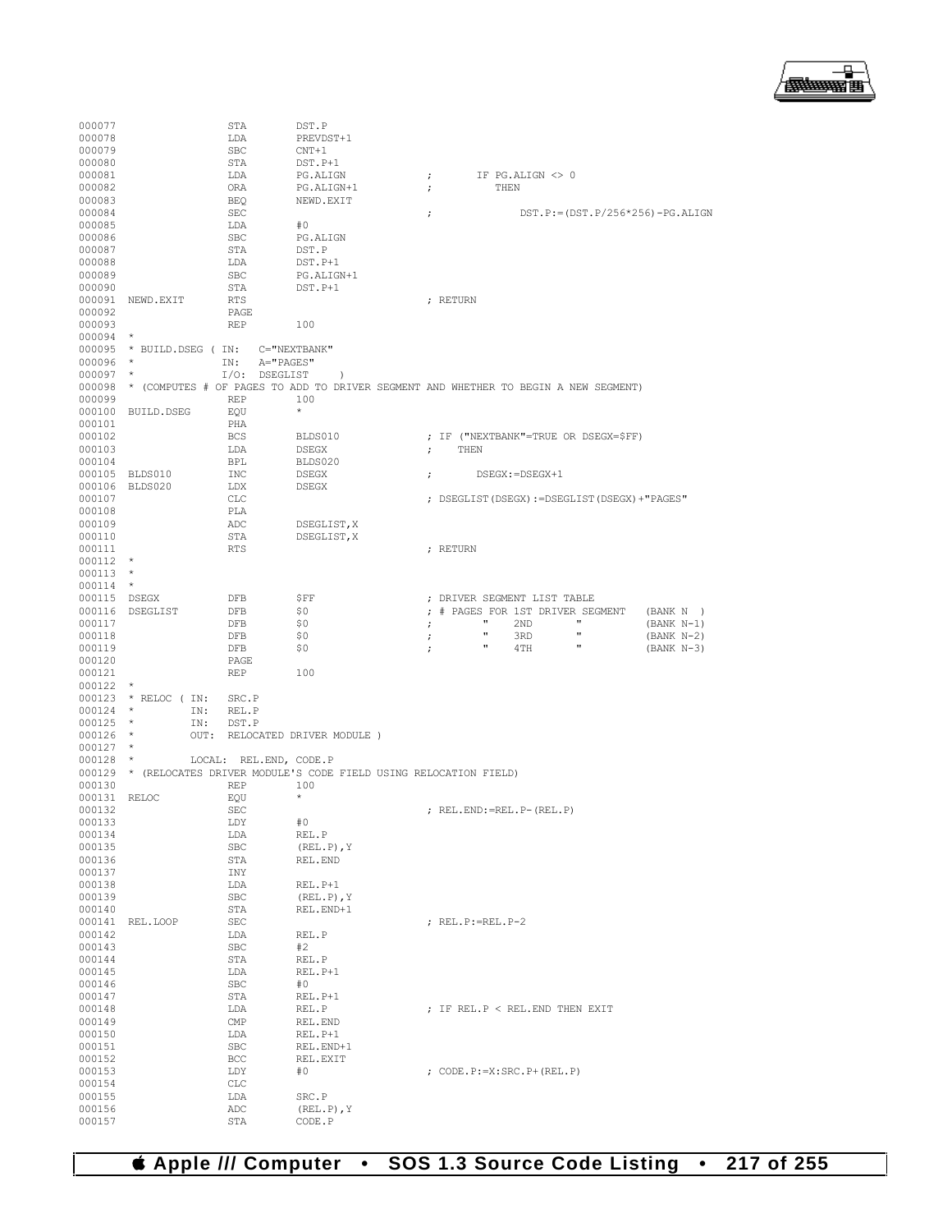```
000077                STA       DST.P
000078                LDA       PREVDST+1
000079                SBC       CNT+1
000080                STA       DST.P+1
000081                LDA       PG.ALIGN            ;       IF PG.ALIGN <> 0
000082                ORA       PG.ALIGN+1          ;          THEN
000083                BEQ       NEWD.EXIT
000084                SEC                           ;             DST.P:=(DST.P/256*256)-PG.ALIGN
000085                LDA       #0
000086                SBC       PG.ALIGN
000087                STA       DST.P
000088                LDA       DST.P+1
000089                SBC       PG.ALIGN+1
000090                STA       DST.P+1
000091  NEWD.EXIT     RTS                           ; RETURN
000092                PAGE
000093                REP       100
000094  *
000095  * BUILD.DSEG ( IN:   C="NEXTBANK"
000096  *             IN:   A="PAGES"
000097  *             I/O:  DSEGLIST     )
000098  * (COMPUTES # OF PAGES TO ADD TO DRIVER SEGMENT AND WHETHER TO BEGIN A NEW SEGMENT)
000099                REP       100
000100  BUILD.DSEG    EQU       *
000101                PHA
000102                BCS       BLDS010             ; IF ("NEXTBANK"=TRUE OR DSEGX=$FF)
000103                LDA       DSEGX               ;    THEN
000104                BPL       BLDS020
000105  BLDS010       INC       DSEGX               ;       DSEGX:=DSEGX+1
000106  BLDS020       LDX       DSEGX
000107                CLC                           ; DSEGLIST(DSEGX):=DSEGLIST(DSEGX)+"PAGES"
000108                PLA
000109                ADC       DSEGLIST,X
000110                STA       DSEGLIST,X
000111                RTS                           ; RETURN
000112  *
000113  *
000114  *
000115  DSEGX         DFB       $FF                 ; DRIVER SEGMENT LIST TABLE
000116  DSEGLIST      DFB       $0                  ; # PAGES FOR 1ST DRIVER SEGMENT   (BANK N  )
000117                DFB       $0                  ;       "     2ND      "           (BANK N-1)
000118                DFB       $0                  ;       "     3RD      "           (BANK N-2)
000119                DFB       $0                  ;       "     4TH      "           (BANK N-3)
000120                PAGE
000121                REP       100
000122  *
000123  * RELOC ( IN:   SRC.P
000124  *         IN:   REL.P
000125  *         IN:   DST.P
000126  *         OUT:  RELOCATED DRIVER MODULE )
000127  *
000128  *         LOCAL:  REL.END, CODE.P
000129  * (RELOCATES DRIVER MODULE'S CODE FIELD USING RELOCATION FIELD)
000130                REP       100
000131  RELOC         EQU       *
000132                SEC                           ; REL.END:=REL.P-(REL.P)
000133                LDY       #0
000134                LDA       REL.P
000135                SBC       (REL.P),Y
000136                STA       REL.END
000137                INY
000138                LDA       REL.P+1
000139                SBC       (REL.P),Y
000140                STA       REL.END+1
000141  REL.LOOP      SEC                           ; REL.P:=REL.P-2
000142                LDA       REL.P
000143                SBC       #2
000144                STA       REL.P
000145                LDA       REL.P+1
000146                SBC       #0
000147                STA       REL.P+1
000148                LDA       REL.P               ; IF REL.P < REL.END THEN EXIT
000149                CMP       REL.END
000150                LDA       REL.P+1
000151                SBC       REL.END+1
000152                BCC       REL.EXIT
000153                LDY       #0                  ; CODE.P:=X:SRC.P+(REL.P)
000154                CLC
000155                LDA       SRC.P
000156                ADC       (REL.P),Y
000157                STA       CODE.P
```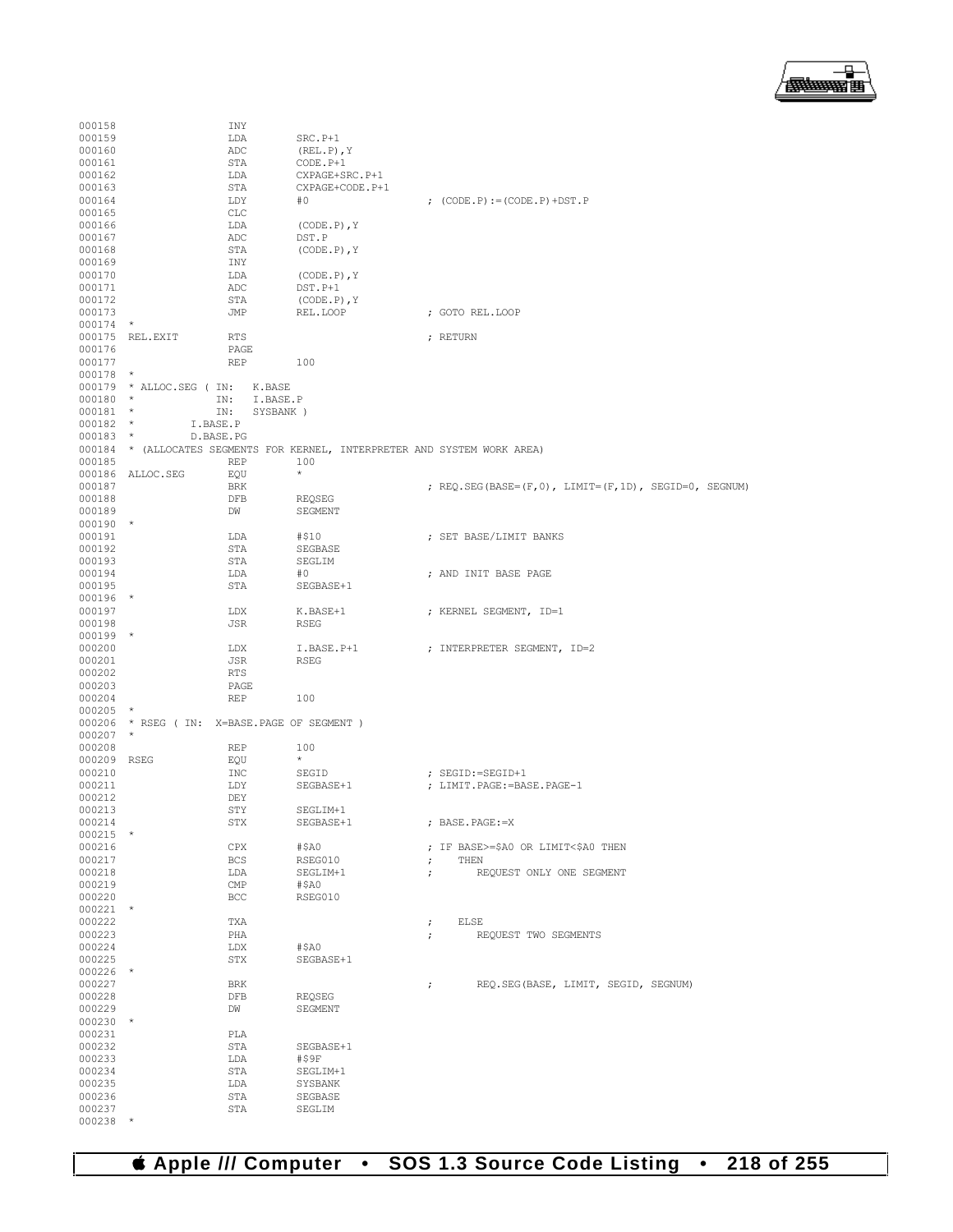```
000158                 INY
000159                 LDA       SRC.P+1
000160                 ADC       (REL.P),Y
000161                 STA       CODE.P+1
000162                 LDA       CXPAGE+SRC.P+1
000163                 STA       CXPAGE+CODE.P+1
000164                 LDY       #0                  ; (CODE.P):=(CODE.P)+DST.P
000165                 CLC
000166                 LDA       (CODE.P),Y
000167                 ADC       DST.P
000168                 STA       (CODE.P),Y
000169                 INY
000170                 LDA       (CODE.P),Y
000171                 ADC       DST.P+1
000172                 STA       (CODE.P),Y
000173                 JMP       REL.LOOP            ; GOTO REL.LOOP
000174  *
000175  REL.EXIT       RTS                           ; RETURN
000176                 PAGE
000177                 REP       100
000178  *
000179  * ALLOC.SEG ( IN:   K.BASE
000180  *             IN:   I.BASE.P
000181  *             IN:   SYSBANK )
000182  *         I.BASE.P
000183  *         D.BASE.PG
000184  * (ALLOCATES SEGMENTS FOR KERNEL, INTERPRETER AND SYSTEM WORK AREA)
000185                 REP       100
000186  ALLOC.SEG      EQU       *
000187                 BRK                           ; REQ.SEG(BASE=(F,0), LIMIT=(F,1D), SEGID=0, SEGNUM)
000188                 DFB       REQSEG
000189                 DW        SEGMENT
000190  *
000191                 LDA       #$10                ; SET BASE/LIMIT BANKS
000192                 STA       SEGBASE
000193                 STA       SEGLIM
000194                 LDA       #0                  ; AND INIT BASE PAGE
000195                 STA       SEGBASE+1
000196  *
000197                 LDX       K.BASE+1            ; KERNEL SEGMENT, ID=1
000198                 JSR       RSEG
000199  *
000200                 LDX       I.BASE.P+1          ; INTERPRETER SEGMENT, ID=2
000201                 JSR       RSEG
000202                 RTS
000203                 PAGE
000204                 REP       100
000205  *
000206  * RSEG ( IN:  X=BASE.PAGE OF SEGMENT )
000207  *
000208                 REP       100
000209  RSEG           EQU       *
000210                 INC       SEGID               ; SEGID:=SEGID+1
000211                 LDY       SEGBASE+1           ; LIMIT.PAGE:=BASE.PAGE-1
000212                 DEY
000213                 STY       SEGLIM+1
000214                 STX       SEGBASE+1           ; BASE.PAGE:=X
000215  *
000216                 CPX       #$A0                ; IF BASE>=$A0 OR LIMIT<$A0 THEN
000217                 BCS       RSEG010             ;    THEN
000218                 LDA       SEGLIM+1            ;       REQUEST ONLY ONE SEGMENT
000219                 CMP       #$A0
000220                 BCC       RSEG010
000221  *
000222                 TXA                           ;    ELSE
000223                 PHA                           ;       REQUEST TWO SEGMENTS
000224                 LDX       #$A0
000225                 STX       SEGBASE+1
000226  *
000227                 BRK                           ;       REQ.SEG(BASE, LIMIT, SEGID, SEGNUM)
000228                 DFB       REQSEG
000229                 DW        SEGMENT
000230  *
000231                 PLA
000232                 STA       SEGBASE+1
000233                 LDA       #$9F
000234                 STA       SEGLIM+1
000235                 LDA       SYSBANK
000236                 STA       SEGBASE
000237                 STA       SEGLIM
000238  *
```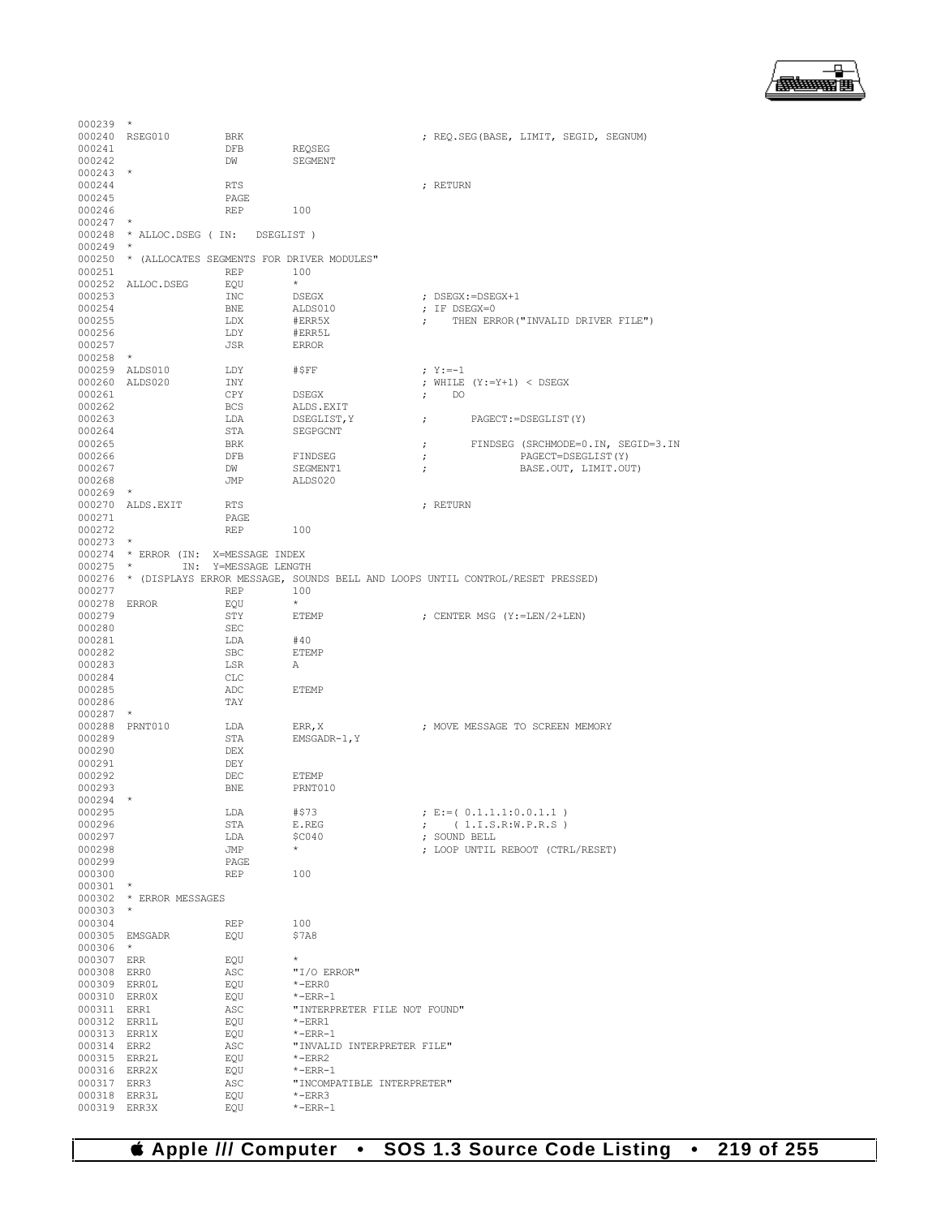```
000239  *
000240  RSEG010         BRK                                 ; REQ.SEG(BASE, LIMIT, SEGID, SEGNUM)
000241                  DFB         REQSEG
000242                  DW          SEGMENT
000243  *
000244                  RTS                                 ; RETURN
000245                  PAGE
000246                  REP         100
000247  *
000248  * ALLOC.DSEG ( IN:   DSEGLIST )
000249  *
000250  * (ALLOCATES SEGMENTS FOR DRIVER MODULES"
000251                  REP         100
000252  ALLOC.DSEG      EQU         *
000253                  INC         DSEGX                   ; DSEGX:=DSEGX+1
000254                  BNE         ALDS010                 ; IF DSEGX=0
000255                  LDX         #ERR5X                  ;    THEN ERROR("INVALID DRIVER FILE")
000256                  LDY         #ERR5L
000257                  JSR         ERROR
000258  *
000259  ALDS010         LDY         #$FF                    ; Y:=-1
000260  ALDS020         INY                                 ; WHILE (Y:=Y+1) < DSEGX
000261                  CPY         DSEGX                   ;    DO
000262                  BCS         ALDS.EXIT
000263                  LDA         DSEGLIST,Y              ;       PAGECT:=DSEGLIST(Y)
000264                  STA         SEGPGCNT
000265                  BRK                                 ;       FINDSEG (SRCHMODE=0.IN, SEGID=3.IN
000266                  DFB         FINDSEG                 ;               PAGECT=DSEGLIST(Y)
000267                  DW          SEGMENT1                ;               BASE.OUT, LIMIT.OUT)
000268                  JMP         ALDS020
000269  *
000270  ALDS.EXIT       RTS                                 ; RETURN
000271                  PAGE
000272                  REP         100
000273  *
000274  * ERROR (IN:  X=MESSAGE INDEX
000275  *        IN:  Y=MESSAGE LENGTH
000276  * (DISPLAYS ERROR MESSAGE, SOUNDS BELL AND LOOPS UNTIL CONTROL/RESET PRESSED)
000277                  REP         100
000278  ERROR           EQU         *
000279                  STY         ETEMP                   ; CENTER MSG (Y:=LEN/2+LEN)
000280                  SEC
000281                  LDA         #40
000282                  SBC         ETEMP
000283                  LSR         A
000284                  CLC
000285                  ADC         ETEMP
000286                  TAY
000287  *
000288  PRNT010         LDA         ERR,X                   ; MOVE MESSAGE TO SCREEN MEMORY
000289                  STA         EMSGADR-1,Y
000290                  DEX
000291                  DEY
000292                  DEC         ETEMP
000293                  BNE         PRNT010
000294  *
000295                  LDA         #$73                    ; E:=( 0.1.1.1:0.0.1.1 )
000296                  STA         E.REG                   ;    ( 1.I.S.R:W.P.R.S )
000297                  LDA         $C040                   ; SOUND BELL
000298                  JMP         *                       ; LOOP UNTIL REBOOT (CTRL/RESET)
000299                  PAGE
000300                  REP         100
000301  *
000302  * ERROR MESSAGES
000303  *
000304                  REP         100
000305  EMSGADR         EQU         $7A8
000306  *
000307  ERR             EQU         *
000308  ERR0            ASC         "I/O ERROR"
000309  ERR0L           EQU         *-ERR0
000310  ERR0X           EQU         *-ERR-1
000311  ERR1            ASC         "INTERPRETER FILE NOT FOUND"
000312  ERR1L           EQU         *-ERR1
000313  ERR1X           EQU         *-ERR-1
000314  ERR2            ASC         "INVALID INTERPRETER FILE"
000315  ERR2L           EQU         *-ERR2
000316  ERR2X           EQU         *-ERR-1
000317  ERR3            ASC         "INCOMPATIBLE INTERPRETER"
000318  ERR3L           EQU         *-ERR3
000319  ERR3X           EQU         *-ERR-1
```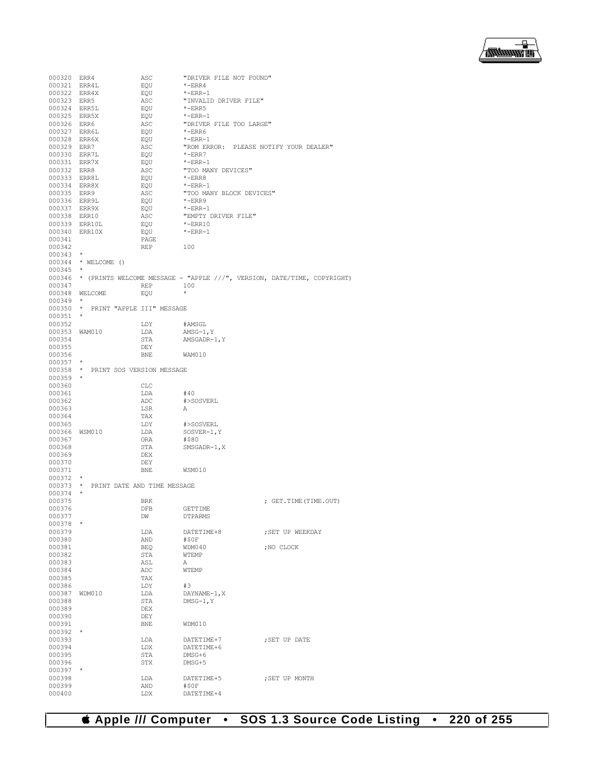```
000320 ERR4           ASC       "DRIVER FILE NOT FOUND"
000321 ERR4L          EQU       *-ERR4
000322 ERR4X          EQU       *-ERR-1
000323 ERR5           ASC       "INVALID DRIVER FILE"
000324 ERR5L          EQU       *-ERR5
000325 ERR5X          EQU       *-ERR-1
000326 ERR6           ASC       "DRIVER FILE TOO LARGE"
000327 ERR6L          EQU       *-ERR6
000328 ERR6X          EQU       *-ERR-1
000329 ERR7           ASC       "ROM ERROR:  PLEASE NOTIFY YOUR DEALER"
000330 ERR7L          EQU       *-ERR7
000331 ERR7X          EQU       *-ERR-1
000332 ERR8           ASC       "TOO MANY DEVICES"
000333 ERR8L          EQU       *-ERR8
000334 ERR8X          EQU       *-ERR-1
000335 ERR9           ASC       "TOO MANY BLOCK DEVICES"
000336 ERR9L          EQU       *-ERR9
000337 ERR9X          EQU       *-ERR-1
000338 ERR10          ASC       "EMPTY DRIVER FILE"
000339 ERR10L         EQU       *-ERR10
000340 ERR10X         EQU       *-ERR-1
000341                PAGE
000342                REP       100
000343 *
000344 * WELCOME ()
000345 *
000346 * (PRINTS WELCOME MESSAGE - "APPLE ///", VERSION, DATE/TIME, COPYRIGHT)
000347                REP       100
000348 WELCOME        EQU       *
000349 *
000350 *  PRINT "APPLE III" MESSAGE
000351 *
000352                LDY       #AMSGL
000353 WAM010         LDA       AMSG-1,Y
000354                STA       AMSGADR-1,Y
000355                DEY
000356                BNE       WAM010
000357 *
000358 *  PRINT SOS VERSION MESSAGE
000359 *
000360                CLC
000361                LDA       #40
000362                ADC       #>SOSVERL
000363                LSR       A
000364                TAX
000365                LDY       #>SOSVERL
000366 WSM010         LDA       SOSVER-1,Y
000367                ORA       #$80
000368                STA       SMSGADR-1,X
000369                DEX
000370                DEY
000371                BNE       WSM010
000372 *
000373 *  PRINT DATE AND TIME MESSAGE
000374 *
000375                BRK                            ; GET.TIME(TIME.OUT)
000376                DFB       GETTIME
000377                DW        DTPARMS
000378 *
000379                LDA       DATETIME+8           ;SET UP WEEKDAY
000380                AND       #$0F
000381                BEQ       WDM040               ;NO CLOCK
000382                STA       WTEMP
000383                ASL       A
000384                ADC       WTEMP
000385                TAX
000386                LDY       #3
000387 WDM010         LDA       DAYNAME-1,X
000388                STA       DMSG-1,Y
000389                DEX
000390                DEY
000391                BNE       WDM010
000392 *
000393                LDA       DATETIME+7           ;SET UP DATE
000394                LDX       DATETIME+6
000395                STA       DMSG+6
000396                STX       DMSG+5
000397 *
000398                LDA       DATETIME+5           ;SET UP MONTH
000399                AND       #$0F
000400                LDX       DATETIME+4
```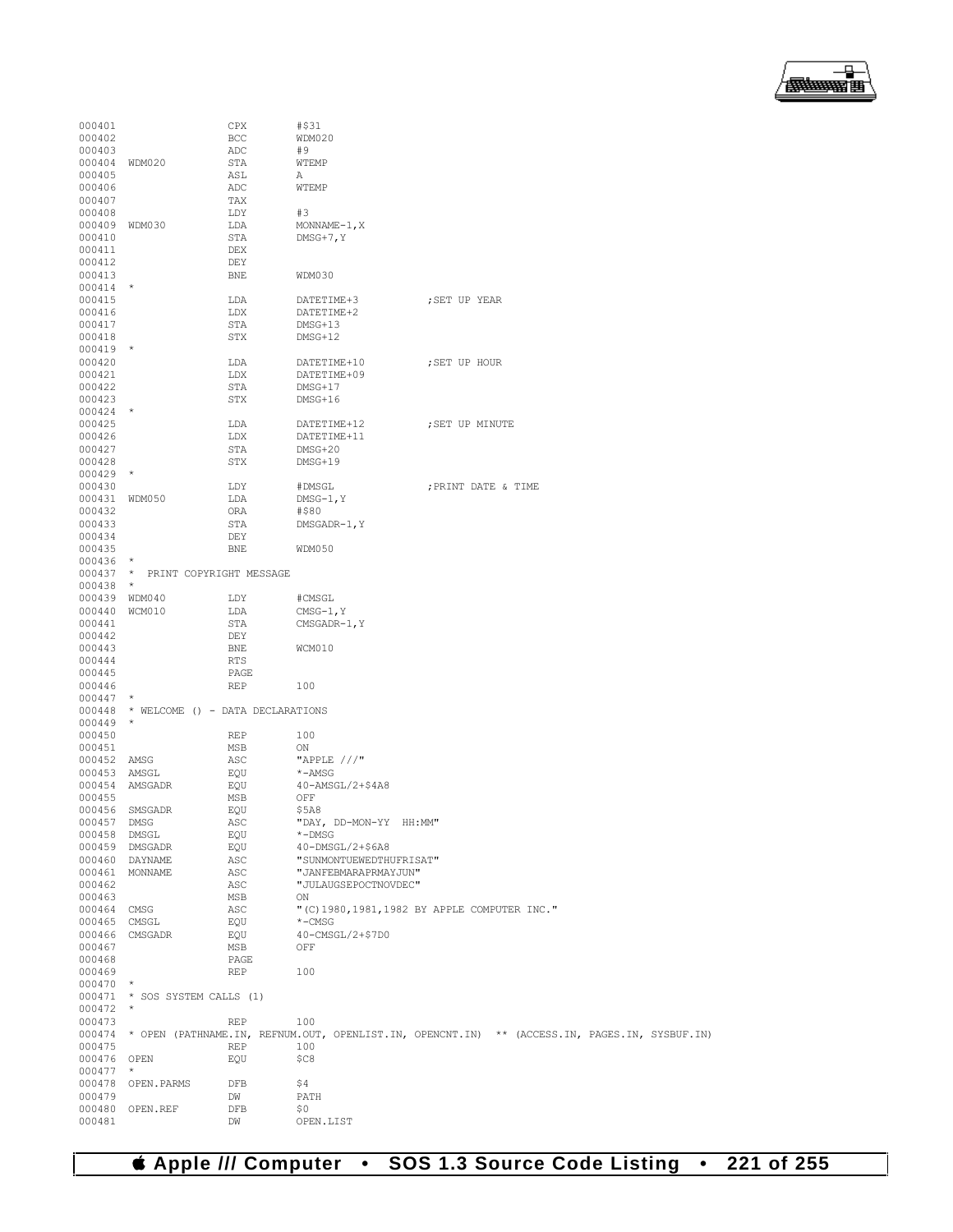```
000401                CPX       #$31
000402                BCC       WDM020
000403                ADC       #9
000404  WDM020        STA       WTEMP
000405                ASL       A
000406                ADC       WTEMP
000407                TAX
000408                LDY       #3
000409  WDM030        LDA       MONNAME-1,X
000410                STA       DMSG+7,Y
000411                DEX
000412                DEY
000413                BNE       WDM030
000414  *
000415                LDA       DATETIME+3          ;SET UP YEAR
000416                LDX       DATETIME+2
000417                STA       DMSG+13
000418                STX       DMSG+12
000419  *
000420                LDA       DATETIME+10         ;SET UP HOUR
000421                LDX       DATETIME+09
000422                STA       DMSG+17
000423                STX       DMSG+16
000424  *
000425                LDA       DATETIME+12         ;SET UP MINUTE
000426                LDX       DATETIME+11
000427                STA       DMSG+20
000428                STX       DMSG+19
000429  *
000430                LDY       #DMSGL              ;PRINT DATE & TIME
000431  WDM050        LDA       DMSG-1,Y
000432                ORA       #$80
000433                STA       DMSGADR-1,Y
000434                DEY
000435                BNE       WDM050
000436  *
000437  *  PRINT COPYRIGHT MESSAGE
000438  *
000439  WDM040        LDY       #CMSGL
000440  WCM010        LDA       CMSG-1,Y
000441                STA       CMSGADR-1,Y
000442                DEY
000443                BNE       WCM010
000444                RTS
000445                PAGE
000446                REP       100
000447  *
000448  * WELCOME () - DATA DECLARATIONS
000449  *
000450                REP       100
000451                MSB       ON
000452  AMSG          ASC       "APPLE ///"
000453  AMSGL         EQU       *-AMSG
000454  AMSGADR       EQU       40-AMSGL/2+$4A8
000455                MSB       OFF
000456  SMSGADR       EQU       $5A8
000457  DMSG          ASC       "DAY, DD-MON-YY  HH:MM"
000458  DMSGL         EQU       *-DMSG
000459  DMSGADR       EQU       40-DMSGL/2+$6A8
000460  DAYNAME       ASC       "SUNMONTUEWEDTHUFRISAT"
000461  MONNAME       ASC       "JANFEBMARAPRMAYJUN"
000462                ASC       "JULAUGSEPOCTNOVDEC"
000463                MSB       ON
000464  CMSG          ASC       "(C)1980,1981,1982 BY APPLE COMPUTER INC."
000465  CMSGL         EQU       *-CMSG
000466  CMSGADR       EQU       40-CMSGL/2+$7D0
000467                MSB       OFF
000468                PAGE
000469                REP       100
000470  *
000471  * SOS SYSTEM CALLS (1)
000472  *
000473                REP       100
000474  * OPEN (PATHNAME.IN, REFNUM.OUT, OPENLIST.IN, OPENCNT.IN)  ** (ACCESS.IN, PAGES.IN, SYSBUF.IN)
000475                REP       100
000476  OPEN          EQU       $C8
000477  *
000478  OPEN.PARMS    DFB       $4
000479                DW        PATH
000480  OPEN.REF      DFB       $0
000481                DW        OPEN.LIST
```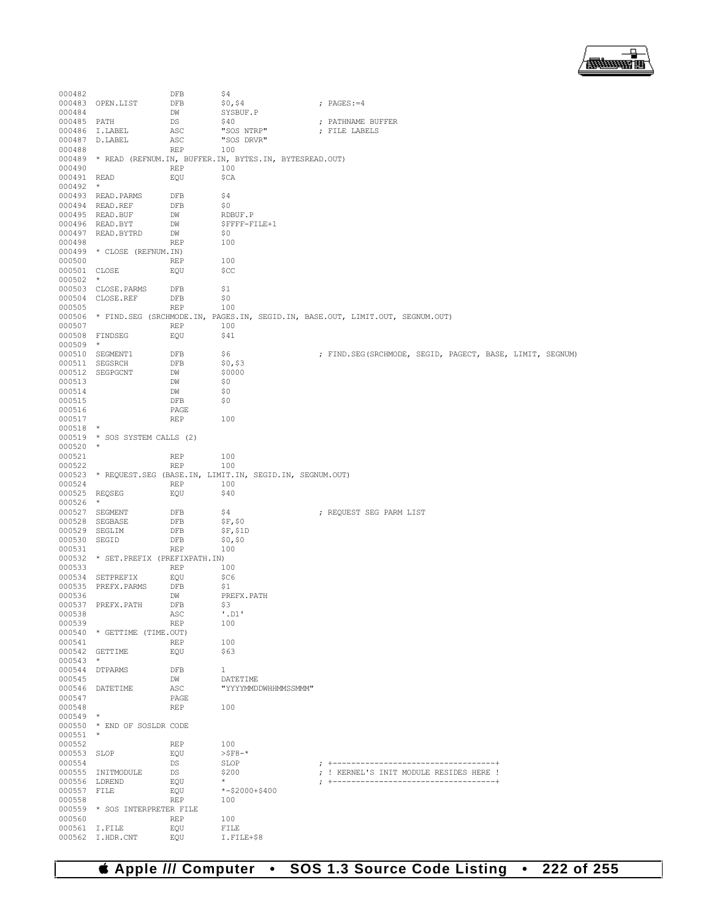```
000482                  DFB         $4
000483  OPEN.LIST       DFB         $0,$4                   ; PAGES:=4
000484                  DW          SYSBUF.P
000485  PATH            DS          $40                     ; PATHNAME BUFFER
000486  I.LABEL         ASC         "SOS NTRP"              ; FILE LABELS
000487  D.LABEL         ASC         "SOS DRVR"
000488                  REP         100
000489  * READ (REFNUM.IN, BUFFER.IN, BYTES.IN, BYTESREAD.OUT)
000490                  REP         100
000491  READ            EQU         $CA
000492  *
000493  READ.PARMS      DFB         $4
000494  READ.REF        DFB         $0
000495  READ.BUF        DW          RDBUF.P
000496  READ.BYT        DW          $FFFF-FILE+1
000497  READ.BYTRD      DW          $0
000498                  REP         100
000499  * CLOSE (REFNUM.IN)
000500                  REP         100
000501  CLOSE           EQU         $CC
000502  *
000503  CLOSE.PARMS     DFB         $1
000504  CLOSE.REF       DFB         $0
000505                  REP         100
000506  * FIND.SEG (SRCHMODE.IN, PAGES.IN, SEGID.IN, BASE.OUT, LIMIT.OUT, SEGNUM.OUT)
000507                  REP         100
000508  FINDSEG         EQU         $41
000509  *
000510  SEGMENT1        DFB         $6                      ; FIND.SEG(SRCHMODE, SEGID, PAGECT, BASE, LIMIT, SEGNUM)
000511  SEGSRCH         DFB         $0,$3
000512  SEGPGCNT        DW          $0000
000513                  DW          $0
000514                  DW          $0
000515                  DFB         $0
000516                  PAGE
000517                  REP         100
000518  *
000519  * SOS SYSTEM CALLS (2)
000520  *
000521                  REP         100
000522                  REP         100
000523  * REQUEST.SEG (BASE.IN, LIMIT.IN, SEGID.IN, SEGNUM.OUT)
000524                  REP         100
000525  REQSEG          EQU         $40
000526  *
000527  SEGMENT         DFB         $4                      ; REQUEST SEG PARM LIST
000528  SEGBASE         DFB         $F,$0
000529  SEGLIM          DFB         $F,$1D
000530  SEGID           DFB         $0,$0
000531                  REP         100
000532  * SET.PREFIX (PREFIXPATH.IN)
000533                  REP         100
000534  SETPREFIX       EQU         $C6
000535  PREFX.PARMS     DFB         $1
000536                  DW          PREFX.PATH
000537  PREFX.PATH      DFB         $3
000538                  ASC         '.D1'
000539                  REP         100
000540  * GETTIME (TIME.OUT)
000541                  REP         100
000542  GETTIME         EQU         $63
000543  *
000544  DTPARMS         DFB         1
000545                  DW          DATETIME
000546  DATETIME        ASC         "YYYYMMDDWHHMMSSMMM"
000547                  PAGE
000548                  REP         100
000549  *
000550  * END OF SOSLDR CODE
000551  *
000552                  REP         100
000553  SLOP            EQU         >$F8-*
000554                  DS          SLOP                    ; +-----------------------------------+
000555  INITMODULE      DS          $200                    ; ! KERNEL'S INIT MODULE RESIDES HERE !
000556  LDREND          EQU         *                       ; +-----------------------------------+
000557  FILE            EQU         *-$2000+$400
000558                  REP         100
000559  * SOS INTERPRETER FILE
000560                  REP         100
000561  I.FILE          EQU         FILE
000562  I.HDR.CNT       EQU         I.FILE+$8
```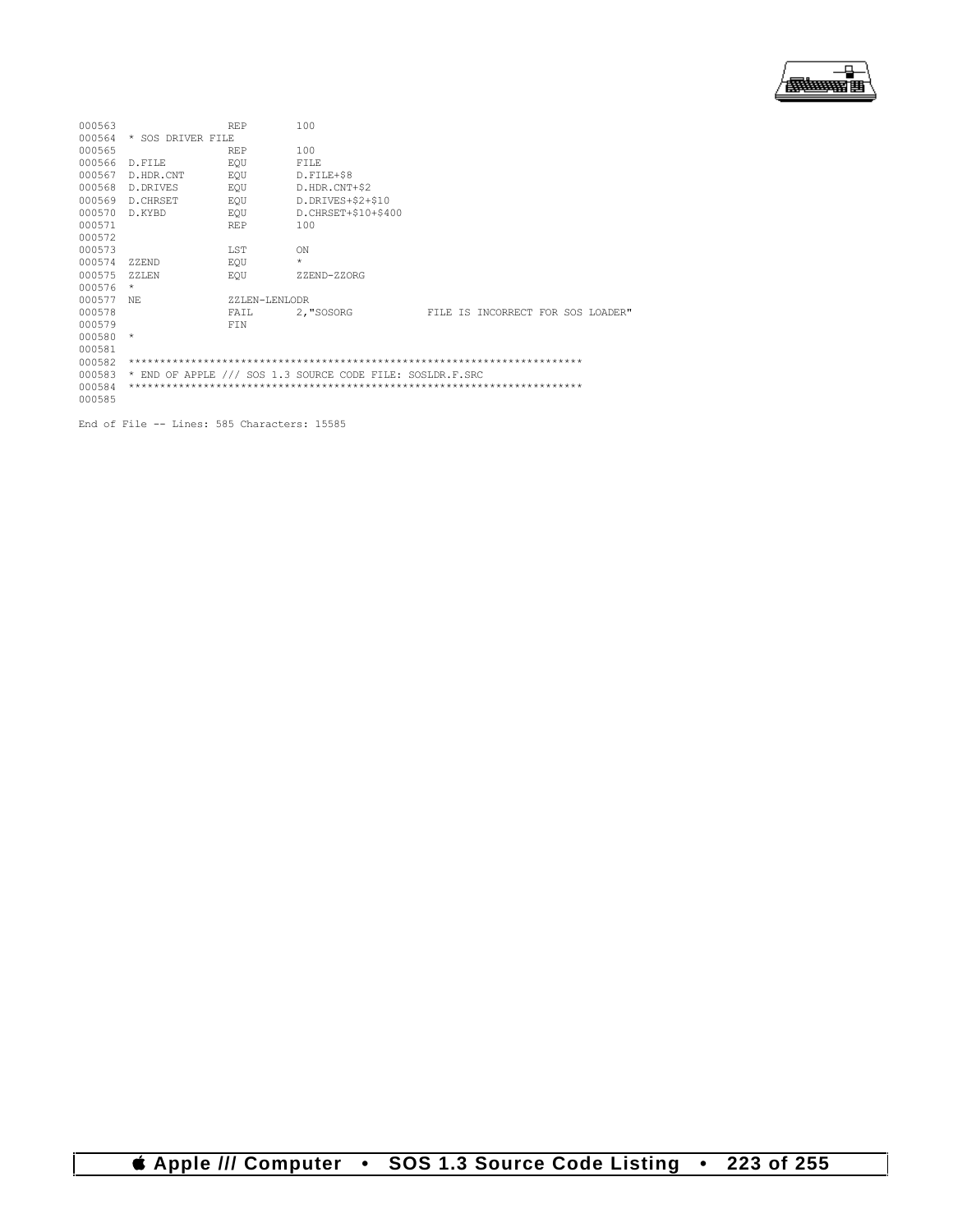```
000563                  REP         100
000564  * SOS DRIVER FILE
000565                  REP         100
000566  D.FILE          EQU         FILE
000567  D.HDR.CNT       EQU         D.FILE+$8
000568  D.DRIVES        EQU         D.HDR.CNT+$2
000569  D.CHRSET        EQU         D.DRIVES+$2+$10
000570  D.KYBD          EQU         D.CHRSET+$10+$400
000571                  REP         100
000572
000573                  LST         ON
000574  ZZEND           EQU         *
000575  ZZLEN           EQU         ZZEND-ZZORG
000576  *
000577  NE              ZZLEN-LENLODR
000578                  FAIL        2,"SOSORG            FILE IS INCORRECT FOR SOS LOADER"
000579                  FIN
000580  *
000581
000582  ************************************************************************
000583  * END OF APPLE /// SOS 1.3 SOURCE CODE FILE: SOSLDR.F.SRC
000584  ************************************************************************
000585

End of File -- Lines: 585 Characters: 15585
```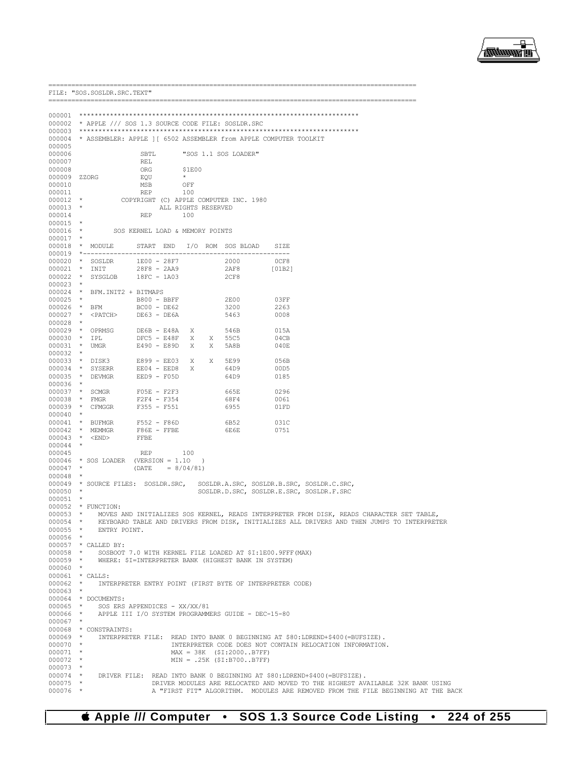```
==========================================================================================
FILE: "SOS.SOSLDR.SRC.TEXT"
==========================================================================================

000001 ***********************************************************************
000002 * APPLE /// SOS 1.3 SOURCE CODE FILE: SOSLDR.SRC
000003 ***********************************************************************
000004 * ASSEMBLER: APPLE ][ 6502 ASSEMBLER from APPLE COMPUTER TOOLKIT
000005
000006                 SBTL       "SOS 1.1 SOS LOADER"
000007                 REL
000008                 ORG        $1E00
000009 ZZORG           EQU        *
000010                 MSB        OFF
000011                 REP        100
000012 *          COPYRIGHT (C) APPLE COMPUTER INC. 1980
000013 *                    ALL RIGHTS RESERVED
000014                 REP        100
000015 *
000016 *        SOS KERNEL LOAD & MEMORY POINTS
000017 *
000018 *  MODULE      START  END   I/O  ROM  SOS BLOAD    SIZE
000019 *-----------------------------------------------------
000020 *  SOSLDR      1E00 - 28F7           2000         0CF8
000021 *  INIT        28F8 - 2AA9           2AF8        [01B2]
000022 *  SYSGLOB     18FC - 1A03           2CF8
000023 *
000024 *  BFM.INIT2 + BITMAPS
000025 *              B800 - BBFF           2E00         03FF
000026 *  BFM         BC00 - DE62           3200         2263
000027 *  <PATCH>     DE63 - DE6A           5463         0008
000028 *
000029 *  OPRMSG      DE6B - E48A   X       546B         015A
000030 *  IPL         DFC5 - E48F   X    X  55C5         04CB
000031 *  UMGR        E490 - E89D   X    X  5A8B         040E
000032 *
000033 *  DISK3       E899 - EE03   X    X  5E99         056B
000034 *  SYSERR      EE04 - EED8   X       64D9         00D5
000035 *  DEVMGR      EED9 - F05D           64D9         0185
000036 *
000037 *  SCMGR       F05E - F2F3           665E         0296
000038 *  FMGR        F2F4 - F354           68F4         0061
000039 *  CFMGGR      F355 - F551           6955         01FD
000040 *
000041 *  BUFMGR      F552 - F86D           6B52         031C
000042 *  MEMMGR      F86E - FFBE           6E6E         0751
000043 *  <END>       FFBE
000044 *
000045                 REP        100
000046 * SOS LOADER  (VERSION = 1.1O   )
000047 *             (DATE    = 8/04/81)
000048 *
000049 * SOURCE FILES:  SOSLDR.SRC,    SOSLDR.A.SRC, SOSLDR.B.SRC, SOSLDR.C.SRC,
000050 *                               SOSLDR.D.SRC, SOSLDR.E.SRC, SOSLDR.F.SRC
000051 *
000052 * FUNCTION:
000053 *    MOVES AND INITIALIZES SOS KERNEL, READS INTERPRETER FROM DISK, READS CHARACTER SET TABLE,
000054 *    KEYBOARD TABLE AND DRIVERS FROM DISK, INITIALIZES ALL DRIVERS AND THEN JUMPS TO INTERPRETER
000055 *    ENTRY POINT.
000056 *
000057 * CALLED BY:
000058 *    SOSBOOT 7.0 WITH KERNEL FILE LOADED AT $I:1E00.9FFF(MAX)
000059 *    WHERE: $I=INTERPRETER BANK (HIGHEST BANK IN SYSTEM)
000060 *
000061 * CALLS:
000062 *    INTERPRETER ENTRY POINT (FIRST BYTE OF INTERPRETER CODE)
000063 *
000064 * DOCUMENTS:
000065 *    SOS ERS APPENDICES - XX/XX/81
000066 *    APPLE III I/O SYSTEM PROGRAMMERS GUIDE - DEC-15-80
000067 *
000068 * CONSTRAINTS:
000069 *    INTERPRETER FILE:  READ INTO BANK 0 BEGINNING AT $80:LDREND+$400(=BUFSIZE).
000070 *                       INTERPRETER CODE DOES NOT CONTAIN RELOCATION INFORMATION.
000071 *                       MAX = 38K  ($I:2000..B7FF)
000072 *                       MIN = .25K ($I:B700..B7FF)
000073 *
000074 *    DRIVER FILE:  READ INTO BANK 0 BEGINNING AT $80:LDREND+$400(=BUFSIZE).
000075 *                  DRIVER MODULES ARE RELOCATED AND MOVED TO THE HIGHEST AVAILABLE 32K BANK USING
000076 *                  A "FIRST FIT" ALGORITHM.  MODULES ARE REMOVED FROM THE FILE BEGINNING AT THE BACK
```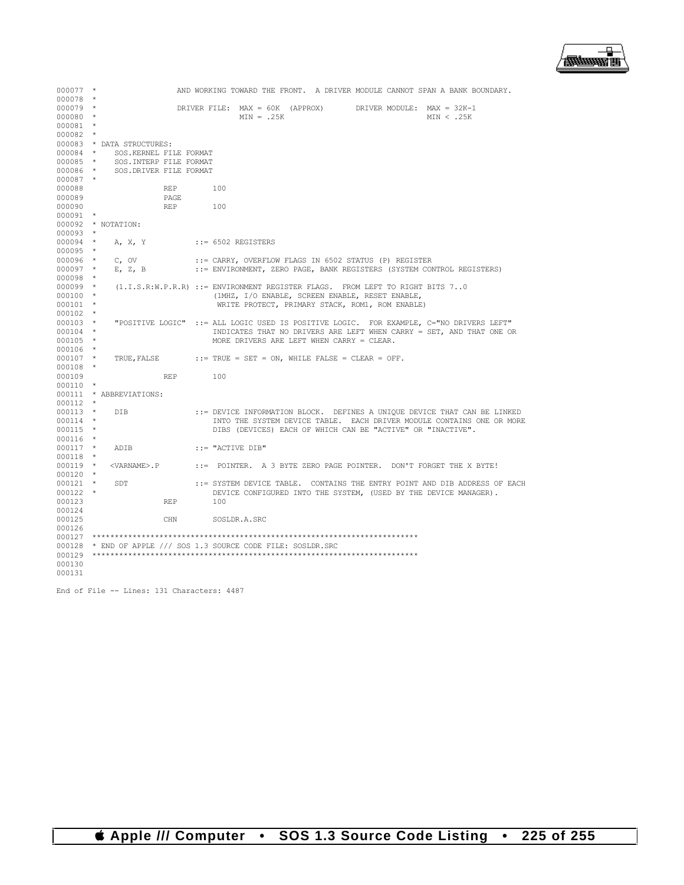```
000077 *                AND WORKING TOWARD THE FRONT.  A DRIVER MODULE CANNOT SPAN A BANK BOUNDARY.
000078 *
000079 *                DRIVER FILE:  MAX = 60K  (APPROX)        DRIVER MODULE:  MAX = 32K-1
000080 *                              MIN = .25K                                 MIN < .25K
000081 *
000082 *
000083 * DATA STRUCTURES:
000084 *    SOS.KERNEL FILE FORMAT
000085 *    SOS.INTERP FILE FORMAT
000086 *    SOS.DRIVER FILE FORMAT
000087 *
000088                REP       100
000089                PAGE
000090                REP       100
000091 *
000092 * NOTATION:
000093 *
000094 *    A, X, Y           ::= 6502 REGISTERS
000095 *
000096 *    C, OV             ::= CARRY, OVERFLOW FLAGS IN 6502 STATUS (P) REGISTER
000097 *    E, Z, B           ::= ENVIRONMENT, ZERO PAGE, BANK REGISTERS (SYSTEM CONTROL REGISTERS)
000098 *
000099 *    (1.I.S.R:W.P.R.R) ::= ENVIRONMENT REGISTER FLAGS.  FROM LEFT TO RIGHT BITS 7..0
000100 *                          (1MHZ, I/O ENABLE, SCREEN ENABLE, RESET ENABLE,
000101 *                           WRITE PROTECT, PRIMARY STACK, ROM1, ROM ENABLE)
000102 *
000103 *    "POSITIVE LOGIC"  ::= ALL LOGIC USED IS POSITIVE LOGIC.  FOR EXAMPLE, C="NO DRIVERS LEFT"
000104 *                          INDICATES THAT NO DRIVERS ARE LEFT WHEN CARRY = SET, AND THAT ONE OR
000105 *                          MORE DRIVERS ARE LEFT WHEN CARRY = CLEAR.
000106 *
000107 *    TRUE,FALSE        ::= TRUE = SET = ON, WHILE FALSE = CLEAR = OFF.
000108 *
000109                REP       100
000110 *
000111 * ABBREVIATIONS:
000112 *
000113 *    DIB               ::= DEVICE INFORMATION BLOCK.  DEFINES A UNIQUE DEVICE THAT CAN BE LINKED
000114 *                          INTO THE SYSTEM DEVICE TABLE.  EACH DRIVER MODULE CONTAINS ONE OR MORE
000115 *                          DIBS (DEVICES) EACH OF WHICH CAN BE "ACTIVE" OR "INACTIVE".
000116 *
000117 *    ADIB              ::= "ACTIVE DIB"
000118 *
000119 *    <VARNAME>.P       ::=  POINTER.  A 3 BYTE ZERO PAGE POINTER.  DON'T FORGET THE X BYTE!
000120 *
000121 *    SDT               ::= SYSTEM DEVICE TABLE.  CONTAINS THE ENTRY POINT AND DIB ADDRESS OF EACH
000122 *                          DEVICE CONFIGURED INTO THE SYSTEM, (USED BY THE DEVICE MANAGER).
000123                REP       100
000124
000125                CHN       SOSLDR.A.SRC
000126
000127 ************************************************************************
000128 * END OF APPLE /// SOS 1.3 SOURCE CODE FILE: SOSLDR.SRC
000129 ************************************************************************
000130
000131

End of File -- Lines: 131 Characters: 4487
```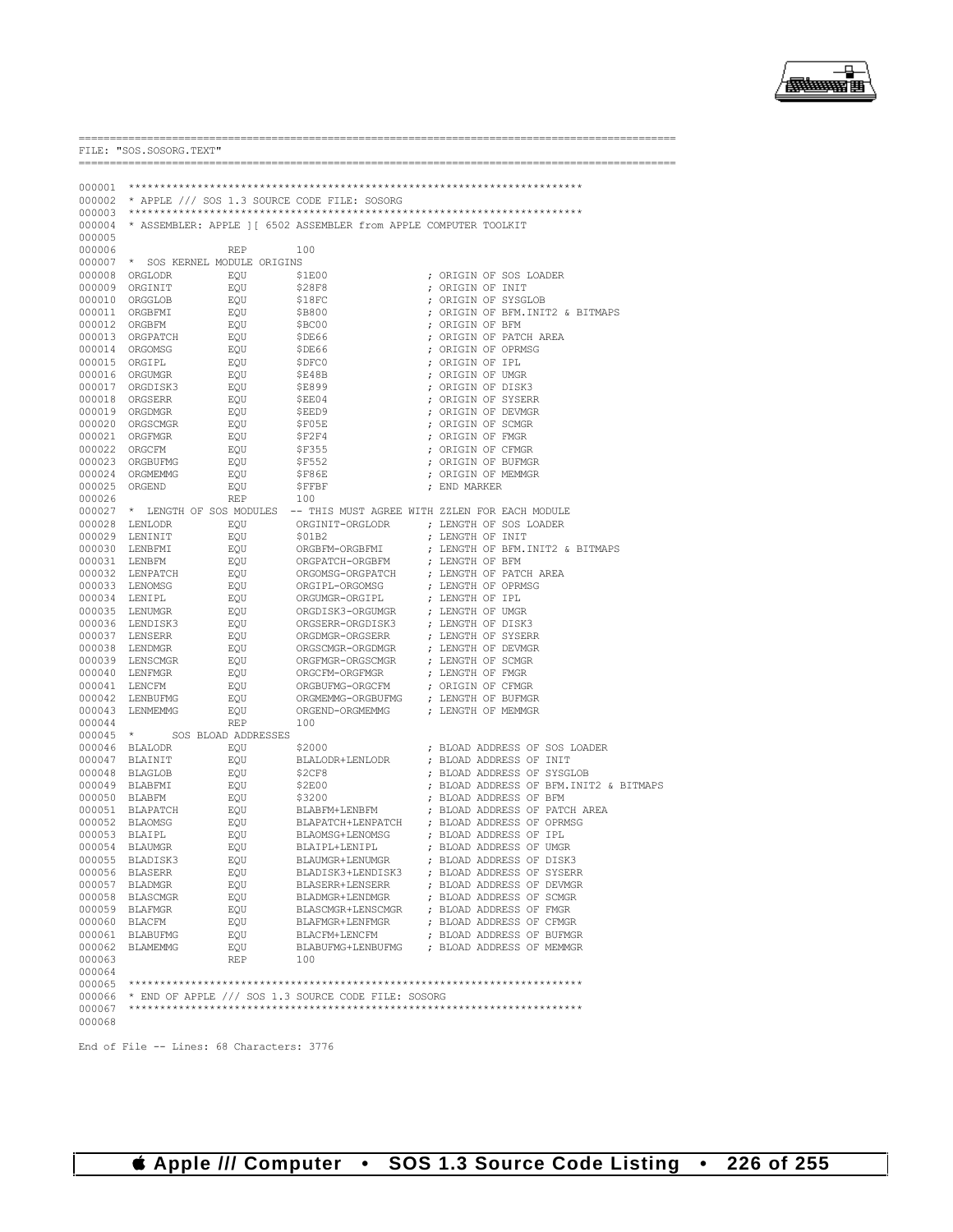```
==========================================================================================
FILE: "SOS.SOSORG.TEXT"
==========================================================================================

000001  ***********************************************************************
000002  * APPLE /// SOS 1.3 SOURCE CODE FILE: SOSORG
000003  ***********************************************************************
000004  * ASSEMBLER: APPLE ][ 6502 ASSEMBLER from APPLE COMPUTER TOOLKIT
000005
000006                  REP       100
000007  *  SOS KERNEL MODULE ORIGINS
000008  ORGLODR         EQU       $1E00                   ; ORIGIN OF SOS LOADER
000009  ORGINIT         EQU       $28F8                   ; ORIGIN OF INIT
000010  ORGGLOB         EQU       $18FC                   ; ORIGIN OF SYSGLOB
000011  ORGBFMI         EQU       $B800                   ; ORIGIN OF BFM.INIT2 & BITMAPS
000012  ORGBFM          EQU       $BC00                   ; ORIGIN OF BFM
000013  ORGPATCH        EQU       $DE66                   ; ORIGIN OF PATCH AREA
000014  ORGOMSG         EQU       $DE66                   ; ORIGIN OF OPRMSG
000015  ORGIPL          EQU       $DFC0                   ; ORIGIN OF IPL
000016  ORGUMGR         EQU       $E48B                   ; ORIGIN OF UMGR
000017  ORGDISK3        EQU       $E899                   ; ORIGIN OF DISK3
000018  ORGSERR         EQU       $EE04                   ; ORIGIN OF SYSERR
000019  ORGDMGR         EQU       $EED9                   ; ORIGIN OF DEVMGR
000020  ORGSCMGR        EQU       $F05E                   ; ORIGIN OF SCMGR
000021  ORGFMGR         EQU       $F2F4                   ; ORIGIN OF FMGR
000022  ORGCFM          EQU       $F355                   ; ORIGIN OF CFMGR
000023  ORGBUFMG        EQU       $F552                   ; ORIGIN OF BUFMGR
000024  ORGMEMMG        EQU       $F86E                   ; ORIGIN OF MEMMGR
000025  ORGEND          EQU       $FFBF                   ; END MARKER
000026                  REP       100
000027  *  LENGTH OF SOS MODULES  -- THIS MUST AGREE WITH ZZLEN FOR EACH MODULE
000028  LENLODR         EQU       ORGINIT-ORGLODR         ; LENGTH OF SOS LOADER
000029  LENINIT         EQU       $01B2                   ; LENGTH OF INIT
000030  LENBFMI         EQU       ORGBFM-ORGBFMI          ; LENGTH OF BFM.INIT2 & BITMAPS
000031  LENBFM          EQU       ORGPATCH-ORGBFM         ; LENGTH OF BFM
000032  LENPATCH        EQU       ORGOMSG-ORGPATCH        ; LENGTH OF PATCH AREA
000033  LENOMSG         EQU       ORGIPL-ORGOMSG          ; LENGTH OF OPRMSG
000034  LENIPL          EQU       ORGUMGR-ORGIPL          ; LENGTH OF IPL
000035  LENUMGR         EQU       ORGDISK3-ORGUMGR        ; LENGTH OF UMGR
000036  LENDISK3        EQU       ORGSERR-ORGDISK3        ; LENGTH OF DISK3
000037  LENSERR         EQU       ORGDMGR-ORGSERR         ; LENGTH OF SYSERR
000038  LENDMGR         EQU       ORGSCMGR-ORGDMGR        ; LENGTH OF DEVMGR
000039  LENSCMGR        EQU       ORGFMGR-ORGSCMGR        ; LENGTH OF SCMGR
000040  LENFMGR         EQU       ORGCFM-ORGFMGR          ; LENGTH OF FMGR
000041  LENCFM          EQU       ORGBUFMG-ORGCFM         ; ORIGIN OF CFMGR
000042  LENBUFMG        EQU       ORGMEMMG-ORGBUFMG       ; LENGTH OF BUFMGR
000043  LENMEMMG        EQU       ORGEND-ORGMEMMG         ; LENGTH OF MEMMGR
000044                  REP       100
000045  *      SOS BLOAD ADDRESSES
000046  BLALODR         EQU       $2000                   ; BLOAD ADDRESS OF SOS LOADER
000047  BLAINIT         EQU       BLALODR+LENLODR         ; BLOAD ADDRESS OF INIT
000048  BLAGLOB         EQU       $2CF8                   ; BLOAD ADDRESS OF SYSGLOB
000049  BLABFMI         EQU       $2E00                   ; BLOAD ADDRESS OF BFM.INIT2 & BITMAPS
000050  BLABFM          EQU       $3200                   ; BLOAD ADDRESS OF BFM
000051  BLAPATCH        EQU       BLABFM+LENBFM           ; BLOAD ADDRESS OF PATCH AREA
000052  BLAOMSG         EQU       BLAPATCH+LENPATCH       ; BLOAD ADDRESS OF OPRMSG
000053  BLAIPL          EQU       BLAOMSG+LENOMSG         ; BLOAD ADDRESS OF IPL
000054  BLAUMGR         EQU       BLAIPL+LENIPL           ; BLOAD ADDRESS OF UMGR
000055  BLADISK3        EQU       BLAUMGR+LENUMGR         ; BLOAD ADDRESS OF DISK3
000056  BLASERR         EQU       BLADISK3+LENDISK3       ; BLOAD ADDRESS OF SYSERR
000057  BLADMGR         EQU       BLASERR+LENSERR         ; BLOAD ADDRESS OF DEVMGR
000058  BLASCMGR        EQU       BLADMGR+LENDMGR         ; BLOAD ADDRESS OF SCMGR
000059  BLAFMGR         EQU       BLASCMGR+LENSCMGR       ; BLOAD ADDRESS OF FMGR
000060  BLACFM          EQU       BLAFMGR+LENFMGR         ; BLOAD ADDRESS OF CFMGR
000061  BLABUFMG        EQU       BLACFM+LENCFM           ; BLOAD ADDRESS OF BUFMGR
000062  BLAMEMMG        EQU       BLABUFMG+LENBUFMG       ; BLOAD ADDRESS OF MEMMGR
000063                  REP       100
000064
000065  ***********************************************************************
000066  * END OF APPLE /// SOS 1.3 SOURCE CODE FILE: SOSORG
000067  ***********************************************************************
000068

End of File -- Lines: 68 Characters: 3776
```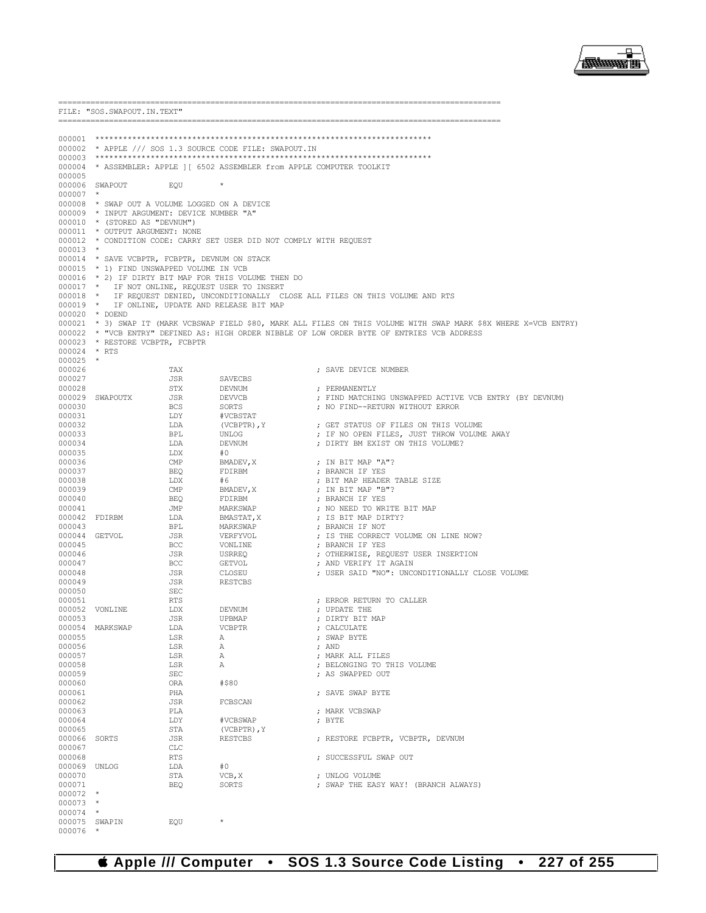```
==========================================================================================
FILE: "SOS.SWAPOUT.IN.TEXT"
==========================================================================================

000001 ************************************************************************
000002 * APPLE /// SOS 1.3 SOURCE CODE FILE: SWAPOUT.IN
000003 ************************************************************************
000004 * ASSEMBLER: APPLE ][ 6502 ASSEMBLER from APPLE COMPUTER TOOLKIT
000005
000006 SWAPOUT         EQU       *
000007 *
000008 * SWAP OUT A VOLUME LOGGED ON A DEVICE
000009 * INPUT ARGUMENT: DEVICE NUMBER "A"
000010 * (STORED AS "DEVNUM")
000011 * OUTPUT ARGUMENT: NONE
000012 * CONDITION CODE: CARRY SET USER DID NOT COMPLY WITH REQUEST
000013 *
000014 * SAVE VCBPTR, FCBPTR, DEVNUM ON STACK
000015 * 1) FIND UNSWAPPED VOLUME IN VCB
000016 * 2) IF DIRTY BIT MAP FOR THIS VOLUME THEN DO
000017 *    IF NOT ONLINE, REQUEST USER TO INSERT
000018 *    IF REQUEST DENIED, UNCONDITIONALLY  CLOSE ALL FILES ON THIS VOLUME AND RTS
000019 *    IF ONLINE, UPDATE AND RELEASE BIT MAP
000020 * DOEND
000021 * 3) SWAP IT (MARK VCBSWAP FIELD $80, MARK ALL FILES ON THIS VOLUME WITH SWAP MARK $8X WHERE X=VCB ENTRY)
000022 * "VCB ENTRY" DEFINED AS: HIGH ORDER NIBBLE OF LOW ORDER BYTE OF ENTRIES VCB ADDRESS
000023 * RESTORE VCBPTR, FCBPTR
000024 * RTS
000025 *
000026                 TAX                             ; SAVE DEVICE NUMBER
000027                 JSR       SAVECBS
000028                 STX       DEVNUM                ; PERMANENTLY
000029 SWAPOUTX        JSR       DEVVCB                ; FIND MATCHING UNSWAPPED ACTIVE VCB ENTRY (BY DEVNUM)
000030                 BCS       SORTS                 ; NO FIND--RETURN WITHOUT ERROR
000031                 LDY       #VCBSTAT
000032                 LDA       (VCBPTR),Y            ; GET STATUS OF FILES ON THIS VOLUME
000033                 BPL       UNLOG                 ; IF NO OPEN FILES, JUST THROW VOLUME AWAY
000034                 LDA       DEVNUM                ; DIRTY BM EXIST ON THIS VOLUME?
000035                 LDX       #0
000036                 CMP       BMADEV,X              ; IN BIT MAP "A"?
000037                 BEQ       FDIRBM                ; BRANCH IF YES
000038                 LDX       #6                    ; BIT MAP HEADER TABLE SIZE
000039                 CMP       BMADEV,X              ; IN BIT MAP "B"?
000040                 BEQ       FDIRBM                ; BRANCH IF YES
000041                 JMP       MARKSWAP              ; NO NEED TO WRITE BIT MAP
000042 FDIRBM          LDA       BMASTAT,X             ; IS BIT MAP DIRTY?
000043                 BPL       MARKSWAP              ; BRANCH IF NOT
000044 GETVOL          JSR       VERFYVOL              ; IS THE CORRECT VOLUME ON LINE NOW?
000045                 BCC       VONLINE               ; BRANCH IF YES
000046                 JSR       USRREQ                ; OTHERWISE, REQUEST USER INSERTION
000047                 BCC       GETVOL                ; AND VERIFY IT AGAIN
000048                 JSR       CLOSEU                ; USER SAID "NO": UNCONDITIONALLY CLOSE VOLUME
000049                 JSR       RESTCBS
000050                 SEC
000051                 RTS                             ; ERROR RETURN TO CALLER
000052 VONLINE         LDX       DEVNUM                ; UPDATE THE
000053                 JSR       UPBMAP                ; DIRTY BIT MAP
000054 MARKSWAP        LDA       VCBPTR                ; CALCULATE
000055                 LSR       A                     ; SWAP BYTE
000056                 LSR       A                     ; AND
000057                 LSR       A                     ; MARK ALL FILES
000058                 LSR       A                     ; BELONGING TO THIS VOLUME
000059                 SEC                             ; AS SWAPPED OUT
000060                 ORA       #$80
000061                 PHA                             ; SAVE SWAP BYTE
000062                 JSR       FCBSCAN
000063                 PLA                             ; MARK VCBSWAP
000064                 LDY       #VCBSWAP              ; BYTE
000065                 STA       (VCBPTR),Y
000066 SORTS           JSR       RESTCBS               ; RESTORE FCBPTR, VCBPTR, DEVNUM
000067                 CLC
000068                 RTS                             ; SUCCESSFUL SWAP OUT
000069 UNLOG           LDA       #0
000070                 STA       VCB,X                 ; UNLOG VOLUME
000071                 BEQ       SORTS                 ; SWAP THE EASY WAY! (BRANCH ALWAYS)
000072 *
000073 *
000074 *
000075 SWAPIN          EQU       *
000076 *
```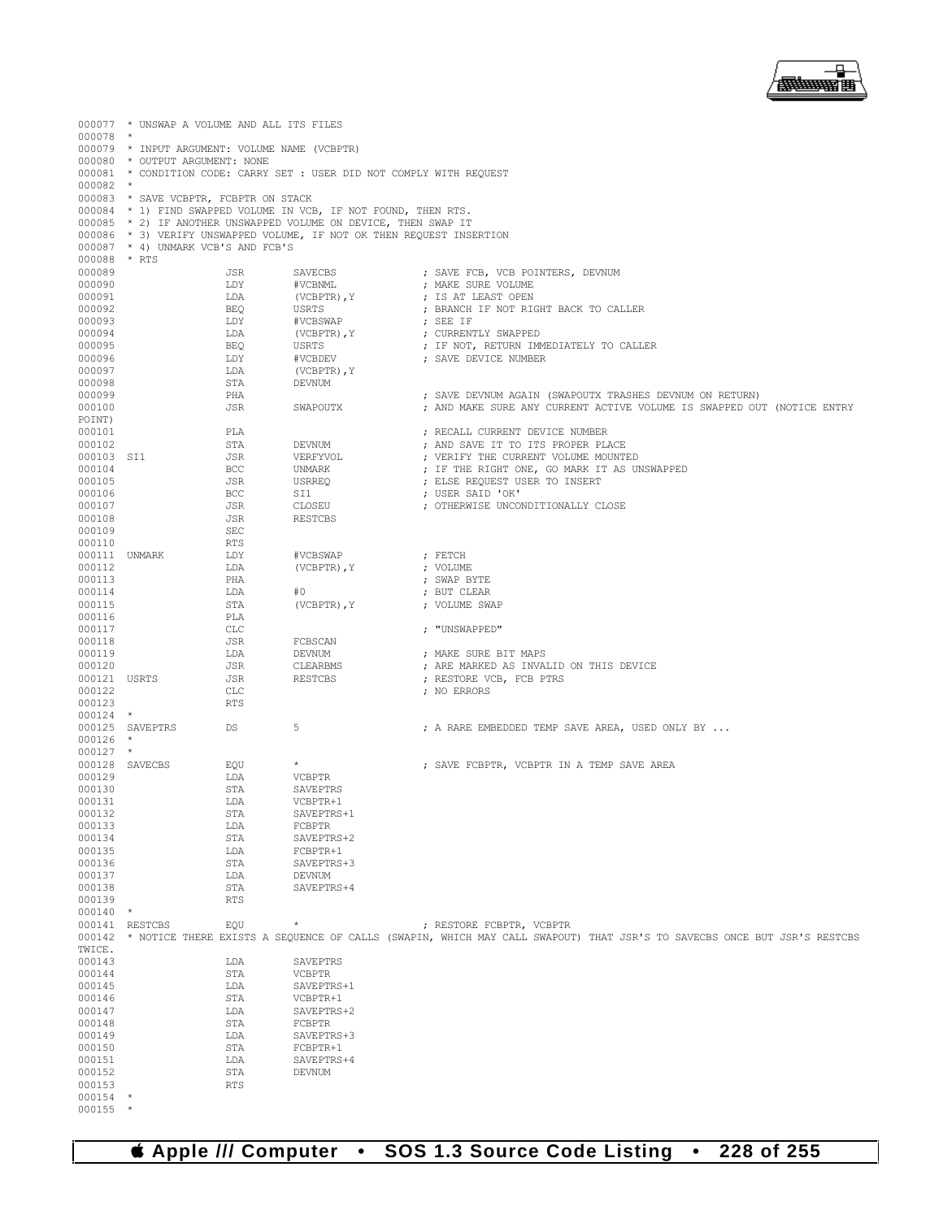```
000077  * UNSWAP A VOLUME AND ALL ITS FILES
000078  *
000079  * INPUT ARGUMENT: VOLUME NAME (VCBPTR)
000080  * OUTPUT ARGUMENT: NONE
000081  * CONDITION CODE: CARRY SET : USER DID NOT COMPLY WITH REQUEST
000082  *
000083  * SAVE VCBPTR, FCBPTR ON STACK
000084  * 1) FIND SWAPPED VOLUME IN VCB, IF NOT FOUND, THEN RTS.
000085  * 2) IF ANOTHER UNSWAPPED VOLUME ON DEVICE, THEN SWAP IT
000086  * 3) VERIFY UNSWAPPED VOLUME, IF NOT OK THEN REQUEST INSERTION
000087  * 4) UNMARK VCB'S AND FCB'S
000088  * RTS
000089                  JSR       SAVECBS              ; SAVE FCB, VCB POINTERS, DEVNUM
000090                  LDY       #VCBNML              ; MAKE SURE VOLUME
000091                  LDA       (VCBPTR),Y           ; IS AT LEAST OPEN
000092                  BEQ       USRTS                ; BRANCH IF NOT RIGHT BACK TO CALLER
000093                  LDY       #VCBSWAP             ; SEE IF
000094                  LDA       (VCBPTR),Y           ; CURRENTLY SWAPPED
000095                  BEQ       USRTS                ; IF NOT, RETURN IMMEDIATELY TO CALLER
000096                  LDY       #VCBDEV              ; SAVE DEVICE NUMBER
000097                  LDA       (VCBPTR),Y
000098                  STA       DEVNUM
000099                  PHA                            ; SAVE DEVNUM AGAIN (SWAPOUTX TRASHES DEVNUM ON RETURN)
000100                  JSR       SWAPOUTX             ; AND MAKE SURE ANY CURRENT ACTIVE VOLUME IS SWAPPED OUT (NOTICE ENTRY
POINT)
000101                  PLA                            ; RECALL CURRENT DEVICE NUMBER
000102                  STA       DEVNUM               ; AND SAVE IT TO ITS PROPER PLACE
000103  SI1             JSR       VERFYVOL             ; VERIFY THE CURRENT VOLUME MOUNTED
000104                  BCC       UNMARK               ; IF THE RIGHT ONE, GO MARK IT AS UNSWAPPED
000105                  JSR       USRREQ               ; ELSE REQUEST USER TO INSERT
000106                  BCC       SI1                  ; USER SAID 'OK'
000107                  JSR       CLOSEU               ; OTHERWISE UNCONDITIONALLY CLOSE
000108                  JSR       RESTCBS
000109                  SEC
000110                  RTS
000111  UNMARK          LDY       #VCBSWAP             ; FETCH
000112                  LDA       (VCBPTR),Y           ; VOLUME
000113                  PHA                            ; SWAP BYTE
000114                  LDA       #0                   ; BUT CLEAR
000115                  STA       (VCBPTR),Y           ; VOLUME SWAP
000116                  PLA
000117                  CLC                            ; "UNSWAPPED"
000118                  JSR       FCBSCAN
000119                  LDA       DEVNUM               ; MAKE SURE BIT MAPS
000120                  JSR       CLEARBMS             ; ARE MARKED AS INVALID ON THIS DEVICE
000121  USRTS           JSR       RESTCBS              ; RESTORE VCB, FCB PTRS
000122                  CLC                            ; NO ERRORS
000123                  RTS
000124  *
000125  SAVEPTRS        DS        5                    ; A RARE EMBEDDED TEMP SAVE AREA, USED ONLY BY ...
000126  *
000127  *
000128  SAVECBS         EQU       *                    ; SAVE FCBPTR, VCBPTR IN A TEMP SAVE AREA
000129                  LDA       VCBPTR
000130                  STA       SAVEPTRS
000131                  LDA       VCBPTR+1
000132                  STA       SAVEPTRS+1
000133                  LDA       FCBPTR
000134                  STA       SAVEPTRS+2
000135                  LDA       FCBPTR+1
000136                  STA       SAVEPTRS+3
000137                  LDA       DEVNUM
000138                  STA       SAVEPTRS+4
000139                  RTS
000140  *
000141  RESTCBS         EQU       *                    ; RESTORE FCBPTR, VCBPTR
000142  * NOTICE THERE EXISTS A SEQUENCE OF CALLS (SWAPIN, WHICH MAY CALL SWAPOUT) THAT JSR'S TO SAVECBS ONCE BUT JSR'S RESTCBS
TWICE.
000143                  LDA       SAVEPTRS
000144                  STA       VCBPTR
000145                  LDA       SAVEPTRS+1
000146                  STA       VCBPTR+1
000147                  LDA       SAVEPTRS+2
000148                  STA       FCBPTR
000149                  LDA       SAVEPTRS+3
000150                  STA       FCBPTR+1
000151                  LDA       SAVEPTRS+4
000152                  STA       DEVNUM
000153                  RTS
000154  *
000155  *
```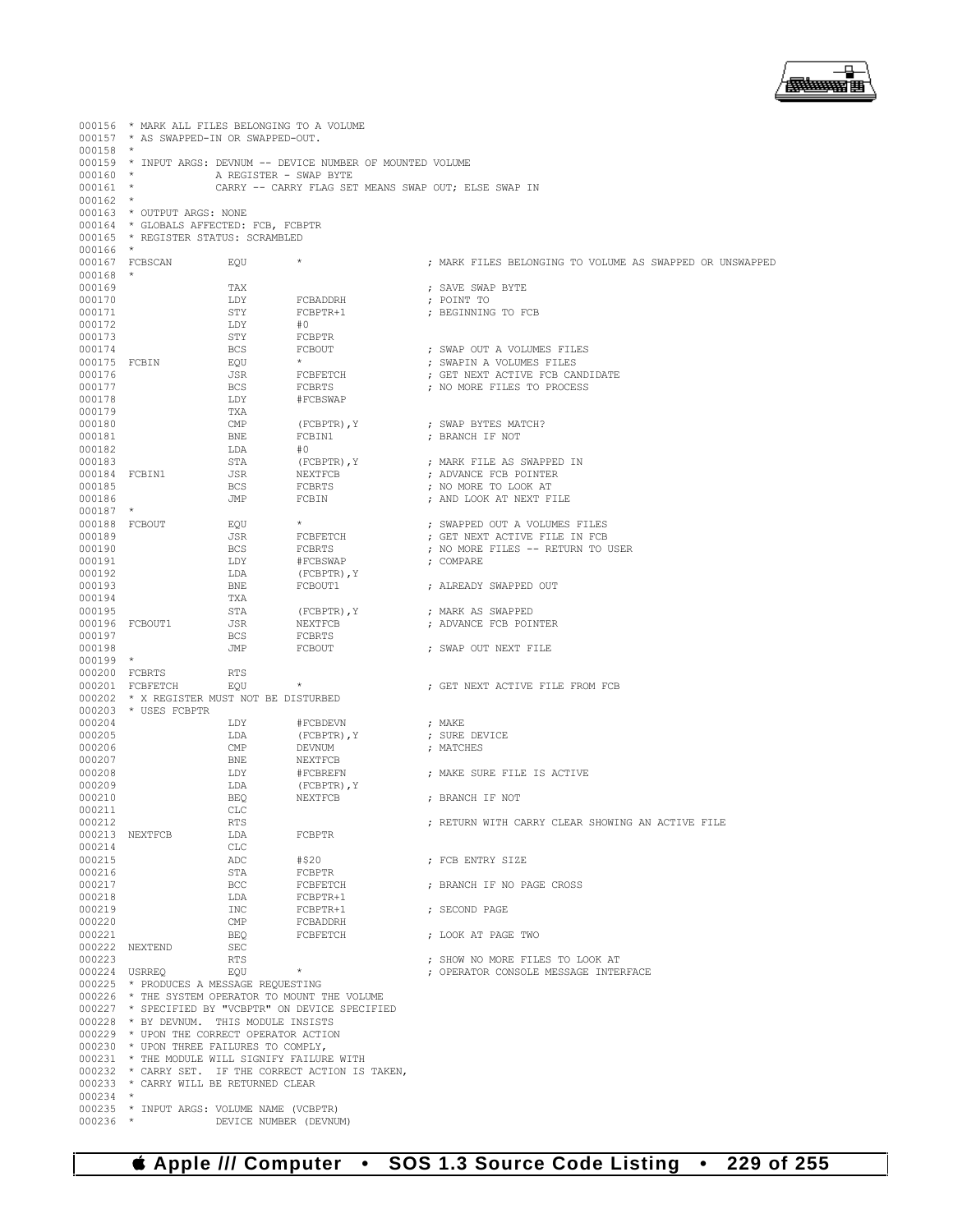```
000156 * MARK ALL FILES BELONGING TO A VOLUME
000157 * AS SWAPPED-IN OR SWAPPED-OUT.
000158 *
000159 * INPUT ARGS: DEVNUM -- DEVICE NUMBER OF MOUNTED VOLUME
000160 *             A REGISTER - SWAP BYTE
000161 *             CARRY -- CARRY FLAG SET MEANS SWAP OUT; ELSE SWAP IN
000162 *
000163 * OUTPUT ARGS: NONE
000164 * GLOBALS AFFECTED: FCB, FCBPTR
000165 * REGISTER STATUS: SCRAMBLED
000166 *
000167 FCBSCAN         EQU       *                    ; MARK FILES BELONGING TO VOLUME AS SWAPPED OR UNSWAPPED
000168 *
000169                 TAX                            ; SAVE SWAP BYTE
000170                 LDY       FCBADDRH             ; POINT TO
000171                 STY       FCBPTR+1             ; BEGINNING TO FCB
000172                 LDY       #0
000173                 STY       FCBPTR
000174                 BCS       FCBOUT               ; SWAP OUT A VOLUMES FILES
000175 FCBIN           EQU       *                    ; SWAPIN A VOLUMES FILES
000176                 JSR       FCBFETCH             ; GET NEXT ACTIVE FCB CANDIDATE
000177                 BCS       FCBRTS               ; NO MORE FILES TO PROCESS
000178                 LDY       #FCBSWAP
000179                 TXA
000180                 CMP       (FCBPTR),Y           ; SWAP BYTES MATCH?
000181                 BNE       FCBIN1               ; BRANCH IF NOT
000182                 LDA       #0
000183                 STA       (FCBPTR),Y           ; MARK FILE AS SWAPPED IN
000184 FCBIN1          JSR       NEXTFCB              ; ADVANCE FCB POINTER
000185                 BCS       FCBRTS               ; NO MORE TO LOOK AT
000186                 JMP       FCBIN                ; AND LOOK AT NEXT FILE
000187 *
000188 FCBOUT          EQU       *                    ; SWAPPED OUT A VOLUMES FILES
000189                 JSR       FCBFETCH             ; GET NEXT ACTIVE FILE IN FCB
000190                 BCS       FCBRTS               ; NO MORE FILES -- RETURN TO USER
000191                 LDY       #FCBSWAP             ; COMPARE
000192                 LDA       (FCBPTR),Y
000193                 BNE       FCBOUT1              ; ALREADY SWAPPED OUT
000194                 TXA
000195                 STA       (FCBPTR),Y           ; MARK AS SWAPPED
000196 FCBOUT1         JSR       NEXTFCB              ; ADVANCE FCB POINTER
000197                 BCS       FCBRTS
000198                 JMP       FCBOUT               ; SWAP OUT NEXT FILE
000199 *
000200 FCBRTS          RTS
000201 FCBFETCH        EQU       *                    ; GET NEXT ACTIVE FILE FROM FCB
000202 * X REGISTER MUST NOT BE DISTURBED
000203 * USES FCBPTR
000204                 LDY       #FCBDEVN             ; MAKE
000205                 LDA       (FCBPTR),Y           ; SURE DEVICE
000206                 CMP       DEVNUM               ; MATCHES
000207                 BNE       NEXTFCB
000208                 LDY       #FCBREFN             ; MAKE SURE FILE IS ACTIVE
000209                 LDA       (FCBPTR),Y
000210                 BEQ       NEXTFCB              ; BRANCH IF NOT
000211                 CLC
000212                 RTS                            ; RETURN WITH CARRY CLEAR SHOWING AN ACTIVE FILE
000213 NEXTFCB         LDA       FCBPTR
000214                 CLC
000215                 ADC       #$20                 ; FCB ENTRY SIZE
000216                 STA       FCBPTR
000217                 BCC       FCBFETCH             ; BRANCH IF NO PAGE CROSS
000218                 LDA       FCBPTR+1
000219                 INC       FCBPTR+1             ; SECOND PAGE
000220                 CMP       FCBADDRH
000221                 BEQ       FCBFETCH             ; LOOK AT PAGE TWO
000222 NEXTEND         SEC
000223                 RTS                            ; SHOW NO MORE FILES TO LOOK AT
000224 USRREQ          EQU       *                    ; OPERATOR CONSOLE MESSAGE INTERFACE
000225 * PRODUCES A MESSAGE REQUESTING
000226 * THE SYSTEM OPERATOR TO MOUNT THE VOLUME
000227 * SPECIFIED BY "VCBPTR" ON DEVICE SPECIFIED
000228 * BY DEVNUM.  THIS MODULE INSISTS
000229 * UPON THE CORRECT OPERATOR ACTION
000230 * UPON THREE FAILURES TO COMPLY,
000231 * THE MODULE WILL SIGNIFY FAILURE WITH
000232 * CARRY SET.  IF THE CORRECT ACTION IS TAKEN,
000233 * CARRY WILL BE RETURNED CLEAR
000234 *
000235 * INPUT ARGS: VOLUME NAME (VCBPTR)
000236 *             DEVICE NUMBER (DEVNUM)
```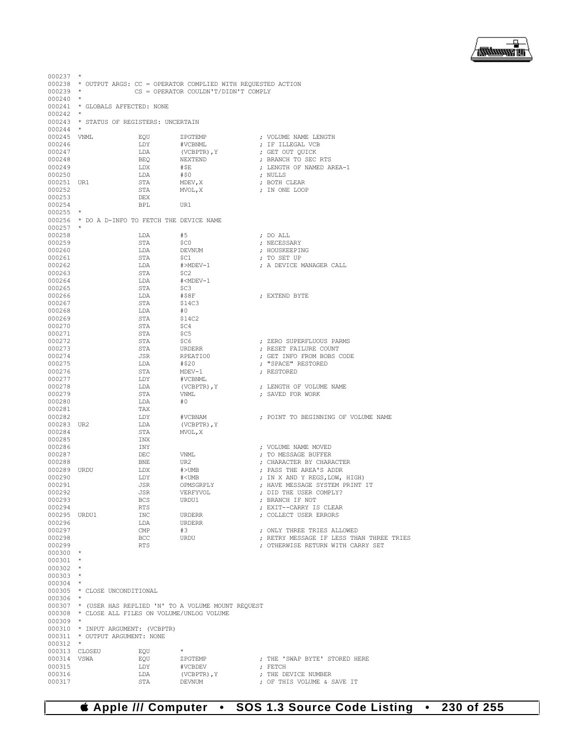```
000237  *
000238  * OUTPUT ARGS: CC = OPERATOR COMPLIED WITH REQUESTED ACTION
000239  *              CS = OPERATOR COULDN'T/DIDN'T COMPLY
000240  *
000241  * GLOBALS AFFECTED: NONE
000242  *
000243  * STATUS OF REGISTERS: UNCERTAIN
000244  *
000245  VNML            EQU     ZPGTEMP             ; VOLUME NAME LENGTH
000246                  LDY     #VCBNML             ; IF ILLEGAL VCB
000247                  LDA     (VCBPTR),Y          ; GET OUT QUICK
000248                  BEQ     NEXTEND             ; BRANCH TO SEC RTS
000249                  LDX     #$E                 ; LENGTH OF NAMED AREA-1
000250                  LDA     #$0                 ; NULLS
000251  UR1             STA     MDEV,X              ; BOTH CLEAR
000252                  STA     MVOL,X              ; IN ONE LOOP
000253                  DEX
000254                  BPL     UR1
000255  *
000256  * DO A D-INFO TO FETCH THE DEVICE NAME
000257  *
000258                  LDA     #5                  ; DO ALL
000259                  STA     $C0                 ; NECESSARY
000260                  LDA     DEVNUM              ; HOUSEKEEPING
000261                  STA     $C1                 ; TO SET UP
000262                  LDA     #>MDEV-1            ; A DEVICE MANAGER CALL
000263                  STA     $C2
000264                  LDA     #<MDEV-1
000265                  STA     $C3
000266                  LDA     #$8F                ; EXTEND BYTE
000267                  STA     $14C3
000268                  LDA     #0
000269                  STA     $14C2
000270                  STA     $C4
000271                  STA     $C5
000272                  STA     $C6                 ; ZERO SUPERFLUOUS PARMS
000273                  STA     URDERR              ; RESET FAILURE COUNT
000274                  JSR     RPEATIO0            ; GET INFO FROM BOBS CODE
000275                  LDA     #$20                ; "SPACE" RESTORED
000276                  STA     MDEV-1              ; RESTORED
000277                  LDY     #VCBNML
000278                  LDA     (VCBPTR),Y          ; LENGTH OF VOLUME NAME
000279                  STA     VNML                ; SAVED FOR WORK
000280                  LDA     #0
000281                  TAX
000282                  LDY     #VCBNAM             ; POINT TO BEGINNING OF VOLUME NAME
000283  UR2             LDA     (VCBPTR),Y
000284                  STA     MVOL,X
000285                  INX
000286                  INY                         ; VOLUME NAME MOVED
000287                  DEC     VNML                ; TO MESSAGE BUFFER
000288                  BNE     UR2                 ; CHARACTER BY CHARACTER
000289  URDU            LDX     #>UMB               ; PASS THE AREA'S ADDR
000290                  LDY     #<UMB               ; IN X AND Y REGS,LOW, HIGH)
000291                  JSR     OPMSGRPLY           ; HAVE MESSAGE SYSTEM PRINT IT
000292                  JSR     VERFYVOL            ; DID THE USER COMPLY?
000293                  BCS     URDU1               ; BRANCH IF NOT
000294                  RTS                         ; EXIT--CARRY IS CLEAR
000295  URDU1           INC     URDERR              ; COLLECT USER ERRORS
000296                  LDA     URDERR
000297                  CMP     #3                  ; ONLY THREE TRIES ALLOWED
000298                  BCC     URDU                ; RETRY MESSAGE IF LESS THAN THREE TRIES
000299                  RTS                         ; OTHERWISE RETURN WITH CARRY SET
000300  *
000301  *
000302  *
000303  *
000304  *
000305  * CLOSE UNCONDITIONAL
000306  *
000307  * (USER HAS REPLIED 'N' TO A VOLUME MOUNT REQUEST
000308  * CLOSE ALL FILES ON VOLUME/UNLOG VOLUME
000309  *
000310  * INPUT ARGUMENT: (VCBPTR)
000311  * OUTPUT ARGUMENT: NONE
000312  *
000313  CLOSEU          EQU     *
000314  VSWA            EQU     ZPGTEMP             ; THE 'SWAP BYTE' STORED HERE
000315                  LDY     #VCBDEV             ; FETCH
000316                  LDA     (VCBPTR),Y          ; THE DEVICE NUMBER
000317                  STA     DEVNUM              ; OF THIS VOLUME & SAVE IT
```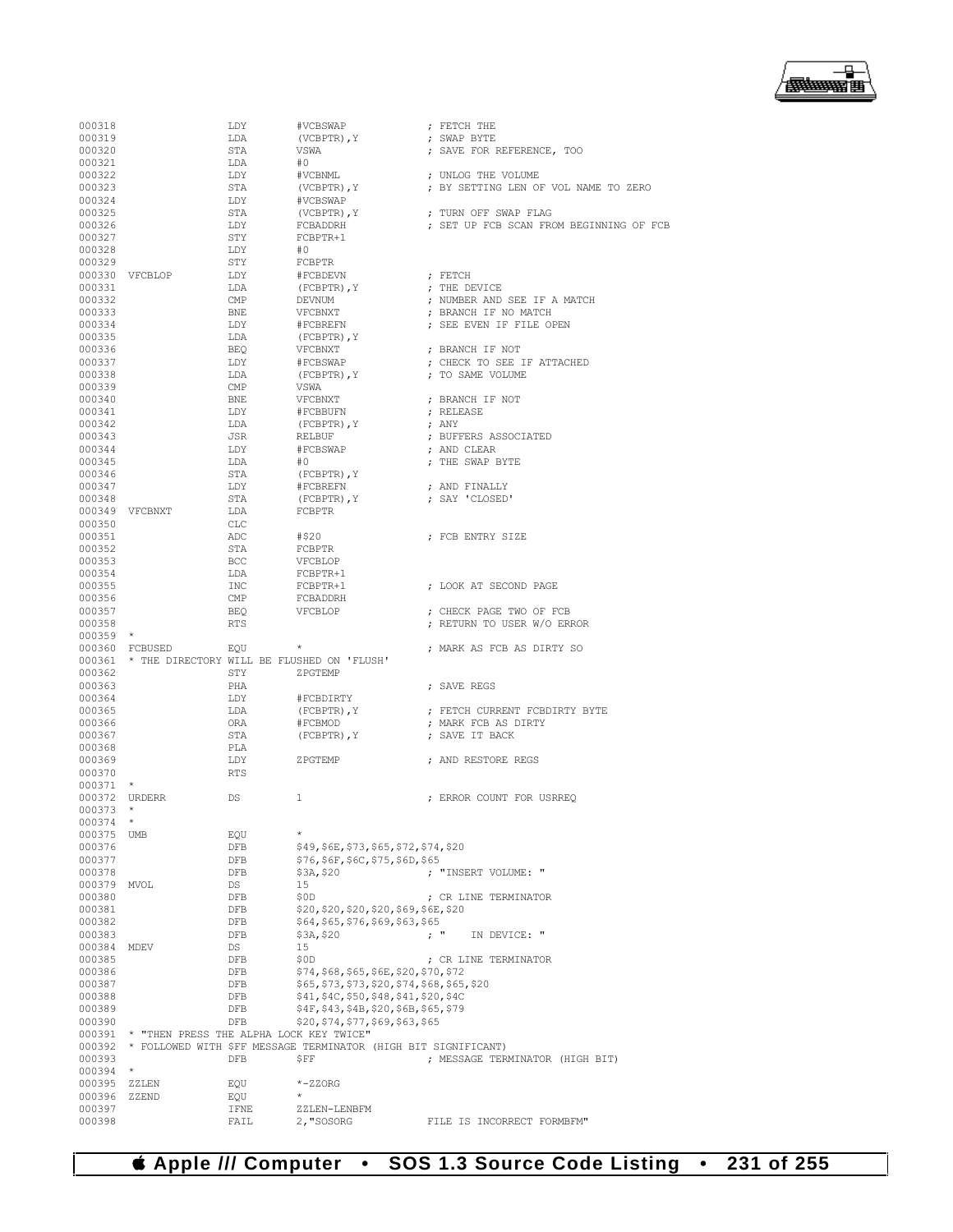```
000318                LDY       #VCBSWAP             ; FETCH THE
000319                LDA       (VCBPTR),Y           ; SWAP BYTE
000320                STA       VSWA                 ; SAVE FOR REFERENCE, TOO
000321                LDA       #0
000322                LDY       #VCBNML              ; UNLOG THE VOLUME
000323                STA       (VCBPTR),Y           ; BY SETTING LEN OF VOL NAME TO ZERO
000324                LDY       #VCBSWAP
000325                STA       (VCBPTR),Y           ; TURN OFF SWAP FLAG
000326                LDY       FCBADDRH             ; SET UP FCB SCAN FROM BEGINNING OF FCB
000327                STY       FCBPTR+1
000328                LDY       #0
000329                STY       FCBPTR
000330  VFCBLOP       LDY       #FCBDEVN             ; FETCH
000331                LDA       (FCBPTR),Y           ; THE DEVICE
000332                CMP       DEVNUM               ; NUMBER AND SEE IF A MATCH
000333                BNE       VFCBNXT              ; BRANCH IF NO MATCH
000334                LDY       #FCBREFN             ; SEE EVEN IF FILE OPEN
000335                LDA       (FCBPTR),Y
000336                BEQ       VFCBNXT              ; BRANCH IF NOT
000337                LDY       #FCBSWAP             ; CHECK TO SEE IF ATTACHED
000338                LDA       (FCBPTR),Y           ; TO SAME VOLUME
000339                CMP       VSWA
000340                BNE       VFCBNXT              ; BRANCH IF NOT
000341                LDY       #FCBBUFN             ; RELEASE
000342                LDA       (FCBPTR),Y           ; ANY
000343                JSR       RELBUF               ; BUFFERS ASSOCIATED
000344                LDY       #FCBSWAP             ; AND CLEAR
000345                LDA       #0                   ; THE SWAP BYTE
000346                STA       (FCBPTR),Y
000347                LDY       #FCBREFN             ; AND FINALLY
000348                STA       (FCBPTR),Y           ; SAY 'CLOSED'
000349  VFCBNXT       LDA       FCBPTR
000350                CLC
000351                ADC       #$20                 ; FCB ENTRY SIZE
000352                STA       FCBPTR
000353                BCC       VFCBLOP
000354                LDA       FCBPTR+1
000355                INC       FCBPTR+1             ; LOOK AT SECOND PAGE
000356                CMP       FCBADDRH
000357                BEQ       VFCBLOP              ; CHECK PAGE TWO OF FCB
000358                RTS                            ; RETURN TO USER W/O ERROR
000359  *
000360  FCBUSED       EQU       *                    ; MARK AS FCB AS DIRTY SO
000361  * THE DIRECTORY WILL BE FLUSHED ON 'FLUSH'
000362                STY       ZPGTEMP
000363                PHA                            ; SAVE REGS
000364                LDY       #FCBDIRTY
000365                LDA       (FCBPTR),Y           ; FETCH CURRENT FCBDIRTY BYTE
000366                ORA       #FCBMOD              ; MARK FCB AS DIRTY
000367                STA       (FCBPTR),Y           ; SAVE IT BACK
000368                PLA
000369                LDY       ZPGTEMP              ; AND RESTORE REGS
000370                RTS
000371  *
000372  URDERR        DS        1                    ; ERROR COUNT FOR USRREQ
000373  *
000374  *
000375  UMB           EQU       *
000376                DFB       $49,$6E,$73,$65,$72,$74,$20
000377                DFB       $76,$6F,$6C,$75,$6D,$65
000378                DFB       $3A,$20              ; "INSERT VOLUME: "
000379  MVOL          DS        15
000380                DFB       $0D                  ; CR LINE TERMINATOR
000381                DFB       $20,$20,$20,$20,$69,$6E,$20
000382                DFB       $64,$65,$76,$69,$63,$65
000383                DFB       $3A,$20              ; "    IN DEVICE: "
000384  MDEV          DS        15
000385                DFB       $0D                  ; CR LINE TERMINATOR
000386                DFB       $74,$68,$65,$6E,$20,$70,$72
000387                DFB       $65,$73,$73,$20,$74,$68,$65,$20
000388                DFB       $41,$4C,$50,$48,$41,$20,$4C
000389                DFB       $4F,$43,$4B,$20,$6B,$65,$79
000390                DFB       $20,$74,$77,$69,$63,$65
000391  * "THEN PRESS THE ALPHA LOCK KEY TWICE"
000392  * FOLLOWED WITH $FF MESSAGE TERMINATOR (HIGH BIT SIGNIFICANT)
000393                DFB       $FF                  ; MESSAGE TERMINATOR (HIGH BIT)
000394  *
000395  ZZLEN         EQU       *-ZZORG
000396  ZZEND         EQU       *
000397                IFNE      ZZLEN-LENBFM
000398                FAIL      2,"SOSORG            FILE IS INCORRECT FORMBFM"
```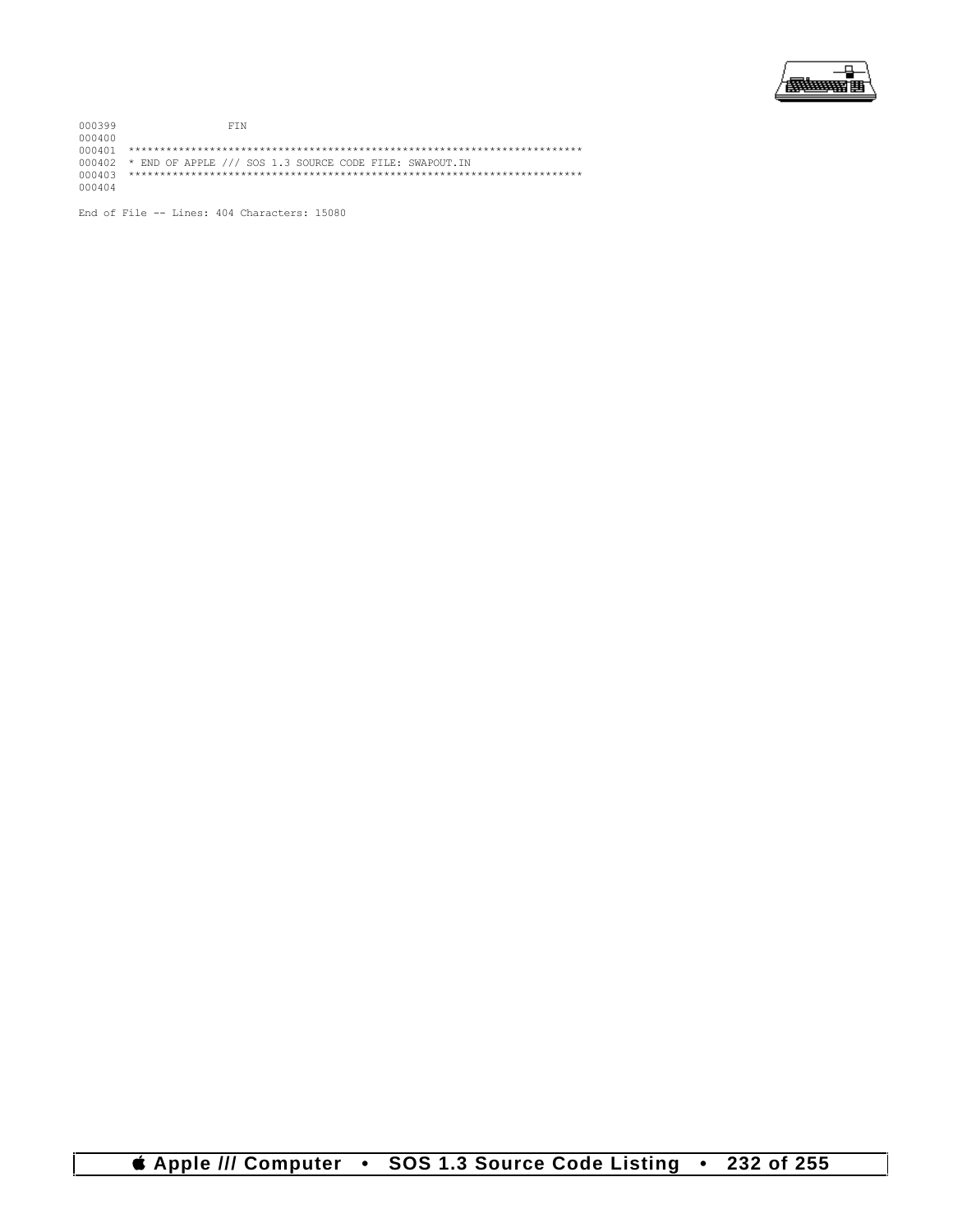```
000399                FIN
000400
000401  ************************************************************************
000402  * END OF APPLE /// SOS 1.3 SOURCE CODE FILE: SWAPOUT.IN
000403  ************************************************************************
000404
```

End of File -- Lines: 404 Characters: 15080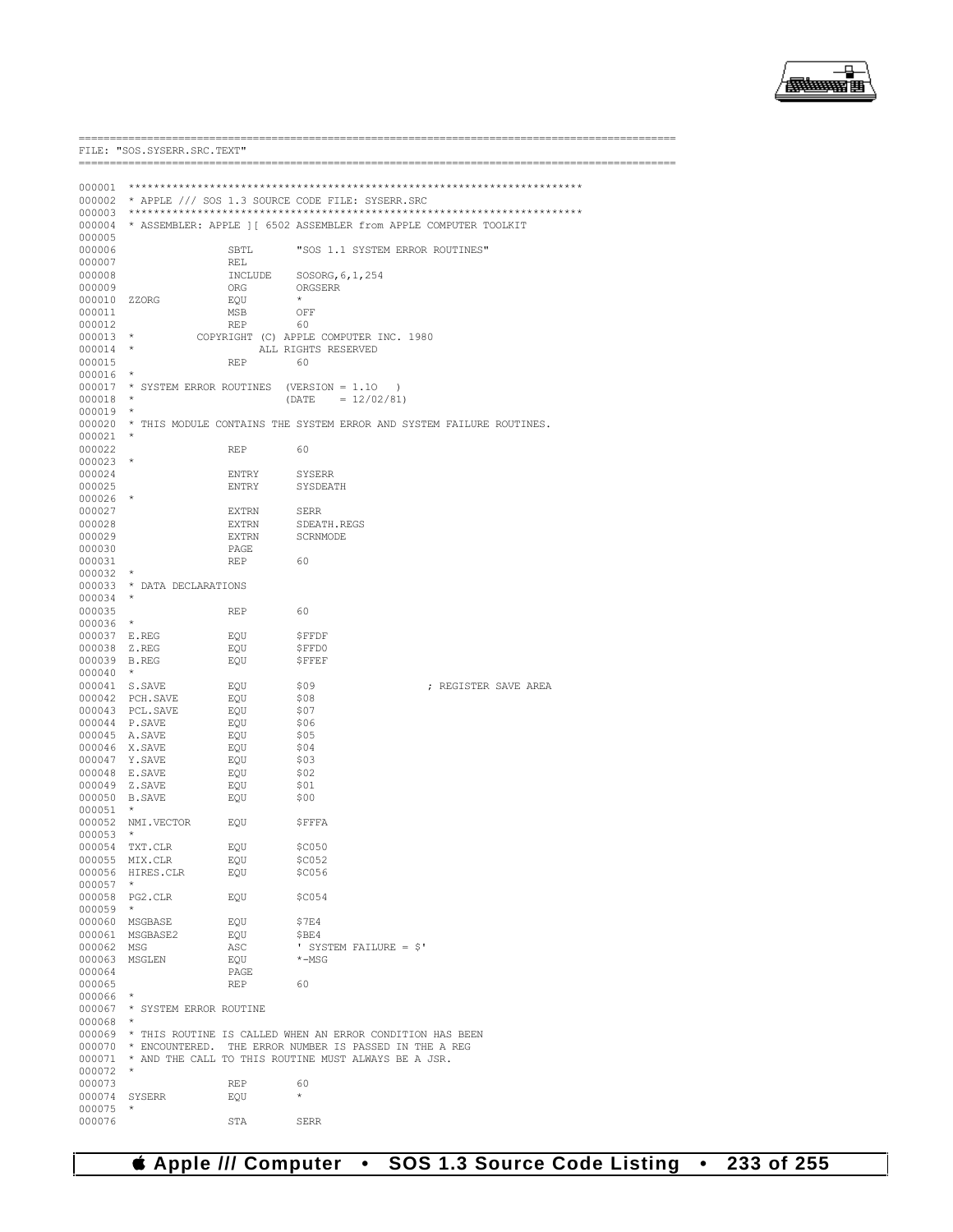```
=============================================================================================
FILE: "SOS.SYSERR.SRC.TEXT"
=============================================================================================

000001  ************************************************************************
000002  * APPLE /// SOS 1.3 SOURCE CODE FILE: SYSERR.SRC
000003  ************************************************************************
000004  * ASSEMBLER: APPLE ][ 6502 ASSEMBLER from APPLE COMPUTER TOOLKIT
000005
000006                  SBTL       "SOS 1.1 SYSTEM ERROR ROUTINES"
000007                  REL
000008                  INCLUDE    SOSORG,6,1,254
000009                  ORG        ORGSERR
000010  ZZORG           EQU        *
000011                  MSB        OFF
000012                  REP        60
000013  *          COPYRIGHT (C) APPLE COMPUTER INC. 1980
000014  *                   ALL RIGHTS RESERVED
000015                  REP        60
000016  *
000017  * SYSTEM ERROR ROUTINES  (VERSION = 1.10   )
000018  *                        (DATE    = 12/02/81)
000019  *
000020  * THIS MODULE CONTAINS THE SYSTEM ERROR AND SYSTEM FAILURE ROUTINES.
000021  *
000022                  REP        60
000023  *
000024                  ENTRY      SYSERR
000025                  ENTRY      SYSDEATH
000026  *
000027                  EXTRN      SERR
000028                  EXTRN      SDEATH.REGS
000029                  EXTRN      SCRNMODE
000030                  PAGE
000031                  REP        60
000032  *
000033  * DATA DECLARATIONS
000034  *
000035                  REP        60
000036  *
000037  E.REG           EQU        $FFDF
000038  Z.REG           EQU        $FFD0
000039  B.REG           EQU        $FFEF
000040  *
000041  S.SAVE          EQU        $09                  ; REGISTER SAVE AREA
000042  PCH.SAVE        EQU        $08
000043  PCL.SAVE        EQU        $07
000044  P.SAVE          EQU        $06
000045  A.SAVE          EQU        $05
000046  X.SAVE          EQU        $04
000047  Y.SAVE          EQU        $03
000048  E.SAVE          EQU        $02
000049  Z.SAVE          EQU        $01
000050  B.SAVE          EQU        $00
000051  *
000052  NMI.VECTOR      EQU        $FFFA
000053  *
000054  TXT.CLR         EQU        $C050
000055  MIX.CLR         EQU        $C052
000056  HIRES.CLR       EQU        $C056
000057  *
000058  PG2.CLR         EQU        $C054
000059  *
000060  MSGBASE         EQU        $7E4
000061  MSGBASE2        EQU        $BE4
000062  MSG             ASC        ' SYSTEM FAILURE = $'
000063  MSGLEN          EQU        *-MSG
000064                  PAGE
000065                  REP        60
000066  *
000067  * SYSTEM ERROR ROUTINE
000068  *
000069  * THIS ROUTINE IS CALLED WHEN AN ERROR CONDITION HAS BEEN
000070  * ENCOUNTERED.  THE ERROR NUMBER IS PASSED IN THE A REG
000071  * AND THE CALL TO THIS ROUTINE MUST ALWAYS BE A JSR.
000072  *
000073                  REP        60
000074  SYSERR          EQU        *
000075  *
000076                  STA        SERR
```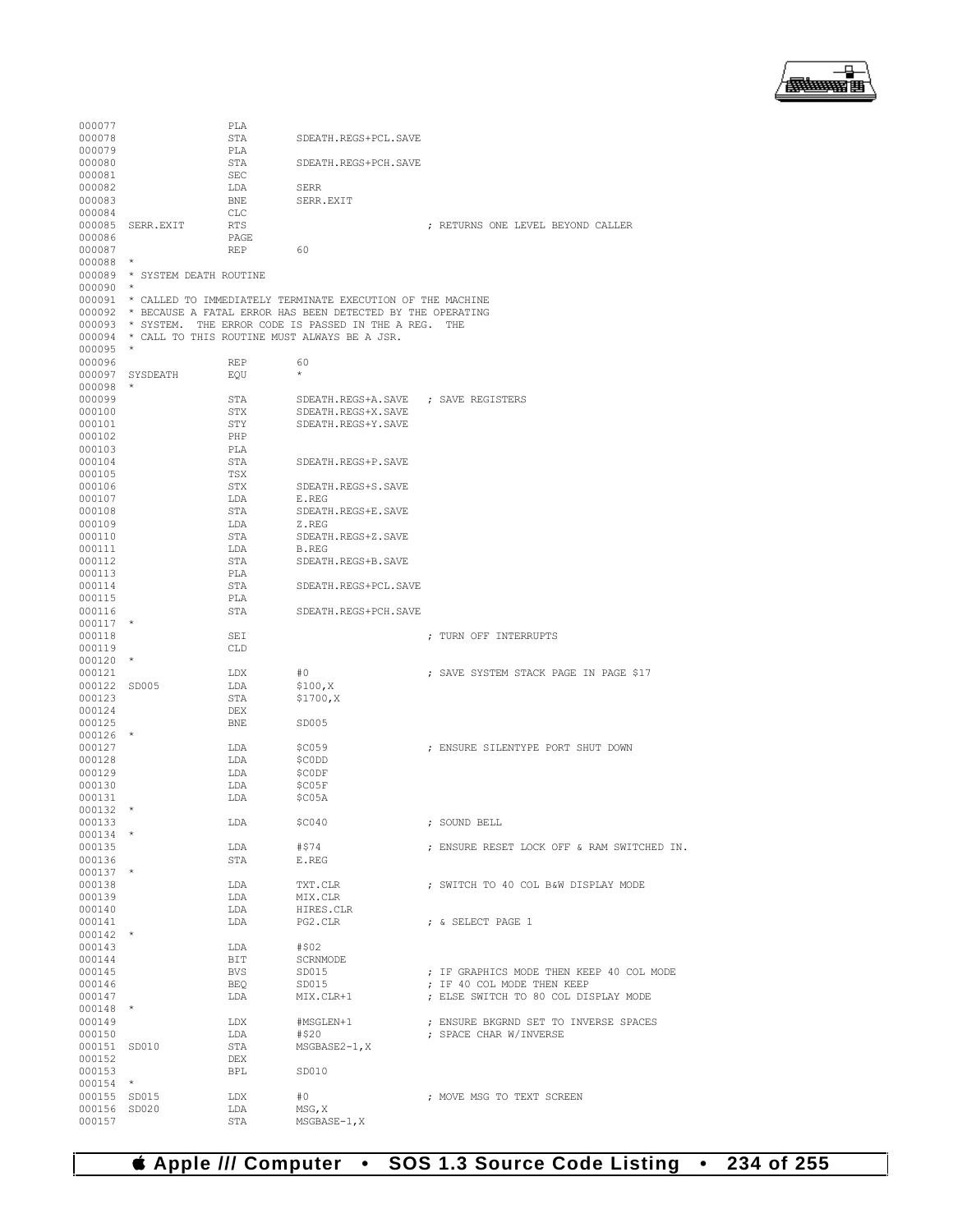```
000077                  PLA
000078                  STA       SDEATH.REGS+PCL.SAVE
000079                  PLA
000080                  STA       SDEATH.REGS+PCH.SAVE
000081                  SEC
000082                  LDA       SERR
000083                  BNE       SERR.EXIT
000084                  CLC
000085  SERR.EXIT       RTS                              ; RETURNS ONE LEVEL BEYOND CALLER
000086                  PAGE
000087                  REP       60
000088  *
000089  * SYSTEM DEATH ROUTINE
000090  *
000091  * CALLED TO IMMEDIATELY TERMINATE EXECUTION OF THE MACHINE
000092  * BECAUSE A FATAL ERROR HAS BEEN DETECTED BY THE OPERATING
000093  * SYSTEM.  THE ERROR CODE IS PASSED IN THE A REG.  THE
000094  * CALL TO THIS ROUTINE MUST ALWAYS BE A JSR.
000095  *
000096                  REP       60
000097  SYSDEATH        EQU       *
000098  *
000099                  STA       SDEATH.REGS+A.SAVE   ; SAVE REGISTERS
000100                  STX       SDEATH.REGS+X.SAVE
000101                  STY       SDEATH.REGS+Y.SAVE
000102                  PHP
000103                  PLA
000104                  STA       SDEATH.REGS+P.SAVE
000105                  TSX
000106                  STX       SDEATH.REGS+S.SAVE
000107                  LDA       E.REG
000108                  STA       SDEATH.REGS+E.SAVE
000109                  LDA       Z.REG
000110                  STA       SDEATH.REGS+Z.SAVE
000111                  LDA       B.REG
000112                  STA       SDEATH.REGS+B.SAVE
000113                  PLA
000114                  STA       SDEATH.REGS+PCL.SAVE
000115                  PLA
000116                  STA       SDEATH.REGS+PCH.SAVE
000117  *
000118                  SEI                              ; TURN OFF INTERRUPTS
000119                  CLD
000120  *
000121                  LDX       #0                     ; SAVE SYSTEM STACK PAGE IN PAGE $17
000122  SD005           LDA       $100,X
000123                  STA       $1700,X
000124                  DEX
000125                  BNE       SD005
000126  *
000127                  LDA       $C059                  ; ENSURE SILENTYPE PORT SHUT DOWN
000128                  LDA       $C0DD
000129                  LDA       $C0DF
000130                  LDA       $C05F
000131                  LDA       $C05A
000132  *
000133                  LDA       $C040                  ; SOUND BELL
000134  *
000135                  LDA       #$74                   ; ENSURE RESET LOCK OFF & RAM SWITCHED IN.
000136                  STA       E.REG
000137  *
000138                  LDA       TXT.CLR                ; SWITCH TO 40 COL B&W DISPLAY MODE
000139                  LDA       MIX.CLR
000140                  LDA       HIRES.CLR
000141                  LDA       PG2.CLR                ; & SELECT PAGE 1
000142  *
000143                  LDA       #$02
000144                  BIT       SCRNMODE
000145                  BVS       SD015                  ; IF GRAPHICS MODE THEN KEEP 40 COL MODE
000146                  BEQ       SD015                  ; IF 40 COL MODE THEN KEEP
000147                  LDA       MIX.CLR+1              ; ELSE SWITCH TO 80 COL DISPLAY MODE
000148  *
000149                  LDX       #MSGLEN+1              ; ENSURE BKGRND SET TO INVERSE SPACES
000150                  LDA       #$20                   ; SPACE CHAR W/INVERSE
000151  SD010           STA       MSGBASE2-1,X
000152                  DEX
000153                  BPL       SD010
000154  *
000155  SD015           LDX       #0                     ; MOVE MSG TO TEXT SCREEN
000156  SD020           LDA       MSG,X
000157                  STA       MSGBASE-1,X
```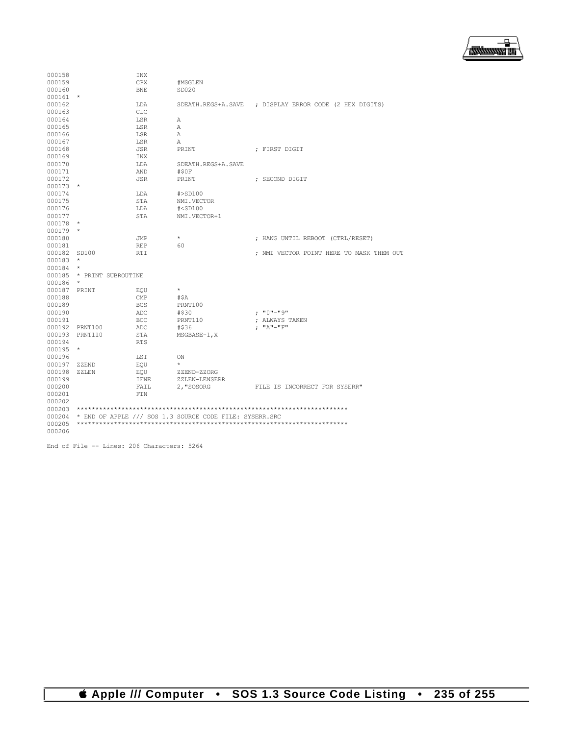```
000158                  INX
000159                  CPX       #MSGLEN
000160                  BNE       SD020
000161  *
000162                  LDA       SDEATH.REGS+A.SAVE   ; DISPLAY ERROR CODE (2 HEX DIGITS)
000163                  CLC
000164                  LSR       A
000165                  LSR       A
000166                  LSR       A
000167                  LSR       A
000168                  JSR       PRINT                ; FIRST DIGIT
000169                  INX
000170                  LDA       SDEATH.REGS+A.SAVE
000171                  AND       #$0F
000172                  JSR       PRINT                ; SECOND DIGIT
000173  *
000174                  LDA       #>SD100
000175                  STA       NMI.VECTOR
000176                  LDA       #<SD100
000177                  STA       NMI.VECTOR+1
000178  *
000179  *
000180                  JMP       *                    ; HANG UNTIL REBOOT (CTRL/RESET)
000181                  REP       60
000182  SD100           RTI                            ; NMI VECTOR POINT HERE TO MASK THEM OUT
000183  *
000184  *
000185  * PRINT SUBROUTINE
000186  *
000187  PRINT           EQU       *
000188                  CMP       #$A
000189                  BCS       PRNT100
000190                  ADC       #$30                 ; "0"-"9"
000191                  BCC       PRNT110              ; ALWAYS TAKEN
000192  PRNT100         ADC       #$36                 ; "A"-"F"
000193  PRNT110         STA       MSGBASE-1,X
000194                  RTS
000195  *
000196                  LST       ON
000197  ZZEND           EQU       *
000198  ZZLEN           EQU       ZZEND-ZZORG
000199                  IFNE      ZZLEN-LENSERR
000200                  FAIL      2,"SOSORG            FILE IS INCORRECT FOR SYSERR"
000201                  FIN
000202
000203  ************************************************************************
000204  * END OF APPLE /// SOS 1.3 SOURCE CODE FILE: SYSERR.SRC
000205  ************************************************************************
000206

End of File -- Lines: 206 Characters: 5264
```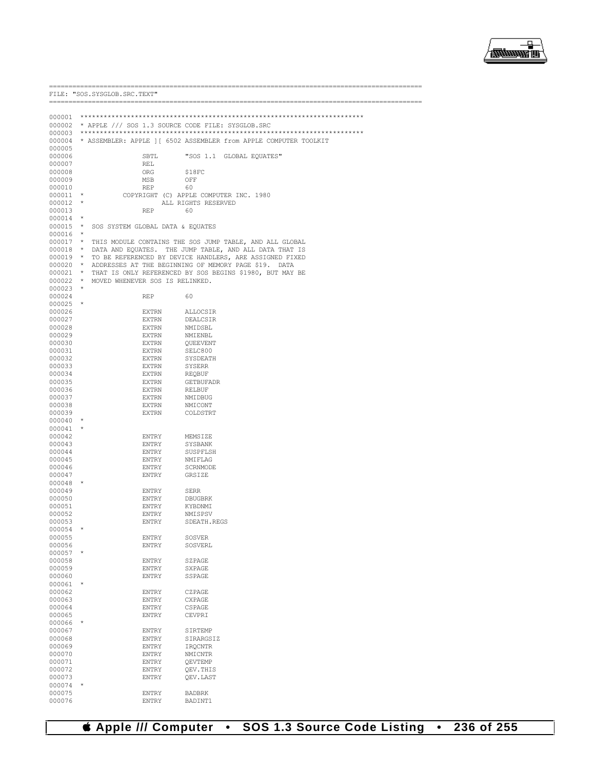```
==========================================================================================
FILE: "SOS.SYSGLOB.SRC.TEXT"
==========================================================================================

000001  ************************************************************************
000002  * APPLE /// SOS 1.3 SOURCE CODE FILE: SYSGLOB.SRC
000003  ************************************************************************
000004  * ASSEMBLER: APPLE ][ 6502 ASSEMBLER from APPLE COMPUTER TOOLKIT
000005
000006                  SBTL       "SOS 1.1  GLOBAL EQUATES"
000007                  REL
000008                  ORG        $18FC
000009                  MSB        OFF
000010                  REP        60
000011  *          COPYRIGHT (C) APPLE COMPUTER INC. 1980
000012  *                    ALL RIGHTS RESERVED
000013                  REP        60
000014  *
000015  *  SOS SYSTEM GLOBAL DATA & EQUATES
000016  *
000017  *  THIS MODULE CONTAINS THE SOS JUMP TABLE, AND ALL GLOBAL
000018  *  DATA AND EQUATES.  THE JUMP TABLE, AND ALL DATA THAT IS
000019  *  TO BE REFERENCED BY DEVICE HANDLERS, ARE ASSIGNED FIXED
000020  *  ADDRESSES AT THE BEGINNING OF MEMORY PAGE $19.  DATA
000021  *  THAT IS ONLY REFERENCED BY SOS BEGINS $1980, BUT MAY BE
000022  *  MOVED WHENEVER SOS IS RELINKED.
000023  *
000024                  REP        60
000025  *
000026                  EXTRN      ALLOCSIR
000027                  EXTRN      DEALCSIR
000028                  EXTRN      NMIDSBL
000029                  EXTRN      NMIENBL
000030                  EXTRN      QUEEVENT
000031                  EXTRN      SELC800
000032                  EXTRN      SYSDEATH
000033                  EXTRN      SYSERR
000034                  EXTRN      REQBUF
000035                  EXTRN      GETBUFADR
000036                  EXTRN      RELBUF
000037                  EXTRN      NMIDBUG
000038                  EXTRN      NMICONT
000039                  EXTRN      COLDSTRT
000040  *
000041  *
000042                  ENTRY      MEMSIZE
000043                  ENTRY      SYSBANK
000044                  ENTRY      SUSPFLSH
000045                  ENTRY      NMIFLAG
000046                  ENTRY      SCRNMODE
000047                  ENTRY      GRSIZE
000048  *
000049                  ENTRY      SERR
000050                  ENTRY      DBUGBRK
000051                  ENTRY      KYBDNMI
000052                  ENTRY      NMISPSV
000053                  ENTRY      SDEATH.REGS
000054  *
000055                  ENTRY      SOSVER
000056                  ENTRY      SOSVERL
000057  *
000058                  ENTRY      SZPAGE
000059                  ENTRY      SXPAGE
000060                  ENTRY      SSPAGE
000061  *
000062                  ENTRY      CZPAGE
000063                  ENTRY      CXPAGE
000064                  ENTRY      CSPAGE
000065                  ENTRY      CEVPRI
000066  *
000067                  ENTRY      SIRTEMP
000068                  ENTRY      SIRARGSIZ
000069                  ENTRY      IRQCNTR
000070                  ENTRY      NMICNTR
000071                  ENTRY      QEVTEMP
000072                  ENTRY      QEV.THIS
000073                  ENTRY      QEV.LAST
000074  *
000075                  ENTRY      BADBRK
000076                  ENTRY      BADINT1
```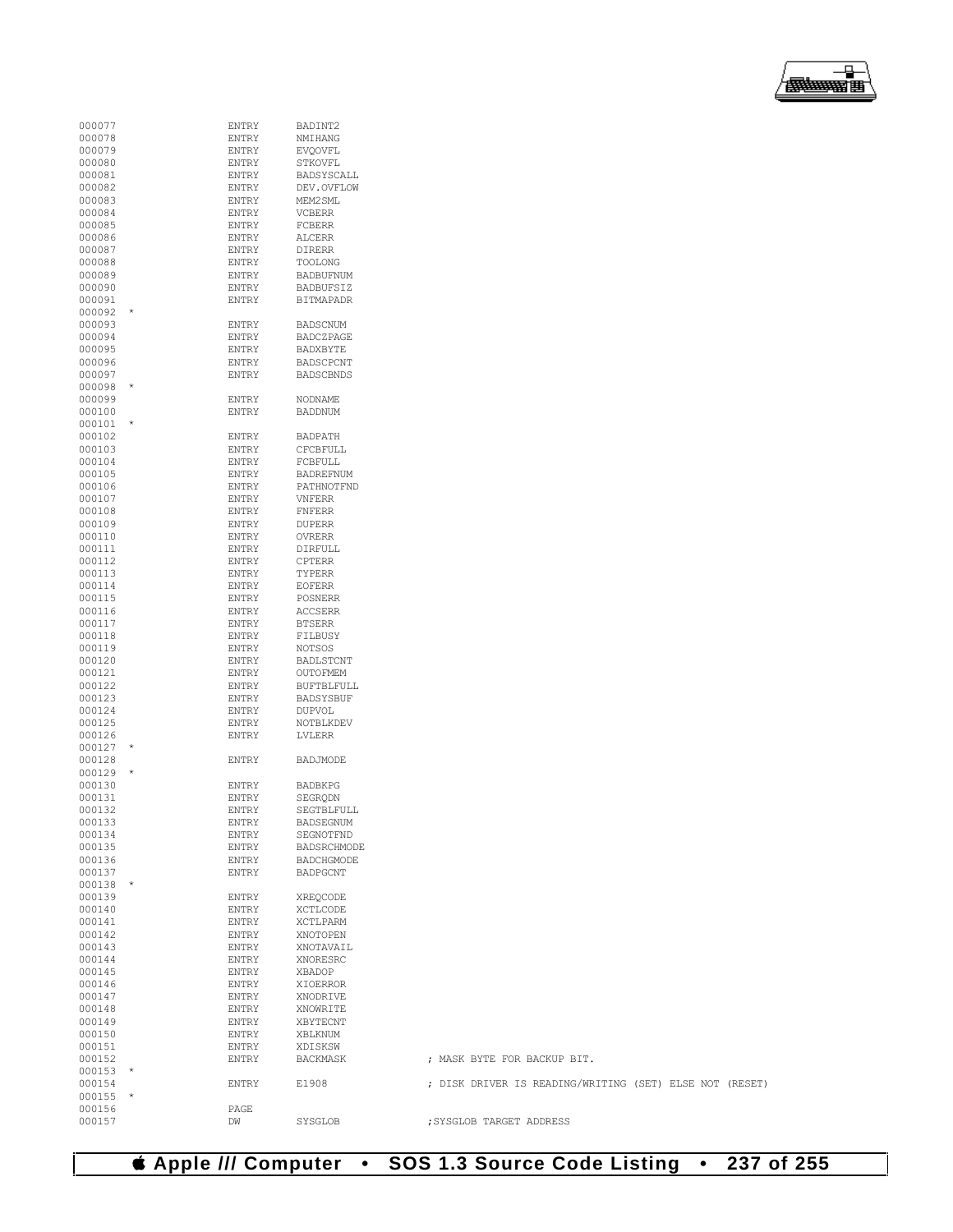```
000077                ENTRY     BADINT2
000078                ENTRY     NMIHANG
000079                ENTRY     EVQOVFL
000080                ENTRY     STKOVFL
000081                ENTRY     BADSYSCALL
000082                ENTRY     DEV.OVFLOW
000083                ENTRY     MEM2SML
000084                ENTRY     VCBERR
000085                ENTRY     FCBERR
000086                ENTRY     ALCERR
000087                ENTRY     DIRERR
000088                ENTRY     TOOLONG
000089                ENTRY     BADBUFNUM
000090                ENTRY     BADBUFSIZ
000091                ENTRY     BITMAPADR
000092  *
000093                ENTRY     BADSCNUM
000094                ENTRY     BADCZPAGE
000095                ENTRY     BADXBYTE
000096                ENTRY     BADSCPCNT
000097                ENTRY     BADSCBNDS
000098  *
000099                ENTRY     NODNAME
000100                ENTRY     BADDNUM
000101  *
000102                ENTRY     BADPATH
000103                ENTRY     CFCBFULL
000104                ENTRY     FCBFULL
000105                ENTRY     BADREFNUM
000106                ENTRY     PATHNOTFND
000107                ENTRY     VNFERR
000108                ENTRY     FNFERR
000109                ENTRY     DUPERR
000110                ENTRY     OVRERR
000111                ENTRY     DIRFULL
000112                ENTRY     CPTERR
000113                ENTRY     TYPERR
000114                ENTRY     EOFERR
000115                ENTRY     POSNERR
000116                ENTRY     ACCSERR
000117                ENTRY     BTSERR
000118                ENTRY     FILBUSY
000119                ENTRY     NOTSOS
000120                ENTRY     BADLSTCNT
000121                ENTRY     OUTOFMEM
000122                ENTRY     BUFTBLFULL
000123                ENTRY     BADSYSBUF
000124                ENTRY     DUPVOL
000125                ENTRY     NOTBLKDEV
000126                ENTRY     LVLERR
000127  *
000128                ENTRY     BADJMODE
000129  *
000130                ENTRY     BADBKPG
000131                ENTRY     SEGRQDN
000132                ENTRY     SEGTBLFULL
000133                ENTRY     BADSEGNUM
000134                ENTRY     SEGNOTFND
000135                ENTRY     BADSRCHMODE
000136                ENTRY     BADCHGMODE
000137                ENTRY     BADPGCNT
000138  *
000139                ENTRY     XREQCODE
000140                ENTRY     XCTLCODE
000141                ENTRY     XCTLPARM
000142                ENTRY     XNOTOPEN
000143                ENTRY     XNOTAVAIL
000144                ENTRY     XNORESRC
000145                ENTRY     XBADOP
000146                ENTRY     XIOERROR
000147                ENTRY     XNODRIVE
000148                ENTRY     XNOWRITE
000149                ENTRY     XBYTECNT
000150                ENTRY     XBLKNUM
000151                ENTRY     XDISKSW
000152                ENTRY     BACKMASK            ; MASK BYTE FOR BACKUP BIT.
000153  *
000154                ENTRY     E1908               ; DISK DRIVER IS READING/WRITING (SET) ELSE NOT (RESET)
000155  *
000156                PAGE
000157                DW        SYSGLOB             ;SYSGLOB TARGET ADDRESS
```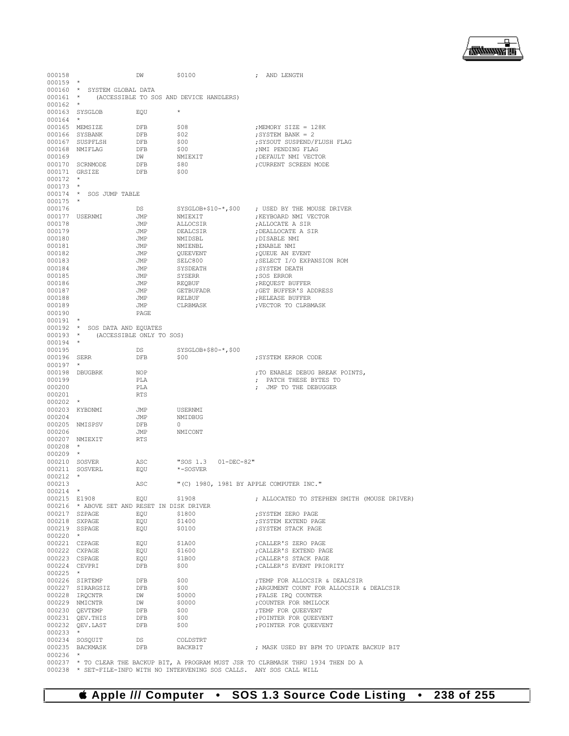```
000158                DW         $0100                ; AND LENGTH
000159  *
000160  *  SYSTEM GLOBAL DATA
000161  *     (ACCESSIBLE TO SOS AND DEVICE HANDLERS)
000162  *
000163  SYSGLOB        EQU        *
000164  *
000165  MEMSIZE        DFB        $08                  ;MEMORY SIZE = 128K
000166  SYSBANK        DFB        $02                  ;SYSTEM BANK = 2
000167  SUSPFLSH       DFB        $00                  ;SYSOUT SUSPEND/FLUSH FLAG
000168  NMIFLAG        DFB        $00                  ;NMI PENDING FLAG
000169                 DW         NMIEXIT              ;DEFAULT NMI VECTOR
000170  SCRNMODE       DFB        $80                  ;CURRENT SCREEN MODE
000171  GRSIZE         DFB        $00
000172  *
000173  *
000174  *  SOS JUMP TABLE
000175  *
000176                 DS         SYSGLOB+$10-*,$00    ; USED BY THE MOUSE DRIVER
000177  USERNMI        JMP        NMIEXIT              ;KEYBOARD NMI VECTOR
000178                 JMP        ALLOCSIR             ;ALLOCATE A SIR
000179                 JMP        DEALCSIR             ;DEALLOCATE A SIR
000180                 JMP        NMIDSBL              ;DISABLE NMI
000181                 JMP        NMIENBL              ;ENABLE NMI
000182                 JMP        QUEEVENT             ;QUEUE AN EVENT
000183                 JMP        SELC800              ;SELECT I/O EXPANSION ROM
000184                 JMP        SYSDEATH             ;SYSTEM DEATH
000185                 JMP        SYSERR               ;SOS ERROR
000186                 JMP        REQBUF               ;REQUEST BUFFER
000187                 JMP        GETBUFADR            ;GET BUFFER'S ADDRESS
000188                 JMP        RELBUF               ;RELEASE BUFFER
000189                 JMP        CLRBMASK             ;VECTOR TO CLRBMASK
000190                 PAGE
000191  *
000192  *  SOS DATA AND EQUATES
000193  *     (ACCESSIBLE ONLY TO SOS)
000194  *
000195                 DS         SYSGLOB+$80-*,$00
000196  SERR           DFB        $00                  ;SYSTEM ERROR CODE
000197  *
000198  DBUGBRK        NOP                             ;TO ENABLE DEBUG BREAK POINTS,
000199                 PLA                             ;  PATCH THESE BYTES TO
000200                 PLA                             ;  JMP TO THE DEBUGGER
000201                 RTS
000202  *
000203  KYBDNMI        JMP        USERNMI
000204                 JMP        NMIDBUG
000205  NMISPSV        DFB        0
000206                 JMP        NMICONT
000207  NMIEXIT        RTS
000208  *
000209  *
000210  SOSVER         ASC        "SOS 1.3   01-DEC-82"
000211  SOSVERL        EQU        *-SOSVER
000212  *
000213                 ASC        "(C) 1980, 1981 BY APPLE COMPUTER INC."
000214  *
000215  E1908          EQU        $1908                ; ALLOCATED TO STEPHEN SMITH (MOUSE DRIVER)
000216  * ABOVE SET AND RESET IN DISK DRIVER
000217  SZPAGE         EQU        $1800                ;SYSTEM ZERO PAGE
000218  SXPAGE         EQU        $1400                ;SYSTEM EXTEND PAGE
000219  SSPAGE         EQU        $0100                ;SYSTEM STACK PAGE
000220  *
000221  CZPAGE         EQU        $1A00                ;CALLER'S ZERO PAGE
000222  CXPAGE         EQU        $1600                ;CALLER'S EXTEND PAGE
000223  CSPAGE         EQU        $1B00                ;CALLER'S STACK PAGE
000224  CEVPRI         DFB        $00                  ;CALLER'S EVENT PRIORITY
000225  *
000226  SIRTEMP        DFB        $00                  ;TEMP FOR ALLOCSIR & DEALCSIR
000227  SIRARGSIZ      DFB        $00                  ;ARGUMENT COUNT FOR ALLOCSIR & DEALCSIR
000228  IRQCNTR        DW         $0000                ;FALSE IRQ COUNTER
000229  NMICNTR        DW         $0000                ;COUNTER FOR NMILOCK
000230  QEVTEMP        DFB        $00                  ;TEMP FOR QUEEVENT
000231  QEV.THIS       DFB        $00                  ;POINTER FOR QUEEVENT
000232  QEV.LAST       DFB        $00                  ;POINTER FOR QUEEVENT
000233  *
000234  SOSQUIT        DS         COLDSTRT
000235  BACKMASK       DFB        BACKBIT              ; MASK USED BY BFM TO UPDATE BACKUP BIT
000236  *
000237  * TO CLEAR THE BACKUP BIT, A PROGRAM MUST JSR TO CLRBMASK THRU 1934 THEN DO A
000238  * SET-FILE-INFO WITH NO INTERVENING SOS CALLS.  ANY SOS CALL WILL
```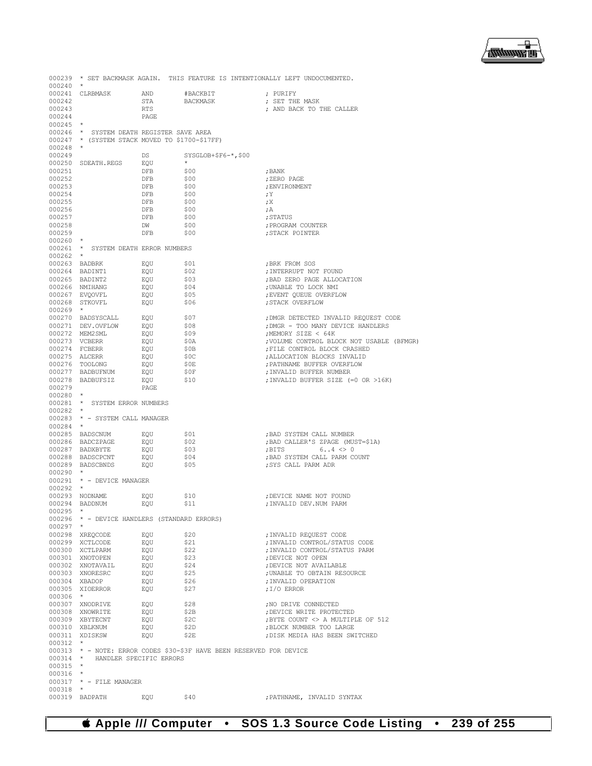```
000239 * SET BACKMASK AGAIN.  THIS FEATURE IS INTENTIONALLY LEFT UNDOCUMENTED.
000240 *
000241 CLRBMASK        AND        #BACKBIT             ; PURIFY
000242                 STA        BACKMASK             ; SET THE MASK
000243                 RTS                             ; AND BACK TO THE CALLER
000244                 PAGE
000245 *
000246 *  SYSTEM DEATH REGISTER SAVE AREA
000247 * (SYSTEM STACK MOVED TO $1700-$17FF)
000248 *
000249                 DS         SYSGLOB+$F6-*,$00
000250 SDEATH.REGS     EQU        *
000251                 DFB        $00                  ;BANK
000252                 DFB        $00                  ;ZERO PAGE
000253                 DFB        $00                  ;ENVIRONMENT
000254                 DFB        $00                  ;Y
000255                 DFB        $00                  ;X
000256                 DFB        $00                  ;A
000257                 DFB        $00                  ;STATUS
000258                 DW         $00                  ;PROGRAM COUNTER
000259                 DFB        $00                  ;STACK POINTER
000260 *
000261 *  SYSTEM DEATH ERROR NUMBERS
000262 *
000263 BADBRK          EQU        $01                  ;BRK FROM SOS
000264 BADINT1         EQU        $02                  ;INTERRUPT NOT FOUND
000265 BADINT2         EQU        $03                  ;BAD ZERO PAGE ALLOCATION
000266 NMIHANG         EQU        $04                  ;UNABLE TO LOCK NMI
000267 EVQOVFL         EQU        $05                  ;EVENT QUEUE OVERFLOW
000268 STKOVFL         EQU        $06                  ;STACK OVERFLOW
000269 *
000270 BADSYSCALL      EQU        $07                  ;DMGR DETECTED INVALID REQUEST CODE
000271 DEV.OVFLOW      EQU        $08                  ;DMGR - TOO MANY DEVICE HANDLERS
000272 MEM2SML         EQU        $09                  ;MEMORY SIZE < 64K
000273 VCBERR          EQU        $0A                  ;VOLUME CONTROL BLOCK NOT USABLE (BFMGR)
000274 FCBERR          EQU        $0B                  ;FILE CONTROL BLOCK CRASHED
000275 ALCERR          EQU        $0C                  ;ALLOCATION BLOCKS INVALID
000276 TOOLONG         EQU        $0E                  ;PATHNAME BUFFER OVERFLOW
000277 BADBUFNUM       EQU        $0F                  ;INVALID BUFFER NUMBER
000278 BADBUFSIZ       EQU        $10                  ;INVALID BUFFER SIZE (=0 OR >16K)
000279                 PAGE
000280 *
000281 *  SYSTEM ERROR NUMBERS
000282 *
000283 * - SYSTEM CALL MANAGER
000284 *
000285 BADSCNUM        EQU        $01                  ;BAD SYSTEM CALL NUMBER
000286 BADCZPAGE       EQU        $02                  ;BAD CALLER'S ZPAGE (MUST=$1A)
000287 BADXBYTE        EQU        $03                  ;BITS        6..4 <> 0
000288 BADSCPCNT       EQU        $04                  ;BAD SYSTEM CALL PARM COUNT
000289 BADSCBNDS       EQU        $05                  ;SYS CALL PARM ADR
000290 *
000291 * - DEVICE MANAGER
000292 *
000293 NODNAME         EQU        $10                  ;DEVICE NAME NOT FOUND
000294 BADDNUM         EQU        $11                  ;INVALID DEV.NUM PARM
000295 *
000296 * - DEVICE HANDLERS (STANDARD ERRORS)
000297 *
000298 XREQCODE        EQU        $20                  ;INVALID REQUEST CODE
000299 XCTLCODE        EQU        $21                  ;INVALID CONTROL/STATUS CODE
000300 XCTLPARM        EQU        $22                  ;INVALID CONTROL/STATUS PARM
000301 XNOTOPEN        EQU        $23                  ;DEVICE NOT OPEN
000302 XNOTAVAIL       EQU        $24                  ;DEVICE NOT AVAILABLE
000303 XNORESRC        EQU        $25                  ;UNABLE TO OBTAIN RESOURCE
000304 XBADOP          EQU        $26                  ;INVALID OPERATION
000305 XIOERROR        EQU        $27                  ;I/O ERROR
000306 *
000307 XNODRIVE        EQU        $28                  ;NO DRIVE CONNECTED
000308 XNOWRITE        EQU        $2B                  ;DEVICE WRITE PROTECTED
000309 XBYTECNT        EQU        $2C                  ;BYTE COUNT <> A MULTIPLE OF 512
000310 XBLKNUM         EQU        $2D                  ;BLOCK NUMBER TOO LARGE
000311 XDISKSW         EQU        $2E                  ;DISK MEDIA HAS BEEN SWITCHED
000312 *
000313 * - NOTE: ERROR CODES $30-$3F HAVE BEEN RESERVED FOR DEVICE
000314 *   HANDLER SPECIFIC ERRORS
000315 *
000316 *
000317 * - FILE MANAGER
000318 *
000319 BADPATH         EQU        $40                  ;PATHNAME, INVALID SYNTAX
```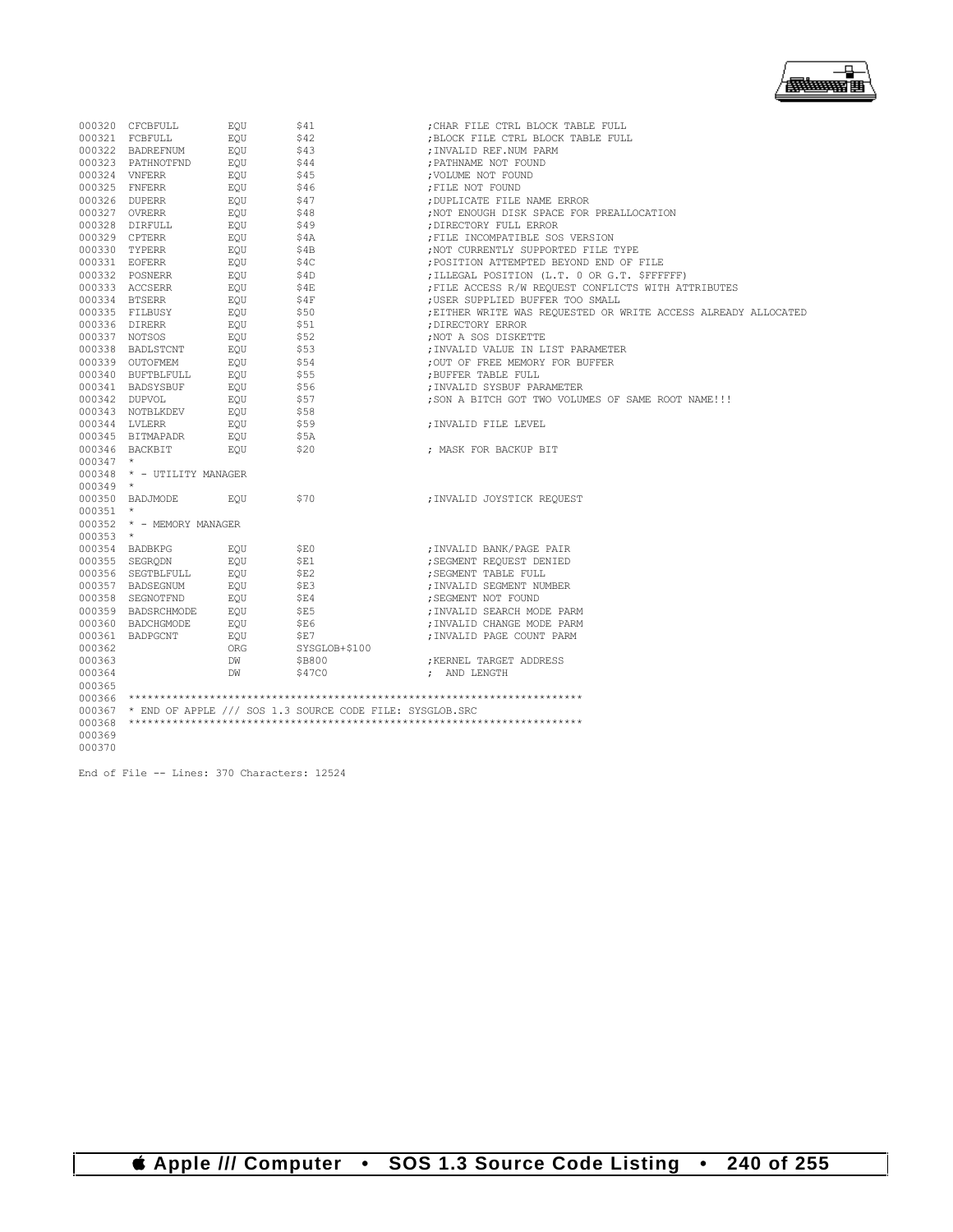```
000320  CFCBFULL        EQU     $41             ;CHAR FILE CTRL BLOCK TABLE FULL
000321  FCBFULL         EQU     $42             ;BLOCK FILE CTRL BLOCK TABLE FULL
000322  BADREFNUM       EQU     $43             ;INVALID REF.NUM PARM
000323  PATHNOTFND      EQU     $44             ;PATHNAME NOT FOUND
000324  VNFERR          EQU     $45             ;VOLUME NOT FOUND
000325  FNFERR          EQU     $46             ;FILE NOT FOUND
000326  DUPERR          EQU     $47             ;DUPLICATE FILE NAME ERROR
000327  OVRERR          EQU     $48             ;NOT ENOUGH DISK SPACE FOR PREALLOCATION
000328  DIRFULL         EQU     $49             ;DIRECTORY FULL ERROR
000329  CPTERR          EQU     $4A             ;FILE INCOMPATIBLE SOS VERSION
000330  TYPERR          EQU     $4B             ;NOT CURRENTLY SUPPORTED FILE TYPE
000331  EOFERR          EQU     $4C             ;POSITION ATTEMPTED BEYOND END OF FILE
000332  POSNERR         EQU     $4D             ;ILLEGAL POSITION (L.T. 0 OR G.T. $FFFFFF)
000333  ACCSERR         EQU     $4E             ;FILE ACCESS R/W REQUEST CONFLICTS WITH ATTRIBUTES
000334  BTSERR          EQU     $4F             ;USER SUPPLIED BUFFER TOO SMALL
000335  FILBUSY         EQU     $50             ;EITHER WRITE WAS REQUESTED OR WRITE ACCESS ALREADY ALLOCATED
000336  DIRERR          EQU     $51             ;DIRECTORY ERROR
000337  NOTSOS          EQU     $52             ;NOT A SOS DISKETTE
000338  BADLSTCNT       EQU     $53             ;INVALID VALUE IN LIST PARAMETER
000339  OUTOFMEM        EQU     $54             ;OUT OF FREE MEMORY FOR BUFFER
000340  BUFTBLFULL      EQU     $55             ;BUFFER TABLE FULL
000341  BADSYSBUF       EQU     $56             ;INVALID SYSBUF PARAMETER
000342  DUPVOL          EQU     $57             ;SON A BITCH GOT TWO VOLUMES OF SAME ROOT NAME!!!
000343  NOTBLKDEV       EQU     $58
000344  LVLERR          EQU     $59             ;INVALID FILE LEVEL
000345  BITMAPADR       EQU     $5A
000346  BACKBIT         EQU     $20             ; MASK FOR BACKUP BIT
000347  *
000348  * - UTILITY MANAGER
000349  *
000350  BADJMODE        EQU     $70             ;INVALID JOYSTICK REQUEST
000351  *
000352  * - MEMORY MANAGER
000353  *
000354  BADBKPG         EQU     $E0             ;INVALID BANK/PAGE PAIR
000355  SEGRQDN         EQU     $E1             ;SEGMENT REQUEST DENIED
000356  SEGTBLFULL      EQU     $E2             ;SEGMENT TABLE FULL
000357  BADSEGNUM       EQU     $E3             ;INVALID SEGMENT NUMBER
000358  SEGNOTFND       EQU     $E4             ;SEGMENT NOT FOUND
000359  BADSRCHMODE     EQU     $E5             ;INVALID SEARCH MODE PARM
000360  BADCHGMODE      EQU     $E6             ;INVALID CHANGE MODE PARM
000361  BADPGCNT        EQU     $E7             ;INVALID PAGE COUNT PARM
000362                  ORG     SYSGLOB+$100
000363                  DW      $B800           ;KERNEL TARGET ADDRESS
000364                  DW      $47C0           ; AND LENGTH
000365
000366  ************************************************************************
000367  * END OF APPLE /// SOS 1.3 SOURCE CODE FILE: SYSGLOB.SRC
000368  ************************************************************************
000369
000370
```

End of File -- Lines: 370 Characters: 12524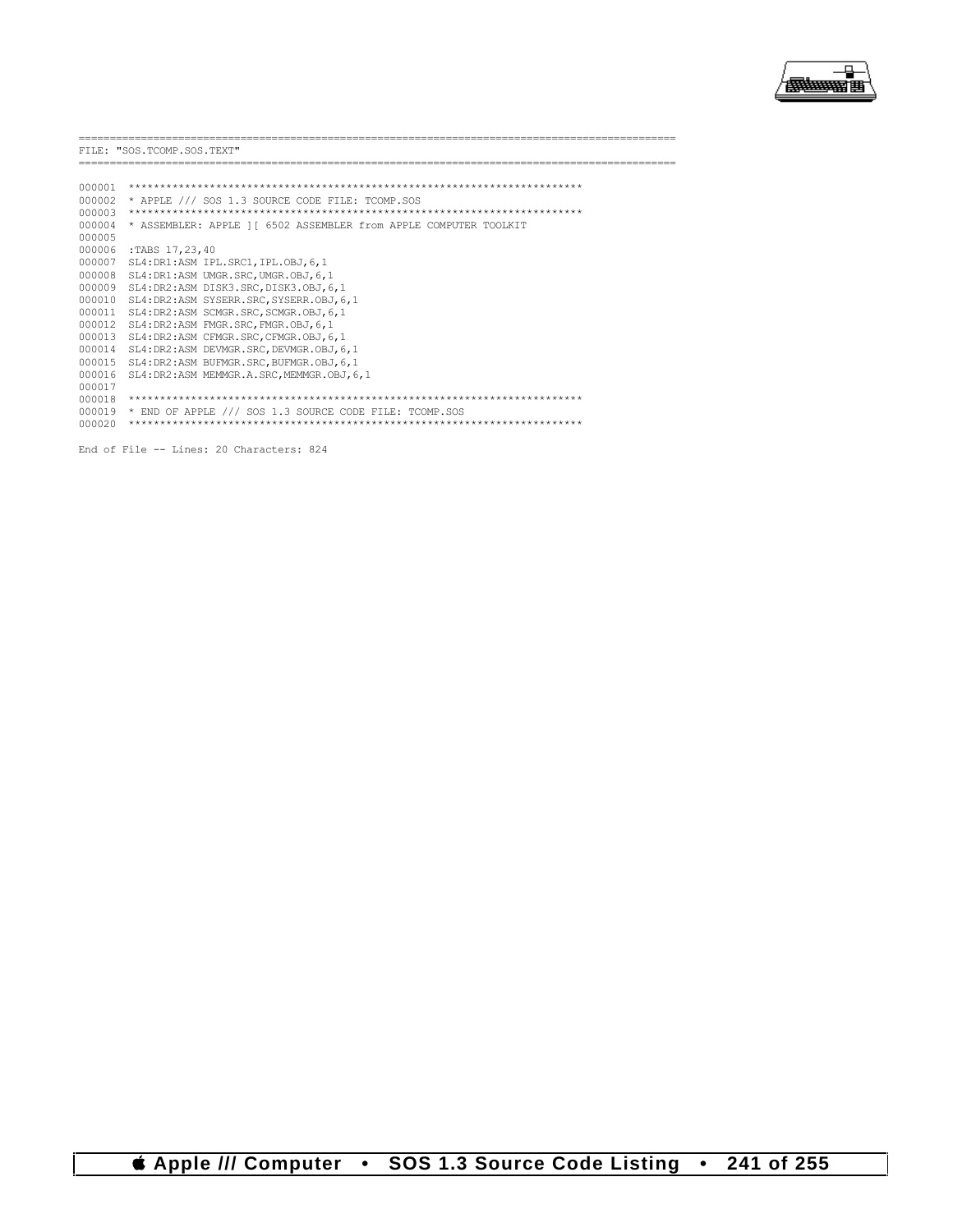```
==========================================================================================
FILE: "SOS.TCOMP.SOS.TEXT"
==========================================================================================

000001  ************************************************************************
000002  * APPLE /// SOS 1.3 SOURCE CODE FILE: TCOMP.SOS
000003  ************************************************************************
000004  * ASSEMBLER: APPLE ][ 6502 ASSEMBLER from APPLE COMPUTER TOOLKIT
000005
000006  :TABS 17,23,40
000007  SL4:DR1:ASM IPL.SRC1,IPL.OBJ,6,1
000008  SL4:DR1:ASM UMGR.SRC,UMGR.OBJ,6,1
000009  SL4:DR2:ASM DISK3.SRC,DISK3.OBJ,6,1
000010  SL4:DR2:ASM SYSERR.SRC,SYSERR.OBJ,6,1
000011  SL4:DR2:ASM SCMGR.SRC,SCMGR.OBJ,6,1
000012  SL4:DR2:ASM FMGR.SRC,FMGR.OBJ,6,1
000013  SL4:DR2:ASM CFMGR.SRC,CFMGR.OBJ,6,1
000014  SL4:DR2:ASM DEVMGR.SRC,DEVMGR.OBJ,6,1
000015  SL4:DR2:ASM BUFMGR.SRC,BUFMGR.OBJ,6,1
000016  SL4:DR2:ASM MEMMGR.A.SRC,MEMMGR.OBJ,6,1
000017
000018  ************************************************************************
000019  * END OF APPLE /// SOS 1.3 SOURCE CODE FILE: TCOMP.SOS
000020  ************************************************************************

End of File -- Lines: 20 Characters: 824
```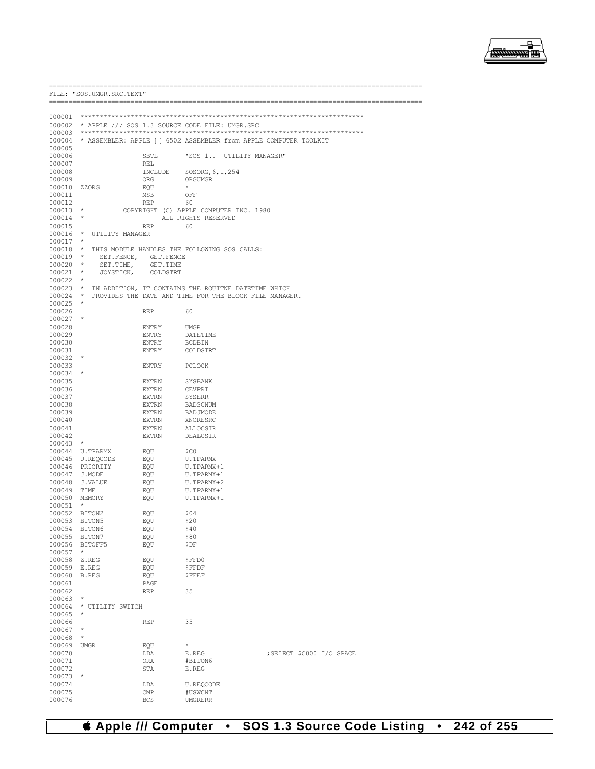```
==========================================================================================
FILE: "SOS.UMGR.SRC.TEXT"
==========================================================================================

000001  ************************************************************************
000002  * APPLE /// SOS 1.3 SOURCE CODE FILE: UMGR.SRC
000003  ************************************************************************
000004  * ASSEMBLER: APPLE ][ 6502 ASSEMBLER from APPLE COMPUTER TOOLKIT
000005
000006                  SBTL        "SOS 1.1  UTILITY MANAGER"
000007                  REL
000008                  INCLUDE     SOSORG,6,1,254
000009                  ORG         ORGUMGR
000010  ZZORG           EQU         *
000011                  MSB         OFF
000012                  REP         60
000013  *           COPYRIGHT (C) APPLE COMPUTER INC. 1980
000014  *                       ALL RIGHTS RESERVED
000015                  REP         60
000016  *  UTILITY MANAGER
000017  *
000018  *  THIS MODULE HANDLES THE FOLLOWING SOS CALLS:
000019  *     SET.FENCE,   GET.FENCE
000020  *     SET.TIME,    GET.TIME
000021  *     JOYSTICK,    COLDSTRT
000022  *
000023  *  IN ADDITION, IT CONTAINS THE ROUITNE DATETIME WHICH
000024  *  PROVIDES THE DATE AND TIME FOR THE BLOCK FILE MANAGER.
000025  *
000026                  REP         60
000027  *
000028                  ENTRY       UMGR
000029                  ENTRY       DATETIME
000030                  ENTRY       BCDBIN
000031                  ENTRY       COLDSTRT
000032  *
000033                  ENTRY       PCLOCK
000034  *
000035                  EXTRN       SYSBANK
000036                  EXTRN       CEVPRI
000037                  EXTRN       SYSERR
000038                  EXTRN       BADSCNUM
000039                  EXTRN       BADJMODE
000040                  EXTRN       XNORESRC
000041                  EXTRN       ALLOCSIR
000042                  EXTRN       DEALCSIR
000043  *
000044  U.TPARMX        EQU         $C0
000045  U.REQCODE       EQU         U.TPARMX
000046  PRIORITY        EQU         U.TPARMX+1
000047  J.MODE          EQU         U.TPARMX+1
000048  J.VALUE         EQU         U.TPARMX+2
000049  TIME            EQU         U.TPARMX+1
000050  MEMORY          EQU         U.TPARMX+1
000051  *
000052  BITON2          EQU         $04
000053  BITON5          EQU         $20
000054  BITON6          EQU         $40
000055  BITON7          EQU         $80
000056  BITOFF5         EQU         $DF
000057  *
000058  Z.REG           EQU         $FFD0
000059  E.REG           EQU         $FFDF
000060  B.REG           EQU         $FFEF
000061                  PAGE
000062                  REP         35
000063  *
000064  * UTILITY SWITCH
000065  *
000066                  REP         35
000067  *
000068  *
000069  UMGR            EQU         *
000070                  LDA         E.REG               ;SELECT $C000 I/O SPACE
000071                  ORA         #BITON6
000072                  STA         E.REG
000073  *
000074                  LDA         U.REQCODE
000075                  CMP         #USWCNT
000076                  BCS         UMGRERR
```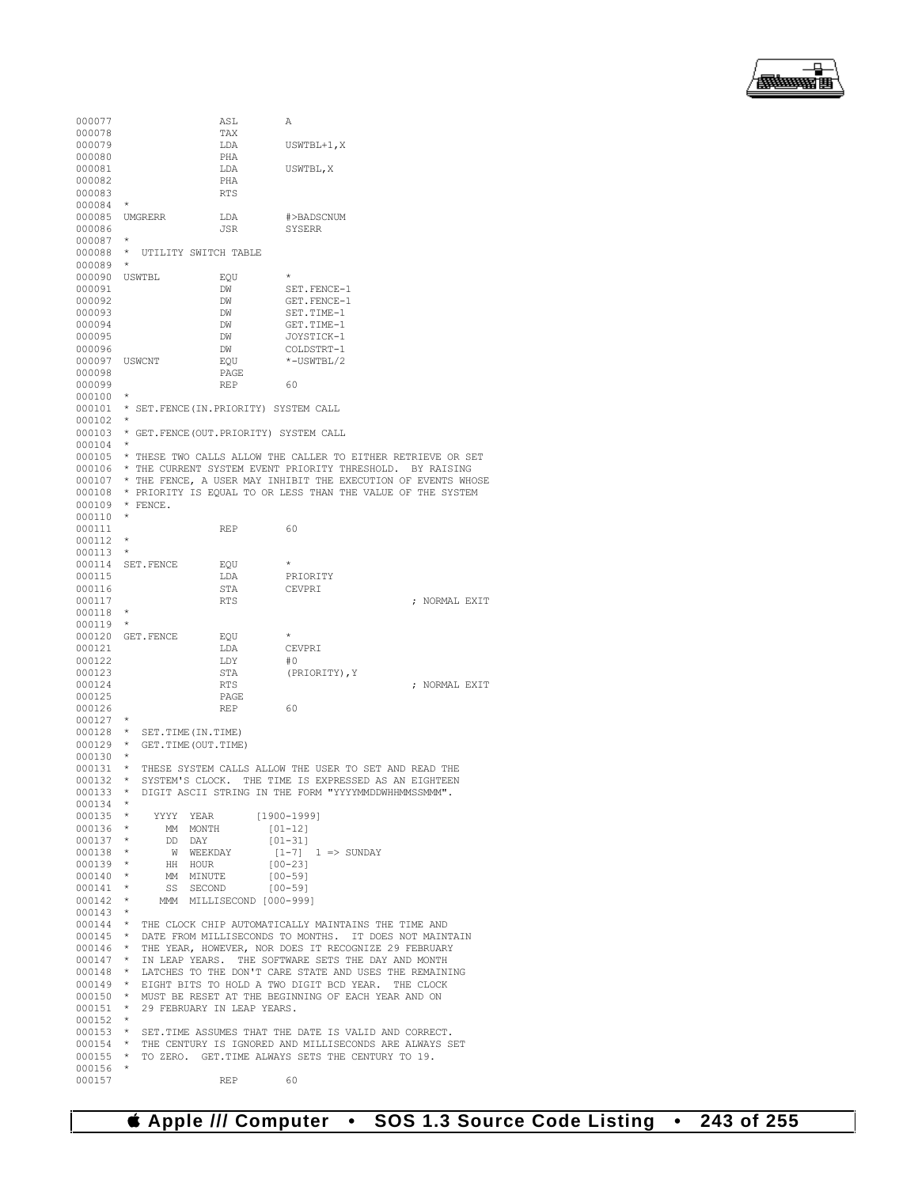```
000077                  ASL        A
000078                  TAX
000079                  LDA        USWTBL+1,X
000080                  PHA
000081                  LDA        USWTBL,X
000082                  PHA
000083                  RTS
000084  *
000085  UMGRERR         LDA        #>BADSCNUM
000086                  JSR        SYSERR
000087  *
000088  *  UTILITY SWITCH TABLE
000089  *
000090  USWTBL          EQU        *
000091                  DW         SET.FENCE-1
000092                  DW         GET.FENCE-1
000093                  DW         SET.TIME-1
000094                  DW         GET.TIME-1
000095                  DW         JOYSTICK-1
000096                  DW         COLDSTRT-1
000097  USWCNT          EQU        *-USWTBL/2
000098                  PAGE
000099                  REP        60
000100  *
000101  * SET.FENCE(IN.PRIORITY) SYSTEM CALL
000102  *
000103  * GET.FENCE(OUT.PRIORITY) SYSTEM CALL
000104  *
000105  * THESE TWO CALLS ALLOW THE CALLER TO EITHER RETRIEVE OR SET
000106  * THE CURRENT SYSTEM EVENT PRIORITY THRESHOLD.  BY RAISING
000107  * THE FENCE, A USER MAY INHIBIT THE EXECUTION OF EVENTS WHOSE
000108  * PRIORITY IS EQUAL TO OR LESS THAN THE VALUE OF THE SYSTEM
000109  * FENCE.
000110  *
000111                  REP        60
000112  *
000113  *
000114  SET.FENCE       EQU        *
000115                  LDA        PRIORITY
000116                  STA        CEVPRI
000117                  RTS                                 ; NORMAL EXIT
000118  *
000119  *
000120  GET.FENCE       EQU        *
000121                  LDA        CEVPRI
000122                  LDY        #0
000123                  STA        (PRIORITY),Y
000124                  RTS                                 ; NORMAL EXIT
000125                  PAGE
000126                  REP        60
000127  *
000128  *  SET.TIME(IN.TIME)
000129  *  GET.TIME(OUT.TIME)
000130  *
000131  *  THESE SYSTEM CALLS ALLOW THE USER TO SET AND READ THE
000132  *  SYSTEM'S CLOCK.  THE TIME IS EXPRESSED AS AN EIGHTEEN
000133  *  DIGIT ASCII STRING IN THE FORM "YYYYMMDDWHHMMSSMMM".
000134  *
000135  *    YYYY  YEAR       [1900-1999]
000136  *      MM  MONTH        [01-12]
000137  *      DD  DAY          [01-31]
000138  *       W  WEEKDAY       [1-7]  1 => SUNDAY
000139  *      HH  HOUR         [00-23]
000140  *      MM  MINUTE       [00-59]
000141  *      SS  SECOND       [00-59]
000142  *     MMM  MILLISECOND [000-999]
000143  *
000144  *  THE CLOCK CHIP AUTOMATICALLY MAINTAINS THE TIME AND
000145  *  DATE FROM MILLISECONDS TO MONTHS.  IT DOES NOT MAINTAIN
000146  *  THE YEAR, HOWEVER, NOR DOES IT RECOGNIZE 29 FEBRUARY
000147  *  IN LEAP YEARS.  THE SOFTWARE SETS THE DAY AND MONTH
000148  *  LATCHES TO THE DON'T CARE STATE AND USES THE REMAINING
000149  *  EIGHT BITS TO HOLD A TWO DIGIT BCD YEAR.  THE CLOCK
000150  *  MUST BE RESET AT THE BEGINNING OF EACH YEAR AND ON
000151  *  29 FEBRUARY IN LEAP YEARS.
000152  *
000153  *  SET.TIME ASSUMES THAT THE DATE IS VALID AND CORRECT.
000154  *  THE CENTURY IS IGNORED AND MILLISECONDS ARE ALWAYS SET
000155  *  TO ZERO.  GET.TIME ALWAYS SETS THE CENTURY TO 19.
000156  *
000157                  REP        60
```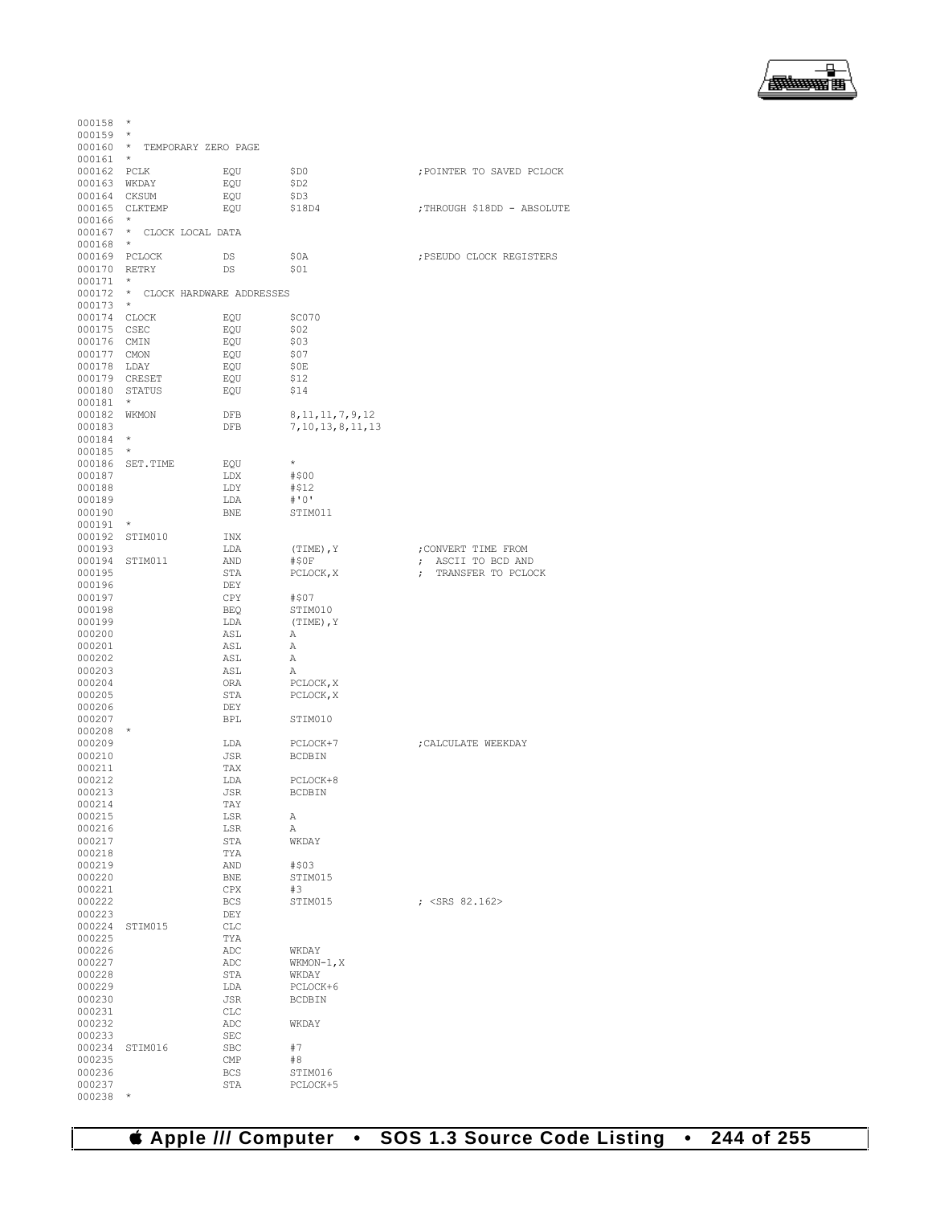```
000158  *
000159  *
000160  *  TEMPORARY ZERO PAGE
000161  *
000162  PCLK            EQU       $D0                 ;POINTER TO SAVED PCLOCK
000163  WKDAY           EQU       $D2
000164  CKSUM           EQU       $D3
000165  CLKTEMP         EQU       $18D4               ;THROUGH $18DD - ABSOLUTE
000166  *
000167  *  CLOCK LOCAL DATA
000168  *
000169  PCLOCK          DS        $0A                 ;PSEUDO CLOCK REGISTERS
000170  RETRY           DS        $01
000171  *
000172  *  CLOCK HARDWARE ADDRESSES
000173  *
000174  CLOCK           EQU       $C070
000175  CSEC            EQU       $02
000176  CMIN            EQU       $03
000177  CMON            EQU       $07
000178  LDAY            EQU       $0E
000179  CRESET          EQU       $12
000180  STATUS          EQU       $14
000181  *
000182  WKMON           DFB       8,11,11,7,9,12
000183                  DFB       7,10,13,8,11,13
000184  *
000185  *
000186  SET.TIME        EQU       *
000187                  LDX       #$00
000188                  LDY       #$12
000189                  LDA       #'0'
000190                  BNE       STIM011
000191  *
000192  STIM010         INX
000193                  LDA       (TIME),Y            ;CONVERT TIME FROM
000194  STIM011         AND       #$0F                ;  ASCII TO BCD AND
000195                  STA       PCLOCK,X            ;  TRANSFER TO PCLOCK
000196                  DEY
000197                  CPY       #$07
000198                  BEQ       STIM010
000199                  LDA       (TIME),Y
000200                  ASL       A
000201                  ASL       A
000202                  ASL       A
000203                  ASL       A
000204                  ORA       PCLOCK,X
000205                  STA       PCLOCK,X
000206                  DEY
000207                  BPL       STIM010
000208  *
000209                  LDA       PCLOCK+7            ;CALCULATE WEEKDAY
000210                  JSR       BCDBIN
000211                  TAX
000212                  LDA       PCLOCK+8
000213                  JSR       BCDBIN
000214                  TAY
000215                  LSR       A
000216                  LSR       A
000217                  STA       WKDAY
000218                  TYA
000219                  AND       #$03
000220                  BNE       STIM015
000221                  CPX       #3
000222                  BCS       STIM015             ; <SRS 82.162>
000223                  DEY
000224  STIM015         CLC
000225                  TYA
000226                  ADC       WKDAY
000227                  ADC       WKMON-1,X
000228                  STA       WKDAY
000229                  LDA       PCLOCK+6
000230                  JSR       BCDBIN
000231                  CLC
000232                  ADC       WKDAY
000233                  SEC
000234  STIM016         SBC       #7
000235                  CMP       #8
000236                  BCS       STIM016
000237                  STA       PCLOCK+5
000238  *
```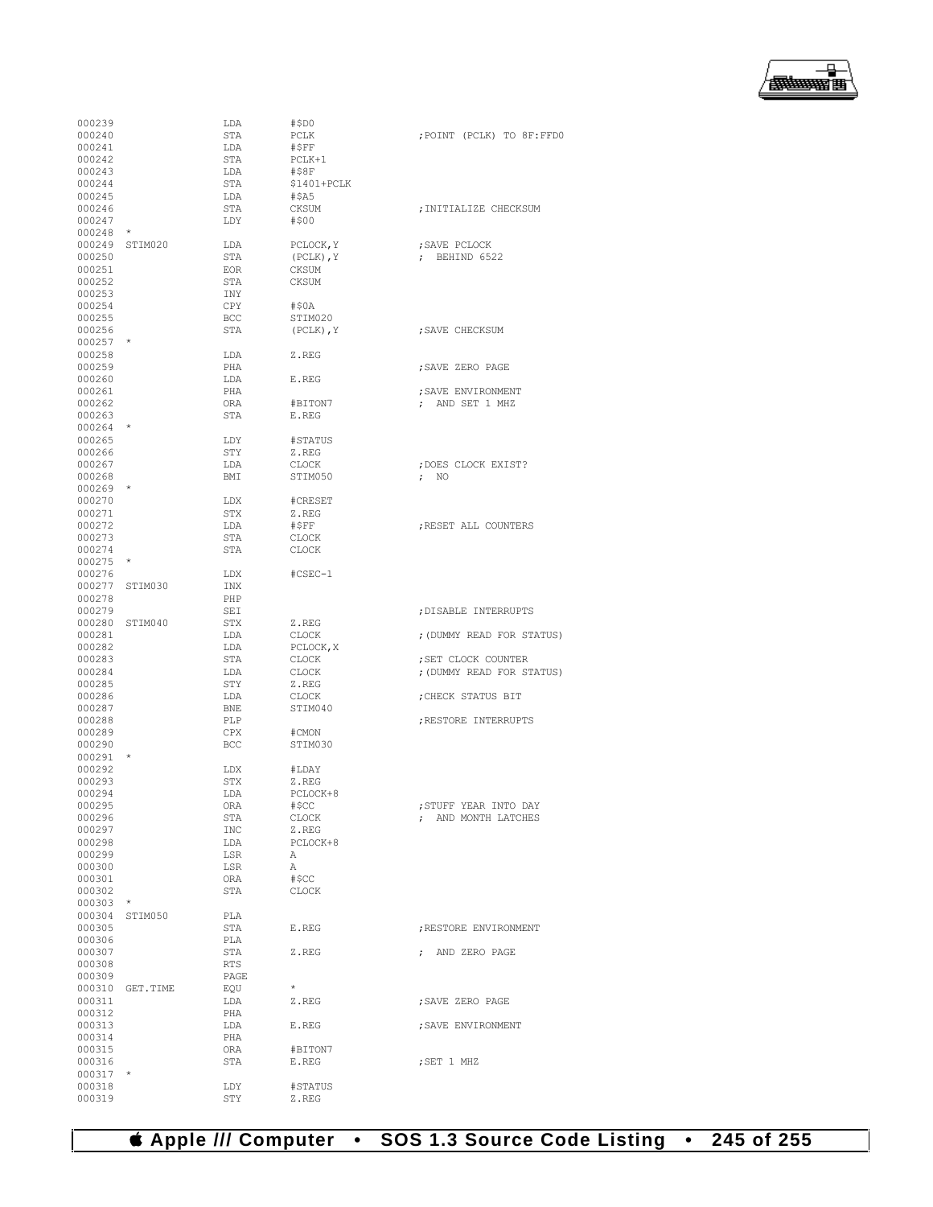```
000239                  LDA     #$D0
000240                  STA     PCLK                ;POINT (PCLK) TO 8F:FFD0
000241                  LDA     #$FF
000242                  STA     PCLK+1
000243                  LDA     #$8F
000244                  STA     $1401+PCLK
000245                  LDA     #$A5
000246                  STA     CKSUM               ;INITIALIZE CHECKSUM
000247                  LDY     #$00
000248  *
000249  STIM020         LDA     PCLOCK,Y            ;SAVE PCLOCK
000250                  STA     (PCLK),Y            ; BEHIND 6522
000251                  EOR     CKSUM
000252                  STA     CKSUM
000253                  INY
000254                  CPY     #$0A
000255                  BCC     STIM020
000256                  STA     (PCLK),Y            ;SAVE CHECKSUM
000257  *
000258                  LDA     Z.REG
000259                  PHA                         ;SAVE ZERO PAGE
000260                  LDA     E.REG
000261                  PHA                         ;SAVE ENVIRONMENT
000262                  ORA     #BITON7             ; AND SET 1 MHZ
000263                  STA     E.REG
000264  *
000265                  LDY     #STATUS
000266                  STY     Z.REG
000267                  LDA     CLOCK               ;DOES CLOCK EXIST?
000268                  BMI     STIM050             ; NO
000269  *
000270                  LDX     #CRESET
000271                  STX     Z.REG
000272                  LDA     #$FF                ;RESET ALL COUNTERS
000273                  STA     CLOCK
000274                  STA     CLOCK
000275  *
000276                  LDX     #CSEC-1
000277  STIM030         INX
000278                  PHP
000279                  SEI                         ;DISABLE INTERRUPTS
000280  STIM040         STX     Z.REG
000281                  LDA     CLOCK               ;(DUMMY READ FOR STATUS)
000282                  LDA     PCLOCK,X
000283                  STA     CLOCK               ;SET CLOCK COUNTER
000284                  LDA     CLOCK               ;(DUMMY READ FOR STATUS)
000285                  STY     Z.REG
000286                  LDA     CLOCK               ;CHECK STATUS BIT
000287                  BNE     STIM040
000288                  PLP                         ;RESTORE INTERRUPTS
000289                  CPX     #CMON
000290                  BCC     STIM030
000291  *
000292                  LDX     #LDAY
000293                  STX     Z.REG
000294                  LDA     PCLOCK+8
000295                  ORA     #$CC                ;STUFF YEAR INTO DAY
000296                  STA     CLOCK               ; AND MONTH LATCHES
000297                  INC     Z.REG
000298                  LDA     PCLOCK+8
000299                  LSR     A
000300                  LSR     A
000301                  ORA     #$CC
000302                  STA     CLOCK
000303  *
000304  STIM050         PLA
000305                  STA     E.REG               ;RESTORE ENVIRONMENT
000306                  PLA
000307                  STA     Z.REG               ; AND ZERO PAGE
000308                  RTS
000309                  PAGE
000310  GET.TIME        EQU     *
000311                  LDA     Z.REG               ;SAVE ZERO PAGE
000312                  PHA
000313                  LDA     E.REG               ;SAVE ENVIRONMENT
000314                  PHA
000315                  ORA     #BITON7
000316                  STA     E.REG               ;SET 1 MHZ
000317  *
000318                  LDY     #STATUS
000319                  STY     Z.REG
```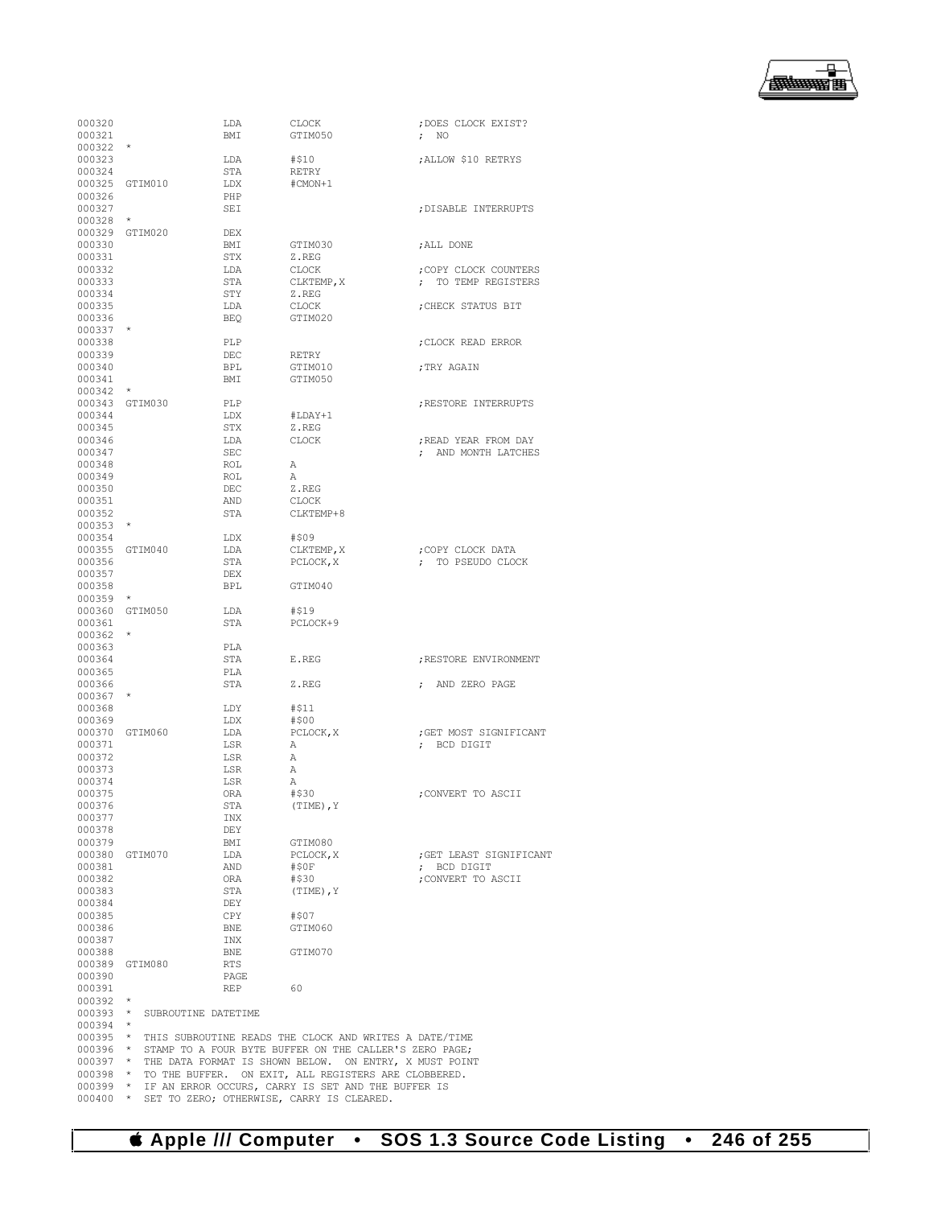```
000320                LDA     CLOCK           ;DOES CLOCK EXIST?
000321                BMI     GTIM050         ; NO
000322  *
000323                LDA     #$10            ;ALLOW $10 RETRYS
000324                STA     RETRY
000325  GTIM010       LDX     #CMON+1
000326                PHP
000327                SEI                     ;DISABLE INTERRUPTS
000328  *
000329  GTIM020       DEX
000330                BMI     GTIM030         ;ALL DONE
000331                STX     Z.REG
000332                LDA     CLOCK           ;COPY CLOCK COUNTERS
000333                STA     CLKTEMP,X       ; TO TEMP REGISTERS
000334                STY     Z.REG
000335                LDA     CLOCK           ;CHECK STATUS BIT
000336                BEQ     GTIM020
000337  *
000338                PLP                     ;CLOCK READ ERROR
000339                DEC     RETRY
000340                BPL     GTIM010         ;TRY AGAIN
000341                BMI     GTIM050
000342  *
000343  GTIM030       PLP                     ;RESTORE INTERRUPTS
000344                LDX     #LDAY+1
000345                STX     Z.REG
000346                LDA     CLOCK           ;READ YEAR FROM DAY
000347                SEC                     ; AND MONTH LATCHES
000348                ROL     A
000349                ROL     A
000350                DEC     Z.REG
000351                AND     CLOCK
000352                STA     CLKTEMP+8
000353  *
000354                LDX     #$09
000355  GTIM040       LDA     CLKTEMP,X       ;COPY CLOCK DATA
000356                STA     PCLOCK,X        ; TO PSEUDO CLOCK
000357                DEX
000358                BPL     GTIM040
000359  *
000360  GTIM050       LDA     #$19
000361                STA     PCLOCK+9
000362  *
000363                PLA
000364                STA     E.REG           ;RESTORE ENVIRONMENT
000365                PLA
000366                STA     Z.REG           ; AND ZERO PAGE
000367  *
000368                LDY     #$11
000369                LDX     #$00
000370  GTIM060       LDA     PCLOCK,X        ;GET MOST SIGNIFICANT
000371                LSR     A               ; BCD DIGIT
000372                LSR     A
000373                LSR     A
000374                LSR     A
000375                ORA     #$30            ;CONVERT TO ASCII
000376                STA     (TIME),Y
000377                INX
000378                DEY
000379                BMI     GTIM080
000380  GTIM070       LDA     PCLOCK,X        ;GET LEAST SIGNIFICANT
000381                AND     #$0F            ; BCD DIGIT
000382                ORA     #$30            ;CONVERT TO ASCII
000383                STA     (TIME),Y
000384                DEY
000385                CPY     #$07
000386                BNE     GTIM060
000387                INX
000388                BNE     GTIM070
000389  GTIM080       RTS
000390                PAGE
000391                REP     60
000392  *
000393  *  SUBROUTINE DATETIME
000394  *
000395  *  THIS SUBROUTINE READS THE CLOCK AND WRITES A DATE/TIME
000396  *  STAMP TO A FOUR BYTE BUFFER ON THE CALLER'S ZERO PAGE;
000397  *  THE DATA FORMAT IS SHOWN BELOW.  ON ENTRY, X MUST POINT
000398  *  TO THE BUFFER.  ON EXIT, ALL REGISTERS ARE CLOBBERED.
000399  *  IF AN ERROR OCCURS, CARRY IS SET AND THE BUFFER IS
000400  *  SET TO ZERO; OTHERWISE, CARRY IS CLEARED.
```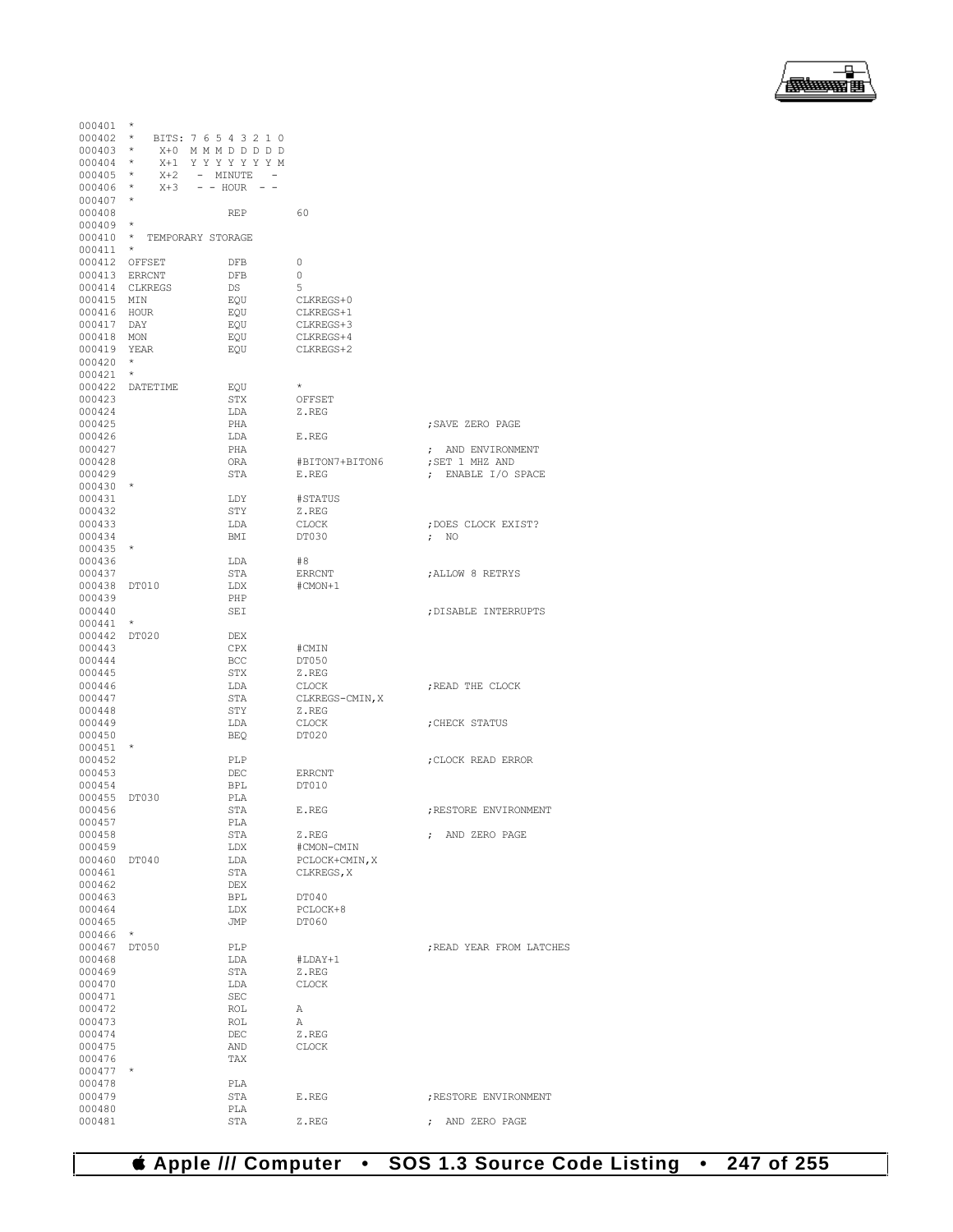```
000401  *
000402  *  BITS: 7 6 5 4 3 2 1 0
000403  *    X+0  M M M D D D D D
000404  *    X+1  Y Y Y Y Y Y Y M
000405  *    X+2   -  MINUTE   -
000406  *    X+3   - - HOUR  - -
000407  *
000408                 REP        60
000409  *
000410  *  TEMPORARY STORAGE
000411  *
000412  OFFSET         DFB        0
000413  ERRCNT         DFB        0
000414  CLKREGS        DS         5
000415  MIN            EQU        CLKREGS+0
000416  HOUR           EQU        CLKREGS+1
000417  DAY            EQU        CLKREGS+3
000418  MON            EQU        CLKREGS+4
000419  YEAR           EQU        CLKREGS+2
000420  *
000421  *
000422  DATETIME       EQU        *
000423                 STX        OFFSET
000424                 LDA        Z.REG
000425                 PHA                          ;SAVE ZERO PAGE
000426                 LDA        E.REG
000427                 PHA                          ; AND ENVIRONMENT
000428                 ORA        #BITON7+BITON6    ;SET 1 MHZ AND
000429                 STA        E.REG             ; ENABLE I/O SPACE
000430  *
000431                 LDY        #STATUS
000432                 STY        Z.REG
000433                 LDA        CLOCK             ;DOES CLOCK EXIST?
000434                 BMI        DT030             ; NO
000435  *
000436                 LDA        #8
000437                 STA        ERRCNT            ;ALLOW 8 RETRYS
000438  DT010          LDX        #CMON+1
000439                 PHP
000440                 SEI                          ;DISABLE INTERRUPTS
000441  *
000442  DT020          DEX
000443                 CPX        #CMIN
000444                 BCC        DT050
000445                 STX        Z.REG
000446                 LDA        CLOCK             ;READ THE CLOCK
000447                 STA        CLKREGS-CMIN,X
000448                 STY        Z.REG
000449                 LDA        CLOCK             ;CHECK STATUS
000450                 BEQ        DT020
000451  *
000452                 PLP                          ;CLOCK READ ERROR
000453                 DEC        ERRCNT
000454                 BPL        DT010
000455  DT030          PLA
000456                 STA        E.REG             ;RESTORE ENVIRONMENT
000457                 PLA
000458                 STA        Z.REG             ; AND ZERO PAGE
000459                 LDX        #CMON-CMIN
000460  DT040          LDA        PCLOCK+CMIN,X
000461                 STA        CLKREGS,X
000462                 DEX
000463                 BPL        DT040
000464                 LDX        PCLOCK+8
000465                 JMP        DT060
000466  *
000467  DT050          PLP                          ;READ YEAR FROM LATCHES
000468                 LDA        #LDAY+1
000469                 STA        Z.REG
000470                 LDA        CLOCK
000471                 SEC
000472                 ROL        A
000473                 ROL        A
000474                 DEC        Z.REG
000475                 AND        CLOCK
000476                 TAX
000477  *
000478                 PLA
000479                 STA        E.REG             ;RESTORE ENVIRONMENT
000480                 PLA
000481                 STA        Z.REG             ; AND ZERO PAGE
```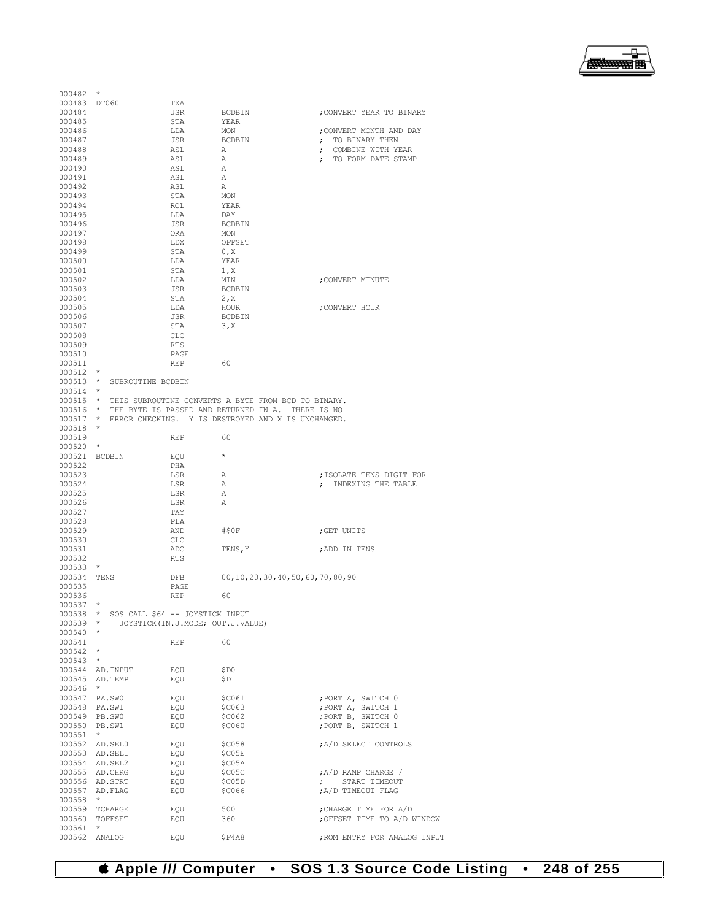```
000482  *
000483  DT060           TXA
000484                  JSR       BCDBIN                ;CONVERT YEAR TO BINARY
000485                  STA       YEAR
000486                  LDA       MON                   ;CONVERT MONTH AND DAY
000487                  JSR       BCDBIN                ;  TO BINARY THEN
000488                  ASL       A                     ;  COMBINE WITH YEAR
000489                  ASL       A                     ;  TO FORM DATE STAMP
000490                  ASL       A
000491                  ASL       A
000492                  ASL       A
000493                  STA       MON
000494                  ROL       YEAR
000495                  LDA       DAY
000496                  JSR       BCDBIN
000497                  ORA       MON
000498                  LDX       OFFSET
000499                  STA       0,X
000500                  LDA       YEAR
000501                  STA       1,X
000502                  LDA       MIN                   ;CONVERT MINUTE
000503                  JSR       BCDBIN
000504                  STA       2,X
000505                  LDA       HOUR                  ;CONVERT HOUR
000506                  JSR       BCDBIN
000507                  STA       3,X
000508                  CLC
000509                  RTS
000510                  PAGE
000511                  REP       60
000512  *
000513  *  SUBROUTINE BCDBIN
000514  *
000515  *  THIS SUBROUTINE CONVERTS A BYTE FROM BCD TO BINARY.
000516  *  THE BYTE IS PASSED AND RETURNED IN A.  THERE IS NO
000517  *  ERROR CHECKING.  Y IS DESTROYED AND X IS UNCHANGED.
000518  *
000519                  REP       60
000520  *
000521  BCDBIN          EQU       *
000522                  PHA
000523                  LSR       A                     ;ISOLATE TENS DIGIT FOR
000524                  LSR       A                     ;  INDEXING THE TABLE
000525                  LSR       A
000526                  LSR       A
000527                  TAY
000528                  PLA
000529                  AND       #$0F                  ;GET UNITS
000530                  CLC
000531                  ADC       TENS,Y                ;ADD IN TENS
000532                  RTS
000533  *
000534  TENS            DFB       00,10,20,30,40,50,60,70,80,90
000535                  PAGE
000536                  REP       60
000537  *
000538  *  SOS CALL $64 -- JOYSTICK INPUT
000539  *     JOYSTICK(IN.J.MODE; OUT.J.VALUE)
000540  *
000541                  REP       60
000542  *
000543  *
000544  AD.INPUT        EQU       $D0
000545  AD.TEMP         EQU       $D1
000546  *
000547  PA.SW0          EQU       $C061                 ;PORT A, SWITCH 0
000548  PA.SW1          EQU       $C063                 ;PORT A, SWITCH 1
000549  PB.SW0          EQU       $C062                 ;PORT B, SWITCH 0
000550  PB.SW1          EQU       $C060                 ;PORT B, SWITCH 1
000551  *
000552  AD.SEL0         EQU       $C058                 ;A/D SELECT CONTROLS
000553  AD.SEL1         EQU       $C05E
000554  AD.SEL2         EQU       $C05A
000555  AD.CHRG         EQU       $C05C                 ;A/D RAMP CHARGE /
000556  AD.STRT         EQU       $C05D                 ;    START TIMEOUT
000557  AD.FLAG         EQU       $C066                 ;A/D TIMEOUT FLAG
000558  *
000559  TCHARGE         EQU       500                   ;CHARGE TIME FOR A/D
000560  TOFFSET         EQU       360                   ;OFFSET TIME TO A/D WINDOW
000561  *
000562  ANALOG          EQU       $F4A8                 ;ROM ENTRY FOR ANALOG INPUT
```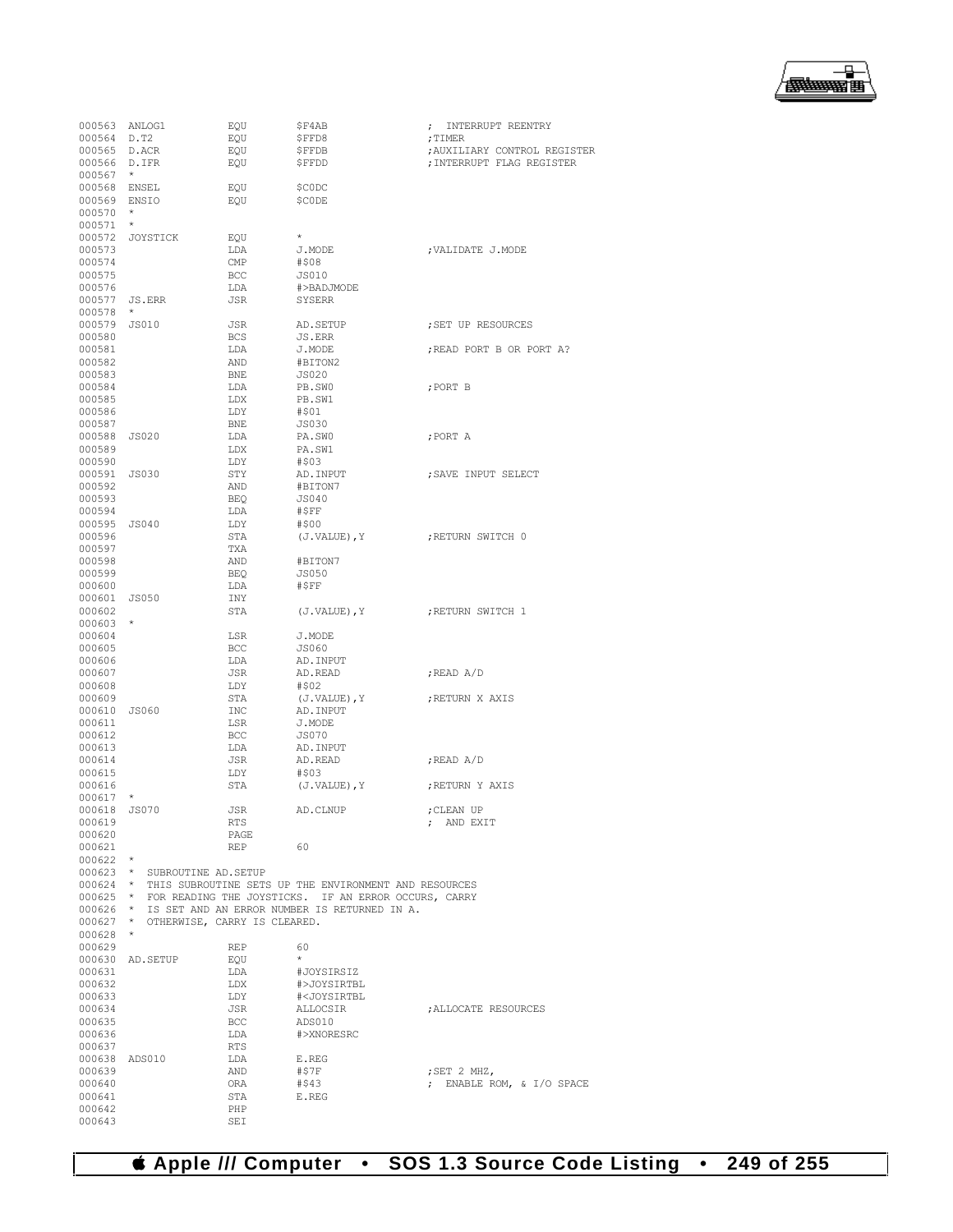```
000563 ANLOG1          EQU        $F4AB               ;  INTERRUPT REENTRY
000564 D.T2            EQU        $FFD8               ;TIMER
000565 D.ACR           EQU        $FFDB               ;AUXILIARY CONTROL REGISTER
000566 D.IFR           EQU        $FFDD               ;INTERRUPT FLAG REGISTER
000567 *
000568 ENSEL           EQU        $C0DC
000569 ENSIO           EQU        $C0DE
000570 *
000571 *
000572 JOYSTICK        EQU        *
000573                 LDA        J.MODE              ;VALIDATE J.MODE
000574                 CMP        #$08
000575                 BCC        JS010
000576                 LDA        #>BADJMODE
000577 JS.ERR          JSR        SYSERR
000578 *
000579 JS010           JSR        AD.SETUP            ;SET UP RESOURCES
000580                 BCS        JS.ERR
000581                 LDA        J.MODE              ;READ PORT B OR PORT A?
000582                 AND        #BITON2
000583                 BNE        JS020
000584                 LDA        PB.SW0              ;PORT B
000585                 LDX        PB.SW1
000586                 LDY        #$01
000587                 BNE        JS030
000588 JS020           LDA        PA.SW0              ;PORT A
000589                 LDX        PA.SW1
000590                 LDY        #$03
000591 JS030           STY        AD.INPUT            ;SAVE INPUT SELECT
000592                 AND        #BITON7
000593                 BEQ        JS040
000594                 LDA        #$FF
000595 JS040           LDY        #$00
000596                 STA        (J.VALUE),Y         ;RETURN SWITCH 0
000597                 TXA
000598                 AND        #BITON7
000599                 BEQ        JS050
000600                 LDA        #$FF
000601 JS050           INY
000602                 STA        (J.VALUE),Y         ;RETURN SWITCH 1
000603 *
000604                 LSR        J.MODE
000605                 BCC        JS060
000606                 LDA        AD.INPUT
000607                 JSR        AD.READ             ;READ A/D
000608                 LDY        #$02
000609                 STA        (J.VALUE),Y         ;RETURN X AXIS
000610 JS060           INC        AD.INPUT
000611                 LSR        J.MODE
000612                 BCC        JS070
000613                 LDA        AD.INPUT
000614                 JSR        AD.READ             ;READ A/D
000615                 LDY        #$03
000616                 STA        (J.VALUE),Y         ;RETURN Y AXIS
000617 *
000618 JS070           JSR        AD.CLNUP            ;CLEAN UP
000619                 RTS                            ;  AND EXIT
000620                 PAGE
000621                 REP        60
000622 *
000623 *  SUBROUTINE AD.SETUP
000624 *  THIS SUBROUTINE SETS UP THE ENVIRONMENT AND RESOURCES
000625 *  FOR READING THE JOYSTICKS.  IF AN ERROR OCCURS, CARRY
000626 *  IS SET AND AN ERROR NUMBER IS RETURNED IN A.
000627 *  OTHERWISE, CARRY IS CLEARED.
000628 *
000629                 REP        60
000630 AD.SETUP        EQU        *
000631                 LDA        #JOYSIRSIZ
000632                 LDX        #>JOYSIRTBL
000633                 LDY        #<JOYSIRTBL
000634                 JSR        ALLOCSIR            ;ALLOCATE RESOURCES
000635                 BCC        ADS010
000636                 LDA        #>XNORESRC
000637                 RTS
000638 ADS010          LDA        E.REG
000639                 AND        #$7F                ;SET 2 MHZ,
000640                 ORA        #$43                ;  ENABLE ROM, & I/O SPACE
000641                 STA        E.REG
000642                 PHP
000643                 SEI
```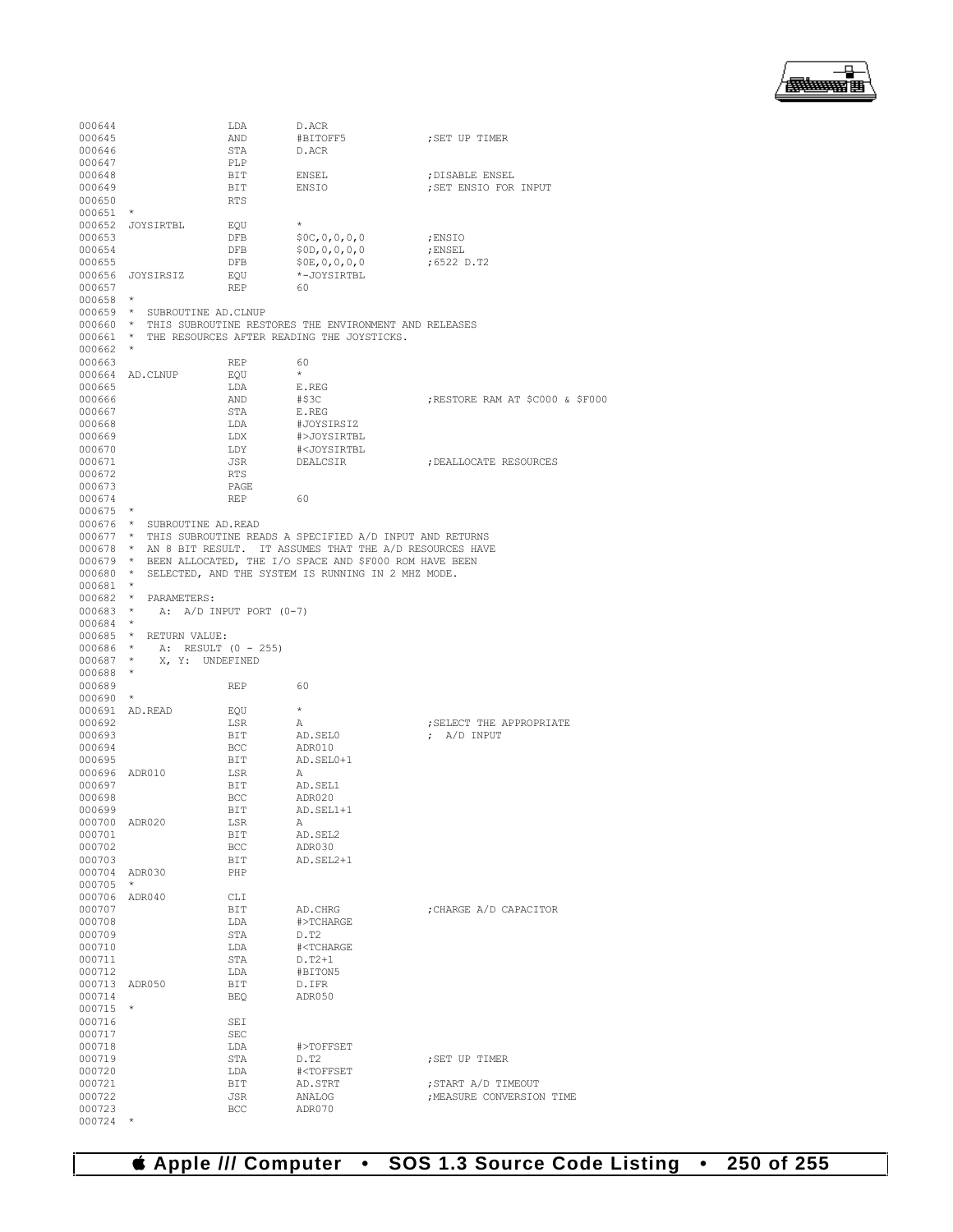```
000644                  LDA       D.ACR
000645                  AND       #BITOFF5          ;SET UP TIMER
000646                  STA       D.ACR
000647                  PLP
000648                  BIT       ENSEL             ;DISABLE ENSEL
000649                  BIT       ENSIO             ;SET ENSIO FOR INPUT
000650                  RTS
000651  *
000652  JOYSIRTBL       EQU       *
000653                  DFB       $0C,0,0,0,0       ;ENSIO
000654                  DFB       $0D,0,0,0,0       ;ENSEL
000655                  DFB       $0E,0,0,0,0       ;6522 D.T2
000656  JOYSIRSIZ       EQU       *-JOYSIRTBL
000657                  REP       60
000658  *
000659  *  SUBROUTINE AD.CLNUP
000660  *  THIS SUBROUTINE RESTORES THE ENVIRONMENT AND RELEASES
000661  *  THE RESOURCES AFTER READING THE JOYSTICKS.
000662  *
000663                  REP       60
000664  AD.CLNUP        EQU       *
000665                  LDA       E.REG
000666                  AND       #$3C              ;RESTORE RAM AT $C000 & $F000
000667                  STA       E.REG
000668                  LDA       #JOYSIRSIZ
000669                  LDX       #>JOYSIRTBL
000670                  LDY       #<JOYSIRTBL
000671                  JSR       DEALCSIR          ;DEALLOCATE RESOURCES
000672                  RTS
000673                  PAGE
000674                  REP       60
000675  *
000676  *  SUBROUTINE AD.READ
000677  *  THIS SUBROUTINE READS A SPECIFIED A/D INPUT AND RETURNS
000678  *  AN 8 BIT RESULT.  IT ASSUMES THAT THE A/D RESOURCES HAVE
000679  *  BEEN ALLOCATED, THE I/O SPACE AND $F000 ROM HAVE BEEN
000680  *  SELECTED, AND THE SYSTEM IS RUNNING IN 2 MHZ MODE.
000681  *
000682  *  PARAMETERS:
000683  *    A:  A/D INPUT PORT (0-7)
000684  *
000685  *  RETURN VALUE:
000686  *    A:  RESULT (0 - 255)
000687  *    X, Y:  UNDEFINED
000688  *
000689                  REP       60
000690  *
000691  AD.READ         EQU       *
000692                  LSR       A                 ;SELECT THE APPROPRIATE
000693                  BIT       AD.SEL0           ;  A/D INPUT
000694                  BCC       ADR010
000695                  BIT       AD.SEL0+1
000696  ADR010          LSR       A
000697                  BIT       AD.SEL1
000698                  BCC       ADR020
000699                  BIT       AD.SEL1+1
000700  ADR020          LSR       A
000701                  BIT       AD.SEL2
000702                  BCC       ADR030
000703                  BIT       AD.SEL2+1
000704  ADR030          PHP
000705  *
000706  ADR040          CLI
000707                  BIT       AD.CHRG           ;CHARGE A/D CAPACITOR
000708                  LDA       #>TCHARGE
000709                  STA       D.T2
000710                  LDA       #<TCHARGE
000711                  STA       D.T2+1
000712                  LDA       #BITON5
000713  ADR050          BIT       D.IFR
000714                  BEQ       ADR050
000715  *
000716                  SEI
000717                  SEC
000718                  LDA       #>TOFFSET
000719                  STA       D.T2              ;SET UP TIMER
000720                  LDA       #<TOFFSET
000721                  BIT       AD.STRT           ;START A/D TIMEOUT
000722                  JSR       ANALOG            ;MEASURE CONVERSION TIME
000723                  BCC       ADR070
000724  *
```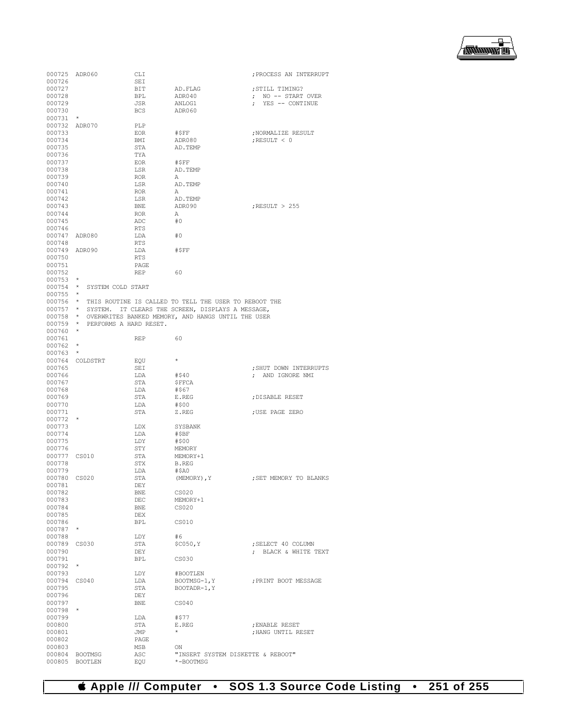```
000725 ADR060          CLI                              ;PROCESS AN INTERRUPT
000726                 SEI
000727                 BIT       AD.FLAG                ;STILL TIMING?
000728                 BPL       ADR040                 ; NO -- START OVER
000729                 JSR       ANLOG1                 ; YES -- CONTINUE
000730                 BCS       ADR060
000731 *
000732 ADR070          PLP
000733                 EOR       #$FF                   ;NORMALIZE RESULT
000734                 BMI       ADR080                 ;RESULT < 0
000735                 STA       AD.TEMP
000736                 TYA
000737                 EOR       #$FF
000738                 LSR       AD.TEMP
000739                 ROR       A
000740                 LSR       AD.TEMP
000741                 ROR       A
000742                 LSR       AD.TEMP
000743                 BNE       ADR090                 ;RESULT > 255
000744                 ROR       A
000745                 ADC       #0
000746                 RTS
000747 ADR080          LDA       #0
000748                 RTS
000749 ADR090          LDA       #$FF
000750                 RTS
000751                 PAGE
000752                 REP       60
000753 *
000754 *  SYSTEM COLD START
000755 *
000756 *  THIS ROUTINE IS CALLED TO TELL THE USER TO REBOOT THE
000757 *  SYSTEM.  IT CLEARS THE SCREEN, DISPLAYS A MESSAGE,
000758 *  OVERWRITES BANKED MEMORY, AND HANGS UNTIL THE USER
000759 *  PERFORMS A HARD RESET.
000760 *
000761                 REP       60
000762 *
000763 *
000764 COLDSTRT        EQU       *
000765                 SEI                              ;SHUT DOWN INTERRUPTS
000766                 LDA       #$40                   ; AND IGNORE NMI
000767                 STA       $FFCA
000768                 LDA       #$67
000769                 STA       E.REG                  ;DISABLE RESET
000770                 LDA       #$00
000771                 STA       Z.REG                  ;USE PAGE ZERO
000772 *
000773                 LDX       SYSBANK
000774                 LDA       #$BF
000775                 LDY       #$00
000776                 STY       MEMORY
000777 CS010           STA       MEMORY+1
000778                 STX       B.REG
000779                 LDA       #$A0
000780 CS020           STA       (MEMORY),Y             ;SET MEMORY TO BLANKS
000781                 DEY
000782                 BNE       CS020
000783                 DEC       MEMORY+1
000784                 BNE       CS020
000785                 DEX
000786                 BPL       CS010
000787 *
000788                 LDY       #6
000789 CS030           STA       $C050,Y                ;SELECT 40 COLUMN
000790                 DEY                              ; BLACK & WHITE TEXT
000791                 BPL       CS030
000792 *
000793                 LDY       #BOOTLEN
000794 CS040           LDA       BOOTMSG-1,Y            ;PRINT BOOT MESSAGE
000795                 STA       BOOTADR-1,Y
000796                 DEY
000797                 BNE       CS040
000798 *
000799                 LDA       #$77
000800                 STA       E.REG                  ;ENABLE RESET
000801                 JMP       *                      ;HANG UNTIL RESET
000802                 PAGE
000803                 MSB       ON
000804 BOOTMSG         ASC       "INSERT SYSTEM DISKETTE & REBOOT"
000805 BOOTLEN         EQU       *-BOOTMSG
```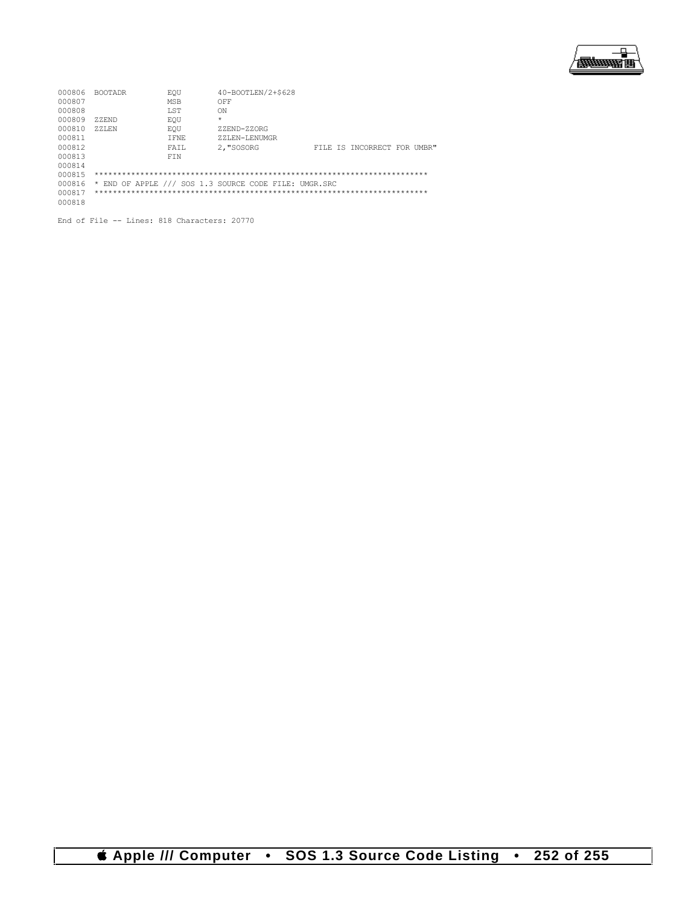```
000806  BOOTADR         EQU       40-BOOTLEN/2+$628
000807                  MSB       OFF
000808                  LST       ON
000809  ZZEND           EQU       *
000810  ZZLEN           EQU       ZZEND-ZZORG
000811                  IFNE      ZZLEN-LENUMGR
000812                  FAIL      2,"SOSORG           FILE IS INCORRECT FOR UMBR"
000813                  FIN
000814
000815  ************************************************************************
000816  * END OF APPLE /// SOS 1.3 SOURCE CODE FILE: UMGR.SRC
000817  ************************************************************************
000818
```

End of File -- Lines: 818 Characters: 20770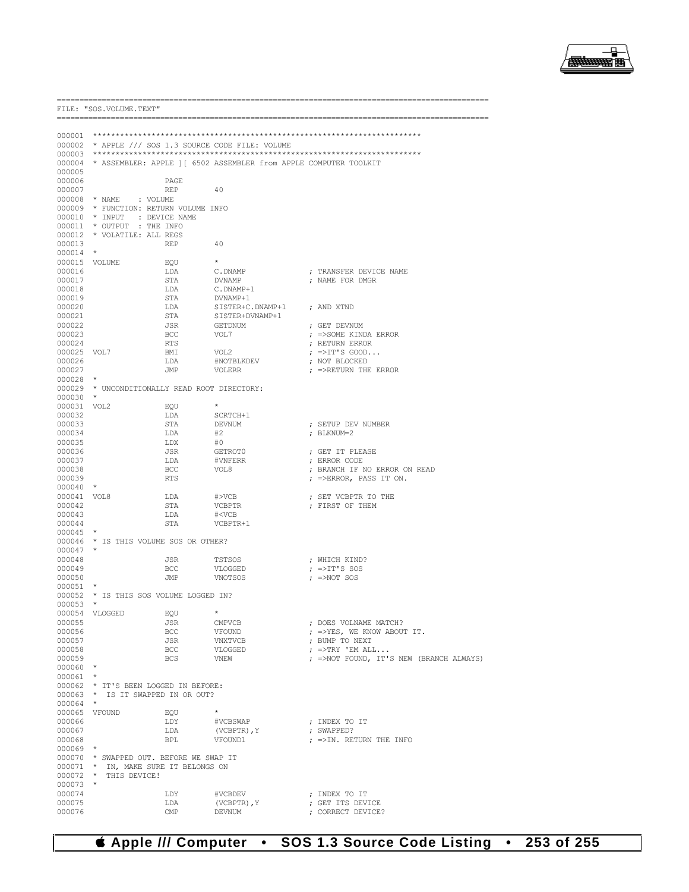```
==============================================================================================
FILE: "SOS.VOLUME.TEXT"
==============================================================================================

000001 ************************************************************************
000002 * APPLE /// SOS 1.3 SOURCE CODE FILE: VOLUME
000003 ************************************************************************
000004 * ASSEMBLER: APPLE ][ 6502 ASSEMBLER from APPLE COMPUTER TOOLKIT
000005
000006                 PAGE
000007                 REP       40
000008 * NAME    : VOLUME
000009 * FUNCTION: RETURN VOLUME INFO
000010 * INPUT   : DEVICE NAME
000011 * OUTPUT  : THE INFO
000012 * VOLATILE: ALL REGS
000013                 REP       40
000014 *
000015 VOLUME          EQU       *
000016                 LDA       C.DNAMP               ; TRANSFER DEVICE NAME
000017                 STA       DVNAMP                ; NAME FOR DMGR
000018                 LDA       C.DNAMP+1
000019                 STA       DVNAMP+1
000020                 LDA       SISTER+C.DNAMP+1      ; AND XTND
000021                 STA       SISTER+DVNAMP+1
000022                 JSR       GETDNUM               ; GET DEVNUM
000023                 BCC       VOL7                  ; =>SOME KINDA ERROR
000024                 RTS                             ; RETURN ERROR
000025 VOL7            BMI       VOL2                  ; =>IT'S GOOD...
000026                 LDA       #NOTBLKDEV            ; NOT BLOCKED
000027                 JMP       VOLERR                ; =>RETURN THE ERROR
000028 *
000029 * UNCONDITIONALLY READ ROOT DIRECTORY:
000030 *
000031 VOL2            EQU       *
000032                 LDA       SCRTCH+1
000033                 STA       DEVNUM                ; SETUP DEV NUMBER
000034                 LDA       #2                    ; BLKNUM=2
000035                 LDX       #0
000036                 JSR       GETROT0               ; GET IT PLEASE
000037                 LDA       #VNFERR               ; ERROR CODE
000038                 BCC       VOL8                  ; BRANCH IF NO ERROR ON READ
000039                 RTS                             ; =>ERROR, PASS IT ON.
000040 *
000041 VOL8            LDA       #>VCB                 ; SET VCBPTR TO THE
000042                 STA       VCBPTR                ; FIRST OF THEM
000043                 LDA       #<VCB
000044                 STA       VCBPTR+1
000045 *
000046 * IS THIS VOLUME SOS OR OTHER?
000047 *
000048                 JSR       TSTSOS                ; WHICH KIND?
000049                 BCC       VLOGGED               ; =>IT'S SOS
000050                 JMP       VNOTSOS               ; =>NOT SOS
000051 *
000052 * IS THIS SOS VOLUME LOGGED IN?
000053 *
000054 VLOGGED         EQU       *
000055                 JSR       CMPVCB                ; DOES VOLNAME MATCH?
000056                 BCC       VFOUND                ; =>YES, WE KNOW ABOUT IT.
000057                 JSR       VNXTVCB               ; BUMP TO NEXT
000058                 BCC       VLOGGED               ; =>TRY 'EM ALL...
000059                 BCS       VNEW                  ; =>NOT FOUND, IT'S NEW (BRANCH ALWAYS)
000060 *
000061 *
000062 * IT'S BEEN LOGGED IN BEFORE:
000063 *  IS IT SWAPPED IN OR OUT?
000064 *
000065 VFOUND          EQU       *
000066                 LDY       #VCBSWAP              ; INDEX TO IT
000067                 LDA       (VCBPTR),Y            ; SWAPPED?
000068                 BPL       VFOUND1               ; =>IN. RETURN THE INFO
000069 *
000070 * SWAPPED OUT. BEFORE WE SWAP IT
000071 *  IN, MAKE SURE IT BELONGS ON
000072 *  THIS DEVICE!
000073 *
000074                 LDY       #VCBDEV               ; INDEX TO IT
000075                 LDA       (VCBPTR),Y            ; GET ITS DEVICE
000076                 CMP       DEVNUM                ; CORRECT DEVICE?
```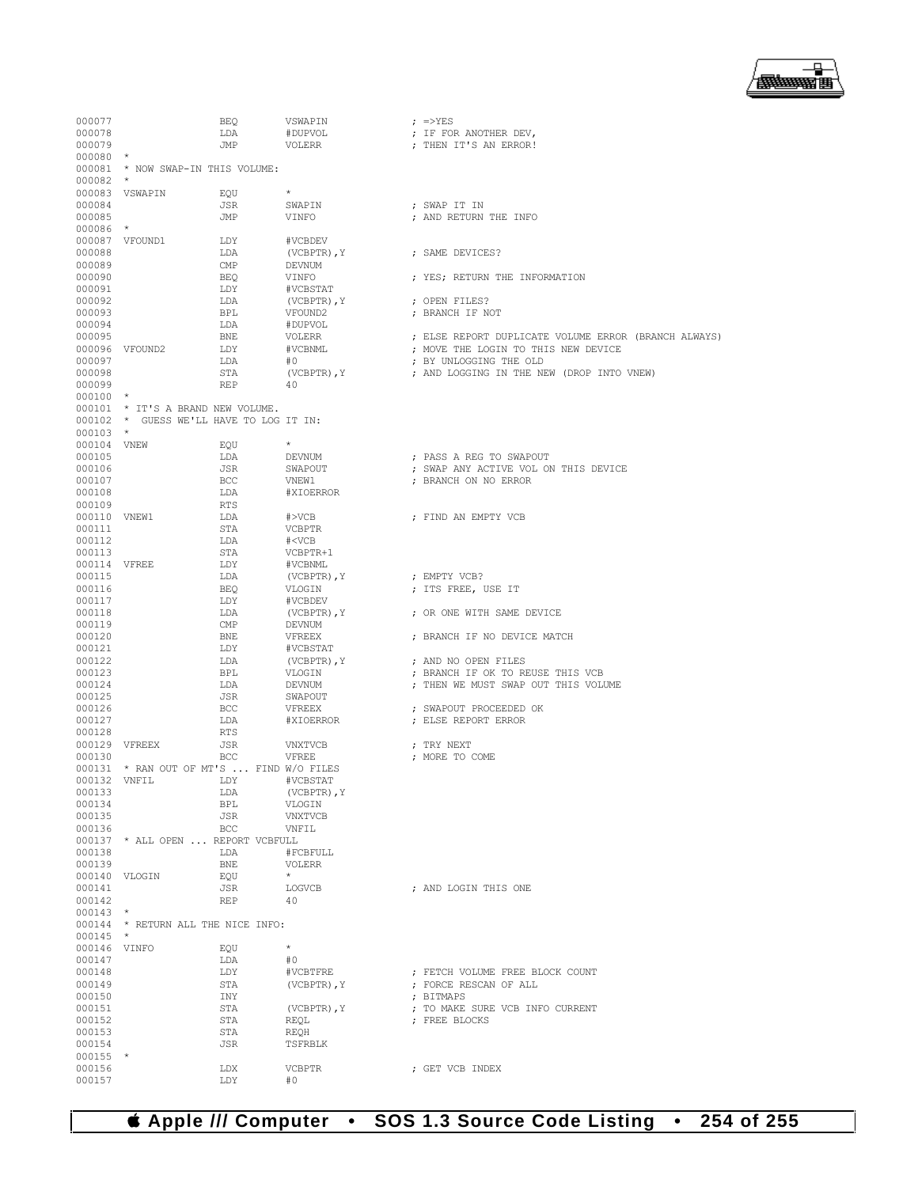```
000077                 BEQ         VSWAPIN             ; =>YES
000078                 LDA         #DUPVOL             ; IF FOR ANOTHER DEV,
000079                 JMP         VOLERR              ; THEN IT'S AN ERROR!
000080  *
000081  * NOW SWAP-IN THIS VOLUME:
000082  *
000083  VSWAPIN        EQU         *
000084                 JSR         SWAPIN              ; SWAP IT IN
000085                 JMP         VINFO               ; AND RETURN THE INFO
000086  *
000087  VFOUND1        LDY         #VCBDEV
000088                 LDA         (VCBPTR),Y          ; SAME DEVICES?
000089                 CMP         DEVNUM
000090                 BEQ         VINFO               ; YES; RETURN THE INFORMATION
000091                 LDY         #VCBSTAT
000092                 LDA         (VCBPTR),Y          ; OPEN FILES?
000093                 BPL         VFOUND2             ; BRANCH IF NOT
000094                 LDA         #DUPVOL
000095                 BNE         VOLERR              ; ELSE REPORT DUPLICATE VOLUME ERROR (BRANCH ALWAYS)
000096  VFOUND2        LDY         #VCBNML             ; MOVE THE LOGIN TO THIS NEW DEVICE
000097                 LDA         #0                  ; BY UNLOGGING THE OLD
000098                 STA         (VCBPTR),Y          ; AND LOGGING IN THE NEW (DROP INTO VNEW)
000099                 REP         40
000100  *
000101  * IT'S A BRAND NEW VOLUME.
000102  *  GUESS WE'LL HAVE TO LOG IT IN:
000103  *
000104  VNEW           EQU         *
000105                 LDA         DEVNUM              ; PASS A REG TO SWAPOUT
000106                 JSR         SWAPOUT             ; SWAP ANY ACTIVE VOL ON THIS DEVICE
000107                 BCC         VNEW1               ; BRANCH ON NO ERROR
000108                 LDA         #XIOERROR
000109                 RTS
000110  VNEW1          LDA         #>VCB               ; FIND AN EMPTY VCB
000111                 STA         VCBPTR
000112                 LDA         #<VCB
000113                 STA         VCBPTR+1
000114  VFREE          LDY         #VCBNML
000115                 LDA         (VCBPTR),Y          ; EMPTY VCB?
000116                 BEQ         VLOGIN              ; ITS FREE, USE IT
000117                 LDY         #VCBDEV
000118                 LDA         (VCBPTR),Y          ; OR ONE WITH SAME DEVICE
000119                 CMP         DEVNUM
000120                 BNE         VFREEX              ; BRANCH IF NO DEVICE MATCH
000121                 LDY         #VCBSTAT
000122                 LDA         (VCBPTR),Y          ; AND NO OPEN FILES
000123                 BPL         VLOGIN              ; BRANCH IF OK TO REUSE THIS VCB
000124                 LDA         DEVNUM              ; THEN WE MUST SWAP OUT THIS VOLUME
000125                 JSR         SWAPOUT
000126                 BCC         VFREEX              ; SWAPOUT PROCEEDED OK
000127                 LDA         #XIOERROR           ; ELSE REPORT ERROR
000128                 RTS
000129  VFREEX         JSR         VNXTVCB             ; TRY NEXT
000130                 BCC         VFREE               ; MORE TO COME
000131  * RAN OUT OF MT'S ... FIND W/O FILES
000132  VNFIL          LDY         #VCBSTAT
000133                 LDA         (VCBPTR),Y
000134                 BPL         VLOGIN
000135                 JSR         VNXTVCB
000136                 BCC         VNFIL
000137  * ALL OPEN ... REPORT VCBFULL
000138                 LDA         #FCBFULL
000139                 BNE         VOLERR
000140  VLOGIN         EQU         *
000141                 JSR         LOGVCB              ; AND LOGIN THIS ONE
000142                 REP         40
000143  *
000144  * RETURN ALL THE NICE INFO:
000145  *
000146  VINFO          EQU         *
000147                 LDA         #0
000148                 LDY         #VCBTFRE            ; FETCH VOLUME FREE BLOCK COUNT
000149                 STA         (VCBPTR),Y          ; FORCE RESCAN OF ALL
000150                 INY                             ; BITMAPS
000151                 STA         (VCBPTR),Y          ; TO MAKE SURE VCB INFO CURRENT
000152                 STA         REQL                ; FREE BLOCKS
000153                 STA         REQH
000154                 JSR         TSFRBLK
000155  *
000156                 LDX         VCBPTR              ; GET VCB INDEX
000157                 LDY         #0
```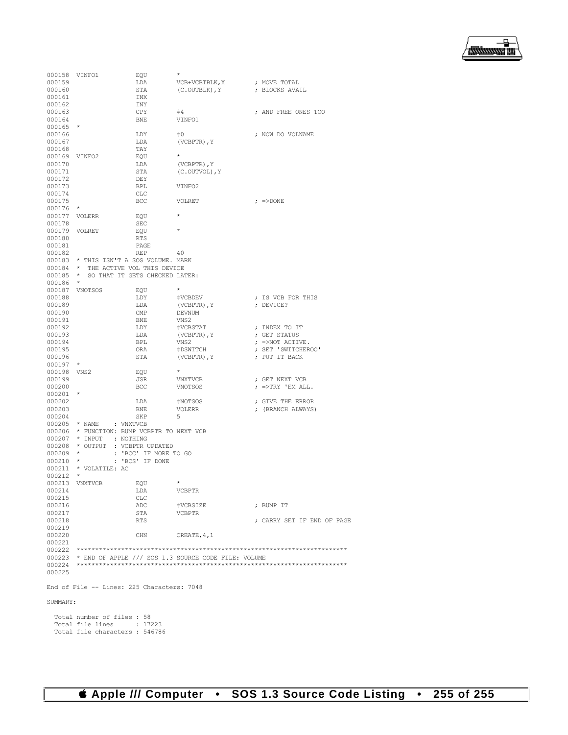```
000158  VINFO1          EQU      *
000159                  LDA      VCB+VCBTBLK,X       ; MOVE TOTAL
000160                  STA      (C.OUTBLK),Y        ; BLOCKS AVAIL
000161                  INX
000162                  INY
000163                  CPY      #4                  ; AND FREE ONES TOO
000164                  BNE      VINFO1
000165  *
000166                  LDY      #0                  ; NOW DO VOLNAME
000167                  LDA      (VCBPTR),Y
000168                  TAY
000169  VINFO2          EQU      *
000170                  LDA      (VCBPTR),Y
000171                  STA      (C.OUTVOL),Y
000172                  DEY
000173                  BPL      VINFO2
000174                  CLC
000175                  BCC      VOLRET              ; =>DONE
000176  *
000177  VOLERR          EQU      *
000178                  SEC
000179  VOLRET          EQU      *
000180                  RTS
000181                  PAGE
000182                  REP      40
000183  * THIS ISN'T A SOS VOLUME. MARK
000184  *  THE ACTIVE VOL THIS DEVICE
000185  *  SO THAT IT GETS CHECKED LATER:
000186  *
000187  VNOTSOS         EQU      *
000188                  LDY      #VCBDEV             ; IS VCB FOR THIS
000189                  LDA      (VCBPTR),Y          ; DEVICE?
000190                  CMP      DEVNUM
000191                  BNE      VNS2
000192                  LDY      #VCBSTAT            ; INDEX TO IT
000193                  LDA      (VCBPTR),Y          ; GET STATUS
000194                  BPL      VNS2                ; =>NOT ACTIVE.
000195                  ORA      #DSWITCH            ; SET 'SWITCHEROO'
000196                  STA      (VCBPTR),Y          ; PUT IT BACK
000197  *
000198  VNS2            EQU      *
000199                  JSR      VNXTVCB             ; GET NEXT VCB
000200                  BCC      VNOTSOS             ; =>TRY 'EM ALL.
000201  *
000202                  LDA      #NOTSOS             ; GIVE THE ERROR
000203                  BNE      VOLERR              ; (BRANCH ALWAYS)
000204                  SKP      5
000205  * NAME    : VNXTVCB
000206  * FUNCTION: BUMP VCBPTR TO NEXT VCB
000207  * INPUT   : NOTHING
000208  * OUTPUT  : VCBPTR UPDATED
000209  *         : 'BCC' IF MORE TO GO
000210  *         : 'BCS' IF DONE
000211  * VOLATILE: AC
000212  *
000213  VNXTVCB         EQU      *
000214                  LDA      VCBPTR
000215                  CLC
000216                  ADC      #VCBSIZE            ; BUMP IT
000217                  STA      VCBPTR
000218                  RTS                          ; CARRY SET IF END OF PAGE
000219
000220                  CHN      CREATE,4,1
000221
000222  ************************************************************************
000223  * END OF APPLE /// SOS 1.3 SOURCE CODE FILE: VOLUME
000224  ************************************************************************
000225

End of File -- Lines: 225 Characters: 7048

SUMMARY:

  Total number of files : 58
  Total file lines      : 17223
  Total file characters : 546786
```